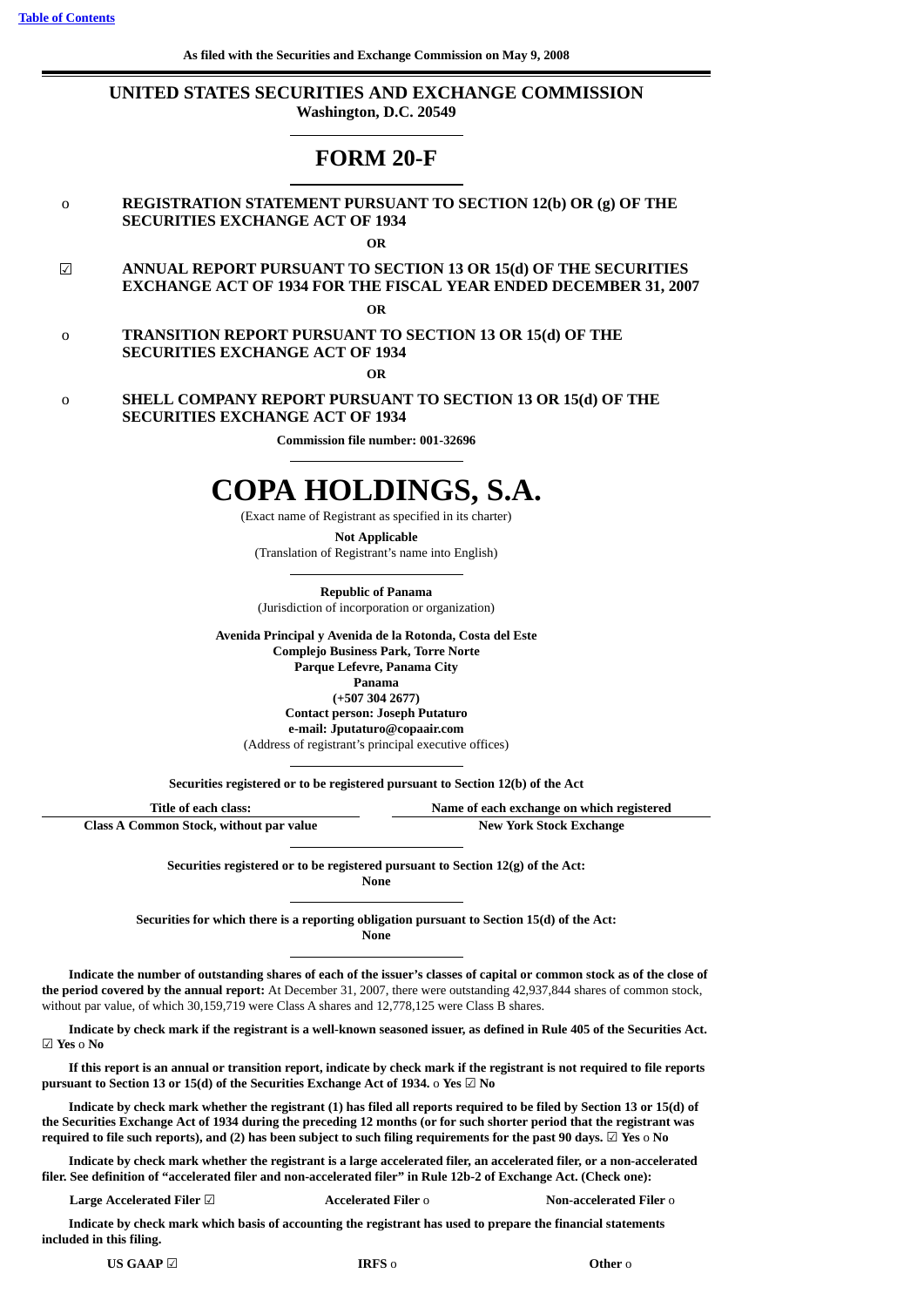[Table of Contents](#)

**As filed with the Securities and Exchange Commission on May 9, 2008**

---

# UNITED STATES SECURITIES AND EXCHANGE COMMISSION

**Washington, D.C. 20549**

---

# FORM 20-F

---

o **REGISTRATION STATEMENT PURSUANT TO SECTION 12(b) OR (g) OF THE SECURITIES EXCHANGE ACT OF 1934**

**OR**

☑ **ANNUAL REPORT PURSUANT TO SECTION 13 OR 15(d) OF THE SECURITIES EXCHANGE ACT OF 1934 FOR THE FISCAL YEAR ENDED DECEMBER 31, 2007**

**OR**

o **TRANSITION REPORT PURSUANT TO SECTION 13 OR 15(d) OF THE SECURITIES EXCHANGE ACT OF 1934**

**OR**

o **SHELL COMPANY REPORT PURSUANT TO SECTION 13 OR 15(d) OF THE SECURITIES EXCHANGE ACT OF 1934**

**Commission file number: 001-32696**

---

# COPA HOLDINGS, S.A.

(Exact name of Registrant as specified in its charter)

**Not Applicable**
(Translation of Registrant's name into English)

---

**Republic of Panama**
(Jurisdiction of incorporation or organization)

**Avenida Principal y Avenida de la Rotonda, Costa del Este**
**Complejo Business Park, Torre Norte**
**Parque Lefevre, Panama City**
**Panama**
**(+507 304 2677)**
**Contact person: Joseph Putaturo**
**e-mail: Jputaturo@copaair.com**
(Address of registrant's principal executive offices)

---

**Securities registered or to be registered pursuant to Section 12(b) of the Act**

| Title of each class: | Name of each exchange on which registered |
|---|---|
| **Class A Common Stock, without par value** | **New York Stock Exchange** |

---

**Securities registered or to be registered pursuant to Section 12(g) of the Act:**
**None**

---

**Securities for which there is a reporting obligation pursuant to Section 15(d) of the Act:**
**None**

---

**Indicate the number of outstanding shares of each of the issuer's classes of capital or common stock as of the close of the period covered by the annual report:** At December 31, 2007, there were outstanding 42,937,844 shares of common stock, without par value, of which 30,159,719 were Class A shares and 12,778,125 were Class B shares.

**Indicate by check mark if the registrant is a well-known seasoned issuer, as defined in Rule 405 of the Securities Act.** ☑ **Yes** o **No**

**If this report is an annual or transition report, indicate by check mark if the registrant is not required to file reports pursuant to Section 13 or 15(d) of the Securities Exchange Act of 1934.** o **Yes** ☑ **No**

**Indicate by check mark whether the registrant (1) has filed all reports required to be filed by Section 13 or 15(d) of the Securities Exchange Act of 1934 during the preceding 12 months (or for such shorter period that the registrant was required to file such reports), and (2) has been subject to such filing requirements for the past 90 days.** ☑ **Yes** o **No**

**Indicate by check mark whether the registrant is a large accelerated filer, an accelerated filer, or a non-accelerated filer. See definition of "accelerated filer and non-accelerated filer" in Rule 12b-2 of Exchange Act. (Check one):**

**Large Accelerated Filer** ☑ **Accelerated Filer** o **Non-accelerated Filer** o

**Indicate by check mark which basis of accounting the registrant has used to prepare the financial statements included in this filing.**

**US GAAP** ☑ **IRFS** o **Other** o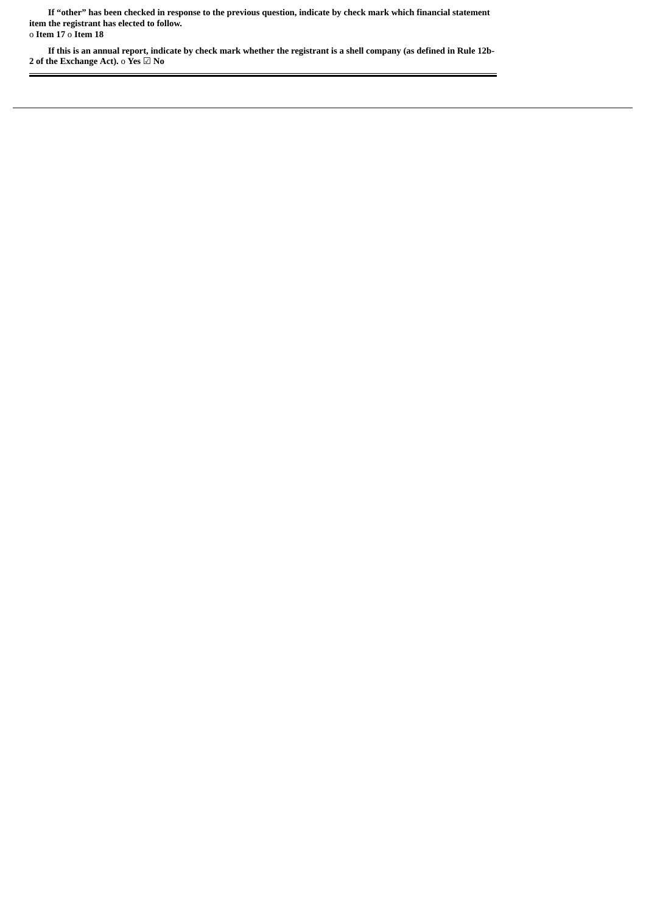**If "other" has been checked in response to the previous question, indicate by check mark which financial statement item the registrant has elected to follow.**
o **Item 17** o **Item 18**

**If this is an annual report, indicate by check mark whether the registrant is a shell company (as defined in Rule 12b-2 of the Exchange Act).** o **Yes** ☑ **No**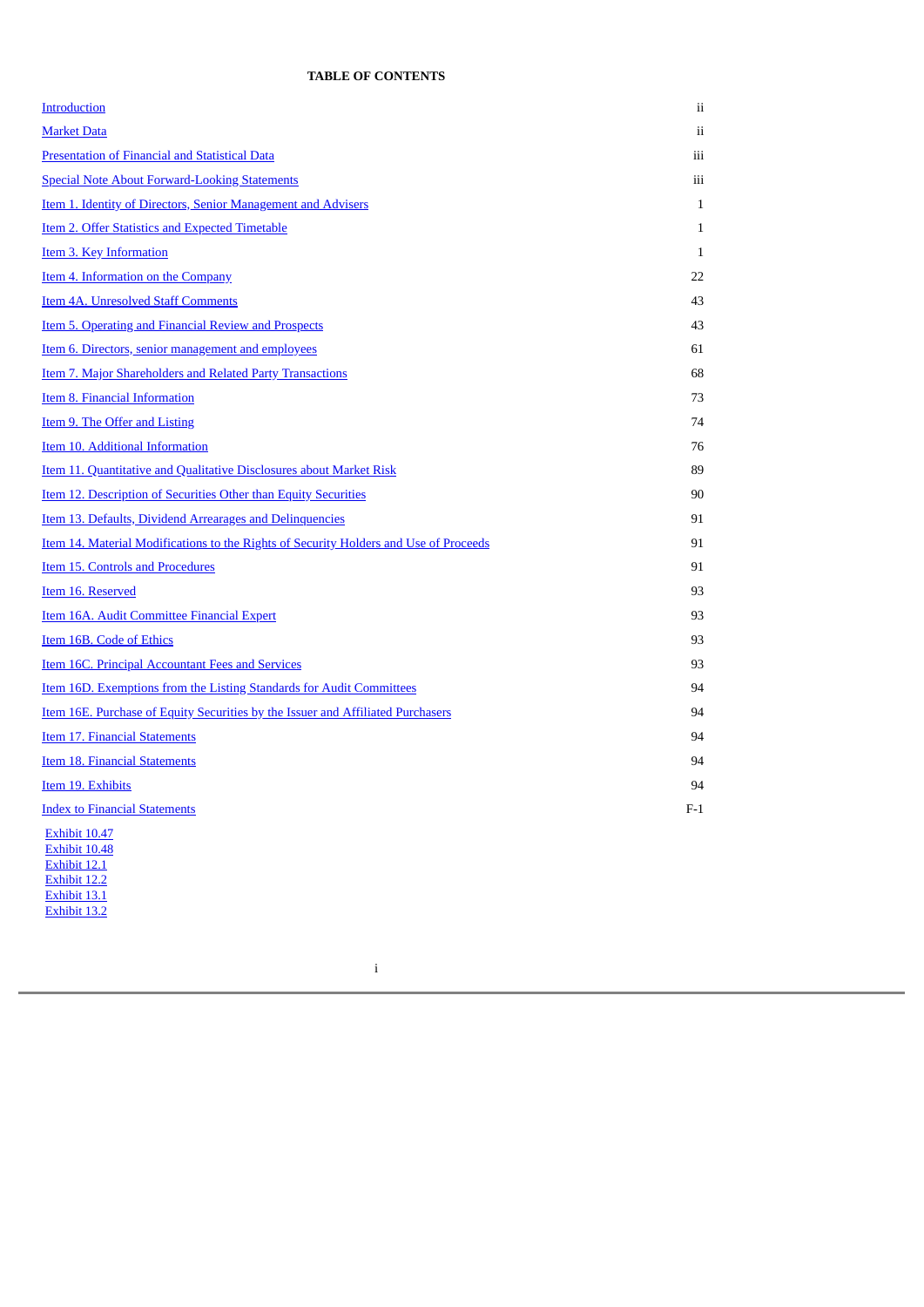**TABLE OF CONTENTS**

| | |
|---|---|
| Introduction | ii |
| Market Data | ii |
| Presentation of Financial and Statistical Data | iii |
| Special Note About Forward-Looking Statements | iii |
| Item 1. Identity of Directors, Senior Management and Advisers | 1 |
| Item 2. Offer Statistics and Expected Timetable | 1 |
| Item 3. Key Information | 1 |
| Item 4. Information on the Company | 22 |
| Item 4A. Unresolved Staff Comments | 43 |
| Item 5. Operating and Financial Review and Prospects | 43 |
| Item 6. Directors, senior management and employees | 61 |
| Item 7. Major Shareholders and Related Party Transactions | 68 |
| Item 8. Financial Information | 73 |
| Item 9. The Offer and Listing | 74 |
| Item 10. Additional Information | 76 |
| Item 11. Quantitative and Qualitative Disclosures about Market Risk | 89 |
| Item 12. Description of Securities Other than Equity Securities | 90 |
| Item 13. Defaults, Dividend Arrearages and Delinquencies | 91 |
| Item 14. Material Modifications to the Rights of Security Holders and Use of Proceeds | 91 |
| Item 15. Controls and Procedures | 91 |
| Item 16. Reserved | 93 |
| Item 16A. Audit Committee Financial Expert | 93 |
| Item 16B. Code of Ethics | 93 |
| Item 16C. Principal Accountant Fees and Services | 93 |
| Item 16D. Exemptions from the Listing Standards for Audit Committees | 94 |
| Item 16E. Purchase of Equity Securities by the Issuer and Affiliated Purchasers | 94 |
| Item 17. Financial Statements | 94 |
| Item 18. Financial Statements | 94 |
| Item 19. Exhibits | 94 |
| Index to Financial Statements | F-1 |

Exhibit 10.47
Exhibit 10.48
Exhibit 12.1
Exhibit 12.2
Exhibit 13.1
Exhibit 13.2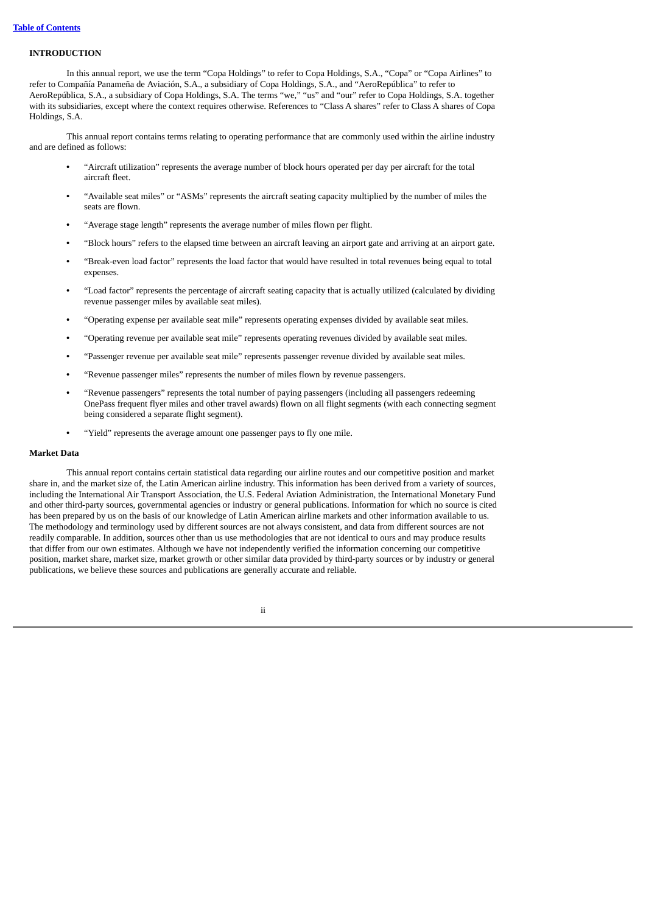## INTRODUCTION

In this annual report, we use the term "Copa Holdings" to refer to Copa Holdings, S.A., "Copa" or "Copa Airlines" to refer to Compañía Panameña de Aviación, S.A., a subsidiary of Copa Holdings, S.A., and "AeroRepública" to refer to AeroRepública, S.A., a subsidiary of Copa Holdings, S.A. The terms "we," "us" and "our" refer to Copa Holdings, S.A. together with its subsidiaries, except where the context requires otherwise. References to "Class A shares" refer to Class A shares of Copa Holdings, S.A.

This annual report contains terms relating to operating performance that are commonly used within the airline industry and are defined as follows:

- "Aircraft utilization" represents the average number of block hours operated per day per aircraft for the total aircraft fleet.
- "Available seat miles" or "ASMs" represents the aircraft seating capacity multiplied by the number of miles the seats are flown.
- "Average stage length" represents the average number of miles flown per flight.
- "Block hours" refers to the elapsed time between an aircraft leaving an airport gate and arriving at an airport gate.
- "Break-even load factor" represents the load factor that would have resulted in total revenues being equal to total expenses.
- "Load factor" represents the percentage of aircraft seating capacity that is actually utilized (calculated by dividing revenue passenger miles by available seat miles).
- "Operating expense per available seat mile" represents operating expenses divided by available seat miles.
- "Operating revenue per available seat mile" represents operating revenues divided by available seat miles.
- "Passenger revenue per available seat mile" represents passenger revenue divided by available seat miles.
- "Revenue passenger miles" represents the number of miles flown by revenue passengers.
- "Revenue passengers" represents the total number of paying passengers (including all passengers redeeming OnePass frequent flyer miles and other travel awards) flown on all flight segments (with each connecting segment being considered a separate flight segment).
- "Yield" represents the average amount one passenger pays to fly one mile.

### Market Data

This annual report contains certain statistical data regarding our airline routes and our competitive position and market share in, and the market size of, the Latin American airline industry. This information has been derived from a variety of sources, including the International Air Transport Association, the U.S. Federal Aviation Administration, the International Monetary Fund and other third-party sources, governmental agencies or industry or general publications. Information for which no source is cited has been prepared by us on the basis of our knowledge of Latin American airline markets and other information available to us. The methodology and terminology used by different sources are not always consistent, and data from different sources are not readily comparable. In addition, sources other than us use methodologies that are not identical to ours and may produce results that differ from our own estimates. Although we have not independently verified the information concerning our competitive position, market share, market size, market growth or other similar data provided by third-party sources or by industry or general publications, we believe these sources and publications are generally accurate and reliable.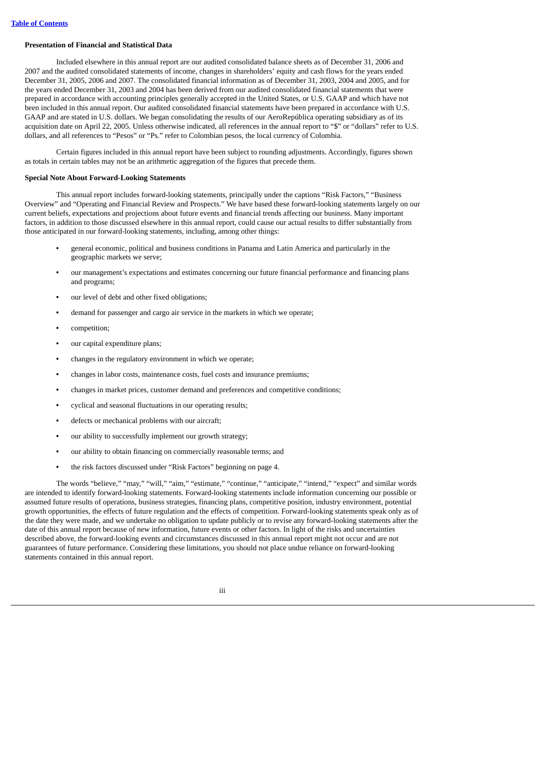**Presentation of Financial and Statistical Data**

Included elsewhere in this annual report are our audited consolidated balance sheets as of December 31, 2006 and 2007 and the audited consolidated statements of income, changes in shareholders' equity and cash flows for the years ended December 31, 2005, 2006 and 2007. The consolidated financial information as of December 31, 2003, 2004 and 2005, and for the years ended December 31, 2003 and 2004 has been derived from our audited consolidated financial statements that were prepared in accordance with accounting principles generally accepted in the United States, or U.S. GAAP and which have not been included in this annual report. Our audited consolidated financial statements have been prepared in accordance with U.S. GAAP and are stated in U.S. dollars. We began consolidating the results of our AeroRepública operating subsidiary as of its acquisition date on April 22, 2005. Unless otherwise indicated, all references in the annual report to "$" or "dollars" refer to U.S. dollars, and all references to "Pesos" or "Ps." refer to Colombian pesos, the local currency of Colombia.

Certain figures included in this annual report have been subject to rounding adjustments. Accordingly, figures shown as totals in certain tables may not be an arithmetic aggregation of the figures that precede them.

**Special Note About Forward-Looking Statements**

This annual report includes forward-looking statements, principally under the captions "Risk Factors," "Business Overview" and "Operating and Financial Review and Prospects." We have based these forward-looking statements largely on our current beliefs, expectations and projections about future events and financial trends affecting our business. Many important factors, in addition to those discussed elsewhere in this annual report, could cause our actual results to differ substantially from those anticipated in our forward-looking statements, including, among other things:

- general economic, political and business conditions in Panama and Latin America and particularly in the geographic markets we serve;
- our management's expectations and estimates concerning our future financial performance and financing plans and programs;
- our level of debt and other fixed obligations;
- demand for passenger and cargo air service in the markets in which we operate;
- competition;
- our capital expenditure plans;
- changes in the regulatory environment in which we operate;
- changes in labor costs, maintenance costs, fuel costs and insurance premiums;
- changes in market prices, customer demand and preferences and competitive conditions;
- cyclical and seasonal fluctuations in our operating results;
- defects or mechanical problems with our aircraft;
- our ability to successfully implement our growth strategy;
- our ability to obtain financing on commercially reasonable terms; and
- the risk factors discussed under "Risk Factors" beginning on page 4.

The words "believe," "may," "will," "aim," "estimate," "continue," "anticipate," "intend," "expect" and similar words are intended to identify forward-looking statements. Forward-looking statements include information concerning our possible or assumed future results of operations, business strategies, financing plans, competitive position, industry environment, potential growth opportunities, the effects of future regulation and the effects of competition. Forward-looking statements speak only as of the date they were made, and we undertake no obligation to update publicly or to revise any forward-looking statements after the date of this annual report because of new information, future events or other factors. In light of the risks and uncertainties described above, the forward-looking events and circumstances discussed in this annual report might not occur and are not guarantees of future performance. Considering these limitations, you should not place undue reliance on forward-looking statements contained in this annual report.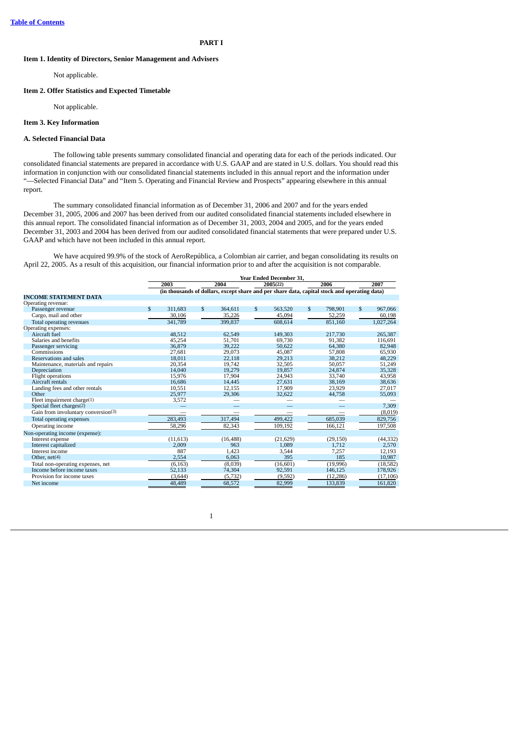# PART I

## Item 1. Identity of Directors, Senior Management and Advisers

Not applicable.

## Item 2. Offer Statistics and Expected Timetable

Not applicable.

## Item 3. Key Information

### A. Selected Financial Data

The following table presents summary consolidated financial and operating data for each of the periods indicated. Our consolidated financial statements are prepared in accordance with U.S. GAAP and are stated in U.S. dollars. You should read this information in conjunction with our consolidated financial statements included in this annual report and the information under "—Selected Financial Data" and "Item 5. Operating and Financial Review and Prospects" appearing elsewhere in this annual report.

The summary consolidated financial information as of December 31, 2006 and 2007 and for the years ended December 31, 2005, 2006 and 2007 has been derived from our audited consolidated financial statements included elsewhere in this annual report. The consolidated financial information as of December 31, 2003, 2004 and 2005, and for the years ended December 31, 2003 and 2004 has been derived from our audited consolidated financial statements that were prepared under U.S. GAAP and which have not been included in this annual report.

We have acquired 99.9% of the stock of AeroRepública, a Colombian air carrier, and began consolidating its results on April 22, 2005. As a result of this acquisition, our financial information prior to and after the acquisition is not comparable.

| | Year Ended December 31, | | | | |
|---|---|---|---|---|---|
| | 2003 | 2004 | 2005(22) | 2006 | 2007 |
| | (in thousands of dollars, except share and per share data, capital stock and operating data) | | | | |
| **INCOME STATEMENT DATA** | | | | | |
| Operating revenue: | | | | | |
| Passenger revenue | $ 311,683 | $ 364,611 | $ 563,520 | $ 798,901 | $ 967,066 |
| Cargo, mail and other | 30,106 | 35,226 | 45,094 | 52,259 | 60,198 |
| Total operating revenues | 341,789 | 399,837 | 608,614 | 851,160 | 1,027,264 |
| Operating expenses: | | | | | |
| Aircraft fuel | 48,512 | 62,549 | 149,303 | 217,730 | 265,387 |
| Salaries and benefits | 45,254 | 51,701 | 69,730 | 91,382 | 116,691 |
| Passenger servicing | 36,879 | 39,222 | 50,622 | 64,380 | 82,948 |
| Commissions | 27,681 | 29,073 | 45,087 | 57,808 | 65,930 |
| Reservations and sales | 18,011 | 22,118 | 29,213 | 38,212 | 48,229 |
| Maintenance, materials and repairs | 20,354 | 19,742 | 32,505 | 50,057 | 51,249 |
| Depreciation | 14,040 | 19,279 | 19,857 | 24,874 | 35,328 |
| Flight operations | 15,976 | 17,904 | 24,943 | 33,740 | 43,958 |
| Aircraft rentals | 16,686 | 14,445 | 27,631 | 38,169 | 38,636 |
| Landing fees and other rentals | 10,551 | 12,155 | 17,909 | 23,929 | 27,017 |
| Other | 25,977 | 29,306 | 32,622 | 44,758 | 55,093 |
| Fleet impairment charge(1) | 3,572 | — | — | — | — |
| Special fleet charges(2) | — | — | — | — | 7,309 |
| Gain from involuntary conversion(3) | — | — | — | — | (8,019) |
| Total operating expenses | 283,493 | 317,494 | 499,422 | 685,039 | 829,756 |
| Operating income | 58,296 | 82,343 | 109,192 | 166,121 | 197,508 |
| Non-operating income (expense): | | | | | |
| Interest expense | (11,613) | (16,488) | (21,629) | (29,150) | (44,332) |
| Interest capitalized | 2,009 | 963 | 1,089 | 1,712 | 2,570 |
| Interest income | 887 | 1,423 | 3,544 | 7,257 | 12,193 |
| Other, net(4) | 2,554 | 6,063 | 395 | 185 | 10,987 |
| Total non-operating expenses, net | (6,163) | (8,039) | (16,601) | (19,996) | (18,582) |
| Income before income taxes | 52,133 | 74,304 | 92,591 | 146,125 | 178,926 |
| Provision for income taxes | (3,644) | (5,732) | (9,592) | (12,286) | (17,106) |
| Net income | 48,489 | 68,572 | 82,999 | 133,839 | 161,820 |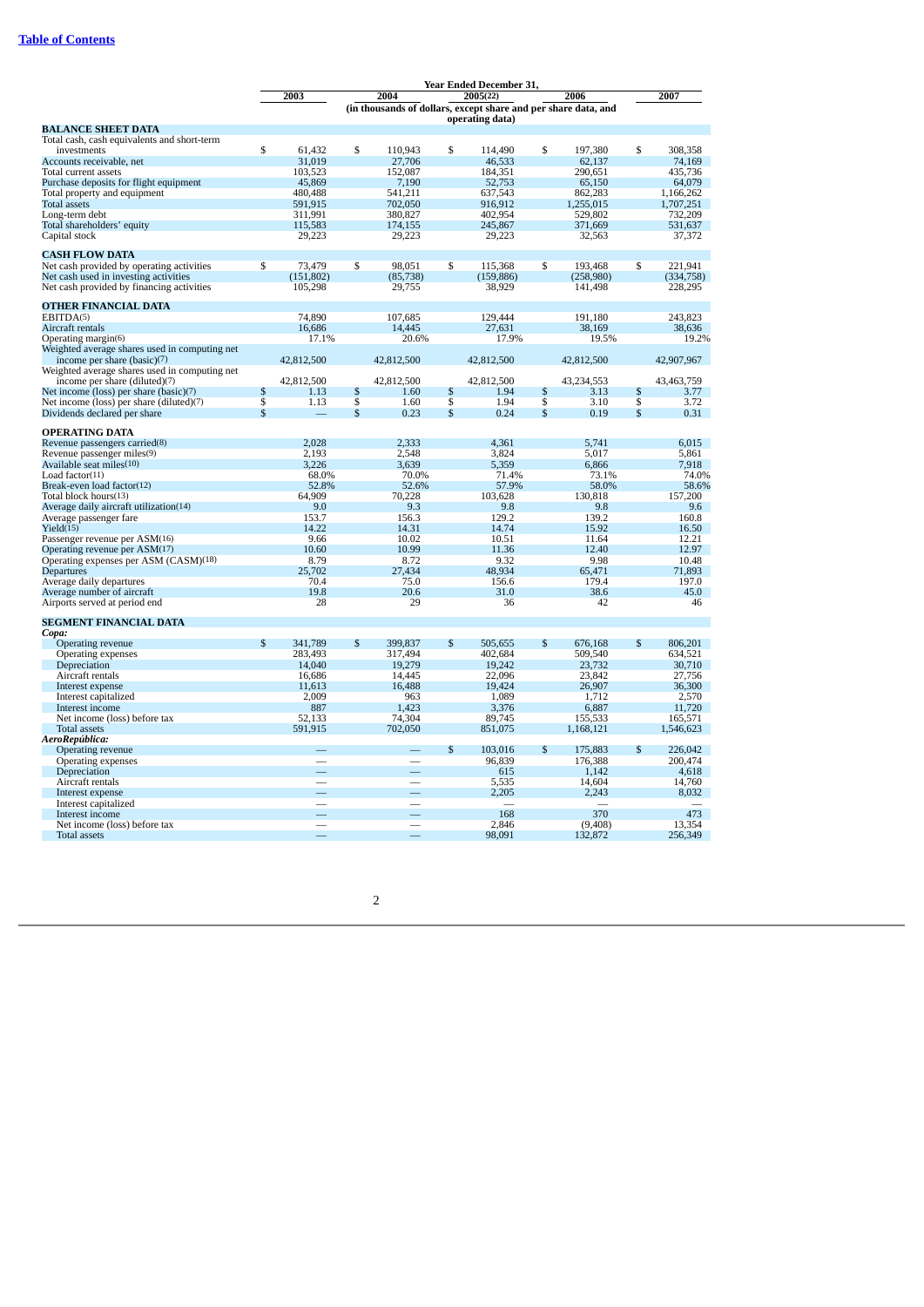[Table of Contents](#)

| | Year Ended December 31, | | | | |
|---|---|---|---|---|---|
| | 2003 | 2004 | 2005(22) | 2006 | 2007 |
| | (in thousands of dollars, except share and per share data, and operating data) | | | | |
| **BALANCE SHEET DATA** | | | | | |
| Total cash, cash equivalents and short-term investments | $ 61,432 | $ 110,943 | $ 114,490 | $ 197,380 | $ 308,358 |
| Accounts receivable, net | 31,019 | 27,706 | 46,533 | 62,137 | 74,169 |
| Total current assets | 103,523 | 152,087 | 184,351 | 290,651 | 435,736 |
| Purchase deposits for flight equipment | 45,869 | 7,190 | 52,753 | 65,150 | 64,079 |
| Total property and equipment | 480,488 | 541,211 | 637,543 | 862,283 | 1,166,262 |
| Total assets | 591,915 | 702,050 | 916,912 | 1,255,015 | 1,707,251 |
| Long-term debt | 311,991 | 380,827 | 402,954 | 529,802 | 732,209 |
| Total shareholders' equity | 115,583 | 174,155 | 245,867 | 371,669 | 531,637 |
| Capital stock | 29,223 | 29,223 | 29,223 | 32,563 | 37,372 |
| **CASH FLOW DATA** | | | | | |
| Net cash provided by operating activities | $ 73,479 | $ 98,051 | $ 115,368 | $ 193,468 | $ 221,941 |
| Net cash used in investing activities | (151,802) | (85,738) | (159,886) | (258,980) | (334,758) |
| Net cash provided by financing activities | 105,298 | 29,755 | 38,929 | 141,498 | 228,295 |
| **OTHER FINANCIAL DATA** | | | | | |
| EBITDA(5) | 74,890 | 107,685 | 129,444 | 191,180 | 243,823 |
| Aircraft rentals | 16,686 | 14,445 | 27,631 | 38,169 | 38,636 |
| Operating margin(6) | 17.1% | 20.6% | 17.9% | 19.5% | 19.2% |
| Weighted average shares used in computing net income per share (basic)(7) | 42,812,500 | 42,812,500 | 42,812,500 | 42,812,500 | 42,907,967 |
| Weighted average shares used in computing net income per share (diluted)(7) | 42,812,500 | 42,812,500 | 42,812,500 | 43,234,553 | 43,463,759 |
| Net income (loss) per share (basic)(7) | $ 1.13 | $ 1.60 | $ 1.94 | $ 3.13 | $ 3.77 |
| Net income (loss) per share (diluted)(7) | $ 1.13 | $ 1.60 | $ 1.94 | $ 3.10 | $ 3.72 |
| Dividends declared per share | $ — | $ 0.23 | $ 0.24 | $ 0.19 | $ 0.31 |
| **OPERATING DATA** | | | | | |
| Revenue passengers carried(8) | 2,028 | 2,333 | 4,361 | 5,741 | 6,015 |
| Revenue passenger miles(9) | 2,193 | 2,548 | 3,824 | 5,017 | 5,861 |
| Available seat miles(10) | 3,226 | 3,639 | 5,359 | 6,866 | 7,918 |
| Load factor(11) | 68.0% | 70.0% | 71.4% | 73.1% | 74.0% |
| Break-even load factor(12) | 52.8% | 52.6% | 57.9% | 58.0% | 58.6% |
| Total block hours(13) | 64,909 | 70,228 | 103,628 | 130,818 | 157,200 |
| Average daily aircraft utilization(14) | 9.0 | 9.3 | 9.8 | 9.8 | 9.6 |
| Average passenger fare | 153.7 | 156.3 | 129.2 | 139.2 | 160.8 |
| Yield(15) | 14.22 | 14.31 | 14.74 | 15.92 | 16.50 |
| Passenger revenue per ASM(16) | 9.66 | 10.02 | 10.51 | 11.64 | 12.21 |
| Operating revenue per ASM(17) | 10.60 | 10.99 | 11.36 | 12.40 | 12.97 |
| Operating expenses per ASM (CASM)(18) | 8.79 | 8.72 | 9.32 | 9.98 | 10.48 |
| Departures | 25,702 | 27,434 | 48,934 | 65,471 | 71,893 |
| Average daily departures | 70.4 | 75.0 | 156.6 | 179.4 | 197.0 |
| Average number of aircraft | 19.8 | 20.6 | 31.0 | 38.6 | 45.0 |
| Airports served at period end | 28 | 29 | 36 | 42 | 46 |
| **SEGMENT FINANCIAL DATA** | | | | | |
| ***Copa:*** | | | | | |
| Operating revenue | $ 341,789 | $ 399,837 | $ 505,655 | $ 676,168 | $ 806,201 |
| Operating expenses | 283,493 | 317,494 | 402,684 | 509,540 | 634,521 |
| Depreciation | 14,040 | 19,279 | 19,242 | 23,732 | 30,710 |
| Aircraft rentals | 16,686 | 14,445 | 22,096 | 23,842 | 27,756 |
| Interest expense | 11,613 | 16,488 | 19,424 | 26,907 | 36,300 |
| Interest capitalized | 2,009 | 963 | 1,089 | 1,712 | 2,570 |
| Interest income | 887 | 1,423 | 3,376 | 6,887 | 11,720 |
| Net income (loss) before tax | 52,133 | 74,304 | 89,745 | 155,533 | 165,571 |
| Total assets | 591,915 | 702,050 | 851,075 | 1,168,121 | 1,546,623 |
| ***AeroRepública:*** | | | | | |
| Operating revenue | — | — | $ 103,016 | $ 175,883 | $ 226,042 |
| Operating expenses | — | — | 96,839 | 176,388 | 200,474 |
| Depreciation | — | — | 615 | 1,142 | 4,618 |
| Aircraft rentals | — | — | 5,535 | 14,604 | 14,760 |
| Interest expense | — | — | 2,205 | 2,243 | 8,032 |
| Interest capitalized | — | — | — | — | — |
| Interest income | — | — | 168 | 370 | 473 |
| Net income (loss) before tax | — | — | 2,846 | (9,408) | 13,354 |
| Total assets | — | — | 98,091 | 132,872 | 256,349 |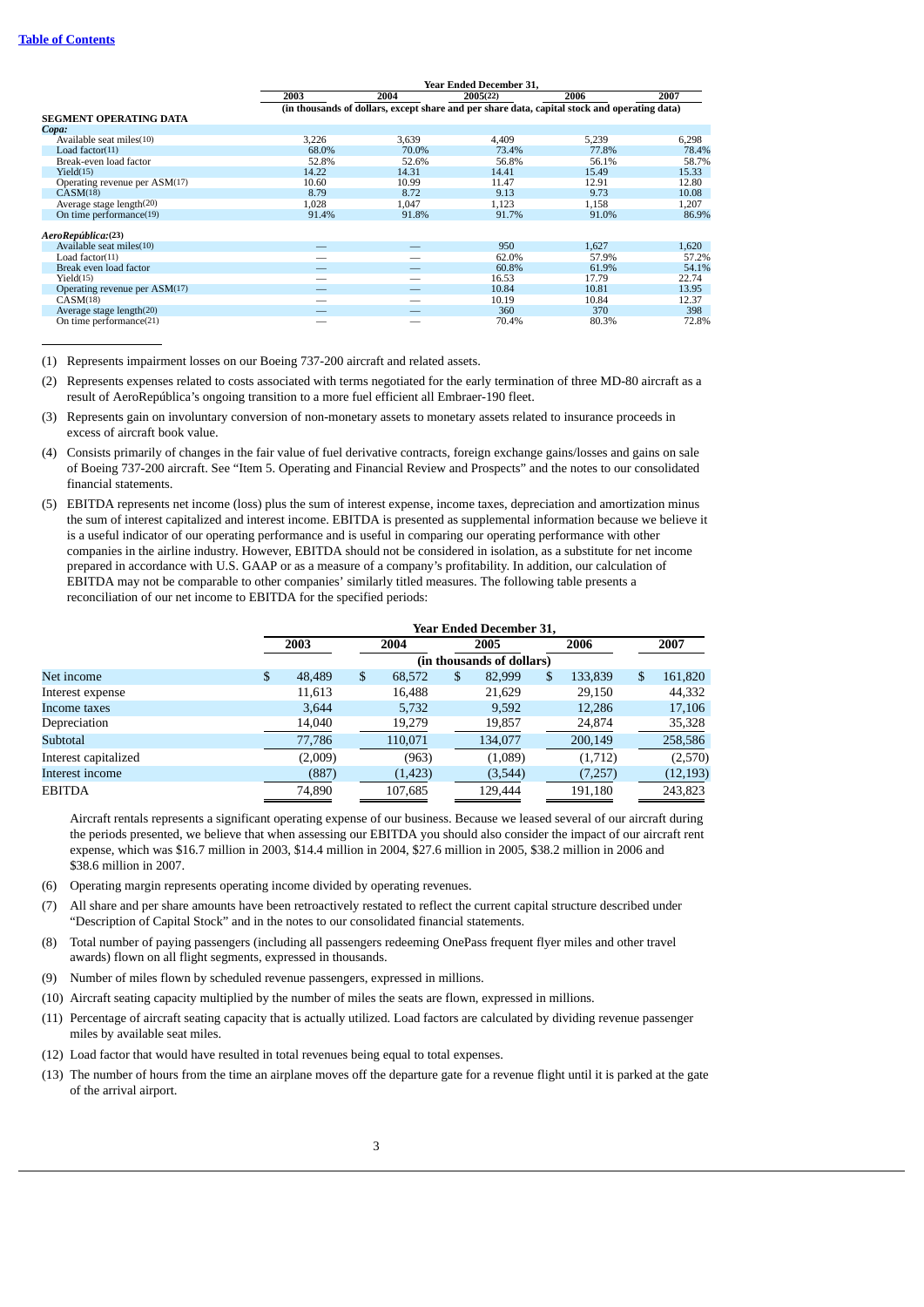[Table of Contents](#)

| | Year Ended December 31, | | | | |
|---|---|---|---|---|---|
| | 2003 | 2004 | 2005(22) | 2006 | 2007 |
| | (in thousands of dollars, except share and per share data, capital stock and operating data) | | | | |
| **SEGMENT OPERATING DATA** | | | | | |
| ***Copa:*** | | | | | |
| Available seat miles(10) | 3,226 | 3,639 | 4,409 | 5,239 | 6,298 |
| Load factor(11) | 68.0% | 70.0% | 73.4% | 77.8% | 78.4% |
| Break-even load factor | 52.8% | 52.6% | 56.8% | 56.1% | 58.7% |
| Yield(15) | 14.22 | 14.31 | 14.41 | 15.49 | 15.33 |
| Operating revenue per ASM(17) | 10.60 | 10.99 | 11.47 | 12.91 | 12.80 |
| CASM(18) | 8.79 | 8.72 | 9.13 | 9.73 | 10.08 |
| Average stage length(20) | 1,028 | 1,047 | 1,123 | 1,158 | 1,207 |
| On time performance(19) | 91.4% | 91.8% | 91.7% | 91.0% | 86.9% |
| ***AeroRepública:(23)*** | | | | | |
| Available seat miles(10) | — | — | 950 | 1,627 | 1,620 |
| Load factor(11) | — | — | 62.0% | 57.9% | 57.2% |
| Break even load factor | — | — | 60.8% | 61.9% | 54.1% |
| Yield(15) | — | — | 16.53 | 17.79 | 22.74 |
| Operating revenue per ASM(17) | — | — | 10.84 | 10.81 | 13.95 |
| CASM(18) | — | — | 10.19 | 10.84 | 12.37 |
| Average stage length(20) | — | — | 360 | 370 | 398 |
| On time performance(21) | — | — | 70.4% | 80.3% | 72.8% |

(1) Represents impairment losses on our Boeing 737-200 aircraft and related assets.

(2) Represents expenses related to costs associated with terms negotiated for the early termination of three MD-80 aircraft as a result of AeroRepública's ongoing transition to a more fuel efficient all Embraer-190 fleet.

(3) Represents gain on involuntary conversion of non-monetary assets to monetary assets related to insurance proceeds in excess of aircraft book value.

(4) Consists primarily of changes in the fair value of fuel derivative contracts, foreign exchange gains/losses and gains on sale of Boeing 737-200 aircraft. See "Item 5. Operating and Financial Review and Prospects" and the notes to our consolidated financial statements.

(5) EBITDA represents net income (loss) plus the sum of interest expense, income taxes, depreciation and amortization minus the sum of interest capitalized and interest income. EBITDA is presented as supplemental information because we believe it is a useful indicator of our operating performance and is useful in comparing our operating performance with other companies in the airline industry. However, EBITDA should not be considered in isolation, as a substitute for net income prepared in accordance with U.S. GAAP or as a measure of a company's profitability. In addition, our calculation of EBITDA may not be comparable to other companies' similarly titled measures. The following table presents a reconciliation of our net income to EBITDA for the specified periods:

| | Year Ended December 31, | | | | |
|---|---|---|---|---|---|
| | 2003 | 2004 | 2005 | 2006 | 2007 |
| | (in thousands of dollars) | | | | |
| Net income | $ 48,489 | $ 68,572 | $ 82,999 | $ 133,839 | $ 161,820 |
| Interest expense | 11,613 | 16,488 | 21,629 | 29,150 | 44,332 |
| Income taxes | 3,644 | 5,732 | 9,592 | 12,286 | 17,106 |
| Depreciation | 14,040 | 19,279 | 19,857 | 24,874 | 35,328 |
| Subtotal | 77,786 | 110,071 | 134,077 | 200,149 | 258,586 |
| Interest capitalized | (2,009) | (963) | (1,089) | (1,712) | (2,570) |
| Interest income | (887) | (1,423) | (3,544) | (7,257) | (12,193) |
| EBITDA | 74,890 | 107,685 | 129,444 | 191,180 | 243,823 |

Aircraft rentals represents a significant operating expense of our business. Because we leased several of our aircraft during the periods presented, we believe that when assessing our EBITDA you should also consider the impact of our aircraft rent expense, which was $16.7 million in 2003, $14.4 million in 2004, $27.6 million in 2005, $38.2 million in 2006 and $38.6 million in 2007.

(6) Operating margin represents operating income divided by operating revenues.

(7) All share and per share amounts have been retroactively restated to reflect the current capital structure described under "Description of Capital Stock" and in the notes to our consolidated financial statements.

(8) Total number of paying passengers (including all passengers redeeming OnePass frequent flyer miles and other travel awards) flown on all flight segments, expressed in thousands.

(9) Number of miles flown by scheduled revenue passengers, expressed in millions.

(10) Aircraft seating capacity multiplied by the number of miles the seats are flown, expressed in millions.

(11) Percentage of aircraft seating capacity that is actually utilized. Load factors are calculated by dividing revenue passenger miles by available seat miles.

(12) Load factor that would have resulted in total revenues being equal to total expenses.

(13) The number of hours from the time an airplane moves off the departure gate for a revenue flight until it is parked at the gate of the arrival airport.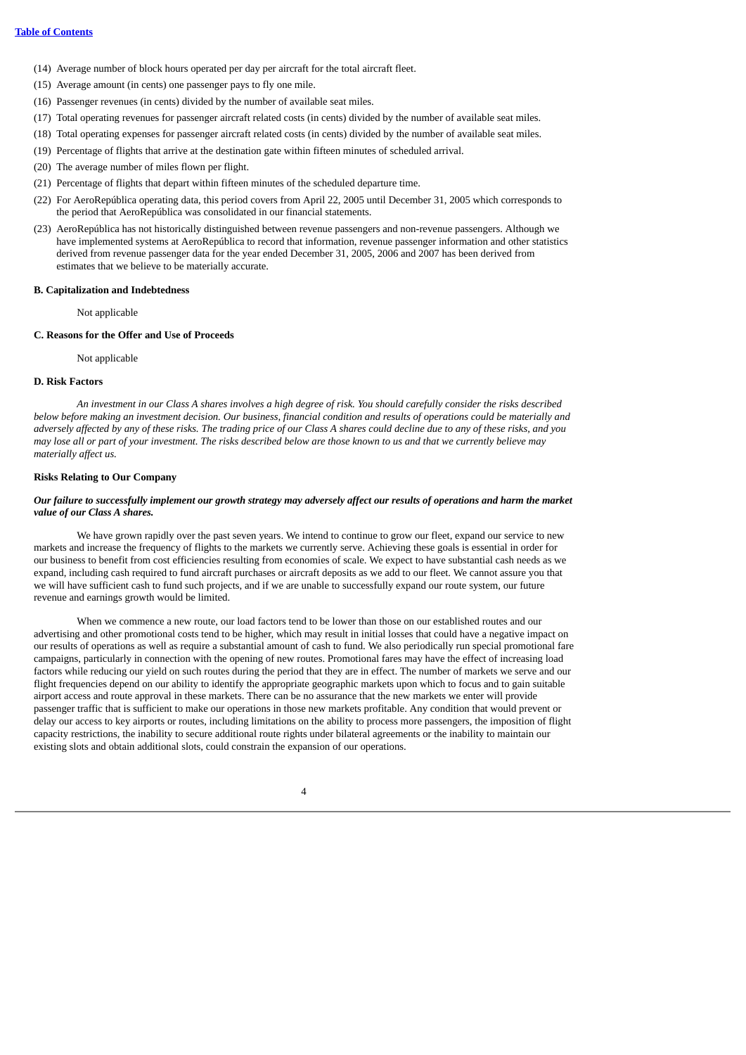(14) Average number of block hours operated per day per aircraft for the total aircraft fleet.

(15) Average amount (in cents) one passenger pays to fly one mile.

(16) Passenger revenues (in cents) divided by the number of available seat miles.

(17) Total operating revenues for passenger aircraft related costs (in cents) divided by the number of available seat miles.

(18) Total operating expenses for passenger aircraft related costs (in cents) divided by the number of available seat miles.

(19) Percentage of flights that arrive at the destination gate within fifteen minutes of scheduled arrival.

(20) The average number of miles flown per flight.

(21) Percentage of flights that depart within fifteen minutes of the scheduled departure time.

(22) For AeroRepública operating data, this period covers from April 22, 2005 until December 31, 2005 which corresponds to the period that AeroRepública was consolidated in our financial statements.

(23) AeroRepública has not historically distinguished between revenue passengers and non-revenue passengers. Although we have implemented systems at AeroRepública to record that information, revenue passenger information and other statistics derived from revenue passenger data for the year ended December 31, 2005, 2006 and 2007 has been derived from estimates that we believe to be materially accurate.

### B. Capitalization and Indebtedness

Not applicable

### C. Reasons for the Offer and Use of Proceeds

Not applicable

### D. Risk Factors

*An investment in our Class A shares involves a high degree of risk. You should carefully consider the risks described below before making an investment decision. Our business, financial condition and results of operations could be materially and adversely affected by any of these risks. The trading price of our Class A shares could decline due to any of these risks, and you may lose all or part of your investment. The risks described below are those known to us and that we currently believe may materially affect us.*

#### Risks Relating to Our Company

***Our failure to successfully implement our growth strategy may adversely affect our results of operations and harm the market value of our Class A shares.***

We have grown rapidly over the past seven years. We intend to continue to grow our fleet, expand our service to new markets and increase the frequency of flights to the markets we currently serve. Achieving these goals is essential in order for our business to benefit from cost efficiencies resulting from economies of scale. We expect to have substantial cash needs as we expand, including cash required to fund aircraft purchases or aircraft deposits as we add to our fleet. We cannot assure you that we will have sufficient cash to fund such projects, and if we are unable to successfully expand our route system, our future revenue and earnings growth would be limited.

When we commence a new route, our load factors tend to be lower than those on our established routes and our advertising and other promotional costs tend to be higher, which may result in initial losses that could have a negative impact on our results of operations as well as require a substantial amount of cash to fund. We also periodically run special promotional fare campaigns, particularly in connection with the opening of new routes. Promotional fares may have the effect of increasing load factors while reducing our yield on such routes during the period that they are in effect. The number of markets we serve and our flight frequencies depend on our ability to identify the appropriate geographic markets upon which to focus and to gain suitable airport access and route approval in these markets. There can be no assurance that the new markets we enter will provide passenger traffic that is sufficient to make our operations in those new markets profitable. Any condition that would prevent or delay our access to key airports or routes, including limitations on the ability to process more passengers, the imposition of flight capacity restrictions, the inability to secure additional route rights under bilateral agreements or the inability to maintain our existing slots and obtain additional slots, could constrain the expansion of our operations.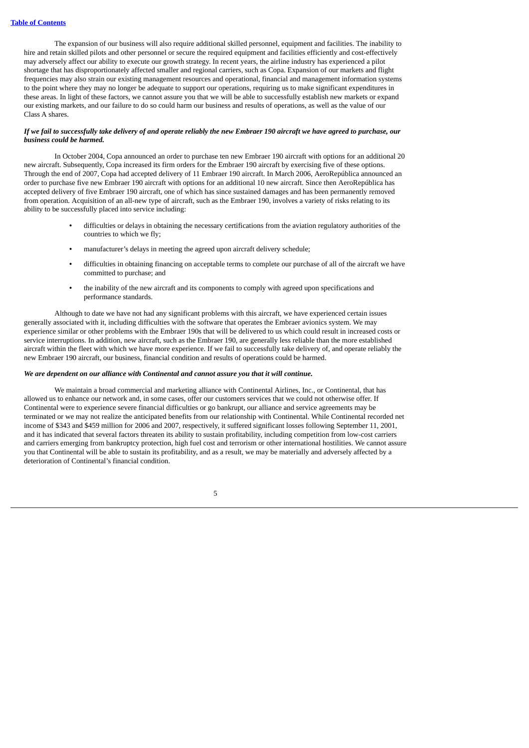The expansion of our business will also require additional skilled personnel, equipment and facilities. The inability to hire and retain skilled pilots and other personnel or secure the required equipment and facilities efficiently and cost-effectively may adversely affect our ability to execute our growth strategy. In recent years, the airline industry has experienced a pilot shortage that has disproportionately affected smaller and regional carriers, such as Copa. Expansion of our markets and flight frequencies may also strain our existing management resources and operational, financial and management information systems to the point where they may no longer be adequate to support our operations, requiring us to make significant expenditures in these areas. In light of these factors, we cannot assure you that we will be able to successfully establish new markets or expand our existing markets, and our failure to do so could harm our business and results of operations, as well as the value of our Class A shares.

***If we fail to successfully take delivery of and operate reliably the new Embraer 190 aircraft we have agreed to purchase, our business could be harmed.***

In October 2004, Copa announced an order to purchase ten new Embraer 190 aircraft with options for an additional 20 new aircraft. Subsequently, Copa increased its firm orders for the Embraer 190 aircraft by exercising five of these options. Through the end of 2007, Copa had accepted delivery of 11 Embraer 190 aircraft. In March 2006, AeroRepública announced an order to purchase five new Embraer 190 aircraft with options for an additional 10 new aircraft. Since then AeroRepública has accepted delivery of five Embraer 190 aircraft, one of which has since sustained damages and has been permanently removed from operation. Acquisition of an all-new type of aircraft, such as the Embraer 190, involves a variety of risks relating to its ability to be successfully placed into service including:

- difficulties or delays in obtaining the necessary certifications from the aviation regulatory authorities of the countries to which we fly;
- manufacturer's delays in meeting the agreed upon aircraft delivery schedule;
- difficulties in obtaining financing on acceptable terms to complete our purchase of all of the aircraft we have committed to purchase; and
- the inability of the new aircraft and its components to comply with agreed upon specifications and performance standards.

Although to date we have not had any significant problems with this aircraft, we have experienced certain issues generally associated with it, including difficulties with the software that operates the Embraer avionics system. We may experience similar or other problems with the Embraer 190s that will be delivered to us which could result in increased costs or service interruptions. In addition, new aircraft, such as the Embraer 190, are generally less reliable than the more established aircraft within the fleet with which we have more experience. If we fail to successfully take delivery of, and operate reliably the new Embraer 190 aircraft, our business, financial condition and results of operations could be harmed.

***We are dependent on our alliance with Continental and cannot assure you that it will continue.***

We maintain a broad commercial and marketing alliance with Continental Airlines, Inc., or Continental, that has allowed us to enhance our network and, in some cases, offer our customers services that we could not otherwise offer. If Continental were to experience severe financial difficulties or go bankrupt, our alliance and service agreements may be terminated or we may not realize the anticipated benefits from our relationship with Continental. While Continental recorded net income of $343 and $459 million for 2006 and 2007, respectively, it suffered significant losses following September 11, 2001, and it has indicated that several factors threaten its ability to sustain profitability, including competition from low-cost carriers and carriers emerging from bankruptcy protection, high fuel cost and terrorism or other international hostilities. We cannot assure you that Continental will be able to sustain its profitability, and as a result, we may be materially and adversely affected by a deterioration of Continental's financial condition.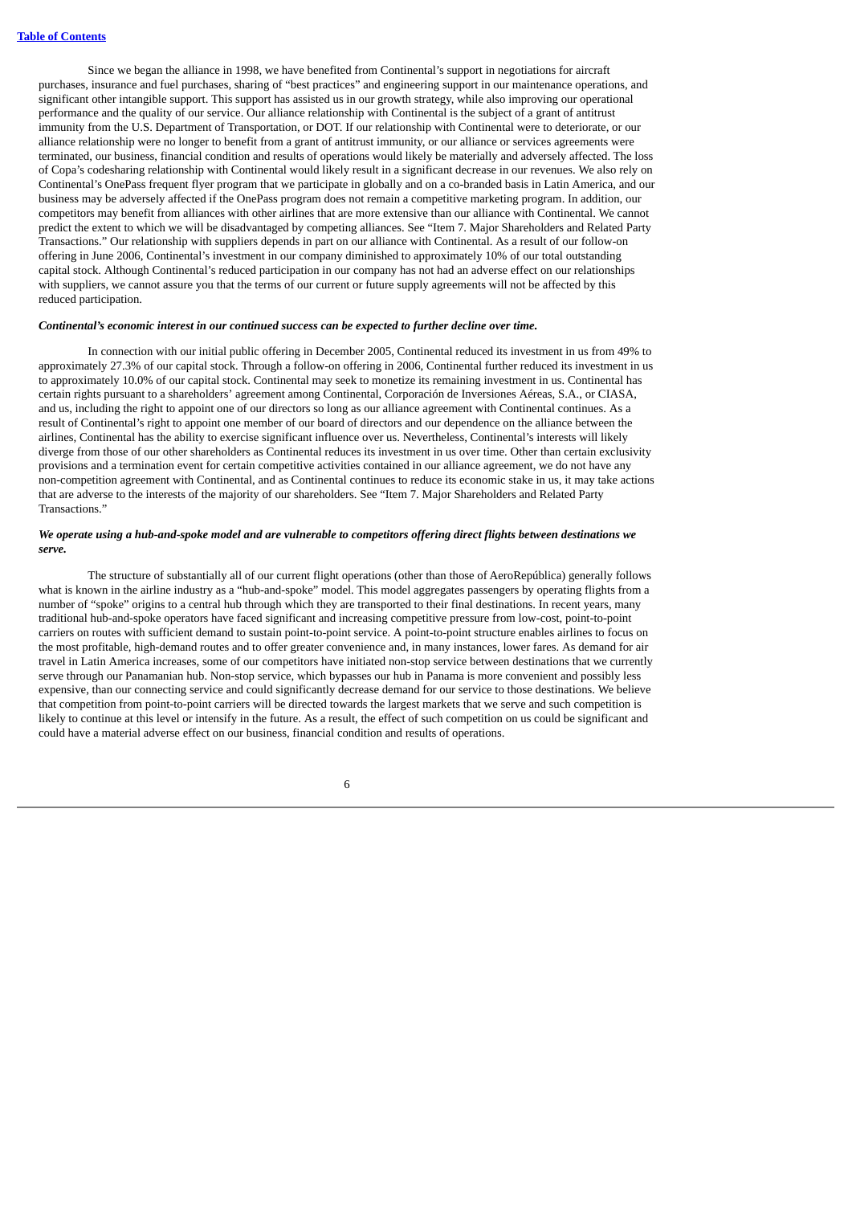Since we began the alliance in 1998, we have benefited from Continental's support in negotiations for aircraft purchases, insurance and fuel purchases, sharing of "best practices" and engineering support in our maintenance operations, and significant other intangible support. This support has assisted us in our growth strategy, while also improving our operational performance and the quality of our service. Our alliance relationship with Continental is the subject of a grant of antitrust immunity from the U.S. Department of Transportation, or DOT. If our relationship with Continental were to deteriorate, or our alliance relationship were no longer to benefit from a grant of antitrust immunity, or our alliance or services agreements were terminated, our business, financial condition and results of operations would likely be materially and adversely affected. The loss of Copa's codesharing relationship with Continental would likely result in a significant decrease in our revenues. We also rely on Continental's OnePass frequent flyer program that we participate in globally and on a co-branded basis in Latin America, and our business may be adversely affected if the OnePass program does not remain a competitive marketing program. In addition, our competitors may benefit from alliances with other airlines that are more extensive than our alliance with Continental. We cannot predict the extent to which we will be disadvantaged by competing alliances. See "Item 7. Major Shareholders and Related Party Transactions." Our relationship with suppliers depends in part on our alliance with Continental. As a result of our follow-on offering in June 2006, Continental's investment in our company diminished to approximately 10% of our total outstanding capital stock. Although Continental's reduced participation in our company has not had an adverse effect on our relationships with suppliers, we cannot assure you that the terms of our current or future supply agreements will not be affected by this reduced participation.

***Continental's economic interest in our continued success can be expected to further decline over time.***

In connection with our initial public offering in December 2005, Continental reduced its investment in us from 49% to approximately 27.3% of our capital stock. Through a follow-on offering in 2006, Continental further reduced its investment in us to approximately 10.0% of our capital stock. Continental may seek to monetize its remaining investment in us. Continental has certain rights pursuant to a shareholders' agreement among Continental, Corporación de Inversiones Aéreas, S.A., or CIASA, and us, including the right to appoint one of our directors so long as our alliance agreement with Continental continues. As a result of Continental's right to appoint one member of our board of directors and our dependence on the alliance between the airlines, Continental has the ability to exercise significant influence over us. Nevertheless, Continental's interests will likely diverge from those of our other shareholders as Continental reduces its investment in us over time. Other than certain exclusivity provisions and a termination event for certain competitive activities contained in our alliance agreement, we do not have any non-competition agreement with Continental, and as Continental continues to reduce its economic stake in us, it may take actions that are adverse to the interests of the majority of our shareholders. See "Item 7. Major Shareholders and Related Party Transactions."

***We operate using a hub-and-spoke model and are vulnerable to competitors offering direct flights between destinations we serve.***

The structure of substantially all of our current flight operations (other than those of AeroRepública) generally follows what is known in the airline industry as a "hub-and-spoke" model. This model aggregates passengers by operating flights from a number of "spoke" origins to a central hub through which they are transported to their final destinations. In recent years, many traditional hub-and-spoke operators have faced significant and increasing competitive pressure from low-cost, point-to-point carriers on routes with sufficient demand to sustain point-to-point service. A point-to-point structure enables airlines to focus on the most profitable, high-demand routes and to offer greater convenience and, in many instances, lower fares. As demand for air travel in Latin America increases, some of our competitors have initiated non-stop service between destinations that we currently serve through our Panamanian hub. Non-stop service, which bypasses our hub in Panama is more convenient and possibly less expensive, than our connecting service and could significantly decrease demand for our service to those destinations. We believe that competition from point-to-point carriers will be directed towards the largest markets that we serve and such competition is likely to continue at this level or intensify in the future. As a result, the effect of such competition on us could be significant and could have a material adverse effect on our business, financial condition and results of operations.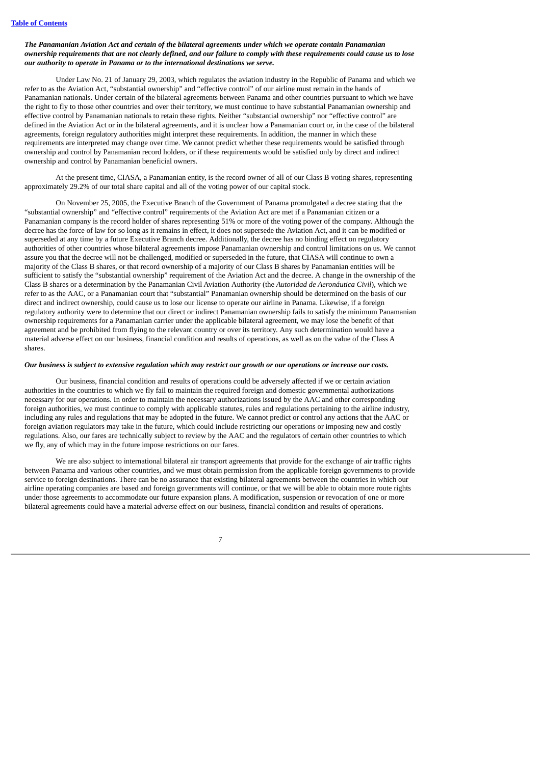***The Panamanian Aviation Act and certain of the bilateral agreements under which we operate contain Panamanian ownership requirements that are not clearly defined, and our failure to comply with these requirements could cause us to lose our authority to operate in Panama or to the international destinations we serve.***

Under Law No. 21 of January 29, 2003, which regulates the aviation industry in the Republic of Panama and which we refer to as the Aviation Act, "substantial ownership" and "effective control" of our airline must remain in the hands of Panamanian nationals. Under certain of the bilateral agreements between Panama and other countries pursuant to which we have the right to fly to those other countries and over their territory, we must continue to have substantial Panamanian ownership and effective control by Panamanian nationals to retain these rights. Neither "substantial ownership" nor "effective control" are defined in the Aviation Act or in the bilateral agreements, and it is unclear how a Panamanian court or, in the case of the bilateral agreements, foreign regulatory authorities might interpret these requirements. In addition, the manner in which these requirements are interpreted may change over time. We cannot predict whether these requirements would be satisfied through ownership and control by Panamanian record holders, or if these requirements would be satisfied only by direct and indirect ownership and control by Panamanian beneficial owners.

At the present time, CIASA, a Panamanian entity, is the record owner of all of our Class B voting shares, representing approximately 29.2% of our total share capital and all of the voting power of our capital stock.

On November 25, 2005, the Executive Branch of the Government of Panama promulgated a decree stating that the "substantial ownership" and "effective control" requirements of the Aviation Act are met if a Panamanian citizen or a Panamanian company is the record holder of shares representing 51% or more of the voting power of the company. Although the decree has the force of law for so long as it remains in effect, it does not supersede the Aviation Act, and it can be modified or superseded at any time by a future Executive Branch decree. Additionally, the decree has no binding effect on regulatory authorities of other countries whose bilateral agreements impose Panamanian ownership and control limitations on us. We cannot assure you that the decree will not be challenged, modified or superseded in the future, that CIASA will continue to own a majority of the Class B shares, or that record ownership of a majority of our Class B shares by Panamanian entities will be sufficient to satisfy the "substantial ownership" requirement of the Aviation Act and the decree. A change in the ownership of the Class B shares or a determination by the Panamanian Civil Aviation Authority (the *Autoridad de Aeronáutica Civil*), which we refer to as the AAC, or a Panamanian court that "substantial" Panamanian ownership should be determined on the basis of our direct and indirect ownership, could cause us to lose our license to operate our airline in Panama. Likewise, if a foreign regulatory authority were to determine that our direct or indirect Panamanian ownership fails to satisfy the minimum Panamanian ownership requirements for a Panamanian carrier under the applicable bilateral agreement, we may lose the benefit of that agreement and be prohibited from flying to the relevant country or over its territory. Any such determination would have a material adverse effect on our business, financial condition and results of operations, as well as on the value of the Class A shares.

***Our business is subject to extensive regulation which may restrict our growth or our operations or increase our costs.***

Our business, financial condition and results of operations could be adversely affected if we or certain aviation authorities in the countries to which we fly fail to maintain the required foreign and domestic governmental authorizations necessary for our operations. In order to maintain the necessary authorizations issued by the AAC and other corresponding foreign authorities, we must continue to comply with applicable statutes, rules and regulations pertaining to the airline industry, including any rules and regulations that may be adopted in the future. We cannot predict or control any actions that the AAC or foreign aviation regulators may take in the future, which could include restricting our operations or imposing new and costly regulations. Also, our fares are technically subject to review by the AAC and the regulators of certain other countries to which we fly, any of which may in the future impose restrictions on our fares.

We are also subject to international bilateral air transport agreements that provide for the exchange of air traffic rights between Panama and various other countries, and we must obtain permission from the applicable foreign governments to provide service to foreign destinations. There can be no assurance that existing bilateral agreements between the countries in which our airline operating companies are based and foreign governments will continue, or that we will be able to obtain more route rights under those agreements to accommodate our future expansion plans. A modification, suspension or revocation of one or more bilateral agreements could have a material adverse effect on our business, financial condition and results of operations.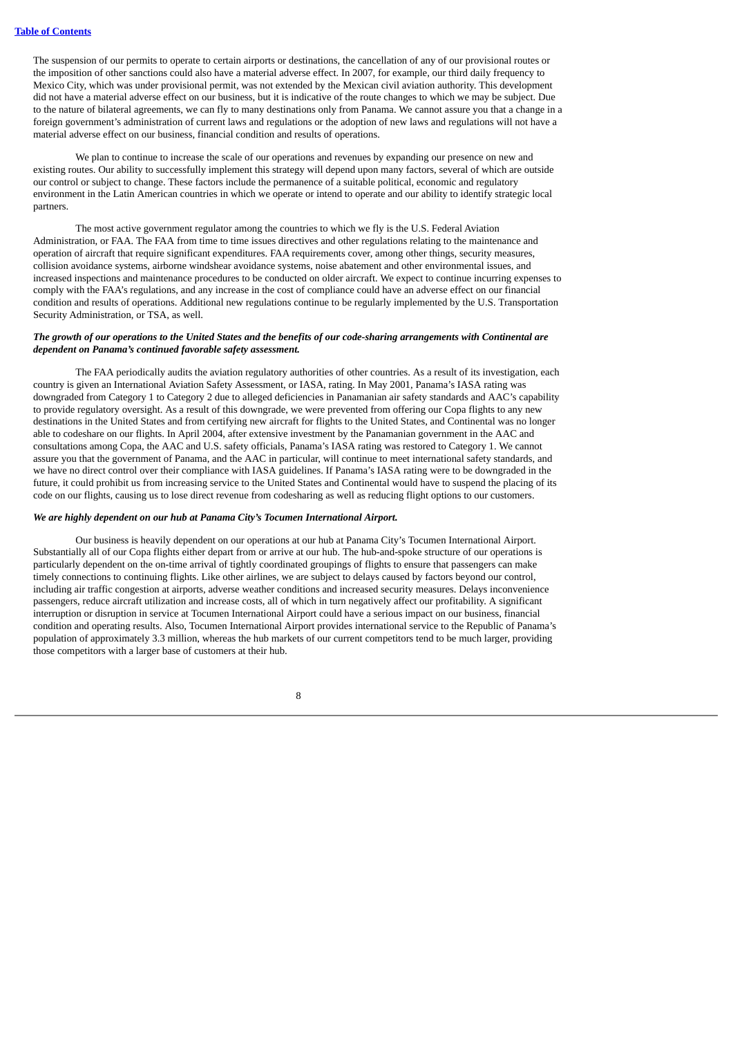The suspension of our permits to operate to certain airports or destinations, the cancellation of any of our provisional routes or the imposition of other sanctions could also have a material adverse effect. In 2007, for example, our third daily frequency to Mexico City, which was under provisional permit, was not extended by the Mexican civil aviation authority. This development did not have a material adverse effect on our business, but it is indicative of the route changes to which we may be subject. Due to the nature of bilateral agreements, we can fly to many destinations only from Panama. We cannot assure you that a change in a foreign government's administration of current laws and regulations or the adoption of new laws and regulations will not have a material adverse effect on our business, financial condition and results of operations.

We plan to continue to increase the scale of our operations and revenues by expanding our presence on new and existing routes. Our ability to successfully implement this strategy will depend upon many factors, several of which are outside our control or subject to change. These factors include the permanence of a suitable political, economic and regulatory environment in the Latin American countries in which we operate or intend to operate and our ability to identify strategic local partners.

The most active government regulator among the countries to which we fly is the U.S. Federal Aviation Administration, or FAA. The FAA from time to time issues directives and other regulations relating to the maintenance and operation of aircraft that require significant expenditures. FAA requirements cover, among other things, security measures, collision avoidance systems, airborne windshear avoidance systems, noise abatement and other environmental issues, and increased inspections and maintenance procedures to be conducted on older aircraft. We expect to continue incurring expenses to comply with the FAA's regulations, and any increase in the cost of compliance could have an adverse effect on our financial condition and results of operations. Additional new regulations continue to be regularly implemented by the U.S. Transportation Security Administration, or TSA, as well.

***The growth of our operations to the United States and the benefits of our code-sharing arrangements with Continental are dependent on Panama's continued favorable safety assessment.***

The FAA periodically audits the aviation regulatory authorities of other countries. As a result of its investigation, each country is given an International Aviation Safety Assessment, or IASA, rating. In May 2001, Panama's IASA rating was downgraded from Category 1 to Category 2 due to alleged deficiencies in Panamanian air safety standards and AAC's capability to provide regulatory oversight. As a result of this downgrade, we were prevented from offering our Copa flights to any new destinations in the United States and from certifying new aircraft for flights to the United States, and Continental was no longer able to codeshare on our flights. In April 2004, after extensive investment by the Panamanian government in the AAC and consultations among Copa, the AAC and U.S. safety officials, Panama's IASA rating was restored to Category 1. We cannot assure you that the government of Panama, and the AAC in particular, will continue to meet international safety standards, and we have no direct control over their compliance with IASA guidelines. If Panama's IASA rating were to be downgraded in the future, it could prohibit us from increasing service to the United States and Continental would have to suspend the placing of its code on our flights, causing us to lose direct revenue from codesharing as well as reducing flight options to our customers.

***We are highly dependent on our hub at Panama City's Tocumen International Airport.***

Our business is heavily dependent on our operations at our hub at Panama City's Tocumen International Airport. Substantially all of our Copa flights either depart from or arrive at our hub. The hub-and-spoke structure of our operations is particularly dependent on the on-time arrival of tightly coordinated groupings of flights to ensure that passengers can make timely connections to continuing flights. Like other airlines, we are subject to delays caused by factors beyond our control, including air traffic congestion at airports, adverse weather conditions and increased security measures. Delays inconvenience passengers, reduce aircraft utilization and increase costs, all of which in turn negatively affect our profitability. A significant interruption or disruption in service at Tocumen International Airport could have a serious impact on our business, financial condition and operating results. Also, Tocumen International Airport provides international service to the Republic of Panama's population of approximately 3.3 million, whereas the hub markets of our current competitors tend to be much larger, providing those competitors with a larger base of customers at their hub.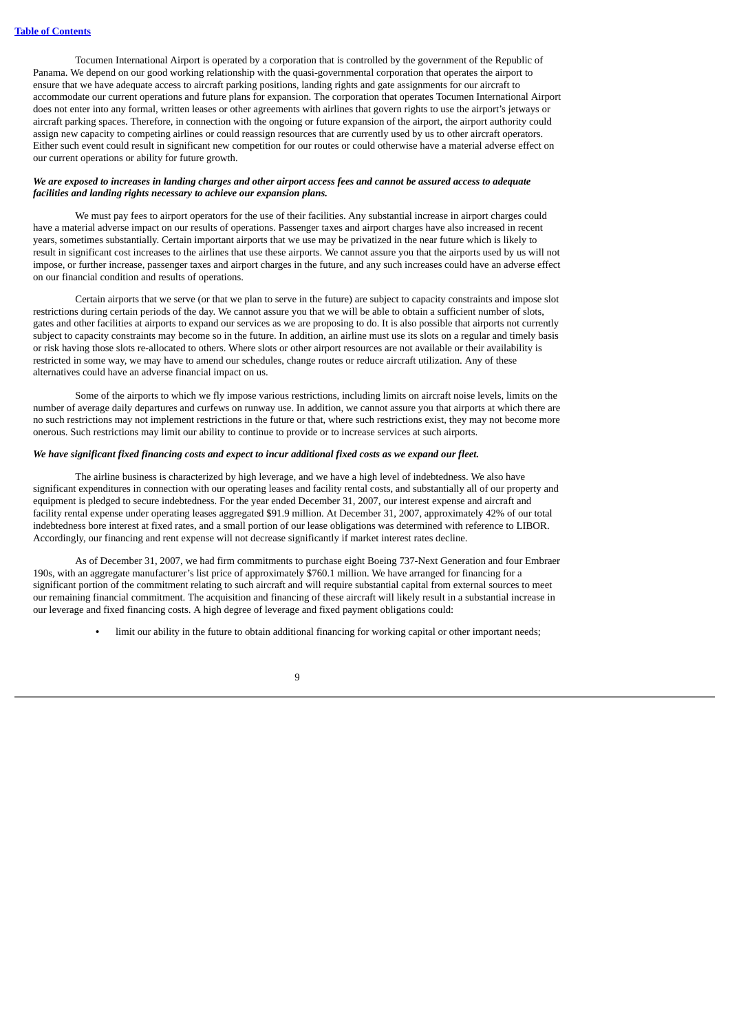Tocumen International Airport is operated by a corporation that is controlled by the government of the Republic of Panama. We depend on our good working relationship with the quasi-governmental corporation that operates the airport to ensure that we have adequate access to aircraft parking positions, landing rights and gate assignments for our aircraft to accommodate our current operations and future plans for expansion. The corporation that operates Tocumen International Airport does not enter into any formal, written leases or other agreements with airlines that govern rights to use the airport's jetways or aircraft parking spaces. Therefore, in connection with the ongoing or future expansion of the airport, the airport authority could assign new capacity to competing airlines or could reassign resources that are currently used by us to other aircraft operators. Either such event could result in significant new competition for our routes or could otherwise have a material adverse effect on our current operations or ability for future growth.

***We are exposed to increases in landing charges and other airport access fees and cannot be assured access to adequate facilities and landing rights necessary to achieve our expansion plans.***

We must pay fees to airport operators for the use of their facilities. Any substantial increase in airport charges could have a material adverse impact on our results of operations. Passenger taxes and airport charges have also increased in recent years, sometimes substantially. Certain important airports that we use may be privatized in the near future which is likely to result in significant cost increases to the airlines that use these airports. We cannot assure you that the airports used by us will not impose, or further increase, passenger taxes and airport charges in the future, and any such increases could have an adverse effect on our financial condition and results of operations.

Certain airports that we serve (or that we plan to serve in the future) are subject to capacity constraints and impose slot restrictions during certain periods of the day. We cannot assure you that we will be able to obtain a sufficient number of slots, gates and other facilities at airports to expand our services as we are proposing to do. It is also possible that airports not currently subject to capacity constraints may become so in the future. In addition, an airline must use its slots on a regular and timely basis or risk having those slots re-allocated to others. Where slots or other airport resources are not available or their availability is restricted in some way, we may have to amend our schedules, change routes or reduce aircraft utilization. Any of these alternatives could have an adverse financial impact on us.

Some of the airports to which we fly impose various restrictions, including limits on aircraft noise levels, limits on the number of average daily departures and curfews on runway use. In addition, we cannot assure you that airports at which there are no such restrictions may not implement restrictions in the future or that, where such restrictions exist, they may not become more onerous. Such restrictions may limit our ability to continue to provide or to increase services at such airports.

***We have significant fixed financing costs and expect to incur additional fixed costs as we expand our fleet.***

The airline business is characterized by high leverage, and we have a high level of indebtedness. We also have significant expenditures in connection with our operating leases and facility rental costs, and substantially all of our property and equipment is pledged to secure indebtedness. For the year ended December 31, 2007, our interest expense and aircraft and facility rental expense under operating leases aggregated $91.9 million. At December 31, 2007, approximately 42% of our total indebtedness bore interest at fixed rates, and a small portion of our lease obligations was determined with reference to LIBOR. Accordingly, our financing and rent expense will not decrease significantly if market interest rates decline.

As of December 31, 2007, we had firm commitments to purchase eight Boeing 737-Next Generation and four Embraer 190s, with an aggregate manufacturer's list price of approximately $760.1 million. We have arranged for financing for a significant portion of the commitment relating to such aircraft and will require substantial capital from external sources to meet our remaining financial commitment. The acquisition and financing of these aircraft will likely result in a substantial increase in our leverage and fixed financing costs. A high degree of leverage and fixed payment obligations could:

- limit our ability in the future to obtain additional financing for working capital or other important needs;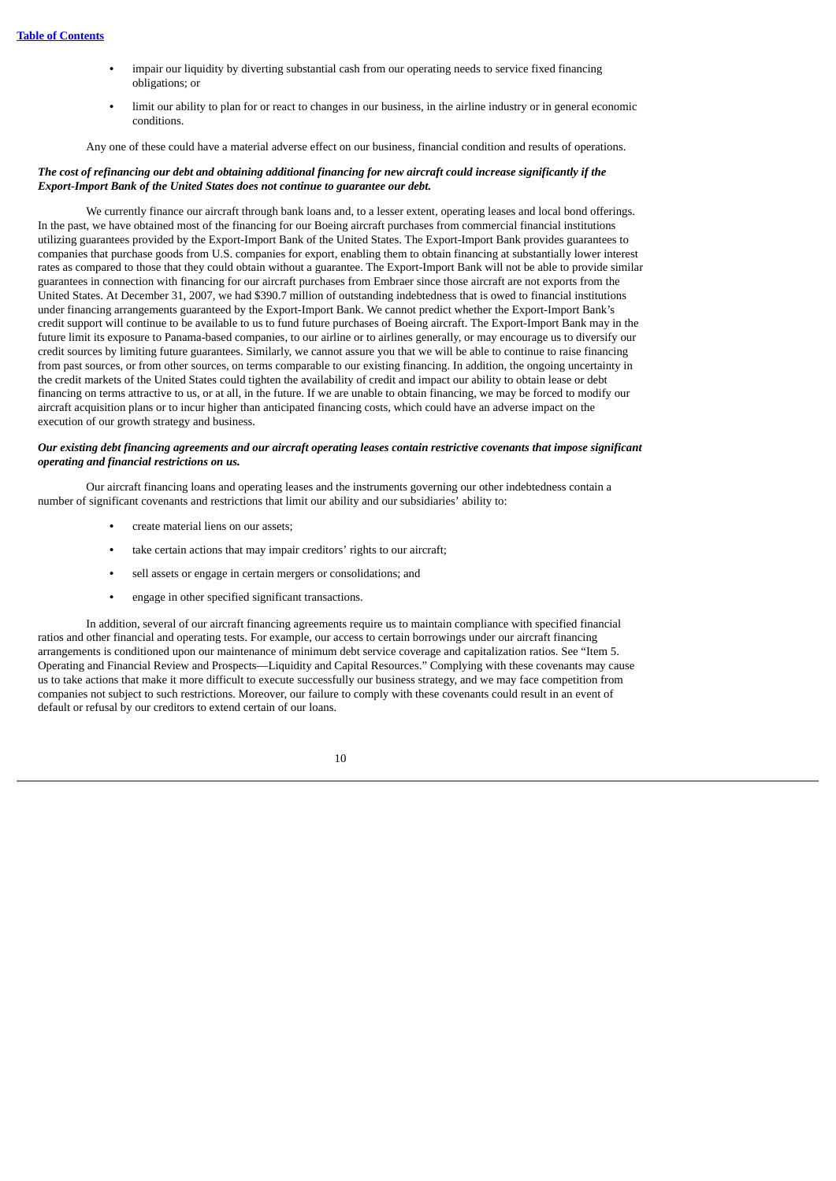- impair our liquidity by diverting substantial cash from our operating needs to service fixed financing obligations; or
- limit our ability to plan for or react to changes in our business, in the airline industry or in general economic conditions.

Any one of these could have a material adverse effect on our business, financial condition and results of operations.

***The cost of refinancing our debt and obtaining additional financing for new aircraft could increase significantly if the Export-Import Bank of the United States does not continue to guarantee our debt.***

We currently finance our aircraft through bank loans and, to a lesser extent, operating leases and local bond offerings. In the past, we have obtained most of the financing for our Boeing aircraft purchases from commercial financial institutions utilizing guarantees provided by the Export-Import Bank of the United States. The Export-Import Bank provides guarantees to companies that purchase goods from U.S. companies for export, enabling them to obtain financing at substantially lower interest rates as compared to those that they could obtain without a guarantee. The Export-Import Bank will not be able to provide similar guarantees in connection with financing for our aircraft purchases from Embraer since those aircraft are not exports from the United States. At December 31, 2007, we had $390.7 million of outstanding indebtedness that is owed to financial institutions under financing arrangements guaranteed by the Export-Import Bank. We cannot predict whether the Export-Import Bank's credit support will continue to be available to us to fund future purchases of Boeing aircraft. The Export-Import Bank may in the future limit its exposure to Panama-based companies, to our airline or to airlines generally, or may encourage us to diversify our credit sources by limiting future guarantees. Similarly, we cannot assure you that we will be able to continue to raise financing from past sources, or from other sources, on terms comparable to our existing financing. In addition, the ongoing uncertainty in the credit markets of the United States could tighten the availability of credit and impact our ability to obtain lease or debt financing on terms attractive to us, or at all, in the future. If we are unable to obtain financing, we may be forced to modify our aircraft acquisition plans or to incur higher than anticipated financing costs, which could have an adverse impact on the execution of our growth strategy and business.

***Our existing debt financing agreements and our aircraft operating leases contain restrictive covenants that impose significant operating and financial restrictions on us.***

Our aircraft financing loans and operating leases and the instruments governing our other indebtedness contain a number of significant covenants and restrictions that limit our ability and our subsidiaries' ability to:

- create material liens on our assets;
- take certain actions that may impair creditors' rights to our aircraft;
- sell assets or engage in certain mergers or consolidations; and
- engage in other specified significant transactions.

In addition, several of our aircraft financing agreements require us to maintain compliance with specified financial ratios and other financial and operating tests. For example, our access to certain borrowings under our aircraft financing arrangements is conditioned upon our maintenance of minimum debt service coverage and capitalization ratios. See "Item 5. Operating and Financial Review and Prospects—Liquidity and Capital Resources." Complying with these covenants may cause us to take actions that make it more difficult to execute successfully our business strategy, and we may face competition from companies not subject to such restrictions. Moreover, our failure to comply with these covenants could result in an event of default or refusal by our creditors to extend certain of our loans.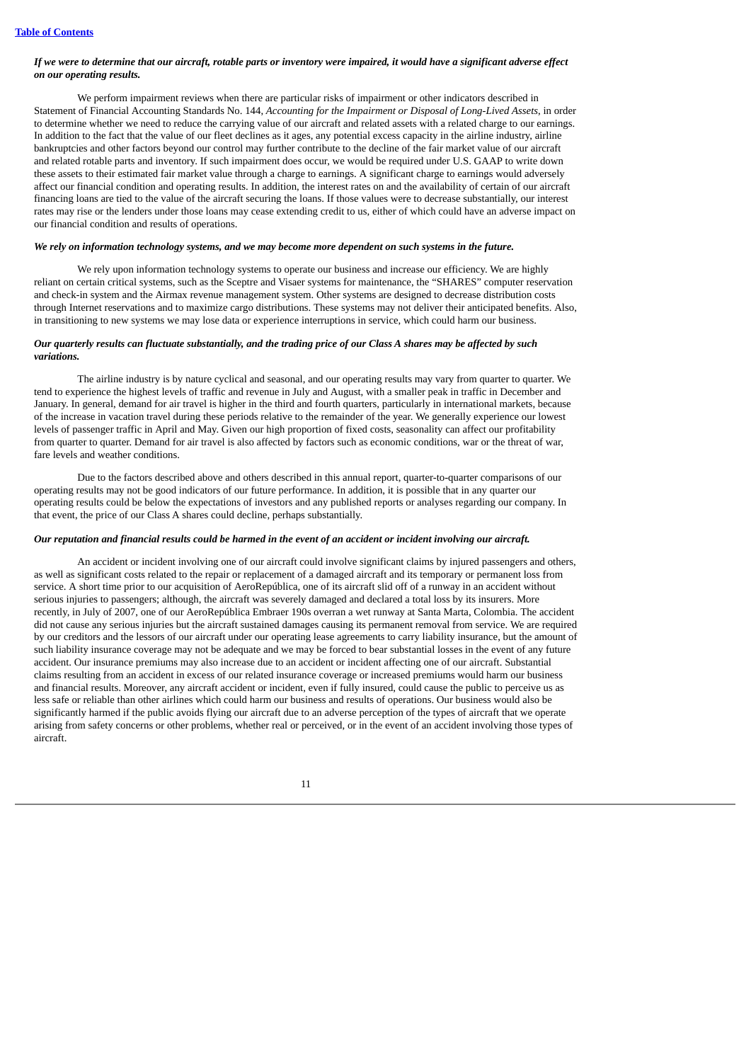***If we were to determine that our aircraft, rotable parts or inventory were impaired, it would have a significant adverse effect on our operating results.***

We perform impairment reviews when there are particular risks of impairment or other indicators described in Statement of Financial Accounting Standards No. 144, *Accounting for the Impairment or Disposal of Long-Lived Assets*, in order to determine whether we need to reduce the carrying value of our aircraft and related assets with a related charge to our earnings. In addition to the fact that the value of our fleet declines as it ages, any potential excess capacity in the airline industry, airline bankruptcies and other factors beyond our control may further contribute to the decline of the fair market value of our aircraft and related rotable parts and inventory. If such impairment does occur, we would be required under U.S. GAAP to write down these assets to their estimated fair market value through a charge to earnings. A significant charge to earnings would adversely affect our financial condition and operating results. In addition, the interest rates on and the availability of certain of our aircraft financing loans are tied to the value of the aircraft securing the loans. If those values were to decrease substantially, our interest rates may rise or the lenders under those loans may cease extending credit to us, either of which could have an adverse impact on our financial condition and results of operations.

***We rely on information technology systems, and we may become more dependent on such systems in the future.***

We rely upon information technology systems to operate our business and increase our efficiency. We are highly reliant on certain critical systems, such as the Sceptre and Visaer systems for maintenance, the "SHARES" computer reservation and check-in system and the Airmax revenue management system. Other systems are designed to decrease distribution costs through Internet reservations and to maximize cargo distributions. These systems may not deliver their anticipated benefits. Also, in transitioning to new systems we may lose data or experience interruptions in service, which could harm our business.

***Our quarterly results can fluctuate substantially, and the trading price of our Class A shares may be affected by such variations.***

The airline industry is by nature cyclical and seasonal, and our operating results may vary from quarter to quarter. We tend to experience the highest levels of traffic and revenue in July and August, with a smaller peak in traffic in December and January. In general, demand for air travel is higher in the third and fourth quarters, particularly in international markets, because of the increase in vacation travel during these periods relative to the remainder of the year. We generally experience our lowest levels of passenger traffic in April and May. Given our high proportion of fixed costs, seasonality can affect our profitability from quarter to quarter. Demand for air travel is also affected by factors such as economic conditions, war or the threat of war, fare levels and weather conditions.

Due to the factors described above and others described in this annual report, quarter-to-quarter comparisons of our operating results may not be good indicators of our future performance. In addition, it is possible that in any quarter our operating results could be below the expectations of investors and any published reports or analyses regarding our company. In that event, the price of our Class A shares could decline, perhaps substantially.

***Our reputation and financial results could be harmed in the event of an accident or incident involving our aircraft.***

An accident or incident involving one of our aircraft could involve significant claims by injured passengers and others, as well as significant costs related to the repair or replacement of a damaged aircraft and its temporary or permanent loss from service. A short time prior to our acquisition of AeroRepública, one of its aircraft slid off of a runway in an accident without serious injuries to passengers; although, the aircraft was severely damaged and declared a total loss by its insurers. More recently, in July of 2007, one of our AeroRepública Embraer 190s overran a wet runway at Santa Marta, Colombia. The accident did not cause any serious injuries but the aircraft sustained damages causing its permanent removal from service. We are required by our creditors and the lessors of our aircraft under our operating lease agreements to carry liability insurance, but the amount of such liability insurance coverage may not be adequate and we may be forced to bear substantial losses in the event of any future accident. Our insurance premiums may also increase due to an accident or incident affecting one of our aircraft. Substantial claims resulting from an accident in excess of our related insurance coverage or increased premiums would harm our business and financial results. Moreover, any aircraft accident or incident, even if fully insured, could cause the public to perceive us as less safe or reliable than other airlines which could harm our business and results of operations. Our business would also be significantly harmed if the public avoids flying our aircraft due to an adverse perception of the types of aircraft that we operate arising from safety concerns or other problems, whether real or perceived, or in the event of an accident involving those types of aircraft.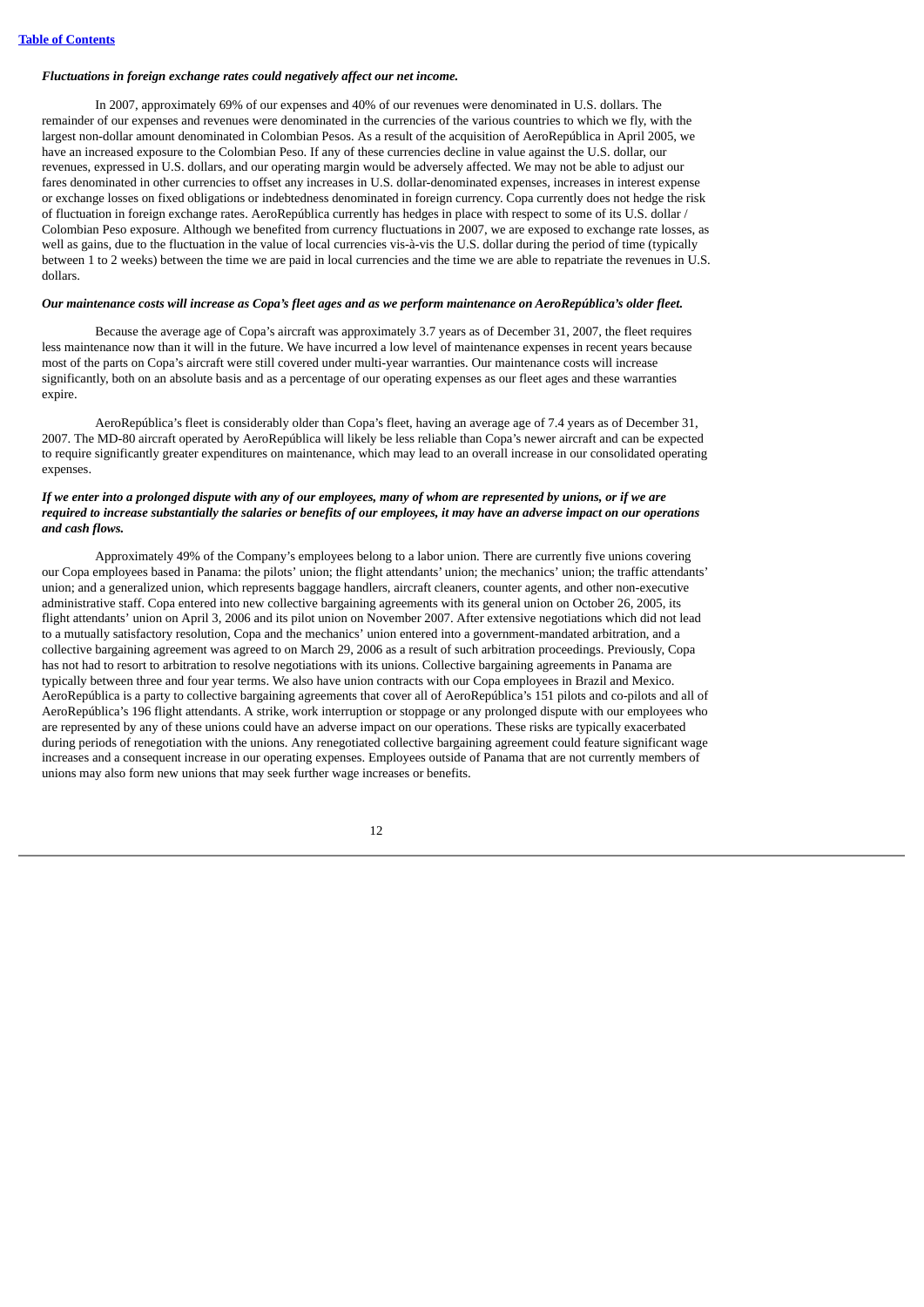***Fluctuations in foreign exchange rates could negatively affect our net income.***

In 2007, approximately 69% of our expenses and 40% of our revenues were denominated in U.S. dollars. The remainder of our expenses and revenues were denominated in the currencies of the various countries to which we fly, with the largest non-dollar amount denominated in Colombian Pesos. As a result of the acquisition of AeroRepública in April 2005, we have an increased exposure to the Colombian Peso. If any of these currencies decline in value against the U.S. dollar, our revenues, expressed in U.S. dollars, and our operating margin would be adversely affected. We may not be able to adjust our fares denominated in other currencies to offset any increases in U.S. dollar-denominated expenses, increases in interest expense or exchange losses on fixed obligations or indebtedness denominated in foreign currency. Copa currently does not hedge the risk of fluctuation in foreign exchange rates. AeroRepública currently has hedges in place with respect to some of its U.S. dollar / Colombian Peso exposure. Although we benefited from currency fluctuations in 2007, we are exposed to exchange rate losses, as well as gains, due to the fluctuation in the value of local currencies vis-à-vis the U.S. dollar during the period of time (typically between 1 to 2 weeks) between the time we are paid in local currencies and the time we are able to repatriate the revenues in U.S. dollars.

***Our maintenance costs will increase as Copa's fleet ages and as we perform maintenance on AeroRepública's older fleet.***

Because the average age of Copa's aircraft was approximately 3.7 years as of December 31, 2007, the fleet requires less maintenance now than it will in the future. We have incurred a low level of maintenance expenses in recent years because most of the parts on Copa's aircraft were still covered under multi-year warranties. Our maintenance costs will increase significantly, both on an absolute basis and as a percentage of our operating expenses as our fleet ages and these warranties expire.

AeroRepública's fleet is considerably older than Copa's fleet, having an average age of 7.4 years as of December 31, 2007. The MD-80 aircraft operated by AeroRepública will likely be less reliable than Copa's newer aircraft and can be expected to require significantly greater expenditures on maintenance, which may lead to an overall increase in our consolidated operating expenses.

***If we enter into a prolonged dispute with any of our employees, many of whom are represented by unions, or if we are required to increase substantially the salaries or benefits of our employees, it may have an adverse impact on our operations and cash flows.***

Approximately 49% of the Company's employees belong to a labor union. There are currently five unions covering our Copa employees based in Panama: the pilots' union; the flight attendants' union; the mechanics' union; the traffic attendants' union; and a generalized union, which represents baggage handlers, aircraft cleaners, counter agents, and other non-executive administrative staff. Copa entered into new collective bargaining agreements with its general union on October 26, 2005, its flight attendants' union on April 3, 2006 and its pilot union on November 2007. After extensive negotiations which did not lead to a mutually satisfactory resolution, Copa and the mechanics' union entered into a government-mandated arbitration, and a collective bargaining agreement was agreed to on March 29, 2006 as a result of such arbitration proceedings. Previously, Copa has not had to resort to arbitration to resolve negotiations with its unions. Collective bargaining agreements in Panama are typically between three and four year terms. We also have union contracts with our Copa employees in Brazil and Mexico. AeroRepública is a party to collective bargaining agreements that cover all of AeroRepública's 151 pilots and co-pilots and all of AeroRepública's 196 flight attendants. A strike, work interruption or stoppage or any prolonged dispute with our employees who are represented by any of these unions could have an adverse impact on our operations. These risks are typically exacerbated during periods of renegotiation with the unions. Any renegotiated collective bargaining agreement could feature significant wage increases and a consequent increase in our operating expenses. Employees outside of Panama that are not currently members of unions may also form new unions that may seek further wage increases or benefits.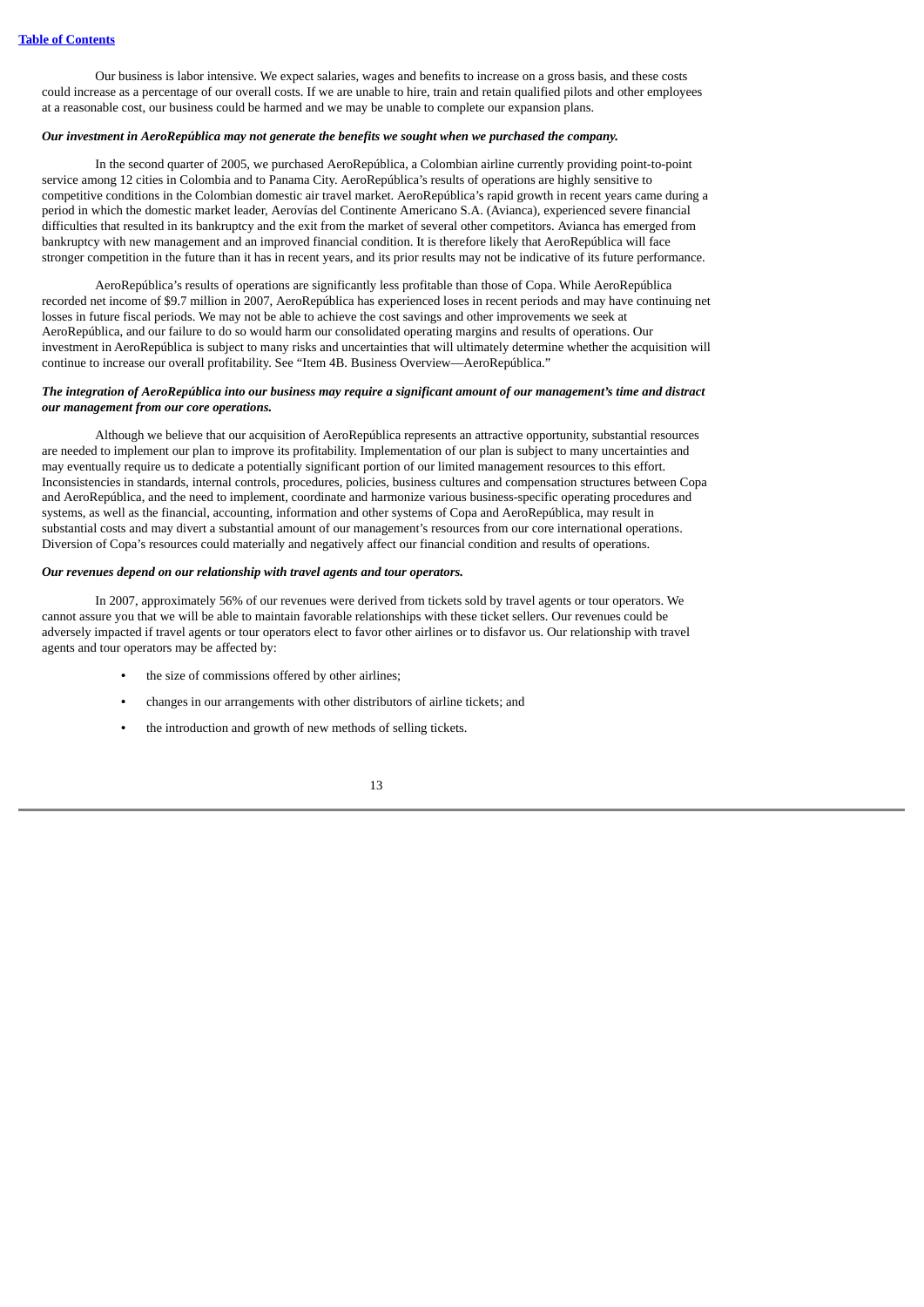Our business is labor intensive. We expect salaries, wages and benefits to increase on a gross basis, and these costs could increase as a percentage of our overall costs. If we are unable to hire, train and retain qualified pilots and other employees at a reasonable cost, our business could be harmed and we may be unable to complete our expansion plans.

***Our investment in AeroRepública may not generate the benefits we sought when we purchased the company.***

In the second quarter of 2005, we purchased AeroRepública, a Colombian airline currently providing point-to-point service among 12 cities in Colombia and to Panama City. AeroRepública's results of operations are highly sensitive to competitive conditions in the Colombian domestic air travel market. AeroRepública's rapid growth in recent years came during a period in which the domestic market leader, Aerovías del Continente Americano S.A. (Avianca), experienced severe financial difficulties that resulted in its bankruptcy and the exit from the market of several other competitors. Avianca has emerged from bankruptcy with new management and an improved financial condition. It is therefore likely that AeroRepública will face stronger competition in the future than it has in recent years, and its prior results may not be indicative of its future performance.

AeroRepública's results of operations are significantly less profitable than those of Copa. While AeroRepública recorded net income of $9.7 million in 2007, AeroRepública has experienced loses in recent periods and may have continuing net losses in future fiscal periods. We may not be able to achieve the cost savings and other improvements we seek at AeroRepública, and our failure to do so would harm our consolidated operating margins and results of operations. Our investment in AeroRepública is subject to many risks and uncertainties that will ultimately determine whether the acquisition will continue to increase our overall profitability. See "Item 4B. Business Overview—AeroRepública."

***The integration of AeroRepública into our business may require a significant amount of our management's time and distract our management from our core operations.***

Although we believe that our acquisition of AeroRepública represents an attractive opportunity, substantial resources are needed to implement our plan to improve its profitability. Implementation of our plan is subject to many uncertainties and may eventually require us to dedicate a potentially significant portion of our limited management resources to this effort. Inconsistencies in standards, internal controls, procedures, policies, business cultures and compensation structures between Copa and AeroRepública, and the need to implement, coordinate and harmonize various business-specific operating procedures and systems, as well as the financial, accounting, information and other systems of Copa and AeroRepública, may result in substantial costs and may divert a substantial amount of our management's resources from our core international operations. Diversion of Copa's resources could materially and negatively affect our financial condition and results of operations.

***Our revenues depend on our relationship with travel agents and tour operators.***

In 2007, approximately 56% of our revenues were derived from tickets sold by travel agents or tour operators. We cannot assure you that we will be able to maintain favorable relationships with these ticket sellers. Our revenues could be adversely impacted if travel agents or tour operators elect to favor other airlines or to disfavor us. Our relationship with travel agents and tour operators may be affected by:

- the size of commissions offered by other airlines;
- changes in our arrangements with other distributors of airline tickets; and
- the introduction and growth of new methods of selling tickets.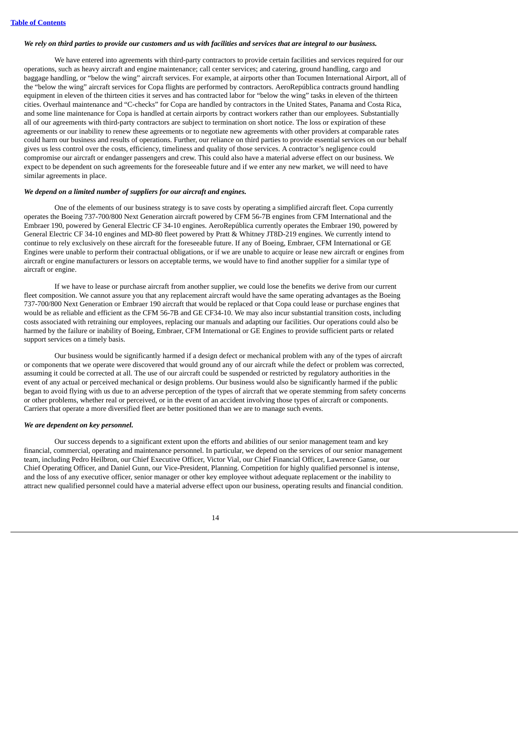*We rely on third parties to provide our customers and us with facilities and services that are integral to our business.*

We have entered into agreements with third-party contractors to provide certain facilities and services required for our operations, such as heavy aircraft and engine maintenance; call center services; and catering, ground handling, cargo and baggage handling, or "below the wing" aircraft services. For example, at airports other than Tocumen International Airport, all of the "below the wing" aircraft services for Copa flights are performed by contractors. AeroRepública contracts ground handling equipment in eleven of the thirteen cities it serves and has contracted labor for "below the wing" tasks in eleven of the thirteen cities. Overhaul maintenance and "C-checks" for Copa are handled by contractors in the United States, Panama and Costa Rica, and some line maintenance for Copa is handled at certain airports by contract workers rather than our employees. Substantially all of our agreements with third-party contractors are subject to termination on short notice. The loss or expiration of these agreements or our inability to renew these agreements or to negotiate new agreements with other providers at comparable rates could harm our business and results of operations. Further, our reliance on third parties to provide essential services on our behalf gives us less control over the costs, efficiency, timeliness and quality of those services. A contractor's negligence could compromise our aircraft or endanger passengers and crew. This could also have a material adverse effect on our business. We expect to be dependent on such agreements for the foreseeable future and if we enter any new market, we will need to have similar agreements in place.

*We depend on a limited number of suppliers for our aircraft and engines.*

One of the elements of our business strategy is to save costs by operating a simplified aircraft fleet. Copa currently operates the Boeing 737-700/800 Next Generation aircraft powered by CFM 56-7B engines from CFM International and the Embraer 190, powered by General Electric CF 34-10 engines. AeroRepública currently operates the Embraer 190, powered by General Electric CF 34-10 engines and MD-80 fleet powered by Pratt & Whitney JT8D-219 engines. We currently intend to continue to rely exclusively on these aircraft for the foreseeable future. If any of Boeing, Embraer, CFM International or GE Engines were unable to perform their contractual obligations, or if we are unable to acquire or lease new aircraft or engines from aircraft or engine manufacturers or lessors on acceptable terms, we would have to find another supplier for a similar type of aircraft or engine.

If we have to lease or purchase aircraft from another supplier, we could lose the benefits we derive from our current fleet composition. We cannot assure you that any replacement aircraft would have the same operating advantages as the Boeing 737-700/800 Next Generation or Embraer 190 aircraft that would be replaced or that Copa could lease or purchase engines that would be as reliable and efficient as the CFM 56-7B and GE CF34-10. We may also incur substantial transition costs, including costs associated with retraining our employees, replacing our manuals and adapting our facilities. Our operations could also be harmed by the failure or inability of Boeing, Embraer, CFM International or GE Engines to provide sufficient parts or related support services on a timely basis.

Our business would be significantly harmed if a design defect or mechanical problem with any of the types of aircraft or components that we operate were discovered that would ground any of our aircraft while the defect or problem was corrected, assuming it could be corrected at all. The use of our aircraft could be suspended or restricted by regulatory authorities in the event of any actual or perceived mechanical or design problems. Our business would also be significantly harmed if the public began to avoid flying with us due to an adverse perception of the types of aircraft that we operate stemming from safety concerns or other problems, whether real or perceived, or in the event of an accident involving those types of aircraft or components. Carriers that operate a more diversified fleet are better positioned than we are to manage such events.

*We are dependent on key personnel.*

Our success depends to a significant extent upon the efforts and abilities of our senior management team and key financial, commercial, operating and maintenance personnel. In particular, we depend on the services of our senior management team, including Pedro Heilbron, our Chief Executive Officer, Victor Vial, our Chief Financial Officer, Lawrence Ganse, our Chief Operating Officer, and Daniel Gunn, our Vice-President, Planning. Competition for highly qualified personnel is intense, and the loss of any executive officer, senior manager or other key employee without adequate replacement or the inability to attract new qualified personnel could have a material adverse effect upon our business, operating results and financial condition.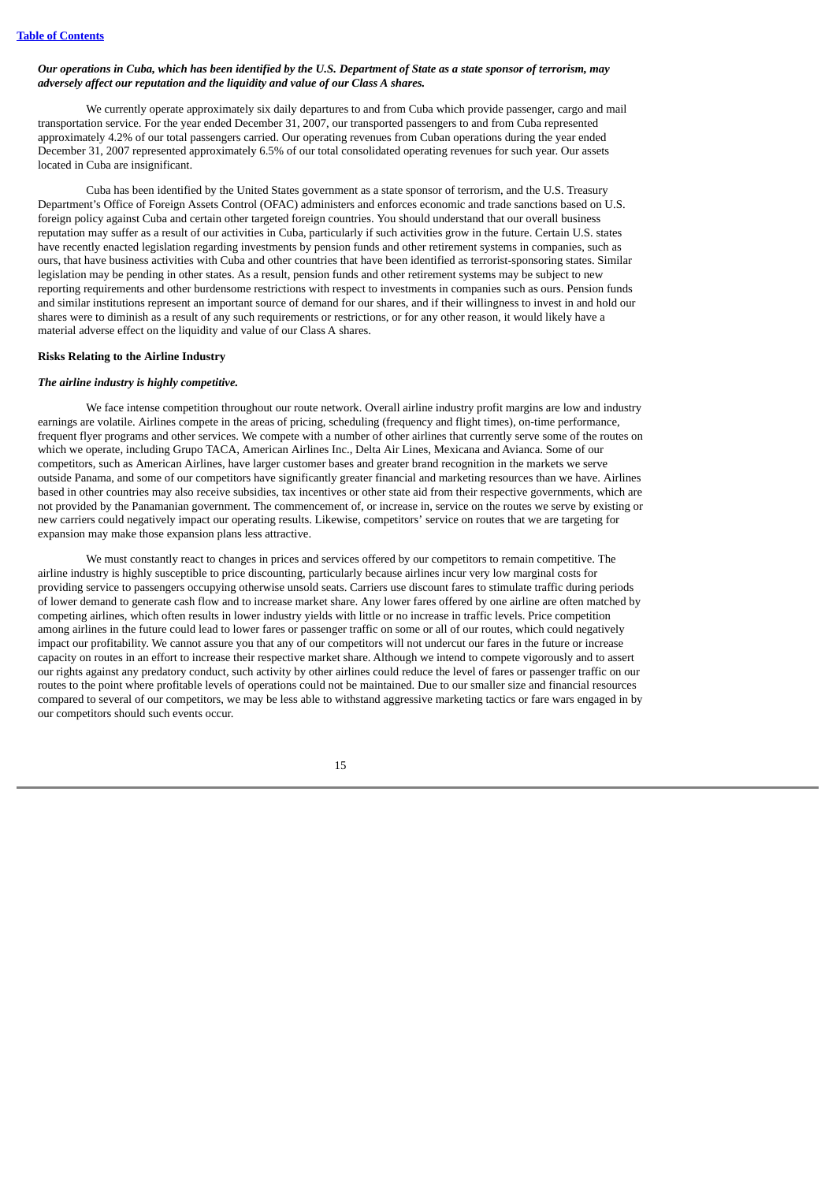*Our operations in Cuba, which has been identified by the U.S. Department of State as a state sponsor of terrorism, may adversely affect our reputation and the liquidity and value of our Class A shares.*

We currently operate approximately six daily departures to and from Cuba which provide passenger, cargo and mail transportation service. For the year ended December 31, 2007, our transported passengers to and from Cuba represented approximately 4.2% of our total passengers carried. Our operating revenues from Cuban operations during the year ended December 31, 2007 represented approximately 6.5% of our total consolidated operating revenues for such year. Our assets located in Cuba are insignificant.

Cuba has been identified by the United States government as a state sponsor of terrorism, and the U.S. Treasury Department's Office of Foreign Assets Control (OFAC) administers and enforces economic and trade sanctions based on U.S. foreign policy against Cuba and certain other targeted foreign countries. You should understand that our overall business reputation may suffer as a result of our activities in Cuba, particularly if such activities grow in the future. Certain U.S. states have recently enacted legislation regarding investments by pension funds and other retirement systems in companies, such as ours, that have business activities with Cuba and other countries that have been identified as terrorist-sponsoring states. Similar legislation may be pending in other states. As a result, pension funds and other retirement systems may be subject to new reporting requirements and other burdensome restrictions with respect to investments in companies such as ours. Pension funds and similar institutions represent an important source of demand for our shares, and if their willingness to invest in and hold our shares were to diminish as a result of any such requirements or restrictions, or for any other reason, it would likely have a material adverse effect on the liquidity and value of our Class A shares.

**Risks Relating to the Airline Industry**

***The airline industry is highly competitive.***

We face intense competition throughout our route network. Overall airline industry profit margins are low and industry earnings are volatile. Airlines compete in the areas of pricing, scheduling (frequency and flight times), on-time performance, frequent flyer programs and other services. We compete with a number of other airlines that currently serve some of the routes on which we operate, including Grupo TACA, American Airlines Inc., Delta Air Lines, Mexicana and Avianca. Some of our competitors, such as American Airlines, have larger customer bases and greater brand recognition in the markets we serve outside Panama, and some of our competitors have significantly greater financial and marketing resources than we have. Airlines based in other countries may also receive subsidies, tax incentives or other state aid from their respective governments, which are not provided by the Panamanian government. The commencement of, or increase in, service on the routes we serve by existing or new carriers could negatively impact our operating results. Likewise, competitors' service on routes that we are targeting for expansion may make those expansion plans less attractive.

We must constantly react to changes in prices and services offered by our competitors to remain competitive. The airline industry is highly susceptible to price discounting, particularly because airlines incur very low marginal costs for providing service to passengers occupying otherwise unsold seats. Carriers use discount fares to stimulate traffic during periods of lower demand to generate cash flow and to increase market share. Any lower fares offered by one airline are often matched by competing airlines, which often results in lower industry yields with little or no increase in traffic levels. Price competition among airlines in the future could lead to lower fares or passenger traffic on some or all of our routes, which could negatively impact our profitability. We cannot assure you that any of our competitors will not undercut our fares in the future or increase capacity on routes in an effort to increase their respective market share. Although we intend to compete vigorously and to assert our rights against any predatory conduct, such activity by other airlines could reduce the level of fares or passenger traffic on our routes to the point where profitable levels of operations could not be maintained. Due to our smaller size and financial resources compared to several of our competitors, we may be less able to withstand aggressive marketing tactics or fare wars engaged in by our competitors should such events occur.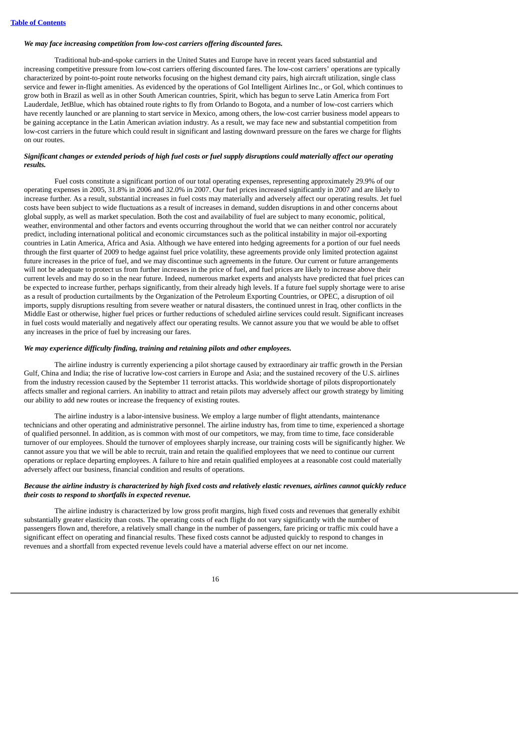*We may face increasing competition from low-cost carriers offering discounted fares.*

Traditional hub-and-spoke carriers in the United States and Europe have in recent years faced substantial and increasing competitive pressure from low-cost carriers offering discounted fares. The low-cost carriers' operations are typically characterized by point-to-point route networks focusing on the highest demand city pairs, high aircraft utilization, single class service and fewer in-flight amenities. As evidenced by the operations of Gol Intelligent Airlines Inc., or Gol, which continues to grow both in Brazil as well as in other South American countries, Spirit, which has begun to serve Latin America from Fort Lauderdale, JetBlue, which has obtained route rights to fly from Orlando to Bogota, and a number of low-cost carriers which have recently launched or are planning to start service in Mexico, among others, the low-cost carrier business model appears to be gaining acceptance in the Latin American aviation industry. As a result, we may face new and substantial competition from low-cost carriers in the future which could result in significant and lasting downward pressure on the fares we charge for flights on our routes.

***Significant changes or extended periods of high fuel costs or fuel supply disruptions could materially affect our operating results.***

Fuel costs constitute a significant portion of our total operating expenses, representing approximately 29.9% of our operating expenses in 2005, 31.8% in 2006 and 32.0% in 2007. Our fuel prices increased significantly in 2007 and are likely to increase further. As a result, substantial increases in fuel costs may materially and adversely affect our operating results. Jet fuel costs have been subject to wide fluctuations as a result of increases in demand, sudden disruptions in and other concerns about global supply, as well as market speculation. Both the cost and availability of fuel are subject to many economic, political, weather, environmental and other factors and events occurring throughout the world that we can neither control nor accurately predict, including international political and economic circumstances such as the political instability in major oil-exporting countries in Latin America, Africa and Asia. Although we have entered into hedging agreements for a portion of our fuel needs through the first quarter of 2009 to hedge against fuel price volatility, these agreements provide only limited protection against future increases in the price of fuel, and we may discontinue such agreements in the future. Our current or future arrangements will not be adequate to protect us from further increases in the price of fuel, and fuel prices are likely to increase above their current levels and may do so in the near future. Indeed, numerous market experts and analysts have predicted that fuel prices can be expected to increase further, perhaps significantly, from their already high levels. If a future fuel supply shortage were to arise as a result of production curtailments by the Organization of the Petroleum Exporting Countries, or OPEC, a disruption of oil imports, supply disruptions resulting from severe weather or natural disasters, the continued unrest in Iraq, other conflicts in the Middle East or otherwise, higher fuel prices or further reductions of scheduled airline services could result. Significant increases in fuel costs would materially and negatively affect our operating results. We cannot assure you that we would be able to offset any increases in the price of fuel by increasing our fares.

***We may experience difficulty finding, training and retaining pilots and other employees.***

The airline industry is currently experiencing a pilot shortage caused by extraordinary air traffic growth in the Persian Gulf, China and India; the rise of lucrative low-cost carriers in Europe and Asia; and the sustained recovery of the U.S. airlines from the industry recession caused by the September 11 terrorist attacks. This worldwide shortage of pilots disproportionately affects smaller and regional carriers. An inability to attract and retain pilots may adversely affect our growth strategy by limiting our ability to add new routes or increase the frequency of existing routes.

The airline industry is a labor-intensive business. We employ a large number of flight attendants, maintenance technicians and other operating and administrative personnel. The airline industry has, from time to time, experienced a shortage of qualified personnel. In addition, as is common with most of our competitors, we may, from time to time, face considerable turnover of our employees. Should the turnover of employees sharply increase, our training costs will be significantly higher. We cannot assure you that we will be able to recruit, train and retain the qualified employees that we need to continue our current operations or replace departing employees. A failure to hire and retain qualified employees at a reasonable cost could materially adversely affect our business, financial condition and results of operations.

***Because the airline industry is characterized by high fixed costs and relatively elastic revenues, airlines cannot quickly reduce their costs to respond to shortfalls in expected revenue.***

The airline industry is characterized by low gross profit margins, high fixed costs and revenues that generally exhibit substantially greater elasticity than costs. The operating costs of each flight do not vary significantly with the number of passengers flown and, therefore, a relatively small change in the number of passengers, fare pricing or traffic mix could have a significant effect on operating and financial results. These fixed costs cannot be adjusted quickly to respond to changes in revenues and a shortfall from expected revenue levels could have a material adverse effect on our net income.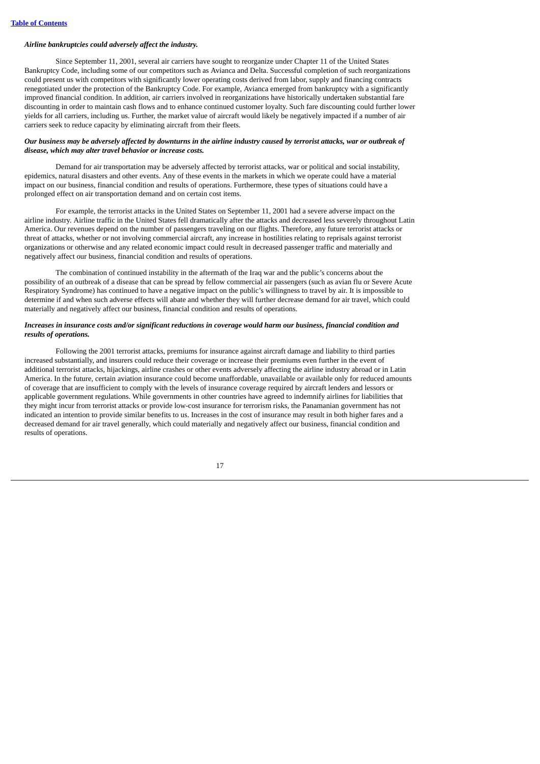*Airline bankruptcies could adversely affect the industry.*

Since September 11, 2001, several air carriers have sought to reorganize under Chapter 11 of the United States Bankruptcy Code, including some of our competitors such as Avianca and Delta. Successful completion of such reorganizations could present us with competitors with significantly lower operating costs derived from labor, supply and financing contracts renegotiated under the protection of the Bankruptcy Code. For example, Avianca emerged from bankruptcy with a significantly improved financial condition. In addition, air carriers involved in reorganizations have historically undertaken substantial fare discounting in order to maintain cash flows and to enhance continued customer loyalty. Such fare discounting could further lower yields for all carriers, including us. Further, the market value of aircraft would likely be negatively impacted if a number of air carriers seek to reduce capacity by eliminating aircraft from their fleets.

***Our business may be adversely affected by downturns in the airline industry caused by terrorist attacks, war or outbreak of disease, which may alter travel behavior or increase costs.***

Demand for air transportation may be adversely affected by terrorist attacks, war or political and social instability, epidemics, natural disasters and other events. Any of these events in the markets in which we operate could have a material impact on our business, financial condition and results of operations. Furthermore, these types of situations could have a prolonged effect on air transportation demand and on certain cost items.

For example, the terrorist attacks in the United States on September 11, 2001 had a severe adverse impact on the airline industry. Airline traffic in the United States fell dramatically after the attacks and decreased less severely throughout Latin America. Our revenues depend on the number of passengers traveling on our flights. Therefore, any future terrorist attacks or threat of attacks, whether or not involving commercial aircraft, any increase in hostilities relating to reprisals against terrorist organizations or otherwise and any related economic impact could result in decreased passenger traffic and materially and negatively affect our business, financial condition and results of operations.

The combination of continued instability in the aftermath of the Iraq war and the public's concerns about the possibility of an outbreak of a disease that can be spread by fellow commercial air passengers (such as avian flu or Severe Acute Respiratory Syndrome) has continued to have a negative impact on the public's willingness to travel by air. It is impossible to determine if and when such adverse effects will abate and whether they will further decrease demand for air travel, which could materially and negatively affect our business, financial condition and results of operations.

***Increases in insurance costs and/or significant reductions in coverage would harm our business, financial condition and results of operations.***

Following the 2001 terrorist attacks, premiums for insurance against aircraft damage and liability to third parties increased substantially, and insurers could reduce their coverage or increase their premiums even further in the event of additional terrorist attacks, hijackings, airline crashes or other events adversely affecting the airline industry abroad or in Latin America. In the future, certain aviation insurance could become unaffordable, unavailable or available only for reduced amounts of coverage that are insufficient to comply with the levels of insurance coverage required by aircraft lenders and lessors or applicable government regulations. While governments in other countries have agreed to indemnify airlines for liabilities that they might incur from terrorist attacks or provide low-cost insurance for terrorism risks, the Panamanian government has not indicated an intention to provide similar benefits to us. Increases in the cost of insurance may result in both higher fares and a decreased demand for air travel generally, which could materially and negatively affect our business, financial condition and results of operations.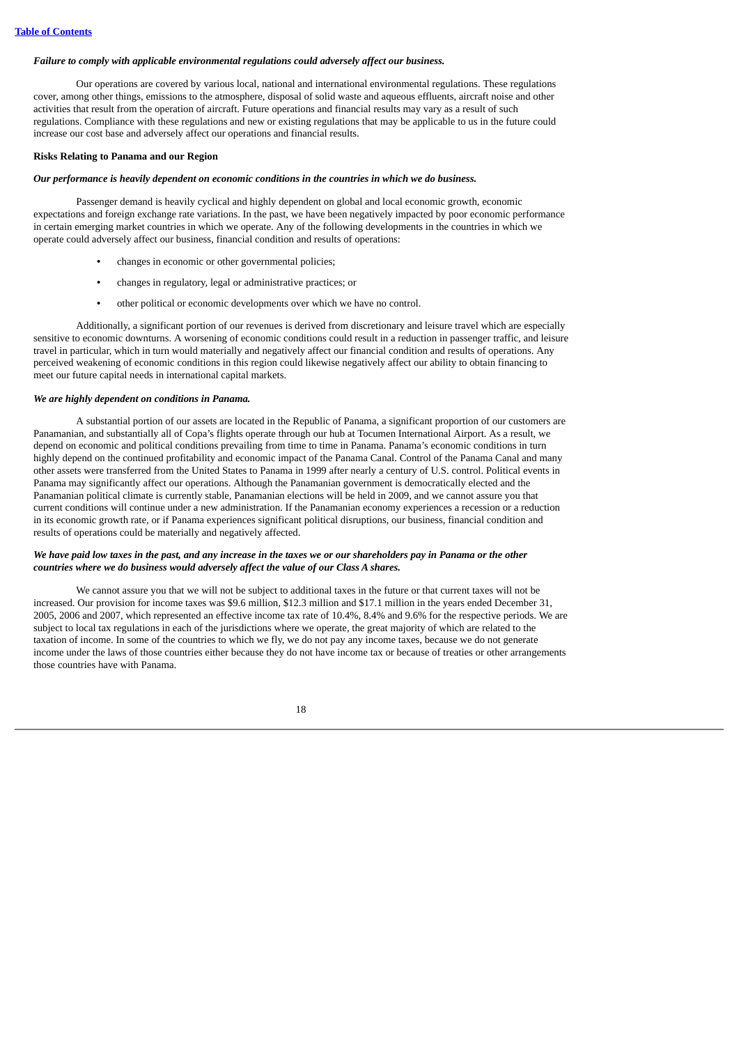*Failure to comply with applicable environmental regulations could adversely affect our business.*

Our operations are covered by various local, national and international environmental regulations. These regulations cover, among other things, emissions to the atmosphere, disposal of solid waste and aqueous effluents, aircraft noise and other activities that result from the operation of aircraft. Future operations and financial results may vary as a result of such regulations. Compliance with these regulations and new or existing regulations that may be applicable to us in the future could increase our cost base and adversely affect our operations and financial results.

**Risks Relating to Panama and our Region**

***Our performance is heavily dependent on economic conditions in the countries in which we do business.***

Passenger demand is heavily cyclical and highly dependent on global and local economic growth, economic expectations and foreign exchange rate variations. In the past, we have been negatively impacted by poor economic performance in certain emerging market countries in which we operate. Any of the following developments in the countries in which we operate could adversely affect our business, financial condition and results of operations:

- changes in economic or other governmental policies;
- changes in regulatory, legal or administrative practices; or
- other political or economic developments over which we have no control.

Additionally, a significant portion of our revenues is derived from discretionary and leisure travel which are especially sensitive to economic downturns. A worsening of economic conditions could result in a reduction in passenger traffic, and leisure travel in particular, which in turn would materially and negatively affect our financial condition and results of operations. Any perceived weakening of economic conditions in this region could likewise negatively affect our ability to obtain financing to meet our future capital needs in international capital markets.

***We are highly dependent on conditions in Panama.***

A substantial portion of our assets are located in the Republic of Panama, a significant proportion of our customers are Panamanian, and substantially all of Copa's flights operate through our hub at Tocumen International Airport. As a result, we depend on economic and political conditions prevailing from time to time in Panama. Panama's economic conditions in turn highly depend on the continued profitability and economic impact of the Panama Canal. Control of the Panama Canal and many other assets were transferred from the United States to Panama in 1999 after nearly a century of U.S. control. Political events in Panama may significantly affect our operations. Although the Panamanian government is democratically elected and the Panamanian political climate is currently stable, Panamanian elections will be held in 2009, and we cannot assure you that current conditions will continue under a new administration. If the Panamanian economy experiences a recession or a reduction in its economic growth rate, or if Panama experiences significant political disruptions, our business, financial condition and results of operations could be materially and negatively affected.

***We have paid low taxes in the past, and any increase in the taxes we or our shareholders pay in Panama or the other countries where we do business would adversely affect the value of our Class A shares.***

We cannot assure you that we will not be subject to additional taxes in the future or that current taxes will not be increased. Our provision for income taxes was \$9.6 million, \$12.3 million and \$17.1 million in the years ended December 31, 2005, 2006 and 2007, which represented an effective income tax rate of 10.4%, 8.4% and 9.6% for the respective periods. We are subject to local tax regulations in each of the jurisdictions where we operate, the great majority of which are related to the taxation of income. In some of the countries to which we fly, we do not pay any income taxes, because we do not generate income under the laws of those countries either because they do not have income tax or because of treaties or other arrangements those countries have with Panama.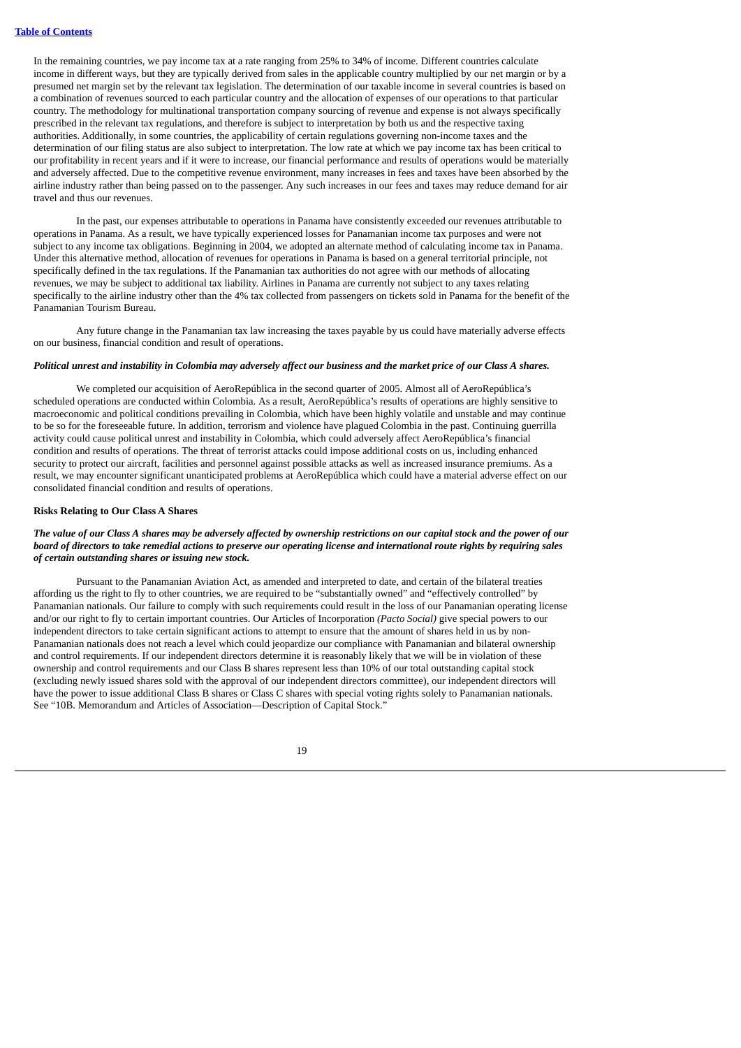In the remaining countries, we pay income tax at a rate ranging from 25% to 34% of income. Different countries calculate income in different ways, but they are typically derived from sales in the applicable country multiplied by our net margin or by a presumed net margin set by the relevant tax legislation. The determination of our taxable income in several countries is based on a combination of revenues sourced to each particular country and the allocation of expenses of our operations to that particular country. The methodology for multinational transportation company sourcing of revenue and expense is not always specifically prescribed in the relevant tax regulations, and therefore is subject to interpretation by both us and the respective taxing authorities. Additionally, in some countries, the applicability of certain regulations governing non-income taxes and the determination of our filing status are also subject to interpretation. The low rate at which we pay income tax has been critical to our profitability in recent years and if it were to increase, our financial performance and results of operations would be materially and adversely affected. Due to the competitive revenue environment, many increases in fees and taxes have been absorbed by the airline industry rather than being passed on to the passenger. Any such increases in our fees and taxes may reduce demand for air travel and thus our revenues.

In the past, our expenses attributable to operations in Panama have consistently exceeded our revenues attributable to operations in Panama. As a result, we have typically experienced losses for Panamanian income tax purposes and were not subject to any income tax obligations. Beginning in 2004, we adopted an alternate method of calculating income tax in Panama. Under this alternative method, allocation of revenues for operations in Panama is based on a general territorial principle, not specifically defined in the tax regulations. If the Panamanian tax authorities do not agree with our methods of allocating revenues, we may be subject to additional tax liability. Airlines in Panama are currently not subject to any taxes relating specifically to the airline industry other than the 4% tax collected from passengers on tickets sold in Panama for the benefit of the Panamanian Tourism Bureau.

Any future change in the Panamanian tax law increasing the taxes payable by us could have materially adverse effects on our business, financial condition and result of operations.

***Political unrest and instability in Colombia may adversely affect our business and the market price of our Class A shares.***

We completed our acquisition of AeroRepública in the second quarter of 2005. Almost all of AeroRepública's scheduled operations are conducted within Colombia. As a result, AeroRepública's results of operations are highly sensitive to macroeconomic and political conditions prevailing in Colombia, which have been highly volatile and unstable and may continue to be so for the foreseeable future. In addition, terrorism and violence have plagued Colombia in the past. Continuing guerrilla activity could cause political unrest and instability in Colombia, which could adversely affect AeroRepública's financial condition and results of operations. The threat of terrorist attacks could impose additional costs on us, including enhanced security to protect our aircraft, facilities and personnel against possible attacks as well as increased insurance premiums. As a result, we may encounter significant unanticipated problems at AeroRepública which could have a material adverse effect on our consolidated financial condition and results of operations.

**Risks Relating to Our Class A Shares**

***The value of our Class A shares may be adversely affected by ownership restrictions on our capital stock and the power of our board of directors to take remedial actions to preserve our operating license and international route rights by requiring sales of certain outstanding shares or issuing new stock.***

Pursuant to the Panamanian Aviation Act, as amended and interpreted to date, and certain of the bilateral treaties affording us the right to fly to other countries, we are required to be "substantially owned" and "effectively controlled" by Panamanian nationals. Our failure to comply with such requirements could result in the loss of our Panamanian operating license and/or our right to fly to certain important countries. Our Articles of Incorporation *(Pacto Social)* give special powers to our independent directors to take certain significant actions to attempt to ensure that the amount of shares held in us by non-Panamanian nationals does not reach a level which could jeopardize our compliance with Panamanian and bilateral ownership and control requirements. If our independent directors determine it is reasonably likely that we will be in violation of these ownership and control requirements and our Class B shares represent less than 10% of our total outstanding capital stock (excluding newly issued shares sold with the approval of our independent directors committee), our independent directors will have the power to issue additional Class B shares or Class C shares with special voting rights solely to Panamanian nationals. See "10B. Memorandum and Articles of Association—Description of Capital Stock."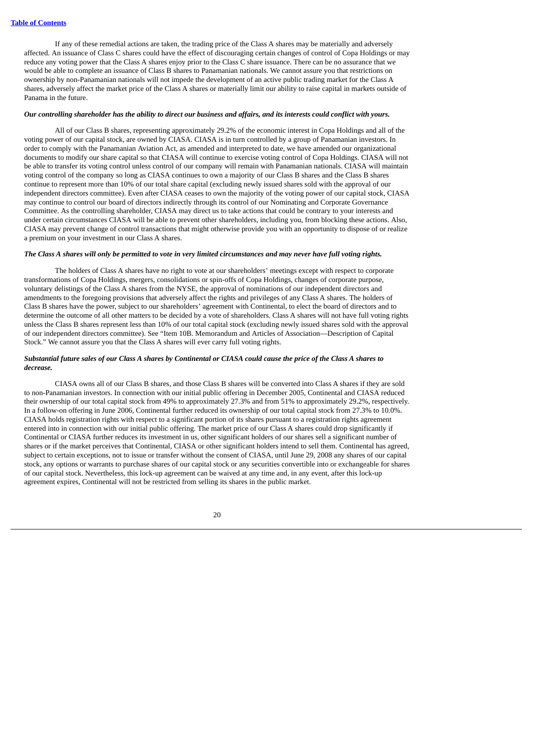If any of these remedial actions are taken, the trading price of the Class A shares may be materially and adversely affected. An issuance of Class C shares could have the effect of discouraging certain changes of control of Copa Holdings or may reduce any voting power that the Class A shares enjoy prior to the Class C share issuance. There can be no assurance that we would be able to complete an issuance of Class B shares to Panamanian nationals. We cannot assure you that restrictions on ownership by non-Panamanian nationals will not impede the development of an active public trading market for the Class A shares, adversely affect the market price of the Class A shares or materially limit our ability to raise capital in markets outside of Panama in the future.

***Our controlling shareholder has the ability to direct our business and affairs, and its interests could conflict with yours.***

All of our Class B shares, representing approximately 29.2% of the economic interest in Copa Holdings and all of the voting power of our capital stock, are owned by CIASA. CIASA is in turn controlled by a group of Panamanian investors. In order to comply with the Panamanian Aviation Act, as amended and interpreted to date, we have amended our organizational documents to modify our share capital so that CIASA will continue to exercise voting control of Copa Holdings. CIASA will not be able to transfer its voting control unless control of our company will remain with Panamanian nationals. CIASA will maintain voting control of the company so long as CIASA continues to own a majority of our Class B shares and the Class B shares continue to represent more than 10% of our total share capital (excluding newly issued shares sold with the approval of our independent directors committee). Even after CIASA ceases to own the majority of the voting power of our capital stock, CIASA may continue to control our board of directors indirectly through its control of our Nominating and Corporate Governance Committee. As the controlling shareholder, CIASA may direct us to take actions that could be contrary to your interests and under certain circumstances CIASA will be able to prevent other shareholders, including you, from blocking these actions. Also, CIASA may prevent change of control transactions that might otherwise provide you with an opportunity to dispose of or realize a premium on your investment in our Class A shares.

***The Class A shares will only be permitted to vote in very limited circumstances and may never have full voting rights.***

The holders of Class A shares have no right to vote at our shareholders' meetings except with respect to corporate transformations of Copa Holdings, mergers, consolidations or spin-offs of Copa Holdings, changes of corporate purpose, voluntary delistings of the Class A shares from the NYSE, the approval of nominations of our independent directors and amendments to the foregoing provisions that adversely affect the rights and privileges of any Class A shares. The holders of Class B shares have the power, subject to our shareholders' agreement with Continental, to elect the board of directors and to determine the outcome of all other matters to be decided by a vote of shareholders. Class A shares will not have full voting rights unless the Class B shares represent less than 10% of our total capital stock (excluding newly issued shares sold with the approval of our independent directors committee). See "Item 10B. Memorandum and Articles of Association—Description of Capital Stock." We cannot assure you that the Class A shares will ever carry full voting rights.

***Substantial future sales of our Class A shares by Continental or CIASA could cause the price of the Class A shares to decrease.***

CIASA owns all of our Class B shares, and those Class B shares will be converted into Class A shares if they are sold to non-Panamanian investors. In connection with our initial public offering in December 2005, Continental and CIASA reduced their ownership of our total capital stock from 49% to approximately 27.3% and from 51% to approximately 29.2%, respectively. In a follow-on offering in June 2006, Continental further reduced its ownership of our total capital stock from 27.3% to 10.0%. CIASA holds registration rights with respect to a significant portion of its shares pursuant to a registration rights agreement entered into in connection with our initial public offering. The market price of our Class A shares could drop significantly if Continental or CIASA further reduces its investment in us, other significant holders of our shares sell a significant number of shares or if the market perceives that Continental, CIASA or other significant holders intend to sell them. Continental has agreed, subject to certain exceptions, not to issue or transfer without the consent of CIASA, until June 29, 2008 any shares of our capital stock, any options or warrants to purchase shares of our capital stock or any securities convertible into or exchangeable for shares of our capital stock. Nevertheless, this lock-up agreement can be waived at any time and, in any event, after this lock-up agreement expires, Continental will not be restricted from selling its shares in the public market.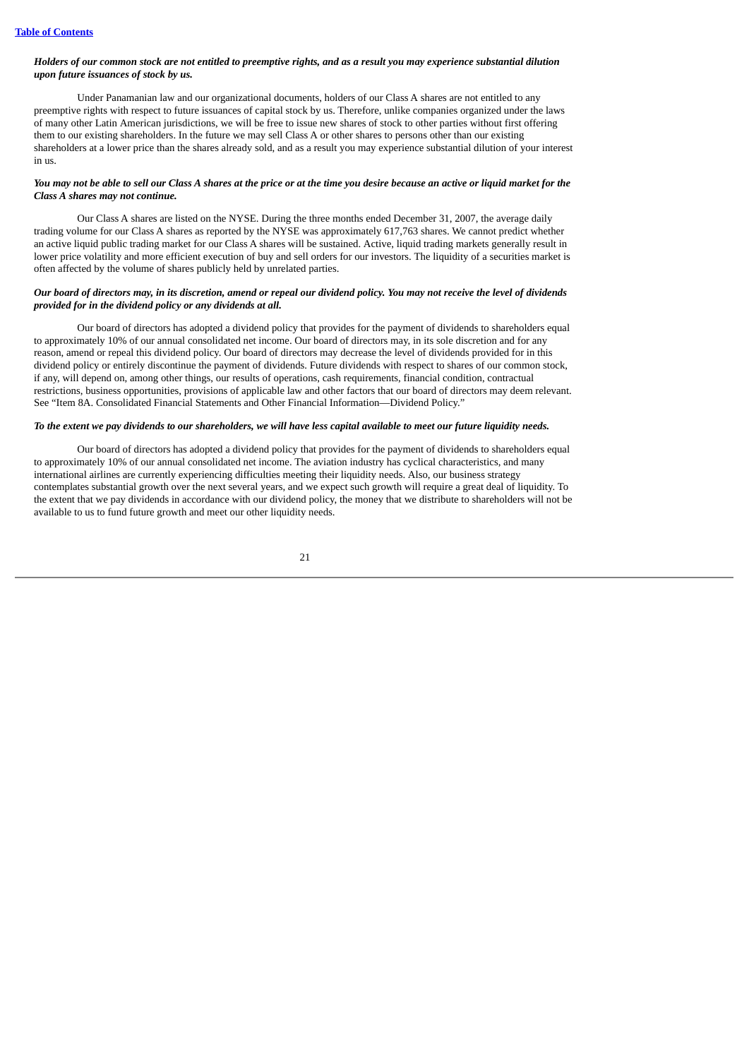***Holders of our common stock are not entitled to preemptive rights, and as a result you may experience substantial dilution upon future issuances of stock by us.***

Under Panamanian law and our organizational documents, holders of our Class A shares are not entitled to any preemptive rights with respect to future issuances of capital stock by us. Therefore, unlike companies organized under the laws of many other Latin American jurisdictions, we will be free to issue new shares of stock to other parties without first offering them to our existing shareholders. In the future we may sell Class A or other shares to persons other than our existing shareholders at a lower price than the shares already sold, and as a result you may experience substantial dilution of your interest in us.

***You may not be able to sell our Class A shares at the price or at the time you desire because an active or liquid market for the Class A shares may not continue.***

Our Class A shares are listed on the NYSE. During the three months ended December 31, 2007, the average daily trading volume for our Class A shares as reported by the NYSE was approximately 617,763 shares. We cannot predict whether an active liquid public trading market for our Class A shares will be sustained. Active, liquid trading markets generally result in lower price volatility and more efficient execution of buy and sell orders for our investors. The liquidity of a securities market is often affected by the volume of shares publicly held by unrelated parties.

***Our board of directors may, in its discretion, amend or repeal our dividend policy. You may not receive the level of dividends provided for in the dividend policy or any dividends at all.***

Our board of directors has adopted a dividend policy that provides for the payment of dividends to shareholders equal to approximately 10% of our annual consolidated net income. Our board of directors may, in its sole discretion and for any reason, amend or repeal this dividend policy. Our board of directors may decrease the level of dividends provided for in this dividend policy or entirely discontinue the payment of dividends. Future dividends with respect to shares of our common stock, if any, will depend on, among other things, our results of operations, cash requirements, financial condition, contractual restrictions, business opportunities, provisions of applicable law and other factors that our board of directors may deem relevant. See "Item 8A. Consolidated Financial Statements and Other Financial Information—Dividend Policy."

***To the extent we pay dividends to our shareholders, we will have less capital available to meet our future liquidity needs.***

Our board of directors has adopted a dividend policy that provides for the payment of dividends to shareholders equal to approximately 10% of our annual consolidated net income. The aviation industry has cyclical characteristics, and many international airlines are currently experiencing difficulties meeting their liquidity needs. Also, our business strategy contemplates substantial growth over the next several years, and we expect such growth will require a great deal of liquidity. To the extent that we pay dividends in accordance with our dividend policy, the money that we distribute to shareholders will not be available to us to fund future growth and meet our other liquidity needs.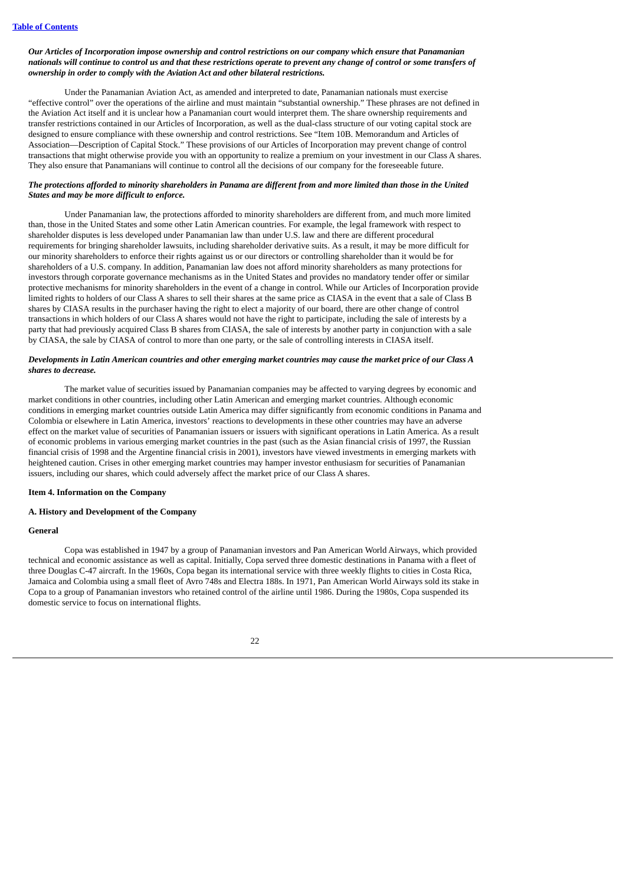***Our Articles of Incorporation impose ownership and control restrictions on our company which ensure that Panamanian nationals will continue to control us and that these restrictions operate to prevent any change of control or some transfers of ownership in order to comply with the Aviation Act and other bilateral restrictions.***

Under the Panamanian Aviation Act, as amended and interpreted to date, Panamanian nationals must exercise "effective control" over the operations of the airline and must maintain "substantial ownership." These phrases are not defined in the Aviation Act itself and it is unclear how a Panamanian court would interpret them. The share ownership requirements and transfer restrictions contained in our Articles of Incorporation, as well as the dual-class structure of our voting capital stock are designed to ensure compliance with these ownership and control restrictions. See "Item 10B. Memorandum and Articles of Association—Description of Capital Stock." These provisions of our Articles of Incorporation may prevent change of control transactions that might otherwise provide you with an opportunity to realize a premium on your investment in our Class A shares. They also ensure that Panamanians will continue to control all the decisions of our company for the foreseeable future.

***The protections afforded to minority shareholders in Panama are different from and more limited than those in the United States and may be more difficult to enforce.***

Under Panamanian law, the protections afforded to minority shareholders are different from, and much more limited than, those in the United States and some other Latin American countries. For example, the legal framework with respect to shareholder disputes is less developed under Panamanian law than under U.S. law and there are different procedural requirements for bringing shareholder lawsuits, including shareholder derivative suits. As a result, it may be more difficult for our minority shareholders to enforce their rights against us or our directors or controlling shareholder than it would be for shareholders of a U.S. company. In addition, Panamanian law does not afford minority shareholders as many protections for investors through corporate governance mechanisms as in the United States and provides no mandatory tender offer or similar protective mechanisms for minority shareholders in the event of a change in control. While our Articles of Incorporation provide limited rights to holders of our Class A shares to sell their shares at the same price as CIASA in the event that a sale of Class B shares by CIASA results in the purchaser having the right to elect a majority of our board, there are other change of control transactions in which holders of our Class A shares would not have the right to participate, including the sale of interests by a party that had previously acquired Class B shares from CIASA, the sale of interests by another party in conjunction with a sale by CIASA, the sale by CIASA of control to more than one party, or the sale of controlling interests in CIASA itself.

***Developments in Latin American countries and other emerging market countries may cause the market price of our Class A shares to decrease.***

The market value of securities issued by Panamanian companies may be affected to varying degrees by economic and market conditions in other countries, including other Latin American and emerging market countries. Although economic conditions in emerging market countries outside Latin America may differ significantly from economic conditions in Panama and Colombia or elsewhere in Latin America, investors' reactions to developments in these other countries may have an adverse effect on the market value of securities of Panamanian issuers or issuers with significant operations in Latin America. As a result of economic problems in various emerging market countries in the past (such as the Asian financial crisis of 1997, the Russian financial crisis of 1998 and the Argentine financial crisis in 2001), investors have viewed investments in emerging markets with heightened caution. Crises in other emerging market countries may hamper investor enthusiasm for securities of Panamanian issuers, including our shares, which could adversely affect the market price of our Class A shares.

## Item 4. Information on the Company

### A. History and Development of the Company

#### General

Copa was established in 1947 by a group of Panamanian investors and Pan American World Airways, which provided technical and economic assistance as well as capital. Initially, Copa served three domestic destinations in Panama with a fleet of three Douglas C-47 aircraft. In the 1960s, Copa began its international service with three weekly flights to cities in Costa Rica, Jamaica and Colombia using a small fleet of Avro 748s and Electra 188s. In 1971, Pan American World Airways sold its stake in Copa to a group of Panamanian investors who retained control of the airline until 1986. During the 1980s, Copa suspended its domestic service to focus on international flights.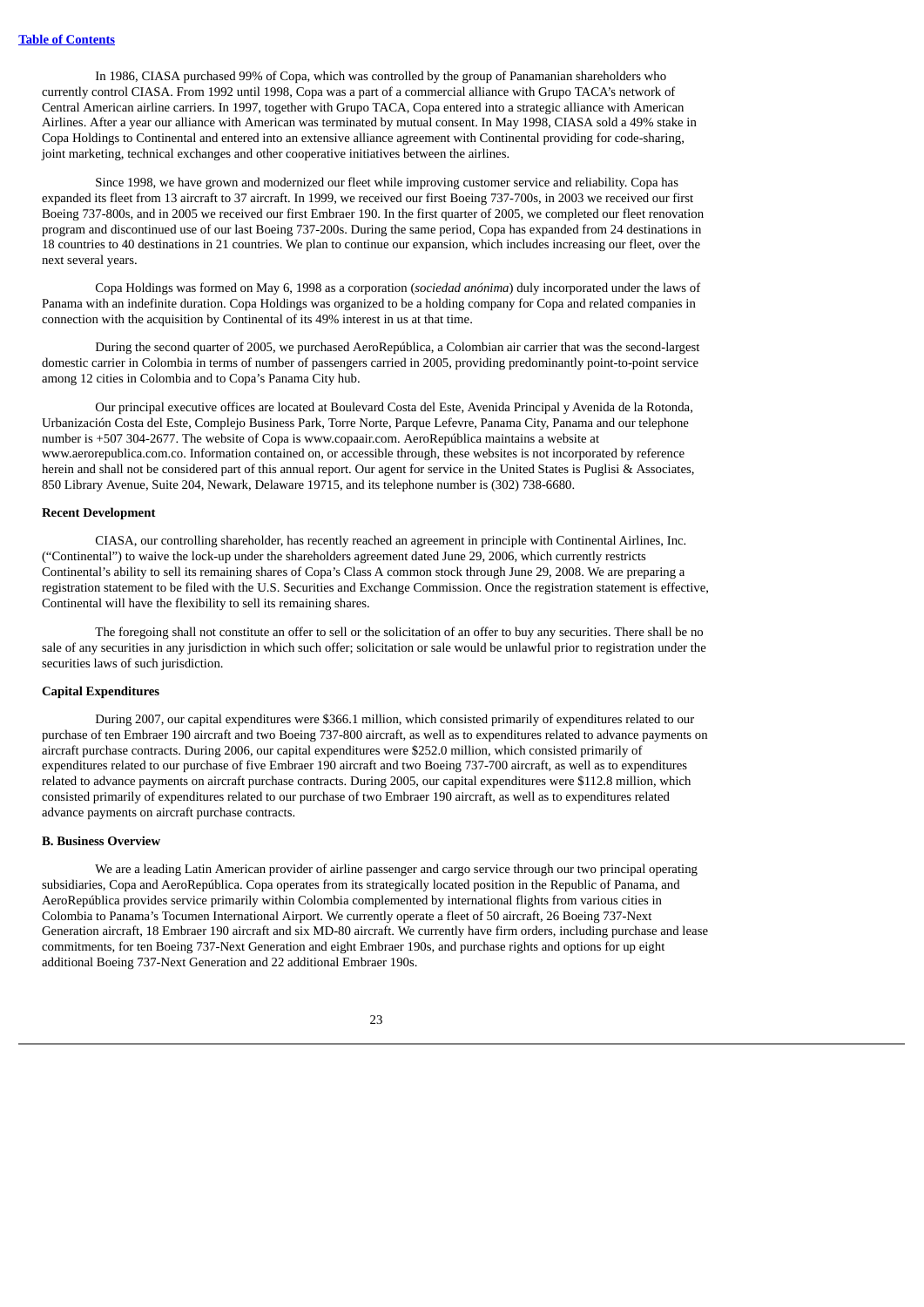In 1986, CIASA purchased 99% of Copa, which was controlled by the group of Panamanian shareholders who currently control CIASA. From 1992 until 1998, Copa was a part of a commercial alliance with Grupo TACA's network of Central American airline carriers. In 1997, together with Grupo TACA, Copa entered into a strategic alliance with American Airlines. After a year our alliance with American was terminated by mutual consent. In May 1998, CIASA sold a 49% stake in Copa Holdings to Continental and entered into an extensive alliance agreement with Continental providing for code-sharing, joint marketing, technical exchanges and other cooperative initiatives between the airlines.

Since 1998, we have grown and modernized our fleet while improving customer service and reliability. Copa has expanded its fleet from 13 aircraft to 37 aircraft. In 1999, we received our first Boeing 737-700s, in 2003 we received our first Boeing 737-800s, and in 2005 we received our first Embraer 190. In the first quarter of 2005, we completed our fleet renovation program and discontinued use of our last Boeing 737-200s. During the same period, Copa has expanded from 24 destinations in 18 countries to 40 destinations in 21 countries. We plan to continue our expansion, which includes increasing our fleet, over the next several years.

Copa Holdings was formed on May 6, 1998 as a corporation (*sociedad anónima*) duly incorporated under the laws of Panama with an indefinite duration. Copa Holdings was organized to be a holding company for Copa and related companies in connection with the acquisition by Continental of its 49% interest in us at that time.

During the second quarter of 2005, we purchased AeroRepública, a Colombian air carrier that was the second-largest domestic carrier in Colombia in terms of number of passengers carried in 2005, providing predominantly point-to-point service among 12 cities in Colombia and to Copa's Panama City hub.

Our principal executive offices are located at Boulevard Costa del Este, Avenida Principal y Avenida de la Rotonda, Urbanización Costa del Este, Complejo Business Park, Torre Norte, Parque Lefevre, Panama City, Panama and our telephone number is +507 304-2677. The website of Copa is www.copaair.com. AeroRepública maintains a website at www.aerorepublica.com.co. Information contained on, or accessible through, these websites is not incorporated by reference herein and shall not be considered part of this annual report. Our agent for service in the United States is Puglisi & Associates, 850 Library Avenue, Suite 204, Newark, Delaware 19715, and its telephone number is (302) 738-6680.

**Recent Development**

CIASA, our controlling shareholder, has recently reached an agreement in principle with Continental Airlines, Inc. ("Continental") to waive the lock-up under the shareholders agreement dated June 29, 2006, which currently restricts Continental's ability to sell its remaining shares of Copa's Class A common stock through June 29, 2008. We are preparing a registration statement to be filed with the U.S. Securities and Exchange Commission. Once the registration statement is effective, Continental will have the flexibility to sell its remaining shares.

The foregoing shall not constitute an offer to sell or the solicitation of an offer to buy any securities. There shall be no sale of any securities in any jurisdiction in which such offer; solicitation or sale would be unlawful prior to registration under the securities laws of such jurisdiction.

**Capital Expenditures**

During 2007, our capital expenditures were $366.1 million, which consisted primarily of expenditures related to our purchase of ten Embraer 190 aircraft and two Boeing 737-800 aircraft, as well as to expenditures related to advance payments on aircraft purchase contracts. During 2006, our capital expenditures were $252.0 million, which consisted primarily of expenditures related to our purchase of five Embraer 190 aircraft and two Boeing 737-700 aircraft, as well as to expenditures related to advance payments on aircraft purchase contracts. During 2005, our capital expenditures were $112.8 million, which consisted primarily of expenditures related to our purchase of two Embraer 190 aircraft, as well as to expenditures related advance payments on aircraft purchase contracts.

**B. Business Overview**

We are a leading Latin American provider of airline passenger and cargo service through our two principal operating subsidiaries, Copa and AeroRepública. Copa operates from its strategically located position in the Republic of Panama, and AeroRepública provides service primarily within Colombia complemented by international flights from various cities in Colombia to Panama's Tocumen International Airport. We currently operate a fleet of 50 aircraft, 26 Boeing 737-Next Generation aircraft, 18 Embraer 190 aircraft and six MD-80 aircraft. We currently have firm orders, including purchase and lease commitments, for ten Boeing 737-Next Generation and eight Embraer 190s, and purchase rights and options for up eight additional Boeing 737-Next Generation and 22 additional Embraer 190s.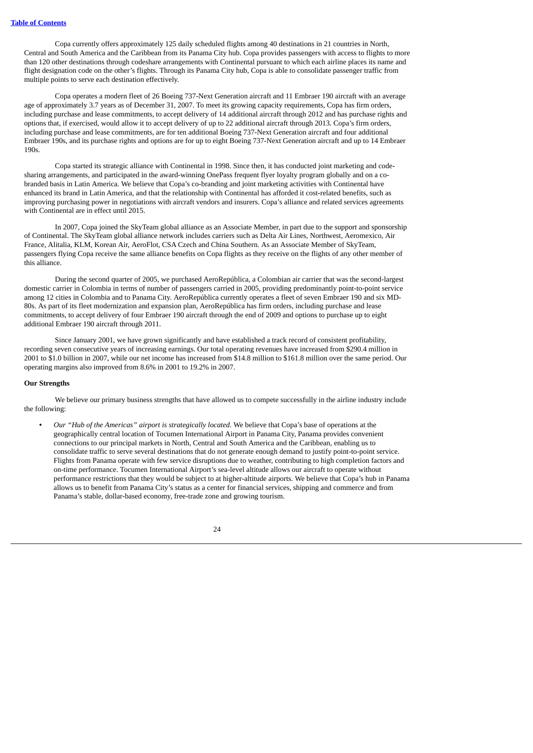Copa currently offers approximately 125 daily scheduled flights among 40 destinations in 21 countries in North, Central and South America and the Caribbean from its Panama City hub. Copa provides passengers with access to flights to more than 120 other destinations through codeshare arrangements with Continental pursuant to which each airline places its name and flight designation code on the other's flights. Through its Panama City hub, Copa is able to consolidate passenger traffic from multiple points to serve each destination effectively.

Copa operates a modern fleet of 26 Boeing 737-Next Generation aircraft and 11 Embraer 190 aircraft with an average age of approximately 3.7 years as of December 31, 2007. To meet its growing capacity requirements, Copa has firm orders, including purchase and lease commitments, to accept delivery of 14 additional aircraft through 2012 and has purchase rights and options that, if exercised, would allow it to accept delivery of up to 22 additional aircraft through 2013. Copa's firm orders, including purchase and lease commitments, are for ten additional Boeing 737-Next Generation aircraft and four additional Embraer 190s, and its purchase rights and options are for up to eight Boeing 737-Next Generation aircraft and up to 14 Embraer 190s.

Copa started its strategic alliance with Continental in 1998. Since then, it has conducted joint marketing and code-sharing arrangements, and participated in the award-winning OnePass frequent flyer loyalty program globally and on a co-branded basis in Latin America. We believe that Copa's co-branding and joint marketing activities with Continental have enhanced its brand in Latin America, and that the relationship with Continental has afforded it cost-related benefits, such as improving purchasing power in negotiations with aircraft vendors and insurers. Copa's alliance and related services agreements with Continental are in effect until 2015.

In 2007, Copa joined the SkyTeam global alliance as an Associate Member, in part due to the support and sponsorship of Continental. The SkyTeam global alliance network includes carriers such as Delta Air Lines, Northwest, Aeromexico, Air France, Alitalia, KLM, Korean Air, AeroFlot, CSA Czech and China Southern. As an Associate Member of SkyTeam, passengers flying Copa receive the same alliance benefits on Copa flights as they receive on the flights of any other member of this alliance.

During the second quarter of 2005, we purchased AeroRepública, a Colombian air carrier that was the second-largest domestic carrier in Colombia in terms of number of passengers carried in 2005, providing predominantly point-to-point service among 12 cities in Colombia and to Panama City. AeroRepública currently operates a fleet of seven Embraer 190 and six MD-80s. As part of its fleet modernization and expansion plan, AeroRepública has firm orders, including purchase and lease commitments, to accept delivery of four Embraer 190 aircraft through the end of 2009 and options to purchase up to eight additional Embraer 190 aircraft through 2011.

Since January 2001, we have grown significantly and have established a track record of consistent profitability, recording seven consecutive years of increasing earnings. Our total operating revenues have increased from $290.4 million in 2001 to $1.0 billion in 2007, while our net income has increased from $14.8 million to $161.8 million over the same period. Our operating margins also improved from 8.6% in 2001 to 19.2% in 2007.

**Our Strengths**

We believe our primary business strengths that have allowed us to compete successfully in the airline industry include the following:

- *Our "Hub of the Americas" airport is strategically located.* We believe that Copa's base of operations at the geographically central location of Tocumen International Airport in Panama City, Panama provides convenient connections to our principal markets in North, Central and South America and the Caribbean, enabling us to consolidate traffic to serve several destinations that do not generate enough demand to justify point-to-point service. Flights from Panama operate with few service disruptions due to weather, contributing to high completion factors and on-time performance. Tocumen International Airport's sea-level altitude allows our aircraft to operate without performance restrictions that they would be subject to at higher-altitude airports. We believe that Copa's hub in Panama allows us to benefit from Panama City's status as a center for financial services, shipping and commerce and from Panama's stable, dollar-based economy, free-trade zone and growing tourism.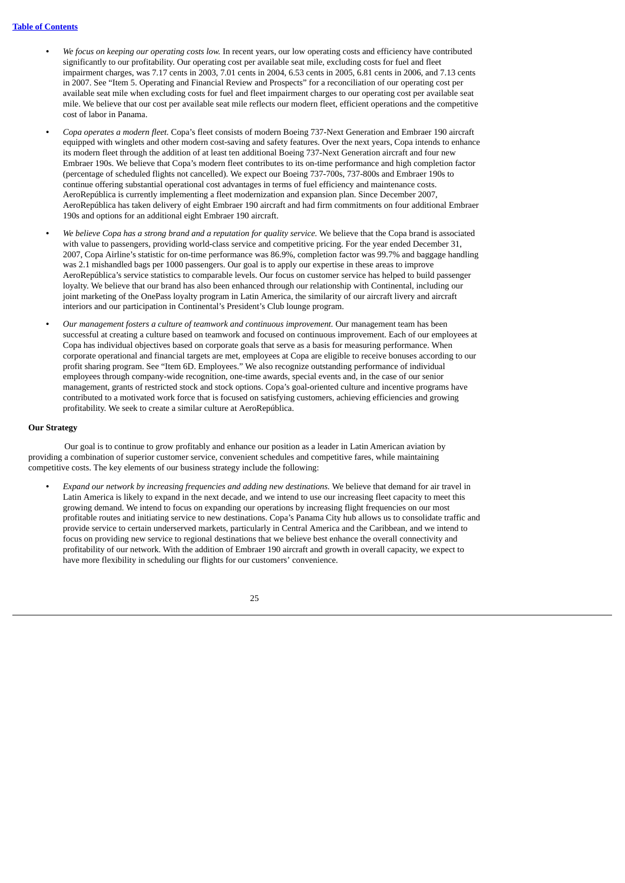- *We focus on keeping our operating costs low.* In recent years, our low operating costs and efficiency have contributed significantly to our profitability. Our operating cost per available seat mile, excluding costs for fuel and fleet impairment charges, was 7.17 cents in 2003, 7.01 cents in 2004, 6.53 cents in 2005, 6.81 cents in 2006, and 7.13 cents in 2007. See "Item 5. Operating and Financial Review and Prospects" for a reconciliation of our operating cost per available seat mile when excluding costs for fuel and fleet impairment charges to our operating cost per available seat mile. We believe that our cost per available seat mile reflects our modern fleet, efficient operations and the competitive cost of labor in Panama.

- *Copa operates a modern fleet.* Copa's fleet consists of modern Boeing 737-Next Generation and Embraer 190 aircraft equipped with winglets and other modern cost-saving and safety features. Over the next years, Copa intends to enhance its modern fleet through the addition of at least ten additional Boeing 737-Next Generation aircraft and four new Embraer 190s. We believe that Copa's modern fleet contributes to its on-time performance and high completion factor (percentage of scheduled flights not cancelled). We expect our Boeing 737-700s, 737-800s and Embraer 190s to continue offering substantial operational cost advantages in terms of fuel efficiency and maintenance costs. AeroRepública is currently implementing a fleet modernization and expansion plan. Since December 2007, AeroRepública has taken delivery of eight Embraer 190 aircraft and had firm commitments on four additional Embraer 190s and options for an additional eight Embraer 190 aircraft.

- *We believe Copa has a strong brand and a reputation for quality service.* We believe that the Copa brand is associated with value to passengers, providing world-class service and competitive pricing. For the year ended December 31, 2007, Copa Airline's statistic for on-time performance was 86.9%, completion factor was 99.7% and baggage handling was 2.1 mishandled bags per 1000 passengers. Our goal is to apply our expertise in these areas to improve AeroRepública's service statistics to comparable levels. Our focus on customer service has helped to build passenger loyalty. We believe that our brand has also been enhanced through our relationship with Continental, including our joint marketing of the OnePass loyalty program in Latin America, the similarity of our aircraft livery and aircraft interiors and our participation in Continental's President's Club lounge program.

- *Our management fosters a culture of teamwork and continuous improvement.* Our management team has been successful at creating a culture based on teamwork and focused on continuous improvement. Each of our employees at Copa has individual objectives based on corporate goals that serve as a basis for measuring performance. When corporate operational and financial targets are met, employees at Copa are eligible to receive bonuses according to our profit sharing program. See "Item 6D. Employees." We also recognize outstanding performance of individual employees through company-wide recognition, one-time awards, special events and, in the case of our senior management, grants of restricted stock and stock options. Copa's goal-oriented culture and incentive programs have contributed to a motivated work force that is focused on satisfying customers, achieving efficiencies and growing profitability. We seek to create a similar culture at AeroRepública.

**Our Strategy**

Our goal is to continue to grow profitably and enhance our position as a leader in Latin American aviation by providing a combination of superior customer service, convenient schedules and competitive fares, while maintaining competitive costs. The key elements of our business strategy include the following:

- *Expand our network by increasing frequencies and adding new destinations.* We believe that demand for air travel in Latin America is likely to expand in the next decade, and we intend to use our increasing fleet capacity to meet this growing demand. We intend to focus on expanding our operations by increasing flight frequencies on our most profitable routes and initiating service to new destinations. Copa's Panama City hub allows us to consolidate traffic and provide service to certain underserved markets, particularly in Central America and the Caribbean, and we intend to focus on providing new service to regional destinations that we believe best enhance the overall connectivity and profitability of our network. With the addition of Embraer 190 aircraft and growth in overall capacity, we expect to have more flexibility in scheduling our flights for our customers' convenience.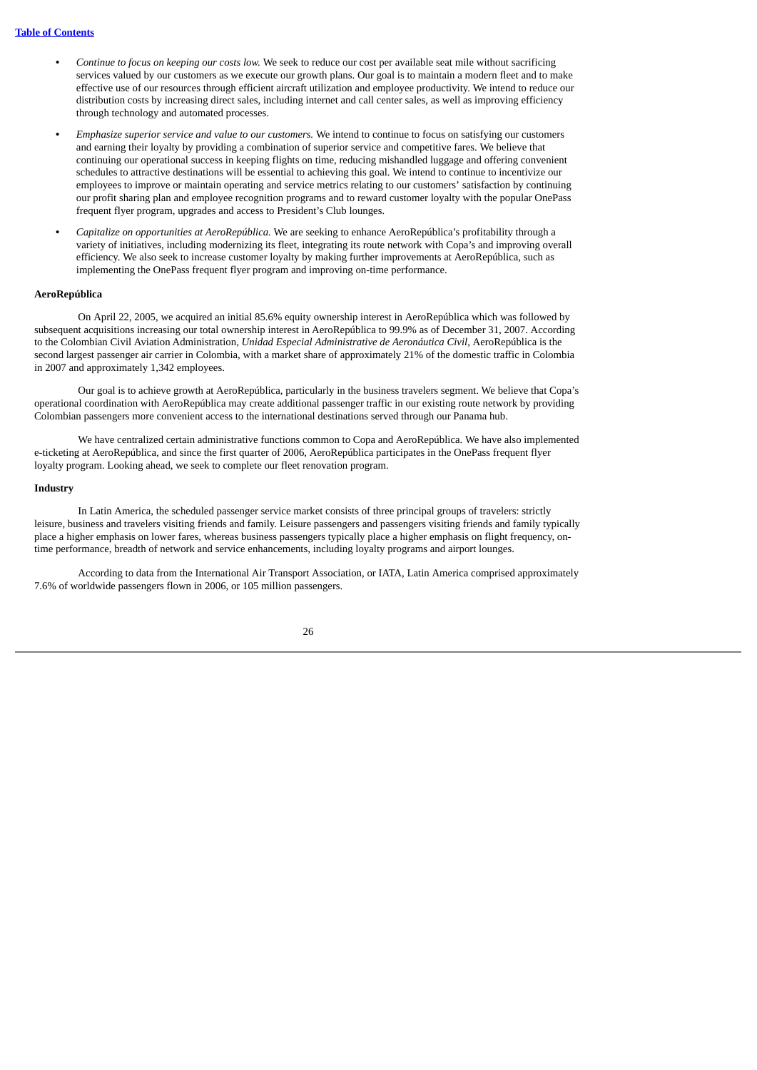- *Continue to focus on keeping our costs low.* We seek to reduce our cost per available seat mile without sacrificing services valued by our customers as we execute our growth plans. Our goal is to maintain a modern fleet and to make effective use of our resources through efficient aircraft utilization and employee productivity. We intend to reduce our distribution costs by increasing direct sales, including internet and call center sales, as well as improving efficiency through technology and automated processes.

- *Emphasize superior service and value to our customers.* We intend to continue to focus on satisfying our customers and earning their loyalty by providing a combination of superior service and competitive fares. We believe that continuing our operational success in keeping flights on time, reducing mishandled luggage and offering convenient schedules to attractive destinations will be essential to achieving this goal. We intend to continue to incentivize our employees to improve or maintain operating and service metrics relating to our customers' satisfaction by continuing our profit sharing plan and employee recognition programs and to reward customer loyalty with the popular OnePass frequent flyer program, upgrades and access to President's Club lounges.

- *Capitalize on opportunities at AeroRepública.* We are seeking to enhance AeroRepública's profitability through a variety of initiatives, including modernizing its fleet, integrating its route network with Copa's and improving overall efficiency. We also seek to increase customer loyalty by making further improvements at AeroRepública, such as implementing the OnePass frequent flyer program and improving on-time performance.

**AeroRepública**

On April 22, 2005, we acquired an initial 85.6% equity ownership interest in AeroRepública which was followed by subsequent acquisitions increasing our total ownership interest in AeroRepública to 99.9% as of December 31, 2007. According to the Colombian Civil Aviation Administration, *Unidad Especial Administrative de Aeronáutica Civil*, AeroRepública is the second largest passenger air carrier in Colombia, with a market share of approximately 21% of the domestic traffic in Colombia in 2007 and approximately 1,342 employees.

Our goal is to achieve growth at AeroRepública, particularly in the business travelers segment. We believe that Copa's operational coordination with AeroRepública may create additional passenger traffic in our existing route network by providing Colombian passengers more convenient access to the international destinations served through our Panama hub.

We have centralized certain administrative functions common to Copa and AeroRepública. We have also implemented e-ticketing at AeroRepública, and since the first quarter of 2006, AeroRepública participates in the OnePass frequent flyer loyalty program. Looking ahead, we seek to complete our fleet renovation program.

**Industry**

In Latin America, the scheduled passenger service market consists of three principal groups of travelers: strictly leisure, business and travelers visiting friends and family. Leisure passengers and passengers visiting friends and family typically place a higher emphasis on lower fares, whereas business passengers typically place a higher emphasis on flight frequency, on-time performance, breadth of network and service enhancements, including loyalty programs and airport lounges.

According to data from the International Air Transport Association, or IATA, Latin America comprised approximately 7.6% of worldwide passengers flown in 2006, or 105 million passengers.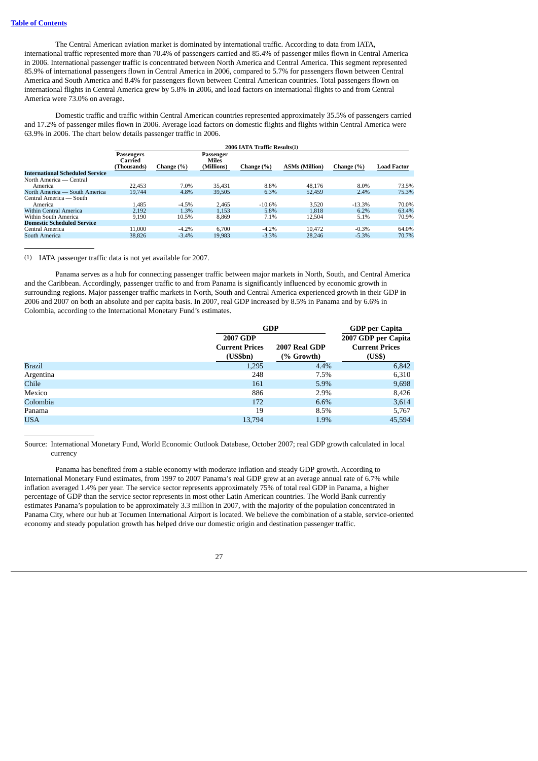The Central American aviation market is dominated by international traffic. According to data from IATA, international traffic represented more than 70.4% of passengers carried and 85.4% of passenger miles flown in Central America in 2006. International passenger traffic is concentrated between North America and Central America. This segment represented 85.9% of international passengers flown in Central America in 2006, compared to 5.7% for passengers flown between Central America and South America and 8.4% for passengers flown between Central American countries. Total passengers flown on international flights in Central America grew by 5.8% in 2006, and load factors on international flights to and from Central America were 73.0% on average.

Domestic traffic and traffic within Central American countries represented approximately 35.5% of passengers carried and 17.2% of passenger miles flown in 2006. Average load factors on domestic flights and flights within Central America were 63.9% in 2006. The chart below details passenger traffic in 2006.

| | 2006 IATA Traffic Results(1) | | | | | | |
|---|---|---|---|---|---|---|---|
| | Passengers Carried (Thousands) | Change (%) | Passenger Miles (Millions) | Change (%) | ASMs (Million) | Change (%) | Load Factor |
| **International Scheduled Service** | | | | | | | |
| North America — Central America | 22,453 | 7.0% | 35,431 | 8.8% | 48,176 | 8.0% | 73.5% |
| North America — South America | 19,744 | 4.8% | 39,505 | 6.3% | 52,459 | 2.4% | 75.3% |
| Central America — South America | 1,485 | -4.5% | 2,465 | -10.6% | 3,520 | -13.3% | 70.0% |
| Within Central America | 2,192 | 1.3% | 1,153 | 5.8% | 1,818 | 6.2% | 63.4% |
| Within South America | 9,190 | 10.5% | 8,869 | 7.1% | 12,504 | 5.1% | 70.9% |
| **Domestic Scheduled Service** | | | | | | | |
| Central America | 11,000 | -4.2% | 6,700 | -4.2% | 10,472 | -0.3% | 64.0% |
| South America | 38,826 | -3.4% | 19,983 | -3.3% | 28,246 | -5.3% | 70.7% |

(1) IATA passenger traffic data is not yet available for 2007.

Panama serves as a hub for connecting passenger traffic between major markets in North, South, and Central America and the Caribbean. Accordingly, passenger traffic to and from Panama is significantly influenced by economic growth in surrounding regions. Major passenger traffic markets in North, South and Central America experienced growth in their GDP in 2006 and 2007 on both an absolute and per capita basis. In 2007, real GDP increased by 8.5% in Panama and by 6.6% in Colombia, according to the International Monetary Fund's estimates.

| | GDP | | GDP per Capita |
|---|---|---|---|
| | 2007 GDP Current Prices (US$bn) | 2007 Real GDP (% Growth) | 2007 GDP per Capita Current Prices (US$) |
| Brazil | 1,295 | 4.4% | 6,842 |
| Argentina | 248 | 7.5% | 6,310 |
| Chile | 161 | 5.9% | 9,698 |
| Mexico | 886 | 2.9% | 8,426 |
| Colombia | 172 | 6.6% | 3,614 |
| Panama | 19 | 8.5% | 5,767 |
| USA | 13,794 | 1.9% | 45,594 |

Source: International Monetary Fund, World Economic Outlook Database, October 2007; real GDP growth calculated in local currency

Panama has benefited from a stable economy with moderate inflation and steady GDP growth. According to International Monetary Fund estimates, from 1997 to 2007 Panama's real GDP grew at an average annual rate of 6.7% while inflation averaged 1.4% per year. The service sector represents approximately 75% of total real GDP in Panama, a higher percentage of GDP than the service sector represents in most other Latin American countries. The World Bank currently estimates Panama's population to be approximately 3.3 million in 2007, with the majority of the population concentrated in Panama City, where our hub at Tocumen International Airport is located. We believe the combination of a stable, service-oriented economy and steady population growth has helped drive our domestic origin and destination passenger traffic.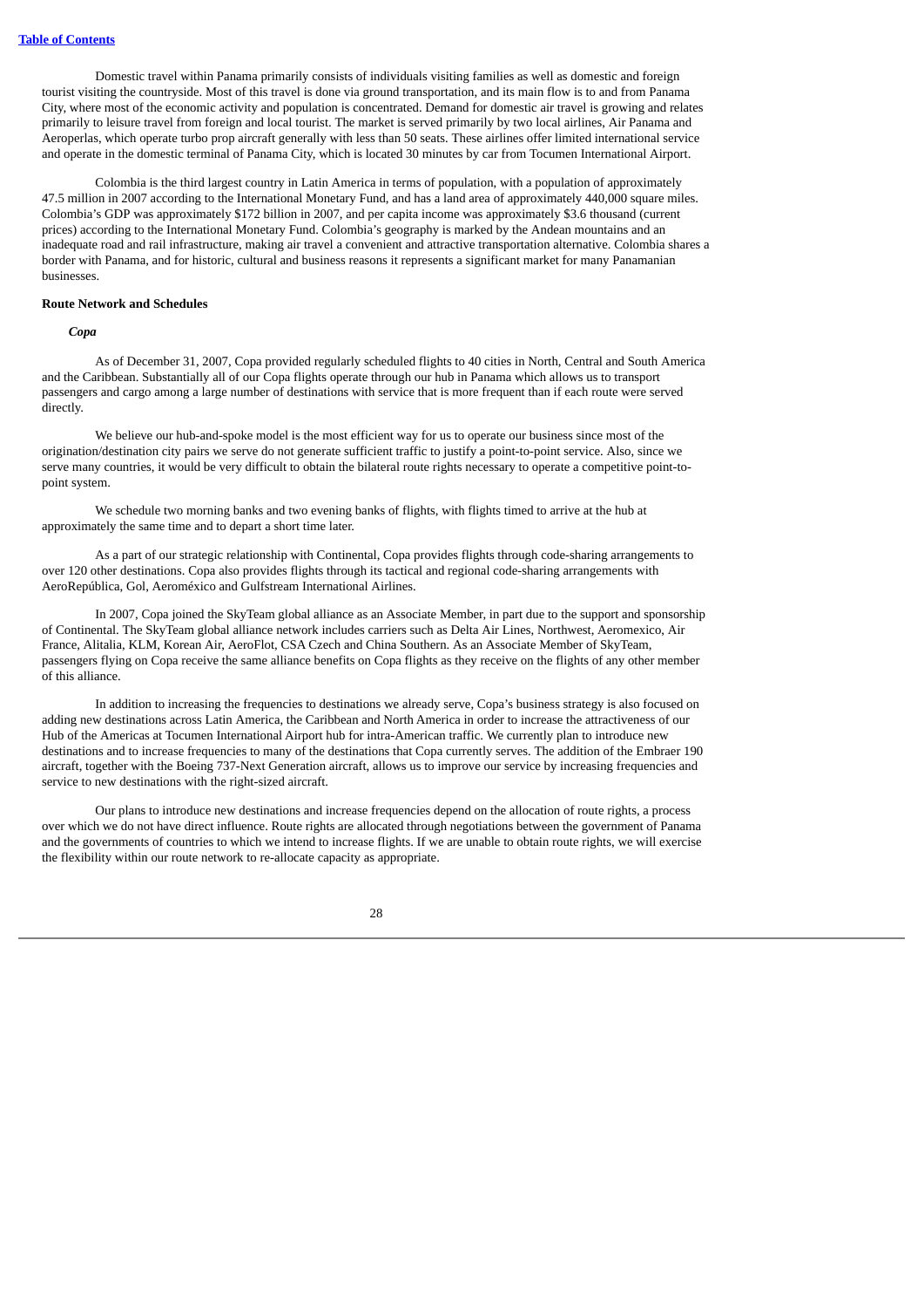Domestic travel within Panama primarily consists of individuals visiting families as well as domestic and foreign tourist visiting the countryside. Most of this travel is done via ground transportation, and its main flow is to and from Panama City, where most of the economic activity and population is concentrated. Demand for domestic air travel is growing and relates primarily to leisure travel from foreign and local tourist. The market is served primarily by two local airlines, Air Panama and Aeroperlas, which operate turbo prop aircraft generally with less than 50 seats. These airlines offer limited international service and operate in the domestic terminal of Panama City, which is located 30 minutes by car from Tocumen International Airport.

Colombia is the third largest country in Latin America in terms of population, with a population of approximately 47.5 million in 2007 according to the International Monetary Fund, and has a land area of approximately 440,000 square miles. Colombia's GDP was approximately $172 billion in 2007, and per capita income was approximately $3.6 thousand (current prices) according to the International Monetary Fund. Colombia's geography is marked by the Andean mountains and an inadequate road and rail infrastructure, making air travel a convenient and attractive transportation alternative. Colombia shares a border with Panama, and for historic, cultural and business reasons it represents a significant market for many Panamanian businesses.

**Route Network and Schedules**

***Copa***

As of December 31, 2007, Copa provided regularly scheduled flights to 40 cities in North, Central and South America and the Caribbean. Substantially all of our Copa flights operate through our hub in Panama which allows us to transport passengers and cargo among a large number of destinations with service that is more frequent than if each route were served directly.

We believe our hub-and-spoke model is the most efficient way for us to operate our business since most of the origination/destination city pairs we serve do not generate sufficient traffic to justify a point-to-point service. Also, since we serve many countries, it would be very difficult to obtain the bilateral route rights necessary to operate a competitive point-to-point system.

We schedule two morning banks and two evening banks of flights, with flights timed to arrive at the hub at approximately the same time and to depart a short time later.

As a part of our strategic relationship with Continental, Copa provides flights through code-sharing arrangements to over 120 other destinations. Copa also provides flights through its tactical and regional code-sharing arrangements with AeroRepública, Gol, Aeroméxico and Gulfstream International Airlines.

In 2007, Copa joined the SkyTeam global alliance as an Associate Member, in part due to the support and sponsorship of Continental. The SkyTeam global alliance network includes carriers such as Delta Air Lines, Northwest, Aeromexico, Air France, Alitalia, KLM, Korean Air, AeroFlot, CSA Czech and China Southern. As an Associate Member of SkyTeam, passengers flying on Copa receive the same alliance benefits on Copa flights as they receive on the flights of any other member of this alliance.

In addition to increasing the frequencies to destinations we already serve, Copa's business strategy is also focused on adding new destinations across Latin America, the Caribbean and North America in order to increase the attractiveness of our Hub of the Americas at Tocumen International Airport hub for intra-American traffic. We currently plan to introduce new destinations and to increase frequencies to many of the destinations that Copa currently serves. The addition of the Embraer 190 aircraft, together with the Boeing 737-Next Generation aircraft, allows us to improve our service by increasing frequencies and service to new destinations with the right-sized aircraft.

Our plans to introduce new destinations and increase frequencies depend on the allocation of route rights, a process over which we do not have direct influence. Route rights are allocated through negotiations between the government of Panama and the governments of countries to which we intend to increase flights. If we are unable to obtain route rights, we will exercise the flexibility within our route network to re-allocate capacity as appropriate.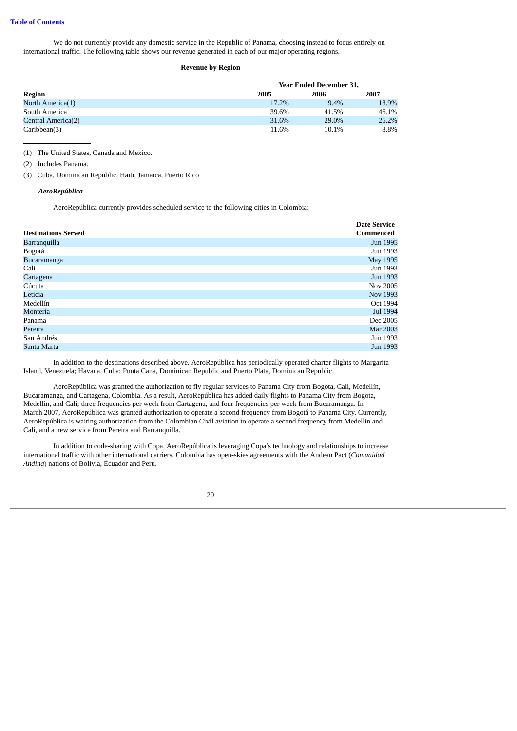We do not currently provide any domestic service in the Republic of Panama, choosing instead to focus entirely on international traffic. The following table shows our revenue generated in each of our major operating regions.

**Revenue by Region**

| Region | Year Ended December 31, | | |
|---|---|---|---|
| | 2005 | 2006 | 2007 |
| North America(1) | 17.2% | 19.4% | 18.9% |
| South America | 39.6% | 41.5% | 46.1% |
| Central America(2) | 31.6% | 29.0% | 26.2% |
| Caribbean(3) | 11.6% | 10.1% | 8.8% |

(1) The United States, Canada and Mexico.

(2) Includes Panama.

(3) Cuba, Dominican Republic, Haiti, Jamaica, Puerto Rico

***AeroRepública***

AeroRepública currently provides scheduled service to the following cities in Colombia:

| Destinations Served | Date Service Commenced |
|---|---|
| Barranquilla | Jun 1995 |
| Bogotá | Jun 1993 |
| Bucaramanga | May 1995 |
| Cali | Jun 1993 |
| Cartagena | Jun 1993 |
| Cúcuta | Nov 2005 |
| Leticia | Nov 1993 |
| Medellín | Oct 1994 |
| Montería | Jul 1994 |
| Panama | Dec 2005 |
| Pereira | Mar 2003 |
| San Andrés | Jun 1993 |
| Santa Marta | Jun 1993 |

In addition to the destinations described above, AeroRepública has periodically operated charter flights to Margarita Island, Venezuela; Havana, Cuba; Punta Cana, Dominican Republic and Puerto Plata, Dominican Republic.

AeroRepública was granted the authorization to fly regular services to Panama City from Bogota, Cali, Medellín, Bucaramanga, and Cartagena, Colombia. As a result, AeroRepública has added daily flights to Panama City from Bogota, Medellin, and Cali; three frequencies per week from Cartagena, and four frequencies per week from Bucaramanga. In March 2007, AeroRepública was granted authorization to operate a second frequency from Bogotá to Panama City. Currently, AeroRepública is waiting authorization from the Colombian Civil aviation to operate a second frequency from Medellin and Cali, and a new service from Pereira and Barranquilla.

In addition to code-sharing with Copa, AeroRepública is leveraging Copa's technology and relationships to increase international traffic with other international carriers. Colombia has open-skies agreements with the Andean Pact (*Comunidad Andina*) nations of Bolivia, Ecuador and Peru.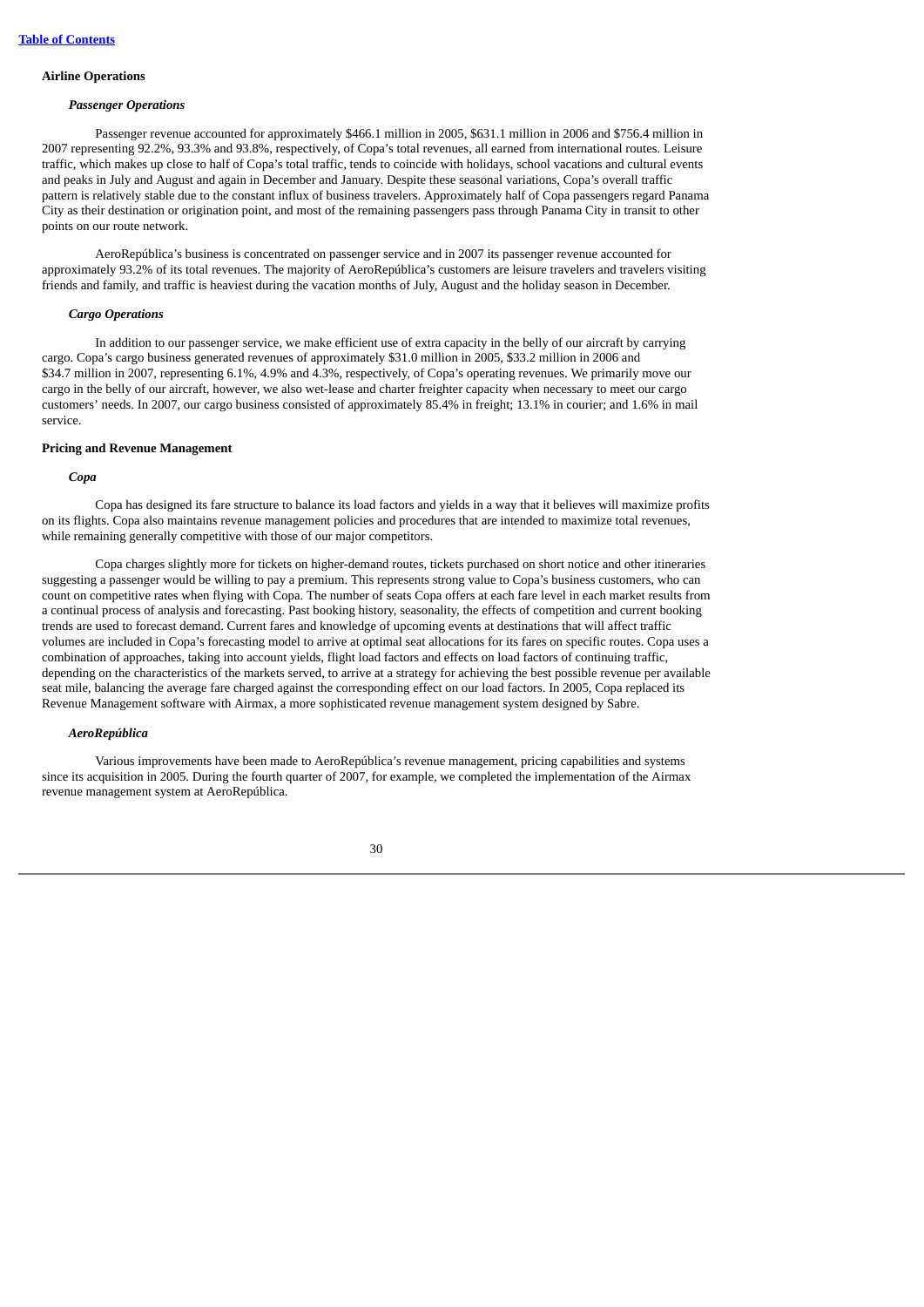**Airline Operations**

***Passenger Operations***

Passenger revenue accounted for approximately $466.1 million in 2005, $631.1 million in 2006 and $756.4 million in 2007 representing 92.2%, 93.3% and 93.8%, respectively, of Copa's total revenues, all earned from international routes. Leisure traffic, which makes up close to half of Copa's total traffic, tends to coincide with holidays, school vacations and cultural events and peaks in July and August and again in December and January. Despite these seasonal variations, Copa's overall traffic pattern is relatively stable due to the constant influx of business travelers. Approximately half of Copa passengers regard Panama City as their destination or origination point, and most of the remaining passengers pass through Panama City in transit to other points on our route network.

AeroRepública's business is concentrated on passenger service and in 2007 its passenger revenue accounted for approximately 93.2% of its total revenues. The majority of AeroRepública's customers are leisure travelers and travelers visiting friends and family, and traffic is heaviest during the vacation months of July, August and the holiday season in December.

***Cargo Operations***

In addition to our passenger service, we make efficient use of extra capacity in the belly of our aircraft by carrying cargo. Copa's cargo business generated revenues of approximately $31.0 million in 2005, $33.2 million in 2006 and $34.7 million in 2007, representing 6.1%, 4.9% and 4.3%, respectively, of Copa's operating revenues. We primarily move our cargo in the belly of our aircraft, however, we also wet-lease and charter freighter capacity when necessary to meet our cargo customers' needs. In 2007, our cargo business consisted of approximately 85.4% in freight; 13.1% in courier; and 1.6% in mail service.

**Pricing and Revenue Management**

***Copa***

Copa has designed its fare structure to balance its load factors and yields in a way that it believes will maximize profits on its flights. Copa also maintains revenue management policies and procedures that are intended to maximize total revenues, while remaining generally competitive with those of our major competitors.

Copa charges slightly more for tickets on higher-demand routes, tickets purchased on short notice and other itineraries suggesting a passenger would be willing to pay a premium. This represents strong value to Copa's business customers, who can count on competitive rates when flying with Copa. The number of seats Copa offers at each fare level in each market results from a continual process of analysis and forecasting. Past booking history, seasonality, the effects of competition and current booking trends are used to forecast demand. Current fares and knowledge of upcoming events at destinations that will affect traffic volumes are included in Copa's forecasting model to arrive at optimal seat allocations for its fares on specific routes. Copa uses a combination of approaches, taking into account yields, flight load factors and effects on load factors of continuing traffic, depending on the characteristics of the markets served, to arrive at a strategy for achieving the best possible revenue per available seat mile, balancing the average fare charged against the corresponding effect on our load factors. In 2005, Copa replaced its Revenue Management software with Airmax, a more sophisticated revenue management system designed by Sabre.

***AeroRepública***

Various improvements have been made to AeroRepública's revenue management, pricing capabilities and systems since its acquisition in 2005. During the fourth quarter of 2007, for example, we completed the implementation of the Airmax revenue management system at AeroRepública.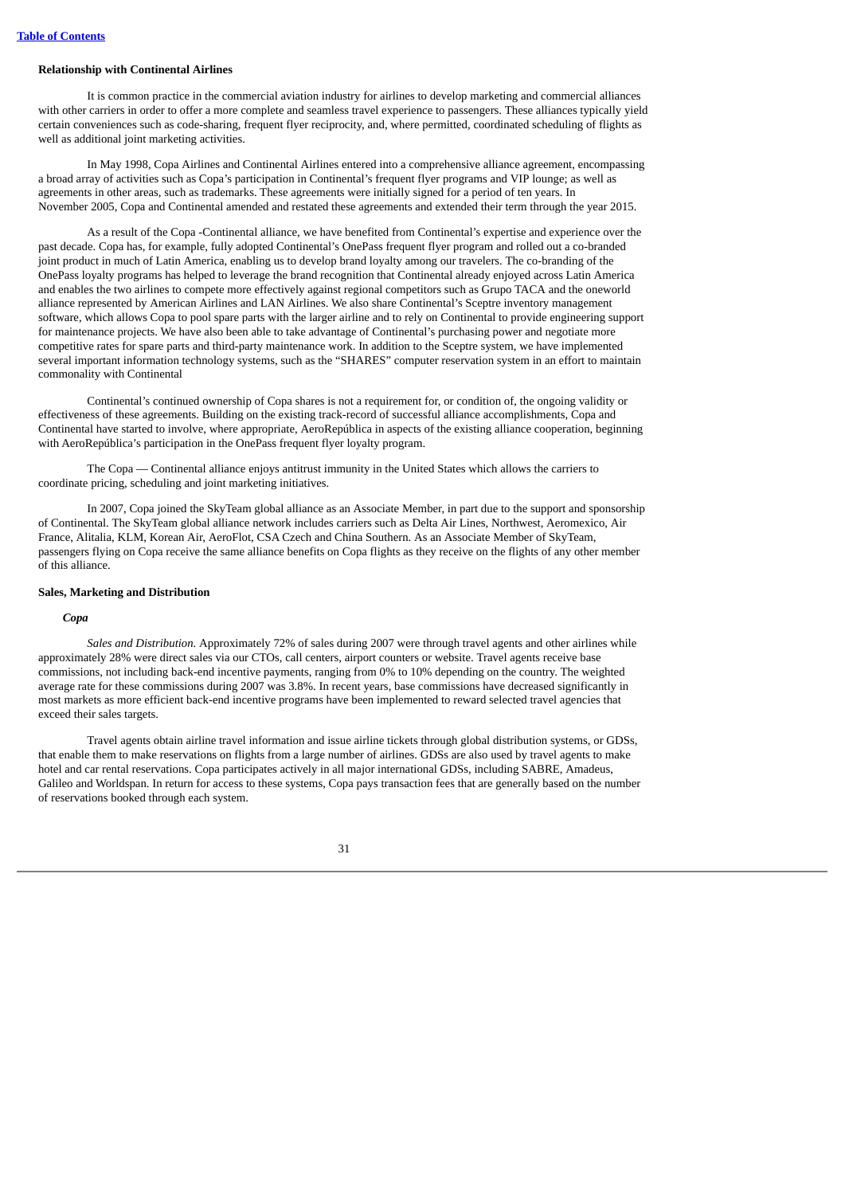**Relationship with Continental Airlines**

It is common practice in the commercial aviation industry for airlines to develop marketing and commercial alliances with other carriers in order to offer a more complete and seamless travel experience to passengers. These alliances typically yield certain conveniences such as code-sharing, frequent flyer reciprocity, and, where permitted, coordinated scheduling of flights as well as additional joint marketing activities.

In May 1998, Copa Airlines and Continental Airlines entered into a comprehensive alliance agreement, encompassing a broad array of activities such as Copa's participation in Continental's frequent flyer programs and VIP lounge; as well as agreements in other areas, such as trademarks. These agreements were initially signed for a period of ten years. In November 2005, Copa and Continental amended and restated these agreements and extended their term through the year 2015.

As a result of the Copa -Continental alliance, we have benefited from Continental's expertise and experience over the past decade. Copa has, for example, fully adopted Continental's OnePass frequent flyer program and rolled out a co-branded joint product in much of Latin America, enabling us to develop brand loyalty among our travelers. The co-branding of the OnePass loyalty programs has helped to leverage the brand recognition that Continental already enjoyed across Latin America and enables the two airlines to compete more effectively against regional competitors such as Grupo TACA and the oneworld alliance represented by American Airlines and LAN Airlines. We also share Continental's Sceptre inventory management software, which allows Copa to pool spare parts with the larger airline and to rely on Continental to provide engineering support for maintenance projects. We have also been able to take advantage of Continental's purchasing power and negotiate more competitive rates for spare parts and third-party maintenance work. In addition to the Sceptre system, we have implemented several important information technology systems, such as the "SHARES" computer reservation system in an effort to maintain commonality with Continental

Continental's continued ownership of Copa shares is not a requirement for, or condition of, the ongoing validity or effectiveness of these agreements. Building on the existing track-record of successful alliance accomplishments, Copa and Continental have started to involve, where appropriate, AeroRepública in aspects of the existing alliance cooperation, beginning with AeroRepública's participation in the OnePass frequent flyer loyalty program.

The Copa — Continental alliance enjoys antitrust immunity in the United States which allows the carriers to coordinate pricing, scheduling and joint marketing initiatives.

In 2007, Copa joined the SkyTeam global alliance as an Associate Member, in part due to the support and sponsorship of Continental. The SkyTeam global alliance network includes carriers such as Delta Air Lines, Northwest, Aeromexico, Air France, Alitalia, KLM, Korean Air, AeroFlot, CSA Czech and China Southern. As an Associate Member of SkyTeam, passengers flying on Copa receive the same alliance benefits on Copa flights as they receive on the flights of any other member of this alliance.

**Sales, Marketing and Distribution**

***Copa***

*Sales and Distribution.* Approximately 72% of sales during 2007 were through travel agents and other airlines while approximately 28% were direct sales via our CTOs, call centers, airport counters or website. Travel agents receive base commissions, not including back-end incentive payments, ranging from 0% to 10% depending on the country. The weighted average rate for these commissions during 2007 was 3.8%. In recent years, base commissions have decreased significantly in most markets as more efficient back-end incentive programs have been implemented to reward selected travel agencies that exceed their sales targets.

Travel agents obtain airline travel information and issue airline tickets through global distribution systems, or GDSs, that enable them to make reservations on flights from a large number of airlines. GDSs are also used by travel agents to make hotel and car rental reservations. Copa participates actively in all major international GDSs, including SABRE, Amadeus, Galileo and Worldspan. In return for access to these systems, Copa pays transaction fees that are generally based on the number of reservations booked through each system.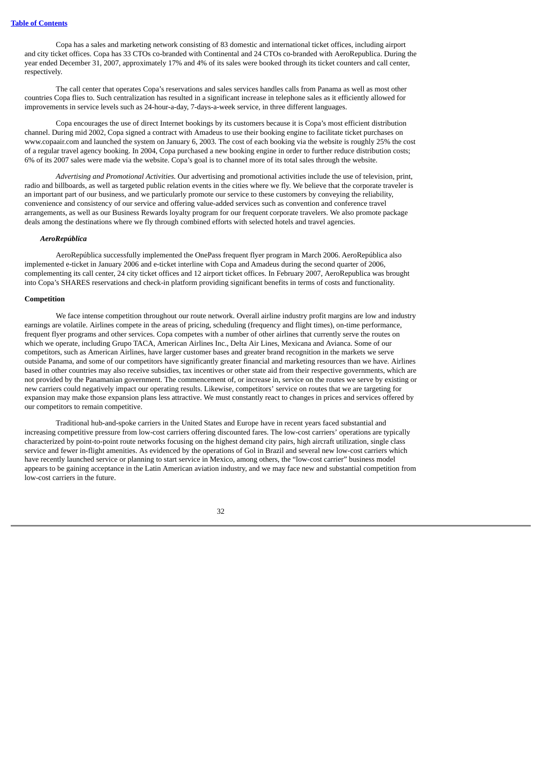Copa has a sales and marketing network consisting of 83 domestic and international ticket offices, including airport and city ticket offices. Copa has 33 CTOs co-branded with Continental and 24 CTOs co-branded with AeroRepublica. During the year ended December 31, 2007, approximately 17% and 4% of its sales were booked through its ticket counters and call center, respectively.

The call center that operates Copa's reservations and sales services handles calls from Panama as well as most other countries Copa flies to. Such centralization has resulted in a significant increase in telephone sales as it efficiently allowed for improvements in service levels such as 24-hour-a-day, 7-days-a-week service, in three different languages.

Copa encourages the use of direct Internet bookings by its customers because it is Copa's most efficient distribution channel. During mid 2002, Copa signed a contract with Amadeus to use their booking engine to facilitate ticket purchases on www.copaair.com and launched the system on January 6, 2003. The cost of each booking via the website is roughly 25% the cost of a regular travel agency booking. In 2004, Copa purchased a new booking engine in order to further reduce distribution costs; 6% of its 2007 sales were made via the website. Copa's goal is to channel more of its total sales through the website.

*Advertising and Promotional Activities.* Our advertising and promotional activities include the use of television, print, radio and billboards, as well as targeted public relation events in the cities where we fly. We believe that the corporate traveler is an important part of our business, and we particularly promote our service to these customers by conveying the reliability, convenience and consistency of our service and offering value-added services such as convention and conference travel arrangements, as well as our Business Rewards loyalty program for our frequent corporate travelers. We also promote package deals among the destinations where we fly through combined efforts with selected hotels and travel agencies.

***AeroRepública***

AeroRepública successfully implemented the OnePass frequent flyer program in March 2006. AeroRepública also implemented e-ticket in January 2006 and e-ticket interline with Copa and Amadeus during the second quarter of 2006, complementing its call center, 24 city ticket offices and 12 airport ticket offices. In February 2007, AeroRepublica was brought into Copa's SHARES reservations and check-in platform providing significant benefits in terms of costs and functionality.

**Competition**

We face intense competition throughout our route network. Overall airline industry profit margins are low and industry earnings are volatile. Airlines compete in the areas of pricing, scheduling (frequency and flight times), on-time performance, frequent flyer programs and other services. Copa competes with a number of other airlines that currently serve the routes on which we operate, including Grupo TACA, American Airlines Inc., Delta Air Lines, Mexicana and Avianca. Some of our competitors, such as American Airlines, have larger customer bases and greater brand recognition in the markets we serve outside Panama, and some of our competitors have significantly greater financial and marketing resources than we have. Airlines based in other countries may also receive subsidies, tax incentives or other state aid from their respective governments, which are not provided by the Panamanian government. The commencement of, or increase in, service on the routes we serve by existing or new carriers could negatively impact our operating results. Likewise, competitors' service on routes that we are targeting for expansion may make those expansion plans less attractive. We must constantly react to changes in prices and services offered by our competitors to remain competitive.

Traditional hub-and-spoke carriers in the United States and Europe have in recent years faced substantial and increasing competitive pressure from low-cost carriers offering discounted fares. The low-cost carriers' operations are typically characterized by point-to-point route networks focusing on the highest demand city pairs, high aircraft utilization, single class service and fewer in-flight amenities. As evidenced by the operations of Gol in Brazil and several new low-cost carriers which have recently launched service or planning to start service in Mexico, among others, the "low-cost carrier" business model appears to be gaining acceptance in the Latin American aviation industry, and we may face new and substantial competition from low-cost carriers in the future.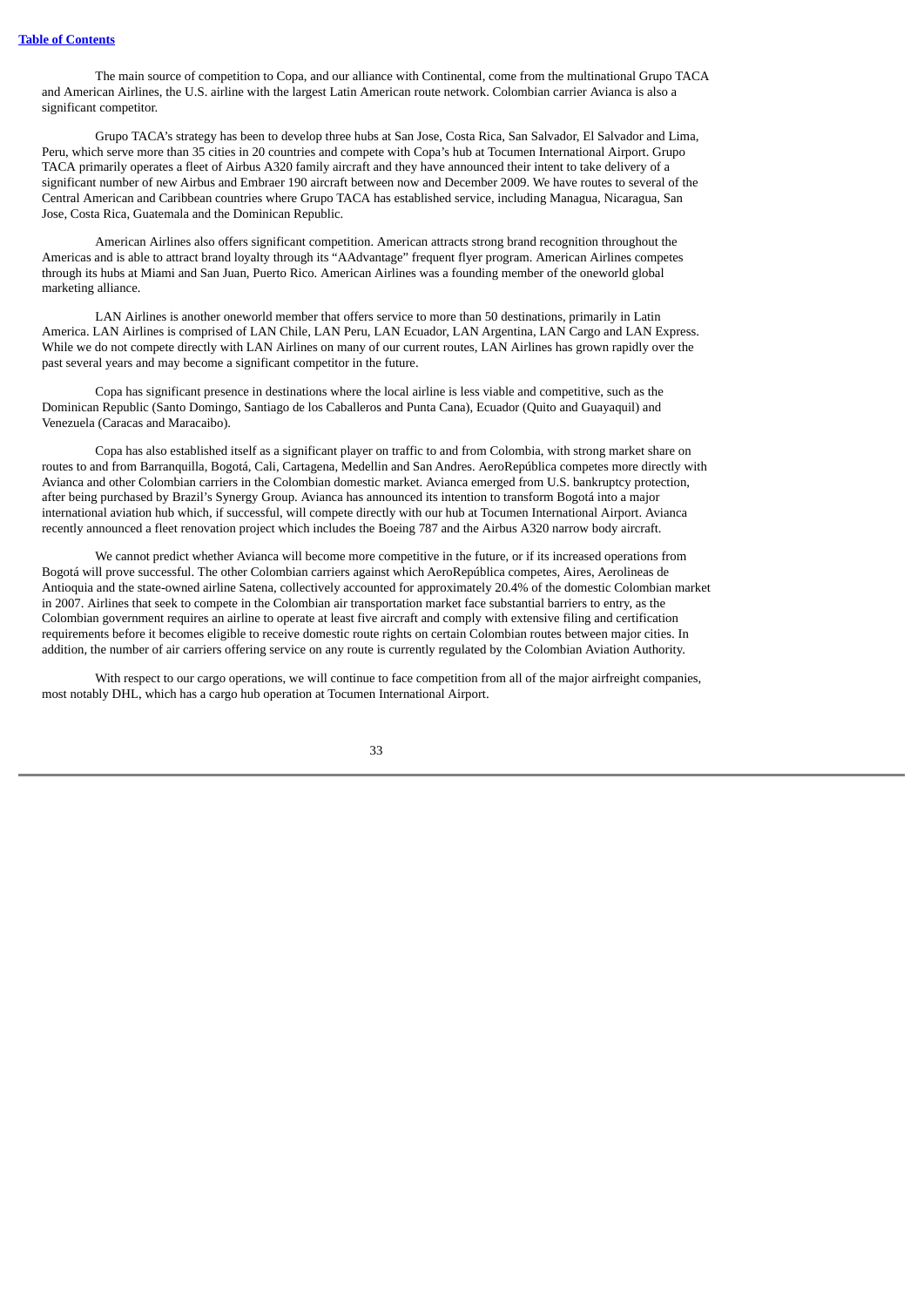The main source of competition to Copa, and our alliance with Continental, come from the multinational Grupo TACA and American Airlines, the U.S. airline with the largest Latin American route network. Colombian carrier Avianca is also a significant competitor.

Grupo TACA's strategy has been to develop three hubs at San Jose, Costa Rica, San Salvador, El Salvador and Lima, Peru, which serve more than 35 cities in 20 countries and compete with Copa's hub at Tocumen International Airport. Grupo TACA primarily operates a fleet of Airbus A320 family aircraft and they have announced their intent to take delivery of a significant number of new Airbus and Embraer 190 aircraft between now and December 2009. We have routes to several of the Central American and Caribbean countries where Grupo TACA has established service, including Managua, Nicaragua, San Jose, Costa Rica, Guatemala and the Dominican Republic.

American Airlines also offers significant competition. American attracts strong brand recognition throughout the Americas and is able to attract brand loyalty through its "AAdvantage" frequent flyer program. American Airlines competes through its hubs at Miami and San Juan, Puerto Rico. American Airlines was a founding member of the oneworld global marketing alliance.

LAN Airlines is another oneworld member that offers service to more than 50 destinations, primarily in Latin America. LAN Airlines is comprised of LAN Chile, LAN Peru, LAN Ecuador, LAN Argentina, LAN Cargo and LAN Express. While we do not compete directly with LAN Airlines on many of our current routes, LAN Airlines has grown rapidly over the past several years and may become a significant competitor in the future.

Copa has significant presence in destinations where the local airline is less viable and competitive, such as the Dominican Republic (Santo Domingo, Santiago de los Caballeros and Punta Cana), Ecuador (Quito and Guayaquil) and Venezuela (Caracas and Maracaibo).

Copa has also established itself as a significant player on traffic to and from Colombia, with strong market share on routes to and from Barranquilla, Bogotá, Cali, Cartagena, Medellin and San Andres. AeroRepública competes more directly with Avianca and other Colombian carriers in the Colombian domestic market. Avianca emerged from U.S. bankruptcy protection, after being purchased by Brazil's Synergy Group. Avianca has announced its intention to transform Bogotá into a major international aviation hub which, if successful, will compete directly with our hub at Tocumen International Airport. Avianca recently announced a fleet renovation project which includes the Boeing 787 and the Airbus A320 narrow body aircraft.

We cannot predict whether Avianca will become more competitive in the future, or if its increased operations from Bogotá will prove successful. The other Colombian carriers against which AeroRepública competes, Aires, Aerolineas de Antioquia and the state-owned airline Satena, collectively accounted for approximately 20.4% of the domestic Colombian market in 2007. Airlines that seek to compete in the Colombian air transportation market face substantial barriers to entry, as the Colombian government requires an airline to operate at least five aircraft and comply with extensive filing and certification requirements before it becomes eligible to receive domestic route rights on certain Colombian routes between major cities. In addition, the number of air carriers offering service on any route is currently regulated by the Colombian Aviation Authority.

With respect to our cargo operations, we will continue to face competition from all of the major airfreight companies, most notably DHL, which has a cargo hub operation at Tocumen International Airport.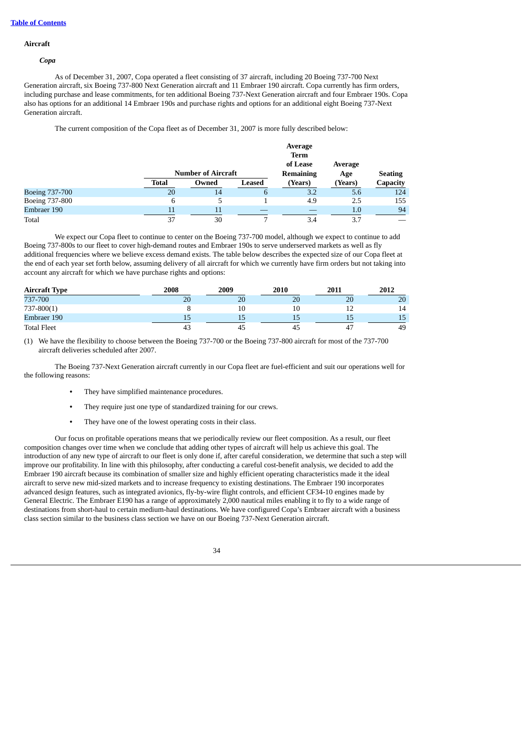[Table of Contents]

**Aircraft**

***Copa***

As of December 31, 2007, Copa operated a fleet consisting of 37 aircraft, including 20 Boeing 737-700 Next Generation aircraft, six Boeing 737-800 Next Generation aircraft and 11 Embraer 190 aircraft. Copa currently has firm orders, including purchase and lease commitments, for ten additional Boeing 737-Next Generation aircraft and four Embraer 190s. Copa also has options for an additional 14 Embraer 190s and purchase rights and options for an additional eight Boeing 737-Next Generation aircraft.

The current composition of the Copa fleet as of December 31, 2007 is more fully described below:

| | Number of Aircraft | | | Average Term of Lease Remaining | Average Age | Seating |
|---|---|---|---|---|---|---|
| | Total | Owned | Leased | (Years) | (Years) | Capacity |
| Boeing 737-700 | 20 | 14 | 6 | 3.2 | 5.6 | 124 |
| Boeing 737-800 | 6 | 5 | 1 | 4.9 | 2.5 | 155 |
| Embraer 190 | 11 | 11 | — | — | 1.0 | 94 |
| Total | 37 | 30 | 7 | 3.4 | 3.7 | — |

We expect our Copa fleet to continue to center on the Boeing 737-700 model, although we expect to continue to add Boeing 737-800s to our fleet to cover high-demand routes and Embraer 190s to serve underserved markets as well as fly additional frequencies where we believe excess demand exists. The table below describes the expected size of our Copa fleet at the end of each year set forth below, assuming delivery of all aircraft for which we currently have firm orders but not taking into account any aircraft for which we have purchase rights and options:

| Aircraft Type | 2008 | 2009 | 2010 | 2011 | 2012 |
|---|---|---|---|---|---|
| 737-700 | 20 | 20 | 20 | 20 | 20 |
| 737-800(1) | 8 | 10 | 10 | 12 | 14 |
| Embraer 190 | 15 | 15 | 15 | 15 | 15 |
| Total Fleet | 43 | 45 | 45 | 47 | 49 |

(1) We have the flexibility to choose between the Boeing 737-700 or the Boeing 737-800 aircraft for most of the 737-700 aircraft deliveries scheduled after 2007.

The Boeing 737-Next Generation aircraft currently in our Copa fleet are fuel-efficient and suit our operations well for the following reasons:

- They have simplified maintenance procedures.
- They require just one type of standardized training for our crews.
- They have one of the lowest operating costs in their class.

Our focus on profitable operations means that we periodically review our fleet composition. As a result, our fleet composition changes over time when we conclude that adding other types of aircraft will help us achieve this goal. The introduction of any new type of aircraft to our fleet is only done if, after careful consideration, we determine that such a step will improve our profitability. In line with this philosophy, after conducting a careful cost-benefit analysis, we decided to add the Embraer 190 aircraft because its combination of smaller size and highly efficient operating characteristics made it the ideal aircraft to serve new mid-sized markets and to increase frequency to existing destinations. The Embraer 190 incorporates advanced design features, such as integrated avionics, fly-by-wire flight controls, and efficient CF34-10 engines made by General Electric. The Embraer E190 has a range of approximately 2,000 nautical miles enabling it to fly to a wide range of destinations from short-haul to certain medium-haul destinations. We have configured Copa's Embraer aircraft with a business class section similar to the business class section we have on our Boeing 737-Next Generation aircraft.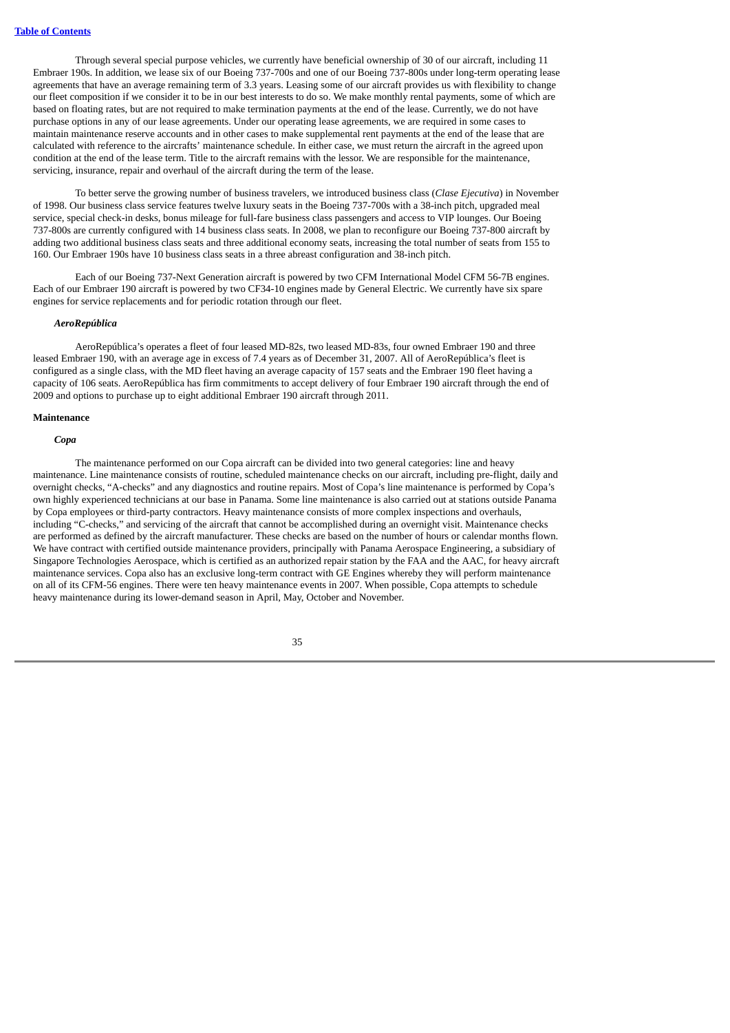Through several special purpose vehicles, we currently have beneficial ownership of 30 of our aircraft, including 11 Embraer 190s. In addition, we lease six of our Boeing 737-700s and one of our Boeing 737-800s under long-term operating lease agreements that have an average remaining term of 3.3 years. Leasing some of our aircraft provides us with flexibility to change our fleet composition if we consider it to be in our best interests to do so. We make monthly rental payments, some of which are based on floating rates, but are not required to make termination payments at the end of the lease. Currently, we do not have purchase options in any of our lease agreements. Under our operating lease agreements, we are required in some cases to maintain maintenance reserve accounts and in other cases to make supplemental rent payments at the end of the lease that are calculated with reference to the aircrafts' maintenance schedule. In either case, we must return the aircraft in the agreed upon condition at the end of the lease term. Title to the aircraft remains with the lessor. We are responsible for the maintenance, servicing, insurance, repair and overhaul of the aircraft during the term of the lease.

To better serve the growing number of business travelers, we introduced business class (*Clase Ejecutiva*) in November of 1998. Our business class service features twelve luxury seats in the Boeing 737-700s with a 38-inch pitch, upgraded meal service, special check-in desks, bonus mileage for full-fare business class passengers and access to VIP lounges. Our Boeing 737-800s are currently configured with 14 business class seats. In 2008, we plan to reconfigure our Boeing 737-800 aircraft by adding two additional business class seats and three additional economy seats, increasing the total number of seats from 155 to 160. Our Embraer 190s have 10 business class seats in a three abreast configuration and 38-inch pitch.

Each of our Boeing 737-Next Generation aircraft is powered by two CFM International Model CFM 56-7B engines. Each of our Embraer 190 aircraft is powered by two CF34-10 engines made by General Electric. We currently have six spare engines for service replacements and for periodic rotation through our fleet.

***AeroRepública***

AeroRepública's operates a fleet of four leased MD-82s, two leased MD-83s, four owned Embraer 190 and three leased Embraer 190, with an average age in excess of 7.4 years as of December 31, 2007. All of AeroRepública's fleet is configured as a single class, with the MD fleet having an average capacity of 157 seats and the Embraer 190 fleet having a capacity of 106 seats. AeroRepública has firm commitments to accept delivery of four Embraer 190 aircraft through the end of 2009 and options to purchase up to eight additional Embraer 190 aircraft through 2011.

**Maintenance**

***Copa***

The maintenance performed on our Copa aircraft can be divided into two general categories: line and heavy maintenance. Line maintenance consists of routine, scheduled maintenance checks on our aircraft, including pre-flight, daily and overnight checks, "A-checks" and any diagnostics and routine repairs. Most of Copa's line maintenance is performed by Copa's own highly experienced technicians at our base in Panama. Some line maintenance is also carried out at stations outside Panama by Copa employees or third-party contractors. Heavy maintenance consists of more complex inspections and overhauls, including "C-checks," and servicing of the aircraft that cannot be accomplished during an overnight visit. Maintenance checks are performed as defined by the aircraft manufacturer. These checks are based on the number of hours or calendar months flown. We have contract with certified outside maintenance providers, principally with Panama Aerospace Engineering, a subsidiary of Singapore Technologies Aerospace, which is certified as an authorized repair station by the FAA and the AAC, for heavy aircraft maintenance services. Copa also has an exclusive long-term contract with GE Engines whereby they will perform maintenance on all of its CFM-56 engines. There were ten heavy maintenance events in 2007. When possible, Copa attempts to schedule heavy maintenance during its lower-demand season in April, May, October and November.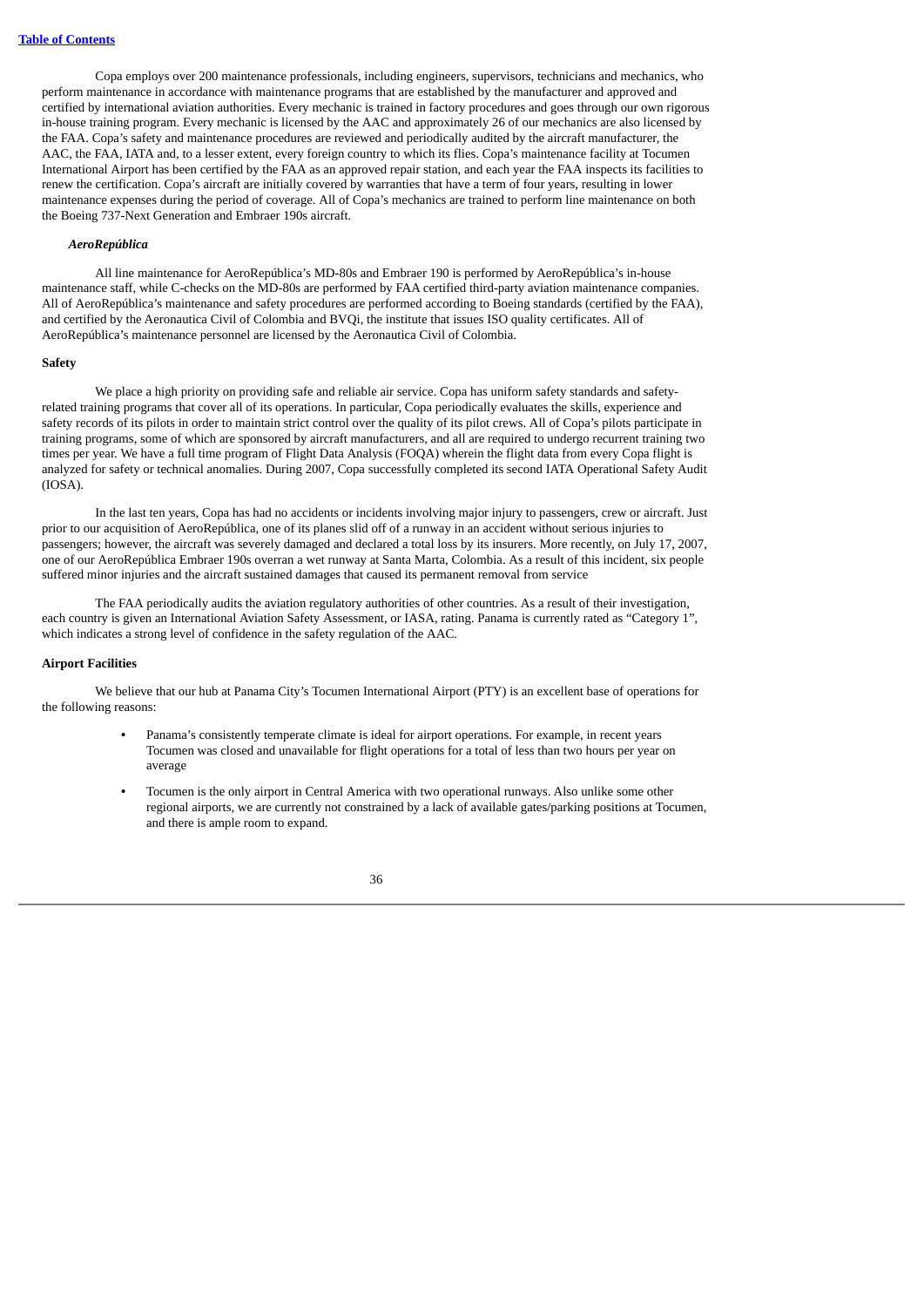Copa employs over 200 maintenance professionals, including engineers, supervisors, technicians and mechanics, who perform maintenance in accordance with maintenance programs that are established by the manufacturer and approved and certified by international aviation authorities. Every mechanic is trained in factory procedures and goes through our own rigorous in-house training program. Every mechanic is licensed by the AAC and approximately 26 of our mechanics are also licensed by the FAA. Copa's safety and maintenance procedures are reviewed and periodically audited by the aircraft manufacturer, the AAC, the FAA, IATA and, to a lesser extent, every foreign country to which its flies. Copa's maintenance facility at Tocumen International Airport has been certified by the FAA as an approved repair station, and each year the FAA inspects its facilities to renew the certification. Copa's aircraft are initially covered by warranties that have a term of four years, resulting in lower maintenance expenses during the period of coverage. All of Copa's mechanics are trained to perform line maintenance on both the Boeing 737-Next Generation and Embraer 190s aircraft.

***AeroRepública***

All line maintenance for AeroRepública's MD-80s and Embraer 190 is performed by AeroRepública's in-house maintenance staff, while C-checks on the MD-80s are performed by FAA certified third-party aviation maintenance companies. All of AeroRepública's maintenance and safety procedures are performed according to Boeing standards (certified by the FAA), and certified by the Aeronautica Civil of Colombia and BVQi, the institute that issues ISO quality certificates. All of AeroRepública's maintenance personnel are licensed by the Aeronautica Civil of Colombia.

**Safety**

We place a high priority on providing safe and reliable air service. Copa has uniform safety standards and safety-related training programs that cover all of its operations. In particular, Copa periodically evaluates the skills, experience and safety records of its pilots in order to maintain strict control over the quality of its pilot crews. All of Copa's pilots participate in training programs, some of which are sponsored by aircraft manufacturers, and all are required to undergo recurrent training two times per year. We have a full time program of Flight Data Analysis (FOQA) wherein the flight data from every Copa flight is analyzed for safety or technical anomalies. During 2007, Copa successfully completed its second IATA Operational Safety Audit (IOSA).

In the last ten years, Copa has had no accidents or incidents involving major injury to passengers, crew or aircraft. Just prior to our acquisition of AeroRepública, one of its planes slid off of a runway in an accident without serious injuries to passengers; however, the aircraft was severely damaged and declared a total loss by its insurers. More recently, on July 17, 2007, one of our AeroRepública Embraer 190s overran a wet runway at Santa Marta, Colombia. As a result of this incident, six people suffered minor injuries and the aircraft sustained damages that caused its permanent removal from service

The FAA periodically audits the aviation regulatory authorities of other countries. As a result of their investigation, each country is given an International Aviation Safety Assessment, or IASA, rating. Panama is currently rated as "Category 1", which indicates a strong level of confidence in the safety regulation of the AAC.

**Airport Facilities**

We believe that our hub at Panama City's Tocumen International Airport (PTY) is an excellent base of operations for the following reasons:

- Panama's consistently temperate climate is ideal for airport operations. For example, in recent years Tocumen was closed and unavailable for flight operations for a total of less than two hours per year on average
- Tocumen is the only airport in Central America with two operational runways. Also unlike some other regional airports, we are currently not constrained by a lack of available gates/parking positions at Tocumen, and there is ample room to expand.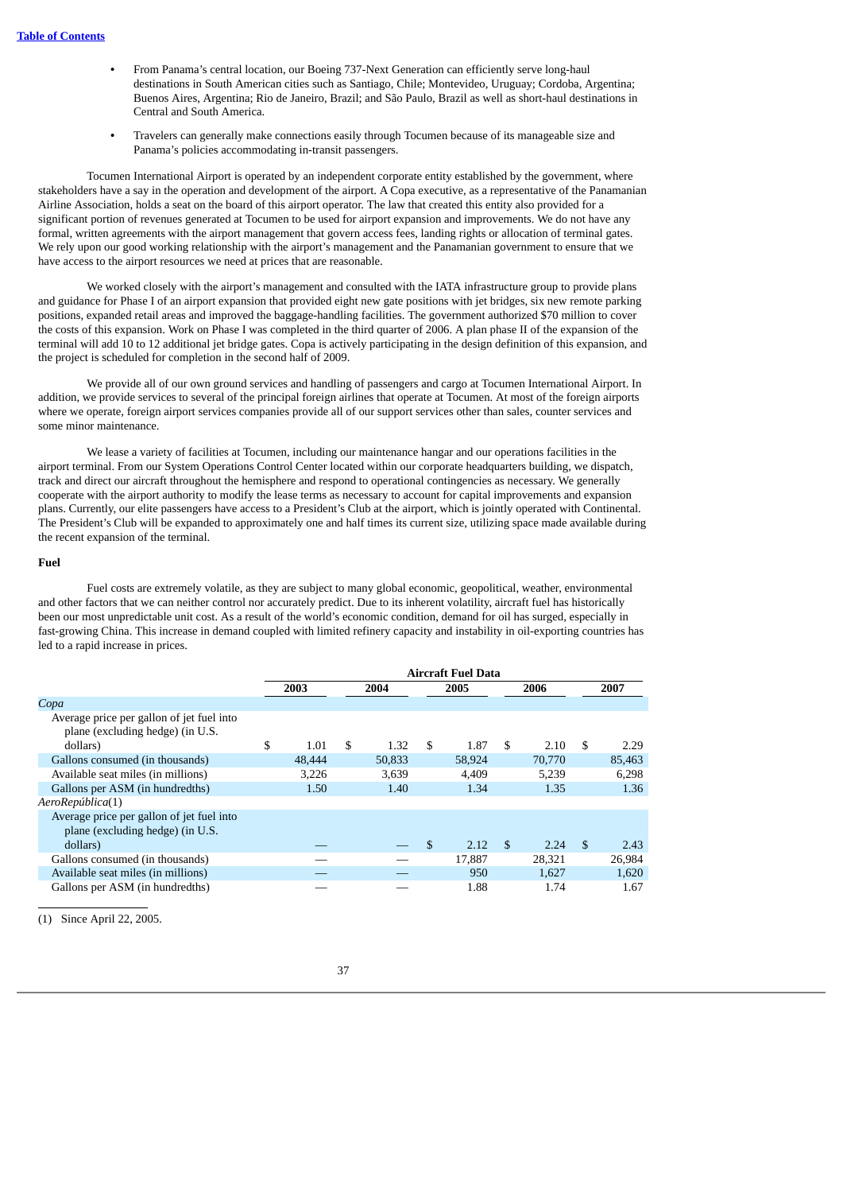- From Panama's central location, our Boeing 737-Next Generation can efficiently serve long-haul destinations in South American cities such as Santiago, Chile; Montevideo, Uruguay; Cordoba, Argentina; Buenos Aires, Argentina; Rio de Janeiro, Brazil; and São Paulo, Brazil as well as short-haul destinations in Central and South America.
- Travelers can generally make connections easily through Tocumen because of its manageable size and Panama's policies accommodating in-transit passengers.

Tocumen International Airport is operated by an independent corporate entity established by the government, where stakeholders have a say in the operation and development of the airport. A Copa executive, as a representative of the Panamanian Airline Association, holds a seat on the board of this airport operator. The law that created this entity also provided for a significant portion of revenues generated at Tocumen to be used for airport expansion and improvements. We do not have any formal, written agreements with the airport management that govern access fees, landing rights or allocation of terminal gates. We rely upon our good working relationship with the airport's management and the Panamanian government to ensure that we have access to the airport resources we need at prices that are reasonable.

We worked closely with the airport's management and consulted with the IATA infrastructure group to provide plans and guidance for Phase I of an airport expansion that provided eight new gate positions with jet bridges, six new remote parking positions, expanded retail areas and improved the baggage-handling facilities. The government authorized $70 million to cover the costs of this expansion. Work on Phase I was completed in the third quarter of 2006. A plan phase II of the expansion of the terminal will add 10 to 12 additional jet bridge gates. Copa is actively participating in the design definition of this expansion, and the project is scheduled for completion in the second half of 2009.

We provide all of our own ground services and handling of passengers and cargo at Tocumen International Airport. In addition, we provide services to several of the principal foreign airlines that operate at Tocumen. At most of the foreign airports where we operate, foreign airport services companies provide all of our support services other than sales, counter services and some minor maintenance.

We lease a variety of facilities at Tocumen, including our maintenance hangar and our operations facilities in the airport terminal. From our System Operations Control Center located within our corporate headquarters building, we dispatch, track and direct our aircraft throughout the hemisphere and respond to operational contingencies as necessary. We generally cooperate with the airport authority to modify the lease terms as necessary to account for capital improvements and expansion plans. Currently, our elite passengers have access to a President's Club at the airport, which is jointly operated with Continental. The President's Club will be expanded to approximately one and half times its current size, utilizing space made available during the recent expansion of the terminal.

**Fuel**

Fuel costs are extremely volatile, as they are subject to many global economic, geopolitical, weather, environmental and other factors that we can neither control nor accurately predict. Due to its inherent volatility, aircraft fuel has historically been our most unpredictable unit cost. As a result of the world's economic condition, demand for oil has surged, especially in fast-growing China. This increase in demand coupled with limited refinery capacity and instability in oil-exporting countries has led to a rapid increase in prices.

| | Aircraft Fuel Data | | | | |
|---|---|---|---|---|---|
| | 2003 | 2004 | 2005 | 2006 | 2007 |
| *Copa* | | | | | |
| Average price per gallon of jet fuel into plane (excluding hedge) (in U.S. dollars) | $ 1.01 | $ 1.32 | $ 1.87 | $ 2.10 | $ 2.29 |
| Gallons consumed (in thousands) | 48,444 | 50,833 | 58,924 | 70,770 | 85,463 |
| Available seat miles (in millions) | 3,226 | 3,639 | 4,409 | 5,239 | 6,298 |
| Gallons per ASM (in hundredths) | 1.50 | 1.40 | 1.34 | 1.35 | 1.36 |
| *AeroRepública*(1) | | | | | |
| Average price per gallon of jet fuel into plane (excluding hedge) (in U.S. dollars) | — | — | $ 2.12 | $ 2.24 | $ 2.43 |
| Gallons consumed (in thousands) | — | — | 17,887 | 28,321 | 26,984 |
| Available seat miles (in millions) | — | — | 950 | 1,627 | 1,620 |
| Gallons per ASM (in hundredths) | — | — | 1.88 | 1.74 | 1.67 |

(1) Since April 22, 2005.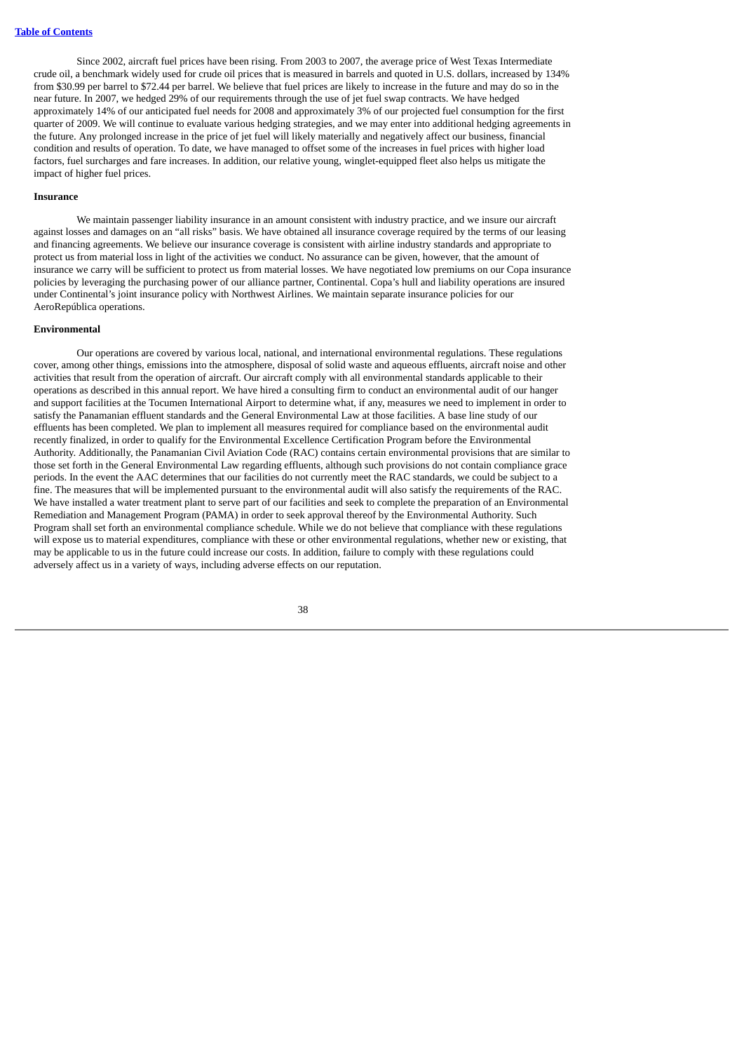Since 2002, aircraft fuel prices have been rising. From 2003 to 2007, the average price of West Texas Intermediate crude oil, a benchmark widely used for crude oil prices that is measured in barrels and quoted in U.S. dollars, increased by 134% from $30.99 per barrel to $72.44 per barrel. We believe that fuel prices are likely to increase in the future and may do so in the near future. In 2007, we hedged 29% of our requirements through the use of jet fuel swap contracts. We have hedged approximately 14% of our anticipated fuel needs for 2008 and approximately 3% of our projected fuel consumption for the first quarter of 2009. We will continue to evaluate various hedging strategies, and we may enter into additional hedging agreements in the future. Any prolonged increase in the price of jet fuel will likely materially and negatively affect our business, financial condition and results of operation. To date, we have managed to offset some of the increases in fuel prices with higher load factors, fuel surcharges and fare increases. In addition, our relative young, winglet-equipped fleet also helps us mitigate the impact of higher fuel prices.

**Insurance**

We maintain passenger liability insurance in an amount consistent with industry practice, and we insure our aircraft against losses and damages on an "all risks" basis. We have obtained all insurance coverage required by the terms of our leasing and financing agreements. We believe our insurance coverage is consistent with airline industry standards and appropriate to protect us from material loss in light of the activities we conduct. No assurance can be given, however, that the amount of insurance we carry will be sufficient to protect us from material losses. We have negotiated low premiums on our Copa insurance policies by leveraging the purchasing power of our alliance partner, Continental. Copa's hull and liability operations are insured under Continental's joint insurance policy with Northwest Airlines. We maintain separate insurance policies for our AeroRepública operations.

**Environmental**

Our operations are covered by various local, national, and international environmental regulations. These regulations cover, among other things, emissions into the atmosphere, disposal of solid waste and aqueous effluents, aircraft noise and other activities that result from the operation of aircraft. Our aircraft comply with all environmental standards applicable to their operations as described in this annual report. We have hired a consulting firm to conduct an environmental audit of our hanger and support facilities at the Tocumen International Airport to determine what, if any, measures we need to implement in order to satisfy the Panamanian effluent standards and the General Environmental Law at those facilities. A base line study of our effluents has been completed. We plan to implement all measures required for compliance based on the environmental audit recently finalized, in order to qualify for the Environmental Excellence Certification Program before the Environmental Authority. Additionally, the Panamanian Civil Aviation Code (RAC) contains certain environmental provisions that are similar to those set forth in the General Environmental Law regarding effluents, although such provisions do not contain compliance grace periods. In the event the AAC determines that our facilities do not currently meet the RAC standards, we could be subject to a fine. The measures that will be implemented pursuant to the environmental audit will also satisfy the requirements of the RAC. We have installed a water treatment plant to serve part of our facilities and seek to complete the preparation of an Environmental Remediation and Management Program (PAMA) in order to seek approval thereof by the Environmental Authority. Such Program shall set forth an environmental compliance schedule. While we do not believe that compliance with these regulations will expose us to material expenditures, compliance with these or other environmental regulations, whether new or existing, that may be applicable to us in the future could increase our costs. In addition, failure to comply with these regulations could adversely affect us in a variety of ways, including adverse effects on our reputation.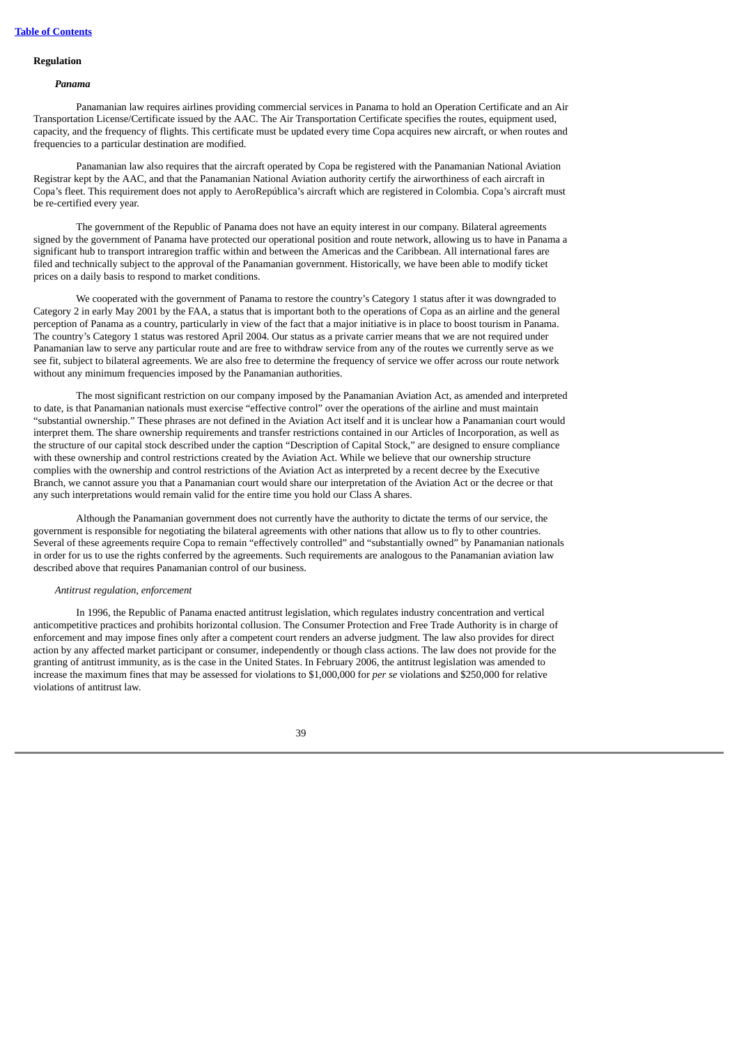## Regulation

### *Panama*

Panamanian law requires airlines providing commercial services in Panama to hold an Operation Certificate and an Air Transportation License/Certificate issued by the AAC. The Air Transportation Certificate specifies the routes, equipment used, capacity, and the frequency of flights. This certificate must be updated every time Copa acquires new aircraft, or when routes and frequencies to a particular destination are modified.

Panamanian law also requires that the aircraft operated by Copa be registered with the Panamanian National Aviation Registrar kept by the AAC, and that the Panamanian National Aviation authority certify the airworthiness of each aircraft in Copa's fleet. This requirement does not apply to AeroRepública's aircraft which are registered in Colombia. Copa's aircraft must be re-certified every year.

The government of the Republic of Panama does not have an equity interest in our company. Bilateral agreements signed by the government of Panama have protected our operational position and route network, allowing us to have in Panama a significant hub to transport intraregion traffic within and between the Americas and the Caribbean. All international fares are filed and technically subject to the approval of the Panamanian government. Historically, we have been able to modify ticket prices on a daily basis to respond to market conditions.

We cooperated with the government of Panama to restore the country's Category 1 status after it was downgraded to Category 2 in early May 2001 by the FAA, a status that is important both to the operations of Copa as an airline and the general perception of Panama as a country, particularly in view of the fact that a major initiative is in place to boost tourism in Panama. The country's Category 1 status was restored April 2004. Our status as a private carrier means that we are not required under Panamanian law to serve any particular route and are free to withdraw service from any of the routes we currently serve as we see fit, subject to bilateral agreements. We are also free to determine the frequency of service we offer across our route network without any minimum frequencies imposed by the Panamanian authorities.

The most significant restriction on our company imposed by the Panamanian Aviation Act, as amended and interpreted to date, is that Panamanian nationals must exercise "effective control" over the operations of the airline and must maintain "substantial ownership." These phrases are not defined in the Aviation Act itself and it is unclear how a Panamanian court would interpret them. The share ownership requirements and transfer restrictions contained in our Articles of Incorporation, as well as the structure of our capital stock described under the caption "Description of Capital Stock," are designed to ensure compliance with these ownership and control restrictions created by the Aviation Act. While we believe that our ownership structure complies with the ownership and control restrictions of the Aviation Act as interpreted by a recent decree by the Executive Branch, we cannot assure you that a Panamanian court would share our interpretation of the Aviation Act or the decree or that any such interpretations would remain valid for the entire time you hold our Class A shares.

Although the Panamanian government does not currently have the authority to dictate the terms of our service, the government is responsible for negotiating the bilateral agreements with other nations that allow us to fly to other countries. Several of these agreements require Copa to remain "effectively controlled" and "substantially owned" by Panamanian nationals in order for us to use the rights conferred by the agreements. Such requirements are analogous to the Panamanian aviation law described above that requires Panamanian control of our business.

#### *Antitrust regulation, enforcement*

In 1996, the Republic of Panama enacted antitrust legislation, which regulates industry concentration and vertical anticompetitive practices and prohibits horizontal collusion. The Consumer Protection and Free Trade Authority is in charge of enforcement and may impose fines only after a competent court renders an adverse judgment. The law also provides for direct action by any affected market participant or consumer, independently or though class actions. The law does not provide for the granting of antitrust immunity, as is the case in the United States. In February 2006, the antitrust legislation was amended to increase the maximum fines that may be assessed for violations to $1,000,000 for *per se* violations and $250,000 for relative violations of antitrust law.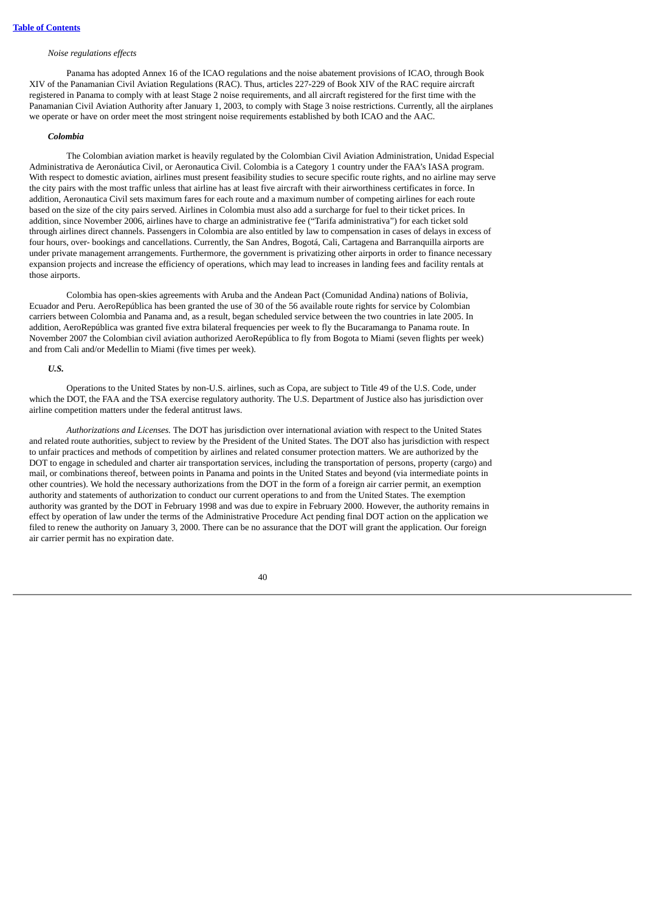*Noise regulations effects*

Panama has adopted Annex 16 of the ICAO regulations and the noise abatement provisions of ICAO, through Book XIV of the Panamanian Civil Aviation Regulations (RAC). Thus, articles 227-229 of Book XIV of the RAC require aircraft registered in Panama to comply with at least Stage 2 noise requirements, and all aircraft registered for the first time with the Panamanian Civil Aviation Authority after January 1, 2003, to comply with Stage 3 noise restrictions. Currently, all the airplanes we operate or have on order meet the most stringent noise requirements established by both ICAO and the AAC.

***Colombia***

The Colombian aviation market is heavily regulated by the Colombian Civil Aviation Administration, Unidad Especial Administrativa de Aeronáutica Civil, or Aeronautica Civil. Colombia is a Category 1 country under the FAA's IASA program. With respect to domestic aviation, airlines must present feasibility studies to secure specific route rights, and no airline may serve the city pairs with the most traffic unless that airline has at least five aircraft with their airworthiness certificates in force. In addition, Aeronautica Civil sets maximum fares for each route and a maximum number of competing airlines for each route based on the size of the city pairs served. Airlines in Colombia must also add a surcharge for fuel to their ticket prices. In addition, since November 2006, airlines have to charge an administrative fee ("Tarifa administrativa") for each ticket sold through airlines direct channels. Passengers in Colombia are also entitled by law to compensation in cases of delays in excess of four hours, over- bookings and cancellations. Currently, the San Andres, Bogotá, Cali, Cartagena and Barranquilla airports are under private management arrangements. Furthermore, the government is privatizing other airports in order to finance necessary expansion projects and increase the efficiency of operations, which may lead to increases in landing fees and facility rentals at those airports.

Colombia has open-skies agreements with Aruba and the Andean Pact (Comunidad Andina) nations of Bolivia, Ecuador and Peru. AeroRepública has been granted the use of 30 of the 56 available route rights for service by Colombian carriers between Colombia and Panama and, as a result, began scheduled service between the two countries in late 2005. In addition, AeroRepública was granted five extra bilateral frequencies per week to fly the Bucaramanga to Panama route. In November 2007 the Colombian civil aviation authorized AeroRepública to fly from Bogota to Miami (seven flights per week) and from Cali and/or Medellin to Miami (five times per week).

***U.S.***

Operations to the United States by non-U.S. airlines, such as Copa, are subject to Title 49 of the U.S. Code, under which the DOT, the FAA and the TSA exercise regulatory authority. The U.S. Department of Justice also has jurisdiction over airline competition matters under the federal antitrust laws.

*Authorizations and Licenses.* The DOT has jurisdiction over international aviation with respect to the United States and related route authorities, subject to review by the President of the United States. The DOT also has jurisdiction with respect to unfair practices and methods of competition by airlines and related consumer protection matters. We are authorized by the DOT to engage in scheduled and charter air transportation services, including the transportation of persons, property (cargo) and mail, or combinations thereof, between points in Panama and points in the United States and beyond (via intermediate points in other countries). We hold the necessary authorizations from the DOT in the form of a foreign air carrier permit, an exemption authority and statements of authorization to conduct our current operations to and from the United States. The exemption authority was granted by the DOT in February 1998 and was due to expire in February 2000. However, the authority remains in effect by operation of law under the terms of the Administrative Procedure Act pending final DOT action on the application we filed to renew the authority on January 3, 2000. There can be no assurance that the DOT will grant the application. Our foreign air carrier permit has no expiration date.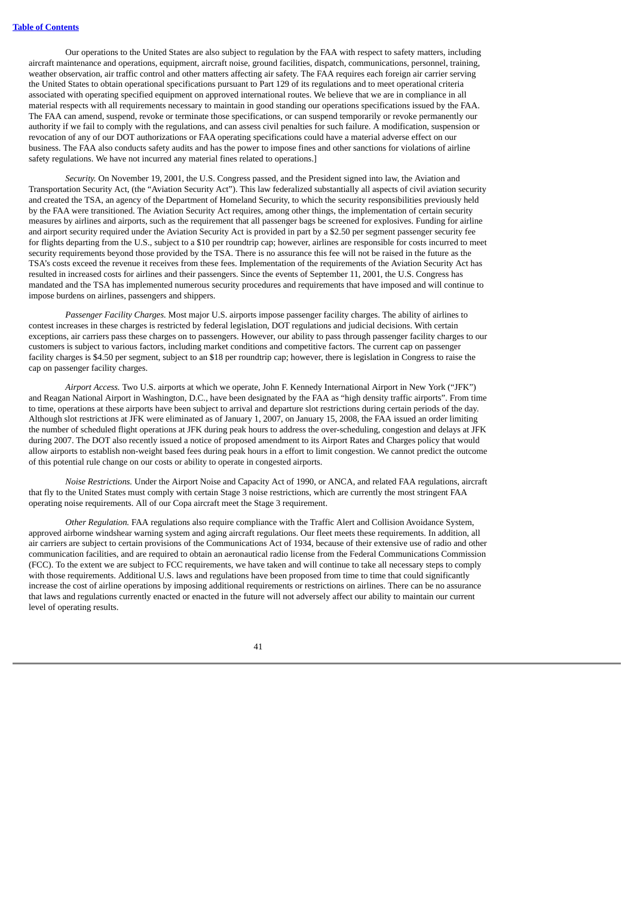Our operations to the United States are also subject to regulation by the FAA with respect to safety matters, including aircraft maintenance and operations, equipment, aircraft noise, ground facilities, dispatch, communications, personnel, training, weather observation, air traffic control and other matters affecting air safety. The FAA requires each foreign air carrier serving the United States to obtain operational specifications pursuant to Part 129 of its regulations and to meet operational criteria associated with operating specified equipment on approved international routes. We believe that we are in compliance in all material respects with all requirements necessary to maintain in good standing our operations specifications issued by the FAA. The FAA can amend, suspend, revoke or terminate those specifications, or can suspend temporarily or revoke permanently our authority if we fail to comply with the regulations, and can assess civil penalties for such failure. A modification, suspension or revocation of any of our DOT authorizations or FAA operating specifications could have a material adverse effect on our business. The FAA also conducts safety audits and has the power to impose fines and other sanctions for violations of airline safety regulations. We have not incurred any material fines related to operations.]

*Security.* On November 19, 2001, the U.S. Congress passed, and the President signed into law, the Aviation and Transportation Security Act, (the "Aviation Security Act"). This law federalized substantially all aspects of civil aviation security and created the TSA, an agency of the Department of Homeland Security, to which the security responsibilities previously held by the FAA were transitioned. The Aviation Security Act requires, among other things, the implementation of certain security measures by airlines and airports, such as the requirement that all passenger bags be screened for explosives. Funding for airline and airport security required under the Aviation Security Act is provided in part by a $2.50 per segment passenger security fee for flights departing from the U.S., subject to a $10 per roundtrip cap; however, airlines are responsible for costs incurred to meet security requirements beyond those provided by the TSA. There is no assurance this fee will not be raised in the future as the TSA's costs exceed the revenue it receives from these fees. Implementation of the requirements of the Aviation Security Act has resulted in increased costs for airlines and their passengers. Since the events of September 11, 2001, the U.S. Congress has mandated and the TSA has implemented numerous security procedures and requirements that have imposed and will continue to impose burdens on airlines, passengers and shippers.

*Passenger Facility Charges.* Most major U.S. airports impose passenger facility charges. The ability of airlines to contest increases in these charges is restricted by federal legislation, DOT regulations and judicial decisions. With certain exceptions, air carriers pass these charges on to passengers. However, our ability to pass through passenger facility charges to our customers is subject to various factors, including market conditions and competitive factors. The current cap on passenger facility charges is $4.50 per segment, subject to an $18 per roundtrip cap; however, there is legislation in Congress to raise the cap on passenger facility charges.

*Airport Access.* Two U.S. airports at which we operate, John F. Kennedy International Airport in New York ("JFK") and Reagan National Airport in Washington, D.C., have been designated by the FAA as "high density traffic airports". From time to time, operations at these airports have been subject to arrival and departure slot restrictions during certain periods of the day. Although slot restrictions at JFK were eliminated as of January 1, 2007, on January 15, 2008, the FAA issued an order limiting the number of scheduled flight operations at JFK during peak hours to address the over-scheduling, congestion and delays at JFK during 2007. The DOT also recently issued a notice of proposed amendment to its Airport Rates and Charges policy that would allow airports to establish non-weight based fees during peak hours in a effort to limit congestion. We cannot predict the outcome of this potential rule change on our costs or ability to operate in congested airports.

*Noise Restrictions.* Under the Airport Noise and Capacity Act of 1990, or ANCA, and related FAA regulations, aircraft that fly to the United States must comply with certain Stage 3 noise restrictions, which are currently the most stringent FAA operating noise requirements. All of our Copa aircraft meet the Stage 3 requirement.

*Other Regulation.* FAA regulations also require compliance with the Traffic Alert and Collision Avoidance System, approved airborne windshear warning system and aging aircraft regulations. Our fleet meets these requirements. In addition, all air carriers are subject to certain provisions of the Communications Act of 1934, because of their extensive use of radio and other communication facilities, and are required to obtain an aeronautical radio license from the Federal Communications Commission (FCC). To the extent we are subject to FCC requirements, we have taken and will continue to take all necessary steps to comply with those requirements. Additional U.S. laws and regulations have been proposed from time to time that could significantly increase the cost of airline operations by imposing additional requirements or restrictions on airlines. There can be no assurance that laws and regulations currently enacted or enacted in the future will not adversely affect our ability to maintain our current level of operating results.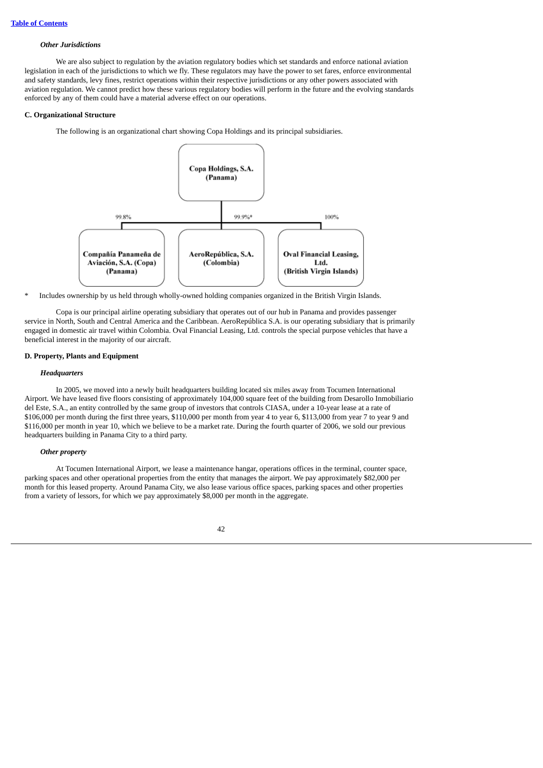*Other Jurisdictions*

We are also subject to regulation by the aviation regulatory bodies which set standards and enforce national aviation legislation in each of the jurisdictions to which we fly. These regulators may have the power to set fares, enforce environmental and safety standards, levy fines, restrict operations within their respective jurisdictions or any other powers associated with aviation regulation. We cannot predict how these various regulatory bodies will perform in the future and the evolving standards enforced by any of them could have a material adverse effect on our operations.

**C. Organizational Structure**

The following is an organizational chart showing Copa Holdings and its principal subsidiaries.

**Copa Holdings, S.A. (Panama)**

- 99.8% — **Compañía Panameña de Aviación, S.A. (Copa) (Panama)**
- 99.9%* — **AeroRepública, S.A. (Colombia)**
- 100% — **Oval Financial Leasing, Ltd. (British Virgin Islands)**

\* Includes ownership by us held through wholly-owned holding companies organized in the British Virgin Islands.

Copa is our principal airline operating subsidiary that operates out of our hub in Panama and provides passenger service in North, South and Central America and the Caribbean. AeroRepública S.A. is our operating subsidiary that is primarily engaged in domestic air travel within Colombia. Oval Financial Leasing, Ltd. controls the special purpose vehicles that have a beneficial interest in the majority of our aircraft.

**D. Property, Plants and Equipment**

*Headquarters*

In 2005, we moved into a newly built headquarters building located six miles away from Tocumen International Airport. We have leased five floors consisting of approximately 104,000 square feet of the building from Desarollo Inmobiliario del Este, S.A., an entity controlled by the same group of investors that controls CIASA, under a 10-year lease at a rate of $106,000 per month during the first three years, $110,000 per month from year 4 to year 6, $113,000 from year 7 to year 9 and $116,000 per month in year 10, which we believe to be a market rate. During the fourth quarter of 2006, we sold our previous headquarters building in Panama City to a third party.

*Other property*

At Tocumen International Airport, we lease a maintenance hangar, operations offices in the terminal, counter space, parking spaces and other operational properties from the entity that manages the airport. We pay approximately $82,000 per month for this leased property. Around Panama City, we also lease various office spaces, parking spaces and other properties from a variety of lessors, for which we pay approximately $8,000 per month in the aggregate.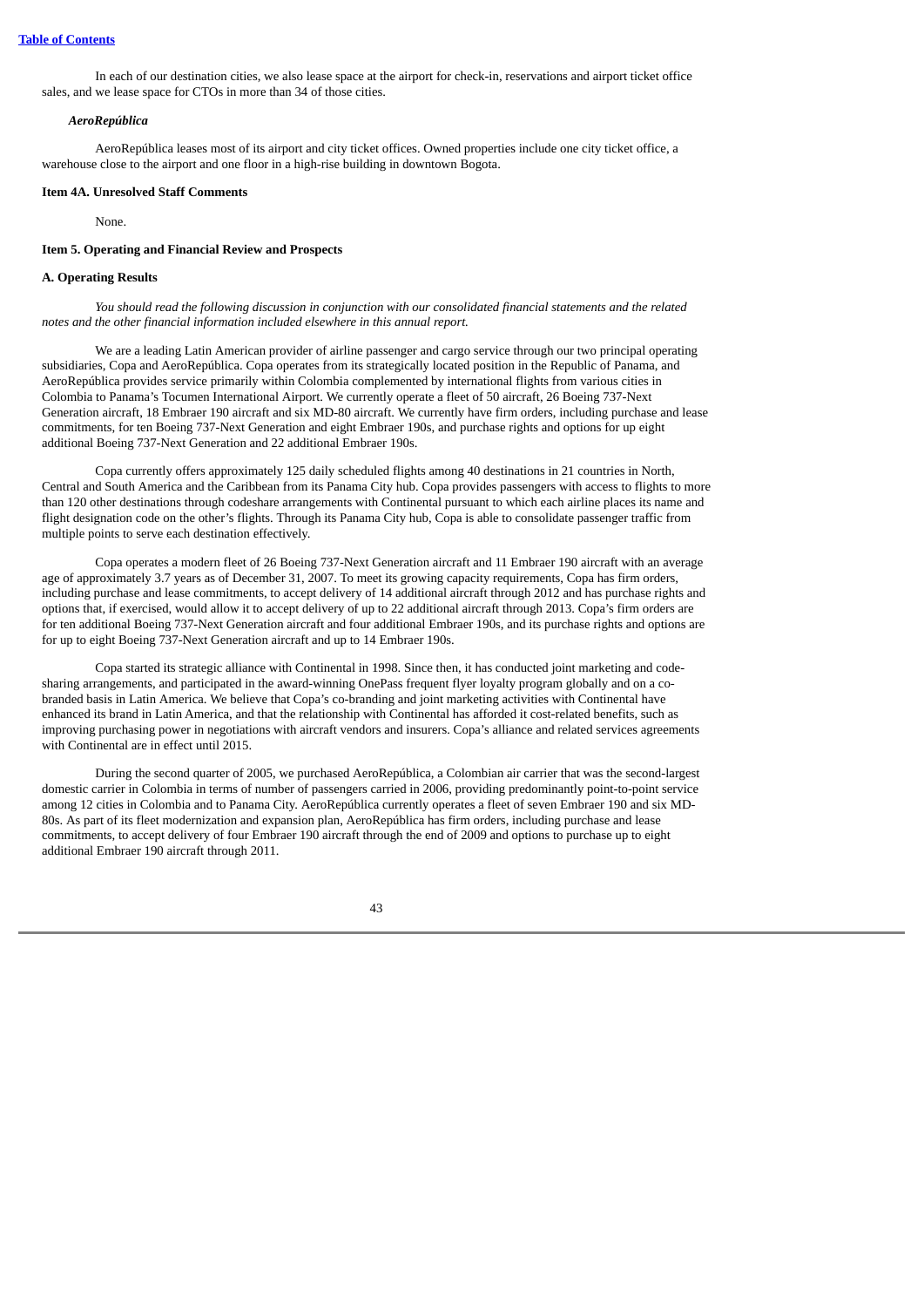In each of our destination cities, we also lease space at the airport for check-in, reservations and airport ticket office sales, and we lease space for CTOs in more than 34 of those cities.

***AeroRepública***

AeroRepública leases most of its airport and city ticket offices. Owned properties include one city ticket office, a warehouse close to the airport and one floor in a high-rise building in downtown Bogota.

**Item 4A. Unresolved Staff Comments**

None.

**Item 5. Operating and Financial Review and Prospects**

**A. Operating Results**

*You should read the following discussion in conjunction with our consolidated financial statements and the related notes and the other financial information included elsewhere in this annual report.*

We are a leading Latin American provider of airline passenger and cargo service through our two principal operating subsidiaries, Copa and AeroRepública. Copa operates from its strategically located position in the Republic of Panama, and AeroRepública provides service primarily within Colombia complemented by international flights from various cities in Colombia to Panama's Tocumen International Airport. We currently operate a fleet of 50 aircraft, 26 Boeing 737-Next Generation aircraft, 18 Embraer 190 aircraft and six MD-80 aircraft. We currently have firm orders, including purchase and lease commitments, for ten Boeing 737-Next Generation and eight Embraer 190s, and purchase rights and options for up eight additional Boeing 737-Next Generation and 22 additional Embraer 190s.

Copa currently offers approximately 125 daily scheduled flights among 40 destinations in 21 countries in North, Central and South America and the Caribbean from its Panama City hub. Copa provides passengers with access to flights to more than 120 other destinations through codeshare arrangements with Continental pursuant to which each airline places its name and flight designation code on the other's flights. Through its Panama City hub, Copa is able to consolidate passenger traffic from multiple points to serve each destination effectively.

Copa operates a modern fleet of 26 Boeing 737-Next Generation aircraft and 11 Embraer 190 aircraft with an average age of approximately 3.7 years as of December 31, 2007. To meet its growing capacity requirements, Copa has firm orders, including purchase and lease commitments, to accept delivery of 14 additional aircraft through 2012 and has purchase rights and options that, if exercised, would allow it to accept delivery of up to 22 additional aircraft through 2013. Copa's firm orders are for ten additional Boeing 737-Next Generation aircraft and four additional Embraer 190s, and its purchase rights and options are for up to eight Boeing 737-Next Generation aircraft and up to 14 Embraer 190s.

Copa started its strategic alliance with Continental in 1998. Since then, it has conducted joint marketing and code-sharing arrangements, and participated in the award-winning OnePass frequent flyer loyalty program globally and on a co-branded basis in Latin America. We believe that Copa's co-branding and joint marketing activities with Continental have enhanced its brand in Latin America, and that the relationship with Continental has afforded it cost-related benefits, such as improving purchasing power in negotiations with aircraft vendors and insurers. Copa's alliance and related services agreements with Continental are in effect until 2015.

During the second quarter of 2005, we purchased AeroRepública, a Colombian air carrier that was the second-largest domestic carrier in Colombia in terms of number of passengers carried in 2006, providing predominantly point-to-point service among 12 cities in Colombia and to Panama City. AeroRepública currently operates a fleet of seven Embraer 190 and six MD-80s. As part of its fleet modernization and expansion plan, AeroRepública has firm orders, including purchase and lease commitments, to accept delivery of four Embraer 190 aircraft through the end of 2009 and options to purchase up to eight additional Embraer 190 aircraft through 2011.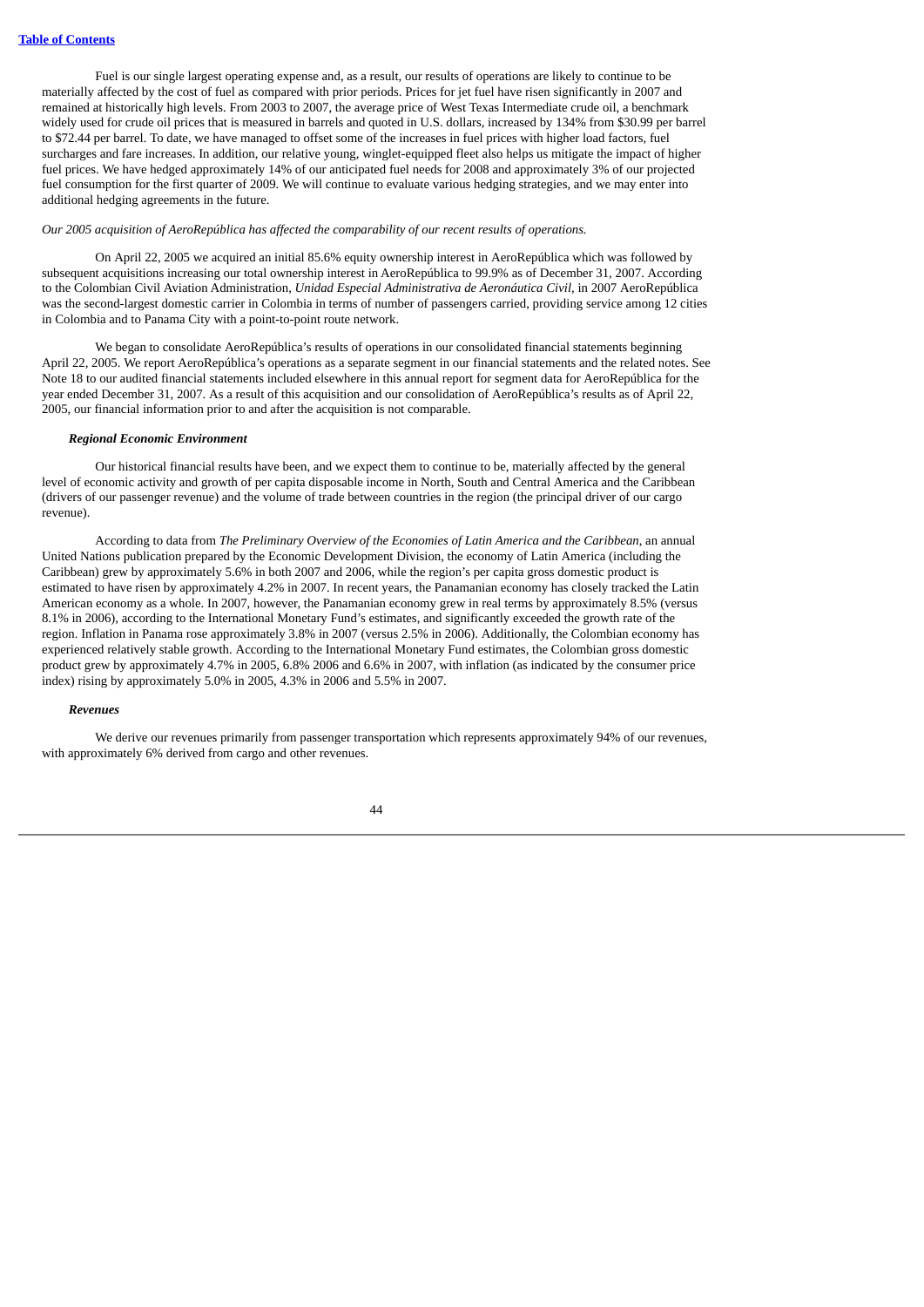Fuel is our single largest operating expense and, as a result, our results of operations are likely to continue to be materially affected by the cost of fuel as compared with prior periods. Prices for jet fuel have risen significantly in 2007 and remained at historically high levels. From 2003 to 2007, the average price of West Texas Intermediate crude oil, a benchmark widely used for crude oil prices that is measured in barrels and quoted in U.S. dollars, increased by 134% from $30.99 per barrel to $72.44 per barrel. To date, we have managed to offset some of the increases in fuel prices with higher load factors, fuel surcharges and fare increases. In addition, our relative young, winglet-equipped fleet also helps us mitigate the impact of higher fuel prices. We have hedged approximately 14% of our anticipated fuel needs for 2008 and approximately 3% of our projected fuel consumption for the first quarter of 2009. We will continue to evaluate various hedging strategies, and we may enter into additional hedging agreements in the future.

*Our 2005 acquisition of AeroRepública has affected the comparability of our recent results of operations.*

On April 22, 2005 we acquired an initial 85.6% equity ownership interest in AeroRepública which was followed by subsequent acquisitions increasing our total ownership interest in AeroRepública to 99.9% as of December 31, 2007. According to the Colombian Civil Aviation Administration, *Unidad Especial Administrativa de Aeronáutica Civil*, in 2007 AeroRepública was the second-largest domestic carrier in Colombia in terms of number of passengers carried, providing service among 12 cities in Colombia and to Panama City with a point-to-point route network.

We began to consolidate AeroRepública's results of operations in our consolidated financial statements beginning April 22, 2005. We report AeroRepública's operations as a separate segment in our financial statements and the related notes. See Note 18 to our audited financial statements included elsewhere in this annual report for segment data for AeroRepública for the year ended December 31, 2007. As a result of this acquisition and our consolidation of AeroRepública's results as of April 22, 2005, our financial information prior to and after the acquisition is not comparable.

### *Regional Economic Environment*

Our historical financial results have been, and we expect them to continue to be, materially affected by the general level of economic activity and growth of per capita disposable income in North, South and Central America and the Caribbean (drivers of our passenger revenue) and the volume of trade between countries in the region (the principal driver of our cargo revenue).

According to data from *The Preliminary Overview of the Economies of Latin America and the Caribbean*, an annual United Nations publication prepared by the Economic Development Division, the economy of Latin America (including the Caribbean) grew by approximately 5.6% in both 2007 and 2006, while the region's per capita gross domestic product is estimated to have risen by approximately 4.2% in 2007. In recent years, the Panamanian economy has closely tracked the Latin American economy as a whole. In 2007, however, the Panamanian economy grew in real terms by approximately 8.5% (versus 8.1% in 2006), according to the International Monetary Fund's estimates, and significantly exceeded the growth rate of the region. Inflation in Panama rose approximately 3.8% in 2007 (versus 2.5% in 2006). Additionally, the Colombian economy has experienced relatively stable growth. According to the International Monetary Fund estimates, the Colombian gross domestic product grew by approximately 4.7% in 2005, 6.8% 2006 and 6.6% in 2007, with inflation (as indicated by the consumer price index) rising by approximately 5.0% in 2005, 4.3% in 2006 and 5.5% in 2007.

### *Revenues*

We derive our revenues primarily from passenger transportation which represents approximately 94% of our revenues, with approximately 6% derived from cargo and other revenues.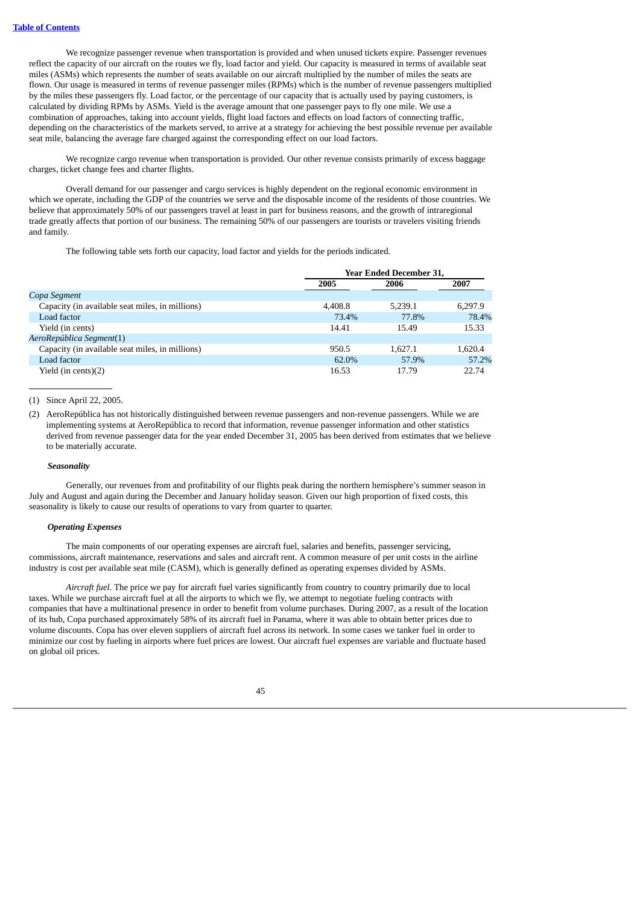We recognize passenger revenue when transportation is provided and when unused tickets expire. Passenger revenues reflect the capacity of our aircraft on the routes we fly, load factor and yield. Our capacity is measured in terms of available seat miles (ASMs) which represents the number of seats available on our aircraft multiplied by the number of miles the seats are flown. Our usage is measured in terms of revenue passenger miles (RPMs) which is the number of revenue passengers multiplied by the miles these passengers fly. Load factor, or the percentage of our capacity that is actually used by paying customers, is calculated by dividing RPMs by ASMs. Yield is the average amount that one passenger pays to fly one mile. We use a combination of approaches, taking into account yields, flight load factors and effects on load factors of connecting traffic, depending on the characteristics of the markets served, to arrive at a strategy for achieving the best possible revenue per available seat mile, balancing the average fare charged against the corresponding effect on our load factors.

We recognize cargo revenue when transportation is provided. Our other revenue consists primarily of excess baggage charges, ticket change fees and charter flights.

Overall demand for our passenger and cargo services is highly dependent on the regional economic environment in which we operate, including the GDP of the countries we serve and the disposable income of the residents of those countries. We believe that approximately 50% of our passengers travel at least in part for business reasons, and the growth of intraregional trade greatly affects that portion of our business. The remaining 50% of our passengers are tourists or travelers visiting friends and family.

The following table sets forth our capacity, load factor and yields for the periods indicated.

| | Year Ended December 31, | | |
|---|---|---|---|
| | 2005 | 2006 | 2007 |
| *Copa Segment* | | | |
| Capacity (in available seat miles, in millions) | 4,408.8 | 5,239.1 | 6,297.9 |
| Load factor | 73.4% | 77.8% | 78.4% |
| Yield (in cents) | 14.41 | 15.49 | 15.33 |
| *AeroRepública Segment*(1) | | | |
| Capacity (in available seat miles, in millions) | 950.5 | 1,627.1 | 1,620.4 |
| Load factor | 62.0% | 57.9% | 57.2% |
| Yield (in cents)(2) | 16.53 | 17.79 | 22.74 |

(1) Since April 22, 2005.

(2) AeroRepública has not historically distinguished between revenue passengers and non-revenue passengers. While we are implementing systems at AeroRepública to record that information, revenue passenger information and other statistics derived from revenue passenger data for the year ended December 31, 2005 has been derived from estimates that we believe to be materially accurate.

#### *Seasonality*

Generally, our revenues from and profitability of our flights peak during the northern hemisphere's summer season in July and August and again during the December and January holiday season. Given our high proportion of fixed costs, this seasonality is likely to cause our results of operations to vary from quarter to quarter.

#### *Operating Expenses*

The main components of our operating expenses are aircraft fuel, salaries and benefits, passenger servicing, commissions, aircraft maintenance, reservations and sales and aircraft rent. A common measure of per unit costs in the airline industry is cost per available seat mile (CASM), which is generally defined as operating expenses divided by ASMs.

*Aircraft fuel.* The price we pay for aircraft fuel varies significantly from country to country primarily due to local taxes. While we purchase aircraft fuel at all the airports to which we fly, we attempt to negotiate fueling contracts with companies that have a multinational presence in order to benefit from volume purchases. During 2007, as a result of the location of its hub, Copa purchased approximately 58% of its aircraft fuel in Panama, where it was able to obtain better prices due to volume discounts. Copa has over eleven suppliers of aircraft fuel across its network. In some cases we tanker fuel in order to minimize our cost by fueling in airports where fuel prices are lowest. Our aircraft fuel expenses are variable and fluctuate based on global oil prices.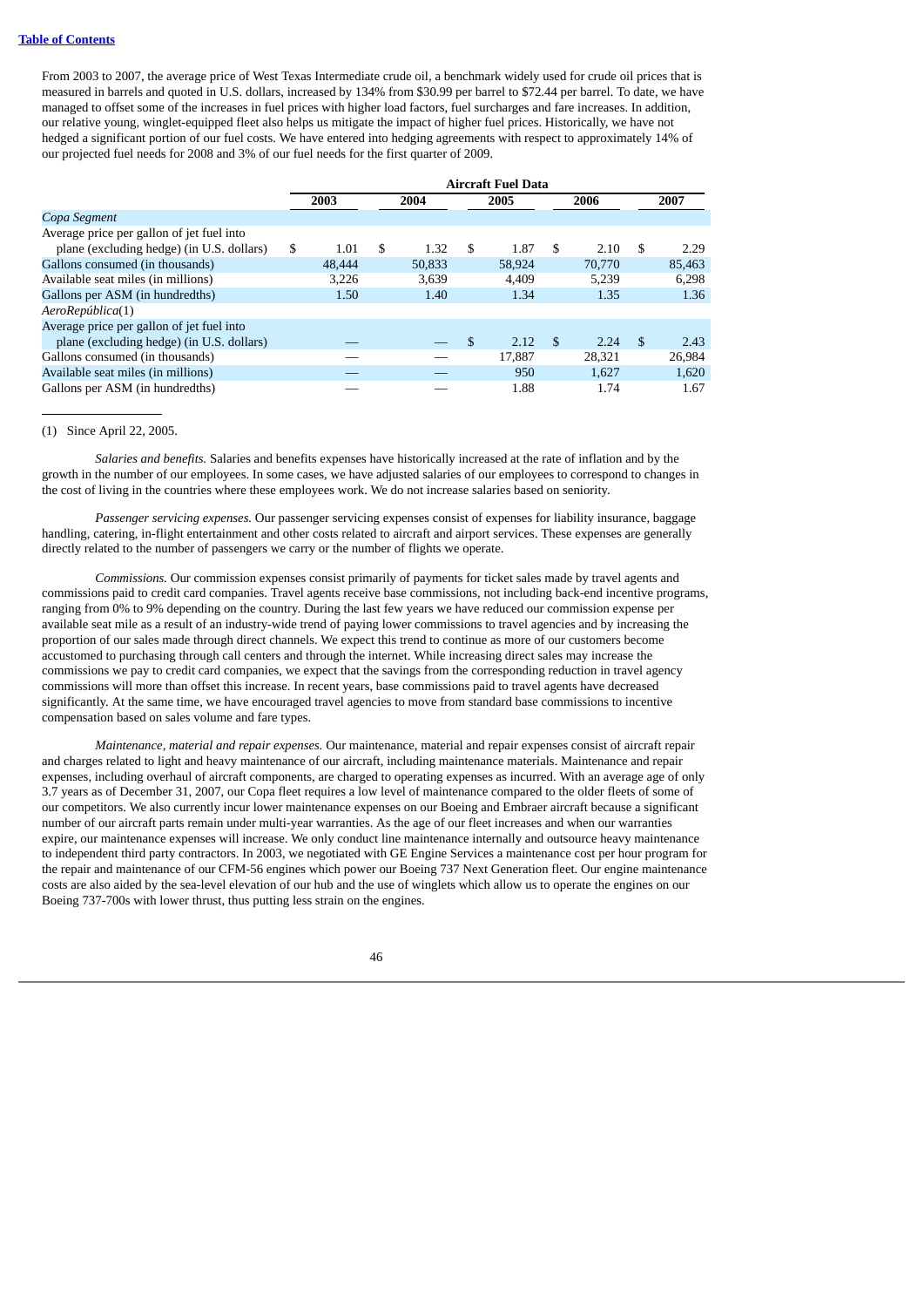From 2003 to 2007, the average price of West Texas Intermediate crude oil, a benchmark widely used for crude oil prices that is measured in barrels and quoted in U.S. dollars, increased by 134% from $30.99 per barrel to $72.44 per barrel. To date, we have managed to offset some of the increases in fuel prices with higher load factors, fuel surcharges and fare increases. In addition, our relative young, winglet-equipped fleet also helps us mitigate the impact of higher fuel prices. Historically, we have not hedged a significant portion of our fuel costs. We have entered into hedging agreements with respect to approximately 14% of our projected fuel needs for 2008 and 3% of our fuel needs for the first quarter of 2009.

| | Aircraft Fuel Data | | | | |
|---|---|---|---|---|---|
| | 2003 | 2004 | 2005 | 2006 | 2007 |
| *Copa Segment* | | | | | |
| Average price per gallon of jet fuel into plane (excluding hedge) (in U.S. dollars) | $ 1.01 | $ 1.32 | $ 1.87 | $ 2.10 | $ 2.29 |
| Gallons consumed (in thousands) | 48,444 | 50,833 | 58,924 | 70,770 | 85,463 |
| Available seat miles (in millions) | 3,226 | 3,639 | 4,409 | 5,239 | 6,298 |
| Gallons per ASM (in hundredths) | 1.50 | 1.40 | 1.34 | 1.35 | 1.36 |
| *AeroRepública*(1) | | | | | |
| Average price per gallon of jet fuel into plane (excluding hedge) (in U.S. dollars) | — | — | $ 2.12 | $ 2.24 | $ 2.43 |
| Gallons consumed (in thousands) | — | — | 17,887 | 28,321 | 26,984 |
| Available seat miles (in millions) | — | — | 950 | 1,627 | 1,620 |
| Gallons per ASM (in hundredths) | — | — | 1.88 | 1.74 | 1.67 |

(1) Since April 22, 2005.

*Salaries and benefits.* Salaries and benefits expenses have historically increased at the rate of inflation and by the growth in the number of our employees. In some cases, we have adjusted salaries of our employees to correspond to changes in the cost of living in the countries where these employees work. We do not increase salaries based on seniority.

*Passenger servicing expenses.* Our passenger servicing expenses consist of expenses for liability insurance, baggage handling, catering, in-flight entertainment and other costs related to aircraft and airport services. These expenses are generally directly related to the number of passengers we carry or the number of flights we operate.

*Commissions.* Our commission expenses consist primarily of payments for ticket sales made by travel agents and commissions paid to credit card companies. Travel agents receive base commissions, not including back-end incentive programs, ranging from 0% to 9% depending on the country. During the last few years we have reduced our commission expense per available seat mile as a result of an industry-wide trend of paying lower commissions to travel agencies and by increasing the proportion of our sales made through direct channels. We expect this trend to continue as more of our customers become accustomed to purchasing through call centers and through the internet. While increasing direct sales may increase the commissions we pay to credit card companies, we expect that the savings from the corresponding reduction in travel agency commissions will more than offset this increase. In recent years, base commissions paid to travel agents have decreased significantly. At the same time, we have encouraged travel agencies to move from standard base commissions to incentive compensation based on sales volume and fare types.

*Maintenance, material and repair expenses.* Our maintenance, material and repair expenses consist of aircraft repair and charges related to light and heavy maintenance of our aircraft, including maintenance materials. Maintenance and repair expenses, including overhaul of aircraft components, are charged to operating expenses as incurred. With an average age of only 3.7 years as of December 31, 2007, our Copa fleet requires a low level of maintenance compared to the older fleets of some of our competitors. We also currently incur lower maintenance expenses on our Boeing and Embraer aircraft because a significant number of our aircraft parts remain under multi-year warranties. As the age of our fleet increases and when our warranties expire, our maintenance expenses will increase. We only conduct line maintenance internally and outsource heavy maintenance to independent third party contractors. In 2003, we negotiated with GE Engine Services a maintenance cost per hour program for the repair and maintenance of our CFM-56 engines which power our Boeing 737 Next Generation fleet. Our engine maintenance costs are also aided by the sea-level elevation of our hub and the use of winglets which allow us to operate the engines on our Boeing 737-700s with lower thrust, thus putting less strain on the engines.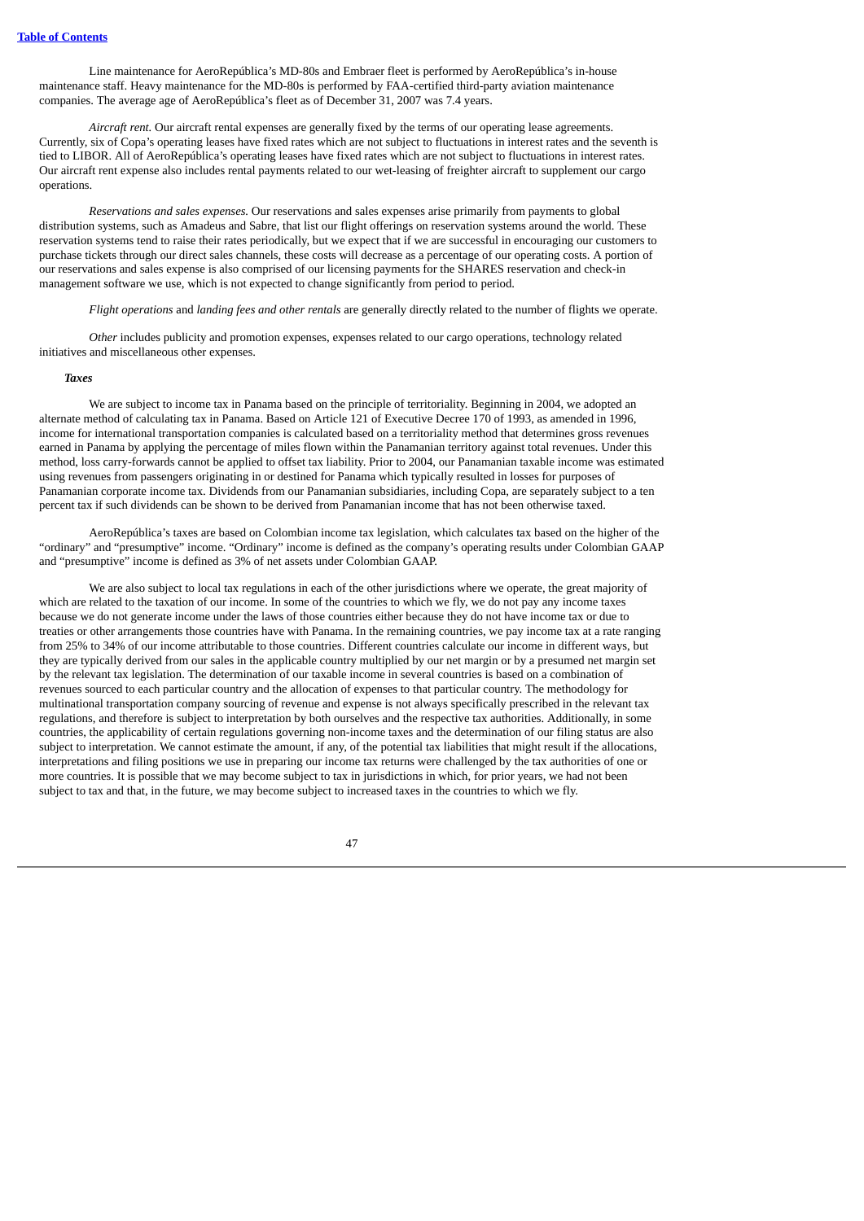Line maintenance for AeroRepública's MD-80s and Embraer fleet is performed by AeroRepública's in-house maintenance staff. Heavy maintenance for the MD-80s is performed by FAA-certified third-party aviation maintenance companies. The average age of AeroRepública's fleet as of December 31, 2007 was 7.4 years.

*Aircraft rent.* Our aircraft rental expenses are generally fixed by the terms of our operating lease agreements. Currently, six of Copa's operating leases have fixed rates which are not subject to fluctuations in interest rates and the seventh is tied to LIBOR. All of AeroRepública's operating leases have fixed rates which are not subject to fluctuations in interest rates. Our aircraft rent expense also includes rental payments related to our wet-leasing of freighter aircraft to supplement our cargo operations.

*Reservations and sales expenses.* Our reservations and sales expenses arise primarily from payments to global distribution systems, such as Amadeus and Sabre, that list our flight offerings on reservation systems around the world. These reservation systems tend to raise their rates periodically, but we expect that if we are successful in encouraging our customers to purchase tickets through our direct sales channels, these costs will decrease as a percentage of our operating costs. A portion of our reservations and sales expense is also comprised of our licensing payments for the SHARES reservation and check-in management software we use, which is not expected to change significantly from period to period.

*Flight operations* and *landing fees and other rentals* are generally directly related to the number of flights we operate.

*Other* includes publicity and promotion expenses, expenses related to our cargo operations, technology related initiatives and miscellaneous other expenses.

***Taxes***

We are subject to income tax in Panama based on the principle of territoriality. Beginning in 2004, we adopted an alternate method of calculating tax in Panama. Based on Article 121 of Executive Decree 170 of 1993, as amended in 1996, income for international transportation companies is calculated based on a territoriality method that determines gross revenues earned in Panama by applying the percentage of miles flown within the Panamanian territory against total revenues. Under this method, loss carry-forwards cannot be applied to offset tax liability. Prior to 2004, our Panamanian taxable income was estimated using revenues from passengers originating in or destined for Panama which typically resulted in losses for purposes of Panamanian corporate income tax. Dividends from our Panamanian subsidiaries, including Copa, are separately subject to a ten percent tax if such dividends can be shown to be derived from Panamanian income that has not been otherwise taxed.

AeroRepública's taxes are based on Colombian income tax legislation, which calculates tax based on the higher of the "ordinary" and "presumptive" income. "Ordinary" income is defined as the company's operating results under Colombian GAAP and "presumptive" income is defined as 3% of net assets under Colombian GAAP.

We are also subject to local tax regulations in each of the other jurisdictions where we operate, the great majority of which are related to the taxation of our income. In some of the countries to which we fly, we do not pay any income taxes because we do not generate income under the laws of those countries either because they do not have income tax or due to treaties or other arrangements those countries have with Panama. In the remaining countries, we pay income tax at a rate ranging from 25% to 34% of our income attributable to those countries. Different countries calculate our income in different ways, but they are typically derived from our sales in the applicable country multiplied by our net margin or by a presumed net margin set by the relevant tax legislation. The determination of our taxable income in several countries is based on a combination of revenues sourced to each particular country and the allocation of expenses to that particular country. The methodology for multinational transportation company sourcing of revenue and expense is not always specifically prescribed in the relevant tax regulations, and therefore is subject to interpretation by both ourselves and the respective tax authorities. Additionally, in some countries, the applicability of certain regulations governing non-income taxes and the determination of our filing status are also subject to interpretation. We cannot estimate the amount, if any, of the potential tax liabilities that might result if the allocations, interpretations and filing positions we use in preparing our income tax returns were challenged by the tax authorities of one or more countries. It is possible that we may become subject to tax in jurisdictions in which, for prior years, we had not been subject to tax and that, in the future, we may become subject to increased taxes in the countries to which we fly.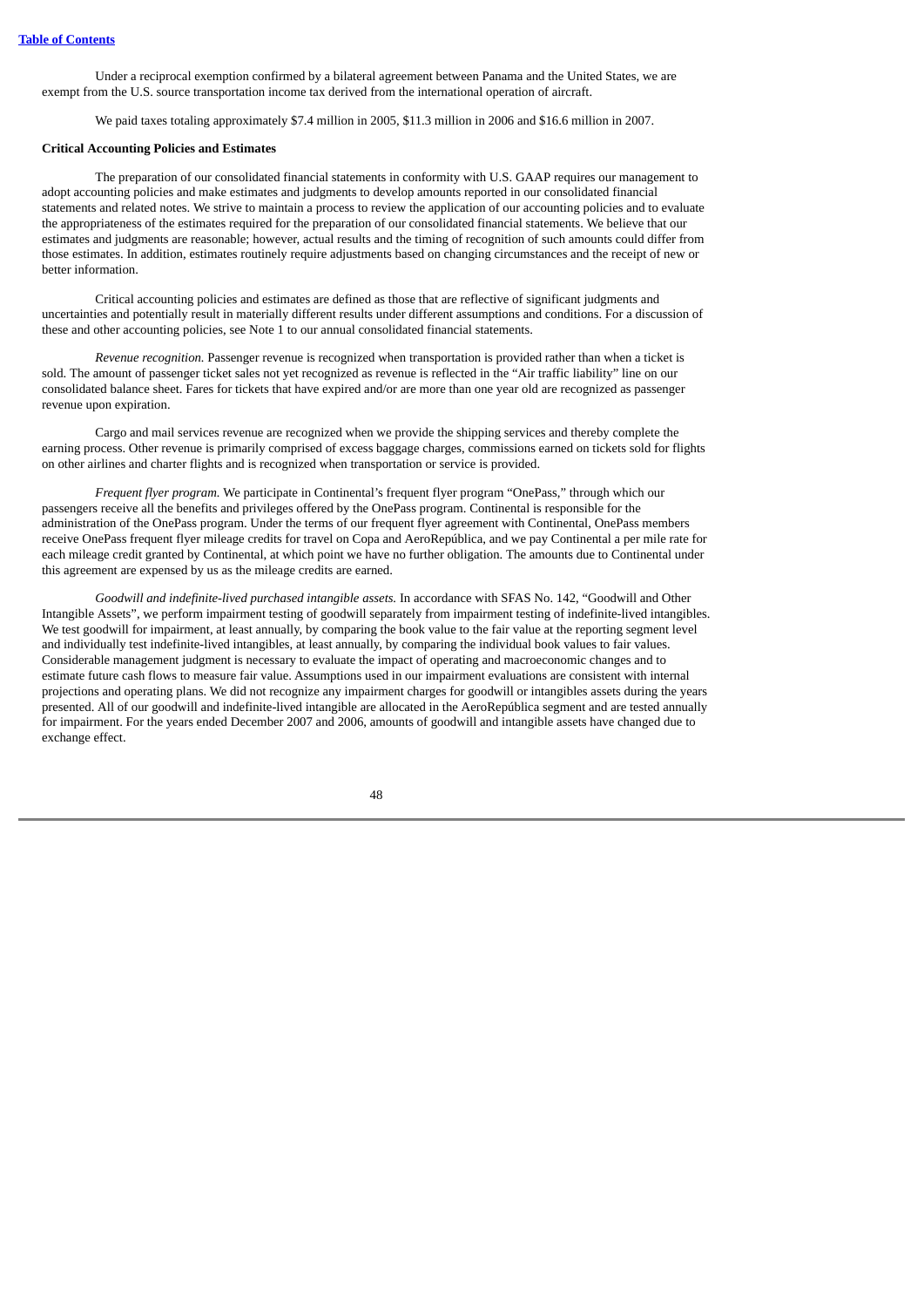Under a reciprocal exemption confirmed by a bilateral agreement between Panama and the United States, we are exempt from the U.S. source transportation income tax derived from the international operation of aircraft.

We paid taxes totaling approximately $7.4 million in 2005, $11.3 million in 2006 and $16.6 million in 2007.

**Critical Accounting Policies and Estimates**

The preparation of our consolidated financial statements in conformity with U.S. GAAP requires our management to adopt accounting policies and make estimates and judgments to develop amounts reported in our consolidated financial statements and related notes. We strive to maintain a process to review the application of our accounting policies and to evaluate the appropriateness of the estimates required for the preparation of our consolidated financial statements. We believe that our estimates and judgments are reasonable; however, actual results and the timing of recognition of such amounts could differ from those estimates. In addition, estimates routinely require adjustments based on changing circumstances and the receipt of new or better information.

Critical accounting policies and estimates are defined as those that are reflective of significant judgments and uncertainties and potentially result in materially different results under different assumptions and conditions. For a discussion of these and other accounting policies, see Note 1 to our annual consolidated financial statements.

*Revenue recognition.* Passenger revenue is recognized when transportation is provided rather than when a ticket is sold. The amount of passenger ticket sales not yet recognized as revenue is reflected in the "Air traffic liability" line on our consolidated balance sheet. Fares for tickets that have expired and/or are more than one year old are recognized as passenger revenue upon expiration.

Cargo and mail services revenue are recognized when we provide the shipping services and thereby complete the earning process. Other revenue is primarily comprised of excess baggage charges, commissions earned on tickets sold for flights on other airlines and charter flights and is recognized when transportation or service is provided.

*Frequent flyer program.* We participate in Continental's frequent flyer program "OnePass," through which our passengers receive all the benefits and privileges offered by the OnePass program. Continental is responsible for the administration of the OnePass program. Under the terms of our frequent flyer agreement with Continental, OnePass members receive OnePass frequent flyer mileage credits for travel on Copa and AeroRepública, and we pay Continental a per mile rate for each mileage credit granted by Continental, at which point we have no further obligation. The amounts due to Continental under this agreement are expensed by us as the mileage credits are earned.

*Goodwill and indefinite-lived purchased intangible assets.* In accordance with SFAS No. 142, "Goodwill and Other Intangible Assets", we perform impairment testing of goodwill separately from impairment testing of indefinite-lived intangibles. We test goodwill for impairment, at least annually, by comparing the book value to the fair value at the reporting segment level and individually test indefinite-lived intangibles, at least annually, by comparing the individual book values to fair values. Considerable management judgment is necessary to evaluate the impact of operating and macroeconomic changes and to estimate future cash flows to measure fair value. Assumptions used in our impairment evaluations are consistent with internal projections and operating plans. We did not recognize any impairment charges for goodwill or intangibles assets during the years presented. All of our goodwill and indefinite-lived intangible are allocated in the AeroRepública segment and are tested annually for impairment. For the years ended December 2007 and 2006, amounts of goodwill and intangible assets have changed due to exchange effect.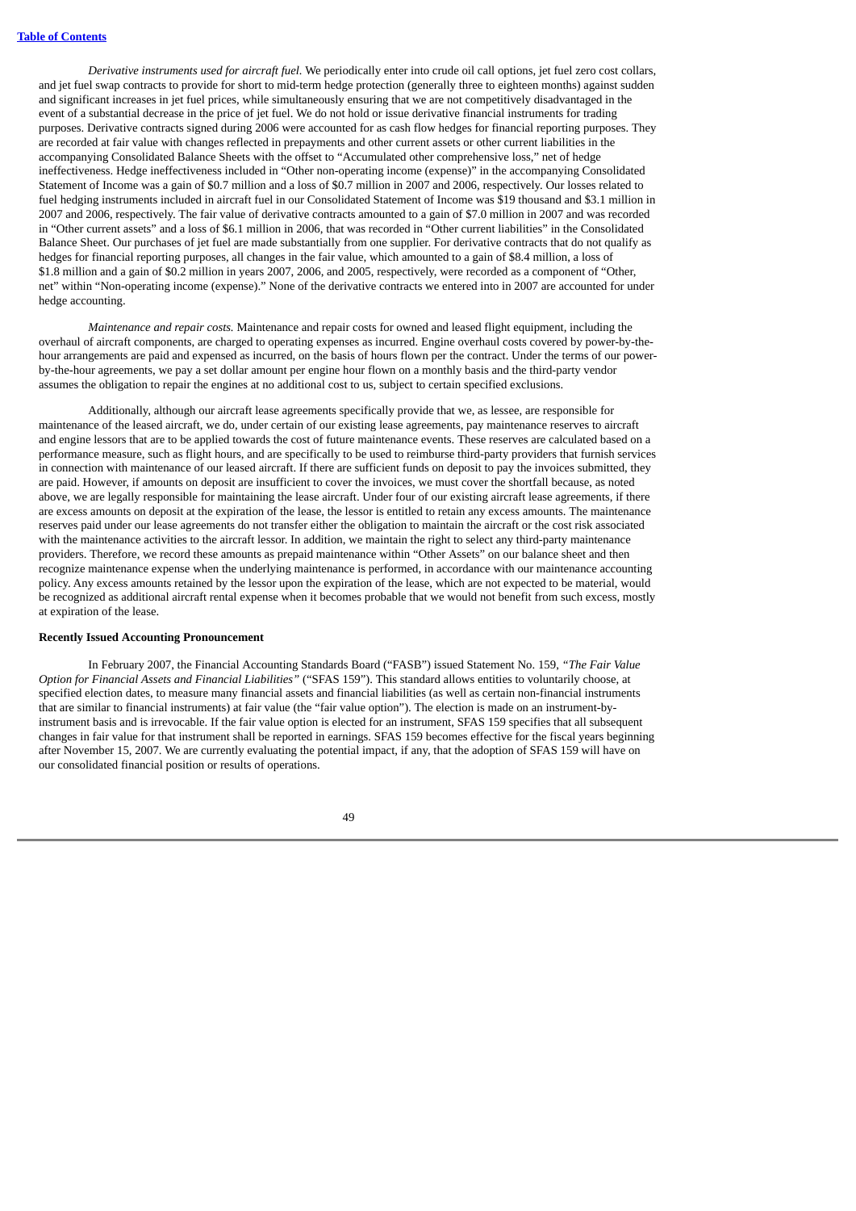*Derivative instruments used for aircraft fuel.* We periodically enter into crude oil call options, jet fuel zero cost collars, and jet fuel swap contracts to provide for short to mid-term hedge protection (generally three to eighteen months) against sudden and significant increases in jet fuel prices, while simultaneously ensuring that we are not competitively disadvantaged in the event of a substantial decrease in the price of jet fuel. We do not hold or issue derivative financial instruments for trading purposes. Derivative contracts signed during 2006 were accounted for as cash flow hedges for financial reporting purposes. They are recorded at fair value with changes reflected in prepayments and other current assets or other current liabilities in the accompanying Consolidated Balance Sheets with the offset to "Accumulated other comprehensive loss," net of hedge ineffectiveness. Hedge ineffectiveness included in "Other non-operating income (expense)" in the accompanying Consolidated Statement of Income was a gain of $0.7 million and a loss of $0.7 million in 2007 and 2006, respectively. Our losses related to fuel hedging instruments included in aircraft fuel in our Consolidated Statement of Income was $19 thousand and $3.1 million in 2007 and 2006, respectively. The fair value of derivative contracts amounted to a gain of $7.0 million in 2007 and was recorded in "Other current assets" and a loss of $6.1 million in 2006, that was recorded in "Other current liabilities" in the Consolidated Balance Sheet. Our purchases of jet fuel are made substantially from one supplier. For derivative contracts that do not qualify as hedges for financial reporting purposes, all changes in the fair value, which amounted to a gain of $8.4 million, a loss of $1.8 million and a gain of $0.2 million in years 2007, 2006, and 2005, respectively, were recorded as a component of "Other, net" within "Non-operating income (expense)." None of the derivative contracts we entered into in 2007 are accounted for under hedge accounting.

*Maintenance and repair costs.* Maintenance and repair costs for owned and leased flight equipment, including the overhaul of aircraft components, are charged to operating expenses as incurred. Engine overhaul costs covered by power-by-the-hour arrangements are paid and expensed as incurred, on the basis of hours flown per the contract. Under the terms of our power-by-the-hour agreements, we pay a set dollar amount per engine hour flown on a monthly basis and the third-party vendor assumes the obligation to repair the engines at no additional cost to us, subject to certain specified exclusions.

Additionally, although our aircraft lease agreements specifically provide that we, as lessee, are responsible for maintenance of the leased aircraft, we do, under certain of our existing lease agreements, pay maintenance reserves to aircraft and engine lessors that are to be applied towards the cost of future maintenance events. These reserves are calculated based on a performance measure, such as flight hours, and are specifically to be used to reimburse third-party providers that furnish services in connection with maintenance of our leased aircraft. If there are sufficient funds on deposit to pay the invoices submitted, they are paid. However, if amounts on deposit are insufficient to cover the invoices, we must cover the shortfall because, as noted above, we are legally responsible for maintaining the lease aircraft. Under four of our existing aircraft lease agreements, if there are excess amounts on deposit at the expiration of the lease, the lessor is entitled to retain any excess amounts. The maintenance reserves paid under our lease agreements do not transfer either the obligation to maintain the aircraft or the cost risk associated with the maintenance activities to the aircraft lessor. In addition, we maintain the right to select any third-party maintenance providers. Therefore, we record these amounts as prepaid maintenance within "Other Assets" on our balance sheet and then recognize maintenance expense when the underlying maintenance is performed, in accordance with our maintenance accounting policy. Any excess amounts retained by the lessor upon the expiration of the lease, which are not expected to be material, would be recognized as additional aircraft rental expense when it becomes probable that we would not benefit from such excess, mostly at expiration of the lease.

**Recently Issued Accounting Pronouncement**

In February 2007, the Financial Accounting Standards Board ("FASB") issued Statement No. 159, *"The Fair Value Option for Financial Assets and Financial Liabilities"* ("SFAS 159"). This standard allows entities to voluntarily choose, at specified election dates, to measure many financial assets and financial liabilities (as well as certain non-financial instruments that are similar to financial instruments) at fair value (the "fair value option"). The election is made on an instrument-by-instrument basis and is irrevocable. If the fair value option is elected for an instrument, SFAS 159 specifies that all subsequent changes in fair value for that instrument shall be reported in earnings. SFAS 159 becomes effective for the fiscal years beginning after November 15, 2007. We are currently evaluating the potential impact, if any, that the adoption of SFAS 159 will have on our consolidated financial position or results of operations.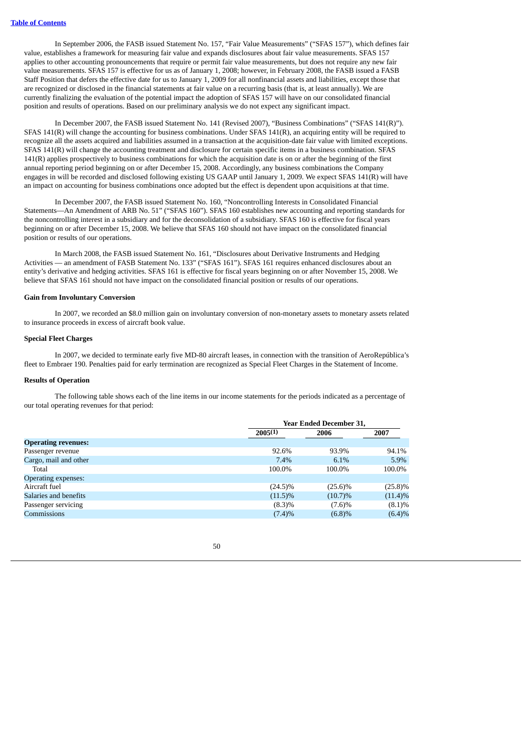In September 2006, the FASB issued Statement No. 157, "Fair Value Measurements" ("SFAS 157"), which defines fair value, establishes a framework for measuring fair value and expands disclosures about fair value measurements. SFAS 157 applies to other accounting pronouncements that require or permit fair value measurements, but does not require any new fair value measurements. SFAS 157 is effective for us as of January 1, 2008; however, in February 2008, the FASB issued a FASB Staff Position that defers the effective date for us to January 1, 2009 for all nonfinancial assets and liabilities, except those that are recognized or disclosed in the financial statements at fair value on a recurring basis (that is, at least annually). We are currently finalizing the evaluation of the potential impact the adoption of SFAS 157 will have on our consolidated financial position and results of operations. Based on our preliminary analysis we do not expect any significant impact.

In December 2007, the FASB issued Statement No. 141 (Revised 2007), "Business Combinations" ("SFAS 141(R)"). SFAS 141(R) will change the accounting for business combinations. Under SFAS 141(R), an acquiring entity will be required to recognize all the assets acquired and liabilities assumed in a transaction at the acquisition-date fair value with limited exceptions. SFAS 141(R) will change the accounting treatment and disclosure for certain specific items in a business combination. SFAS 141(R) applies prospectively to business combinations for which the acquisition date is on or after the beginning of the first annual reporting period beginning on or after December 15, 2008. Accordingly, any business combinations the Company engages in will be recorded and disclosed following existing US GAAP until January 1, 2009. We expect SFAS 141(R) will have an impact on accounting for business combinations once adopted but the effect is dependent upon acquisitions at that time.

In December 2007, the FASB issued Statement No. 160, "Noncontrolling Interests in Consolidated Financial Statements—An Amendment of ARB No. 51" ("SFAS 160"). SFAS 160 establishes new accounting and reporting standards for the noncontrolling interest in a subsidiary and for the deconsolidation of a subsidiary. SFAS 160 is effective for fiscal years beginning on or after December 15, 2008. We believe that SFAS 160 should not have impact on the consolidated financial position or results of our operations.

In March 2008, the FASB issued Statement No. 161, "Disclosures about Derivative Instruments and Hedging Activities — an amendment of FASB Statement No. 133" ("SFAS 161"). SFAS 161 requires enhanced disclosures about an entity's derivative and hedging activities. SFAS 161 is effective for fiscal years beginning on or after November 15, 2008. We believe that SFAS 161 should not have impact on the consolidated financial position or results of our operations.

**Gain from Involuntary Conversion**

In 2007, we recorded an $8.0 million gain on involuntary conversion of non-monetary assets to monetary assets related to insurance proceeds in excess of aircraft book value.

**Special Fleet Charges**

In 2007, we decided to terminate early five MD-80 aircraft leases, in connection with the transition of AeroRepública's fleet to Embraer 190. Penalties paid for early termination are recognized as Special Fleet Charges in the Statement of Income.

**Results of Operation**

The following table shows each of the line items in our income statements for the periods indicated as a percentage of our total operating revenues for that period:

| | Year Ended December 31, | | |
|---|---|---|---|
| | 2005[1] | 2006 | 2007 |
| **Operating revenues:** | | | |
| Passenger revenue | 92.6% | 93.9% | 94.1% |
| Cargo, mail and other | 7.4% | 6.1% | 5.9% |
| Total | 100.0% | 100.0% | 100.0% |
| Operating expenses: | | | |
| Aircraft fuel | (24.5)% | (25.6)% | (25.8)% |
| Salaries and benefits | (11.5)% | (10.7)% | (11.4)% |
| Passenger servicing | (8.3)% | (7.6)% | (8.1)% |
| Commissions | (7.4)% | (6.8)% | (6.4)% |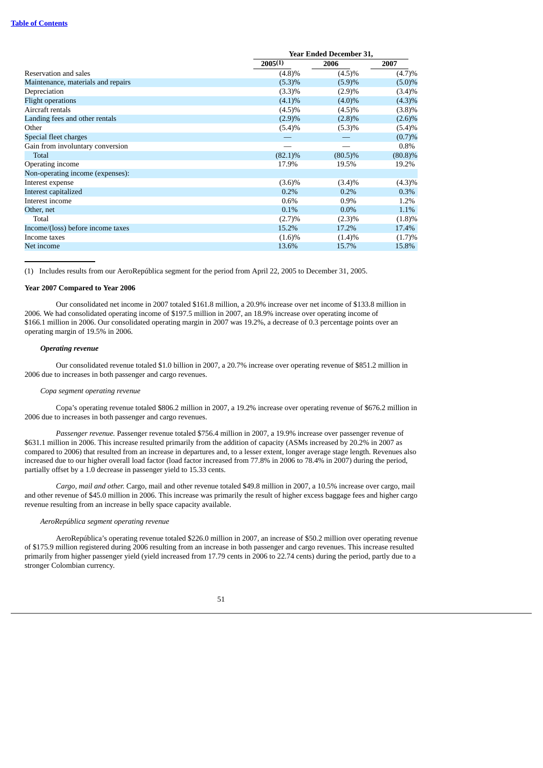| | Year Ended December 31, | | |
|---|---|---|---|
| | 2005(1) | 2006 | 2007 |
| Reservation and sales | (4.8)% | (4.5)% | (4.7)% |
| Maintenance, materials and repairs | (5.3)% | (5.9)% | (5.0)% |
| Depreciation | (3.3)% | (2.9)% | (3.4)% |
| Flight operations | (4.1)% | (4.0)% | (4.3)% |
| Aircraft rentals | (4.5)% | (4.5)% | (3.8)% |
| Landing fees and other rentals | (2.9)% | (2.8)% | (2.6)% |
| Other | (5.4)% | (5.3)% | (5.4)% |
| Special fleet charges | — | — | (0.7)% |
| Gain from involuntary conversion | — | — | 0.8% |
| Total | (82.1)% | (80.5)% | (80.8)% |
| Operating income | 17.9% | 19.5% | 19.2% |
| Non-operating income (expenses): | | | |
| Interest expense | (3.6)% | (3.4)% | (4.3)% |
| Interest capitalized | 0.2% | 0.2% | 0.3% |
| Interest income | 0.6% | 0.9% | 1.2% |
| Other, net | 0.1% | 0.0% | 1.1% |
| Total | (2.7)% | (2.3)% | (1.8)% |
| Income/(loss) before income taxes | 15.2% | 17.2% | 17.4% |
| Income taxes | (1.6)% | (1.4)% | (1.7)% |
| Net income | 13.6% | 15.7% | 15.8% |

(1) Includes results from our AeroRepública segment for the period from April 22, 2005 to December 31, 2005.

**Year 2007 Compared to Year 2006**

Our consolidated net income in 2007 totaled $161.8 million, a 20.9% increase over net income of $133.8 million in 2006. We had consolidated operating income of $197.5 million in 2007, an 18.9% increase over operating income of $166.1 million in 2006. Our consolidated operating margin in 2007 was 19.2%, a decrease of 0.3 percentage points over an operating margin of 19.5% in 2006.

***Operating revenue***

Our consolidated revenue totaled $1.0 billion in 2007, a 20.7% increase over operating revenue of $851.2 million in 2006 due to increases in both passenger and cargo revenues.

*Copa segment operating revenue*

Copa's operating revenue totaled $806.2 million in 2007, a 19.2% increase over operating revenue of $676.2 million in 2006 due to increases in both passenger and cargo revenues.

*Passenger revenue.* Passenger revenue totaled $756.4 million in 2007, a 19.9% increase over passenger revenue of $631.1 million in 2006. This increase resulted primarily from the addition of capacity (ASMs increased by 20.2% in 2007 as compared to 2006) that resulted from an increase in departures and, to a lesser extent, longer average stage length. Revenues also increased due to our higher overall load factor (load factor increased from 77.8% in 2006 to 78.4% in 2007) during the period, partially offset by a 1.0 decrease in passenger yield to 15.33 cents.

*Cargo, mail and other.* Cargo, mail and other revenue totaled $49.8 million in 2007, a 10.5% increase over cargo, mail and other revenue of $45.0 million in 2006. This increase was primarily the result of higher excess baggage fees and higher cargo revenue resulting from an increase in belly space capacity available.

*AeroRepública segment operating revenue*

AeroRepública's operating revenue totaled $226.0 million in 2007, an increase of $50.2 million over operating revenue of $175.9 million registered during 2006 resulting from an increase in both passenger and cargo revenues. This increase resulted primarily from higher passenger yield (yield increased from 17.79 cents in 2006 to 22.74 cents) during the period, partly due to a stronger Colombian currency.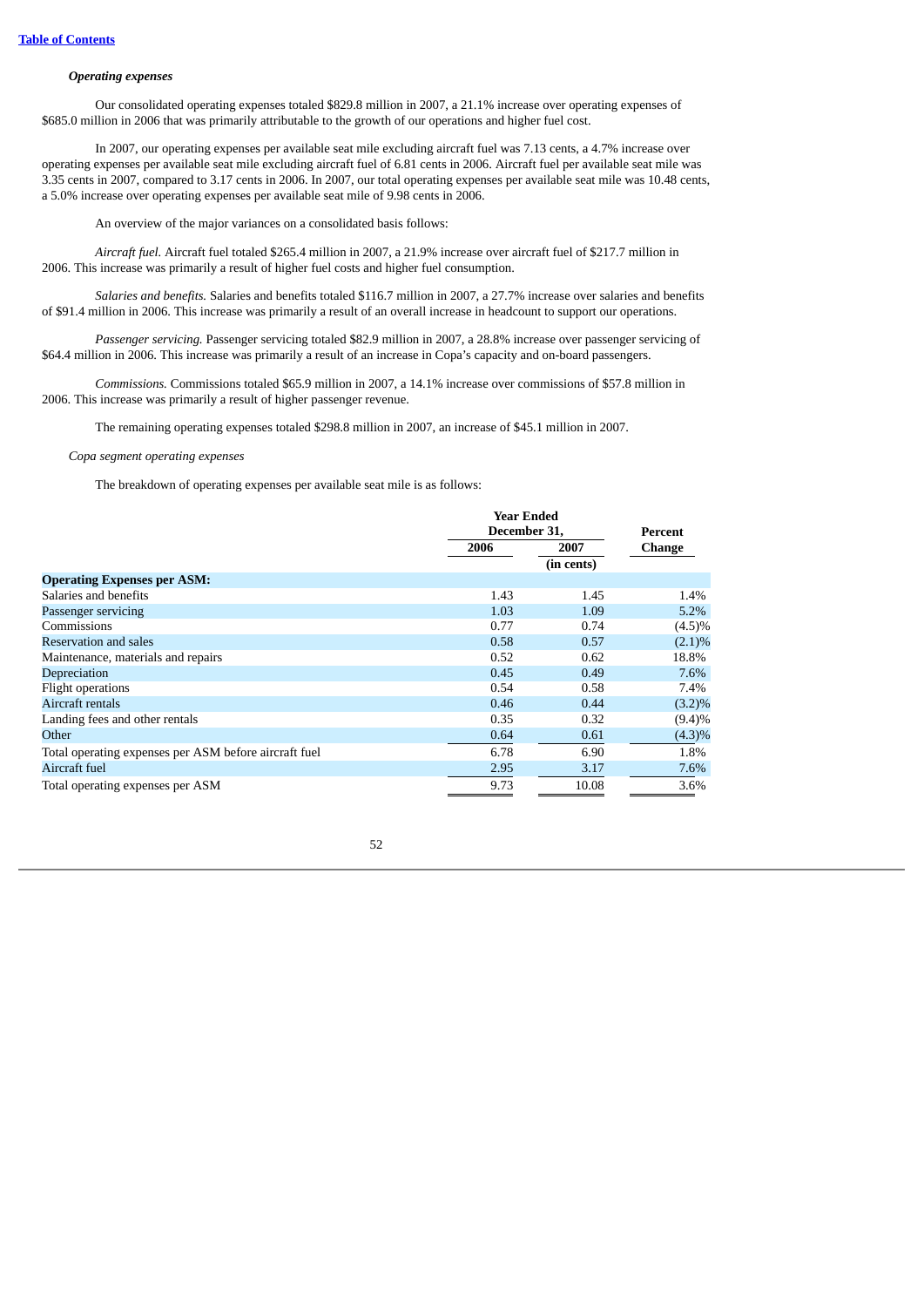*Operating expenses*

Our consolidated operating expenses totaled $829.8 million in 2007, a 21.1% increase over operating expenses of $685.0 million in 2006 that was primarily attributable to the growth of our operations and higher fuel cost.

In 2007, our operating expenses per available seat mile excluding aircraft fuel was 7.13 cents, a 4.7% increase over operating expenses per available seat mile excluding aircraft fuel of 6.81 cents in 2006. Aircraft fuel per available seat mile was 3.35 cents in 2007, compared to 3.17 cents in 2006. In 2007, our total operating expenses per available seat mile was 10.48 cents, a 5.0% increase over operating expenses per available seat mile of 9.98 cents in 2006.

An overview of the major variances on a consolidated basis follows:

*Aircraft fuel.* Aircraft fuel totaled $265.4 million in 2007, a 21.9% increase over aircraft fuel of $217.7 million in 2006. This increase was primarily a result of higher fuel costs and higher fuel consumption.

*Salaries and benefits.* Salaries and benefits totaled $116.7 million in 2007, a 27.7% increase over salaries and benefits of $91.4 million in 2006. This increase was primarily a result of an overall increase in headcount to support our operations.

*Passenger servicing.* Passenger servicing totaled $82.9 million in 2007, a 28.8% increase over passenger servicing of $64.4 million in 2006. This increase was primarily a result of an increase in Copa's capacity and on-board passengers.

*Commissions.* Commissions totaled $65.9 million in 2007, a 14.1% increase over commissions of $57.8 million in 2006. This increase was primarily a result of higher passenger revenue.

The remaining operating expenses totaled $298.8 million in 2007, an increase of $45.1 million in 2007.

*Copa segment operating expenses*

The breakdown of operating expenses per available seat mile is as follows:

| | Year Ended December 31, | | Percent Change |
|---|---|---|---|
| | 2006 | 2007 | |
| | | (in cents) | |
| **Operating Expenses per ASM:** | | | |
| Salaries and benefits | 1.43 | 1.45 | 1.4% |
| Passenger servicing | 1.03 | 1.09 | 5.2% |
| Commissions | 0.77 | 0.74 | (4.5)% |
| Reservation and sales | 0.58 | 0.57 | (2.1)% |
| Maintenance, materials and repairs | 0.52 | 0.62 | 18.8% |
| Depreciation | 0.45 | 0.49 | 7.6% |
| Flight operations | 0.54 | 0.58 | 7.4% |
| Aircraft rentals | 0.46 | 0.44 | (3.2)% |
| Landing fees and other rentals | 0.35 | 0.32 | (9.4)% |
| Other | 0.64 | 0.61 | (4.3)% |
| Total operating expenses per ASM before aircraft fuel | 6.78 | 6.90 | 1.8% |
| Aircraft fuel | 2.95 | 3.17 | 7.6% |
| Total operating expenses per ASM | 9.73 | 10.08 | 3.6% |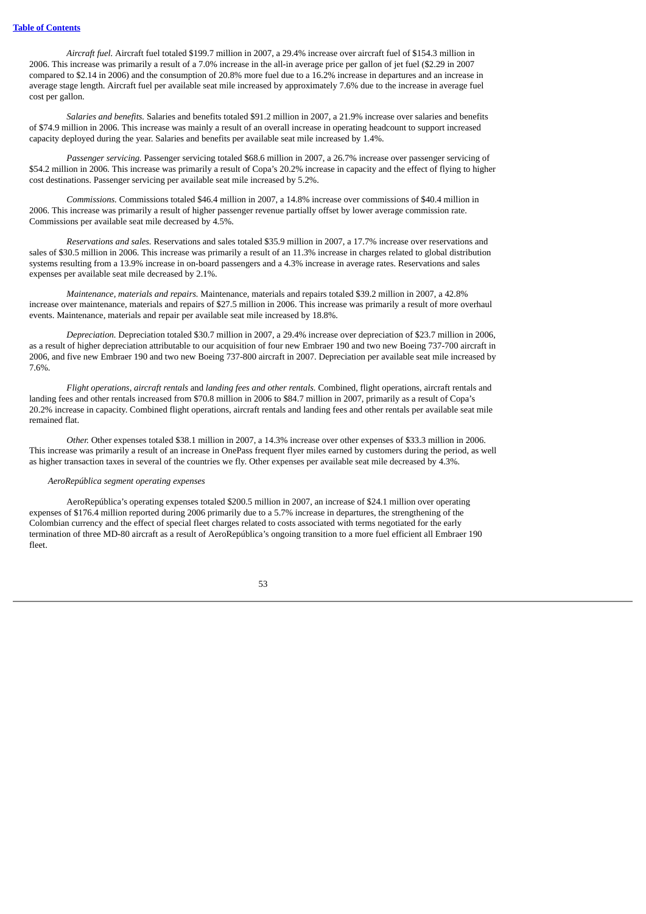*Aircraft fuel.* Aircraft fuel totaled $199.7 million in 2007, a 29.4% increase over aircraft fuel of $154.3 million in 2006. This increase was primarily a result of a 7.0% increase in the all-in average price per gallon of jet fuel ($2.29 in 2007 compared to $2.14 in 2006) and the consumption of 20.8% more fuel due to a 16.2% increase in departures and an increase in average stage length. Aircraft fuel per available seat mile increased by approximately 7.6% due to the increase in average fuel cost per gallon.

*Salaries and benefits.* Salaries and benefits totaled $91.2 million in 2007, a 21.9% increase over salaries and benefits of $74.9 million in 2006. This increase was mainly a result of an overall increase in operating headcount to support increased capacity deployed during the year. Salaries and benefits per available seat mile increased by 1.4%.

*Passenger servicing.* Passenger servicing totaled $68.6 million in 2007, a 26.7% increase over passenger servicing of $54.2 million in 2006. This increase was primarily a result of Copa's 20.2% increase in capacity and the effect of flying to higher cost destinations. Passenger servicing per available seat mile increased by 5.2%.

*Commissions.* Commissions totaled $46.4 million in 2007, a 14.8% increase over commissions of $40.4 million in 2006. This increase was primarily a result of higher passenger revenue partially offset by lower average commission rate. Commissions per available seat mile decreased by 4.5%.

*Reservations and sales.* Reservations and sales totaled $35.9 million in 2007, a 17.7% increase over reservations and sales of $30.5 million in 2006. This increase was primarily a result of an 11.3% increase in charges related to global distribution systems resulting from a 13.9% increase in on-board passengers and a 4.3% increase in average rates. Reservations and sales expenses per available seat mile decreased by 2.1%.

*Maintenance, materials and repairs.* Maintenance, materials and repairs totaled $39.2 million in 2007, a 42.8% increase over maintenance, materials and repairs of $27.5 million in 2006. This increase was primarily a result of more overhaul events. Maintenance, materials and repair per available seat mile increased by 18.8%.

*Depreciation.* Depreciation totaled $30.7 million in 2007, a 29.4% increase over depreciation of $23.7 million in 2006, as a result of higher depreciation attributable to our acquisition of four new Embraer 190 and two new Boeing 737-700 aircraft in 2006, and five new Embraer 190 and two new Boeing 737-800 aircraft in 2007. Depreciation per available seat mile increased by 7.6%.

*Flight operations, aircraft rentals* and *landing fees and other rentals.* Combined, flight operations, aircraft rentals and landing fees and other rentals increased from $70.8 million in 2006 to $84.7 million in 2007, primarily as a result of Copa's 20.2% increase in capacity. Combined flight operations, aircraft rentals and landing fees and other rentals per available seat mile remained flat.

*Other.* Other expenses totaled $38.1 million in 2007, a 14.3% increase over other expenses of $33.3 million in 2006. This increase was primarily a result of an increase in OnePass frequent flyer miles earned by customers during the period, as well as higher transaction taxes in several of the countries we fly. Other expenses per available seat mile decreased by 4.3%.

*AeroRepública segment operating expenses*

AeroRepública's operating expenses totaled $200.5 million in 2007, an increase of $24.1 million over operating expenses of $176.4 million reported during 2006 primarily due to a 5.7% increase in departures, the strengthening of the Colombian currency and the effect of special fleet charges related to costs associated with terms negotiated for the early termination of three MD-80 aircraft as a result of AeroRepública's ongoing transition to a more fuel efficient all Embraer 190 fleet.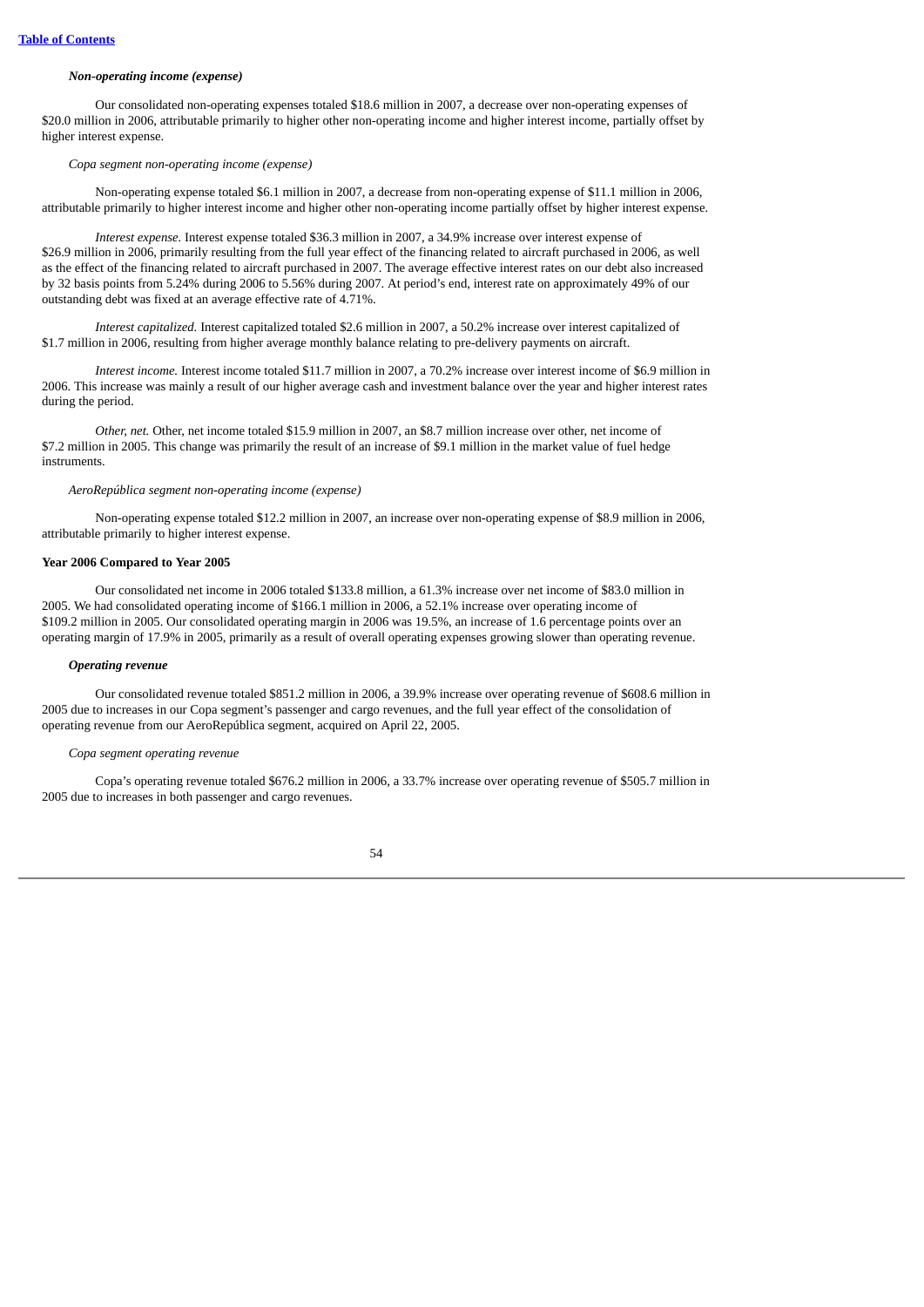***Non-operating income (expense)***

Our consolidated non-operating expenses totaled $18.6 million in 2007, a decrease over non-operating expenses of $20.0 million in 2006, attributable primarily to higher other non-operating income and higher interest income, partially offset by higher interest expense.

*Copa segment non-operating income (expense)*

Non-operating expense totaled $6.1 million in 2007, a decrease from non-operating expense of $11.1 million in 2006, attributable primarily to higher interest income and higher other non-operating income partially offset by higher interest expense.

*Interest expense*. Interest expense totaled $36.3 million in 2007, a 34.9% increase over interest expense of $26.9 million in 2006, primarily resulting from the full year effect of the financing related to aircraft purchased in 2006, as well as the effect of the financing related to aircraft purchased in 2007. The average effective interest rates on our debt also increased by 32 basis points from 5.24% during 2006 to 5.56% during 2007. At period's end, interest rate on approximately 49% of our outstanding debt was fixed at an average effective rate of 4.71%.

*Interest capitalized.* Interest capitalized totaled $2.6 million in 2007, a 50.2% increase over interest capitalized of $1.7 million in 2006, resulting from higher average monthly balance relating to pre-delivery payments on aircraft.

*Interest income.* Interest income totaled $11.7 million in 2007, a 70.2% increase over interest income of $6.9 million in 2006. This increase was mainly a result of our higher average cash and investment balance over the year and higher interest rates during the period.

*Other, net.* Other, net income totaled $15.9 million in 2007, an $8.7 million increase over other, net income of $7.2 million in 2005. This change was primarily the result of an increase of $9.1 million in the market value of fuel hedge instruments.

*AeroRepública segment non-operating income (expense)*

Non-operating expense totaled $12.2 million in 2007, an increase over non-operating expense of $8.9 million in 2006, attributable primarily to higher interest expense.

**Year 2006 Compared to Year 2005**

Our consolidated net income in 2006 totaled $133.8 million, a 61.3% increase over net income of $83.0 million in 2005. We had consolidated operating income of $166.1 million in 2006, a 52.1% increase over operating income of $109.2 million in 2005. Our consolidated operating margin in 2006 was 19.5%, an increase of 1.6 percentage points over an operating margin of 17.9% in 2005, primarily as a result of overall operating expenses growing slower than operating revenue.

***Operating revenue***

Our consolidated revenue totaled $851.2 million in 2006, a 39.9% increase over operating revenue of $608.6 million in 2005 due to increases in our Copa segment's passenger and cargo revenues, and the full year effect of the consolidation of operating revenue from our AeroRepública segment, acquired on April 22, 2005.

*Copa segment operating revenue*

Copa's operating revenue totaled $676.2 million in 2006, a 33.7% increase over operating revenue of $505.7 million in 2005 due to increases in both passenger and cargo revenues.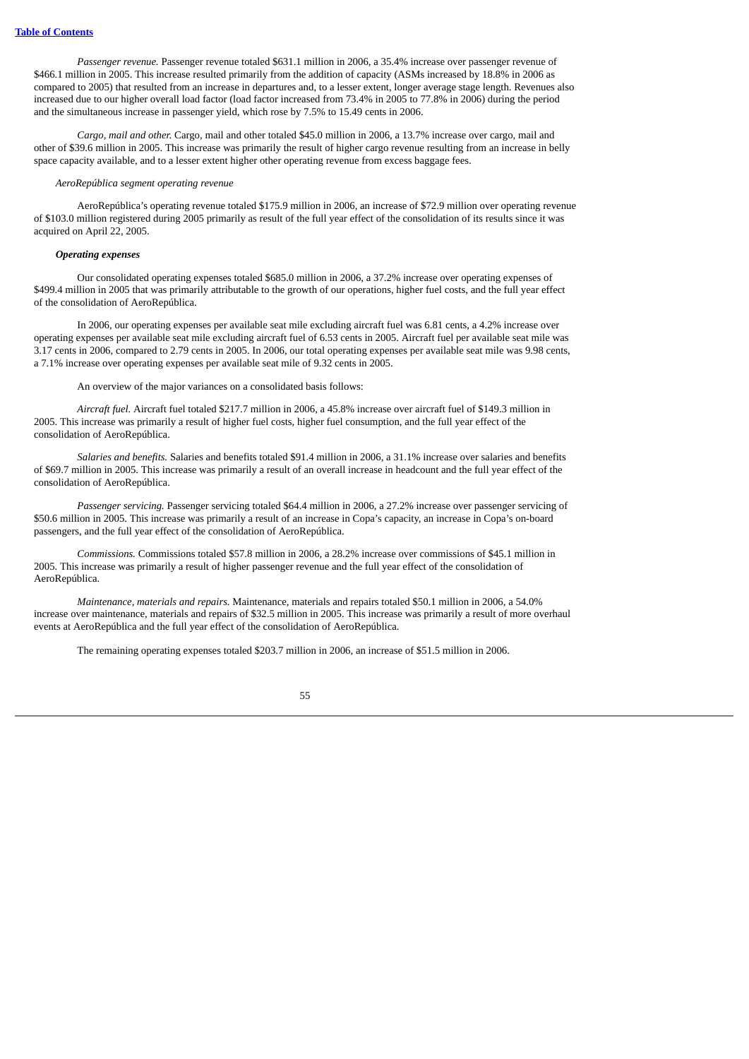*Passenger revenue.* Passenger revenue totaled $631.1 million in 2006, a 35.4% increase over passenger revenue of $466.1 million in 2005. This increase resulted primarily from the addition of capacity (ASMs increased by 18.8% in 2006 as compared to 2005) that resulted from an increase in departures and, to a lesser extent, longer average stage length. Revenues also increased due to our higher overall load factor (load factor increased from 73.4% in 2005 to 77.8% in 2006) during the period and the simultaneous increase in passenger yield, which rose by 7.5% to 15.49 cents in 2006.

*Cargo, mail and other.* Cargo, mail and other totaled $45.0 million in 2006, a 13.7% increase over cargo, mail and other of $39.6 million in 2005. This increase was primarily the result of higher cargo revenue resulting from an increase in belly space capacity available, and to a lesser extent higher other operating revenue from excess baggage fees.

*AeroRepública segment operating revenue*

AeroRepública's operating revenue totaled $175.9 million in 2006, an increase of $72.9 million over operating revenue of $103.0 million registered during 2005 primarily as result of the full year effect of the consolidation of its results since it was acquired on April 22, 2005.

***Operating expenses***

Our consolidated operating expenses totaled $685.0 million in 2006, a 37.2% increase over operating expenses of $499.4 million in 2005 that was primarily attributable to the growth of our operations, higher fuel costs, and the full year effect of the consolidation of AeroRepública.

In 2006, our operating expenses per available seat mile excluding aircraft fuel was 6.81 cents, a 4.2% increase over operating expenses per available seat mile excluding aircraft fuel of 6.53 cents in 2005. Aircraft fuel per available seat mile was 3.17 cents in 2006, compared to 2.79 cents in 2005. In 2006, our total operating expenses per available seat mile was 9.98 cents, a 7.1% increase over operating expenses per available seat mile of 9.32 cents in 2005.

An overview of the major variances on a consolidated basis follows:

*Aircraft fuel.* Aircraft fuel totaled $217.7 million in 2006, a 45.8% increase over aircraft fuel of $149.3 million in 2005. This increase was primarily a result of higher fuel costs, higher fuel consumption, and the full year effect of the consolidation of AeroRepública.

*Salaries and benefits.* Salaries and benefits totaled $91.4 million in 2006, a 31.1% increase over salaries and benefits of $69.7 million in 2005. This increase was primarily a result of an overall increase in headcount and the full year effect of the consolidation of AeroRepública.

*Passenger servicing.* Passenger servicing totaled $64.4 million in 2006, a 27.2% increase over passenger servicing of $50.6 million in 2005. This increase was primarily a result of an increase in Copa's capacity, an increase in Copa's on-board passengers, and the full year effect of the consolidation of AeroRepública.

*Commissions.* Commissions totaled $57.8 million in 2006, a 28.2% increase over commissions of $45.1 million in 2005. This increase was primarily a result of higher passenger revenue and the full year effect of the consolidation of AeroRepública.

*Maintenance, materials and repairs.* Maintenance, materials and repairs totaled $50.1 million in 2006, a 54.0% increase over maintenance, materials and repairs of $32.5 million in 2005. This increase was primarily a result of more overhaul events at AeroRepública and the full year effect of the consolidation of AeroRepública.

The remaining operating expenses totaled $203.7 million in 2006, an increase of $51.5 million in 2006.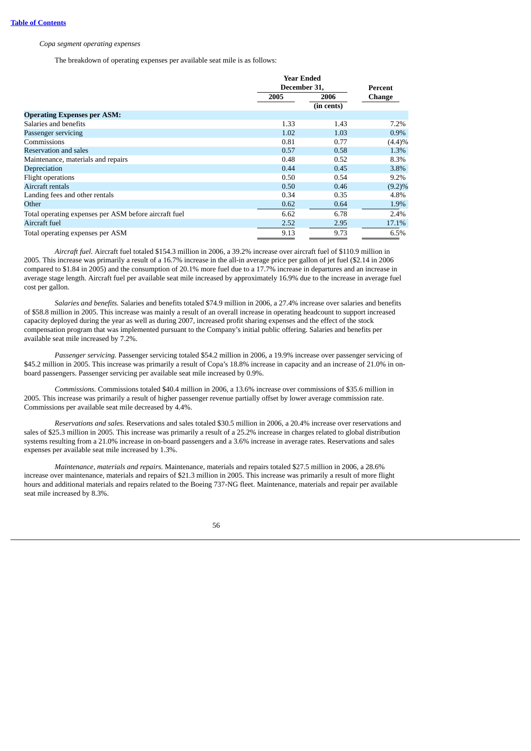*Copa segment operating expenses*

The breakdown of operating expenses per available seat mile is as follows:

| | Year Ended December 31, | | Percent Change |
|---|---|---|---|
| | 2005 | 2006 | |
| | | (in cents) | |
| **Operating Expenses per ASM:** | | | |
| Salaries and benefits | 1.33 | 1.43 | 7.2% |
| Passenger servicing | 1.02 | 1.03 | 0.9% |
| Commissions | 0.81 | 0.77 | (4.4)% |
| Reservation and sales | 0.57 | 0.58 | 1.3% |
| Maintenance, materials and repairs | 0.48 | 0.52 | 8.3% |
| Depreciation | 0.44 | 0.45 | 3.8% |
| Flight operations | 0.50 | 0.54 | 9.2% |
| Aircraft rentals | 0.50 | 0.46 | (9.2)% |
| Landing fees and other rentals | 0.34 | 0.35 | 4.8% |
| Other | 0.62 | 0.64 | 1.9% |
| Total operating expenses per ASM before aircraft fuel | 6.62 | 6.78 | 2.4% |
| Aircraft fuel | 2.52 | 2.95 | 17.1% |
| Total operating expenses per ASM | 9.13 | 9.73 | 6.5% |

*Aircraft fuel.* Aircraft fuel totaled $154.3 million in 2006, a 39.2% increase over aircraft fuel of $110.9 million in 2005. This increase was primarily a result of a 16.7% increase in the all-in average price per gallon of jet fuel ($2.14 in 2006 compared to $1.84 in 2005) and the consumption of 20.1% more fuel due to a 17.7% increase in departures and an increase in average stage length. Aircraft fuel per available seat mile increased by approximately 16.9% due to the increase in average fuel cost per gallon.

*Salaries and benefits.* Salaries and benefits totaled $74.9 million in 2006, a 27.4% increase over salaries and benefits of $58.8 million in 2005. This increase was mainly a result of an overall increase in operating headcount to support increased capacity deployed during the year as well as during 2007, increased profit sharing expenses and the effect of the stock compensation program that was implemented pursuant to the Company's initial public offering. Salaries and benefits per available seat mile increased by 7.2%.

*Passenger servicing.* Passenger servicing totaled $54.2 million in 2006, a 19.9% increase over passenger servicing of $45.2 million in 2005. This increase was primarily a result of Copa's 18.8% increase in capacity and an increase of 21.0% in on-board passengers. Passenger servicing per available seat mile increased by 0.9%.

*Commissions.* Commissions totaled $40.4 million in 2006, a 13.6% increase over commissions of $35.6 million in 2005. This increase was primarily a result of higher passenger revenue partially offset by lower average commission rate. Commissions per available seat mile decreased by 4.4%.

*Reservations and sales.* Reservations and sales totaled $30.5 million in 2006, a 20.4% increase over reservations and sales of $25.3 million in 2005. This increase was primarily a result of a 25.2% increase in charges related to global distribution systems resulting from a 21.0% increase in on-board passengers and a 3.6% increase in average rates. Reservations and sales expenses per available seat mile increased by 1.3%.

*Maintenance, materials and repairs.* Maintenance, materials and repairs totaled $27.5 million in 2006, a 28.6% increase over maintenance, materials and repairs of $21.3 million in 2005. This increase was primarily a result of more flight hours and additional materials and repairs related to the Boeing 737-NG fleet. Maintenance, materials and repair per available seat mile increased by 8.3%.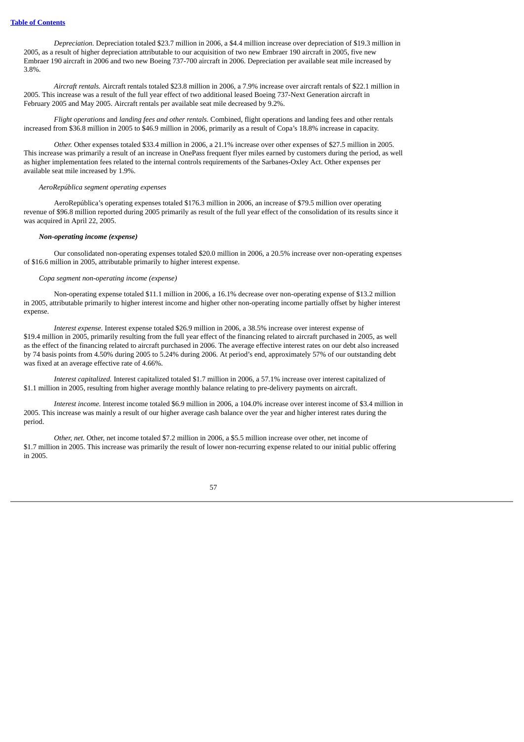*Depreciation.* Depreciation totaled $23.7 million in 2006, a $4.4 million increase over depreciation of $19.3 million in 2005, as a result of higher depreciation attributable to our acquisition of two new Embraer 190 aircraft in 2005, five new Embraer 190 aircraft in 2006 and two new Boeing 737-700 aircraft in 2006. Depreciation per available seat mile increased by 3.8%.

*Aircraft rentals.* Aircraft rentals totaled $23.8 million in 2006, a 7.9% increase over aircraft rentals of $22.1 million in 2005. This increase was a result of the full year effect of two additional leased Boeing 737-Next Generation aircraft in February 2005 and May 2005. Aircraft rentals per available seat mile decreased by 9.2%.

*Flight operations* and *landing fees and other rentals.* Combined, flight operations and landing fees and other rentals increased from $36.8 million in 2005 to $46.9 million in 2006, primarily as a result of Copa's 18.8% increase in capacity.

*Other.* Other expenses totaled $33.4 million in 2006, a 21.1% increase over other expenses of $27.5 million in 2005. This increase was primarily a result of an increase in OnePass frequent flyer miles earned by customers during the period, as well as higher implementation fees related to the internal controls requirements of the Sarbanes-Oxley Act. Other expenses per available seat mile increased by 1.9%.

*AeroRepública segment operating expenses*

AeroRepública's operating expenses totaled $176.3 million in 2006, an increase of $79.5 million over operating revenue of $96.8 million reported during 2005 primarily as result of the full year effect of the consolidation of its results since it was acquired in April 22, 2005.

***Non-operating income (expense)***

Our consolidated non-operating expenses totaled $20.0 million in 2006, a 20.5% increase over non-operating expenses of $16.6 million in 2005, attributable primarily to higher interest expense.

*Copa segment non-operating income (expense)*

Non-operating expense totaled $11.1 million in 2006, a 16.1% decrease over non-operating expense of $13.2 million in 2005, attributable primarily to higher interest income and higher other non-operating income partially offset by higher interest expense.

*Interest expense.* Interest expense totaled $26.9 million in 2006, a 38.5% increase over interest expense of $19.4 million in 2005, primarily resulting from the full year effect of the financing related to aircraft purchased in 2005, as well as the effect of the financing related to aircraft purchased in 2006. The average effective interest rates on our debt also increased by 74 basis points from 4.50% during 2005 to 5.24% during 2006. At period's end, approximately 57% of our outstanding debt was fixed at an average effective rate of 4.66%.

*Interest capitalized.* Interest capitalized totaled $1.7 million in 2006, a 57.1% increase over interest capitalized of $1.1 million in 2005, resulting from higher average monthly balance relating to pre-delivery payments on aircraft.

*Interest income.* Interest income totaled $6.9 million in 2006, a 104.0% increase over interest income of $3.4 million in 2005. This increase was mainly a result of our higher average cash balance over the year and higher interest rates during the period.

*Other, net.* Other, net income totaled $7.2 million in 2006, a $5.5 million increase over other, net income of $1.7 million in 2005. This increase was primarily the result of lower non-recurring expense related to our initial public offering in 2005.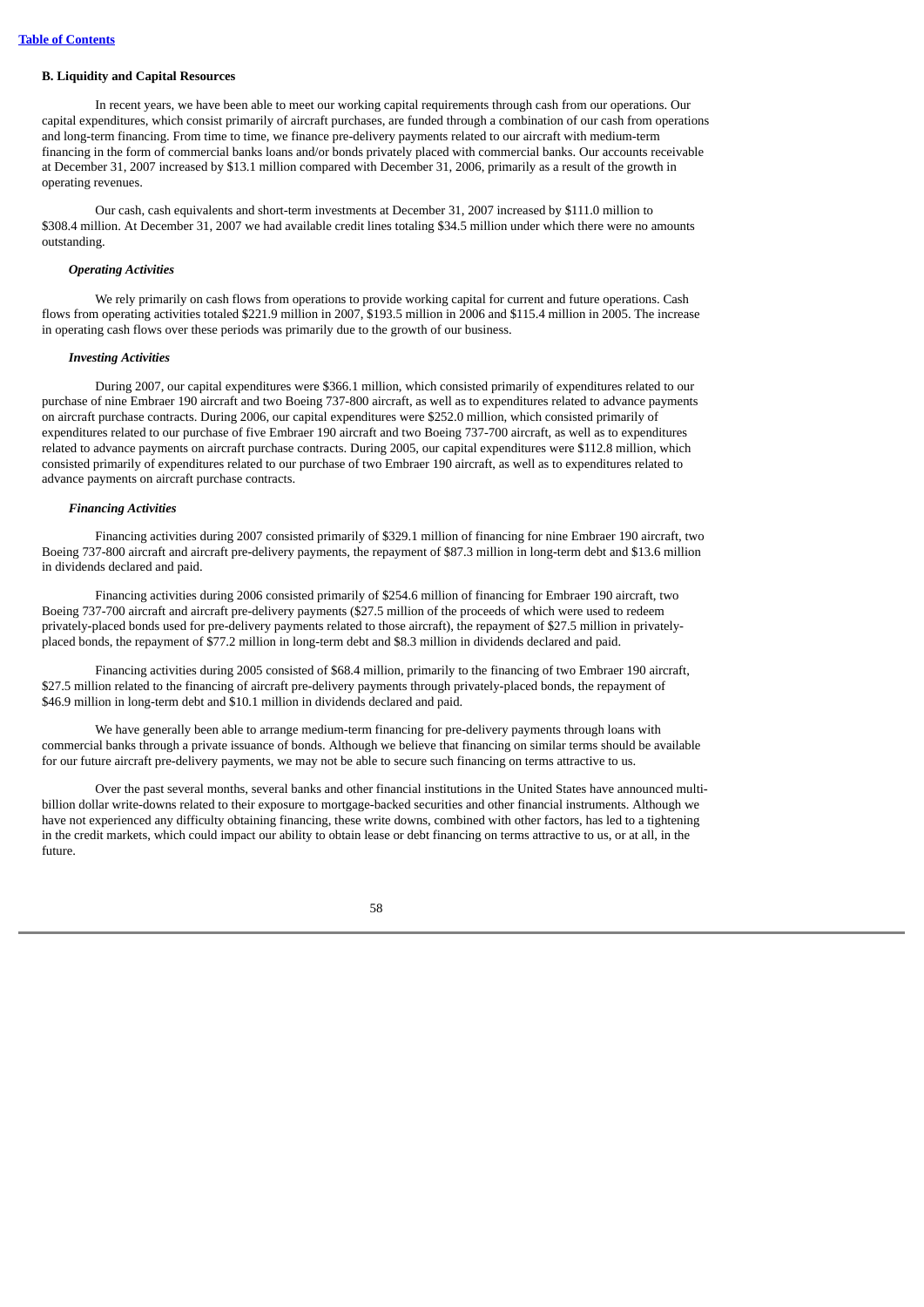#### B. Liquidity and Capital Resources

In recent years, we have been able to meet our working capital requirements through cash from our operations. Our capital expenditures, which consist primarily of aircraft purchases, are funded through a combination of our cash from operations and long-term financing. From time to time, we finance pre-delivery payments related to our aircraft with medium-term financing in the form of commercial banks loans and/or bonds privately placed with commercial banks. Our accounts receivable at December 31, 2007 increased by $13.1 million compared with December 31, 2006, primarily as a result of the growth in operating revenues.

Our cash, cash equivalents and short-term investments at December 31, 2007 increased by $111.0 million to $308.4 million. At December 31, 2007 we had available credit lines totaling $34.5 million under which there were no amounts outstanding.

***Operating Activities***

We rely primarily on cash flows from operations to provide working capital for current and future operations. Cash flows from operating activities totaled $221.9 million in 2007, $193.5 million in 2006 and $115.4 million in 2005. The increase in operating cash flows over these periods was primarily due to the growth of our business.

***Investing Activities***

During 2007, our capital expenditures were $366.1 million, which consisted primarily of expenditures related to our purchase of nine Embraer 190 aircraft and two Boeing 737-800 aircraft, as well as to expenditures related to advance payments on aircraft purchase contracts. During 2006, our capital expenditures were $252.0 million, which consisted primarily of expenditures related to our purchase of five Embraer 190 aircraft and two Boeing 737-700 aircraft, as well as to expenditures related to advance payments on aircraft purchase contracts. During 2005, our capital expenditures were $112.8 million, which consisted primarily of expenditures related to our purchase of two Embraer 190 aircraft, as well as to expenditures related to advance payments on aircraft purchase contracts.

***Financing Activities***

Financing activities during 2007 consisted primarily of $329.1 million of financing for nine Embraer 190 aircraft, two Boeing 737-800 aircraft and aircraft pre-delivery payments, the repayment of $87.3 million in long-term debt and $13.6 million in dividends declared and paid.

Financing activities during 2006 consisted primarily of $254.6 million of financing for Embraer 190 aircraft, two Boeing 737-700 aircraft and aircraft pre-delivery payments ($27.5 million of the proceeds of which were used to redeem privately-placed bonds used for pre-delivery payments related to those aircraft), the repayment of $27.5 million in privately-placed bonds, the repayment of $77.2 million in long-term debt and $8.3 million in dividends declared and paid.

Financing activities during 2005 consisted of $68.4 million, primarily to the financing of two Embraer 190 aircraft, $27.5 million related to the financing of aircraft pre-delivery payments through privately-placed bonds, the repayment of $46.9 million in long-term debt and $10.1 million in dividends declared and paid.

We have generally been able to arrange medium-term financing for pre-delivery payments through loans with commercial banks through a private issuance of bonds. Although we believe that financing on similar terms should be available for our future aircraft pre-delivery payments, we may not be able to secure such financing on terms attractive to us.

Over the past several months, several banks and other financial institutions in the United States have announced multi-billion dollar write-downs related to their exposure to mortgage-backed securities and other financial instruments. Although we have not experienced any difficulty obtaining financing, these write downs, combined with other factors, has led to a tightening in the credit markets, which could impact our ability to obtain lease or debt financing on terms attractive to us, or at all, in the future.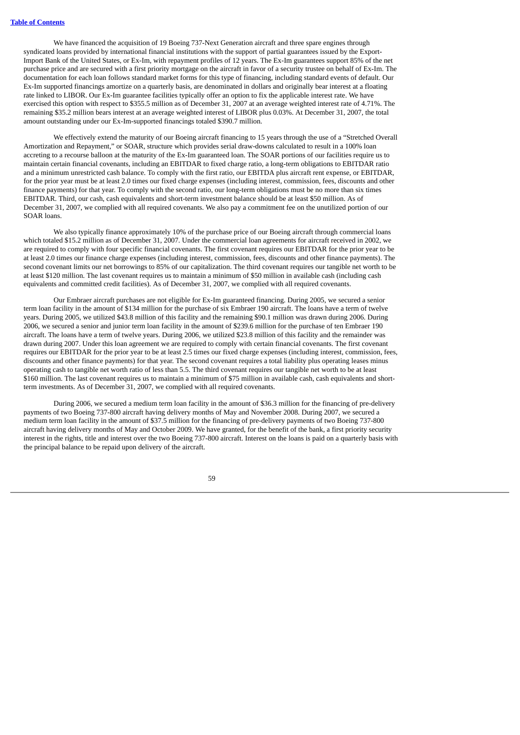We have financed the acquisition of 19 Boeing 737-Next Generation aircraft and three spare engines through syndicated loans provided by international financial institutions with the support of partial guarantees issued by the Export-Import Bank of the United States, or Ex-Im, with repayment profiles of 12 years. The Ex-Im guarantees support 85% of the net purchase price and are secured with a first priority mortgage on the aircraft in favor of a security trustee on behalf of Ex-Im. The documentation for each loan follows standard market forms for this type of financing, including standard events of default. Our Ex-Im supported financings amortize on a quarterly basis, are denominated in dollars and originally bear interest at a floating rate linked to LIBOR. Our Ex-Im guarantee facilities typically offer an option to fix the applicable interest rate. We have exercised this option with respect to $355.5 million as of December 31, 2007 at an average weighted interest rate of 4.71%. The remaining $35.2 million bears interest at an average weighted interest of LIBOR plus 0.03%. At December 31, 2007, the total amount outstanding under our Ex-Im-supported financings totaled $390.7 million.

We effectively extend the maturity of our Boeing aircraft financing to 15 years through the use of a "Stretched Overall Amortization and Repayment," or SOAR, structure which provides serial draw-downs calculated to result in a 100% loan accreting to a recourse balloon at the maturity of the Ex-Im guaranteed loan. The SOAR portions of our facilities require us to maintain certain financial covenants, including an EBITDAR to fixed charge ratio, a long-term obligations to EBITDAR ratio and a minimum unrestricted cash balance. To comply with the first ratio, our EBITDA plus aircraft rent expense, or EBITDAR, for the prior year must be at least 2.0 times our fixed charge expenses (including interest, commission, fees, discounts and other finance payments) for that year. To comply with the second ratio, our long-term obligations must be no more than six times EBITDAR. Third, our cash, cash equivalents and short-term investment balance should be at least $50 million. As of December 31, 2007, we complied with all required covenants. We also pay a commitment fee on the unutilized portion of our SOAR loans.

We also typically finance approximately 10% of the purchase price of our Boeing aircraft through commercial loans which totaled $15.2 million as of December 31, 2007. Under the commercial loan agreements for aircraft received in 2002, we are required to comply with four specific financial covenants. The first covenant requires our EBITDAR for the prior year to be at least 2.0 times our finance charge expenses (including interest, commission, fees, discounts and other finance payments). The second covenant limits our net borrowings to 85% of our capitalization. The third covenant requires our tangible net worth to be at least $120 million. The last covenant requires us to maintain a minimum of $50 million in available cash (including cash equivalents and committed credit facilities). As of December 31, 2007, we complied with all required covenants.

Our Embraer aircraft purchases are not eligible for Ex-Im guaranteed financing. During 2005, we secured a senior term loan facility in the amount of $134 million for the purchase of six Embraer 190 aircraft. The loans have a term of twelve years. During 2005, we utilized $43.8 million of this facility and the remaining $90.1 million was drawn during 2006. During 2006, we secured a senior and junior term loan facility in the amount of $239.6 million for the purchase of ten Embraer 190 aircraft. The loans have a term of twelve years. During 2006, we utilized $23.8 million of this facility and the remainder was drawn during 2007. Under this loan agreement we are required to comply with certain financial covenants. The first covenant requires our EBITDAR for the prior year to be at least 2.5 times our fixed charge expenses (including interest, commission, fees, discounts and other finance payments) for that year. The second covenant requires a total liability plus operating leases minus operating cash to tangible net worth ratio of less than 5.5. The third covenant requires our tangible net worth to be at least $160 million. The last covenant requires us to maintain a minimum of $75 million in available cash, cash equivalents and short-term investments. As of December 31, 2007, we complied with all required covenants.

During 2006, we secured a medium term loan facility in the amount of $36.3 million for the financing of pre-delivery payments of two Boeing 737-800 aircraft having delivery months of May and November 2008. During 2007, we secured a medium term loan facility in the amount of $37.5 million for the financing of pre-delivery payments of two Boeing 737-800 aircraft having delivery months of May and October 2009. We have granted, for the benefit of the bank, a first priority security interest in the rights, title and interest over the two Boeing 737-800 aircraft. Interest on the loans is paid on a quarterly basis with the principal balance to be repaid upon delivery of the aircraft.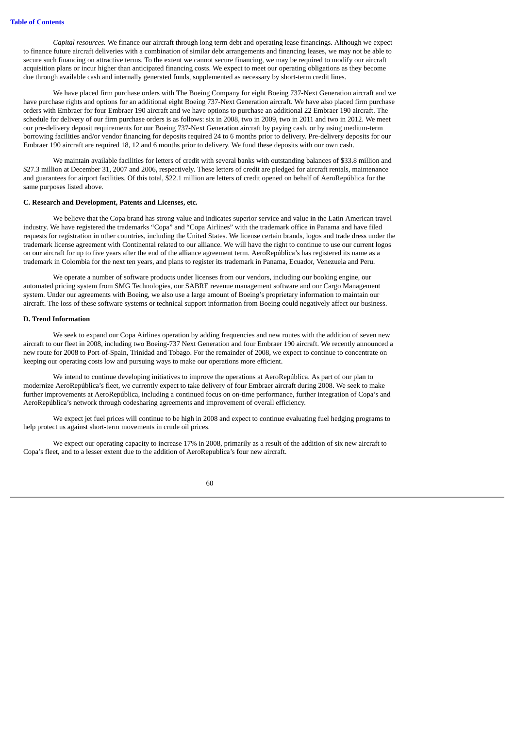*Capital resources.* We finance our aircraft through long term debt and operating lease financings. Although we expect to finance future aircraft deliveries with a combination of similar debt arrangements and financing leases, we may not be able to secure such financing on attractive terms. To the extent we cannot secure financing, we may be required to modify our aircraft acquisition plans or incur higher than anticipated financing costs. We expect to meet our operating obligations as they become due through available cash and internally generated funds, supplemented as necessary by short-term credit lines.

We have placed firm purchase orders with The Boeing Company for eight Boeing 737-Next Generation aircraft and we have purchase rights and options for an additional eight Boeing 737-Next Generation aircraft. We have also placed firm purchase orders with Embraer for four Embraer 190 aircraft and we have options to purchase an additional 22 Embraer 190 aircraft. The schedule for delivery of our firm purchase orders is as follows: six in 2008, two in 2009, two in 2011 and two in 2012. We meet our pre-delivery deposit requirements for our Boeing 737-Next Generation aircraft by paying cash, or by using medium-term borrowing facilities and/or vendor financing for deposits required 24 to 6 months prior to delivery. Pre-delivery deposits for our Embraer 190 aircraft are required 18, 12 and 6 months prior to delivery. We fund these deposits with our own cash.

We maintain available facilities for letters of credit with several banks with outstanding balances of $33.8 million and $27.3 million at December 31, 2007 and 2006, respectively. These letters of credit are pledged for aircraft rentals, maintenance and guarantees for airport facilities. Of this total, $22.1 million are letters of credit opened on behalf of AeroRepública for the same purposes listed above.

**C. Research and Development, Patents and Licenses, etc.**

We believe that the Copa brand has strong value and indicates superior service and value in the Latin American travel industry. We have registered the trademarks "Copa" and "Copa Airlines" with the trademark office in Panama and have filed requests for registration in other countries, including the United States. We license certain brands, logos and trade dress under the trademark license agreement with Continental related to our alliance. We will have the right to continue to use our current logos on our aircraft for up to five years after the end of the alliance agreement term. AeroRepública's has registered its name as a trademark in Colombia for the next ten years, and plans to register its trademark in Panama, Ecuador, Venezuela and Peru.

We operate a number of software products under licenses from our vendors, including our booking engine, our automated pricing system from SMG Technologies, our SABRE revenue management software and our Cargo Management system. Under our agreements with Boeing, we also use a large amount of Boeing's proprietary information to maintain our aircraft. The loss of these software systems or technical support information from Boeing could negatively affect our business.

**D. Trend Information**

We seek to expand our Copa Airlines operation by adding frequencies and new routes with the addition of seven new aircraft to our fleet in 2008, including two Boeing-737 Next Generation and four Embraer 190 aircraft. We recently announced a new route for 2008 to Port-of-Spain, Trinidad and Tobago. For the remainder of 2008, we expect to continue to concentrate on keeping our operating costs low and pursuing ways to make our operations more efficient.

We intend to continue developing initiatives to improve the operations at AeroRepública. As part of our plan to modernize AeroRepública's fleet, we currently expect to take delivery of four Embraer aircraft during 2008. We seek to make further improvements at AeroRepública, including a continued focus on on-time performance, further integration of Copa's and AeroRepública's network through codesharing agreements and improvement of overall efficiency.

We expect jet fuel prices will continue to be high in 2008 and expect to continue evaluating fuel hedging programs to help protect us against short-term movements in crude oil prices.

We expect our operating capacity to increase 17% in 2008, primarily as a result of the addition of six new aircraft to Copa's fleet, and to a lesser extent due to the addition of AeroRepublica's four new aircraft.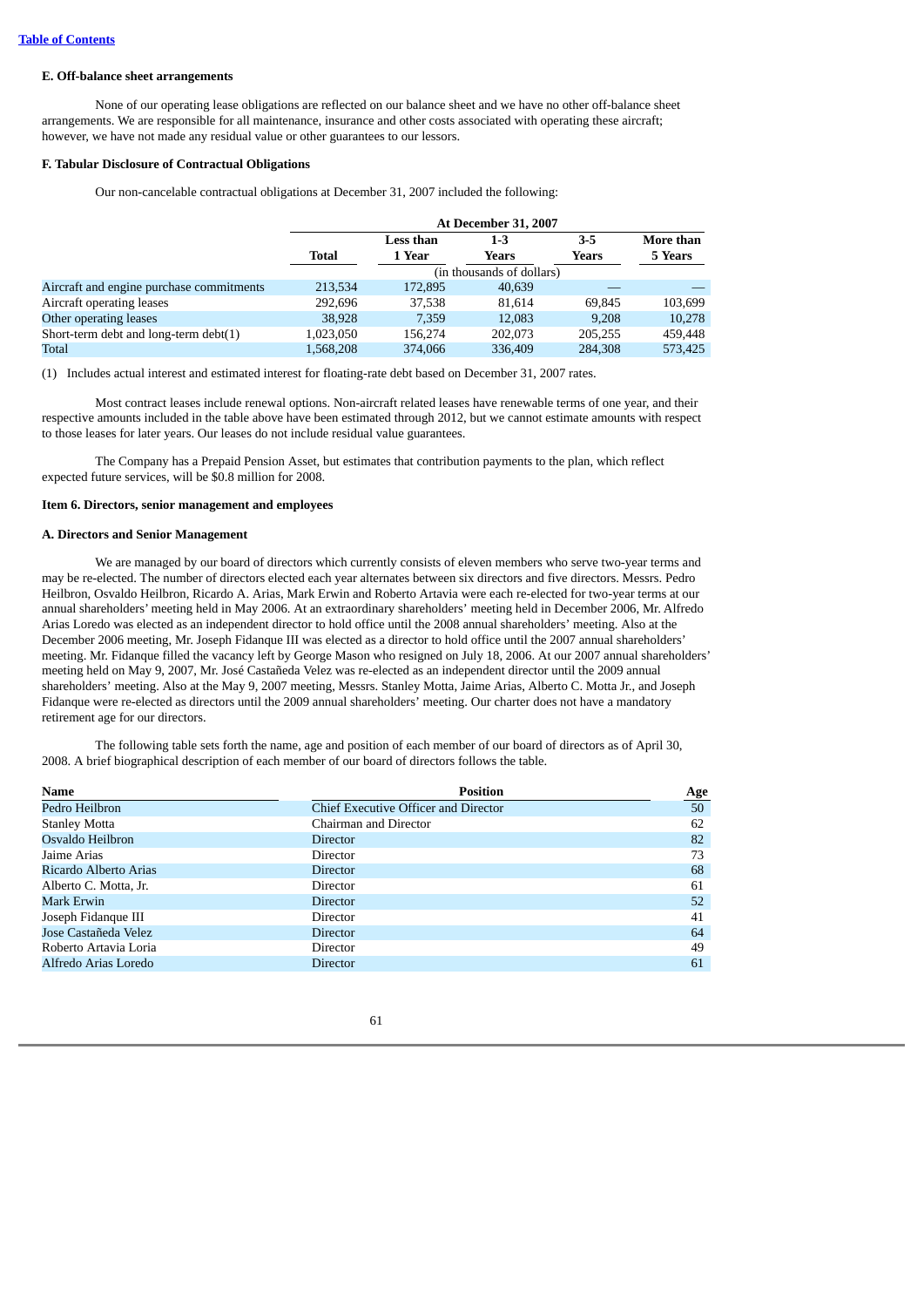**Table of Contents**

### E. Off-balance sheet arrangements

None of our operating lease obligations are reflected on our balance sheet and we have no other off-balance sheet arrangements. We are responsible for all maintenance, insurance and other costs associated with operating these aircraft; however, we have not made any residual value or other guarantees to our lessors.

### F. Tabular Disclosure of Contractual Obligations

Our non-cancelable contractual obligations at December 31, 2007 included the following:

| | At December 31, 2007 | | | | |
|---|---|---|---|---|---|
| | Total | Less than 1 Year | 1-3 Years | 3-5 Years | More than 5 Years |
| | (in thousands of dollars) | | | | |
| Aircraft and engine purchase commitments | 213,534 | 172,895 | 40,639 | — | — |
| Aircraft operating leases | 292,696 | 37,538 | 81,614 | 69,845 | 103,699 |
| Other operating leases | 38,928 | 7,359 | 12,083 | 9,208 | 10,278 |
| Short-term debt and long-term debt(1) | 1,023,050 | 156,274 | 202,073 | 205,255 | 459,448 |
| Total | 1,568,208 | 374,066 | 336,409 | 284,308 | 573,425 |

(1) Includes actual interest and estimated interest for floating-rate debt based on December 31, 2007 rates.

Most contract leases include renewal options. Non-aircraft related leases have renewable terms of one year, and their respective amounts included in the table above have been estimated through 2012, but we cannot estimate amounts with respect to those leases for later years. Our leases do not include residual value guarantees.

The Company has a Prepaid Pension Asset, but estimates that contribution payments to the plan, which reflect expected future services, will be $0.8 million for 2008.

## Item 6. Directors, senior management and employees

### A. Directors and Senior Management

We are managed by our board of directors which currently consists of eleven members who serve two-year terms and may be re-elected. The number of directors elected each year alternates between six directors and five directors. Messrs. Pedro Heilbron, Osvaldo Heilbron, Ricardo A. Arias, Mark Erwin and Roberto Artavia were each re-elected for two-year terms at our annual shareholders' meeting held in May 2006. At an extraordinary shareholders' meeting held in December 2006, Mr. Alfredo Arias Loredo was elected as an independent director to hold office until the 2008 annual shareholders' meeting. Also at the December 2006 meeting, Mr. Joseph Fidanque III was elected as a director to hold office until the 2007 annual shareholders' meeting. Mr. Fidanque filled the vacancy left by George Mason who resigned on July 18, 2006. At our 2007 annual shareholders' meeting held on May 9, 2007, Mr. José Castañeda Velez was re-elected as an independent director until the 2009 annual shareholders' meeting. Also at the May 9, 2007 meeting, Messrs. Stanley Motta, Jaime Arias, Alberto C. Motta Jr., and Joseph Fidanque were re-elected as directors until the 2009 annual shareholders' meeting. Our charter does not have a mandatory retirement age for our directors.

The following table sets forth the name, age and position of each member of our board of directors as of April 30, 2008. A brief biographical description of each member of our board of directors follows the table.

| Name | Position | Age |
|---|---|---|
| Pedro Heilbron | Chief Executive Officer and Director | 50 |
| Stanley Motta | Chairman and Director | 62 |
| Osvaldo Heilbron | Director | 82 |
| Jaime Arias | Director | 73 |
| Ricardo Alberto Arias | Director | 68 |
| Alberto C. Motta, Jr. | Director | 61 |
| Mark Erwin | Director | 52 |
| Joseph Fidanque III | Director | 41 |
| Jose Castañeda Velez | Director | 64 |
| Roberto Artavia Loria | Director | 49 |
| Alfredo Arias Loredo | Director | 61 |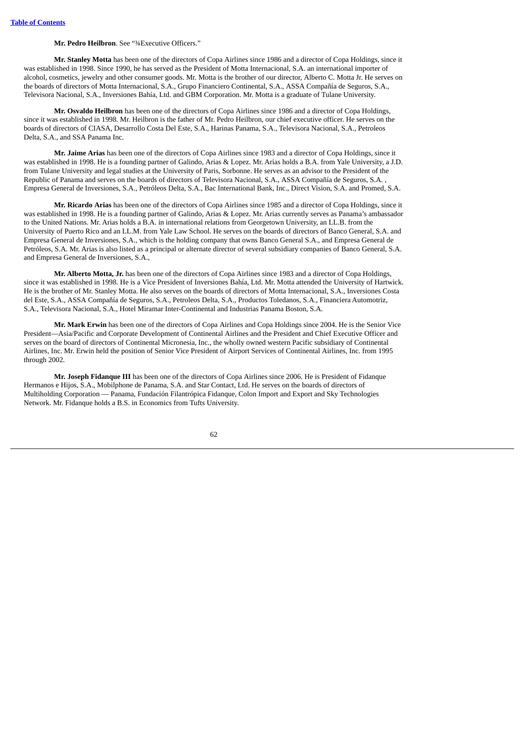**Mr. Pedro Heilbron**. See "¾Executive Officers."

**Mr. Stanley Motta** has been one of the directors of Copa Airlines since 1986 and a director of Copa Holdings, since it was established in 1998. Since 1990, he has served as the President of Motta Internacional, S.A. an international importer of alcohol, cosmetics, jewelry and other consumer goods. Mr. Motta is the brother of our director, Alberto C. Motta Jr. He serves on the boards of directors of Motta Internacional, S.A., Grupo Financiero Continental, S.A., ASSA Compañía de Seguros, S.A., Televisora Nacional, S.A., Inversiones Bahía, Ltd. and GBM Corporation. Mr. Motta is a graduate of Tulane University.

**Mr. Osvaldo Heilbron** has been one of the directors of Copa Airlines since 1986 and a director of Copa Holdings, since it was established in 1998. Mr. Heilbron is the father of Mr. Pedro Heilbron, our chief executive officer. He serves on the boards of directors of CIASA, Desarrollo Costa Del Este, S.A., Harinas Panama, S.A., Televisora Nacional, S.A., Petroleos Delta, S.A., and SSA Panama Inc.

**Mr. Jaime Arias** has been one of the directors of Copa Airlines since 1983 and a director of Copa Holdings, since it was established in 1998. He is a founding partner of Galindo, Arias & Lopez. Mr. Arias holds a B.A. from Yale University, a J.D. from Tulane University and legal studies at the University of Paris, Sorbonne. He serves as an advisor to the President of the Republic of Panama and serves on the boards of directors of Televisora Nacional, S.A., ASSA Compañía de Seguros, S.A. , Empresa General de Inversiones, S.A., Petróleos Delta, S.A., Bac International Bank, Inc., Direct Vision, S.A. and Promed, S.A.

**Mr. Ricardo Arias** has been one of the directors of Copa Airlines since 1985 and a director of Copa Holdings, since it was established in 1998. He is a founding partner of Galindo, Arias & Lopez. Mr. Arias currently serves as Panama's ambassador to the United Nations. Mr. Arias holds a B.A. in international relations from Georgetown University, an LL.B. from the University of Puerto Rico and an LL.M. from Yale Law School. He serves on the boards of directors of Banco General, S.A. and Empresa General de Inversiones, S.A., which is the holding company that owns Banco General S.A., and Empresa General de Petróleos, S.A. Mr. Arias is also listed as a principal or alternate director of several subsidiary companies of Banco General, S.A. and Empresa General de Inversiones, S.A.,

**Mr. Alberto Motta, Jr.** has been one of the directors of Copa Airlines since 1983 and a director of Copa Holdings, since it was established in 1998. He is a Vice President of Inversiones Bahía, Ltd. Mr. Motta attended the University of Hartwick. He is the brother of Mr. Stanley Motta. He also serves on the boards of directors of Motta Internacional, S.A., Inversiones Costa del Este, S.A., ASSA Compañía de Seguros, S.A., Petroleos Delta, S.A., Productos Toledanos, S.A., Financiera Automotriz, S.A., Televisora Nacional, S.A., Hotel Miramar Inter-Continental and Industrias Panama Boston, S.A.

**Mr. Mark Erwin** has been one of the directors of Copa Airlines and Copa Holdings since 2004. He is the Senior Vice President—Asia/Pacific and Corporate Development of Continental Airlines and the President and Chief Executive Officer and serves on the board of directors of Continental Micronesia, Inc., the wholly owned western Pacific subsidiary of Continental Airlines, Inc. Mr. Erwin held the position of Senior Vice President of Airport Services of Continental Airlines, Inc. from 1995 through 2002.

**Mr. Joseph Fidanque III** has been one of the directors of Copa Airlines since 2006. He is President of Fidanque Hermanos e Hijos, S.A., Mobilphone de Panama, S.A. and Star Contact, Ltd. He serves on the boards of directors of Multiholding Corporation — Panama, Fundación Filantrópica Fidanque, Colon Import and Export and Sky Technologies Network. Mr. Fidanque holds a B.S. in Economics from Tufts University.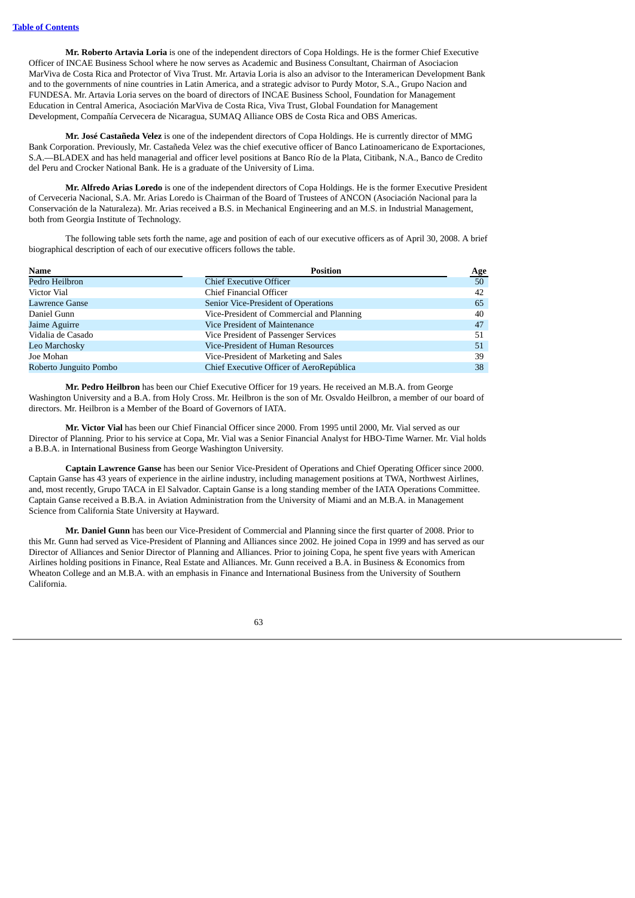**Mr. Roberto Artavia Loria** is one of the independent directors of Copa Holdings. He is the former Chief Executive Officer of INCAE Business School where he now serves as Academic and Business Consultant, Chairman of Asociacion MarViva de Costa Rica and Protector of Viva Trust. Mr. Artavia Loria is also an advisor to the Interamerican Development Bank and to the governments of nine countries in Latin America, and a strategic advisor to Purdy Motor, S.A., Grupo Nacion and FUNDESA. Mr. Artavia Loria serves on the board of directors of INCAE Business School, Foundation for Management Education in Central America, Asociación MarViva de Costa Rica, Viva Trust, Global Foundation for Management Development, Compañía Cervecera de Nicaragua, SUMAQ Alliance OBS de Costa Rica and OBS Americas.

**Mr. José Castañeda Velez** is one of the independent directors of Copa Holdings. He is currently director of MMG Bank Corporation. Previously, Mr. Castañeda Velez was the chief executive officer of Banco Latinoamericano de Exportaciones, S.A.—BLADEX and has held managerial and officer level positions at Banco Río de la Plata, Citibank, N.A., Banco de Credito del Peru and Crocker National Bank. He is a graduate of the University of Lima.

**Mr. Alfredo Arias Loredo** is one of the independent directors of Copa Holdings. He is the former Executive President of Cerveceria Nacional, S.A. Mr. Arias Loredo is Chairman of the Board of Trustees of ANCON (Asociación Nacional para la Conservación de la Naturaleza). Mr. Arias received a B.S. in Mechanical Engineering and an M.S. in Industrial Management, both from Georgia Institute of Technology.

The following table sets forth the name, age and position of each of our executive officers as of April 30, 2008. A brief biographical description of each of our executive officers follows the table.

| Name | Position | Age |
|---|---|---|
| Pedro Heilbron | Chief Executive Officer | 50 |
| Victor Vial | Chief Financial Officer | 42 |
| Lawrence Ganse | Senior Vice-President of Operations | 65 |
| Daniel Gunn | Vice-President of Commercial and Planning | 40 |
| Jaime Aguirre | Vice President of Maintenance | 47 |
| Vidalia de Casado | Vice President of Passenger Services | 51 |
| Leo Marchosky | Vice-President of Human Resources | 51 |
| Joe Mohan | Vice-President of Marketing and Sales | 39 |
| Roberto Junguito Pombo | Chief Executive Officer of AeroRepública | 38 |

**Mr. Pedro Heilbron** has been our Chief Executive Officer for 19 years. He received an M.B.A. from George Washington University and a B.A. from Holy Cross. Mr. Heilbron is the son of Mr. Osvaldo Heilbron, a member of our board of directors. Mr. Heilbron is a Member of the Board of Governors of IATA.

**Mr. Victor Vial** has been our Chief Financial Officer since 2000. From 1995 until 2000, Mr. Vial served as our Director of Planning. Prior to his service at Copa, Mr. Vial was a Senior Financial Analyst for HBO-Time Warner. Mr. Vial holds a B.B.A. in International Business from George Washington University.

**Captain Lawrence Ganse** has been our Senior Vice-President of Operations and Chief Operating Officer since 2000. Captain Ganse has 43 years of experience in the airline industry, including management positions at TWA, Northwest Airlines, and, most recently, Grupo TACA in El Salvador. Captain Ganse is a long standing member of the IATA Operations Committee. Captain Ganse received a B.B.A. in Aviation Administration from the University of Miami and an M.B.A. in Management Science from California State University at Hayward.

**Mr. Daniel Gunn** has been our Vice-President of Commercial and Planning since the first quarter of 2008. Prior to this Mr. Gunn had served as Vice-President of Planning and Alliances since 2002. He joined Copa in 1999 and has served as our Director of Alliances and Senior Director of Planning and Alliances. Prior to joining Copa, he spent five years with American Airlines holding positions in Finance, Real Estate and Alliances. Mr. Gunn received a B.A. in Business & Economics from Wheaton College and an M.B.A. with an emphasis in Finance and International Business from the University of Southern California.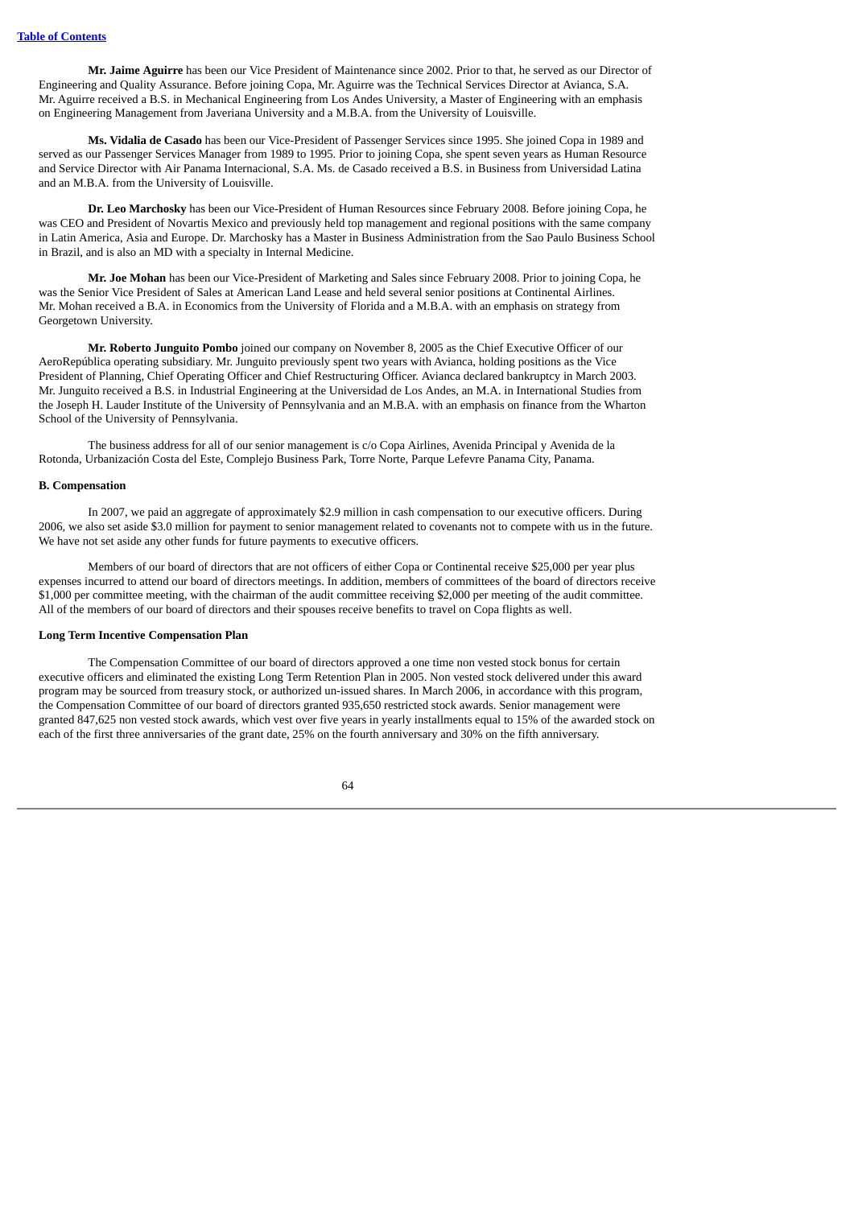**Mr. Jaime Aguirre** has been our Vice President of Maintenance since 2002. Prior to that, he served as our Director of Engineering and Quality Assurance. Before joining Copa, Mr. Aguirre was the Technical Services Director at Avianca, S.A. Mr. Aguirre received a B.S. in Mechanical Engineering from Los Andes University, a Master of Engineering with an emphasis on Engineering Management from Javeriana University and a M.B.A. from the University of Louisville.

**Ms. Vidalia de Casado** has been our Vice-President of Passenger Services since 1995. She joined Copa in 1989 and served as our Passenger Services Manager from 1989 to 1995. Prior to joining Copa, she spent seven years as Human Resource and Service Director with Air Panama Internacional, S.A. Ms. de Casado received a B.S. in Business from Universidad Latina and an M.B.A. from the University of Louisville.

**Dr. Leo Marchosky** has been our Vice-President of Human Resources since February 2008. Before joining Copa, he was CEO and President of Novartis Mexico and previously held top management and regional positions with the same company in Latin America, Asia and Europe. Dr. Marchosky has a Master in Business Administration from the Sao Paulo Business School in Brazil, and is also an MD with a specialty in Internal Medicine.

**Mr. Joe Mohan** has been our Vice-President of Marketing and Sales since February 2008. Prior to joining Copa, he was the Senior Vice President of Sales at American Land Lease and held several senior positions at Continental Airlines. Mr. Mohan received a B.A. in Economics from the University of Florida and a M.B.A. with an emphasis on strategy from Georgetown University.

**Mr. Roberto Junguito Pombo** joined our company on November 8, 2005 as the Chief Executive Officer of our AeroRepública operating subsidiary. Mr. Junguito previously spent two years with Avianca, holding positions as the Vice President of Planning, Chief Operating Officer and Chief Restructuring Officer. Avianca declared bankruptcy in March 2003. Mr. Junguito received a B.S. in Industrial Engineering at the Universidad de Los Andes, an M.A. in International Studies from the Joseph H. Lauder Institute of the University of Pennsylvania and an M.B.A. with an emphasis on finance from the Wharton School of the University of Pennsylvania.

The business address for all of our senior management is c/o Copa Airlines, Avenida Principal y Avenida de la Rotonda, Urbanización Costa del Este, Complejo Business Park, Torre Norte, Parque Lefevre Panama City, Panama.

**B. Compensation**

In 2007, we paid an aggregate of approximately $2.9 million in cash compensation to our executive officers. During 2006, we also set aside $3.0 million for payment to senior management related to covenants not to compete with us in the future. We have not set aside any other funds for future payments to executive officers.

Members of our board of directors that are not officers of either Copa or Continental receive $25,000 per year plus expenses incurred to attend our board of directors meetings. In addition, members of committees of the board of directors receive $1,000 per committee meeting, with the chairman of the audit committee receiving $2,000 per meeting of the audit committee. All of the members of our board of directors and their spouses receive benefits to travel on Copa flights as well.

**Long Term Incentive Compensation Plan**

The Compensation Committee of our board of directors approved a one time non vested stock bonus for certain executive officers and eliminated the existing Long Term Retention Plan in 2005. Non vested stock delivered under this award program may be sourced from treasury stock, or authorized un-issued shares. In March 2006, in accordance with this program, the Compensation Committee of our board of directors granted 935,650 restricted stock awards. Senior management were granted 847,625 non vested stock awards, which vest over five years in yearly installments equal to 15% of the awarded stock on each of the first three anniversaries of the grant date, 25% on the fourth anniversary and 30% on the fifth anniversary.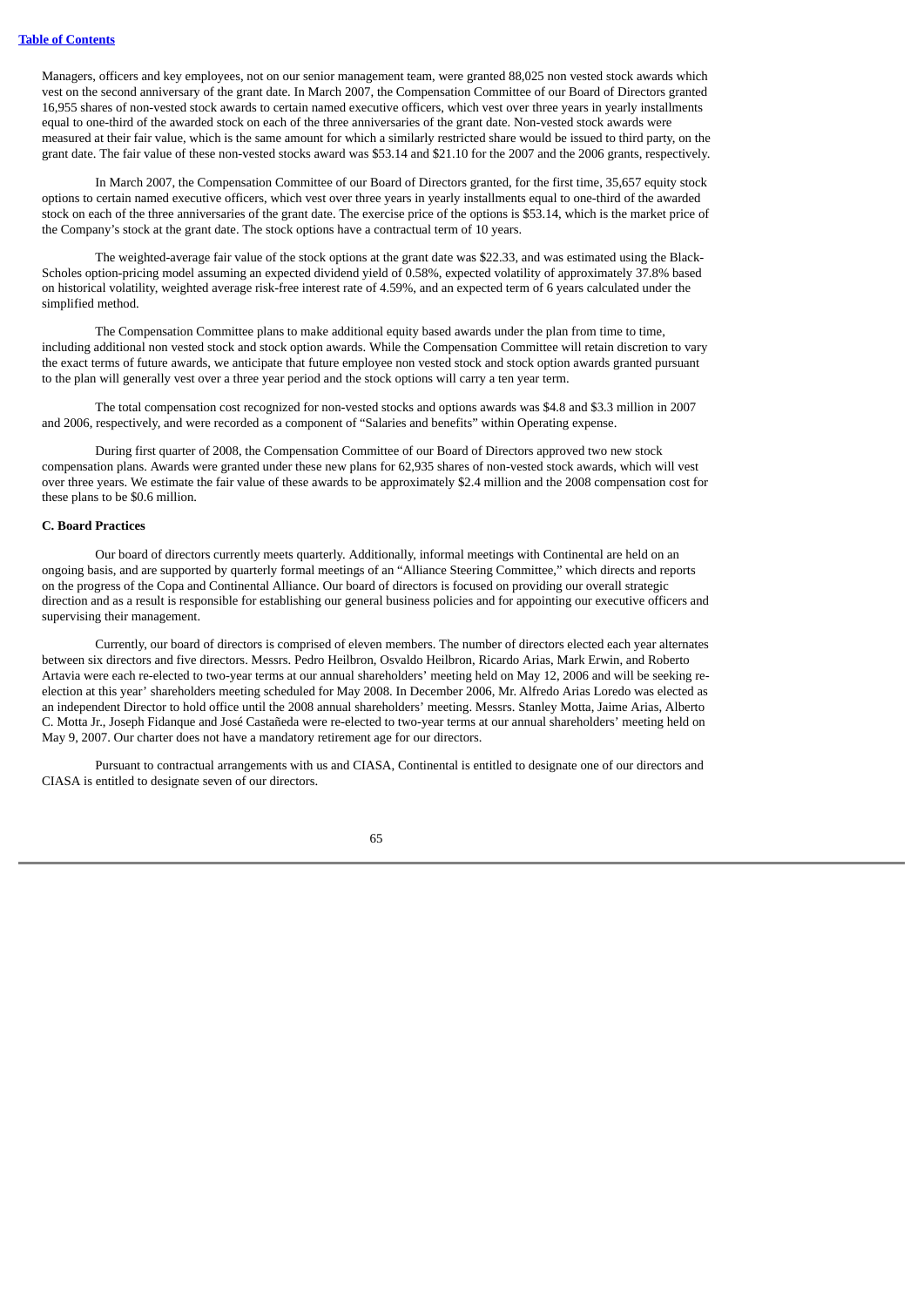Managers, officers and key employees, not on our senior management team, were granted 88,025 non vested stock awards which vest on the second anniversary of the grant date. In March 2007, the Compensation Committee of our Board of Directors granted 16,955 shares of non-vested stock awards to certain named executive officers, which vest over three years in yearly installments equal to one-third of the awarded stock on each of the three anniversaries of the grant date. Non-vested stock awards were measured at their fair value, which is the same amount for which a similarly restricted share would be issued to third party, on the grant date. The fair value of these non-vested stocks award was $53.14 and $21.10 for the 2007 and the 2006 grants, respectively.

In March 2007, the Compensation Committee of our Board of Directors granted, for the first time, 35,657 equity stock options to certain named executive officers, which vest over three years in yearly installments equal to one-third of the awarded stock on each of the three anniversaries of the grant date. The exercise price of the options is $53.14, which is the market price of the Company's stock at the grant date. The stock options have a contractual term of 10 years.

The weighted-average fair value of the stock options at the grant date was $22.33, and was estimated using the Black-Scholes option-pricing model assuming an expected dividend yield of 0.58%, expected volatility of approximately 37.8% based on historical volatility, weighted average risk-free interest rate of 4.59%, and an expected term of 6 years calculated under the simplified method.

The Compensation Committee plans to make additional equity based awards under the plan from time to time, including additional non vested stock and stock option awards. While the Compensation Committee will retain discretion to vary the exact terms of future awards, we anticipate that future employee non vested stock and stock option awards granted pursuant to the plan will generally vest over a three year period and the stock options will carry a ten year term.

The total compensation cost recognized for non-vested stocks and options awards was $4.8 and $3.3 million in 2007 and 2006, respectively, and were recorded as a component of "Salaries and benefits" within Operating expense.

During first quarter of 2008, the Compensation Committee of our Board of Directors approved two new stock compensation plans. Awards were granted under these new plans for 62,935 shares of non-vested stock awards, which will vest over three years. We estimate the fair value of these awards to be approximately $2.4 million and the 2008 compensation cost for these plans to be $0.6 million.

**C. Board Practices**

Our board of directors currently meets quarterly. Additionally, informal meetings with Continental are held on an ongoing basis, and are supported by quarterly formal meetings of an "Alliance Steering Committee," which directs and reports on the progress of the Copa and Continental Alliance. Our board of directors is focused on providing our overall strategic direction and as a result is responsible for establishing our general business policies and for appointing our executive officers and supervising their management.

Currently, our board of directors is comprised of eleven members. The number of directors elected each year alternates between six directors and five directors. Messrs. Pedro Heilbron, Osvaldo Heilbron, Ricardo Arias, Mark Erwin, and Roberto Artavia were each re-elected to two-year terms at our annual shareholders' meeting held on May 12, 2006 and will be seeking re-election at this year' shareholders meeting scheduled for May 2008. In December 2006, Mr. Alfredo Arias Loredo was elected as an independent Director to hold office until the 2008 annual shareholders' meeting. Messrs. Stanley Motta, Jaime Arias, Alberto C. Motta Jr., Joseph Fidanque and José Castañeda were re-elected to two-year terms at our annual shareholders' meeting held on May 9, 2007. Our charter does not have a mandatory retirement age for our directors.

Pursuant to contractual arrangements with us and CIASA, Continental is entitled to designate one of our directors and CIASA is entitled to designate seven of our directors.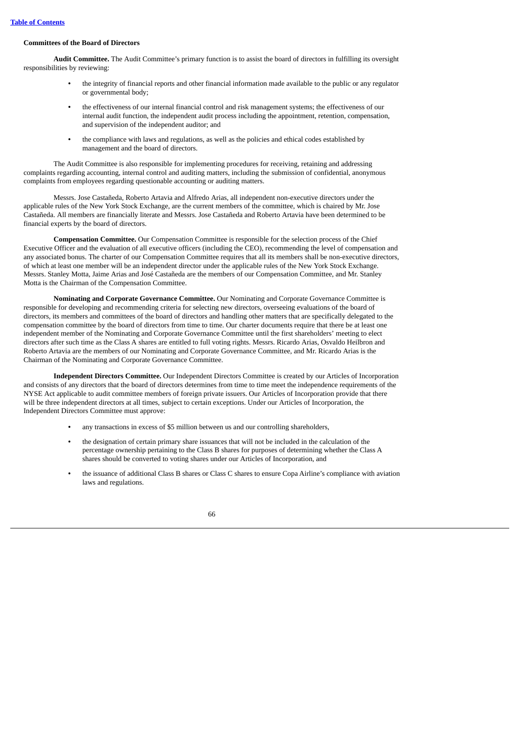### Committees of the Board of Directors

**Audit Committee.** The Audit Committee's primary function is to assist the board of directors in fulfilling its oversight responsibilities by reviewing:

- the integrity of financial reports and other financial information made available to the public or any regulator or governmental body;
- the effectiveness of our internal financial control and risk management systems; the effectiveness of our internal audit function, the independent audit process including the appointment, retention, compensation, and supervision of the independent auditor; and
- the compliance with laws and regulations, as well as the policies and ethical codes established by management and the board of directors.

The Audit Committee is also responsible for implementing procedures for receiving, retaining and addressing complaints regarding accounting, internal control and auditing matters, including the submission of confidential, anonymous complaints from employees regarding questionable accounting or auditing matters.

Messrs. Jose Castañeda, Roberto Artavia and Alfredo Arias, all independent non-executive directors under the applicable rules of the New York Stock Exchange, are the current members of the committee, which is chaired by Mr. Jose Castañeda. All members are financially literate and Messrs. Jose Castañeda and Roberto Artavia have been determined to be financial experts by the board of directors.

**Compensation Committee.** Our Compensation Committee is responsible for the selection process of the Chief Executive Officer and the evaluation of all executive officers (including the CEO), recommending the level of compensation and any associated bonus. The charter of our Compensation Committee requires that all its members shall be non-executive directors, of which at least one member will be an independent director under the applicable rules of the New York Stock Exchange. Messrs. Stanley Motta, Jaime Arias and José Castañeda are the members of our Compensation Committee, and Mr. Stanley Motta is the Chairman of the Compensation Committee.

**Nominating and Corporate Governance Committee.** Our Nominating and Corporate Governance Committee is responsible for developing and recommending criteria for selecting new directors, overseeing evaluations of the board of directors, its members and committees of the board of directors and handling other matters that are specifically delegated to the compensation committee by the board of directors from time to time. Our charter documents require that there be at least one independent member of the Nominating and Corporate Governance Committee until the first shareholders' meeting to elect directors after such time as the Class A shares are entitled to full voting rights. Messrs. Ricardo Arias, Osvaldo Heilbron and Roberto Artavia are the members of our Nominating and Corporate Governance Committee, and Mr. Ricardo Arias is the Chairman of the Nominating and Corporate Governance Committee.

**Independent Directors Committee.** Our Independent Directors Committee is created by our Articles of Incorporation and consists of any directors that the board of directors determines from time to time meet the independence requirements of the NYSE Act applicable to audit committee members of foreign private issuers. Our Articles of Incorporation provide that there will be three independent directors at all times, subject to certain exceptions. Under our Articles of Incorporation, the Independent Directors Committee must approve:

- any transactions in excess of $5 million between us and our controlling shareholders,
- the designation of certain primary share issuances that will not be included in the calculation of the percentage ownership pertaining to the Class B shares for purposes of determining whether the Class A shares should be converted to voting shares under our Articles of Incorporation, and
- the issuance of additional Class B shares or Class C shares to ensure Copa Airline's compliance with aviation laws and regulations.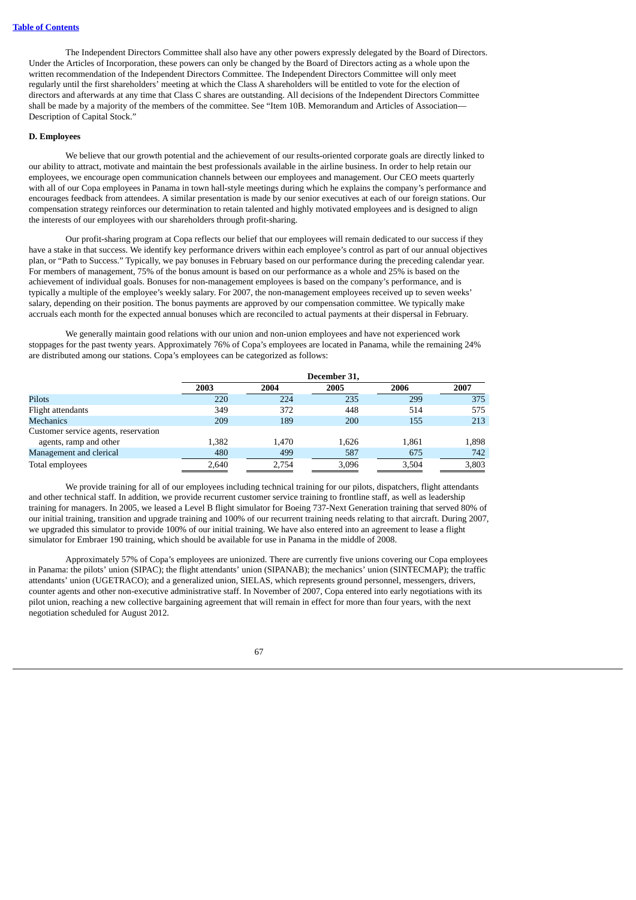The Independent Directors Committee shall also have any other powers expressly delegated by the Board of Directors. Under the Articles of Incorporation, these powers can only be changed by the Board of Directors acting as a whole upon the written recommendation of the Independent Directors Committee. The Independent Directors Committee will only meet regularly until the first shareholders' meeting at which the Class A shareholders will be entitled to vote for the election of directors and afterwards at any time that Class C shares are outstanding. All decisions of the Independent Directors Committee shall be made by a majority of the members of the committee. See "Item 10B. Memorandum and Articles of Association—Description of Capital Stock."

**D. Employees**

We believe that our growth potential and the achievement of our results-oriented corporate goals are directly linked to our ability to attract, motivate and maintain the best professionals available in the airline business. In order to help retain our employees, we encourage open communication channels between our employees and management. Our CEO meets quarterly with all of our Copa employees in Panama in town hall-style meetings during which he explains the company's performance and encourages feedback from attendees. A similar presentation is made by our senior executives at each of our foreign stations. Our compensation strategy reinforces our determination to retain talented and highly motivated employees and is designed to align the interests of our employees with our shareholders through profit-sharing.

Our profit-sharing program at Copa reflects our belief that our employees will remain dedicated to our success if they have a stake in that success. We identify key performance drivers within each employee's control as part of our annual objectives plan, or "Path to Success." Typically, we pay bonuses in February based on our performance during the preceding calendar year. For members of management, 75% of the bonus amount is based on our performance as a whole and 25% is based on the achievement of individual goals. Bonuses for non-management employees is based on the company's performance, and is typically a multiple of the employee's weekly salary. For 2007, the non-management employees received up to seven weeks' salary, depending on their position. The bonus payments are approved by our compensation committee. We typically make accruals each month for the expected annual bonuses which are reconciled to actual payments at their dispersal in February.

We generally maintain good relations with our union and non-union employees and have not experienced work stoppages for the past twenty years. Approximately 76% of Copa's employees are located in Panama, while the remaining 24% are distributed among our stations. Copa's employees can be categorized as follows:

| | December 31, | | | | |
|---|---|---|---|---|---|
| | 2003 | 2004 | 2005 | 2006 | 2007 |
| Pilots | 220 | 224 | 235 | 299 | 375 |
| Flight attendants | 349 | 372 | 448 | 514 | 575 |
| Mechanics | 209 | 189 | 200 | 155 | 213 |
| Customer service agents, reservation agents, ramp and other | 1,382 | 1,470 | 1,626 | 1,861 | 1,898 |
| Management and clerical | 480 | 499 | 587 | 675 | 742 |
| Total employees | 2,640 | 2,754 | 3,096 | 3,504 | 3,803 |

We provide training for all of our employees including technical training for our pilots, dispatchers, flight attendants and other technical staff. In addition, we provide recurrent customer service training to frontline staff, as well as leadership training for managers. In 2005, we leased a Level B flight simulator for Boeing 737-Next Generation training that served 80% of our initial training, transition and upgrade training and 100% of our recurrent training needs relating to that aircraft. During 2007, we upgraded this simulator to provide 100% of our initial training. We have also entered into an agreement to lease a flight simulator for Embraer 190 training, which should be available for use in Panama in the middle of 2008.

Approximately 57% of Copa's employees are unionized. There are currently five unions covering our Copa employees in Panama: the pilots' union (SIPAC); the flight attendants' union (SIPANAB); the mechanics' union (SINTECMAP); the traffic attendants' union (UGETRACO); and a generalized union, SIELAS, which represents ground personnel, messengers, drivers, counter agents and other non-executive administrative staff. In November of 2007, Copa entered into early negotiations with its pilot union, reaching a new collective bargaining agreement that will remain in effect for more than four years, with the next negotiation scheduled for August 2012.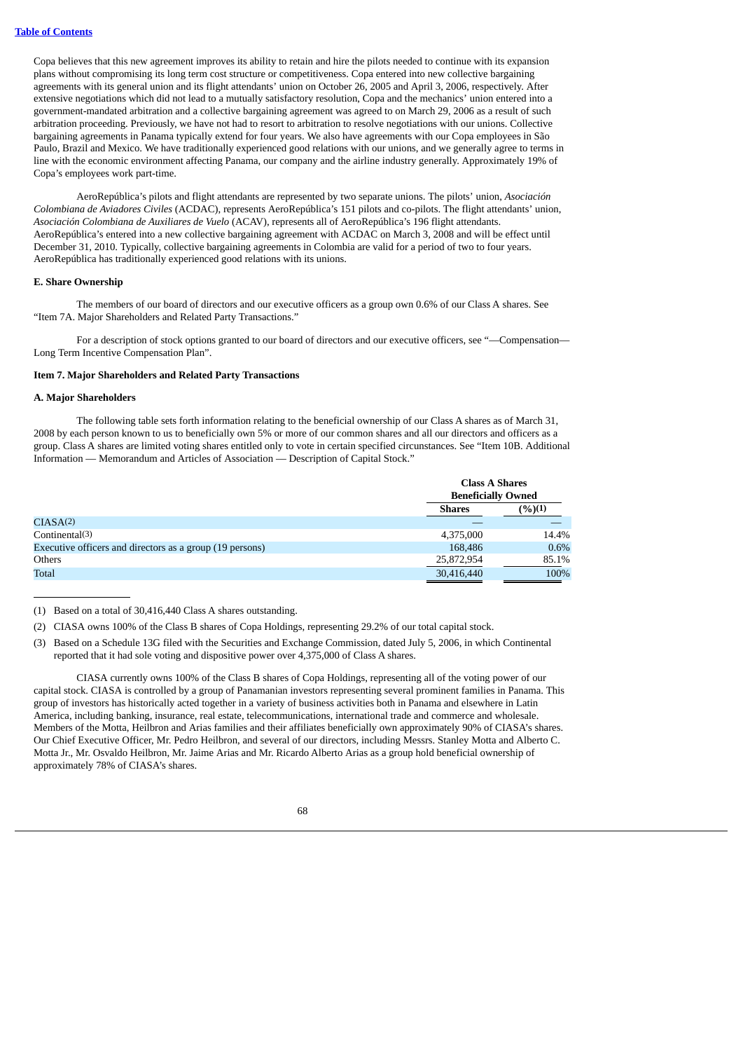Copa believes that this new agreement improves its ability to retain and hire the pilots needed to continue with its expansion plans without compromising its long term cost structure or competitiveness. Copa entered into new collective bargaining agreements with its general union and its flight attendants' union on October 26, 2005 and April 3, 2006, respectively. After extensive negotiations which did not lead to a mutually satisfactory resolution, Copa and the mechanics' union entered into a government-mandated arbitration and a collective bargaining agreement was agreed to on March 29, 2006 as a result of such arbitration proceeding. Previously, we have not had to resort to arbitration to resolve negotiations with our unions. Collective bargaining agreements in Panama typically extend for four years. We also have agreements with our Copa employees in São Paulo, Brazil and Mexico. We have traditionally experienced good relations with our unions, and we generally agree to terms in line with the economic environment affecting Panama, our company and the airline industry generally. Approximately 19% of Copa's employees work part-time.

AeroRepública's pilots and flight attendants are represented by two separate unions. The pilots' union, *Asociación Colombiana de Aviadores Civiles* (ACDAC), represents AeroRepública's 151 pilots and co-pilots. The flight attendants' union, *Asociación Colombiana de Auxiliares de Vuelo* (ACAV), represents all of AeroRepública's 196 flight attendants. AeroRepública's entered into a new collective bargaining agreement with ACDAC on March 3, 2008 and will be effect until December 31, 2010. Typically, collective bargaining agreements in Colombia are valid for a period of two to four years. AeroRepública has traditionally experienced good relations with its unions.

**E. Share Ownership**

The members of our board of directors and our executive officers as a group own 0.6% of our Class A shares. See "Item 7A. Major Shareholders and Related Party Transactions."

For a description of stock options granted to our board of directors and our executive officers, see "—Compensation—Long Term Incentive Compensation Plan".

**Item 7. Major Shareholders and Related Party Transactions**

**A. Major Shareholders**

The following table sets forth information relating to the beneficial ownership of our Class A shares as of March 31, 2008 by each person known to us to beneficially own 5% or more of our common shares and all our directors and officers as a group. Class A shares are limited voting shares entitled only to vote in certain specified circumstances. See "Item 10B. Additional Information — Memorandum and Articles of Association — Description of Capital Stock."

| | Class A Shares Beneficially Owned | |
|---|---|---|
| | Shares | (%)(1) |
| CIASA(2) | — | — |
| Continental(3) | 4,375,000 | 14.4% |
| Executive officers and directors as a group (19 persons) | 168,486 | 0.6% |
| Others | 25,872,954 | 85.1% |
| Total | 30,416,440 | 100% |

(1) Based on a total of 30,416,440 Class A shares outstanding.

(2) CIASA owns 100% of the Class B shares of Copa Holdings, representing 29.2% of our total capital stock.

(3) Based on a Schedule 13G filed with the Securities and Exchange Commission, dated July 5, 2006, in which Continental reported that it had sole voting and dispositive power over 4,375,000 of Class A shares.

CIASA currently owns 100% of the Class B shares of Copa Holdings, representing all of the voting power of our capital stock. CIASA is controlled by a group of Panamanian investors representing several prominent families in Panama. This group of investors has historically acted together in a variety of business activities both in Panama and elsewhere in Latin America, including banking, insurance, real estate, telecommunications, international trade and commerce and wholesale. Members of the Motta, Heilbron and Arias families and their affiliates beneficially own approximately 90% of CIASA's shares. Our Chief Executive Officer, Mr. Pedro Heilbron, and several of our directors, including Messrs. Stanley Motta and Alberto C. Motta Jr., Mr. Osvaldo Heilbron, Mr. Jaime Arias and Mr. Ricardo Alberto Arias as a group hold beneficial ownership of approximately 78% of CIASA's shares.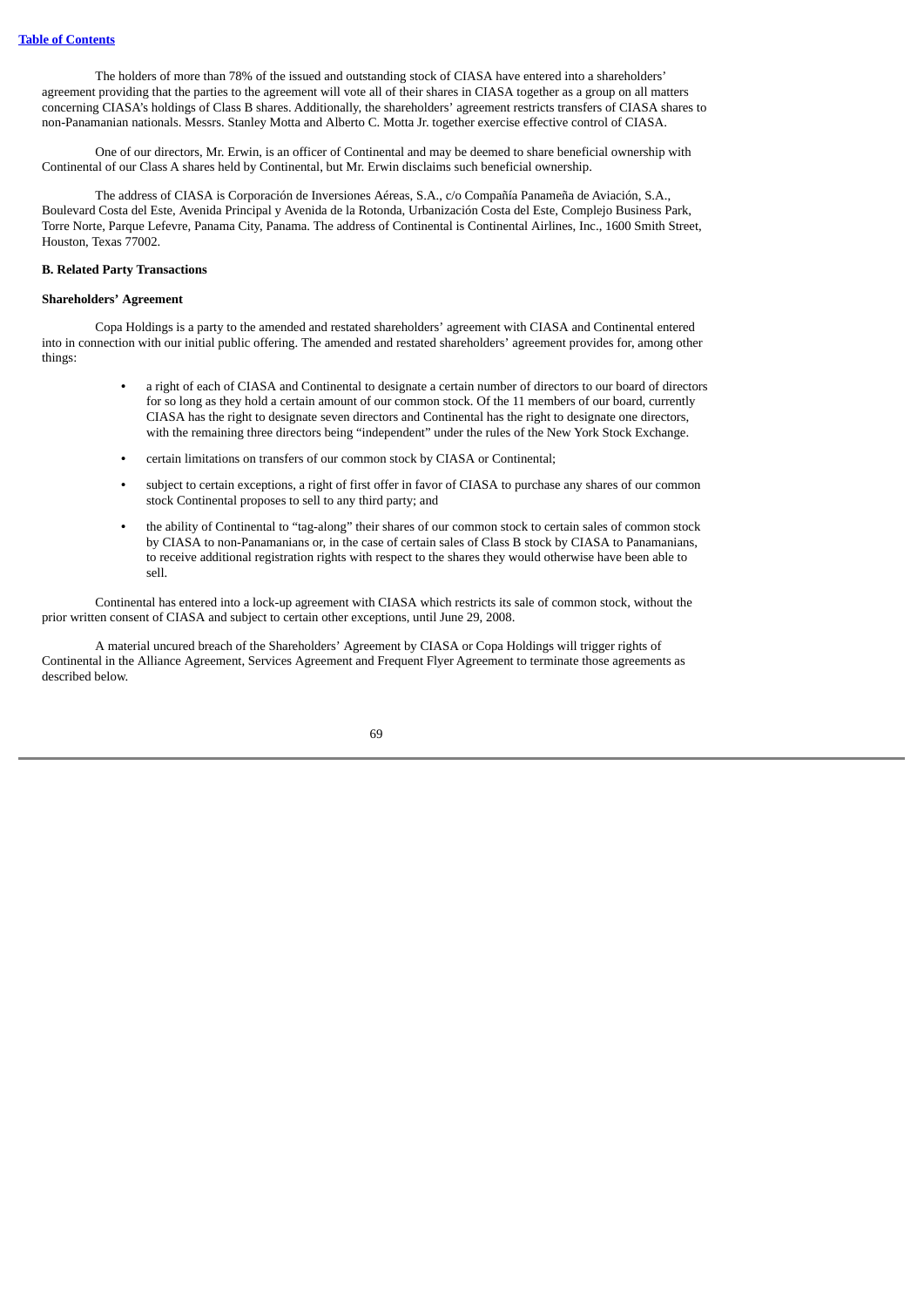The holders of more than 78% of the issued and outstanding stock of CIASA have entered into a shareholders' agreement providing that the parties to the agreement will vote all of their shares in CIASA together as a group on all matters concerning CIASA's holdings of Class B shares. Additionally, the shareholders' agreement restricts transfers of CIASA shares to non-Panamanian nationals. Messrs. Stanley Motta and Alberto C. Motta Jr. together exercise effective control of CIASA.

One of our directors, Mr. Erwin, is an officer of Continental and may be deemed to share beneficial ownership with Continental of our Class A shares held by Continental, but Mr. Erwin disclaims such beneficial ownership.

The address of CIASA is Corporación de Inversiones Aéreas, S.A., c/o Compañía Panameña de Aviación, S.A., Boulevard Costa del Este, Avenida Principal y Avenida de la Rotonda, Urbanización Costa del Este, Complejo Business Park, Torre Norte, Parque Lefevre, Panama City, Panama. The address of Continental is Continental Airlines, Inc., 1600 Smith Street, Houston, Texas 77002.

**B. Related Party Transactions**

**Shareholders' Agreement**

Copa Holdings is a party to the amended and restated shareholders' agreement with CIASA and Continental entered into in connection with our initial public offering. The amended and restated shareholders' agreement provides for, among other things:

- a right of each of CIASA and Continental to designate a certain number of directors to our board of directors for so long as they hold a certain amount of our common stock. Of the 11 members of our board, currently CIASA has the right to designate seven directors and Continental has the right to designate one directors, with the remaining three directors being "independent" under the rules of the New York Stock Exchange.
- certain limitations on transfers of our common stock by CIASA or Continental;
- subject to certain exceptions, a right of first offer in favor of CIASA to purchase any shares of our common stock Continental proposes to sell to any third party; and
- the ability of Continental to "tag-along" their shares of our common stock to certain sales of common stock by CIASA to non-Panamanians or, in the case of certain sales of Class B stock by CIASA to Panamanians, to receive additional registration rights with respect to the shares they would otherwise have been able to sell.

Continental has entered into a lock-up agreement with CIASA which restricts its sale of common stock, without the prior written consent of CIASA and subject to certain other exceptions, until June 29, 2008.

A material uncured breach of the Shareholders' Agreement by CIASA or Copa Holdings will trigger rights of Continental in the Alliance Agreement, Services Agreement and Frequent Flyer Agreement to terminate those agreements as described below.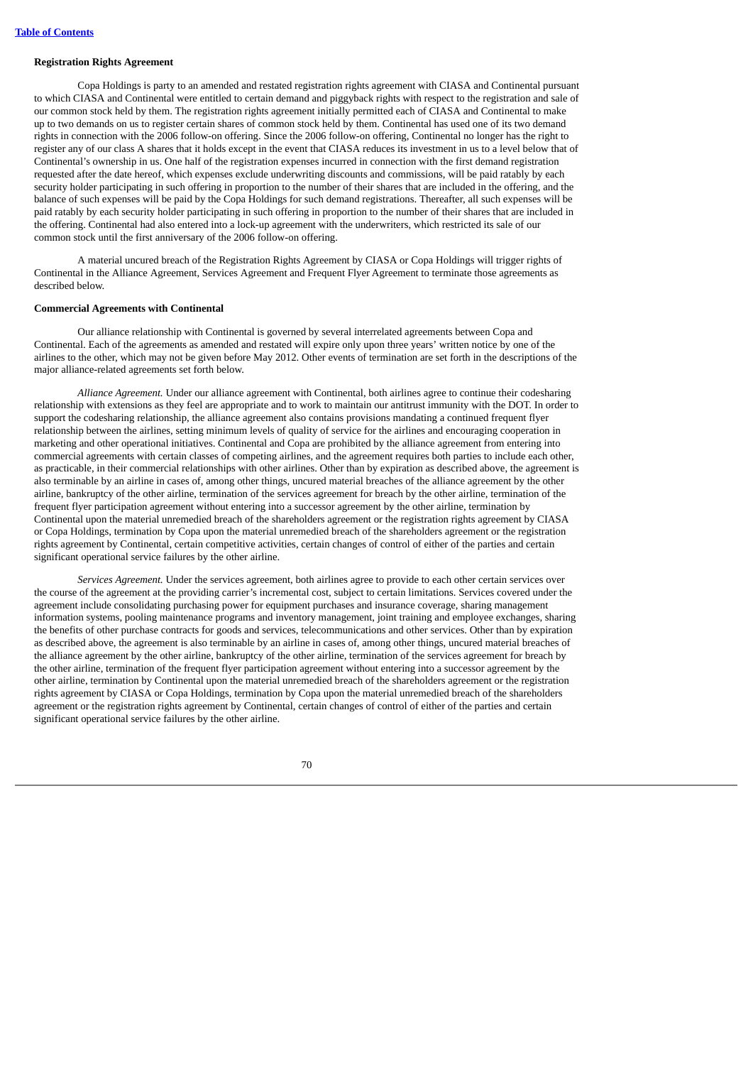**Registration Rights Agreement**

Copa Holdings is party to an amended and restated registration rights agreement with CIASA and Continental pursuant to which CIASA and Continental were entitled to certain demand and piggyback rights with respect to the registration and sale of our common stock held by them. The registration rights agreement initially permitted each of CIASA and Continental to make up to two demands on us to register certain shares of common stock held by them. Continental has used one of its two demand rights in connection with the 2006 follow-on offering. Since the 2006 follow-on offering, Continental no longer has the right to register any of our class A shares that it holds except in the event that CIASA reduces its investment in us to a level below that of Continental's ownership in us. One half of the registration expenses incurred in connection with the first demand registration requested after the date hereof, which expenses exclude underwriting discounts and commissions, will be paid ratably by each security holder participating in such offering in proportion to the number of their shares that are included in the offering, and the balance of such expenses will be paid by the Copa Holdings for such demand registrations. Thereafter, all such expenses will be paid ratably by each security holder participating in such offering in proportion to the number of their shares that are included in the offering. Continental had also entered into a lock-up agreement with the underwriters, which restricted its sale of our common stock until the first anniversary of the 2006 follow-on offering.

A material uncured breach of the Registration Rights Agreement by CIASA or Copa Holdings will trigger rights of Continental in the Alliance Agreement, Services Agreement and Frequent Flyer Agreement to terminate those agreements as described below.

**Commercial Agreements with Continental**

Our alliance relationship with Continental is governed by several interrelated agreements between Copa and Continental. Each of the agreements as amended and restated will expire only upon three years' written notice by one of the airlines to the other, which may not be given before May 2012. Other events of termination are set forth in the descriptions of the major alliance-related agreements set forth below.

*Alliance Agreement.* Under our alliance agreement with Continental, both airlines agree to continue their codesharing relationship with extensions as they feel are appropriate and to work to maintain our antitrust immunity with the DOT. In order to support the codesharing relationship, the alliance agreement also contains provisions mandating a continued frequent flyer relationship between the airlines, setting minimum levels of quality of service for the airlines and encouraging cooperation in marketing and other operational initiatives. Continental and Copa are prohibited by the alliance agreement from entering into commercial agreements with certain classes of competing airlines, and the agreement requires both parties to include each other, as practicable, in their commercial relationships with other airlines. Other than by expiration as described above, the agreement is also terminable by an airline in cases of, among other things, uncured material breaches of the alliance agreement by the other airline, bankruptcy of the other airline, termination of the services agreement for breach by the other airline, termination of the frequent flyer participation agreement without entering into a successor agreement by the other airline, termination by Continental upon the material unremedied breach of the shareholders agreement or the registration rights agreement by CIASA or Copa Holdings, termination by Copa upon the material unremedied breach of the shareholders agreement or the registration rights agreement by Continental, certain competitive activities, certain changes of control of either of the parties and certain significant operational service failures by the other airline.

*Services Agreement.* Under the services agreement, both airlines agree to provide to each other certain services over the course of the agreement at the providing carrier's incremental cost, subject to certain limitations. Services covered under the agreement include consolidating purchasing power for equipment purchases and insurance coverage, sharing management information systems, pooling maintenance programs and inventory management, joint training and employee exchanges, sharing the benefits of other purchase contracts for goods and services, telecommunications and other services. Other than by expiration as described above, the agreement is also terminable by an airline in cases of, among other things, uncured material breaches of the alliance agreement by the other airline, bankruptcy of the other airline, termination of the services agreement for breach by the other airline, termination of the frequent flyer participation agreement without entering into a successor agreement by the other airline, termination by Continental upon the material unremedied breach of the shareholders agreement or the registration rights agreement by CIASA or Copa Holdings, termination by Copa upon the material unremedied breach of the shareholders agreement or the registration rights agreement by Continental, certain changes of control of either of the parties and certain significant operational service failures by the other airline.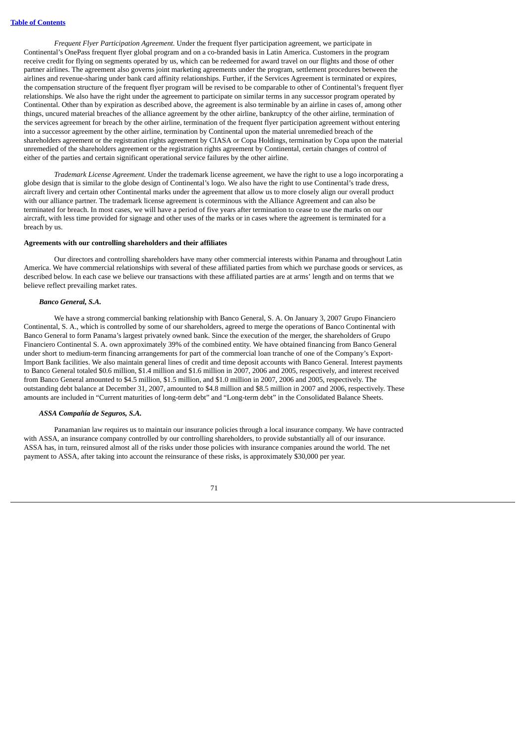*Frequent Flyer Participation Agreement.* Under the frequent flyer participation agreement, we participate in Continental's OnePass frequent flyer global program and on a co-branded basis in Latin America. Customers in the program receive credit for flying on segments operated by us, which can be redeemed for award travel on our flights and those of other partner airlines. The agreement also governs joint marketing agreements under the program, settlement procedures between the airlines and revenue-sharing under bank card affinity relationships. Further, if the Services Agreement is terminated or expires, the compensation structure of the frequent flyer program will be revised to be comparable to other of Continental's frequent flyer relationships. We also have the right under the agreement to participate on similar terms in any successor program operated by Continental. Other than by expiration as described above, the agreement is also terminable by an airline in cases of, among other things, uncured material breaches of the alliance agreement by the other airline, bankruptcy of the other airline, termination of the services agreement for breach by the other airline, termination of the frequent flyer participation agreement without entering into a successor agreement by the other airline, termination by Continental upon the material unremedied breach of the shareholders agreement or the registration rights agreement by CIASA or Copa Holdings, termination by Copa upon the material unremedied of the shareholders agreement or the registration rights agreement by Continental, certain changes of control of either of the parties and certain significant operational service failures by the other airline.

*Trademark License Agreement.* Under the trademark license agreement, we have the right to use a logo incorporating a globe design that is similar to the globe design of Continental's logo. We also have the right to use Continental's trade dress, aircraft livery and certain other Continental marks under the agreement that allow us to more closely align our overall product with our alliance partner. The trademark license agreement is coterminous with the Alliance Agreement and can also be terminated for breach. In most cases, we will have a period of five years after termination to cease to use the marks on our aircraft, with less time provided for signage and other uses of the marks or in cases where the agreement is terminated for a breach by us.

**Agreements with our controlling shareholders and their affiliates**

Our directors and controlling shareholders have many other commercial interests within Panama and throughout Latin America. We have commercial relationships with several of these affiliated parties from which we purchase goods or services, as described below. In each case we believe our transactions with these affiliated parties are at arms' length and on terms that we believe reflect prevailing market rates.

***Banco General, S.A.***

We have a strong commercial banking relationship with Banco General, S. A. On January 3, 2007 Grupo Financiero Continental, S. A., which is controlled by some of our shareholders, agreed to merge the operations of Banco Continental with Banco General to form Panama's largest privately owned bank. Since the execution of the merger, the shareholders of Grupo Financiero Continental S. A. own approximately 39% of the combined entity. We have obtained financing from Banco General under short to medium-term financing arrangements for part of the commercial loan tranche of one of the Company's Export-Import Bank facilities. We also maintain general lines of credit and time deposit accounts with Banco General. Interest payments to Banco General totaled $0.6 million, $1.4 million and $1.6 million in 2007, 2006 and 2005, respectively, and interest received from Banco General amounted to $4.5 million, $1.5 million, and $1.0 million in 2007, 2006 and 2005, respectively. The outstanding debt balance at December 31, 2007, amounted to $4.8 million and $8.5 million in 2007 and 2006, respectively. These amounts are included in "Current maturities of long-term debt" and "Long-term debt" in the Consolidated Balance Sheets.

***ASSA Compañía de Seguros, S.A.***

Panamanian law requires us to maintain our insurance policies through a local insurance company. We have contracted with ASSA, an insurance company controlled by our controlling shareholders, to provide substantially all of our insurance. ASSA has, in turn, reinsured almost all of the risks under those policies with insurance companies around the world. The net payment to ASSA, after taking into account the reinsurance of these risks, is approximately $30,000 per year.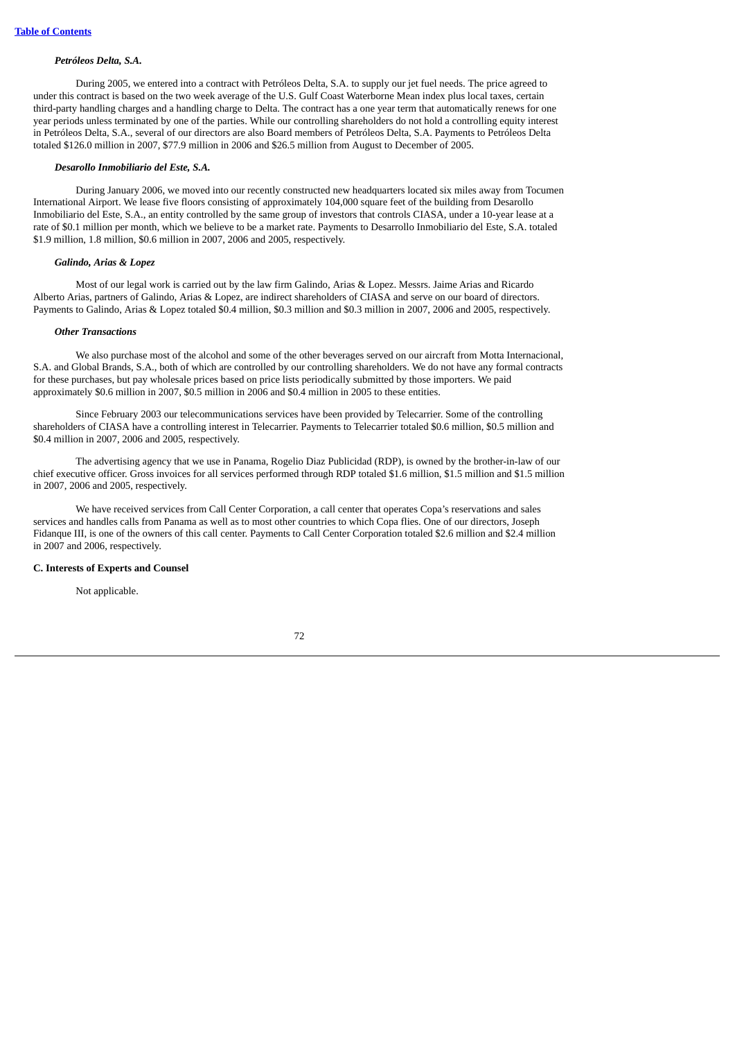***Petróleos Delta, S.A.***

During 2005, we entered into a contract with Petróleos Delta, S.A. to supply our jet fuel needs. The price agreed to under this contract is based on the two week average of the U.S. Gulf Coast Waterborne Mean index plus local taxes, certain third-party handling charges and a handling charge to Delta. The contract has a one year term that automatically renews for one year periods unless terminated by one of the parties. While our controlling shareholders do not hold a controlling equity interest in Petróleos Delta, S.A., several of our directors are also Board members of Petróleos Delta, S.A. Payments to Petróleos Delta totaled $126.0 million in 2007, $77.9 million in 2006 and $26.5 million from August to December of 2005.

***Desarollo Inmobiliario del Este, S.A.***

During January 2006, we moved into our recently constructed new headquarters located six miles away from Tocumen International Airport. We lease five floors consisting of approximately 104,000 square feet of the building from Desarollo Inmobiliario del Este, S.A., an entity controlled by the same group of investors that controls CIASA, under a 10-year lease at a rate of $0.1 million per month, which we believe to be a market rate. Payments to Desarollo Inmobiliario del Este, S.A. totaled $1.9 million, 1.8 million, $0.6 million in 2007, 2006 and 2005, respectively.

***Galindo, Arias & Lopez***

Most of our legal work is carried out by the law firm Galindo, Arias & Lopez. Messrs. Jaime Arias and Ricardo Alberto Arias, partners of Galindo, Arias & Lopez, are indirect shareholders of CIASA and serve on our board of directors. Payments to Galindo, Arias & Lopez totaled $0.4 million, $0.3 million and $0.3 million in 2007, 2006 and 2005, respectively.

***Other Transactions***

We also purchase most of the alcohol and some of the other beverages served on our aircraft from Motta Internacional, S.A. and Global Brands, S.A., both of which are controlled by our controlling shareholders. We do not have any formal contracts for these purchases, but pay wholesale prices based on price lists periodically submitted by those importers. We paid approximately $0.6 million in 2007, $0.5 million in 2006 and $0.4 million in 2005 to these entities.

Since February 2003 our telecommunications services have been provided by Telecarrier. Some of the controlling shareholders of CIASA have a controlling interest in Telecarrier. Payments to Telecarrier totaled $0.6 million, $0.5 million and $0.4 million in 2007, 2006 and 2005, respectively.

The advertising agency that we use in Panama, Rogelio Diaz Publicidad (RDP), is owned by the brother-in-law of our chief executive officer. Gross invoices for all services performed through RDP totaled $1.6 million, $1.5 million and $1.5 million in 2007, 2006 and 2005, respectively.

We have received services from Call Center Corporation, a call center that operates Copa's reservations and sales services and handles calls from Panama as well as to most other countries to which Copa flies. One of our directors, Joseph Fidanque III, is one of the owners of this call center. Payments to Call Center Corporation totaled $2.6 million and $2.4 million in 2007 and 2006, respectively.

**C. Interests of Experts and Counsel**

Not applicable.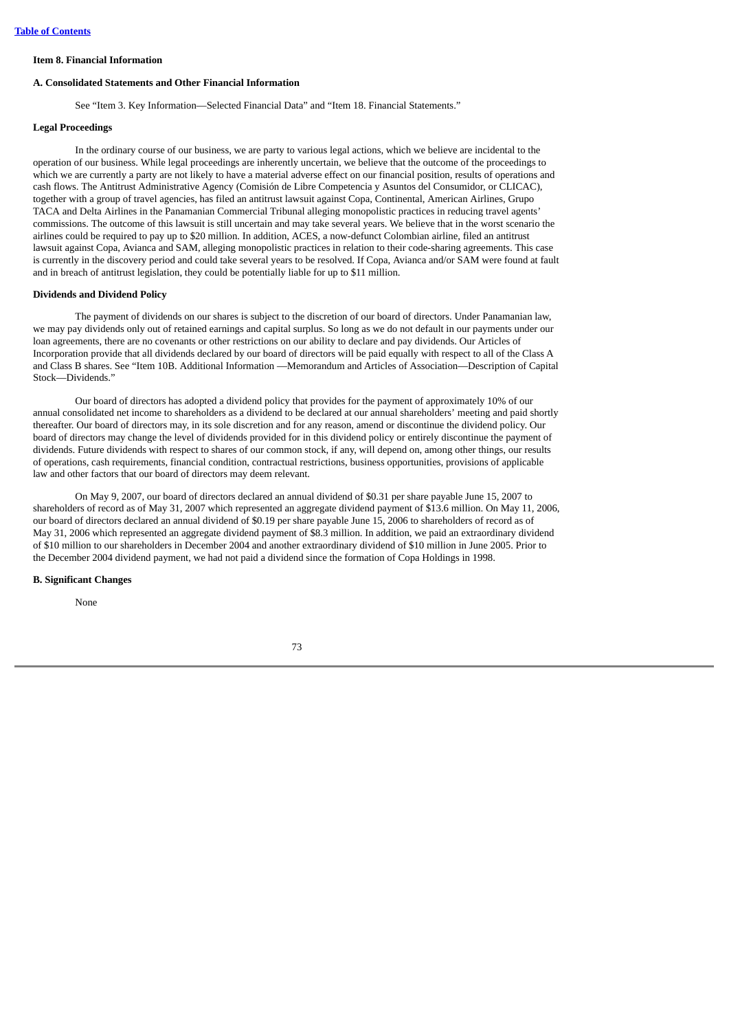**Item 8. Financial Information**

**A. Consolidated Statements and Other Financial Information**

See "Item 3. Key Information—Selected Financial Data" and "Item 18. Financial Statements."

**Legal Proceedings**

In the ordinary course of our business, we are party to various legal actions, which we believe are incidental to the operation of our business. While legal proceedings are inherently uncertain, we believe that the outcome of the proceedings to which we are currently a party are not likely to have a material adverse effect on our financial position, results of operations and cash flows. The Antitrust Administrative Agency (Comisión de Libre Competencia y Asuntos del Consumidor, or CLICAC), together with a group of travel agencies, has filed an antitrust lawsuit against Copa, Continental, American Airlines, Grupo TACA and Delta Airlines in the Panamanian Commercial Tribunal alleging monopolistic practices in reducing travel agents' commissions. The outcome of this lawsuit is still uncertain and may take several years. We believe that in the worst scenario the airlines could be required to pay up to $20 million. In addition, ACES, a now-defunct Colombian airline, filed an antitrust lawsuit against Copa, Avianca and SAM, alleging monopolistic practices in relation to their code-sharing agreements. This case is currently in the discovery period and could take several years to be resolved. If Copa, Avianca and/or SAM were found at fault and in breach of antitrust legislation, they could be potentially liable for up to $11 million.

**Dividends and Dividend Policy**

The payment of dividends on our shares is subject to the discretion of our board of directors. Under Panamanian law, we may pay dividends only out of retained earnings and capital surplus. So long as we do not default in our payments under our loan agreements, there are no covenants or other restrictions on our ability to declare and pay dividends. Our Articles of Incorporation provide that all dividends declared by our board of directors will be paid equally with respect to all of the Class A and Class B shares. See "Item 10B. Additional Information —Memorandum and Articles of Association—Description of Capital Stock—Dividends."

Our board of directors has adopted a dividend policy that provides for the payment of approximately 10% of our annual consolidated net income to shareholders as a dividend to be declared at our annual shareholders' meeting and paid shortly thereafter. Our board of directors may, in its sole discretion and for any reason, amend or discontinue the dividend policy. Our board of directors may change the level of dividends provided for in this dividend policy or entirely discontinue the payment of dividends. Future dividends with respect to shares of our common stock, if any, will depend on, among other things, our results of operations, cash requirements, financial condition, contractual restrictions, business opportunities, provisions of applicable law and other factors that our board of directors may deem relevant.

On May 9, 2007, our board of directors declared an annual dividend of $0.31 per share payable June 15, 2007 to shareholders of record as of May 31, 2007 which represented an aggregate dividend payment of $13.6 million. On May 11, 2006, our board of directors declared an annual dividend of $0.19 per share payable June 15, 2006 to shareholders of record as of May 31, 2006 which represented an aggregate dividend payment of $8.3 million. In addition, we paid an extraordinary dividend of $10 million to our shareholders in December 2004 and another extraordinary dividend of $10 million in June 2005. Prior to the December 2004 dividend payment, we had not paid a dividend since the formation of Copa Holdings in 1998.

**B. Significant Changes**

None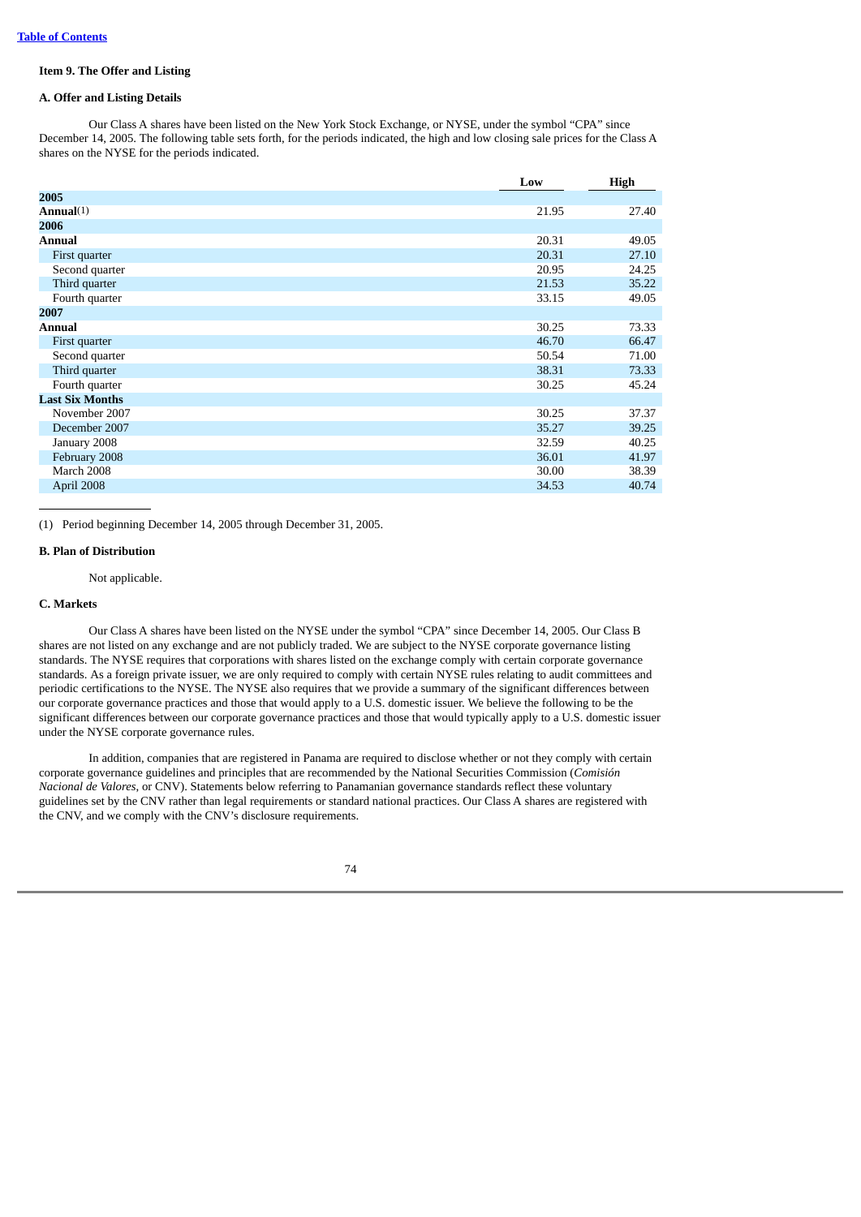Table of Contents

### Item 9. The Offer and Listing

#### A. Offer and Listing Details

Our Class A shares have been listed on the New York Stock Exchange, or NYSE, under the symbol "CPA" since December 14, 2005. The following table sets forth, for the periods indicated, the high and low closing sale prices for the Class A shares on the NYSE for the periods indicated.

| | Low | High |
|---|---|---|
| **2005** | | |
| **Annual**(1) | 21.95 | 27.40 |
| **2006** | | |
| **Annual** | 20.31 | 49.05 |
| First quarter | 20.31 | 27.10 |
| Second quarter | 20.95 | 24.25 |
| Third quarter | 21.53 | 35.22 |
| Fourth quarter | 33.15 | 49.05 |
| **2007** | | |
| **Annual** | 30.25 | 73.33 |
| First quarter | 46.70 | 66.47 |
| Second quarter | 50.54 | 71.00 |
| Third quarter | 38.31 | 73.33 |
| Fourth quarter | 30.25 | 45.24 |
| **Last Six Months** | | |
| November 2007 | 30.25 | 37.37 |
| December 2007 | 35.27 | 39.25 |
| January 2008 | 32.59 | 40.25 |
| February 2008 | 36.01 | 41.97 |
| March 2008 | 30.00 | 38.39 |
| April 2008 | 34.53 | 40.74 |

(1) Period beginning December 14, 2005 through December 31, 2005.

#### B. Plan of Distribution

Not applicable.

#### C. Markets

Our Class A shares have been listed on the NYSE under the symbol "CPA" since December 14, 2005. Our Class B shares are not listed on any exchange and are not publicly traded. We are subject to the NYSE corporate governance listing standards. The NYSE requires that corporations with shares listed on the exchange comply with certain corporate governance standards. As a foreign private issuer, we are only required to comply with certain NYSE rules relating to audit committees and periodic certifications to the NYSE. The NYSE also requires that we provide a summary of the significant differences between our corporate governance practices and those that would apply to a U.S. domestic issuer. We believe the following to be the significant differences between our corporate governance practices and those that would typically apply to a U.S. domestic issuer under the NYSE corporate governance rules.

In addition, companies that are registered in Panama are required to disclose whether or not they comply with certain corporate governance guidelines and principles that are recommended by the National Securities Commission (*Comisión Nacional de Valores*, or CNV). Statements below referring to Panamanian governance standards reflect these voluntary guidelines set by the CNV rather than legal requirements or standard national practices. Our Class A shares are registered with the CNV, and we comply with the CNV's disclosure requirements.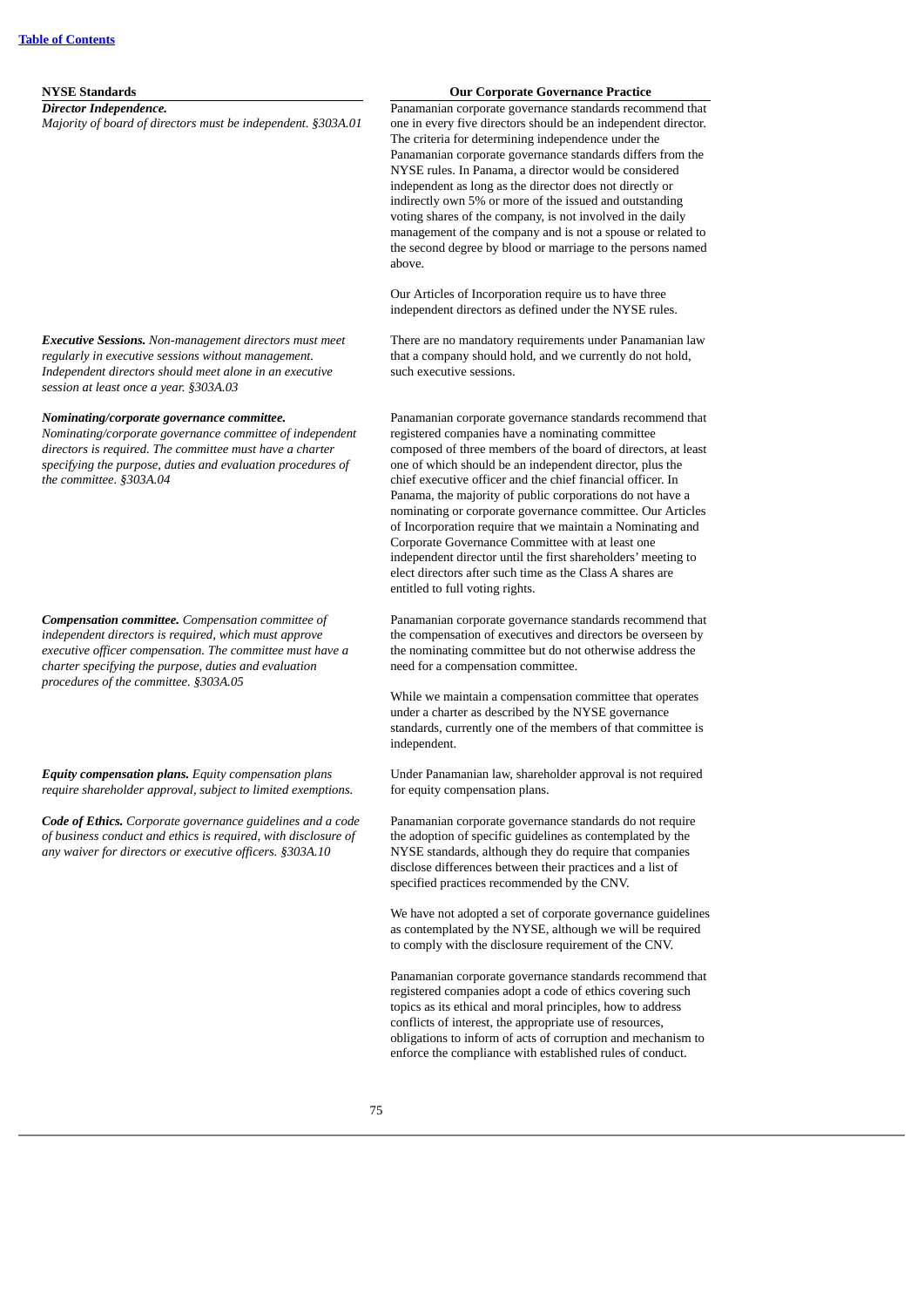| NYSE Standards | Our Corporate Governance Practice |
|---|---|
| ***Director Independence.*** *Majority of board of directors must be independent. §303A.01* | Panamanian corporate governance standards recommend that one in every five directors should be an independent director. The criteria for determining independence under the Panamanian corporate governance standards differs from the NYSE rules. In Panama, a director would be considered independent as long as the director does not directly or indirectly own 5% or more of the issued and outstanding voting shares of the company, is not involved in the daily management of the company and is not a spouse or related to the second degree by blood or marriage to the persons named above.<br><br>Our Articles of Incorporation require us to have three independent directors as defined under the NYSE rules. |
| ***Executive Sessions.*** *Non-management directors must meet regularly in executive sessions without management. Independent directors should meet alone in an executive session at least once a year. §303A.03* | There are no mandatory requirements under Panamanian law that a company should hold, and we currently do not hold, such executive sessions. |
| ***Nominating/corporate governance committee.*** *Nominating/corporate governance committee of independent directors is required. The committee must have a charter specifying the purpose, duties and evaluation procedures of the committee. §303A.04* | Panamanian corporate governance standards recommend that registered companies have a nominating committee composed of three members of the board of directors, at least one of which should be an independent director, plus the chief executive officer and the chief financial officer. In Panama, the majority of public corporations do not have a nominating or corporate governance committee. Our Articles of Incorporation require that we maintain a Nominating and Corporate Governance Committee with at least one independent director until the first shareholders' meeting to elect directors after such time as the Class A shares are entitled to full voting rights. |
| ***Compensation committee.*** *Compensation committee of independent directors is required, which must approve executive officer compensation. The committee must have a charter specifying the purpose, duties and evaluation procedures of the committee. §303A.05* | Panamanian corporate governance standards recommend that the compensation of executives and directors be overseen by the nominating committee but do not otherwise address the need for a compensation committee.<br><br>While we maintain a compensation committee that operates under a charter as described by the NYSE governance standards, currently one of the members of that committee is independent. |
| ***Equity compensation plans.*** *Equity compensation plans require shareholder approval, subject to limited exemptions.* | Under Panamanian law, shareholder approval is not required for equity compensation plans. |
| ***Code of Ethics.*** *Corporate governance guidelines and a code of business conduct and ethics is required, with disclosure of any waiver for directors or executive officers. §303A.10* | Panamanian corporate governance standards do not require the adoption of specific guidelines as contemplated by the NYSE standards, although they do require that companies disclose differences between their practices and a list of specified practices recommended by the CNV.<br><br>We have not adopted a set of corporate governance guidelines as contemplated by the NYSE, although we will be required to comply with the disclosure requirement of the CNV.<br><br>Panamanian corporate governance standards recommend that registered companies adopt a code of ethics covering such topics as its ethical and moral principles, how to address conflicts of interest, the appropriate use of resources, obligations to inform of acts of corruption and mechanism to enforce the compliance with established rules of conduct. |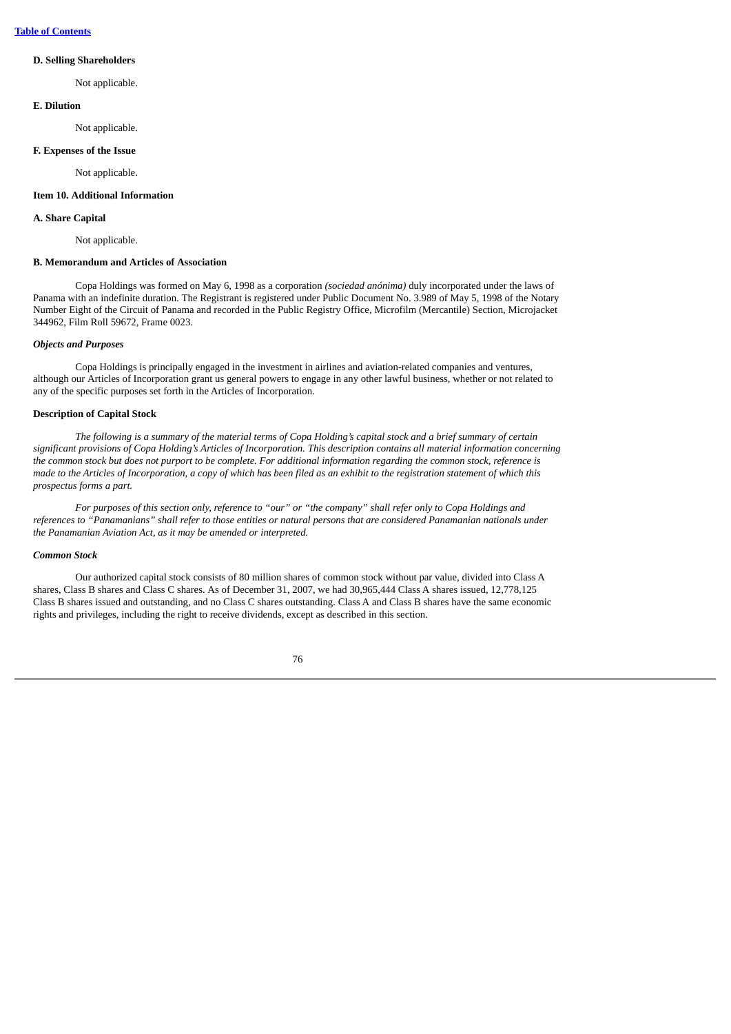**D. Selling Shareholders**

Not applicable.

**E. Dilution**

Not applicable.

**F. Expenses of the Issue**

Not applicable.

**Item 10. Additional Information**

**A. Share Capital**

Not applicable.

**B. Memorandum and Articles of Association**

Copa Holdings was formed on May 6, 1998 as a corporation *(sociedad anónima)* duly incorporated under the laws of Panama with an indefinite duration. The Registrant is registered under Public Document No. 3.989 of May 5, 1998 of the Notary Number Eight of the Circuit of Panama and recorded in the Public Registry Office, Microfilm (Mercantile) Section, Microjacket 344962, Film Roll 59672, Frame 0023.

***Objects and Purposes***

Copa Holdings is principally engaged in the investment in airlines and aviation-related companies and ventures, although our Articles of Incorporation grant us general powers to engage in any other lawful business, whether or not related to any of the specific purposes set forth in the Articles of Incorporation.

**Description of Capital Stock**

*The following is a summary of the material terms of Copa Holding's capital stock and a brief summary of certain significant provisions of Copa Holding's Articles of Incorporation. This description contains all material information concerning the common stock but does not purport to be complete. For additional information regarding the common stock, reference is made to the Articles of Incorporation, a copy of which has been filed as an exhibit to the registration statement of which this prospectus forms a part.*

*For purposes of this section only, reference to "our" or "the company" shall refer only to Copa Holdings and references to "Panamanians" shall refer to those entities or natural persons that are considered Panamanian nationals under the Panamanian Aviation Act, as it may be amended or interpreted.*

***Common Stock***

Our authorized capital stock consists of 80 million shares of common stock without par value, divided into Class A shares, Class B shares and Class C shares. As of December 31, 2007, we had 30,965,444 Class A shares issued, 12,778,125 Class B shares issued and outstanding, and no Class C shares outstanding. Class A and Class B shares have the same economic rights and privileges, including the right to receive dividends, except as described in this section.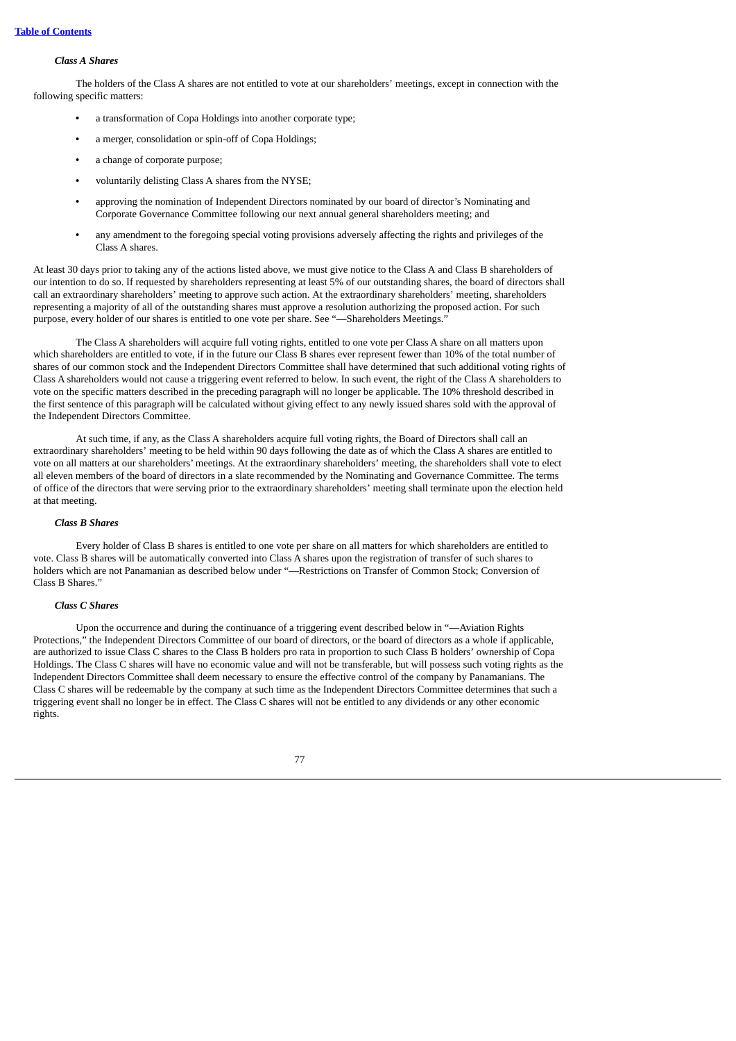### *Class A Shares*

The holders of the Class A shares are not entitled to vote at our shareholders' meetings, except in connection with the following specific matters:

- a transformation of Copa Holdings into another corporate type;
- a merger, consolidation or spin-off of Copa Holdings;
- a change of corporate purpose;
- voluntarily delisting Class A shares from the NYSE;
- approving the nomination of Independent Directors nominated by our board of director's Nominating and Corporate Governance Committee following our next annual general shareholders meeting; and
- any amendment to the foregoing special voting provisions adversely affecting the rights and privileges of the Class A shares.

At least 30 days prior to taking any of the actions listed above, we must give notice to the Class A and Class B shareholders of our intention to do so. If requested by shareholders representing at least 5% of our outstanding shares, the board of directors shall call an extraordinary shareholders' meeting to approve such action. At the extraordinary shareholders' meeting, shareholders representing a majority of all of the outstanding shares must approve a resolution authorizing the proposed action. For such purpose, every holder of our shares is entitled to one vote per share. See "—Shareholders Meetings."

The Class A shareholders will acquire full voting rights, entitled to one vote per Class A share on all matters upon which shareholders are entitled to vote, if in the future our Class B shares ever represent fewer than 10% of the total number of shares of our common stock and the Independent Directors Committee shall have determined that such additional voting rights of Class A shareholders would not cause a triggering event referred to below. In such event, the right of the Class A shareholders to vote on the specific matters described in the preceding paragraph will no longer be applicable. The 10% threshold described in the first sentence of this paragraph will be calculated without giving effect to any newly issued shares sold with the approval of the Independent Directors Committee.

At such time, if any, as the Class A shareholders acquire full voting rights, the Board of Directors shall call an extraordinary shareholders' meeting to be held within 90 days following the date as of which the Class A shares are entitled to vote on all matters at our shareholders' meetings. At the extraordinary shareholders' meeting, the shareholders shall vote to elect all eleven members of the board of directors in a slate recommended by the Nominating and Governance Committee. The terms of office of the directors that were serving prior to the extraordinary shareholders' meeting shall terminate upon the election held at that meeting.

### *Class B Shares*

Every holder of Class B shares is entitled to one vote per share on all matters for which shareholders are entitled to vote. Class B shares will be automatically converted into Class A shares upon the registration of transfer of such shares to holders which are not Panamanian as described below under "—Restrictions on Transfer of Common Stock; Conversion of Class B Shares."

### *Class C Shares*

Upon the occurrence and during the continuance of a triggering event described below in "—Aviation Rights Protections," the Independent Directors Committee of our board of directors, or the board of directors as a whole if applicable, are authorized to issue Class C shares to the Class B holders pro rata in proportion to such Class B holders' ownership of Copa Holdings. The Class C shares will have no economic value and will not be transferable, but will possess such voting rights as the Independent Directors Committee shall deem necessary to ensure the effective control of the company by Panamanians. The Class C shares will be redeemable by the company at such time as the Independent Directors Committee determines that such a triggering event shall no longer be in effect. The Class C shares will not be entitled to any dividends or any other economic rights.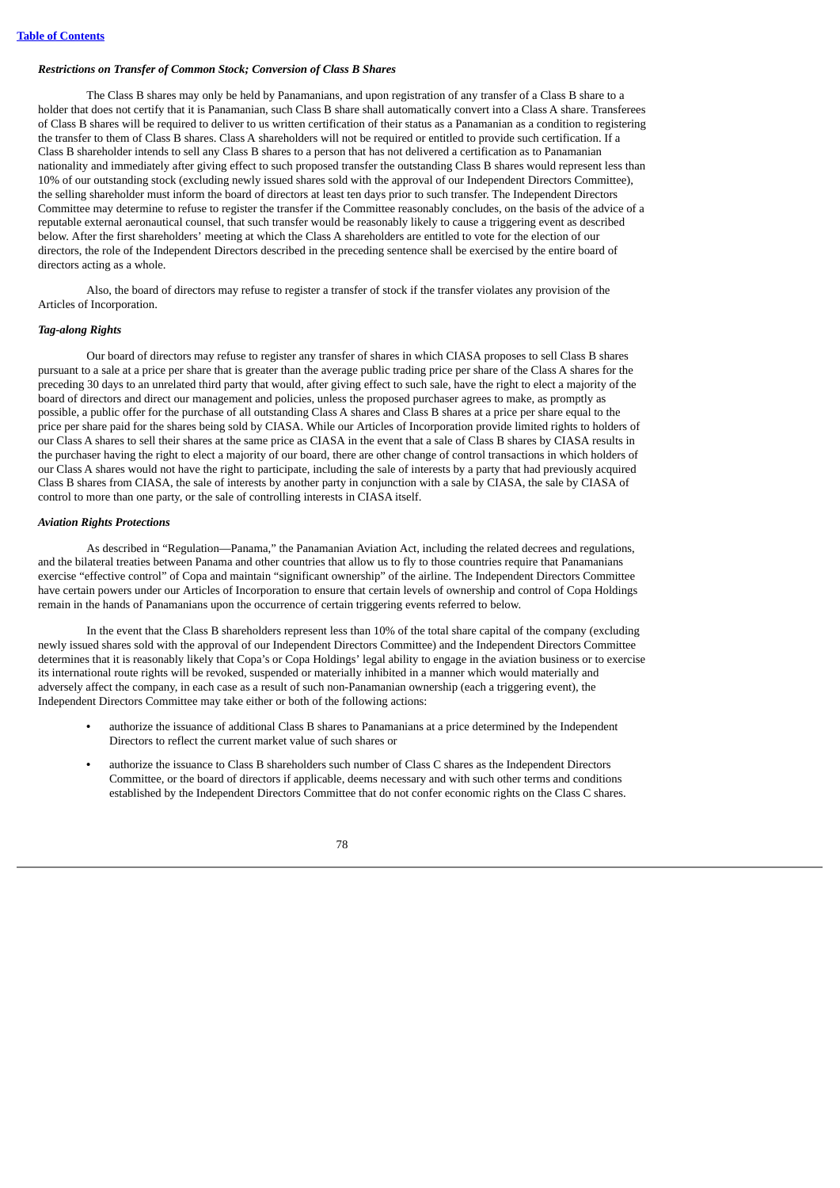***Restrictions on Transfer of Common Stock; Conversion of Class B Shares***

The Class B shares may only be held by Panamanians, and upon registration of any transfer of a Class B share to a holder that does not certify that it is Panamanian, such Class B share shall automatically convert into a Class A share. Transferees of Class B shares will be required to deliver to us written certification of their status as a Panamanian as a condition to registering the transfer to them of Class B shares. Class A shareholders will not be required or entitled to provide such certification. If a Class B shareholder intends to sell any Class B shares to a person that has not delivered a certification as to Panamanian nationality and immediately after giving effect to such proposed transfer the outstanding Class B shares would represent less than 10% of our outstanding stock (excluding newly issued shares sold with the approval of our Independent Directors Committee), the selling shareholder must inform the board of directors at least ten days prior to such transfer. The Independent Directors Committee may determine to refuse to register the transfer if the Committee reasonably concludes, on the basis of the advice of a reputable external aeronautical counsel, that such transfer would be reasonably likely to cause a triggering event as described below. After the first shareholders' meeting at which the Class A shareholders are entitled to vote for the election of our directors, the role of the Independent Directors described in the preceding sentence shall be exercised by the entire board of directors acting as a whole.

Also, the board of directors may refuse to register a transfer of stock if the transfer violates any provision of the Articles of Incorporation.

***Tag-along Rights***

Our board of directors may refuse to register any transfer of shares in which CIASA proposes to sell Class B shares pursuant to a sale at a price per share that is greater than the average public trading price per share of the Class A shares for the preceding 30 days to an unrelated third party that would, after giving effect to such sale, have the right to elect a majority of the board of directors and direct our management and policies, unless the proposed purchaser agrees to make, as promptly as possible, a public offer for the purchase of all outstanding Class A shares and Class B shares at a price per share equal to the price per share paid for the shares being sold by CIASA. While our Articles of Incorporation provide limited rights to holders of our Class A shares to sell their shares at the same price as CIASA in the event that a sale of Class B shares by CIASA results in the purchaser having the right to elect a majority of our board, there are other change of control transactions in which holders of our Class A shares would not have the right to participate, including the sale of interests by a party that had previously acquired Class B shares from CIASA, the sale of interests by another party in conjunction with a sale by CIASA, the sale by CIASA of control to more than one party, or the sale of controlling interests in CIASA itself.

***Aviation Rights Protections***

As described in "Regulation—Panama," the Panamanian Aviation Act, including the related decrees and regulations, and the bilateral treaties between Panama and other countries that allow us to fly to those countries require that Panamanians exercise "effective control" of Copa and maintain "significant ownership" of the airline. The Independent Directors Committee have certain powers under our Articles of Incorporation to ensure that certain levels of ownership and control of Copa Holdings remain in the hands of Panamanians upon the occurrence of certain triggering events referred to below.

In the event that the Class B shareholders represent less than 10% of the total share capital of the company (excluding newly issued shares sold with the approval of our Independent Directors Committee) and the Independent Directors Committee determines that it is reasonably likely that Copa's or Copa Holdings' legal ability to engage in the aviation business or to exercise its international route rights will be revoked, suspended or materially inhibited in a manner which would materially and adversely affect the company, in each case as a result of such non-Panamanian ownership (each a triggering event), the Independent Directors Committee may take either or both of the following actions:

- authorize the issuance of additional Class B shares to Panamanians at a price determined by the Independent Directors to reflect the current market value of such shares or
- authorize the issuance to Class B shareholders such number of Class C shares as the Independent Directors Committee, or the board of directors if applicable, deems necessary and with such other terms and conditions established by the Independent Directors Committee that do not confer economic rights on the Class C shares.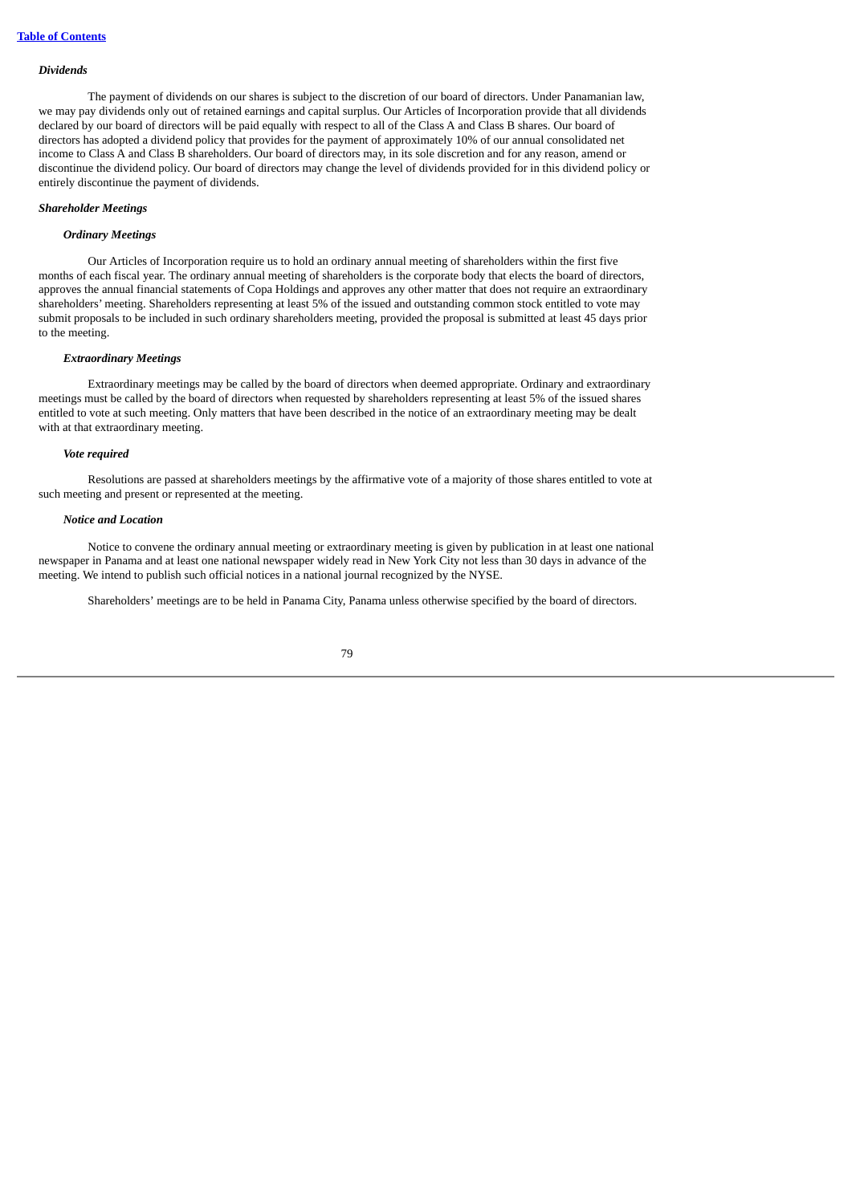### *Dividends*

The payment of dividends on our shares is subject to the discretion of our board of directors. Under Panamanian law, we may pay dividends only out of retained earnings and capital surplus. Our Articles of Incorporation provide that all dividends declared by our board of directors will be paid equally with respect to all of the Class A and Class B shares. Our board of directors has adopted a dividend policy that provides for the payment of approximately 10% of our annual consolidated net income to Class A and Class B shareholders. Our board of directors may, in its sole discretion and for any reason, amend or discontinue the dividend policy. Our board of directors may change the level of dividends provided for in this dividend policy or entirely discontinue the payment of dividends.

### *Shareholder Meetings*

#### *Ordinary Meetings*

Our Articles of Incorporation require us to hold an ordinary annual meeting of shareholders within the first five months of each fiscal year. The ordinary annual meeting of shareholders is the corporate body that elects the board of directors, approves the annual financial statements of Copa Holdings and approves any other matter that does not require an extraordinary shareholders' meeting. Shareholders representing at least 5% of the issued and outstanding common stock entitled to vote may submit proposals to be included in such ordinary shareholders meeting, provided the proposal is submitted at least 45 days prior to the meeting.

#### *Extraordinary Meetings*

Extraordinary meetings may be called by the board of directors when deemed appropriate. Ordinary and extraordinary meetings must be called by the board of directors when requested by shareholders representing at least 5% of the issued shares entitled to vote at such meeting. Only matters that have been described in the notice of an extraordinary meeting may be dealt with at that extraordinary meeting.

#### *Vote required*

Resolutions are passed at shareholders meetings by the affirmative vote of a majority of those shares entitled to vote at such meeting and present or represented at the meeting.

#### *Notice and Location*

Notice to convene the ordinary annual meeting or extraordinary meeting is given by publication in at least one national newspaper in Panama and at least one national newspaper widely read in New York City not less than 30 days in advance of the meeting. We intend to publish such official notices in a national journal recognized by the NYSE.

Shareholders' meetings are to be held in Panama City, Panama unless otherwise specified by the board of directors.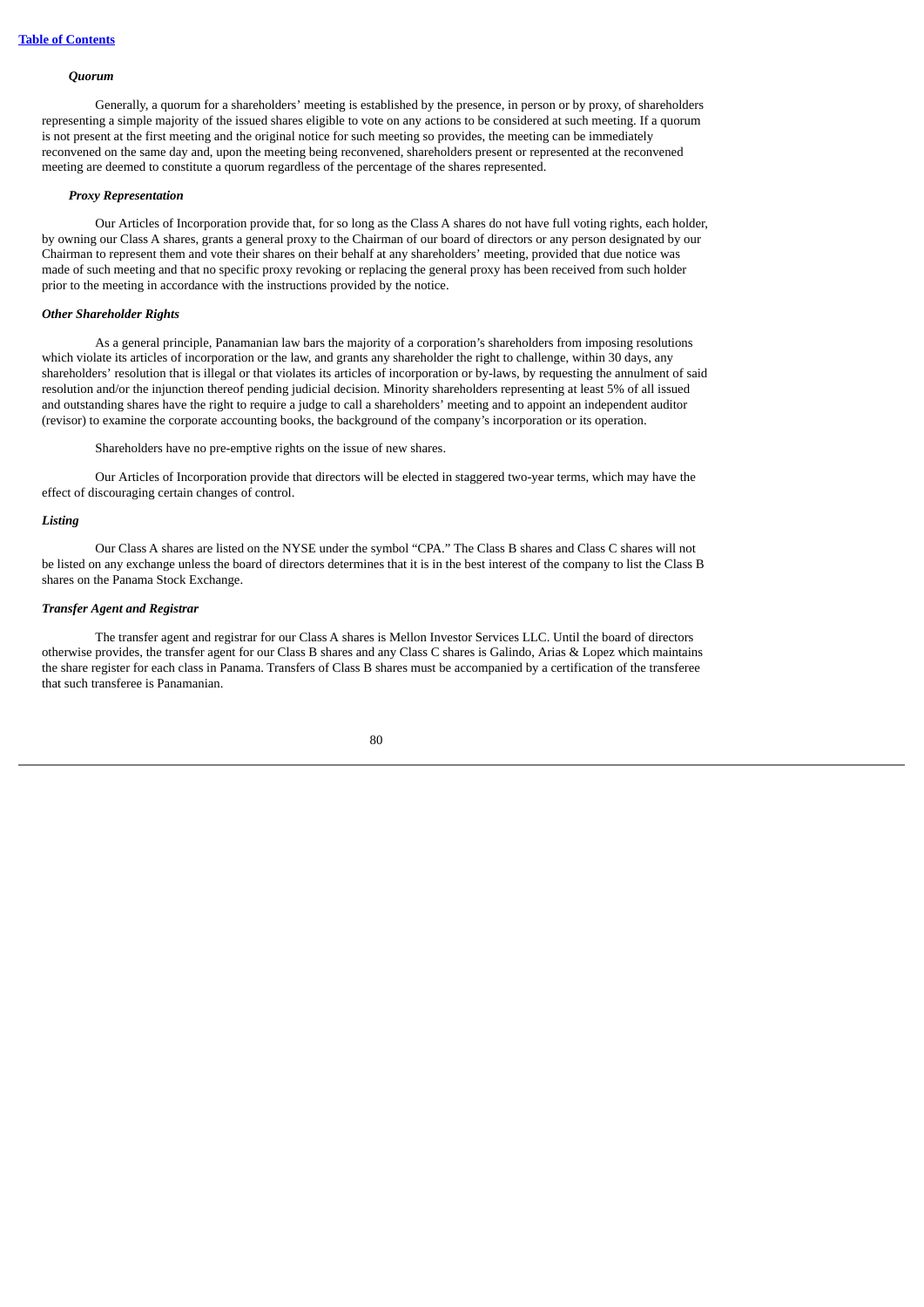### *Quorum*

Generally, a quorum for a shareholders' meeting is established by the presence, in person or by proxy, of shareholders representing a simple majority of the issued shares eligible to vote on any actions to be considered at such meeting. If a quorum is not present at the first meeting and the original notice for such meeting so provides, the meeting can be immediately reconvened on the same day and, upon the meeting being reconvened, shareholders present or represented at the reconvened meeting are deemed to constitute a quorum regardless of the percentage of the shares represented.

### *Proxy Representation*

Our Articles of Incorporation provide that, for so long as the Class A shares do not have full voting rights, each holder, by owning our Class A shares, grants a general proxy to the Chairman of our board of directors or any person designated by our Chairman to represent them and vote their shares on their behalf at any shareholders' meeting, provided that due notice was made of such meeting and that no specific proxy revoking or replacing the general proxy has been received from such holder prior to the meeting in accordance with the instructions provided by the notice.

## *Other Shareholder Rights*

As a general principle, Panamanian law bars the majority of a corporation's shareholders from imposing resolutions which violate its articles of incorporation or the law, and grants any shareholder the right to challenge, within 30 days, any shareholders' resolution that is illegal or that violates its articles of incorporation or by-laws, by requesting the annulment of said resolution and/or the injunction thereof pending judicial decision. Minority shareholders representing at least 5% of all issued and outstanding shares have the right to require a judge to call a shareholders' meeting and to appoint an independent auditor (revisor) to examine the corporate accounting books, the background of the company's incorporation or its operation.

Shareholders have no pre-emptive rights on the issue of new shares.

Our Articles of Incorporation provide that directors will be elected in staggered two-year terms, which may have the effect of discouraging certain changes of control.

## *Listing*

Our Class A shares are listed on the NYSE under the symbol "CPA." The Class B shares and Class C shares will not be listed on any exchange unless the board of directors determines that it is in the best interest of the company to list the Class B shares on the Panama Stock Exchange.

## *Transfer Agent and Registrar*

The transfer agent and registrar for our Class A shares is Mellon Investor Services LLC. Until the board of directors otherwise provides, the transfer agent for our Class B shares and any Class C shares is Galindo, Arias & Lopez which maintains the share register for each class in Panama. Transfers of Class B shares must be accompanied by a certification of the transferee that such transferee is Panamanian.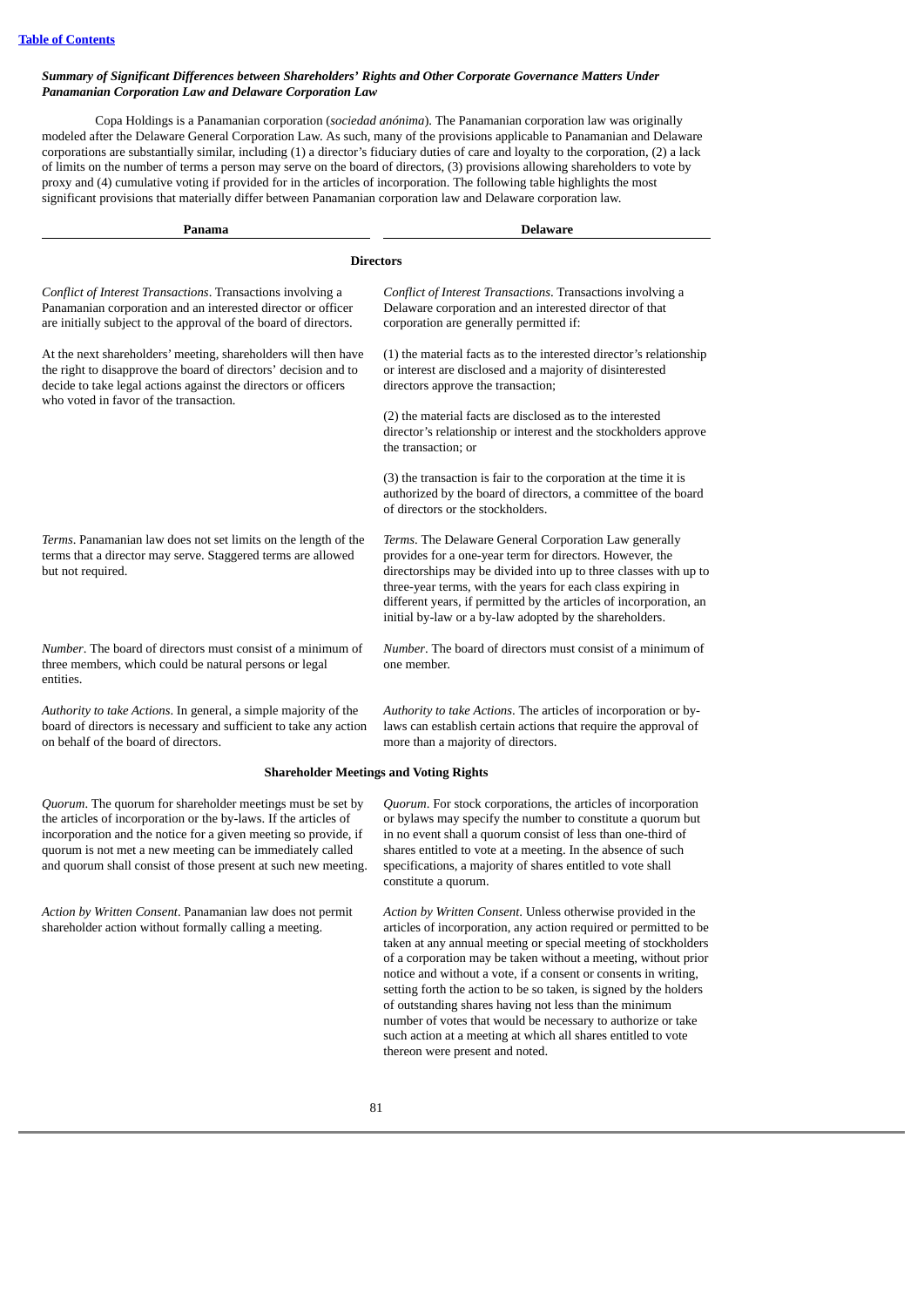### *Summary of Significant Differences between Shareholders' Rights and Other Corporate Governance Matters Under Panamanian Corporation Law and Delaware Corporation Law*

Copa Holdings is a Panamanian corporation (*sociedad anónima*). The Panamanian corporation law was originally modeled after the Delaware General Corporation Law. As such, many of the provisions applicable to Panamanian and Delaware corporations are substantially similar, including (1) a director's fiduciary duties of care and loyalty to the corporation, (2) a lack of limits on the number of terms a person may serve on the board of directors, (3) provisions allowing shareholders to vote by proxy and (4) cumulative voting if provided for in the articles of incorporation. The following table highlights the most significant provisions that materially differ between Panamanian corporation law and Delaware corporation law.

| Panama | Delaware |
|---|---|
| **Directors** | |
| *Conflict of Interest Transactions*. Transactions involving a Panamanian corporation and an interested director or officer are initially subject to the approval of the board of directors.<br><br>At the next shareholders' meeting, shareholders will then have the right to disapprove the board of directors' decision and to decide to take legal actions against the directors or officers who voted in favor of the transaction. | *Conflict of Interest Transactions*. Transactions involving a Delaware corporation and an interested director of that corporation are generally permitted if:<br><br>(1) the material facts as to the interested director's relationship or interest are disclosed and a majority of disinterested directors approve the transaction;<br><br>(2) the material facts are disclosed as to the interested director's relationship or interest and the stockholders approve the transaction; or<br><br>(3) the transaction is fair to the corporation at the time it is authorized by the board of directors, a committee of the board of directors or the stockholders. |
| *Terms*. Panamanian law does not set limits on the length of the terms that a director may serve. Staggered terms are allowed but not required. | *Terms*. The Delaware General Corporation Law generally provides for a one-year term for directors. However, the directorships may be divided into up to three classes with up to three-year terms, with the years for each class expiring in different years, if permitted by the articles of incorporation, an initial by-law or a by-law adopted by the shareholders. |
| *Number*. The board of directors must consist of a minimum of three members, which could be natural persons or legal entities. | *Number*. The board of directors must consist of a minimum of one member. |
| *Authority to take Actions*. In general, a simple majority of the board of directors is necessary and sufficient to take any action on behalf of the board of directors. | *Authority to take Actions*. The articles of incorporation or by-laws can establish certain actions that require the approval of more than a majority of directors. |
| **Shareholder Meetings and Voting Rights** | |
| *Quorum*. The quorum for shareholder meetings must be set by the articles of incorporation or the by-laws. If the articles of incorporation and the notice for a given meeting so provide, if quorum is not met a new meeting can be immediately called and quorum shall consist of those present at such new meeting. | *Quorum*. For stock corporations, the articles of incorporation or bylaws may specify the number to constitute a quorum but in no event shall a quorum consist of less than one-third of shares entitled to vote at a meeting. In the absence of such specifications, a majority of shares entitled to vote shall constitute a quorum. |
| *Action by Written Consent*. Panamanian law does not permit shareholder action without formally calling a meeting. | *Action by Written Consent*. Unless otherwise provided in the articles of incorporation, any action required or permitted to be taken at any annual meeting or special meeting of stockholders of a corporation may be taken without a meeting, without prior notice and without a vote, if a consent or consents in writing, setting forth the action to be so taken, is signed by the holders of outstanding shares having not less than the minimum number of votes that would be necessary to authorize or take such action at a meeting at which all shares entitled to vote thereon were present and noted. |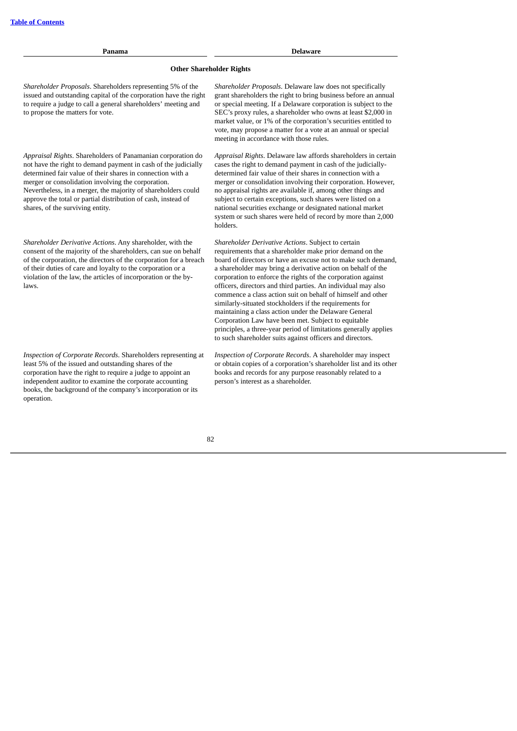| Panama | Delaware |
|---|---|
| **Other Shareholder Rights** | |
| *Shareholder Proposals*. Shareholders representing 5% of the issued and outstanding capital of the corporation have the right to require a judge to call a general shareholders' meeting and to propose the matters for vote. | *Shareholder Proposals*. Delaware law does not specifically grant shareholders the right to bring business before an annual or special meeting. If a Delaware corporation is subject to the SEC's proxy rules, a shareholder who owns at least $2,000 in market value, or 1% of the corporation's securities entitled to vote, may propose a matter for a vote at an annual or special meeting in accordance with those rules. |
| *Appraisal Rights*. Shareholders of Panamanian corporation do not have the right to demand payment in cash of the judicially determined fair value of their shares in connection with a merger or consolidation involving the corporation. Nevertheless, in a merger, the majority of shareholders could approve the total or partial distribution of cash, instead of shares, of the surviving entity. | *Appraisal Rights*. Delaware law affords shareholders in certain cases the right to demand payment in cash of the judicially-determined fair value of their shares in connection with a merger or consolidation involving their corporation. However, no appraisal rights are available if, among other things and subject to certain exceptions, such shares were listed on a national securities exchange or designated national market system or such shares were held of record by more than 2,000 holders. |
| *Shareholder Derivative Actions*. Any shareholder, with the consent of the majority of the shareholders, can sue on behalf of the corporation, the directors of the corporation for a breach of their duties of care and loyalty to the corporation or a violation of the law, the articles of incorporation or the by-laws. | *Shareholder Derivative Actions*. Subject to certain requirements that a shareholder make prior demand on the board of directors or have an excuse not to make such demand, a shareholder may bring a derivative action on behalf of the corporation to enforce the rights of the corporation against officers, directors and third parties. An individual may also commence a class action suit on behalf of himself and other similarly-situated stockholders if the requirements for maintaining a class action under the Delaware General Corporation Law have been met. Subject to equitable principles, a three-year period of limitations generally applies to such shareholder suits against officers and directors. |
| *Inspection of Corporate Records*. Shareholders representing at least 5% of the issued and outstanding shares of the corporation have the right to require a judge to appoint an independent auditor to examine the corporate accounting books, the background of the company's incorporation or its operation. | *Inspection of Corporate Records*. A shareholder may inspect or obtain copies of a corporation's shareholder list and its other books and records for any purpose reasonably related to a person's interest as a shareholder. |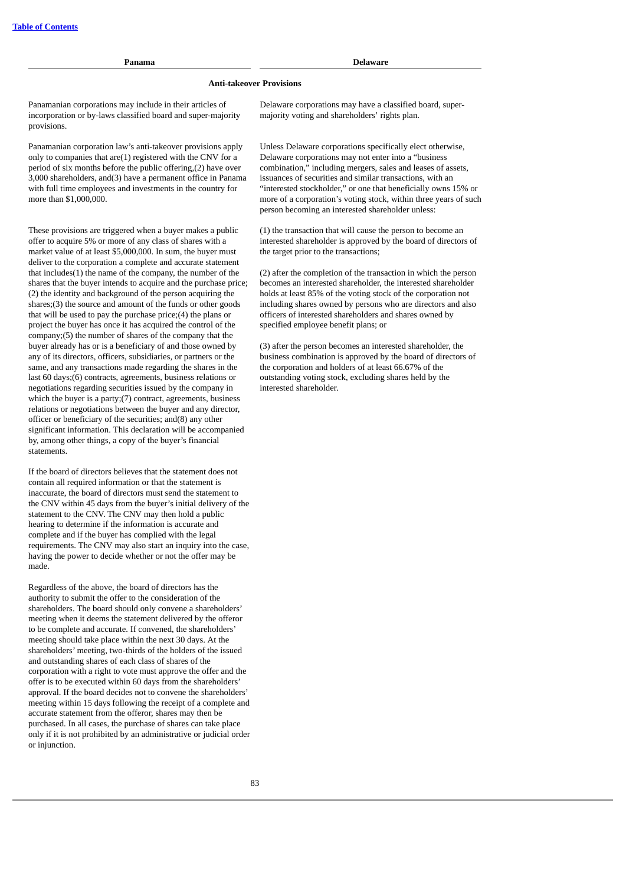| Panama | Delaware |
|---|---|
| **Anti-takeover Provisions** | |
| Panamanian corporations may include in their articles of incorporation or by-laws classified board and super-majority provisions. | Delaware corporations may have a classified board, super-majority voting and shareholders' rights plan. |
| Panamanian corporation law's anti-takeover provisions apply only to companies that are(1) registered with the CNV for a period of six months before the public offering,(2) have over 3,000 shareholders, and(3) have a permanent office in Panama with full time employees and investments in the country for more than $1,000,000. | Unless Delaware corporations specifically elect otherwise, Delaware corporations may not enter into a "business combination," including mergers, sales and leases of assets, issuances of securities and similar transactions, with an "interested stockholder," or one that beneficially owns 15% or more of a corporation's voting stock, within three years of such person becoming an interested shareholder unless: |
| These provisions are triggered when a buyer makes a public offer to acquire 5% or more of any class of shares with a market value of at least $5,000,000. In sum, the buyer must deliver to the corporation a complete and accurate statement that includes(1) the name of the company, the number of the shares that the buyer intends to acquire and the purchase price;(2) the identity and background of the person acquiring the shares;(3) the source and amount of the funds or other goods that will be used to pay the purchase price;(4) the plans or project the buyer has once it has acquired the control of the company;(5) the number of shares of the company that the buyer already has or is a beneficiary of and those owned by any of its directors, officers, subsidiaries, or partners or the same, and any transactions made regarding the shares in the last 60 days;(6) contracts, agreements, business relations or negotiations regarding securities issued by the company in which the buyer is a party;(7) contract, agreements, business relations or negotiations between the buyer and any director, officer or beneficiary of the securities; and(8) any other significant information. This declaration will be accompanied by, among other things, a copy of the buyer's financial statements. | (1) the transaction that will cause the person to become an interested shareholder is approved by the board of directors of the target prior to the transactions;<br><br>(2) after the completion of the transaction in which the person becomes an interested shareholder, the interested shareholder holds at least 85% of the voting stock of the corporation not including shares owned by persons who are directors and also officers of interested shareholders and shares owned by specified employee benefit plans; or<br><br>(3) after the person becomes an interested shareholder, the business combination is approved by the board of directors of the corporation and holders of at least 66.67% of the outstanding voting stock, excluding shares held by the interested shareholder. |
| If the board of directors believes that the statement does not contain all required information or that the statement is inaccurate, the board of directors must send the statement to the CNV within 45 days from the buyer's initial delivery of the statement to the CNV. The CNV may then hold a public hearing to determine if the information is accurate and complete and if the buyer has complied with the legal requirements. The CNV may also start an inquiry into the case, having the power to decide whether or not the offer may be made. | |
| Regardless of the above, the board of directors has the authority to submit the offer to the consideration of the shareholders. The board should only convene a shareholders' meeting when it deems the statement delivered by the offeror to be complete and accurate. If convened, the shareholders' meeting should take place within the next 30 days. At the shareholders' meeting, two-thirds of the holders of the issued and outstanding shares of each class of shares of the corporation with a right to vote must approve the offer and the offer is to be executed within 60 days from the shareholders' approval. If the board decides not to convene the shareholders' meeting within 15 days following the receipt of a complete and accurate statement from the offeror, shares may then be purchased. In all cases, the purchase of shares can take place only if it is not prohibited by an administrative or judicial order or injunction. | |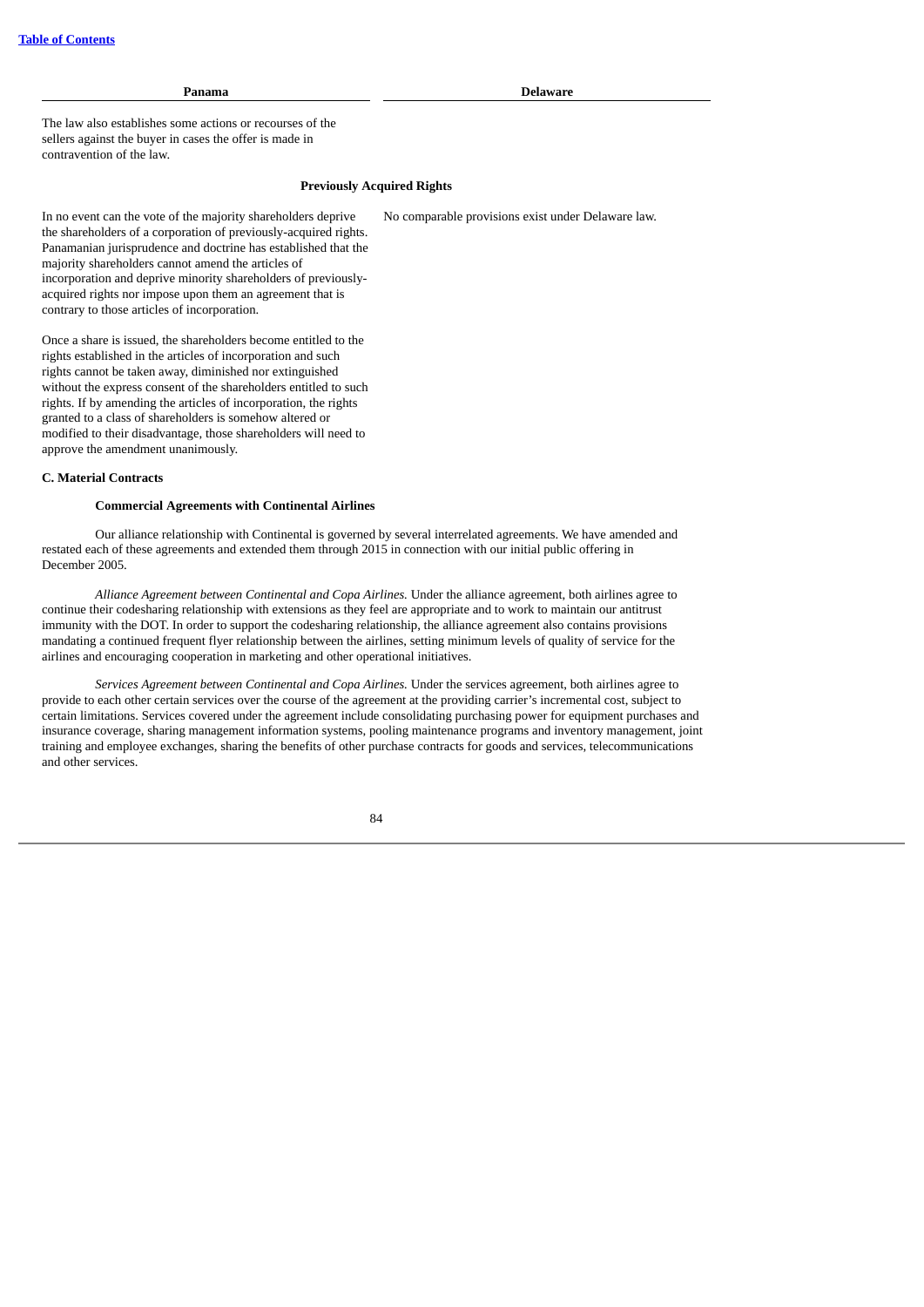| Panama | Delaware |
|---|---|
| The law also establishes some actions or recourses of the sellers against the buyer in cases the offer is made in contravention of the law. | |
| **Previously Acquired Rights** | |
| In no event can the vote of the majority shareholders deprive the shareholders of a corporation of previously-acquired rights. Panamanian jurisprudence and doctrine has established that the majority shareholders cannot amend the articles of incorporation and deprive minority shareholders of previously-acquired rights nor impose upon them an agreement that is contrary to those articles of incorporation. | No comparable provisions exist under Delaware law. |
| Once a share is issued, the shareholders become entitled to the rights established in the articles of incorporation and such rights cannot be taken away, diminished nor extinguished without the express consent of the shareholders entitled to such rights. If by amending the articles of incorporation, the rights granted to a class of shareholders is somehow altered or modified to their disadvantage, those shareholders will need to approve the amendment unanimously. | |

### C. Material Contracts

#### Commercial Agreements with Continental Airlines

Our alliance relationship with Continental is governed by several interrelated agreements. We have amended and restated each of these agreements and extended them through 2015 in connection with our initial public offering in December 2005.

*Alliance Agreement between Continental and Copa Airlines.* Under the alliance agreement, both airlines agree to continue their codesharing relationship with extensions as they feel are appropriate and to work to maintain our antitrust immunity with the DOT. In order to support the codesharing relationship, the alliance agreement also contains provisions mandating a continued frequent flyer relationship between the airlines, setting minimum levels of quality of service for the airlines and encouraging cooperation in marketing and other operational initiatives.

*Services Agreement between Continental and Copa Airlines.* Under the services agreement, both airlines agree to provide to each other certain services over the course of the agreement at the providing carrier's incremental cost, subject to certain limitations. Services covered under the agreement include consolidating purchasing power for equipment purchases and insurance coverage, sharing management information systems, pooling maintenance programs and inventory management, joint training and employee exchanges, sharing the benefits of other purchase contracts for goods and services, telecommunications and other services.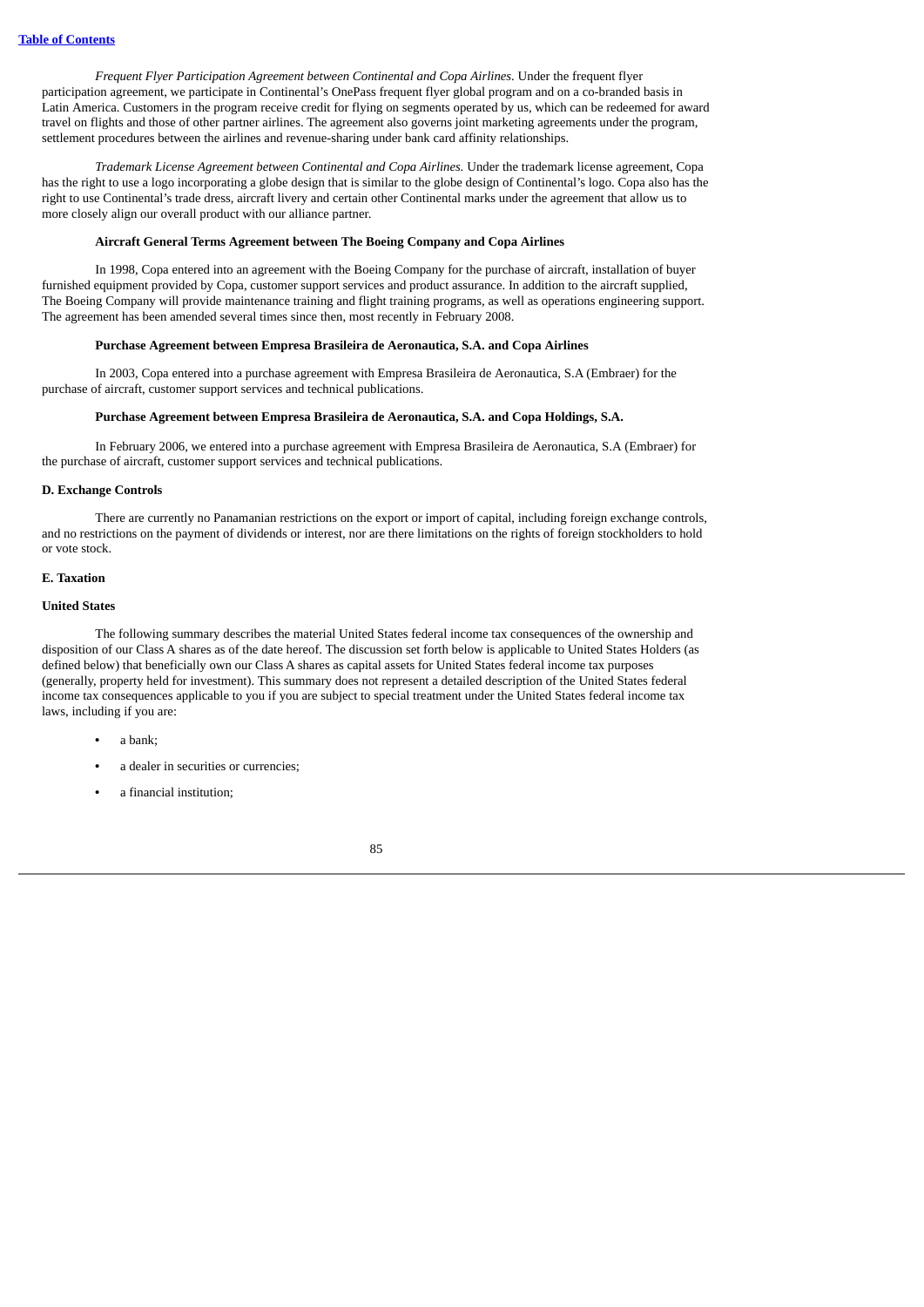*Frequent Flyer Participation Agreement between Continental and Copa Airlines.* Under the frequent flyer participation agreement, we participate in Continental's OnePass frequent flyer global program and on a co-branded basis in Latin America. Customers in the program receive credit for flying on segments operated by us, which can be redeemed for award travel on flights and those of other partner airlines. The agreement also governs joint marketing agreements under the program, settlement procedures between the airlines and revenue-sharing under bank card affinity relationships.

*Trademark License Agreement between Continental and Copa Airlines.* Under the trademark license agreement, Copa has the right to use a logo incorporating a globe design that is similar to the globe design of Continental's logo. Copa also has the right to use Continental's trade dress, aircraft livery and certain other Continental marks under the agreement that allow us to more closely align our overall product with our alliance partner.

**Aircraft General Terms Agreement between The Boeing Company and Copa Airlines**

In 1998, Copa entered into an agreement with the Boeing Company for the purchase of aircraft, installation of buyer furnished equipment provided by Copa, customer support services and product assurance. In addition to the aircraft supplied, The Boeing Company will provide maintenance training and flight training programs, as well as operations engineering support. The agreement has been amended several times since then, most recently in February 2008.

**Purchase Agreement between Empresa Brasileira de Aeronautica, S.A. and Copa Airlines**

In 2003, Copa entered into a purchase agreement with Empresa Brasileira de Aeronautica, S.A (Embraer) for the purchase of aircraft, customer support services and technical publications.

**Purchase Agreement between Empresa Brasileira de Aeronautica, S.A. and Copa Holdings, S.A.**

In February 2006, we entered into a purchase agreement with Empresa Brasileira de Aeronautica, S.A (Embraer) for the purchase of aircraft, customer support services and technical publications.

### D. Exchange Controls

There are currently no Panamanian restrictions on the export or import of capital, including foreign exchange controls, and no restrictions on the payment of dividends or interest, nor are there limitations on the rights of foreign stockholders to hold or vote stock.

### E. Taxation

#### United States

The following summary describes the material United States federal income tax consequences of the ownership and disposition of our Class A shares as of the date hereof. The discussion set forth below is applicable to United States Holders (as defined below) that beneficially own our Class A shares as capital assets for United States federal income tax purposes (generally, property held for investment). This summary does not represent a detailed description of the United States federal income tax consequences applicable to you if you are subject to special treatment under the United States federal income tax laws, including if you are:

- a bank;
- a dealer in securities or currencies;
- a financial institution;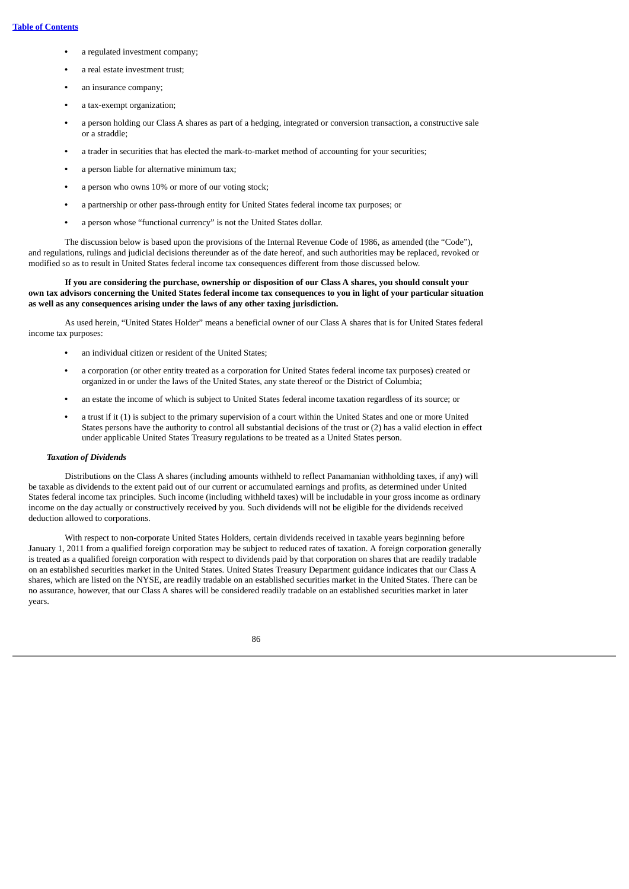- a regulated investment company;
- a real estate investment trust;
- an insurance company;
- a tax-exempt organization;
- a person holding our Class A shares as part of a hedging, integrated or conversion transaction, a constructive sale or a straddle;
- a trader in securities that has elected the mark-to-market method of accounting for your securities;
- a person liable for alternative minimum tax;
- a person who owns 10% or more of our voting stock;
- a partnership or other pass-through entity for United States federal income tax purposes; or
- a person whose "functional currency" is not the United States dollar.

The discussion below is based upon the provisions of the Internal Revenue Code of 1986, as amended (the "Code"), and regulations, rulings and judicial decisions thereunder as of the date hereof, and such authorities may be replaced, revoked or modified so as to result in United States federal income tax consequences different from those discussed below.

**If you are considering the purchase, ownership or disposition of our Class A shares, you should consult your own tax advisors concerning the United States federal income tax consequences to you in light of your particular situation as well as any consequences arising under the laws of any other taxing jurisdiction.**

As used herein, "United States Holder" means a beneficial owner of our Class A shares that is for United States federal income tax purposes:

- an individual citizen or resident of the United States;
- a corporation (or other entity treated as a corporation for United States federal income tax purposes) created or organized in or under the laws of the United States, any state thereof or the District of Columbia;
- an estate the income of which is subject to United States federal income taxation regardless of its source; or
- a trust if it (1) is subject to the primary supervision of a court within the United States and one or more United States persons have the authority to control all substantial decisions of the trust or (2) has a valid election in effect under applicable United States Treasury regulations to be treated as a United States person.

***Taxation of Dividends***

Distributions on the Class A shares (including amounts withheld to reflect Panamanian withholding taxes, if any) will be taxable as dividends to the extent paid out of our current or accumulated earnings and profits, as determined under United States federal income tax principles. Such income (including withheld taxes) will be includable in your gross income as ordinary income on the day actually or constructively received by you. Such dividends will not be eligible for the dividends received deduction allowed to corporations.

With respect to non-corporate United States Holders, certain dividends received in taxable years beginning before January 1, 2011 from a qualified foreign corporation may be subject to reduced rates of taxation. A foreign corporation generally is treated as a qualified foreign corporation with respect to dividends paid by that corporation on shares that are readily tradable on an established securities market in the United States. United States Treasury Department guidance indicates that our Class A shares, which are listed on the NYSE, are readily tradable on an established securities market in the United States. There can be no assurance, however, that our Class A shares will be considered readily tradable on an established securities market in later years.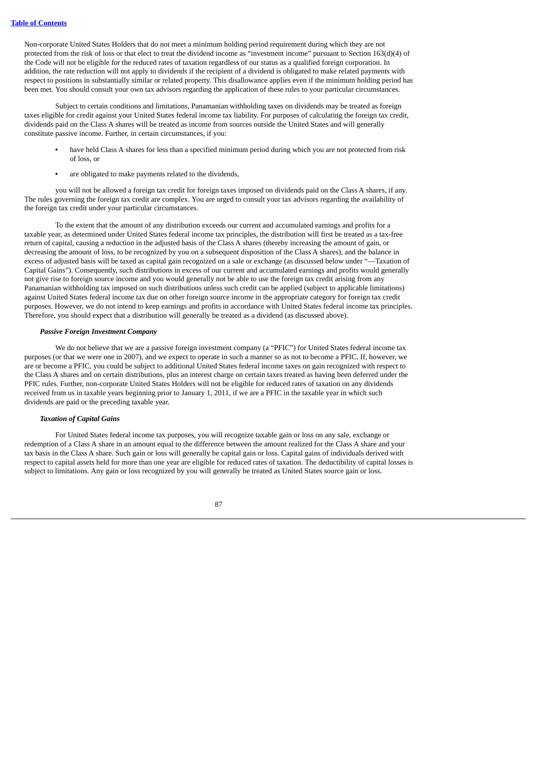Non-corporate United States Holders that do not meet a minimum holding period requirement during which they are not protected from the risk of loss or that elect to treat the dividend income as "investment income" pursuant to Section 163(d)(4) of the Code will not be eligible for the reduced rates of taxation regardless of our status as a qualified foreign corporation. In addition, the rate reduction will not apply to dividends if the recipient of a dividend is obligated to make related payments with respect to positions in substantially similar or related property. This disallowance applies even if the minimum holding period has been met. You should consult your own tax advisors regarding the application of these rules to your particular circumstances.

Subject to certain conditions and limitations, Panamanian withholding taxes on dividends may be treated as foreign taxes eligible for credit against your United States federal income tax liability. For purposes of calculating the foreign tax credit, dividends paid on the Class A shares will be treated as income from sources outside the United States and will generally constitute passive income. Further, in certain circumstances, if you:

- have held Class A shares for less than a specified minimum period during which you are not protected from risk of loss, or
- are obligated to make payments related to the dividends,

you will not be allowed a foreign tax credit for foreign taxes imposed on dividends paid on the Class A shares, if any. The rules governing the foreign tax credit are complex. You are urged to consult your tax advisors regarding the availability of the foreign tax credit under your particular circumstances.

To the extent that the amount of any distribution exceeds our current and accumulated earnings and profits for a taxable year, as determined under United States federal income tax principles, the distribution will first be treated as a tax-free return of capital, causing a reduction in the adjusted basis of the Class A shares (thereby increasing the amount of gain, or decreasing the amount of loss, to be recognized by you on a subsequent disposition of the Class A shares), and the balance in excess of adjusted basis will be taxed as capital gain recognized on a sale or exchange (as discussed below under "—Taxation of Capital Gains"). Consequently, such distributions in excess of our current and accumulated earnings and profits would generally not give rise to foreign source income and you would generally not be able to use the foreign tax credit arising from any Panamanian withholding tax imposed on such distributions unless such credit can be applied (subject to applicable limitations) against United States federal income tax due on other foreign source income in the appropriate category for foreign tax credit purposes. However, we do not intend to keep earnings and profits in accordance with United States federal income tax principles. Therefore, you should expect that a distribution will generally be treated as a dividend (as discussed above).

***Passive Foreign Investment Company***

We do not believe that we are a passive foreign investment company (a "PFIC") for United States federal income tax purposes (or that we were one in 2007), and we expect to operate in such a manner so as not to become a PFIC. If, however, we are or become a PFIC, you could be subject to additional United States federal income taxes on gain recognized with respect to the Class A shares and on certain distributions, plus an interest charge on certain taxes treated as having been deferred under the PFIC rules. Further, non-corporate United States Holders will not be eligible for reduced rates of taxation on any dividends received from us in taxable years beginning prior to January 1, 2011, if we are a PFIC in the taxable year in which such dividends are paid or the preceding taxable year.

***Taxation of Capital Gains***

For United States federal income tax purposes, you will recognize taxable gain or loss on any sale, exchange or redemption of a Class A share in an amount equal to the difference between the amount realized for the Class A share and your tax basis in the Class A share. Such gain or loss will generally be capital gain or loss. Capital gains of individuals derived with respect to capital assets held for more than one year are eligible for reduced rates of taxation. The deductibility of capital losses is subject to limitations. Any gain or loss recognized by you will generally be treated as United States source gain or loss.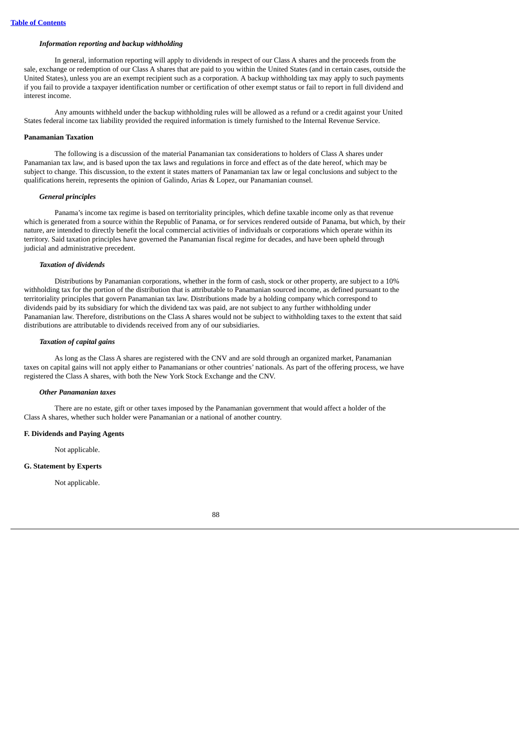### *Information reporting and backup withholding*

In general, information reporting will apply to dividends in respect of our Class A shares and the proceeds from the sale, exchange or redemption of our Class A shares that are paid to you within the United States (and in certain cases, outside the United States), unless you are an exempt recipient such as a corporation. A backup withholding tax may apply to such payments if you fail to provide a taxpayer identification number or certification of other exempt status or fail to report in full dividend and interest income.

Any amounts withheld under the backup withholding rules will be allowed as a refund or a credit against your United States federal income tax liability provided the required information is timely furnished to the Internal Revenue Service.

## Panamanian Taxation

The following is a discussion of the material Panamanian tax considerations to holders of Class A shares under Panamanian tax law, and is based upon the tax laws and regulations in force and effect as of the date hereof, which may be subject to change. This discussion, to the extent it states matters of Panamanian tax law or legal conclusions and subject to the qualifications herein, represents the opinion of Galindo, Arias & Lopez, our Panamanian counsel.

### *General principles*

Panama's income tax regime is based on territoriality principles, which define taxable income only as that revenue which is generated from a source within the Republic of Panama, or for services rendered outside of Panama, but which, by their nature, are intended to directly benefit the local commercial activities of individuals or corporations which operate within its territory. Said taxation principles have governed the Panamanian fiscal regime for decades, and have been upheld through judicial and administrative precedent.

### *Taxation of dividends*

Distributions by Panamanian corporations, whether in the form of cash, stock or other property, are subject to a 10% withholding tax for the portion of the distribution that is attributable to Panamanian sourced income, as defined pursuant to the territoriality principles that govern Panamanian tax law. Distributions made by a holding company which correspond to dividends paid by its subsidiary for which the dividend tax was paid, are not subject to any further withholding under Panamanian law. Therefore, distributions on the Class A shares would not be subject to withholding taxes to the extent that said distributions are attributable to dividends received from any of our subsidiaries.

### *Taxation of capital gains*

As long as the Class A shares are registered with the CNV and are sold through an organized market, Panamanian taxes on capital gains will not apply either to Panamanians or other countries' nationals. As part of the offering process, we have registered the Class A shares, with both the New York Stock Exchange and the CNV.

### *Other Panamanian taxes*

There are no estate, gift or other taxes imposed by the Panamanian government that would affect a holder of the Class A shares, whether such holder were Panamanian or a national of another country.

## F. Dividends and Paying Agents

Not applicable.

## G. Statement by Experts

Not applicable.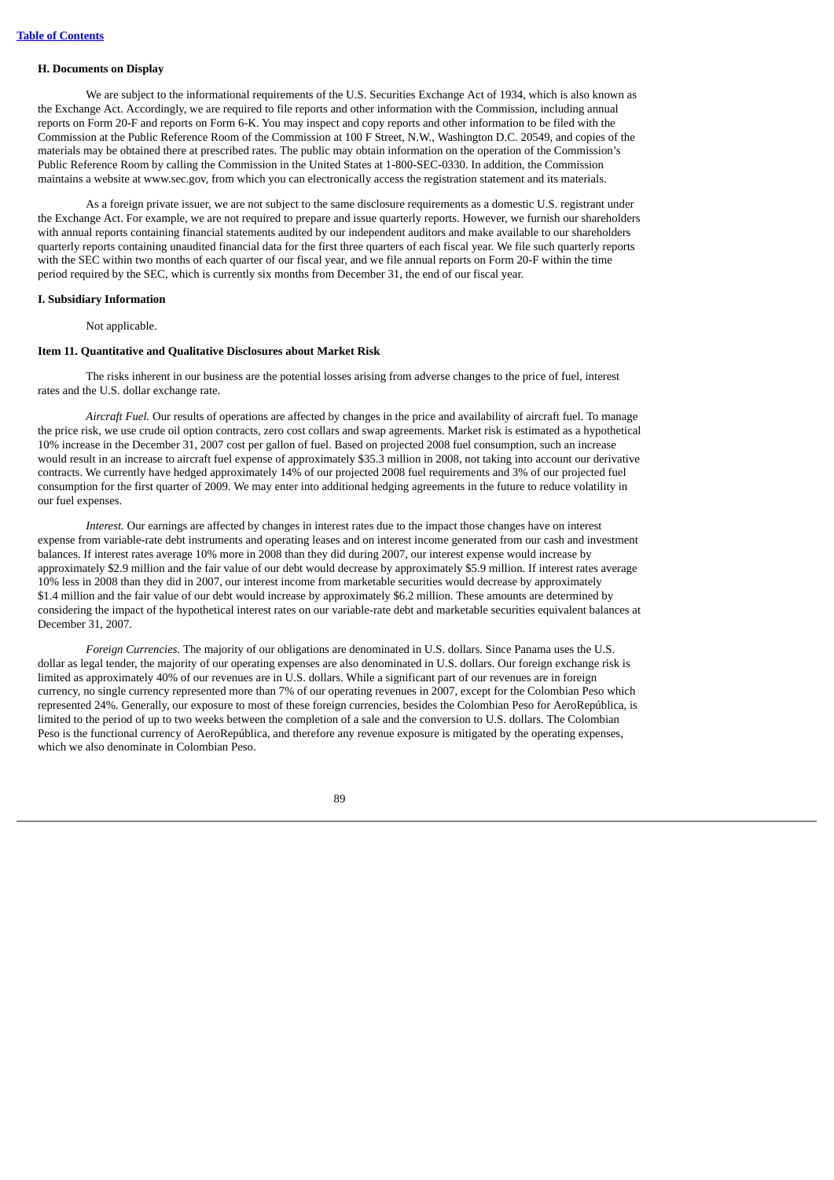### H. Documents on Display

We are subject to the informational requirements of the U.S. Securities Exchange Act of 1934, which is also known as the Exchange Act. Accordingly, we are required to file reports and other information with the Commission, including annual reports on Form 20-F and reports on Form 6-K. You may inspect and copy reports and other information to be filed with the Commission at the Public Reference Room of the Commission at 100 F Street, N.W., Washington D.C. 20549, and copies of the materials may be obtained there at prescribed rates. The public may obtain information on the operation of the Commission's Public Reference Room by calling the Commission in the United States at 1-800-SEC-0330. In addition, the Commission maintains a website at www.sec.gov, from which you can electronically access the registration statement and its materials.

As a foreign private issuer, we are not subject to the same disclosure requirements as a domestic U.S. registrant under the Exchange Act. For example, we are not required to prepare and issue quarterly reports. However, we furnish our shareholders with annual reports containing financial statements audited by our independent auditors and make available to our shareholders quarterly reports containing unaudited financial data for the first three quarters of each fiscal year. We file such quarterly reports with the SEC within two months of each quarter of our fiscal year, and we file annual reports on Form 20-F within the time period required by the SEC, which is currently six months from December 31, the end of our fiscal year.

### I. Subsidiary Information

Not applicable.

### Item 11. Quantitative and Qualitative Disclosures about Market Risk

The risks inherent in our business are the potential losses arising from adverse changes to the price of fuel, interest rates and the U.S. dollar exchange rate.

*Aircraft Fuel.* Our results of operations are affected by changes in the price and availability of aircraft fuel. To manage the price risk, we use crude oil option contracts, zero cost collars and swap agreements. Market risk is estimated as a hypothetical 10% increase in the December 31, 2007 cost per gallon of fuel. Based on projected 2008 fuel consumption, such an increase would result in an increase to aircraft fuel expense of approximately $35.3 million in 2008, not taking into account our derivative contracts. We currently have hedged approximately 14% of our projected 2008 fuel requirements and 3% of our projected fuel consumption for the first quarter of 2009. We may enter into additional hedging agreements in the future to reduce volatility in our fuel expenses.

*Interest.* Our earnings are affected by changes in interest rates due to the impact those changes have on interest expense from variable-rate debt instruments and operating leases and on interest income generated from our cash and investment balances. If interest rates average 10% more in 2008 than they did during 2007, our interest expense would increase by approximately $2.9 million and the fair value of our debt would decrease by approximately $5.9 million. If interest rates average 10% less in 2008 than they did in 2007, our interest income from marketable securities would decrease by approximately $1.4 million and the fair value of our debt would increase by approximately $6.2 million. These amounts are determined by considering the impact of the hypothetical interest rates on our variable-rate debt and marketable securities equivalent balances at December 31, 2007.

*Foreign Currencies.* The majority of our obligations are denominated in U.S. dollars. Since Panama uses the U.S. dollar as legal tender, the majority of our operating expenses are also denominated in U.S. dollars. Our foreign exchange risk is limited as approximately 40% of our revenues are in U.S. dollars. While a significant part of our revenues are in foreign currency, no single currency represented more than 7% of our operating revenues in 2007, except for the Colombian Peso which represented 24%. Generally, our exposure to most of these foreign currencies, besides the Colombian Peso for AeroRepública, is limited to the period of up to two weeks between the completion of a sale and the conversion to U.S. dollars. The Colombian Peso is the functional currency of AeroRepública, and therefore any revenue exposure is mitigated by the operating expenses, which we also denominate in Colombian Peso.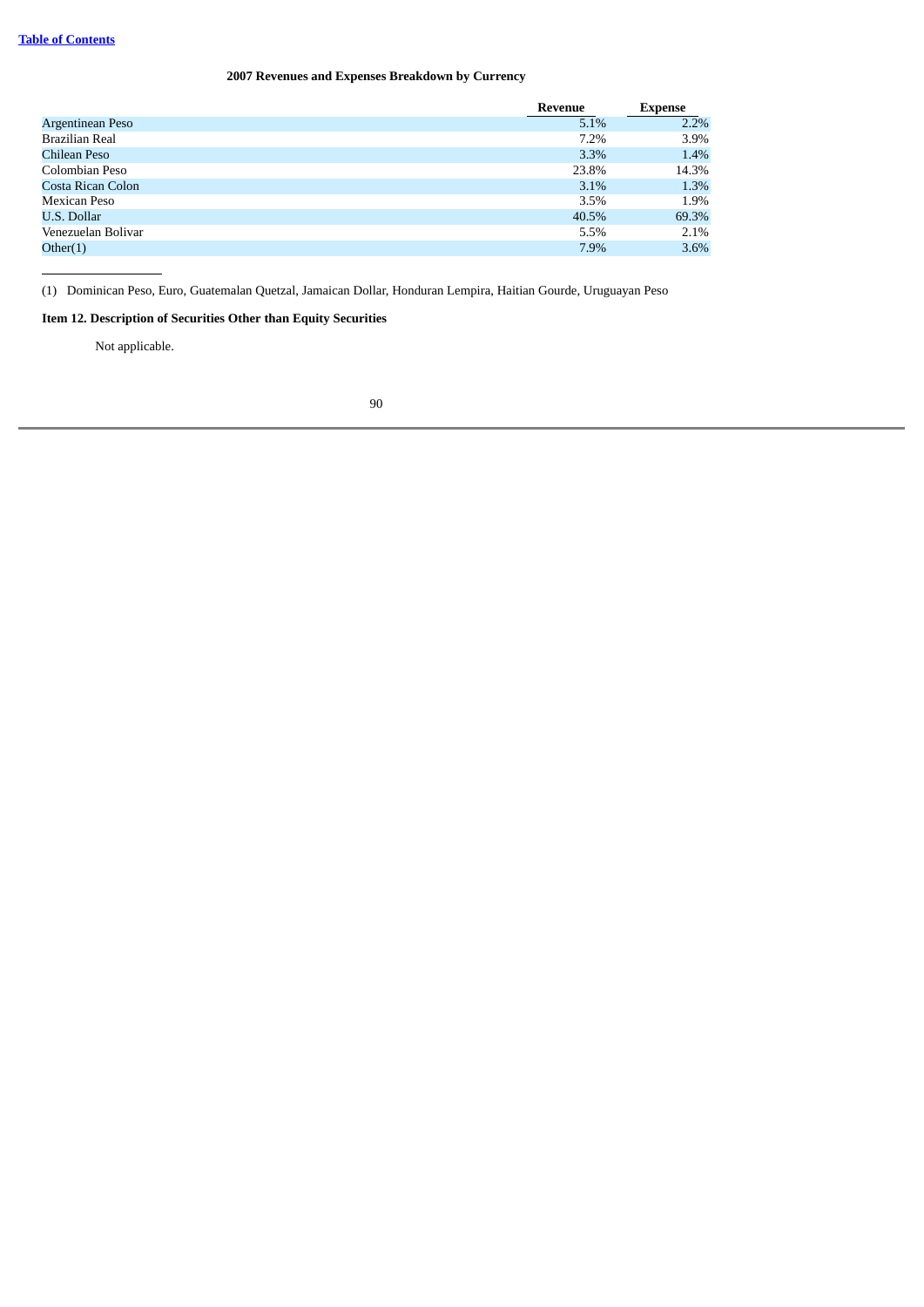**2007 Revenues and Expenses Breakdown by Currency**

| | Revenue | Expense |
|---|---|---|
| Argentinean Peso | 5.1% | 2.2% |
| Brazilian Real | 7.2% | 3.9% |
| Chilean Peso | 3.3% | 1.4% |
| Colombian Peso | 23.8% | 14.3% |
| Costa Rican Colon | 3.1% | 1.3% |
| Mexican Peso | 3.5% | 1.9% |
| U.S. Dollar | 40.5% | 69.3% |
| Venezuelan Bolivar | 5.5% | 2.1% |
| Other(1) | 7.9% | 3.6% |

(1) Dominican Peso, Euro, Guatemalan Quetzal, Jamaican Dollar, Honduran Lempira, Haitian Gourde, Uruguayan Peso

**Item 12. Description of Securities Other than Equity Securities**

Not applicable.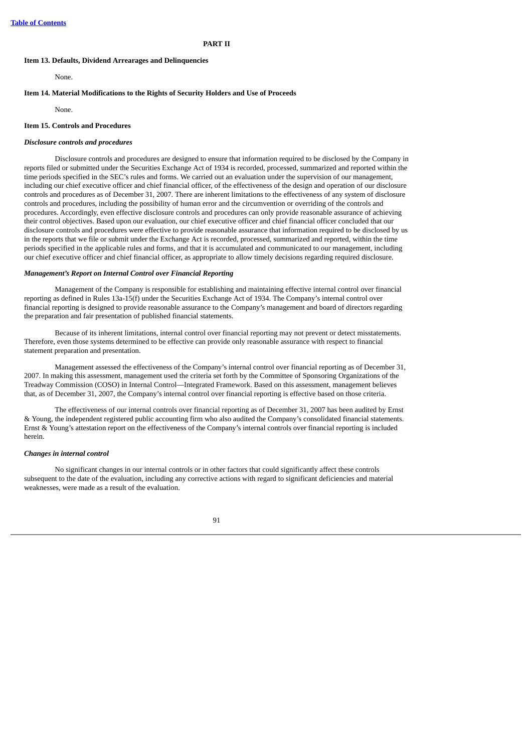## PART II

### Item 13. Defaults, Dividend Arrearages and Delinquencies

None.

### Item 14. Material Modifications to the Rights of Security Holders and Use of Proceeds

None.

### Item 15. Controls and Procedures

***Disclosure controls and procedures***

Disclosure controls and procedures are designed to ensure that information required to be disclosed by the Company in reports filed or submitted under the Securities Exchange Act of 1934 is recorded, processed, summarized and reported within the time periods specified in the SEC's rules and forms. We carried out an evaluation under the supervision of our management, including our chief executive officer and chief financial officer, of the effectiveness of the design and operation of our disclosure controls and procedures as of December 31, 2007. There are inherent limitations to the effectiveness of any system of disclosure controls and procedures, including the possibility of human error and the circumvention or overriding of the controls and procedures. Accordingly, even effective disclosure controls and procedures can only provide reasonable assurance of achieving their control objectives. Based upon our evaluation, our chief executive officer and chief financial officer concluded that our disclosure controls and procedures were effective to provide reasonable assurance that information required to be disclosed by us in the reports that we file or submit under the Exchange Act is recorded, processed, summarized and reported, within the time periods specified in the applicable rules and forms, and that it is accumulated and communicated to our management, including our chief executive officer and chief financial officer, as appropriate to allow timely decisions regarding required disclosure.

***Management's Report on Internal Control over Financial Reporting***

Management of the Company is responsible for establishing and maintaining effective internal control over financial reporting as defined in Rules 13a-15(f) under the Securities Exchange Act of 1934. The Company's internal control over financial reporting is designed to provide reasonable assurance to the Company's management and board of directors regarding the preparation and fair presentation of published financial statements.

Because of its inherent limitations, internal control over financial reporting may not prevent or detect misstatements. Therefore, even those systems determined to be effective can provide only reasonable assurance with respect to financial statement preparation and presentation.

Management assessed the effectiveness of the Company's internal control over financial reporting as of December 31, 2007. In making this assessment, management used the criteria set forth by the Committee of Sponsoring Organizations of the Treadway Commission (COSO) in Internal Control—Integrated Framework. Based on this assessment, management believes that, as of December 31, 2007, the Company's internal control over financial reporting is effective based on those criteria.

The effectiveness of our internal controls over financial reporting as of December 31, 2007 has been audited by Ernst & Young, the independent registered public accounting firm who also audited the Company's consolidated financial statements. Ernst & Young's attestation report on the effectiveness of the Company's internal controls over financial reporting is included herein.

***Changes in internal control***

No significant changes in our internal controls or in other factors that could significantly affect these controls subsequent to the date of the evaluation, including any corrective actions with regard to significant deficiencies and material weaknesses, were made as a result of the evaluation.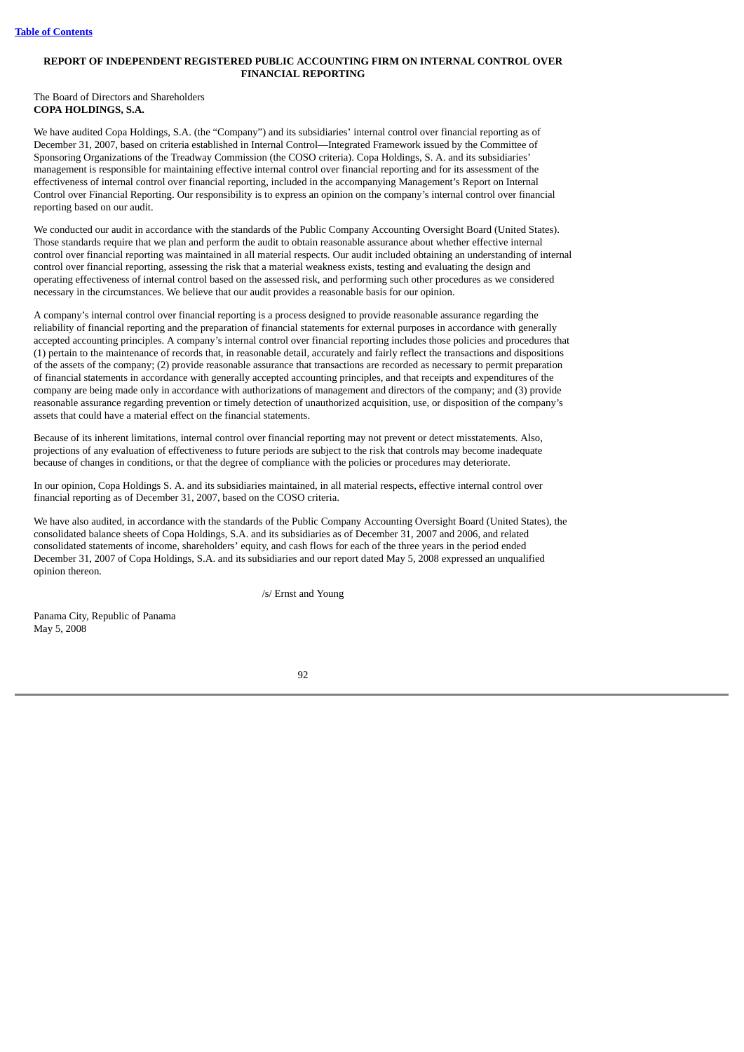## REPORT OF INDEPENDENT REGISTERED PUBLIC ACCOUNTING FIRM ON INTERNAL CONTROL OVER FINANCIAL REPORTING

The Board of Directors and Shareholders
**COPA HOLDINGS, S.A.**

We have audited Copa Holdings, S.A. (the "Company") and its subsidiaries' internal control over financial reporting as of December 31, 2007, based on criteria established in Internal Control—Integrated Framework issued by the Committee of Sponsoring Organizations of the Treadway Commission (the COSO criteria). Copa Holdings, S. A. and its subsidiaries' management is responsible for maintaining effective internal control over financial reporting and for its assessment of the effectiveness of internal control over financial reporting, included in the accompanying Management's Report on Internal Control over Financial Reporting. Our responsibility is to express an opinion on the company's internal control over financial reporting based on our audit.

We conducted our audit in accordance with the standards of the Public Company Accounting Oversight Board (United States). Those standards require that we plan and perform the audit to obtain reasonable assurance about whether effective internal control over financial reporting was maintained in all material respects. Our audit included obtaining an understanding of internal control over financial reporting, assessing the risk that a material weakness exists, testing and evaluating the design and operating effectiveness of internal control based on the assessed risk, and performing such other procedures as we considered necessary in the circumstances. We believe that our audit provides a reasonable basis for our opinion.

A company's internal control over financial reporting is a process designed to provide reasonable assurance regarding the reliability of financial reporting and the preparation of financial statements for external purposes in accordance with generally accepted accounting principles. A company's internal control over financial reporting includes those policies and procedures that (1) pertain to the maintenance of records that, in reasonable detail, accurately and fairly reflect the transactions and dispositions of the assets of the company; (2) provide reasonable assurance that transactions are recorded as necessary to permit preparation of financial statements in accordance with generally accepted accounting principles, and that receipts and expenditures of the company are being made only in accordance with authorizations of management and directors of the company; and (3) provide reasonable assurance regarding prevention or timely detection of unauthorized acquisition, use, or disposition of the company's assets that could have a material effect on the financial statements.

Because of its inherent limitations, internal control over financial reporting may not prevent or detect misstatements. Also, projections of any evaluation of effectiveness to future periods are subject to the risk that controls may become inadequate because of changes in conditions, or that the degree of compliance with the policies or procedures may deteriorate.

In our opinion, Copa Holdings S. A. and its subsidiaries maintained, in all material respects, effective internal control over financial reporting as of December 31, 2007, based on the COSO criteria.

We have also audited, in accordance with the standards of the Public Company Accounting Oversight Board (United States), the consolidated balance sheets of Copa Holdings, S.A. and its subsidiaries as of December 31, 2007 and 2006, and related consolidated statements of income, shareholders' equity, and cash flows for each of the three years in the period ended December 31, 2007 of Copa Holdings, S.A. and its subsidiaries and our report dated May 5, 2008 expressed an unqualified opinion thereon.

/s/ Ernst and Young

Panama City, Republic of Panama
May 5, 2008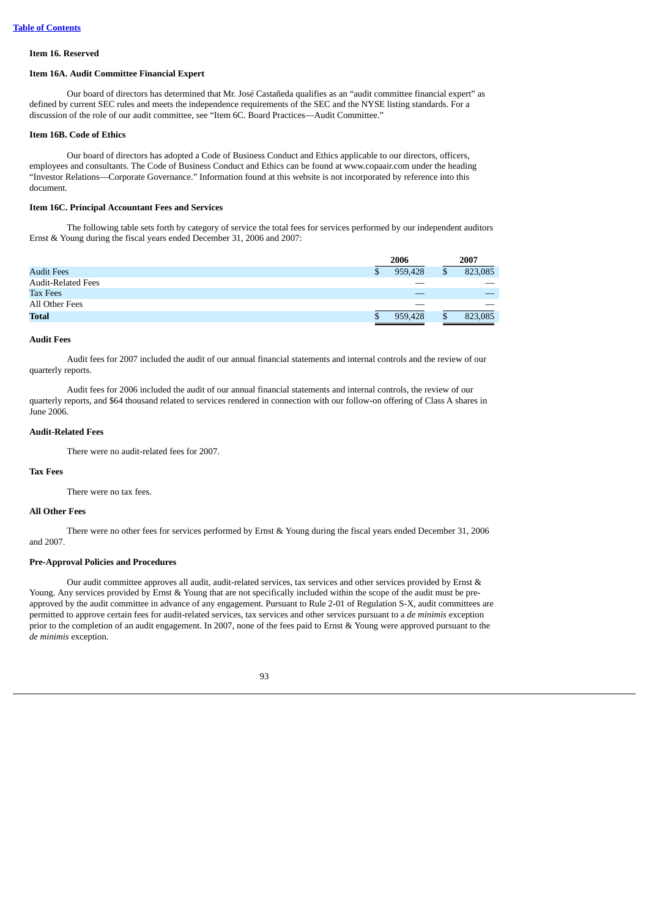[Table of Contents](#)

**Item 16. Reserved**

**Item 16A. Audit Committee Financial Expert**

Our board of directors has determined that Mr. José Castañeda qualifies as an "audit committee financial expert" as defined by current SEC rules and meets the independence requirements of the SEC and the NYSE listing standards. For a discussion of the role of our audit committee, see "Item 6C. Board Practices—Audit Committee."

**Item 16B. Code of Ethics**

Our board of directors has adopted a Code of Business Conduct and Ethics applicable to our directors, officers, employees and consultants. The Code of Business Conduct and Ethics can be found at www.copaair.com under the heading "Investor Relations—Corporate Governance." Information found at this website is not incorporated by reference into this document.

**Item 16C. Principal Accountant Fees and Services**

The following table sets forth by category of service the total fees for services performed by our independent auditors Ernst & Young during the fiscal years ended December 31, 2006 and 2007:

| | 2006 | 2007 |
|---|---|---|
| Audit Fees | $ 959,428 | $ 823,085 |
| Audit-Related Fees | — | — |
| Tax Fees | — | — |
| All Other Fees | — | — |
| **Total** | $ 959,428 | $ 823,085 |

**Audit Fees**

Audit fees for 2007 included the audit of our annual financial statements and internal controls and the review of our quarterly reports.

Audit fees for 2006 included the audit of our annual financial statements and internal controls, the review of our quarterly reports, and $64 thousand related to services rendered in connection with our follow-on offering of Class A shares in June 2006.

**Audit-Related Fees**

There were no audit-related fees for 2007.

**Tax Fees**

There were no tax fees.

**All Other Fees**

There were no other fees for services performed by Ernst & Young during the fiscal years ended December 31, 2006 and 2007.

**Pre-Approval Policies and Procedures**

Our audit committee approves all audit, audit-related services, tax services and other services provided by Ernst & Young. Any services provided by Ernst & Young that are not specifically included within the scope of the audit must be pre-approved by the audit committee in advance of any engagement. Pursuant to Rule 2-01 of Regulation S-X, audit committees are permitted to approve certain fees for audit-related services, tax services and other services pursuant to a *de minimis* exception prior to the completion of an audit engagement. In 2007, none of the fees paid to Ernst & Young were approved pursuant to the *de minimis* exception.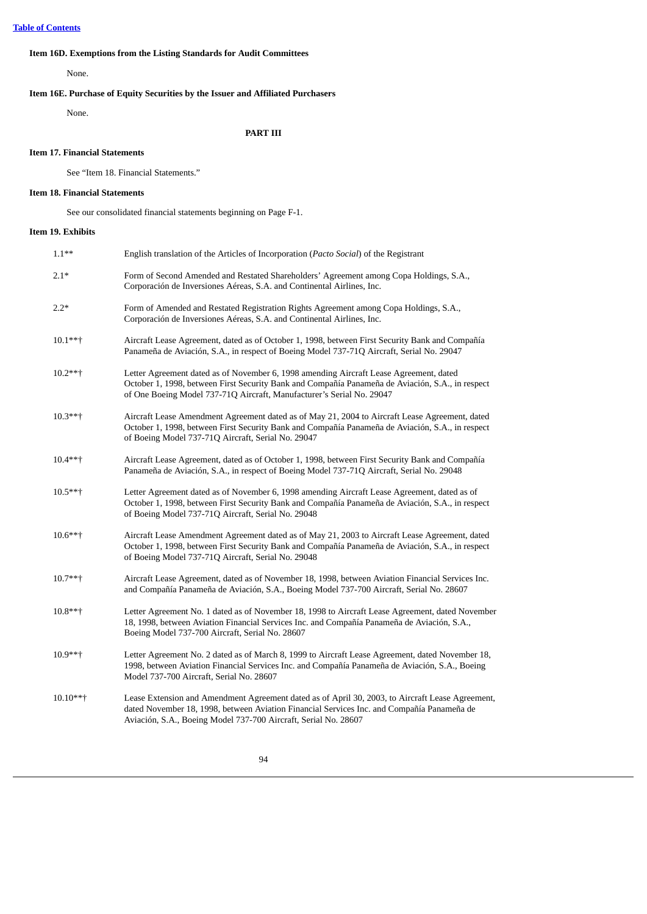[Table of Contents]

**Item 16D. Exemptions from the Listing Standards for Audit Committees**

None.

**Item 16E. Purchase of Equity Securities by the Issuer and Affiliated Purchasers**

None.

**PART III**

**Item 17. Financial Statements**

See "Item 18. Financial Statements."

**Item 18. Financial Statements**

See our consolidated financial statements beginning on Page F-1.

**Item 19. Exhibits**

| | |
|---|---|
| 1.1** | English translation of the Articles of Incorporation (*Pacto Social*) of the Registrant |
| 2.1* | Form of Second Amended and Restated Shareholders' Agreement among Copa Holdings, S.A., Corporación de Inversiones Aéreas, S.A. and Continental Airlines, Inc. |
| 2.2* | Form of Amended and Restated Registration Rights Agreement among Copa Holdings, S.A., Corporación de Inversiones Aéreas, S.A. and Continental Airlines, Inc. |
| 10.1**† | Aircraft Lease Agreement, dated as of October 1, 1998, between First Security Bank and Compañía Panameña de Aviación, S.A., in respect of Boeing Model 737-71Q Aircraft, Serial No. 29047 |
| 10.2**† | Letter Agreement dated as of November 6, 1998 amending Aircraft Lease Agreement, dated October 1, 1998, between First Security Bank and Compañía Panameña de Aviación, S.A., in respect of One Boeing Model 737-71Q Aircraft, Manufacturer's Serial No. 29047 |
| 10.3**† | Aircraft Lease Amendment Agreement dated as of May 21, 2004 to Aircraft Lease Agreement, dated October 1, 1998, between First Security Bank and Compañía Panameña de Aviación, S.A., in respect of Boeing Model 737-71Q Aircraft, Serial No. 29047 |
| 10.4**† | Aircraft Lease Agreement, dated as of October 1, 1998, between First Security Bank and Compañía Panameña de Aviación, S.A., in respect of Boeing Model 737-71Q Aircraft, Serial No. 29048 |
| 10.5**† | Letter Agreement dated as of November 6, 1998 amending Aircraft Lease Agreement, dated as of October 1, 1998, between First Security Bank and Compañía Panameña de Aviación, S.A., in respect of Boeing Model 737-71Q Aircraft, Serial No. 29048 |
| 10.6**† | Aircraft Lease Amendment Agreement dated as of May 21, 2003 to Aircraft Lease Agreement, dated October 1, 1998, between First Security Bank and Compañía Panameña de Aviación, S.A., in respect of Boeing Model 737-71Q Aircraft, Serial No. 29048 |
| 10.7**† | Aircraft Lease Agreement, dated as of November 18, 1998, between Aviation Financial Services Inc. and Compañía Panameña de Aviación, S.A., Boeing Model 737-700 Aircraft, Serial No. 28607 |
| 10.8**† | Letter Agreement No. 1 dated as of November 18, 1998 to Aircraft Lease Agreement, dated November 18, 1998, between Aviation Financial Services Inc. and Compañía Panameña de Aviación, S.A., Boeing Model 737-700 Aircraft, Serial No. 28607 |
| 10.9**† | Letter Agreement No. 2 dated as of March 8, 1999 to Aircraft Lease Agreement, dated November 18, 1998, between Aviation Financial Services Inc. and Compañía Panameña de Aviación, S.A., Boeing Model 737-700 Aircraft, Serial No. 28607 |
| 10.10**† | Lease Extension and Amendment Agreement dated as of April 30, 2003, to Aircraft Lease Agreement, dated November 18, 1998, between Aviation Financial Services Inc. and Compañía Panameña de Aviación, S.A., Boeing Model 737-700 Aircraft, Serial No. 28607 |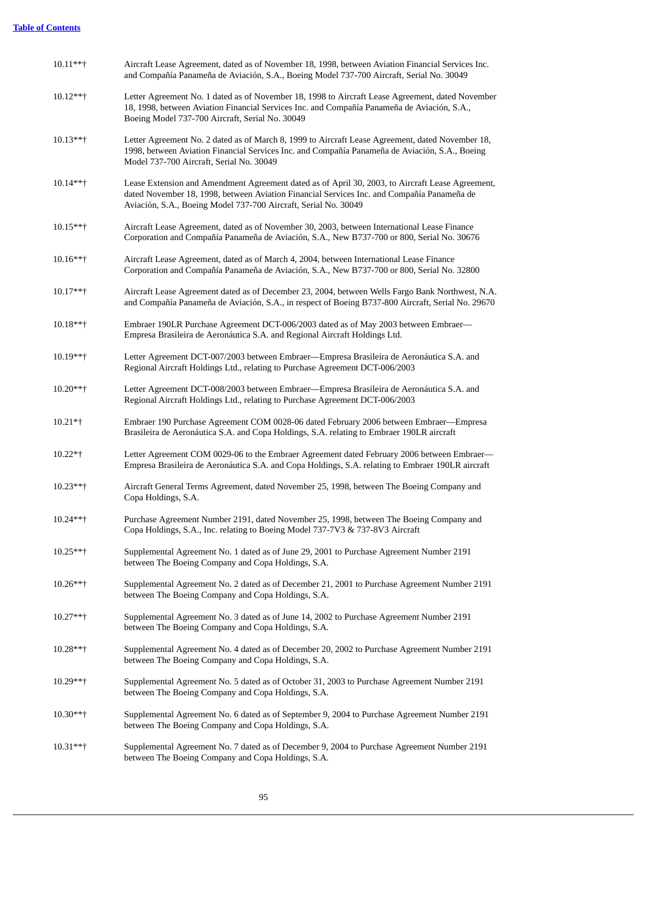[Table of Contents](#)

| | |
|---|---|
| 10.11**† | Aircraft Lease Agreement, dated as of November 18, 1998, between Aviation Financial Services Inc. and Compañía Panameña de Aviación, S.A., Boeing Model 737-700 Aircraft, Serial No. 30049 |
| 10.12**† | Letter Agreement No. 1 dated as of November 18, 1998 to Aircraft Lease Agreement, dated November 18, 1998, between Aviation Financial Services Inc. and Compañía Panameña de Aviación, S.A., Boeing Model 737-700 Aircraft, Serial No. 30049 |
| 10.13**† | Letter Agreement No. 2 dated as of March 8, 1999 to Aircraft Lease Agreement, dated November 18, 1998, between Aviation Financial Services Inc. and Compañía Panameña de Aviación, S.A., Boeing Model 737-700 Aircraft, Serial No. 30049 |
| 10.14**† | Lease Extension and Amendment Agreement dated as of April 30, 2003, to Aircraft Lease Agreement, dated November 18, 1998, between Aviation Financial Services Inc. and Compañía Panameña de Aviación, S.A., Boeing Model 737-700 Aircraft, Serial No. 30049 |
| 10.15**† | Aircraft Lease Agreement, dated as of November 30, 2003, between International Lease Finance Corporation and Compañía Panameña de Aviación, S.A., New B737-700 or 800, Serial No. 30676 |
| 10.16**† | Aircraft Lease Agreement, dated as of March 4, 2004, between International Lease Finance Corporation and Compañía Panameña de Aviación, S.A., New B737-700 or 800, Serial No. 32800 |
| 10.17**† | Aircraft Lease Agreement dated as of December 23, 2004, between Wells Fargo Bank Northwest, N.A. and Compañía Panameña de Aviación, S.A., in respect of Boeing B737-800 Aircraft, Serial No. 29670 |
| 10.18**† | Embraer 190LR Purchase Agreement DCT-006/2003 dated as of May 2003 between Embraer—Empresa Brasileira de Aeronáutica S.A. and Regional Aircraft Holdings Ltd. |
| 10.19**† | Letter Agreement DCT-007/2003 between Embraer—Empresa Brasileira de Aeronáutica S.A. and Regional Aircraft Holdings Ltd., relating to Purchase Agreement DCT-006/2003 |
| 10.20**† | Letter Agreement DCT-008/2003 between Embraer—Empresa Brasileira de Aeronáutica S.A. and Regional Aircraft Holdings Ltd., relating to Purchase Agreement DCT-006/2003 |
| 10.21*† | Embraer 190 Purchase Agreement COM 0028-06 dated February 2006 between Embraer—Empresa Brasileira de Aeronáutica S.A. and Copa Holdings, S.A. relating to Embraer 190LR aircraft |
| 10.22*† | Letter Agreement COM 0029-06 to the Embraer Agreement dated February 2006 between Embraer—Empresa Brasileira de Aeronáutica S.A. and Copa Holdings, S.A. relating to Embraer 190LR aircraft |
| 10.23**† | Aircraft General Terms Agreement, dated November 25, 1998, between The Boeing Company and Copa Holdings, S.A. |
| 10.24**† | Purchase Agreement Number 2191, dated November 25, 1998, between The Boeing Company and Copa Holdings, S.A., Inc. relating to Boeing Model 737-7V3 & 737-8V3 Aircraft |
| 10.25**† | Supplemental Agreement No. 1 dated as of June 29, 2001 to Purchase Agreement Number 2191 between The Boeing Company and Copa Holdings, S.A. |
| 10.26**† | Supplemental Agreement No. 2 dated as of December 21, 2001 to Purchase Agreement Number 2191 between The Boeing Company and Copa Holdings, S.A. |
| 10.27**† | Supplemental Agreement No. 3 dated as of June 14, 2002 to Purchase Agreement Number 2191 between The Boeing Company and Copa Holdings, S.A. |
| 10.28**† | Supplemental Agreement No. 4 dated as of December 20, 2002 to Purchase Agreement Number 2191 between The Boeing Company and Copa Holdings, S.A. |
| 10.29**† | Supplemental Agreement No. 5 dated as of October 31, 2003 to Purchase Agreement Number 2191 between The Boeing Company and Copa Holdings, S.A. |
| 10.30**† | Supplemental Agreement No. 6 dated as of September 9, 2004 to Purchase Agreement Number 2191 between The Boeing Company and Copa Holdings, S.A. |
| 10.31**† | Supplemental Agreement No. 7 dated as of December 9, 2004 to Purchase Agreement Number 2191 between The Boeing Company and Copa Holdings, S.A. |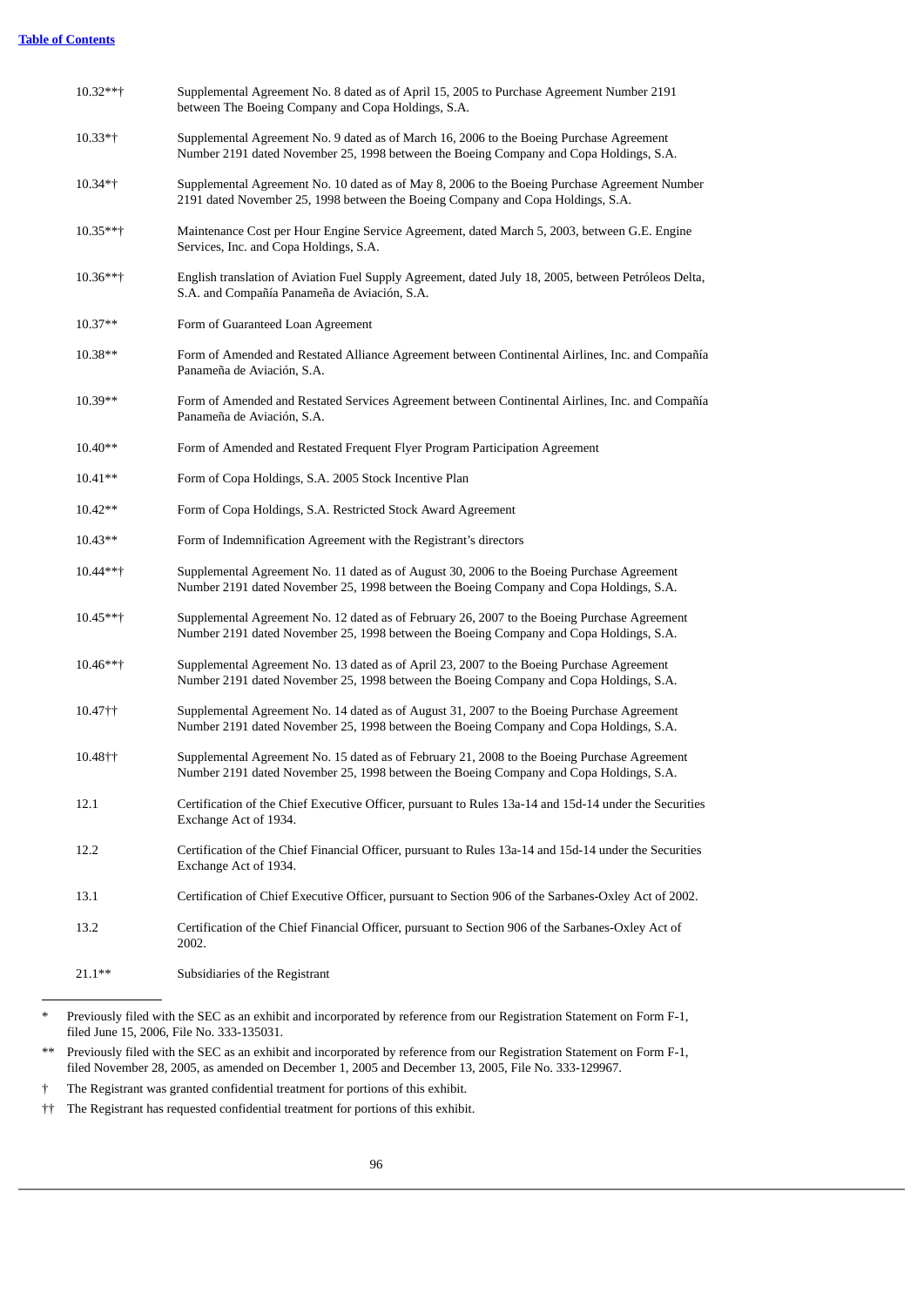| | |
|---|---|
| 10.32**† | Supplemental Agreement No. 8 dated as of April 15, 2005 to Purchase Agreement Number 2191 between The Boeing Company and Copa Holdings, S.A. |
| 10.33*† | Supplemental Agreement No. 9 dated as of March 16, 2006 to the Boeing Purchase Agreement Number 2191 dated November 25, 1998 between the Boeing Company and Copa Holdings, S.A. |
| 10.34*† | Supplemental Agreement No. 10 dated as of May 8, 2006 to the Boeing Purchase Agreement Number 2191 dated November 25, 1998 between the Boeing Company and Copa Holdings, S.A. |
| 10.35**† | Maintenance Cost per Hour Engine Service Agreement, dated March 5, 2003, between G.E. Engine Services, Inc. and Copa Holdings, S.A. |
| 10.36**† | English translation of Aviation Fuel Supply Agreement, dated July 18, 2005, between Petróleos Delta, S.A. and Compañía Panameña de Aviación, S.A. |
| 10.37** | Form of Guaranteed Loan Agreement |
| 10.38** | Form of Amended and Restated Alliance Agreement between Continental Airlines, Inc. and Compañía Panameña de Aviación, S.A. |
| 10.39** | Form of Amended and Restated Services Agreement between Continental Airlines, Inc. and Compañía Panameña de Aviación, S.A. |
| 10.40** | Form of Amended and Restated Frequent Flyer Program Participation Agreement |
| 10.41** | Form of Copa Holdings, S.A. 2005 Stock Incentive Plan |
| 10.42** | Form of Copa Holdings, S.A. Restricted Stock Award Agreement |
| 10.43** | Form of Indemnification Agreement with the Registrant's directors |
| 10.44**† | Supplemental Agreement No. 11 dated as of August 30, 2006 to the Boeing Purchase Agreement Number 2191 dated November 25, 1998 between the Boeing Company and Copa Holdings, S.A. |
| 10.45**† | Supplemental Agreement No. 12 dated as of February 26, 2007 to the Boeing Purchase Agreement Number 2191 dated November 25, 1998 between the Boeing Company and Copa Holdings, S.A. |
| 10.46**† | Supplemental Agreement No. 13 dated as of April 23, 2007 to the Boeing Purchase Agreement Number 2191 dated November 25, 1998 between the Boeing Company and Copa Holdings, S.A. |
| 10.47†† | Supplemental Agreement No. 14 dated as of August 31, 2007 to the Boeing Purchase Agreement Number 2191 dated November 25, 1998 between the Boeing Company and Copa Holdings, S.A. |
| 10.48†† | Supplemental Agreement No. 15 dated as of February 21, 2008 to the Boeing Purchase Agreement Number 2191 dated November 25, 1998 between the Boeing Company and Copa Holdings, S.A. |
| 12.1 | Certification of the Chief Executive Officer, pursuant to Rules 13a-14 and 15d-14 under the Securities Exchange Act of 1934. |
| 12.2 | Certification of the Chief Financial Officer, pursuant to Rules 13a-14 and 15d-14 under the Securities Exchange Act of 1934. |
| 13.1 | Certification of Chief Executive Officer, pursuant to Section 906 of the Sarbanes-Oxley Act of 2002. |
| 13.2 | Certification of the Chief Financial Officer, pursuant to Section 906 of the Sarbanes-Oxley Act of 2002. |
| 21.1** | Subsidiaries of the Registrant |

\* Previously filed with the SEC as an exhibit and incorporated by reference from our Registration Statement on Form F-1, filed June 15, 2006, File No. 333-135031.

** Previously filed with the SEC as an exhibit and incorporated by reference from our Registration Statement on Form F-1, filed November 28, 2005, as amended on December 1, 2005 and December 13, 2005, File No. 333-129967.

† The Registrant was granted confidential treatment for portions of this exhibit.

†† The Registrant has requested confidential treatment for portions of this exhibit.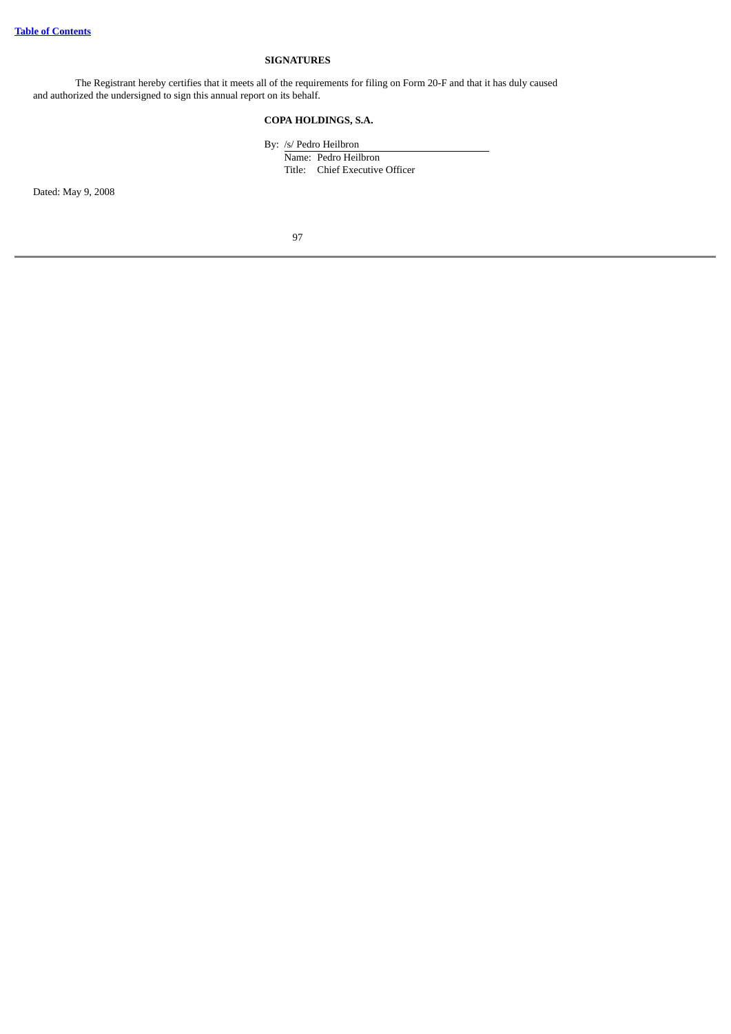## SIGNATURES

The Registrant hereby certifies that it meets all of the requirements for filing on Form 20-F and that it has duly caused and authorized the undersigned to sign this annual report on its behalf.

**COPA HOLDINGS, S.A.**

By: /s/ Pedro Heilbron
Name: Pedro Heilbron
Title: Chief Executive Officer

Dated: May 9, 2008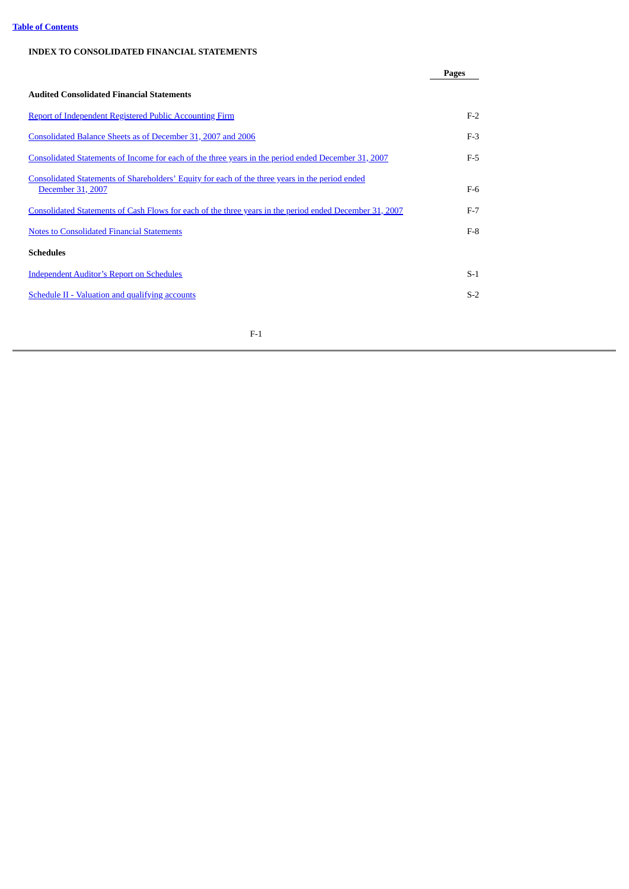[Table of Contents]

## INDEX TO CONSOLIDATED FINANCIAL STATEMENTS

| | Pages |
|---|---|
| **Audited Consolidated Financial Statements** | |
| Report of Independent Registered Public Accounting Firm | F-2 |
| Consolidated Balance Sheets as of December 31, 2007 and 2006 | F-3 |
| Consolidated Statements of Income for each of the three years in the period ended December 31, 2007 | F-5 |
| Consolidated Statements of Shareholders' Equity for each of the three years in the period ended December 31, 2007 | F-6 |
| Consolidated Statements of Cash Flows for each of the three years in the period ended December 31, 2007 | F-7 |
| Notes to Consolidated Financial Statements | F-8 |
| **Schedules** | |
| Independent Auditor's Report on Schedules | S-1 |
| Schedule II - Valuation and qualifying accounts | S-2 |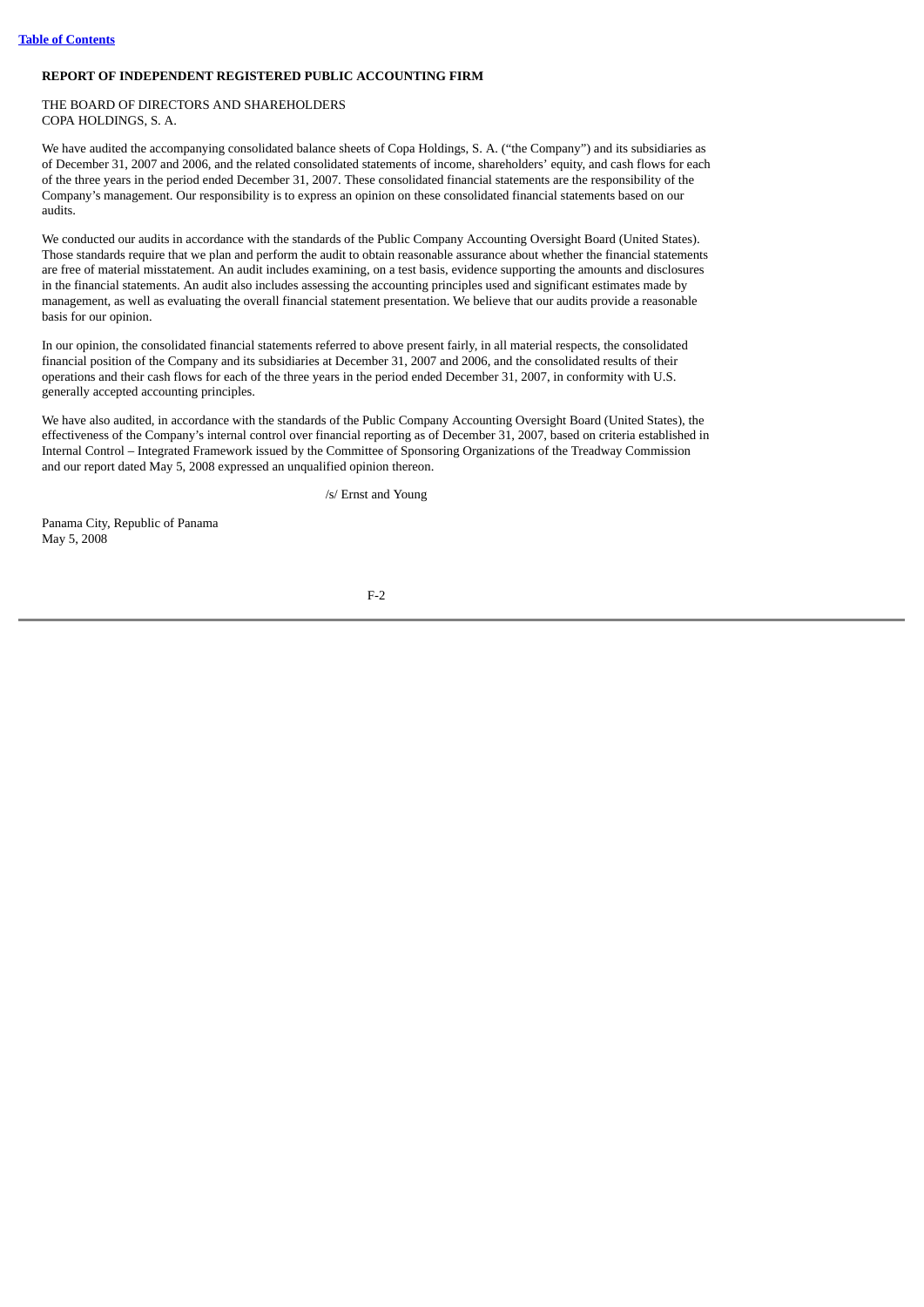**REPORT OF INDEPENDENT REGISTERED PUBLIC ACCOUNTING FIRM**

THE BOARD OF DIRECTORS AND SHAREHOLDERS
COPA HOLDINGS, S. A.

We have audited the accompanying consolidated balance sheets of Copa Holdings, S. A. ("the Company") and its subsidiaries as of December 31, 2007 and 2006, and the related consolidated statements of income, shareholders' equity, and cash flows for each of the three years in the period ended December 31, 2007. These consolidated financial statements are the responsibility of the Company's management. Our responsibility is to express an opinion on these consolidated financial statements based on our audits.

We conducted our audits in accordance with the standards of the Public Company Accounting Oversight Board (United States). Those standards require that we plan and perform the audit to obtain reasonable assurance about whether the financial statements are free of material misstatement. An audit includes examining, on a test basis, evidence supporting the amounts and disclosures in the financial statements. An audit also includes assessing the accounting principles used and significant estimates made by management, as well as evaluating the overall financial statement presentation. We believe that our audits provide a reasonable basis for our opinion.

In our opinion, the consolidated financial statements referred to above present fairly, in all material respects, the consolidated financial position of the Company and its subsidiaries at December 31, 2007 and 2006, and the consolidated results of their operations and their cash flows for each of the three years in the period ended December 31, 2007, in conformity with U.S. generally accepted accounting principles.

We have also audited, in accordance with the standards of the Public Company Accounting Oversight Board (United States), the effectiveness of the Company's internal control over financial reporting as of December 31, 2007, based on criteria established in Internal Control – Integrated Framework issued by the Committee of Sponsoring Organizations of the Treadway Commission and our report dated May 5, 2008 expressed an unqualified opinion thereon.

/s/ Ernst and Young

Panama City, Republic of Panama
May 5, 2008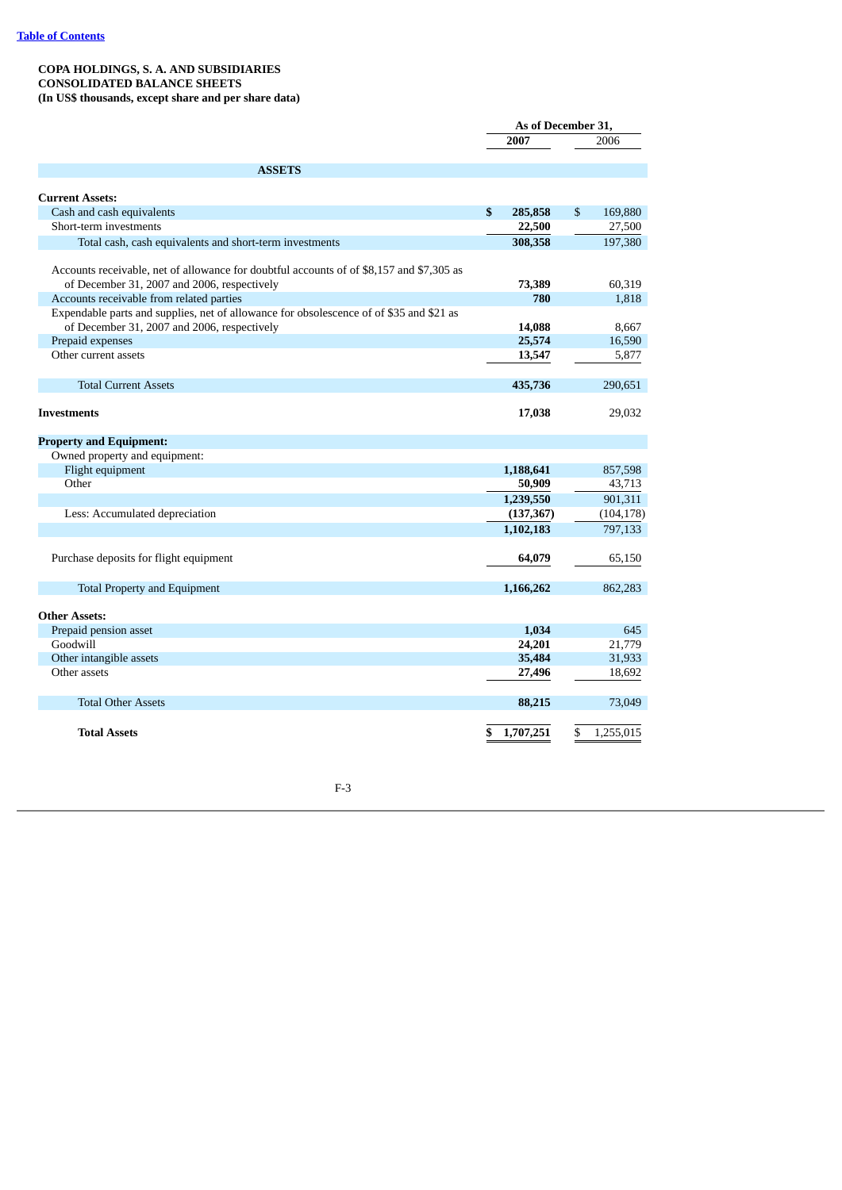**COPA HOLDINGS, S. A. AND SUBSIDIARIES**
**CONSOLIDATED BALANCE SHEETS**
**(In US$ thousands, except share and per share data)**

| | As of December 31, 2007 | As of December 31, 2006 |
|---|---|---|
| **ASSETS** | | |
| **Current Assets:** | | |
| Cash and cash equivalents | **$ 285,858** | $ 169,880 |
| Short-term investments | **22,500** | 27,500 |
| Total cash, cash equivalents and short-term investments | **308,358** | 197,380 |
| Accounts receivable, net of allowance for doubtful accounts of of $8,157 and $7,305 as of December 31, 2007 and 2006, respectively | **73,389** | 60,319 |
| Accounts receivable from related parties | **780** | 1,818 |
| Expendable parts and supplies, net of allowance for obsolescence of of $35 and $21 as of December 31, 2007 and 2006, respectively | **14,088** | 8,667 |
| Prepaid expenses | **25,574** | 16,590 |
| Other current assets | **13,547** | 5,877 |
| Total Current Assets | **435,736** | 290,651 |
| **Investments** | **17,038** | 29,032 |
| **Property and Equipment:** | | |
| Owned property and equipment: | | |
| Flight equipment | **1,188,641** | 857,598 |
| Other | **50,909** | 43,713 |
| | **1,239,550** | 901,311 |
| Less: Accumulated depreciation | **(137,367)** | (104,178) |
| | **1,102,183** | 797,133 |
| Purchase deposits for flight equipment | **64,079** | 65,150 |
| Total Property and Equipment | **1,166,262** | 862,283 |
| **Other Assets:** | | |
| Prepaid pension asset | **1,034** | 645 |
| Goodwill | **24,201** | 21,779 |
| Other intangible assets | **35,484** | 31,933 |
| Other assets | **27,496** | 18,692 |
| Total Other Assets | **88,215** | 73,049 |
| **Total Assets** | **$ 1,707,251** | $ 1,255,015 |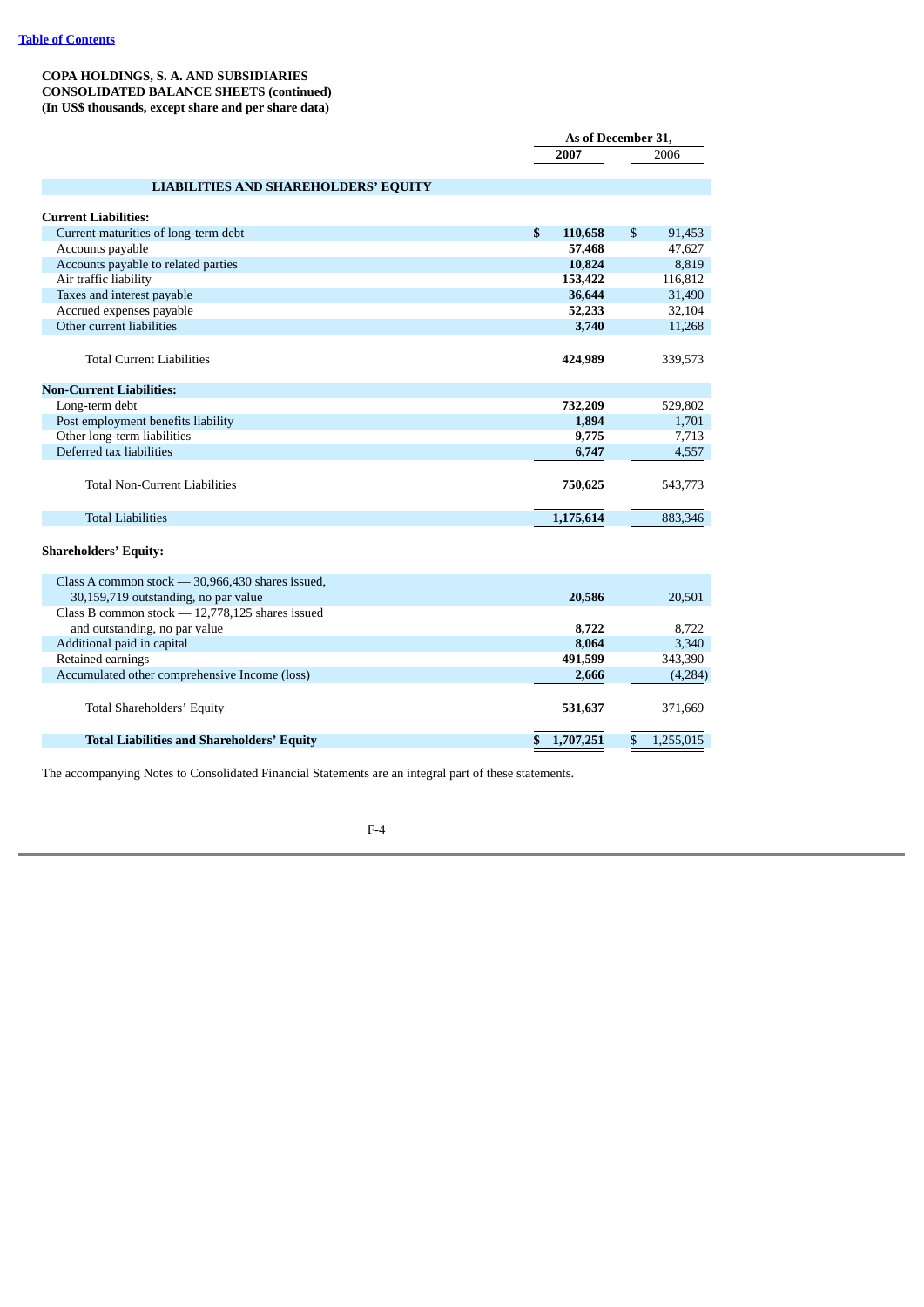**COPA HOLDINGS, S. A. AND SUBSIDIARIES**
**CONSOLIDATED BALANCE SHEETS (continued)**
**(In US$ thousands, except share and per share data)**

| | As of December 31, | |
|---|---|---|
| | **2007** | 2006 |
| **LIABILITIES AND SHAREHOLDERS' EQUITY** | | |
| **Current Liabilities:** | | |
| Current maturities of long-term debt | **$ 110,658** | $ 91,453 |
| Accounts payable | **57,468** | 47,627 |
| Accounts payable to related parties | **10,824** | 8,819 |
| Air traffic liability | **153,422** | 116,812 |
| Taxes and interest payable | **36,644** | 31,490 |
| Accrued expenses payable | **52,233** | 32,104 |
| Other current liabilities | **3,740** | 11,268 |
| Total Current Liabilities | **424,989** | 339,573 |
| **Non-Current Liabilities:** | | |
| Long-term debt | **732,209** | 529,802 |
| Post employment benefits liability | **1,894** | 1,701 |
| Other long-term liabilities | **9,775** | 7,713 |
| Deferred tax liabilities | **6,747** | 4,557 |
| Total Non-Current Liabilities | **750,625** | 543,773 |
| Total Liabilities | **1,175,614** | 883,346 |
| **Shareholders' Equity:** | | |
| Class A common stock — 30,966,430 shares issued, 30,159,719 outstanding, no par value | **20,586** | 20,501 |
| Class B common stock — 12,778,125 shares issued and outstanding, no par value | **8,722** | 8,722 |
| Additional paid in capital | **8,064** | 3,340 |
| Retained earnings | **491,599** | 343,390 |
| Accumulated other comprehensive Income (loss) | **2,666** | (4,284) |
| Total Shareholders' Equity | **531,637** | 371,669 |
| **Total Liabilities and Shareholders' Equity** | **$ 1,707,251** | $ 1,255,015 |

The accompanying Notes to Consolidated Financial Statements are an integral part of these statements.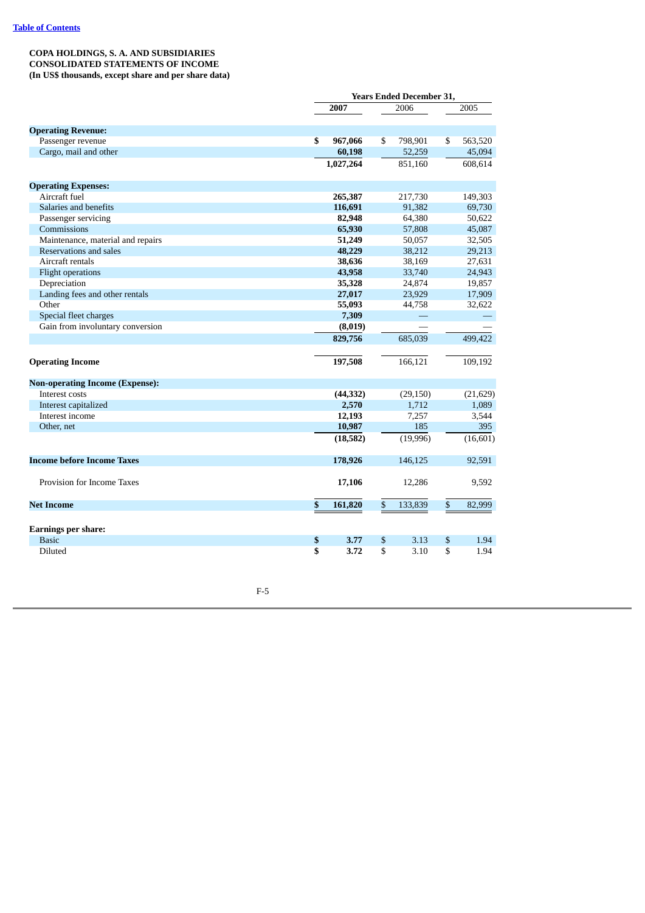**COPA HOLDINGS, S. A. AND SUBSIDIARIES**
**CONSOLIDATED STATEMENTS OF INCOME**
**(In US$ thousands, except share and per share data)**

| | Years Ended December 31, | | |
|---|---|---|---|
| | **2007** | 2006 | 2005 |
| **Operating Revenue:** | | | |
| Passenger revenue | **$ 967,066** | $ 798,901 | $ 563,520 |
| Cargo, mail and other | **60,198** | 52,259 | 45,094 |
| | **1,027,264** | 851,160 | 608,614 |
| **Operating Expenses:** | | | |
| Aircraft fuel | **265,387** | 217,730 | 149,303 |
| Salaries and benefits | **116,691** | 91,382 | 69,730 |
| Passenger servicing | **82,948** | 64,380 | 50,622 |
| Commissions | **65,930** | 57,808 | 45,087 |
| Maintenance, material and repairs | **51,249** | 50,057 | 32,505 |
| Reservations and sales | **48,229** | 38,212 | 29,213 |
| Aircraft rentals | **38,636** | 38,169 | 27,631 |
| Flight operations | **43,958** | 33,740 | 24,943 |
| Depreciation | **35,328** | 24,874 | 19,857 |
| Landing fees and other rentals | **27,017** | 23,929 | 17,909 |
| Other | **55,093** | 44,758 | 32,622 |
| Special fleet charges | **7,309** | — | — |
| Gain from involuntary conversion | **(8,019)** | — | — |
| | **829,756** | 685,039 | 499,422 |
| **Operating Income** | **197,508** | 166,121 | 109,192 |
| **Non-operating Income (Expense):** | | | |
| Interest costs | **(44,332)** | (29,150) | (21,629) |
| Interest capitalized | **2,570** | 1,712 | 1,089 |
| Interest income | **12,193** | 7,257 | 3,544 |
| Other, net | **10,987** | 185 | 395 |
| | **(18,582)** | (19,996) | (16,601) |
| **Income before Income Taxes** | **178,926** | 146,125 | 92,591 |
| Provision for Income Taxes | **17,106** | 12,286 | 9,592 |
| **Net Income** | **$ 161,820** | $ 133,839 | $ 82,999 |
| **Earnings per share:** | | | |
| Basic | **$ 3.77** | $ 3.13 | $ 1.94 |
| Diluted | **$ 3.72** | $ 3.10 | $ 1.94 |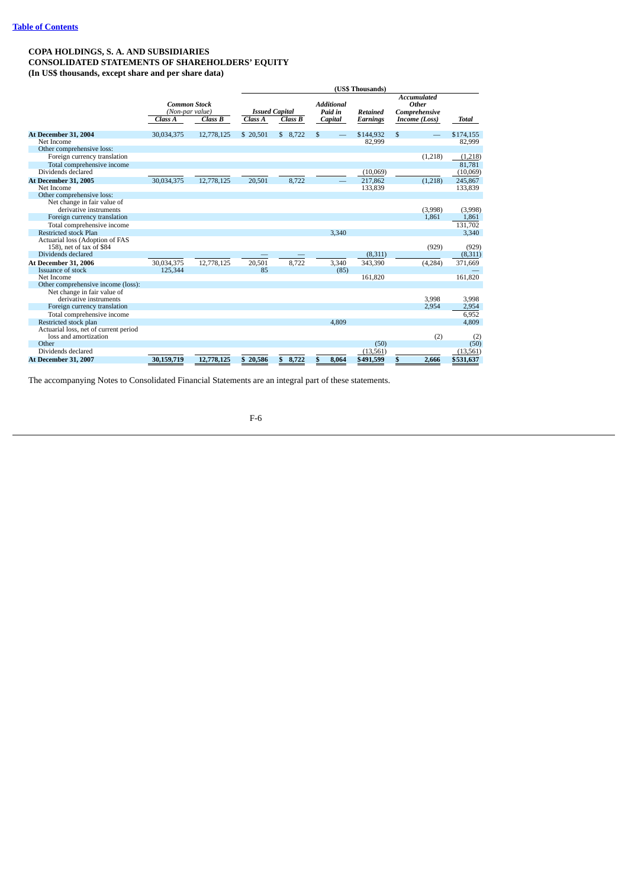Table of Contents

**COPA HOLDINGS, S. A. AND SUBSIDIARIES**
**CONSOLIDATED STATEMENTS OF SHAREHOLDERS' EQUITY**
**(In US$ thousands, except share and per share data)**

| | *Common Stock (Non-par value)* | | (US$ Thousands) | | | | | |
|---|---|---|---|---|---|---|---|---|
| | *Class A* | *Class B* | *Issued Capital Class A* | *Issued Capital Class B* | *Additional Paid in Capital* | *Retained Earnings* | *Accumulated Other Comprehensive Income (Loss)* | *Total* |
| **At December 31, 2004** | 30,034,375 | 12,778,125 | $ 20,501 | $ 8,722 | $ — | $144,932 | $ — | $174,155 |
| Net Income | | | | | | 82,999 | | 82,999 |
| Other comprehensive loss: | | | | | | | | |
| Foreign currency translation | | | | | | | (1,218) | (1,218) |
| Total comprehensive income | | | | | | | | 81,781 |
| Dividends declared | | | | | | (10,069) | | (10,069) |
| **At December 31, 2005** | 30,034,375 | 12,778,125 | 20,501 | 8,722 | — | 217,862 | (1,218) | 245,867 |
| Net Income | | | | | | 133,839 | | 133,839 |
| Other comprehensive loss: | | | | | | | | |
| Net change in fair value of derivative instruments | | | | | | | (3,998) | (3,998) |
| Foreign currency translation | | | | | | | 1,861 | 1,861 |
| Total comprehensive income | | | | | | | | 131,702 |
| Restricted stock Plan | | | | | 3,340 | | | 3,340 |
| Actuarial loss (Adoption of FAS 158), net of tax of $84 | | | | | | | (929) | (929) |
| Dividends declared | | | — | — | | (8,311) | | (8,311) |
| **At December 31, 2006** | 30,034,375 | 12,778,125 | 20,501 | 8,722 | 3,340 | 343,390 | (4,284) | 371,669 |
| Issuance of stock | 125,344 | | 85 | | (85) | | | — |
| Net Income | | | | | | 161,820 | | 161,820 |
| Other comprehensive income (loss): | | | | | | | | |
| Net change in fair value of derivative instruments | | | | | | | 3,998 | 3,998 |
| Foreign currency translation | | | | | | | 2,954 | 2,954 |
| Total comprehensive income | | | | | | | | 6,952 |
| Restricted stock plan | | | | | 4,809 | | | 4,809 |
| Actuarial loss, net of current period loss and amortization | | | | | | | (2) | (2) |
| Other | | | | | | (50) | | (50) |
| Dividends declared | | | | | | (13,561) | | (13,561) |
| **At December 31, 2007** | **30,159,719** | **12,778,125** | **$ 20,586** | **$ 8,722** | **$ 8,064** | **$491,599** | **$ 2,666** | **$531,637** |

The accompanying Notes to Consolidated Financial Statements are an integral part of these statements.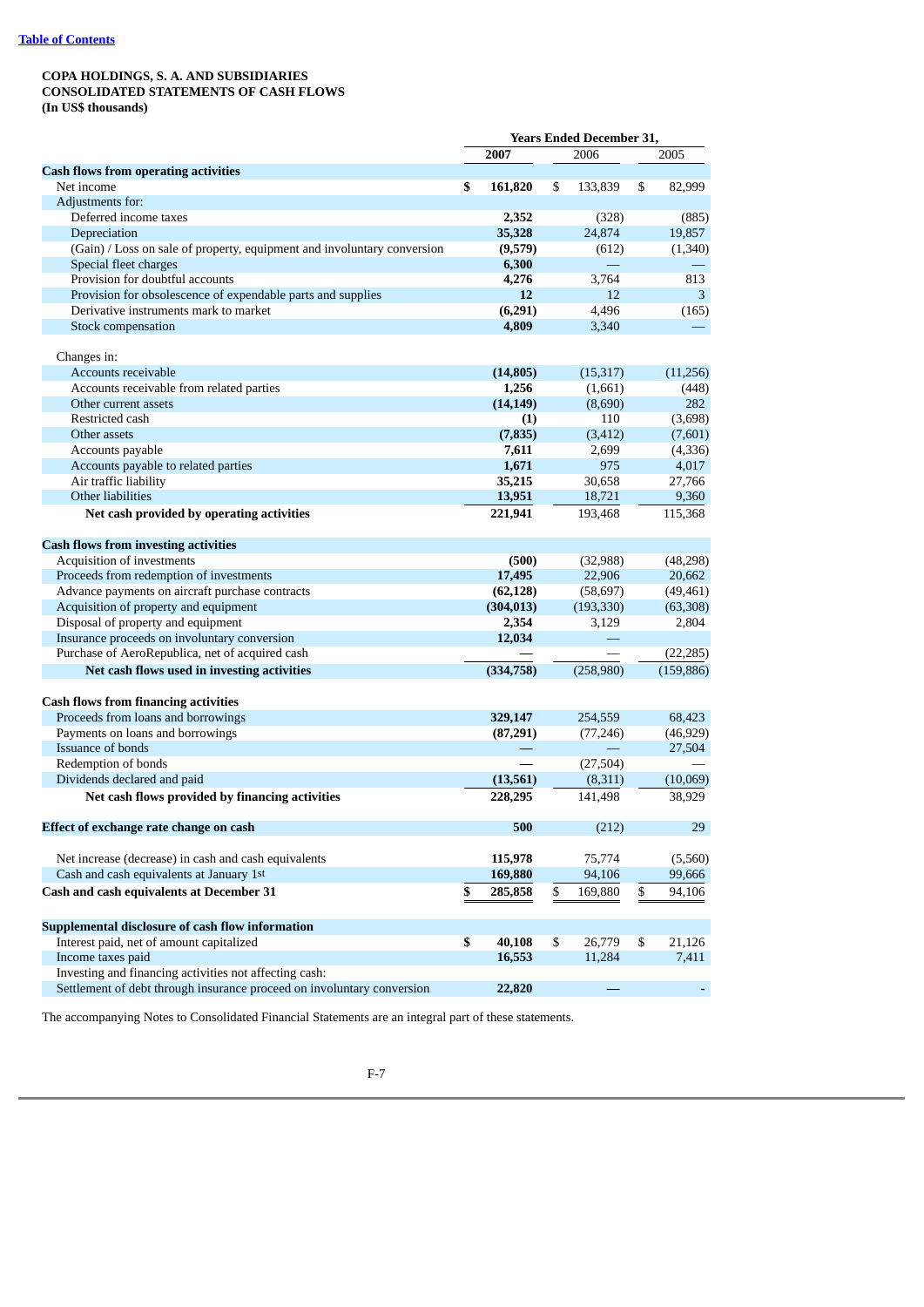[Table of Contents]

**COPA HOLDINGS, S. A. AND SUBSIDIARIES**
**CONSOLIDATED STATEMENTS OF CASH FLOWS**
**(In US$ thousands)**

| | Years Ended December 31, | | |
|---|---|---|---|
| | **2007** | 2006 | 2005 |
| **Cash flows from operating activities** | | | |
| Net income | **$ 161,820** | $ 133,839 | $ 82,999 |
| Adjustments for: | | | |
| Deferred income taxes | **2,352** | (328) | (885) |
| Depreciation | **35,328** | 24,874 | 19,857 |
| (Gain) / Loss on sale of property, equipment and involuntary conversion | **(9,579)** | (612) | (1,340) |
| Special fleet charges | **6,300** | — | — |
| Provision for doubtful accounts | **4,276** | 3,764 | 813 |
| Provision for obsolescence of expendable parts and supplies | **12** | 12 | 3 |
| Derivative instruments mark to market | **(6,291)** | 4,496 | (165) |
| Stock compensation | **4,809** | 3,340 | — |
| Changes in: | | | |
| Accounts receivable | **(14,805)** | (15,317) | (11,256) |
| Accounts receivable from related parties | **1,256** | (1,661) | (448) |
| Other current assets | **(14,149)** | (8,690) | 282 |
| Restricted cash | **(1)** | 110 | (3,698) |
| Other assets | **(7,835)** | (3,412) | (7,601) |
| Accounts payable | **7,611** | 2,699 | (4,336) |
| Accounts payable to related parties | **1,671** | 975 | 4,017 |
| Air traffic liability | **35,215** | 30,658 | 27,766 |
| Other liabilities | **13,951** | 18,721 | 9,360 |
| **Net cash provided by operating activities** | **221,941** | 193,468 | 115,368 |
| **Cash flows from investing activities** | | | |
| Acquisition of investments | **(500)** | (32,988) | (48,298) |
| Proceeds from redemption of investments | **17,495** | 22,906 | 20,662 |
| Advance payments on aircraft purchase contracts | **(62,128)** | (58,697) | (49,461) |
| Acquisition of property and equipment | **(304,013)** | (193,330) | (63,308) |
| Disposal of property and equipment | **2,354** | 3,129 | 2,804 |
| Insurance proceeds on involuntary conversion | **12,034** | — | |
| Purchase of AeroRepublica, net of acquired cash | **—** | — | (22,285) |
| **Net cash flows used in investing activities** | **(334,758)** | (258,980) | (159,886) |
| **Cash flows from financing activities** | | | |
| Proceeds from loans and borrowings | **329,147** | 254,559 | 68,423 |
| Payments on loans and borrowings | **(87,291)** | (77,246) | (46,929) |
| Issuance of bonds | **—** | — | 27,504 |
| Redemption of bonds | **—** | (27,504) | — |
| Dividends declared and paid | **(13,561)** | (8,311) | (10,069) |
| **Net cash flows provided by financing activities** | **228,295** | 141,498 | 38,929 |
| **Effect of exchange rate change on cash** | **500** | (212) | 29 |
| Net increase (decrease) in cash and cash equivalents | **115,978** | 75,774 | (5,560) |
| Cash and cash equivalents at January 1st | **169,880** | 94,106 | 99,666 |
| **Cash and cash equivalents at December 31** | **$ 285,858** | $ 169,880 | $ 94,106 |
| **Supplemental disclosure of cash flow information** | | | |
| Interest paid, net of amount capitalized | **$ 40,108** | $ 26,779 | $ 21,126 |
| Income taxes paid | **16,553** | 11,284 | 7,411 |
| Investing and financing activities not affecting cash: | | | |
| Settlement of debt through insurance proceed on involuntary conversion | **22,820** | — | - |

The accompanying Notes to Consolidated Financial Statements are an integral part of these statements.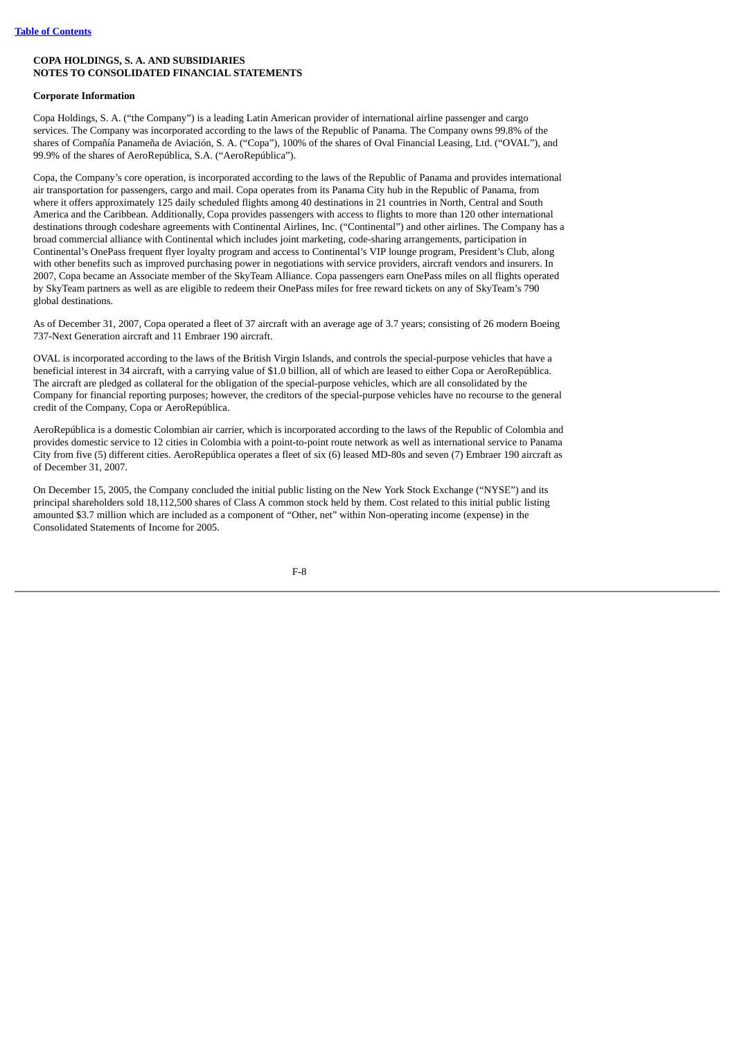**COPA HOLDINGS, S. A. AND SUBSIDIARIES**
**NOTES TO CONSOLIDATED FINANCIAL STATEMENTS**

**Corporate Information**

Copa Holdings, S. A. ("the Company") is a leading Latin American provider of international airline passenger and cargo services. The Company was incorporated according to the laws of the Republic of Panama. The Company owns 99.8% of the shares of Compañía Panameña de Aviación, S. A. ("Copa"), 100% of the shares of Oval Financial Leasing, Ltd. ("OVAL"), and 99.9% of the shares of AeroRepública, S.A. ("AeroRepública").

Copa, the Company's core operation, is incorporated according to the laws of the Republic of Panama and provides international air transportation for passengers, cargo and mail. Copa operates from its Panama City hub in the Republic of Panama, from where it offers approximately 125 daily scheduled flights among 40 destinations in 21 countries in North, Central and South America and the Caribbean. Additionally, Copa provides passengers with access to flights to more than 120 other international destinations through codeshare agreements with Continental Airlines, Inc. ("Continental") and other airlines. The Company has a broad commercial alliance with Continental which includes joint marketing, code-sharing arrangements, participation in Continental's OnePass frequent flyer loyalty program and access to Continental's VIP lounge program, President's Club, along with other benefits such as improved purchasing power in negotiations with service providers, aircraft vendors and insurers. In 2007, Copa became an Associate member of the SkyTeam Alliance. Copa passengers earn OnePass miles on all flights operated by SkyTeam partners as well as are eligible to redeem their OnePass miles for free reward tickets on any of SkyTeam's 790 global destinations.

As of December 31, 2007, Copa operated a fleet of 37 aircraft with an average age of 3.7 years; consisting of 26 modern Boeing 737-Next Generation aircraft and 11 Embraer 190 aircraft.

OVAL is incorporated according to the laws of the British Virgin Islands, and controls the special-purpose vehicles that have a beneficial interest in 34 aircraft, with a carrying value of $1.0 billion, all of which are leased to either Copa or AeroRepública. The aircraft are pledged as collateral for the obligation of the special-purpose vehicles, which are all consolidated by the Company for financial reporting purposes; however, the creditors of the special-purpose vehicles have no recourse to the general credit of the Company, Copa or AeroRepública.

AeroRepública is a domestic Colombian air carrier, which is incorporated according to the laws of the Republic of Colombia and provides domestic service to 12 cities in Colombia with a point-to-point route network as well as international service to Panama City from five (5) different cities. AeroRepública operates a fleet of six (6) leased MD-80s and seven (7) Embraer 190 aircraft as of December 31, 2007.

On December 15, 2005, the Company concluded the initial public listing on the New York Stock Exchange ("NYSE") and its principal shareholders sold 18,112,500 shares of Class A common stock held by them. Cost related to this initial public listing amounted $3.7 million which are included as a component of "Other, net" within Non-operating income (expense) in the Consolidated Statements of Income for 2005.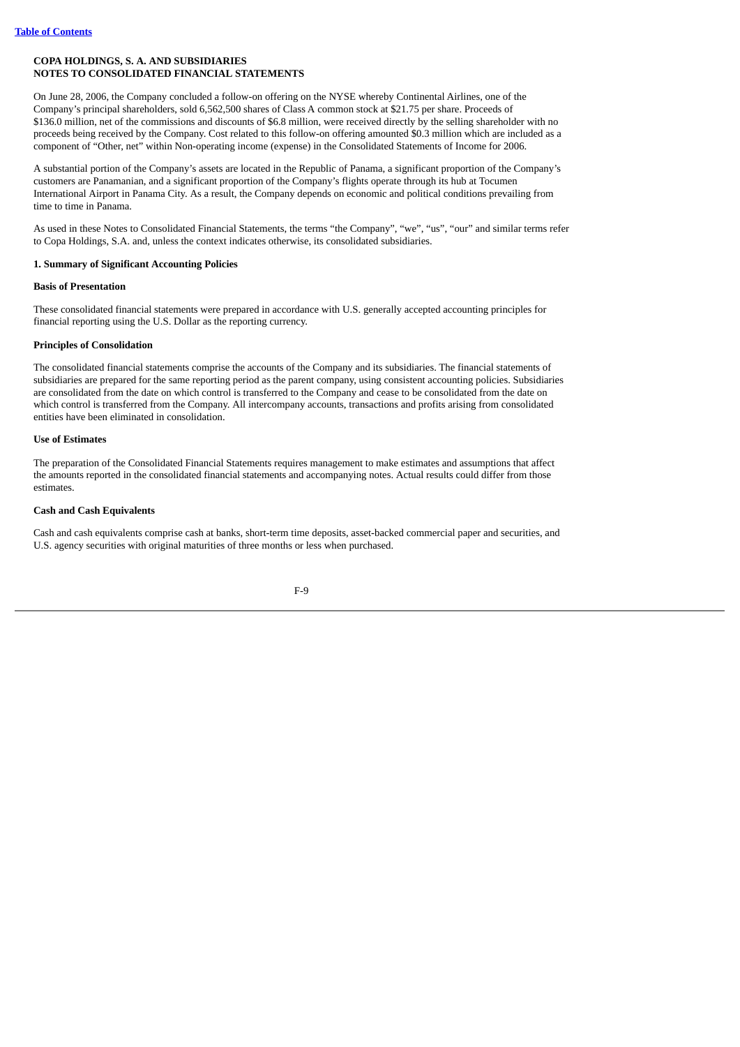**COPA HOLDINGS, S. A. AND SUBSIDIARIES**
**NOTES TO CONSOLIDATED FINANCIAL STATEMENTS**

On June 28, 2006, the Company concluded a follow-on offering on the NYSE whereby Continental Airlines, one of the Company's principal shareholders, sold 6,562,500 shares of Class A common stock at $21.75 per share. Proceeds of $136.0 million, net of the commissions and discounts of $6.8 million, were received directly by the selling shareholder with no proceeds being received by the Company. Cost related to this follow-on offering amounted $0.3 million which are included as a component of "Other, net" within Non-operating income (expense) in the Consolidated Statements of Income for 2006.

A substantial portion of the Company's assets are located in the Republic of Panama, a significant proportion of the Company's customers are Panamanian, and a significant proportion of the Company's flights operate through its hub at Tocumen International Airport in Panama City. As a result, the Company depends on economic and political conditions prevailing from time to time in Panama.

As used in these Notes to Consolidated Financial Statements, the terms "the Company", "we", "us", "our" and similar terms refer to Copa Holdings, S.A. and, unless the context indicates otherwise, its consolidated subsidiaries.

## 1. Summary of Significant Accounting Policies

### Basis of Presentation

These consolidated financial statements were prepared in accordance with U.S. generally accepted accounting principles for financial reporting using the U.S. Dollar as the reporting currency.

### Principles of Consolidation

The consolidated financial statements comprise the accounts of the Company and its subsidiaries. The financial statements of subsidiaries are prepared for the same reporting period as the parent company, using consistent accounting policies. Subsidiaries are consolidated from the date on which control is transferred to the Company and cease to be consolidated from the date on which control is transferred from the Company. All intercompany accounts, transactions and profits arising from consolidated entities have been eliminated in consolidation.

### Use of Estimates

The preparation of the Consolidated Financial Statements requires management to make estimates and assumptions that affect the amounts reported in the consolidated financial statements and accompanying notes. Actual results could differ from those estimates.

### Cash and Cash Equivalents

Cash and cash equivalents comprise cash at banks, short-term time deposits, asset-backed commercial paper and securities, and U.S. agency securities with original maturities of three months or less when purchased.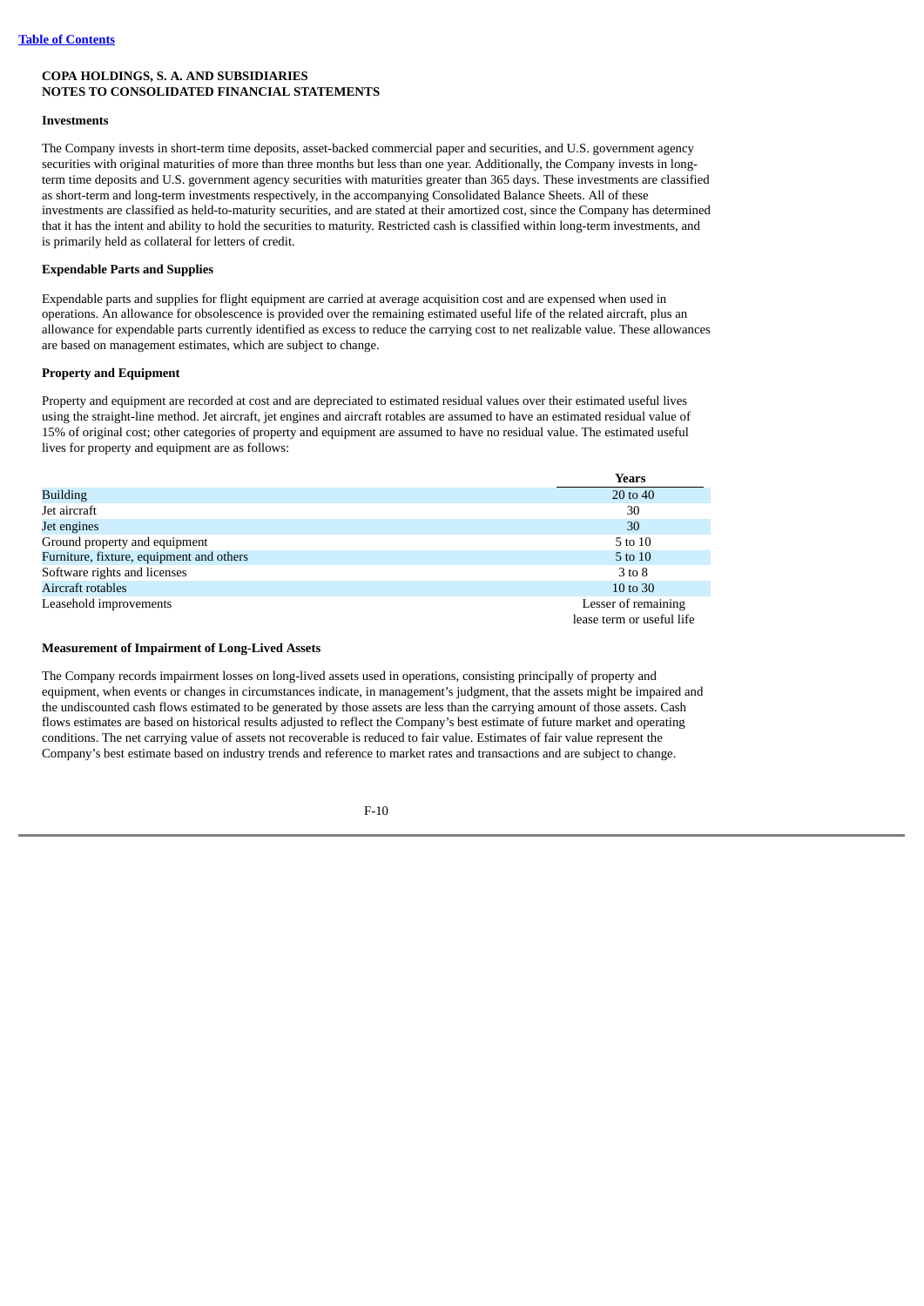**COPA HOLDINGS, S. A. AND SUBSIDIARIES**
**NOTES TO CONSOLIDATED FINANCIAL STATEMENTS**

**Investments**

The Company invests in short-term time deposits, asset-backed commercial paper and securities, and U.S. government agency securities with original maturities of more than three months but less than one year. Additionally, the Company invests in long-term time deposits and U.S. government agency securities with maturities greater than 365 days. These investments are classified as short-term and long-term investments respectively, in the accompanying Consolidated Balance Sheets. All of these investments are classified as held-to-maturity securities, and are stated at their amortized cost, since the Company has determined that it has the intent and ability to hold the securities to maturity. Restricted cash is classified within long-term investments, and is primarily held as collateral for letters of credit.

**Expendable Parts and Supplies**

Expendable parts and supplies for flight equipment are carried at average acquisition cost and are expensed when used in operations. An allowance for obsolescence is provided over the remaining estimated useful life of the related aircraft, plus an allowance for expendable parts currently identified as excess to reduce the carrying cost to net realizable value. These allowances are based on management estimates, which are subject to change.

**Property and Equipment**

Property and equipment are recorded at cost and are depreciated to estimated residual values over their estimated useful lives using the straight-line method. Jet aircraft, jet engines and aircraft rotables are assumed to have an estimated residual value of 15% of original cost; other categories of property and equipment are assumed to have no residual value. The estimated useful lives for property and equipment are as follows:

| | Years |
|---|---|
| Building | 20 to 40 |
| Jet aircraft | 30 |
| Jet engines | 30 |
| Ground property and equipment | 5 to 10 |
| Furniture, fixture, equipment and others | 5 to 10 |
| Software rights and licenses | 3 to 8 |
| Aircraft rotables | 10 to 30 |
| Leasehold improvements | Lesser of remaining lease term or useful life |

**Measurement of Impairment of Long-Lived Assets**

The Company records impairment losses on long-lived assets used in operations, consisting principally of property and equipment, when events or changes in circumstances indicate, in management's judgment, that the assets might be impaired and the undiscounted cash flows estimated to be generated by those assets are less than the carrying amount of those assets. Cash flows estimates are based on historical results adjusted to reflect the Company's best estimate of future market and operating conditions. The net carrying value of assets not recoverable is reduced to fair value. Estimates of fair value represent the Company's best estimate based on industry trends and reference to market rates and transactions and are subject to change.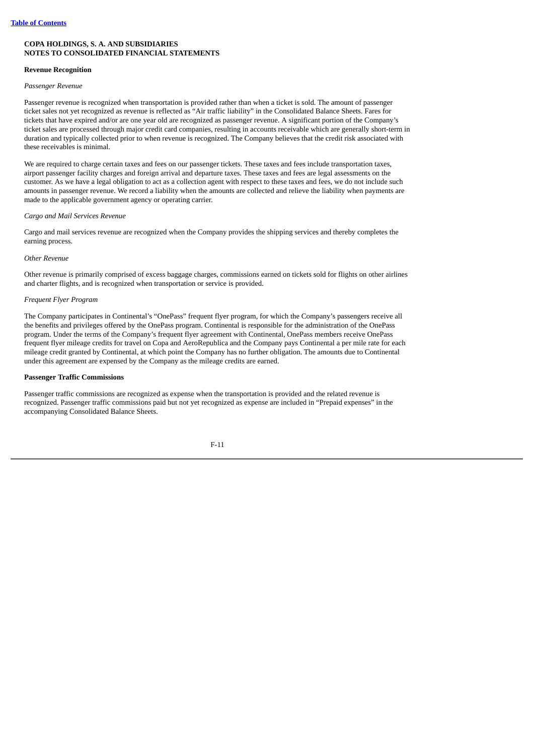**COPA HOLDINGS, S. A. AND SUBSIDIARIES**
**NOTES TO CONSOLIDATED FINANCIAL STATEMENTS**

**Revenue Recognition**

*Passenger Revenue*

Passenger revenue is recognized when transportation is provided rather than when a ticket is sold. The amount of passenger ticket sales not yet recognized as revenue is reflected as "Air traffic liability" in the Consolidated Balance Sheets. Fares for tickets that have expired and/or are one year old are recognized as passenger revenue. A significant portion of the Company's ticket sales are processed through major credit card companies, resulting in accounts receivable which are generally short-term in duration and typically collected prior to when revenue is recognized. The Company believes that the credit risk associated with these receivables is minimal.

We are required to charge certain taxes and fees on our passenger tickets. These taxes and fees include transportation taxes, airport passenger facility charges and foreign arrival and departure taxes. These taxes and fees are legal assessments on the customer. As we have a legal obligation to act as a collection agent with respect to these taxes and fees, we do not include such amounts in passenger revenue. We record a liability when the amounts are collected and relieve the liability when payments are made to the applicable government agency or operating carrier.

*Cargo and Mail Services Revenue*

Cargo and mail services revenue are recognized when the Company provides the shipping services and thereby completes the earning process.

*Other Revenue*

Other revenue is primarily comprised of excess baggage charges, commissions earned on tickets sold for flights on other airlines and charter flights, and is recognized when transportation or service is provided.

*Frequent Flyer Program*

The Company participates in Continental's "OnePass" frequent flyer program, for which the Company's passengers receive all the benefits and privileges offered by the OnePass program. Continental is responsible for the administration of the OnePass program. Under the terms of the Company's frequent flyer agreement with Continental, OnePass members receive OnePass frequent flyer mileage credits for travel on Copa and AeroRepublica and the Company pays Continental a per mile rate for each mileage credit granted by Continental, at which point the Company has no further obligation. The amounts due to Continental under this agreement are expensed by the Company as the mileage credits are earned.

**Passenger Traffic Commissions**

Passenger traffic commissions are recognized as expense when the transportation is provided and the related revenue is recognized. Passenger traffic commissions paid but not yet recognized as expense are included in "Prepaid expenses" in the accompanying Consolidated Balance Sheets.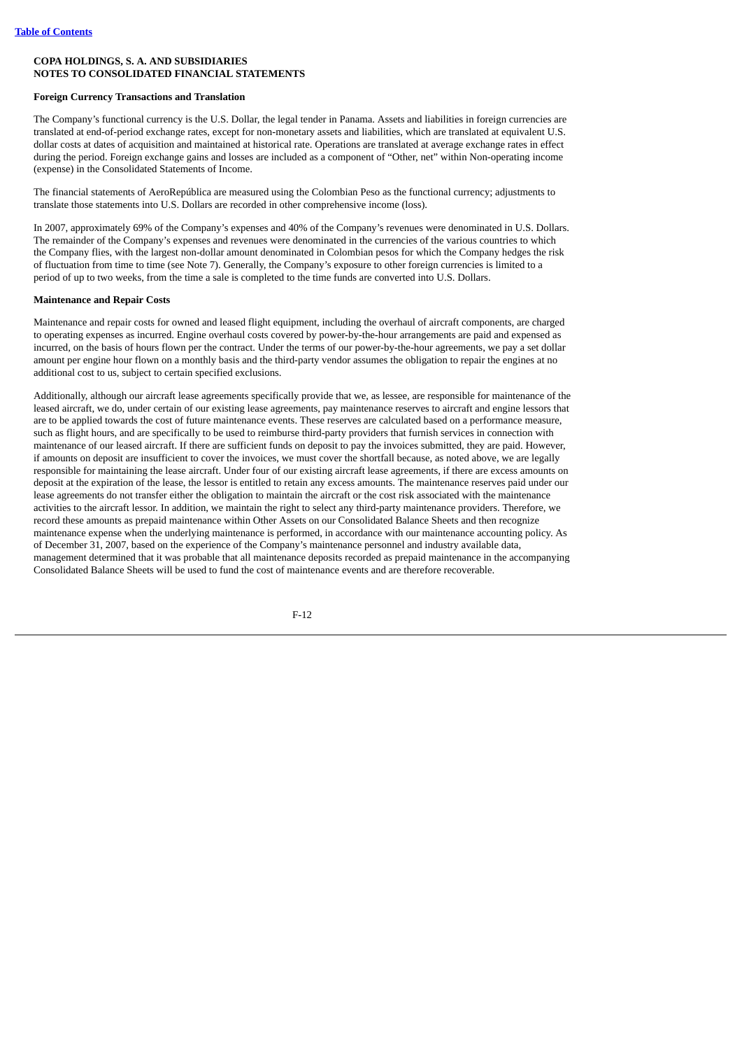**COPA HOLDINGS, S. A. AND SUBSIDIARIES**
**NOTES TO CONSOLIDATED FINANCIAL STATEMENTS**

**Foreign Currency Transactions and Translation**

The Company's functional currency is the U.S. Dollar, the legal tender in Panama. Assets and liabilities in foreign currencies are translated at end-of-period exchange rates, except for non-monetary assets and liabilities, which are translated at equivalent U.S. dollar costs at dates of acquisition and maintained at historical rate. Operations are translated at average exchange rates in effect during the period. Foreign exchange gains and losses are included as a component of "Other, net" within Non-operating income (expense) in the Consolidated Statements of Income.

The financial statements of AeroRepública are measured using the Colombian Peso as the functional currency; adjustments to translate those statements into U.S. Dollars are recorded in other comprehensive income (loss).

In 2007, approximately 69% of the Company's expenses and 40% of the Company's revenues were denominated in U.S. Dollars. The remainder of the Company's expenses and revenues were denominated in the currencies of the various countries to which the Company flies, with the largest non-dollar amount denominated in Colombian pesos for which the Company hedges the risk of fluctuation from time to time (see Note 7). Generally, the Company's exposure to other foreign currencies is limited to a period of up to two weeks, from the time a sale is completed to the time funds are converted into U.S. Dollars.

**Maintenance and Repair Costs**

Maintenance and repair costs for owned and leased flight equipment, including the overhaul of aircraft components, are charged to operating expenses as incurred. Engine overhaul costs covered by power-by-the-hour arrangements are paid and expensed as incurred, on the basis of hours flown per the contract. Under the terms of our power-by-the-hour agreements, we pay a set dollar amount per engine hour flown on a monthly basis and the third-party vendor assumes the obligation to repair the engines at no additional cost to us, subject to certain specified exclusions.

Additionally, although our aircraft lease agreements specifically provide that we, as lessee, are responsible for maintenance of the leased aircraft, we do, under certain of our existing lease agreements, pay maintenance reserves to aircraft and engine lessors that are to be applied towards the cost of future maintenance events. These reserves are calculated based on a performance measure, such as flight hours, and are specifically to be used to reimburse third-party providers that furnish services in connection with maintenance of our leased aircraft. If there are sufficient funds on deposit to pay the invoices submitted, they are paid. However, if amounts on deposit are insufficient to cover the invoices, we must cover the shortfall because, as noted above, we are legally responsible for maintaining the lease aircraft. Under four of our existing aircraft lease agreements, if there are excess amounts on deposit at the expiration of the lease, the lessor is entitled to retain any excess amounts. The maintenance reserves paid under our lease agreements do not transfer either the obligation to maintain the aircraft or the cost risk associated with the maintenance activities to the aircraft lessor. In addition, we maintain the right to select any third-party maintenance providers. Therefore, we record these amounts as prepaid maintenance within Other Assets on our Consolidated Balance Sheets and then recognize maintenance expense when the underlying maintenance is performed, in accordance with our maintenance accounting policy. As of December 31, 2007, based on the experience of the Company's maintenance personnel and industry available data, management determined that it was probable that all maintenance deposits recorded as prepaid maintenance in the accompanying Consolidated Balance Sheets will be used to fund the cost of maintenance events and are therefore recoverable.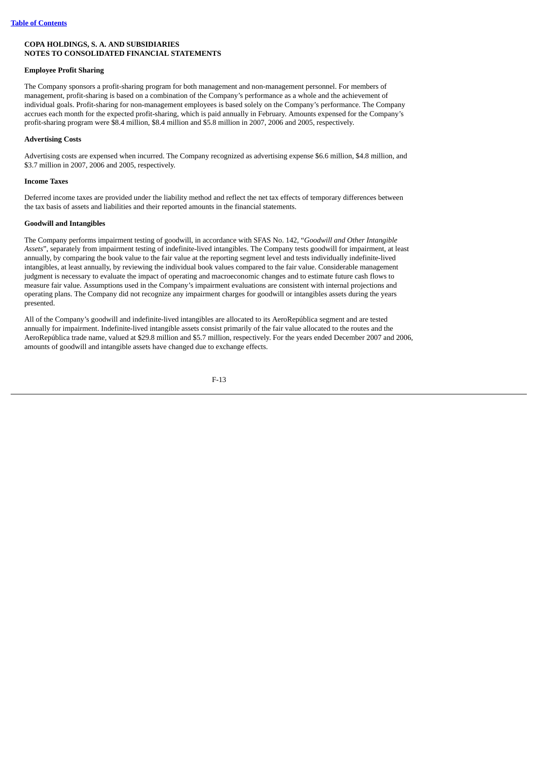**COPA HOLDINGS, S. A. AND SUBSIDIARIES**
**NOTES TO CONSOLIDATED FINANCIAL STATEMENTS**

**Employee Profit Sharing**

The Company sponsors a profit-sharing program for both management and non-management personnel. For members of management, profit-sharing is based on a combination of the Company's performance as a whole and the achievement of individual goals. Profit-sharing for non-management employees is based solely on the Company's performance. The Company accrues each month for the expected profit-sharing, which is paid annually in February. Amounts expensed for the Company's profit-sharing program were $8.4 million, $8.4 million and $5.8 million in 2007, 2006 and 2005, respectively.

**Advertising Costs**

Advertising costs are expensed when incurred. The Company recognized as advertising expense $6.6 million, $4.8 million, and $3.7 million in 2007, 2006 and 2005, respectively.

**Income Taxes**

Deferred income taxes are provided under the liability method and reflect the net tax effects of temporary differences between the tax basis of assets and liabilities and their reported amounts in the financial statements.

**Goodwill and Intangibles**

The Company performs impairment testing of goodwill, in accordance with SFAS No. 142, "*Goodwill and Other Intangible Assets*", separately from impairment testing of indefinite-lived intangibles. The Company tests goodwill for impairment, at least annually, by comparing the book value to the fair value at the reporting segment level and tests individually indefinite-lived intangibles, at least annually, by reviewing the individual book values compared to the fair value. Considerable management judgment is necessary to evaluate the impact of operating and macroeconomic changes and to estimate future cash flows to measure fair value. Assumptions used in the Company's impairment evaluations are consistent with internal projections and operating plans. The Company did not recognize any impairment charges for goodwill or intangibles assets during the years presented.

All of the Company's goodwill and indefinite-lived intangibles are allocated to its AeroRepública segment and are tested annually for impairment. Indefinite-lived intangible assets consist primarily of the fair value allocated to the routes and the AeroRepública trade name, valued at $29.8 million and $5.7 million, respectively. For the years ended December 2007 and 2006, amounts of goodwill and intangible assets have changed due to exchange effects.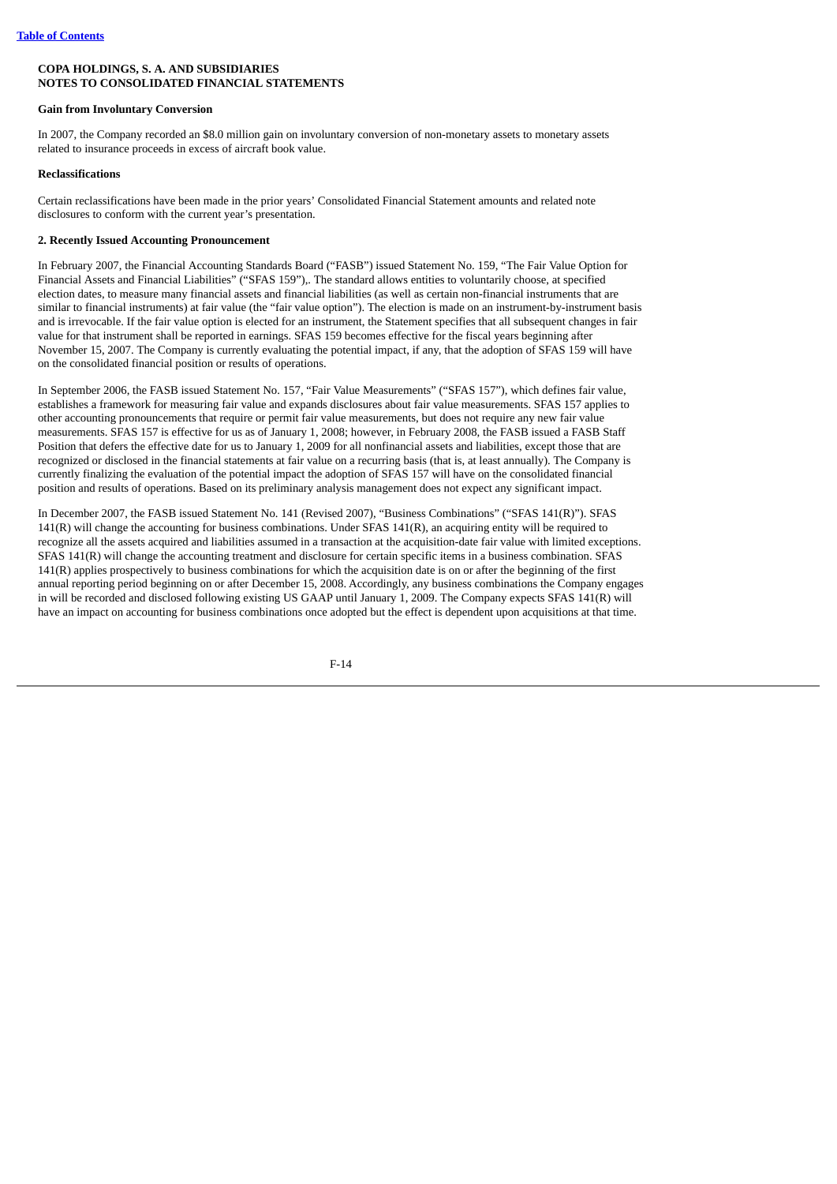**COPA HOLDINGS, S. A. AND SUBSIDIARIES**
**NOTES TO CONSOLIDATED FINANCIAL STATEMENTS**

**Gain from Involuntary Conversion**

In 2007, the Company recorded an $8.0 million gain on involuntary conversion of non-monetary assets to monetary assets related to insurance proceeds in excess of aircraft book value.

**Reclassifications**

Certain reclassifications have been made in the prior years' Consolidated Financial Statement amounts and related note disclosures to conform with the current year's presentation.

**2. Recently Issued Accounting Pronouncement**

In February 2007, the Financial Accounting Standards Board ("FASB") issued Statement No. 159, "The Fair Value Option for Financial Assets and Financial Liabilities" ("SFAS 159"),. The standard allows entities to voluntarily choose, at specified election dates, to measure many financial assets and financial liabilities (as well as certain non-financial instruments that are similar to financial instruments) at fair value (the "fair value option"). The election is made on an instrument-by-instrument basis and is irrevocable. If the fair value option is elected for an instrument, the Statement specifies that all subsequent changes in fair value for that instrument shall be reported in earnings. SFAS 159 becomes effective for the fiscal years beginning after November 15, 2007. The Company is currently evaluating the potential impact, if any, that the adoption of SFAS 159 will have on the consolidated financial position or results of operations.

In September 2006, the FASB issued Statement No. 157, "Fair Value Measurements" ("SFAS 157"), which defines fair value, establishes a framework for measuring fair value and expands disclosures about fair value measurements. SFAS 157 applies to other accounting pronouncements that require or permit fair value measurements, but does not require any new fair value measurements. SFAS 157 is effective for us as of January 1, 2008; however, in February 2008, the FASB issued a FASB Staff Position that defers the effective date for us to January 1, 2009 for all nonfinancial assets and liabilities, except those that are recognized or disclosed in the financial statements at fair value on a recurring basis (that is, at least annually). The Company is currently finalizing the evaluation of the potential impact the adoption of SFAS 157 will have on the consolidated financial position and results of operations. Based on its preliminary analysis management does not expect any significant impact.

In December 2007, the FASB issued Statement No. 141 (Revised 2007), "Business Combinations" ("SFAS 141(R)"). SFAS 141(R) will change the accounting for business combinations. Under SFAS 141(R), an acquiring entity will be required to recognize all the assets acquired and liabilities assumed in a transaction at the acquisition-date fair value with limited exceptions. SFAS 141(R) will change the accounting treatment and disclosure for certain specific items in a business combination. SFAS 141(R) applies prospectively to business combinations for which the acquisition date is on or after the beginning of the first annual reporting period beginning on or after December 15, 2008. Accordingly, any business combinations the Company engages in will be recorded and disclosed following existing US GAAP until January 1, 2009. The Company expects SFAS 141(R) will have an impact on accounting for business combinations once adopted but the effect is dependent upon acquisitions at that time.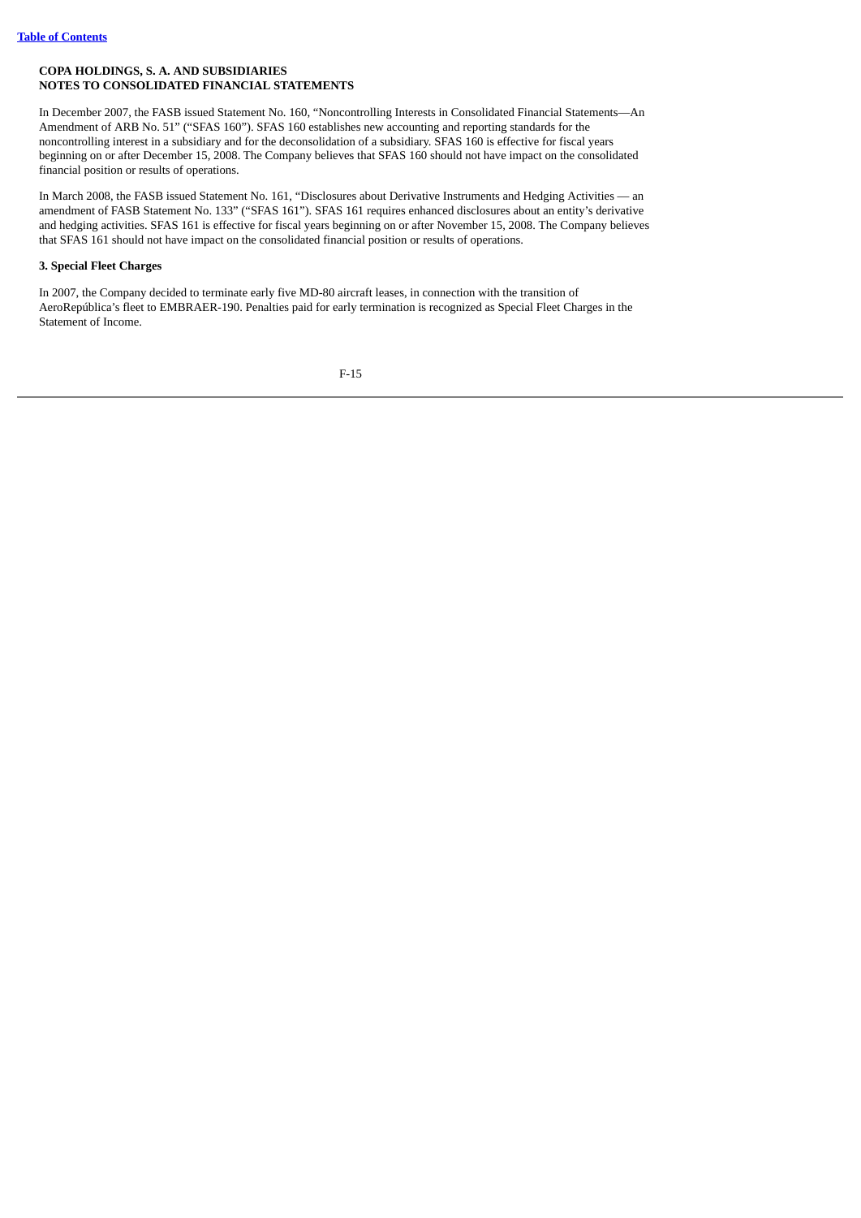**COPA HOLDINGS, S. A. AND SUBSIDIARIES**
**NOTES TO CONSOLIDATED FINANCIAL STATEMENTS**

In December 2007, the FASB issued Statement No. 160, "Noncontrolling Interests in Consolidated Financial Statements—An Amendment of ARB No. 51" ("SFAS 160"). SFAS 160 establishes new accounting and reporting standards for the noncontrolling interest in a subsidiary and for the deconsolidation of a subsidiary. SFAS 160 is effective for fiscal years beginning on or after December 15, 2008. The Company believes that SFAS 160 should not have impact on the consolidated financial position or results of operations.

In March 2008, the FASB issued Statement No. 161, "Disclosures about Derivative Instruments and Hedging Activities — an amendment of FASB Statement No. 133" ("SFAS 161"). SFAS 161 requires enhanced disclosures about an entity's derivative and hedging activities. SFAS 161 is effective for fiscal years beginning on or after November 15, 2008. The Company believes that SFAS 161 should not have impact on the consolidated financial position or results of operations.

**3. Special Fleet Charges**

In 2007, the Company decided to terminate early five MD-80 aircraft leases, in connection with the transition of AeroRepública's fleet to EMBRAER-190. Penalties paid for early termination is recognized as Special Fleet Charges in the Statement of Income.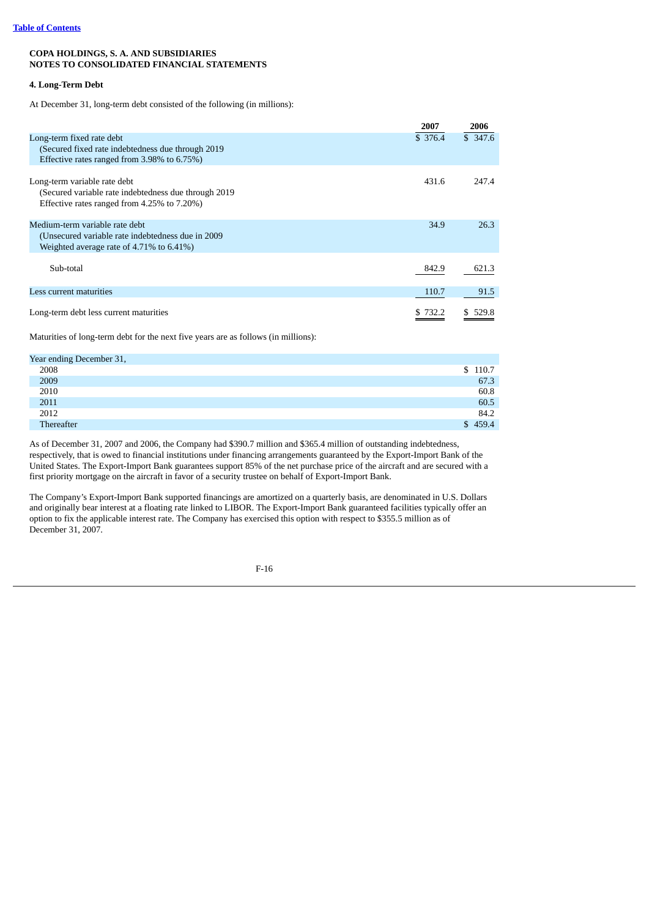COPA HOLDINGS, S. A. AND SUBSIDIARIES
NOTES TO CONSOLIDATED FINANCIAL STATEMENTS

### 4. Long-Term Debt

At December 31, long-term debt consisted of the following (in millions):

| | 2007 | 2006 |
|---|---|---|
| Long-term fixed rate debt<br>(Secured fixed rate indebtedness due through 2019<br>Effective rates ranged from 3.98% to 6.75%) | $ 376.4 | $ 347.6 |
| Long-term variable rate debt<br>(Secured variable rate indebtedness due through 2019<br>Effective rates ranged from 4.25% to 7.20%) | 431.6 | 247.4 |
| Medium-term variable rate debt<br>(Unsecured variable rate indebtedness due in 2009<br>Weighted average rate of 4.71% to 6.41%) | 34.9 | 26.3 |
| Sub-total | 842.9 | 621.3 |
| Less current maturities | 110.7 | 91.5 |
| Long-term debt less current maturities | $ 732.2 | $ 529.8 |

Maturities of long-term debt for the next five years are as follows (in millions):

| Year ending December 31, | |
|---|---|
| 2008 | $ 110.7 |
| 2009 | 67.3 |
| 2010 | 60.8 |
| 2011 | 60.5 |
| 2012 | 84.2 |
| Thereafter | $ 459.4 |

As of December 31, 2007 and 2006, the Company had $390.7 million and $365.4 million of outstanding indebtedness, respectively, that is owed to financial institutions under financing arrangements guaranteed by the Export-Import Bank of the United States. The Export-Import Bank guarantees support 85% of the net purchase price of the aircraft and are secured with a first priority mortgage on the aircraft in favor of a security trustee on behalf of Export-Import Bank.

The Company's Export-Import Bank supported financings are amortized on a quarterly basis, are denominated in U.S. Dollars and originally bear interest at a floating rate linked to LIBOR. The Export-Import Bank guaranteed facilities typically offer an option to fix the applicable interest rate. The Company has exercised this option with respect to $355.5 million as of December 31, 2007.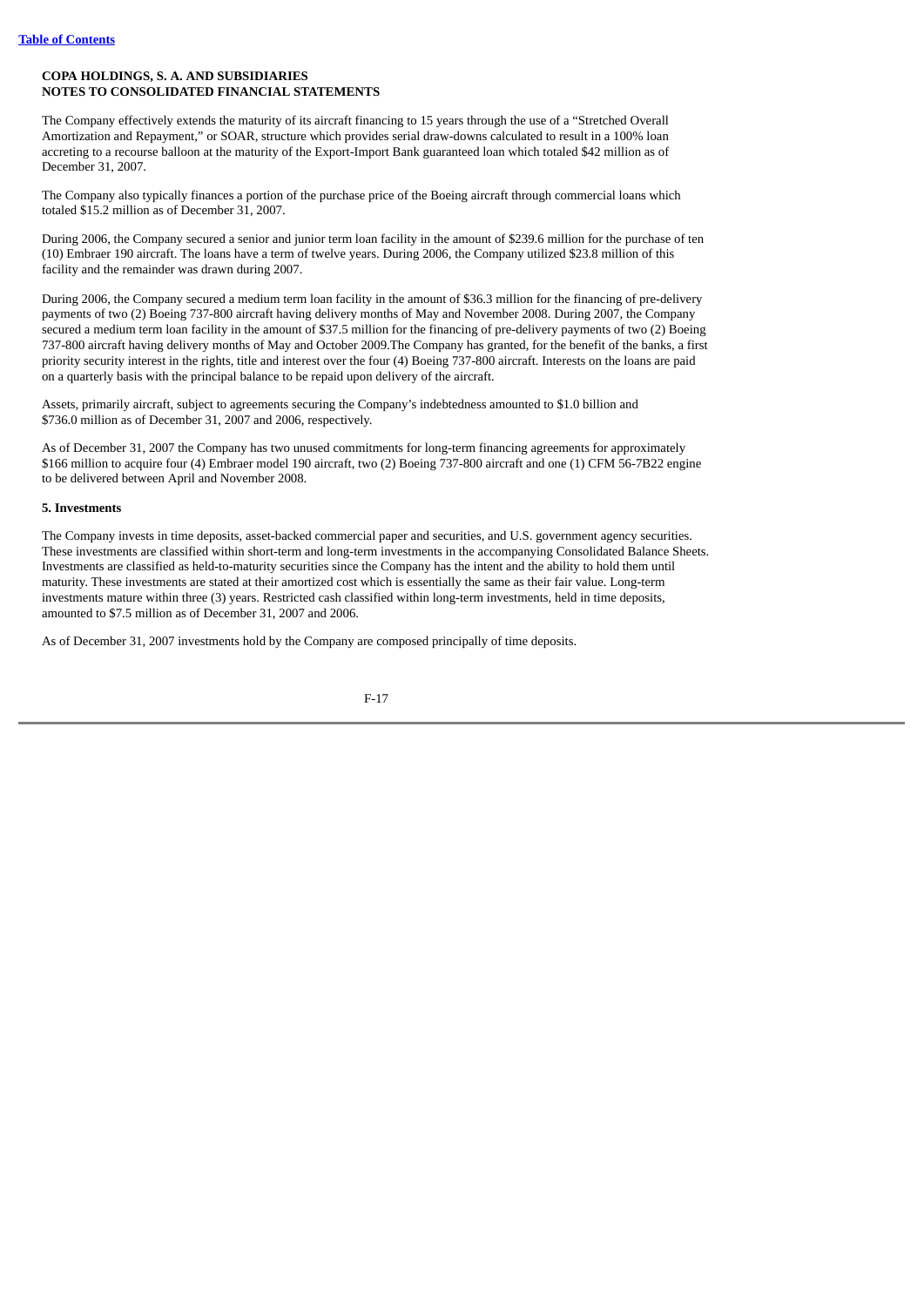**COPA HOLDINGS, S. A. AND SUBSIDIARIES**
**NOTES TO CONSOLIDATED FINANCIAL STATEMENTS**

The Company effectively extends the maturity of its aircraft financing to 15 years through the use of a "Stretched Overall Amortization and Repayment," or SOAR, structure which provides serial draw-downs calculated to result in a 100% loan accreting to a recourse balloon at the maturity of the Export-Import Bank guaranteed loan which totaled $42 million as of December 31, 2007.

The Company also typically finances a portion of the purchase price of the Boeing aircraft through commercial loans which totaled $15.2 million as of December 31, 2007.

During 2006, the Company secured a senior and junior term loan facility in the amount of $239.6 million for the purchase of ten (10) Embraer 190 aircraft. The loans have a term of twelve years. During 2006, the Company utilized $23.8 million of this facility and the remainder was drawn during 2007.

During 2006, the Company secured a medium term loan facility in the amount of $36.3 million for the financing of pre-delivery payments of two (2) Boeing 737-800 aircraft having delivery months of May and November 2008. During 2007, the Company secured a medium term loan facility in the amount of $37.5 million for the financing of pre-delivery payments of two (2) Boeing 737-800 aircraft having delivery months of May and October 2009.The Company has granted, for the benefit of the banks, a first priority security interest in the rights, title and interest over the four (4) Boeing 737-800 aircraft. Interests on the loans are paid on a quarterly basis with the principal balance to be repaid upon delivery of the aircraft.

Assets, primarily aircraft, subject to agreements securing the Company's indebtedness amounted to $1.0 billion and $736.0 million as of December 31, 2007 and 2006, respectively.

As of December 31, 2007 the Company has two unused commitments for long-term financing agreements for approximately $166 million to acquire four (4) Embraer model 190 aircraft, two (2) Boeing 737-800 aircraft and one (1) CFM 56-7B22 engine to be delivered between April and November 2008.

**5. Investments**

The Company invests in time deposits, asset-backed commercial paper and securities, and U.S. government agency securities. These investments are classified within short-term and long-term investments in the accompanying Consolidated Balance Sheets. Investments are classified as held-to-maturity securities since the Company has the intent and the ability to hold them until maturity. These investments are stated at their amortized cost which is essentially the same as their fair value. Long-term investments mature within three (3) years. Restricted cash classified within long-term investments, held in time deposits, amounted to $7.5 million as of December 31, 2007 and 2006.

As of December 31, 2007 investments hold by the Company are composed principally of time deposits.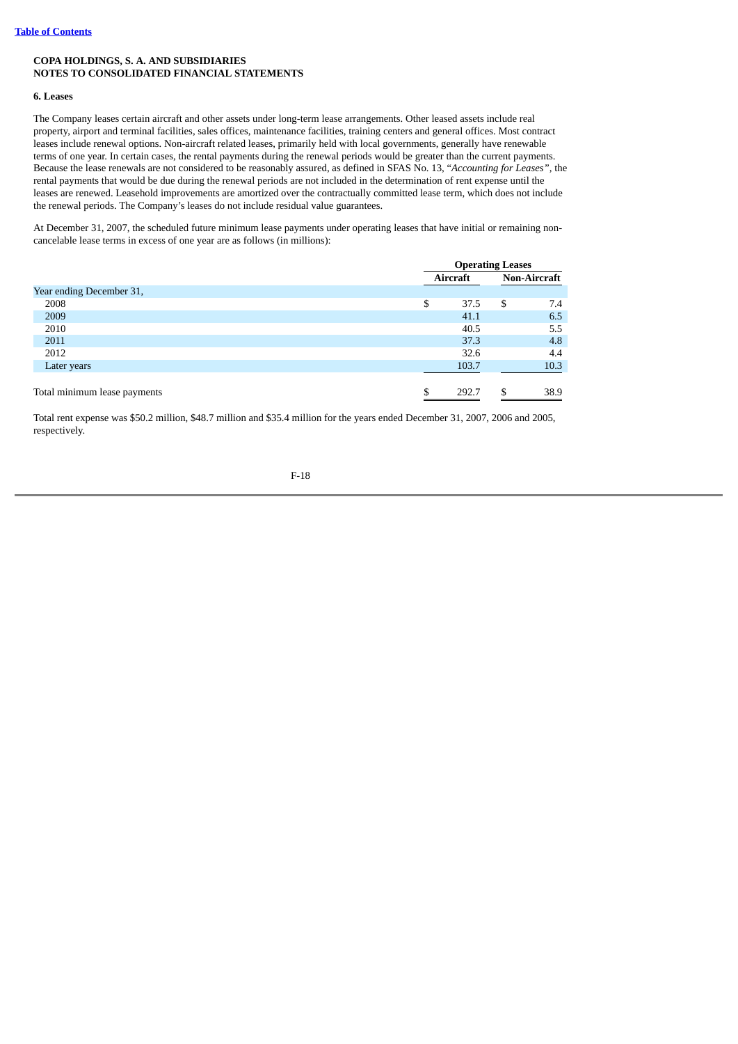**COPA HOLDINGS, S. A. AND SUBSIDIARIES**
**NOTES TO CONSOLIDATED FINANCIAL STATEMENTS**

**6. Leases**

The Company leases certain aircraft and other assets under long-term lease arrangements. Other leased assets include real property, airport and terminal facilities, sales offices, maintenance facilities, training centers and general offices. Most contract leases include renewal options. Non-aircraft related leases, primarily held with local governments, generally have renewable terms of one year. In certain cases, the rental payments during the renewal periods would be greater than the current payments. Because the lease renewals are not considered to be reasonably assured, as defined in SFAS No. 13, "*Accounting for Leases*", the rental payments that would be due during the renewal periods are not included in the determination of rent expense until the leases are renewed. Leasehold improvements are amortized over the contractually committed lease term, which does not include the renewal periods. The Company's leases do not include residual value guarantees.

At December 31, 2007, the scheduled future minimum lease payments under operating leases that have initial or remaining non-cancelable lease terms in excess of one year are as follows (in millions):

| | Operating Leases | |
|---|---|---|
| | Aircraft | Non-Aircraft |
| Year ending December 31, | | |
| 2008 | $ 37.5 | $ 7.4 |
| 2009 | 41.1 | 6.5 |
| 2010 | 40.5 | 5.5 |
| 2011 | 37.3 | 4.8 |
| 2012 | 32.6 | 4.4 |
| Later years | 103.7 | 10.3 |
| Total minimum lease payments | $ 292.7 | $ 38.9 |

Total rent expense was $50.2 million, $48.7 million and $35.4 million for the years ended December 31, 2007, 2006 and 2005, respectively.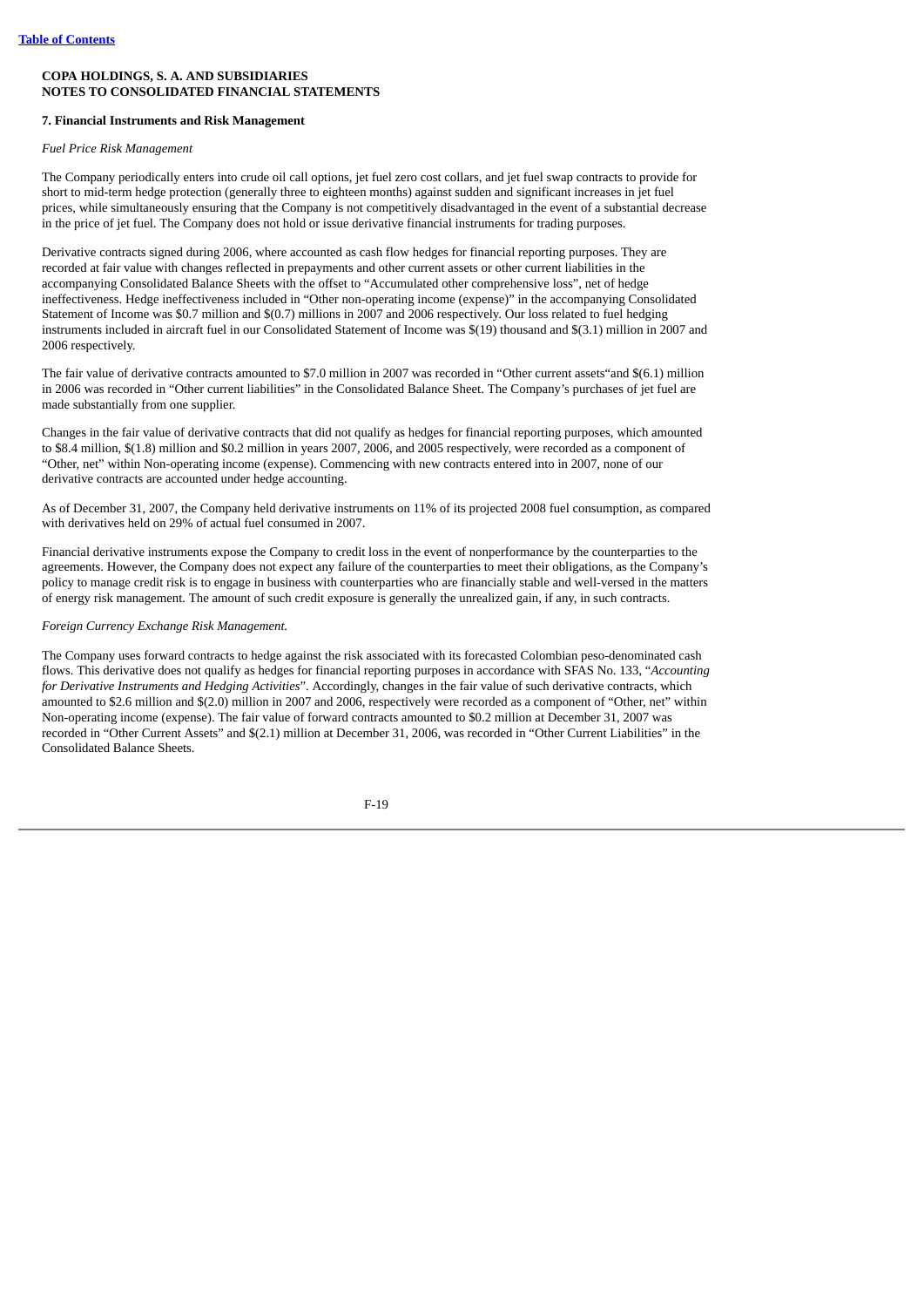[Table of Contents](#)

**COPA HOLDINGS, S. A. AND SUBSIDIARIES**
**NOTES TO CONSOLIDATED FINANCIAL STATEMENTS**

**7. Financial Instruments and Risk Management**

*Fuel Price Risk Management*

The Company periodically enters into crude oil call options, jet fuel zero cost collars, and jet fuel swap contracts to provide for short to mid-term hedge protection (generally three to eighteen months) against sudden and significant increases in jet fuel prices, while simultaneously ensuring that the Company is not competitively disadvantaged in the event of a substantial decrease in the price of jet fuel. The Company does not hold or issue derivative financial instruments for trading purposes.

Derivative contracts signed during 2006, where accounted as cash flow hedges for financial reporting purposes. They are recorded at fair value with changes reflected in prepayments and other current assets or other current liabilities in the accompanying Consolidated Balance Sheets with the offset to "Accumulated other comprehensive loss", net of hedge ineffectiveness. Hedge ineffectiveness included in "Other non-operating income (expense)" in the accompanying Consolidated Statement of Income was $0.7 million and $(0.7) millions in 2007 and 2006 respectively. Our loss related to fuel hedging instruments included in aircraft fuel in our Consolidated Statement of Income was $(19) thousand and $(3.1) million in 2007 and 2006 respectively.

The fair value of derivative contracts amounted to $7.0 million in 2007 was recorded in "Other current assets"and $(6.1) million in 2006 was recorded in "Other current liabilities" in the Consolidated Balance Sheet. The Company's purchases of jet fuel are made substantially from one supplier.

Changes in the fair value of derivative contracts that did not qualify as hedges for financial reporting purposes, which amounted to $8.4 million, $(1.8) million and $0.2 million in years 2007, 2006, and 2005 respectively, were recorded as a component of "Other, net" within Non-operating income (expense). Commencing with new contracts entered into in 2007, none of our derivative contracts are accounted under hedge accounting.

As of December 31, 2007, the Company held derivative instruments on 11% of its projected 2008 fuel consumption, as compared with derivatives held on 29% of actual fuel consumed in 2007.

Financial derivative instruments expose the Company to credit loss in the event of nonperformance by the counterparties to the agreements. However, the Company does not expect any failure of the counterparties to meet their obligations, as the Company's policy to manage credit risk is to engage in business with counterparties who are financially stable and well-versed in the matters of energy risk management. The amount of such credit exposure is generally the unrealized gain, if any, in such contracts.

*Foreign Currency Exchange Risk Management.*

The Company uses forward contracts to hedge against the risk associated with its forecasted Colombian peso-denominated cash flows. This derivative does not qualify as hedges for financial reporting purposes in accordance with SFAS No. 133, "*Accounting for Derivative Instruments and Hedging Activities*". Accordingly, changes in the fair value of such derivative contracts, which amounted to $2.6 million and $(2.0) million in 2007 and 2006, respectively were recorded as a component of "Other, net" within Non-operating income (expense). The fair value of forward contracts amounted to $0.2 million at December 31, 2007 was recorded in "Other Current Assets" and $(2.1) million at December 31, 2006, was recorded in "Other Current Liabilities" in the Consolidated Balance Sheets.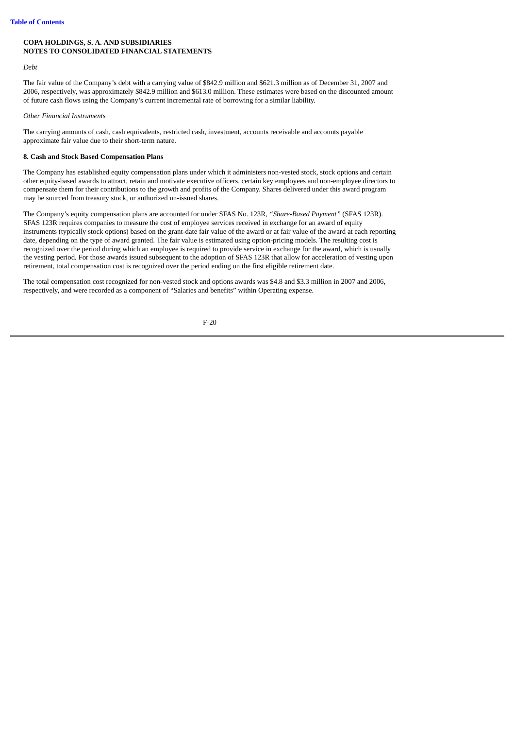**COPA HOLDINGS, S. A. AND SUBSIDIARIES**
**NOTES TO CONSOLIDATED FINANCIAL STATEMENTS**

*Debt*

The fair value of the Company's debt with a carrying value of $842.9 million and $621.3 million as of December 31, 2007 and 2006, respectively, was approximately $842.9 million and $613.0 million. These estimates were based on the discounted amount of future cash flows using the Company's current incremental rate of borrowing for a similar liability.

*Other Financial Instruments*

The carrying amounts of cash, cash equivalents, restricted cash, investment, accounts receivable and accounts payable approximate fair value due to their short-term nature.

**8. Cash and Stock Based Compensation Plans**

The Company has established equity compensation plans under which it administers non-vested stock, stock options and certain other equity-based awards to attract, retain and motivate executive officers, certain key employees and non-employee directors to compensate them for their contributions to the growth and profits of the Company. Shares delivered under this award program may be sourced from treasury stock, or authorized un-issued shares.

The Company's equity compensation plans are accounted for under SFAS No. 123R, *"Share-Based Payment"* (SFAS 123R). SFAS 123R requires companies to measure the cost of employee services received in exchange for an award of equity instruments (typically stock options) based on the grant-date fair value of the award or at fair value of the award at each reporting date, depending on the type of award granted. The fair value is estimated using option-pricing models. The resulting cost is recognized over the period during which an employee is required to provide service in exchange for the award, which is usually the vesting period. For those awards issued subsequent to the adoption of SFAS 123R that allow for acceleration of vesting upon retirement, total compensation cost is recognized over the period ending on the first eligible retirement date.

The total compensation cost recognized for non-vested stock and options awards was $4.8 and $3.3 million in 2007 and 2006, respectively, and were recorded as a component of "Salaries and benefits" within Operating expense.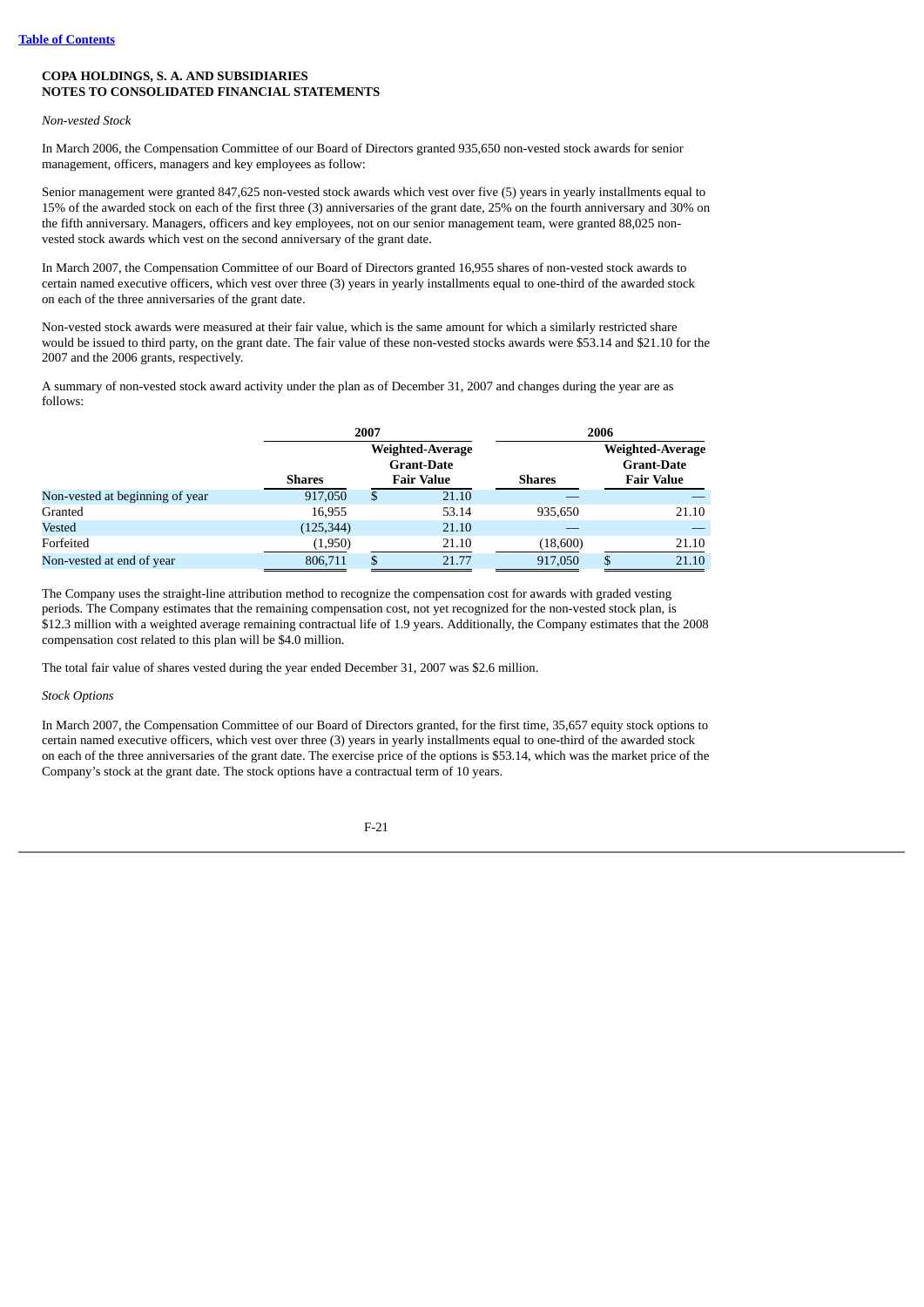**COPA HOLDINGS, S. A. AND SUBSIDIARIES**
**NOTES TO CONSOLIDATED FINANCIAL STATEMENTS**

*Non-vested Stock*

In March 2006, the Compensation Committee of our Board of Directors granted 935,650 non-vested stock awards for senior management, officers, managers and key employees as follow:

Senior management were granted 847,625 non-vested stock awards which vest over five (5) years in yearly installments equal to 15% of the awarded stock on each of the first three (3) anniversaries of the grant date, 25% on the fourth anniversary and 30% on the fifth anniversary. Managers, officers and key employees, not on our senior management team, were granted 88,025 non-vested stock awards which vest on the second anniversary of the grant date.

In March 2007, the Compensation Committee of our Board of Directors granted 16,955 shares of non-vested stock awards to certain named executive officers, which vest over three (3) years in yearly installments equal to one-third of the awarded stock on each of the three anniversaries of the grant date.

Non-vested stock awards were measured at their fair value, which is the same amount for which a similarly restricted share would be issued to third party, on the grant date. The fair value of these non-vested stocks awards were $53.14 and $21.10 for the 2007 and the 2006 grants, respectively.

A summary of non-vested stock award activity under the plan as of December 31, 2007 and changes during the year are as follows:

| | 2007 | | 2006 | |
|---|---|---|---|---|
| | Shares | Weighted-Average Grant-Date Fair Value | Shares | Weighted-Average Grant-Date Fair Value |
| Non-vested at beginning of year | 917,050 | $ 21.10 | — | — |
| Granted | 16,955 | 53.14 | 935,650 | 21.10 |
| Vested | (125,344) | 21.10 | — | — |
| Forfeited | (1,950) | 21.10 | (18,600) | 21.10 |
| Non-vested at end of year | 806,711 | $ 21.77 | 917,050 | $ 21.10 |

The Company uses the straight-line attribution method to recognize the compensation cost for awards with graded vesting periods. The Company estimates that the remaining compensation cost, not yet recognized for the non-vested stock plan, is $12.3 million with a weighted average remaining contractual life of 1.9 years. Additionally, the Company estimates that the 2008 compensation cost related to this plan will be $4.0 million.

The total fair value of shares vested during the year ended December 31, 2007 was $2.6 million.

*Stock Options*

In March 2007, the Compensation Committee of our Board of Directors granted, for the first time, 35,657 equity stock options to certain named executive officers, which vest over three (3) years in yearly installments equal to one-third of the awarded stock on each of the three anniversaries of the grant date. The exercise price of the options is $53.14, which was the market price of the Company's stock at the grant date. The stock options have a contractual term of 10 years.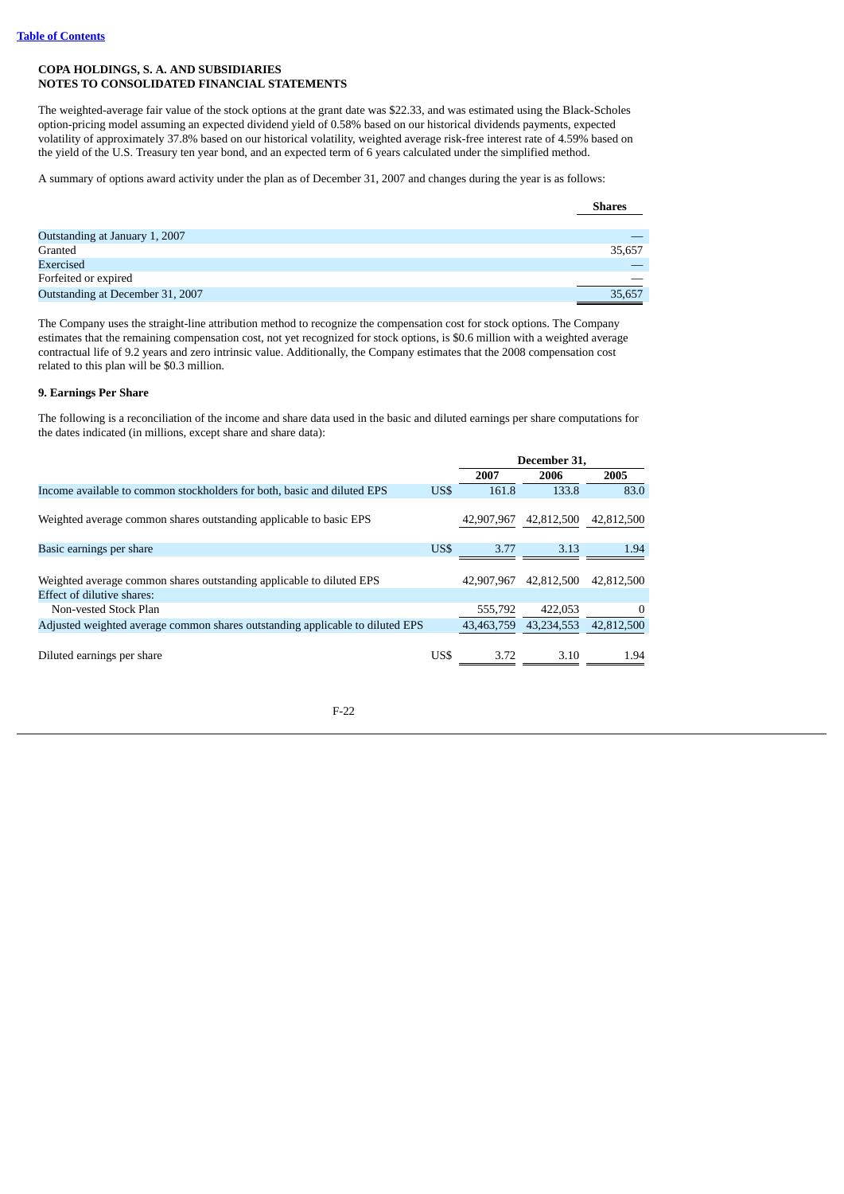**COPA HOLDINGS, S. A. AND SUBSIDIARIES**
**NOTES TO CONSOLIDATED FINANCIAL STATEMENTS**

The weighted-average fair value of the stock options at the grant date was $22.33, and was estimated using the Black-Scholes option-pricing model assuming an expected dividend yield of 0.58% based on our historical dividends payments, expected volatility of approximately 37.8% based on our historical volatility, weighted average risk-free interest rate of 4.59% based on the yield of the U.S. Treasury ten year bond, and an expected term of 6 years calculated under the simplified method.

A summary of options award activity under the plan as of December 31, 2007 and changes during the year is as follows:

| | Shares |
|---|---|
| Outstanding at January 1, 2007 | — |
| Granted | 35,657 |
| Exercised | — |
| Forfeited or expired | — |
| Outstanding at December 31, 2007 | 35,657 |

The Company uses the straight-line attribution method to recognize the compensation cost for stock options. The Company estimates that the remaining compensation cost, not yet recognized for stock options, is $0.6 million with a weighted average contractual life of 9.2 years and zero intrinsic value. Additionally, the Company estimates that the 2008 compensation cost related to this plan will be $0.3 million.

**9. Earnings Per Share**

The following is a reconciliation of the income and share data used in the basic and diluted earnings per share computations for the dates indicated (in millions, except share and share data):

| | | December 31, | | |
|---|---|---|---|---|
| | | 2007 | 2006 | 2005 |
| Income available to common stockholders for both, basic and diluted EPS | US$ | 161.8 | 133.8 | 83.0 |
| Weighted average common shares outstanding applicable to basic EPS | | 42,907,967 | 42,812,500 | 42,812,500 |
| Basic earnings per share | US$ | 3.77 | 3.13 | 1.94 |
| Weighted average common shares outstanding applicable to diluted EPS | | 42,907,967 | 42,812,500 | 42,812,500 |
| Effect of dilutive shares: | | | | |
| Non-vested Stock Plan | | 555,792 | 422,053 | 0 |
| Adjusted weighted average common shares outstanding applicable to diluted EPS | | 43,463,759 | 43,234,553 | 42,812,500 |
| Diluted earnings per share | US$ | 3.72 | 3.10 | 1.94 |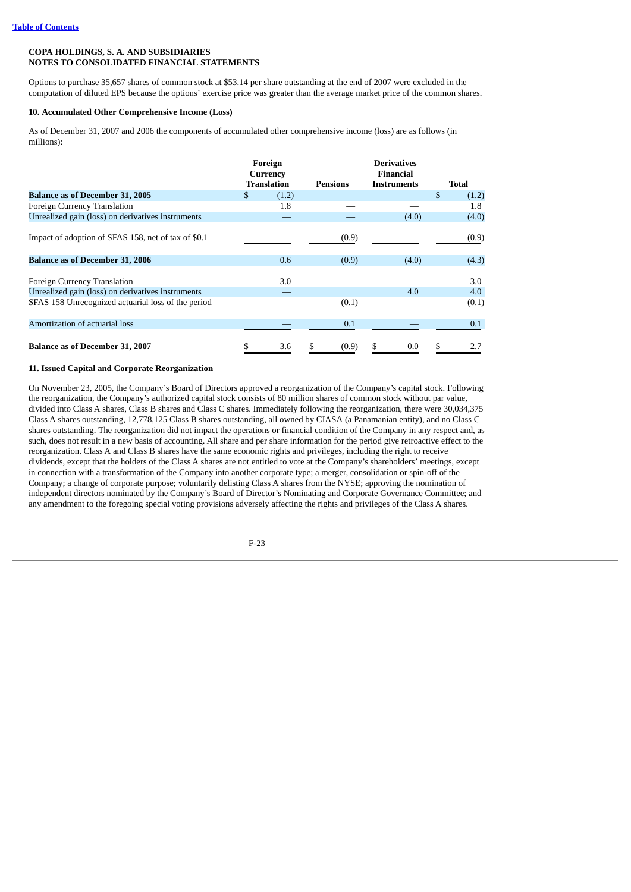**COPA HOLDINGS, S. A. AND SUBSIDIARIES**
**NOTES TO CONSOLIDATED FINANCIAL STATEMENTS**

Options to purchase 35,657 shares of common stock at $53.14 per share outstanding at the end of 2007 were excluded in the computation of diluted EPS because the options' exercise price was greater than the average market price of the common shares.

**10. Accumulated Other Comprehensive Income (Loss)**

As of December 31, 2007 and 2006 the components of accumulated other comprehensive income (loss) are as follows (in millions):

| | Foreign Currency Translation | Pensions | Derivatives Financial Instruments | Total |
|---|---|---|---|---|
| **Balance as of December 31, 2005** | $ (1.2) | — | — | $ (1.2) |
| Foreign Currency Translation | 1.8 | — | — | 1.8 |
| Unrealized gain (loss) on derivatives instruments | — | — | (4.0) | (4.0) |
| Impact of adoption of SFAS 158, net of tax of $0.1 | — | (0.9) | — | (0.9) |
| **Balance as of December 31, 2006** | 0.6 | (0.9) | (4.0) | (4.3) |
| Foreign Currency Translation | 3.0 | | | 3.0 |
| Unrealized gain (loss) on derivatives instruments | — | | 4.0 | 4.0 |
| SFAS 158 Unrecognized actuarial loss of the period | — | (0.1) | — | (0.1) |
| Amortization of actuarial loss | — | 0.1 | — | 0.1 |
| **Balance as of December 31, 2007** | $ 3.6 | $ (0.9) | $ 0.0 | $ 2.7 |

**11. Issued Capital and Corporate Reorganization**

On November 23, 2005, the Company's Board of Directors approved a reorganization of the Company's capital stock. Following the reorganization, the Company's authorized capital stock consists of 80 million shares of common stock without par value, divided into Class A shares, Class B shares and Class C shares. Immediately following the reorganization, there were 30,034,375 Class A shares outstanding, 12,778,125 Class B shares outstanding, all owned by CIASA (a Panamanian entity), and no Class C shares outstanding. The reorganization did not impact the operations or financial condition of the Company in any respect and, as such, does not result in a new basis of accounting. All share and per share information for the period give retroactive effect to the reorganization. Class A and Class B shares have the same economic rights and privileges, including the right to receive dividends, except that the holders of the Class A shares are not entitled to vote at the Company's shareholders' meetings, except in connection with a transformation of the Company into another corporate type; a merger, consolidation or spin-off of the Company; a change of corporate purpose; voluntarily delisting Class A shares from the NYSE; approving the nomination of independent directors nominated by the Company's Board of Director's Nominating and Corporate Governance Committee; and any amendment to the foregoing special voting provisions adversely affecting the rights and privileges of the Class A shares.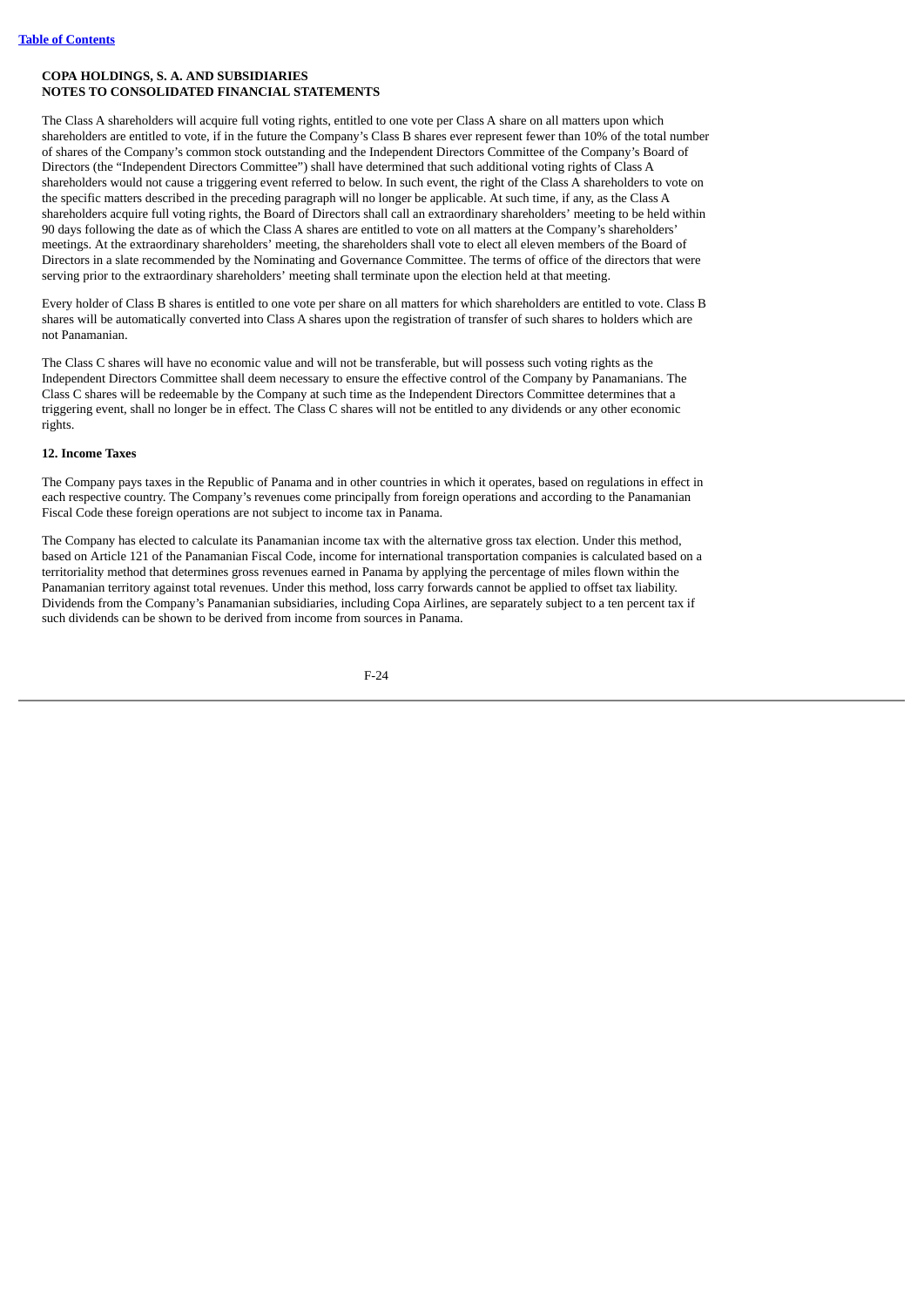**COPA HOLDINGS, S. A. AND SUBSIDIARIES**
**NOTES TO CONSOLIDATED FINANCIAL STATEMENTS**

The Class A shareholders will acquire full voting rights, entitled to one vote per Class A share on all matters upon which shareholders are entitled to vote, if in the future the Company's Class B shares ever represent fewer than 10% of the total number of shares of the Company's common stock outstanding and the Independent Directors Committee of the Company's Board of Directors (the "Independent Directors Committee") shall have determined that such additional voting rights of Class A shareholders would not cause a triggering event referred to below. In such event, the right of the Class A shareholders to vote on the specific matters described in the preceding paragraph will no longer be applicable. At such time, if any, as the Class A shareholders acquire full voting rights, the Board of Directors shall call an extraordinary shareholders' meeting to be held within 90 days following the date as of which the Class A shares are entitled to vote on all matters at the Company's shareholders' meetings. At the extraordinary shareholders' meeting, the shareholders shall vote to elect all eleven members of the Board of Directors in a slate recommended by the Nominating and Governance Committee. The terms of office of the directors that were serving prior to the extraordinary shareholders' meeting shall terminate upon the election held at that meeting.

Every holder of Class B shares is entitled to one vote per share on all matters for which shareholders are entitled to vote. Class B shares will be automatically converted into Class A shares upon the registration of transfer of such shares to holders which are not Panamanian.

The Class C shares will have no economic value and will not be transferable, but will possess such voting rights as the Independent Directors Committee shall deem necessary to ensure the effective control of the Company by Panamanians. The Class C shares will be redeemable by the Company at such time as the Independent Directors Committee determines that a triggering event, shall no longer be in effect. The Class C shares will not be entitled to any dividends or any other economic rights.

**12. Income Taxes**

The Company pays taxes in the Republic of Panama and in other countries in which it operates, based on regulations in effect in each respective country. The Company's revenues come principally from foreign operations and according to the Panamanian Fiscal Code these foreign operations are not subject to income tax in Panama.

The Company has elected to calculate its Panamanian income tax with the alternative gross tax election. Under this method, based on Article 121 of the Panamanian Fiscal Code, income for international transportation companies is calculated based on a territoriality method that determines gross revenues earned in Panama by applying the percentage of miles flown within the Panamanian territory against total revenues. Under this method, loss carry forwards cannot be applied to offset tax liability. Dividends from the Company's Panamanian subsidiaries, including Copa Airlines, are separately subject to a ten percent tax if such dividends can be shown to be derived from income from sources in Panama.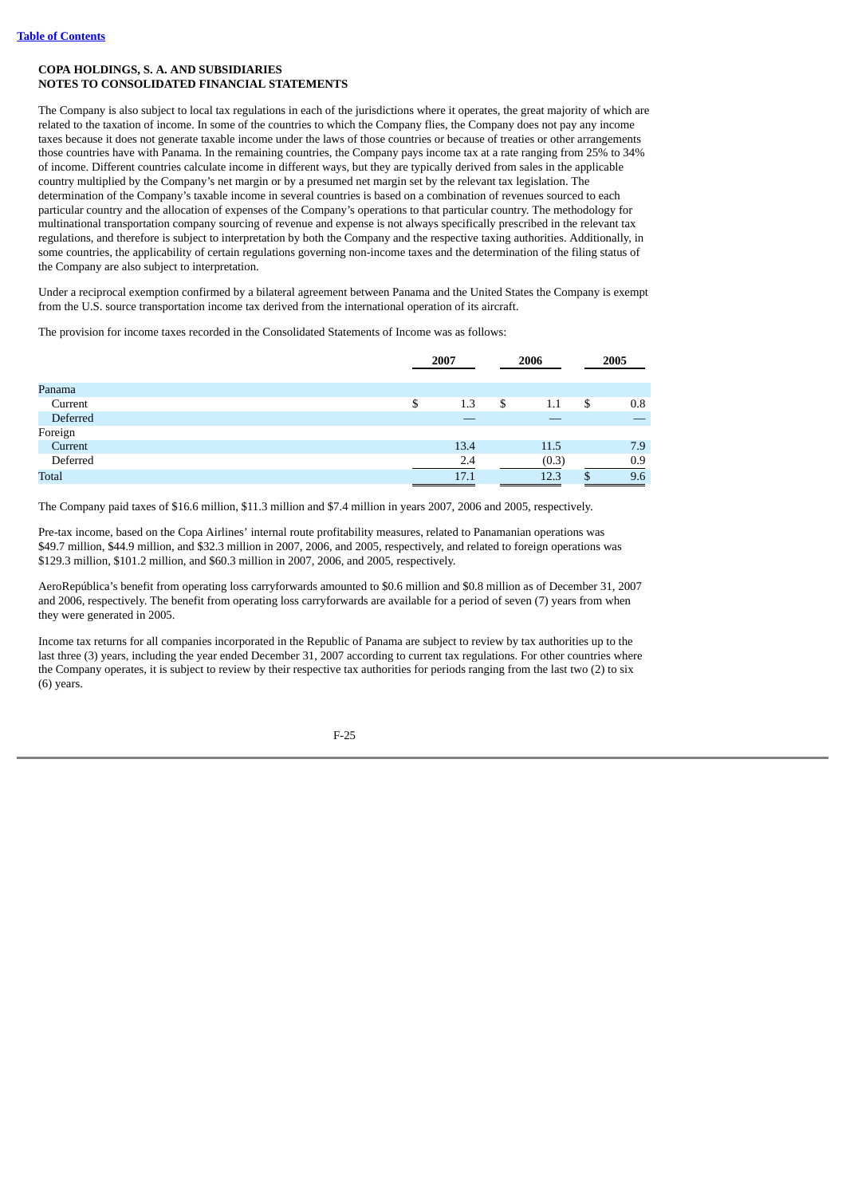**COPA HOLDINGS, S. A. AND SUBSIDIARIES**
**NOTES TO CONSOLIDATED FINANCIAL STATEMENTS**

The Company is also subject to local tax regulations in each of the jurisdictions where it operates, the great majority of which are related to the taxation of income. In some of the countries to which the Company flies, the Company does not pay any income taxes because it does not generate taxable income under the laws of those countries or because of treaties or other arrangements those countries have with Panama. In the remaining countries, the Company pays income tax at a rate ranging from 25% to 34% of income. Different countries calculate income in different ways, but they are typically derived from sales in the applicable country multiplied by the Company's net margin or by a presumed net margin set by the relevant tax legislation. The determination of the Company's taxable income in several countries is based on a combination of revenues sourced to each particular country and the allocation of expenses of the Company's operations to that particular country. The methodology for multinational transportation company sourcing of revenue and expense is not always specifically prescribed in the relevant tax regulations, and therefore is subject to interpretation by both the Company and the respective taxing authorities. Additionally, in some countries, the applicability of certain regulations governing non-income taxes and the determination of the filing status of the Company are also subject to interpretation.

Under a reciprocal exemption confirmed by a bilateral agreement between Panama and the United States the Company is exempt from the U.S. source transportation income tax derived from the international operation of its aircraft.

The provision for income taxes recorded in the Consolidated Statements of Income was as follows:

| | 2007 | 2006 | 2005 |
|---|---|---|---|
| Panama | | | |
| Current | $ 1.3 | $ 1.1 | $ 0.8 |
| Deferred | — | — | — |
| Foreign | | | |
| Current | 13.4 | 11.5 | 7.9 |
| Deferred | 2.4 | (0.3) | 0.9 |
| Total | 17.1 | 12.3 | $ 9.6 |

The Company paid taxes of $16.6 million, $11.3 million and $7.4 million in years 2007, 2006 and 2005, respectively.

Pre-tax income, based on the Copa Airlines' internal route profitability measures, related to Panamanian operations was $49.7 million, $44.9 million, and $32.3 million in 2007, 2006, and 2005, respectively, and related to foreign operations was $129.3 million, $101.2 million, and $60.3 million in 2007, 2006, and 2005, respectively.

AeroRepública's benefit from operating loss carryforwards amounted to $0.6 million and $0.8 million as of December 31, 2007 and 2006, respectively. The benefit from operating loss carryforwards are available for a period of seven (7) years from when they were generated in 2005.

Income tax returns for all companies incorporated in the Republic of Panama are subject to review by tax authorities up to the last three (3) years, including the year ended December 31, 2007 according to current tax regulations. For other countries where the Company operates, it is subject to review by their respective tax authorities for periods ranging from the last two (2) to six (6) years.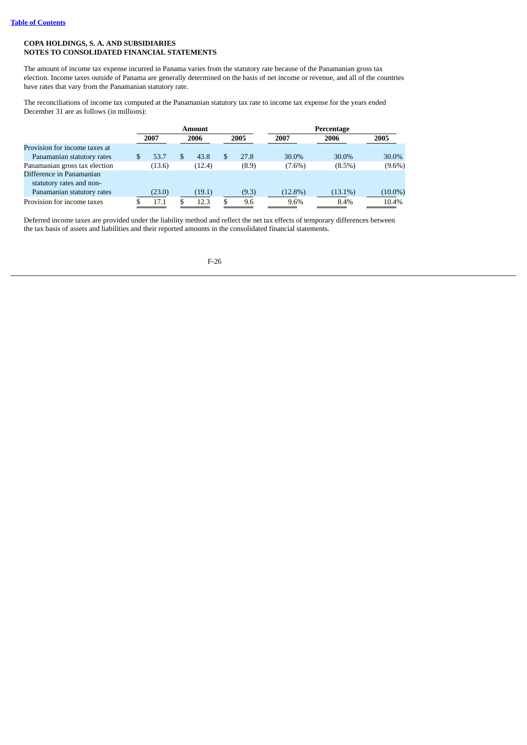**COPA HOLDINGS, S. A. AND SUBSIDIARIES**
**NOTES TO CONSOLIDATED FINANCIAL STATEMENTS**

The amount of income tax expense incurred in Panama varies from the statutory rate because of the Panamanian gross tax election. Income taxes outside of Panama are generally determined on the basis of net income or revenue, and all of the countries have rates that vary from the Panamanian statutory rate.

The reconciliations of income tax computed at the Panamanian statutory tax rate to income tax expense for the years ended December 31 are as follows (in millions):

| | Amount | | | Percentage | | |
|---|---|---|---|---|---|---|
| | 2007 | 2006 | 2005 | 2007 | 2006 | 2005 |
| Provision for income taxes at Panamanian statutory rates | $ 53.7 | $ 43.8 | $ 27.8 | 30.0% | 30.0% | 30.0% |
| Panamanian gross tax election | (13.6) | (12.4) | (8.9) | (7.6%) | (8.5%) | (9.6%) |
| Difference in Panamanian statutory rates and non-Panamanian statutory rates | (23.0) | (19.1) | (9.3) | (12.8%) | (13.1%) | (10.0%) |
| Provision for income taxes | $ 17.1 | $ 12.3 | $ 9.6 | 9.6% | 8.4% | 10.4% |

Deferred income taxes are provided under the liability method and reflect the net tax effects of temporary differences between the tax basis of assets and liabilities and their reported amounts in the consolidated financial statements.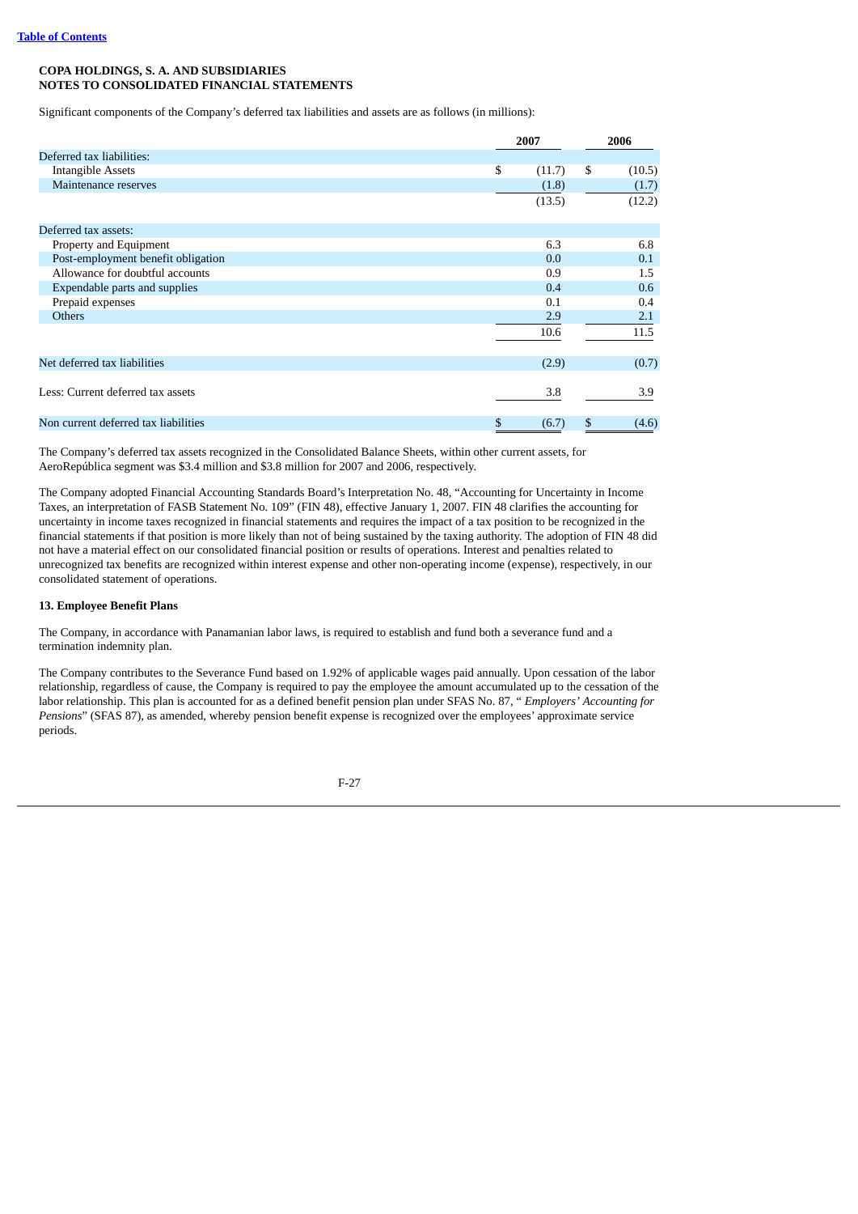**COPA HOLDINGS, S. A. AND SUBSIDIARIES**
**NOTES TO CONSOLIDATED FINANCIAL STATEMENTS**

Significant components of the Company's deferred tax liabilities and assets are as follows (in millions):

| | 2007 | 2006 |
|---|---|---|
| Deferred tax liabilities: | | |
| Intangible Assets | $ (11.7) | $ (10.5) |
| Maintenance reserves | (1.8) | (1.7) |
| | (13.5) | (12.2) |
| Deferred tax assets: | | |
| Property and Equipment | 6.3 | 6.8 |
| Post-employment benefit obligation | 0.0 | 0.1 |
| Allowance for doubtful accounts | 0.9 | 1.5 |
| Expendable parts and supplies | 0.4 | 0.6 |
| Prepaid expenses | 0.1 | 0.4 |
| Others | 2.9 | 2.1 |
| | 10.6 | 11.5 |
| Net deferred tax liabilities | (2.9) | (0.7) |
| Less: Current deferred tax assets | 3.8 | 3.9 |
| Non current deferred tax liabilities | $ (6.7) | $ (4.6) |

The Company's deferred tax assets recognized in the Consolidated Balance Sheets, within other current assets, for AeroRepública segment was $3.4 million and $3.8 million for 2007 and 2006, respectively.

The Company adopted Financial Accounting Standards Board's Interpretation No. 48, "Accounting for Uncertainty in Income Taxes, an interpretation of FASB Statement No. 109" (FIN 48), effective January 1, 2007. FIN 48 clarifies the accounting for uncertainty in income taxes recognized in financial statements and requires the impact of a tax position to be recognized in the financial statements if that position is more likely than not of being sustained by the taxing authority. The adoption of FIN 48 did not have a material effect on our consolidated financial position or results of operations. Interest and penalties related to unrecognized tax benefits are recognized within interest expense and other non-operating income (expense), respectively, in our consolidated statement of operations.

**13. Employee Benefit Plans**

The Company, in accordance with Panamanian labor laws, is required to establish and fund both a severance fund and a termination indemnity plan.

The Company contributes to the Severance Fund based on 1.92% of applicable wages paid annually. Upon cessation of the labor relationship, regardless of cause, the Company is required to pay the employee the amount accumulated up to the cessation of the labor relationship. This plan is accounted for as a defined benefit pension plan under SFAS No. 87, " *Employers' Accounting for Pensions*" (SFAS 87), as amended, whereby pension benefit expense is recognized over the employees' approximate service periods.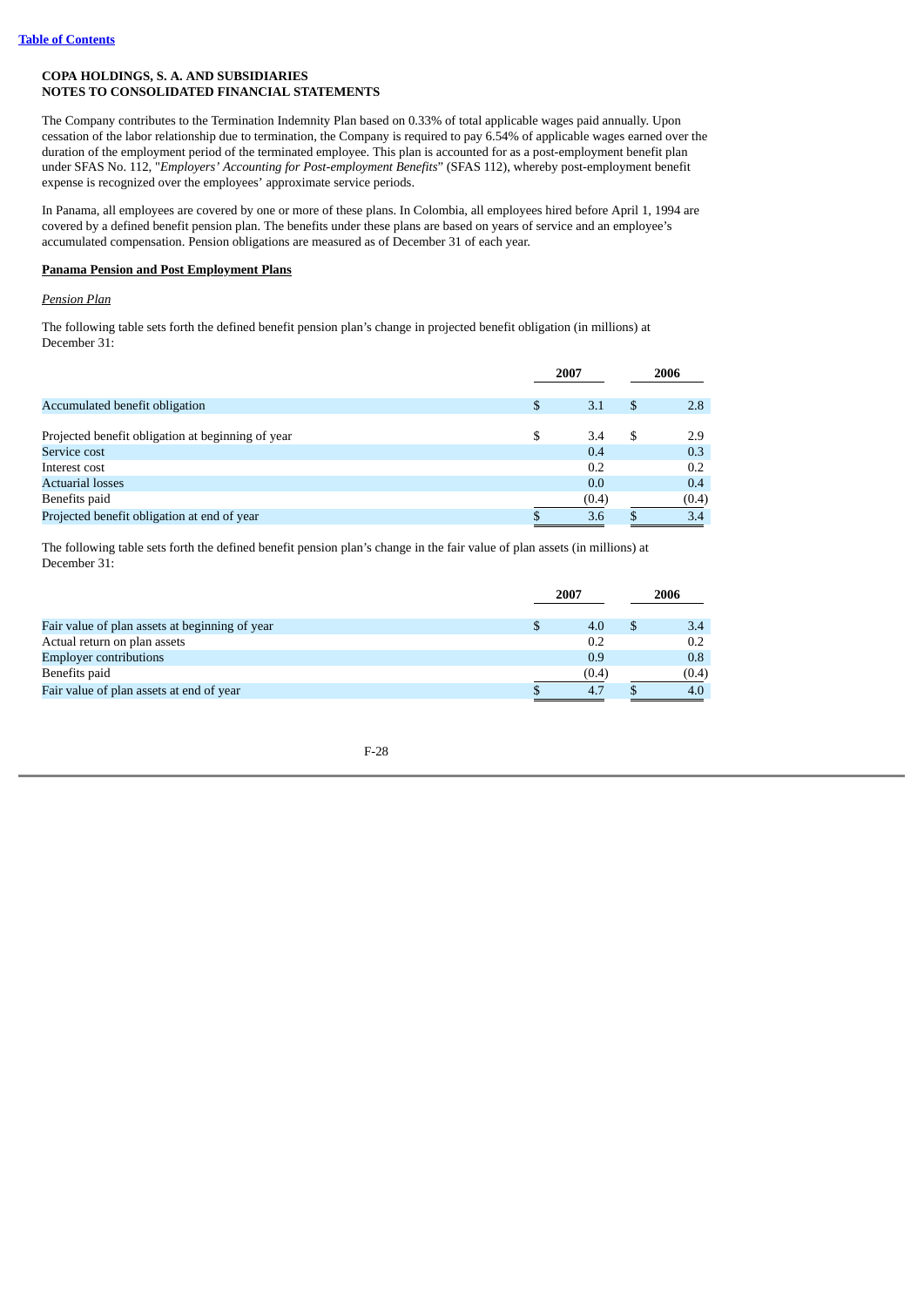[Table of Contents](#)

**COPA HOLDINGS, S. A. AND SUBSIDIARIES**
**NOTES TO CONSOLIDATED FINANCIAL STATEMENTS**

The Company contributes to the Termination Indemnity Plan based on 0.33% of total applicable wages paid annually. Upon cessation of the labor relationship due to termination, the Company is required to pay 6.54% of applicable wages earned over the duration of the employment period of the terminated employee. This plan is accounted for as a post-employment benefit plan under SFAS No. 112, "*Employers' Accounting for Post-employment Benefits*" (SFAS 112), whereby post-employment benefit expense is recognized over the employees' approximate service periods.

In Panama, all employees are covered by one or more of these plans. In Colombia, all employees hired before April 1, 1994 are covered by a defined benefit pension plan. The benefits under these plans are based on years of service and an employee's accumulated compensation. Pension obligations are measured as of December 31 of each year.

**Panama Pension and Post Employment Plans**

*Pension Plan*

The following table sets forth the defined benefit pension plan's change in projected benefit obligation (in millions) at December 31:

| | 2007 | 2006 |
|---|---|---|
| Accumulated benefit obligation | $ 3.1 | $ 2.8 |
| Projected benefit obligation at beginning of year | $ 3.4 | $ 2.9 |
| Service cost | 0.4 | 0.3 |
| Interest cost | 0.2 | 0.2 |
| Actuarial losses | 0.0 | 0.4 |
| Benefits paid | (0.4) | (0.4) |
| Projected benefit obligation at end of year | $ 3.6 | $ 3.4 |

The following table sets forth the defined benefit pension plan's change in the fair value of plan assets (in millions) at December 31:

| | 2007 | 2006 |
|---|---|---|
| Fair value of plan assets at beginning of year | $ 4.0 | $ 3.4 |
| Actual return on plan assets | 0.2 | 0.2 |
| Employer contributions | 0.9 | 0.8 |
| Benefits paid | (0.4) | (0.4) |
| Fair value of plan assets at end of year | $ 4.7 | $ 4.0 |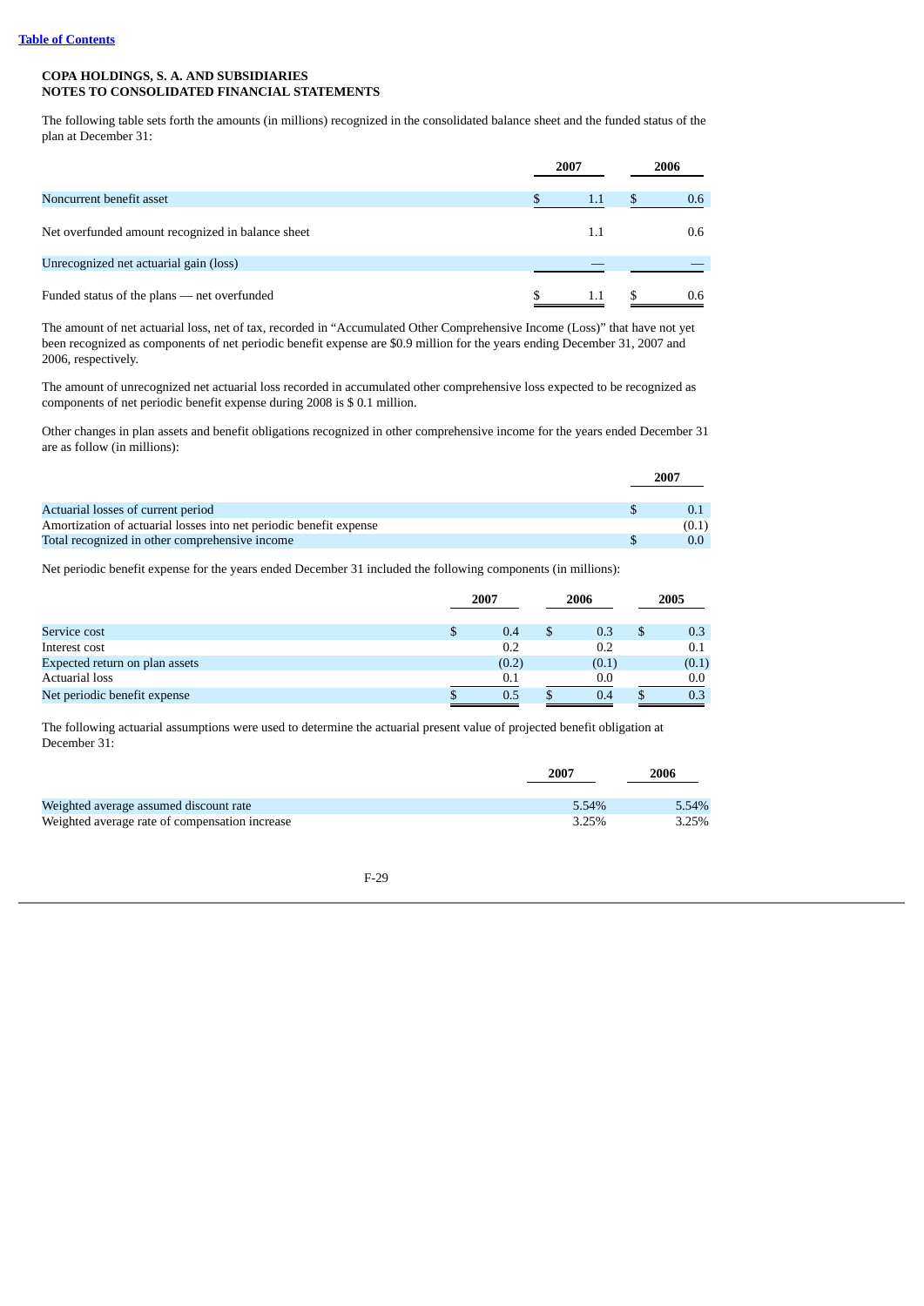COPA HOLDINGS, S. A. AND SUBSIDIARIES
NOTES TO CONSOLIDATED FINANCIAL STATEMENTS

The following table sets forth the amounts (in millions) recognized in the consolidated balance sheet and the funded status of the plan at December 31:

| | 2007 | 2006 |
|---|---|---|
| Noncurrent benefit asset | $ 1.1 | $ 0.6 |
| Net overfunded amount recognized in balance sheet | 1.1 | 0.6 |
| Unrecognized net actuarial gain (loss) | — | — |
| Funded status of the plans — net overfunded | $ 1.1 | $ 0.6 |

The amount of net actuarial loss, net of tax, recorded in "Accumulated Other Comprehensive Income (Loss)" that have not yet been recognized as components of net periodic benefit expense are $0.9 million for the years ending December 31, 2007 and 2006, respectively.

The amount of unrecognized net actuarial loss recorded in accumulated other comprehensive loss expected to be recognized as components of net periodic benefit expense during 2008 is $ 0.1 million.

Other changes in plan assets and benefit obligations recognized in other comprehensive income for the years ended December 31 are as follow (in millions):

| | 2007 |
|---|---|
| Actuarial losses of current period | $ 0.1 |
| Amortization of actuarial losses into net periodic benefit expense | (0.1) |
| Total recognized in other comprehensive income | $ 0.0 |

Net periodic benefit expense for the years ended December 31 included the following components (in millions):

| | 2007 | 2006 | 2005 |
|---|---|---|---|
| Service cost | $ 0.4 | $ 0.3 | $ 0.3 |
| Interest cost | 0.2 | 0.2 | 0.1 |
| Expected return on plan assets | (0.2) | (0.1) | (0.1) |
| Actuarial loss | 0.1 | 0.0 | 0.0 |
| Net periodic benefit expense | $ 0.5 | $ 0.4 | $ 0.3 |

The following actuarial assumptions were used to determine the actuarial present value of projected benefit obligation at December 31:

| | 2007 | 2006 |
|---|---|---|
| Weighted average assumed discount rate | 5.54% | 5.54% |
| Weighted average rate of compensation increase | 3.25% | 3.25% |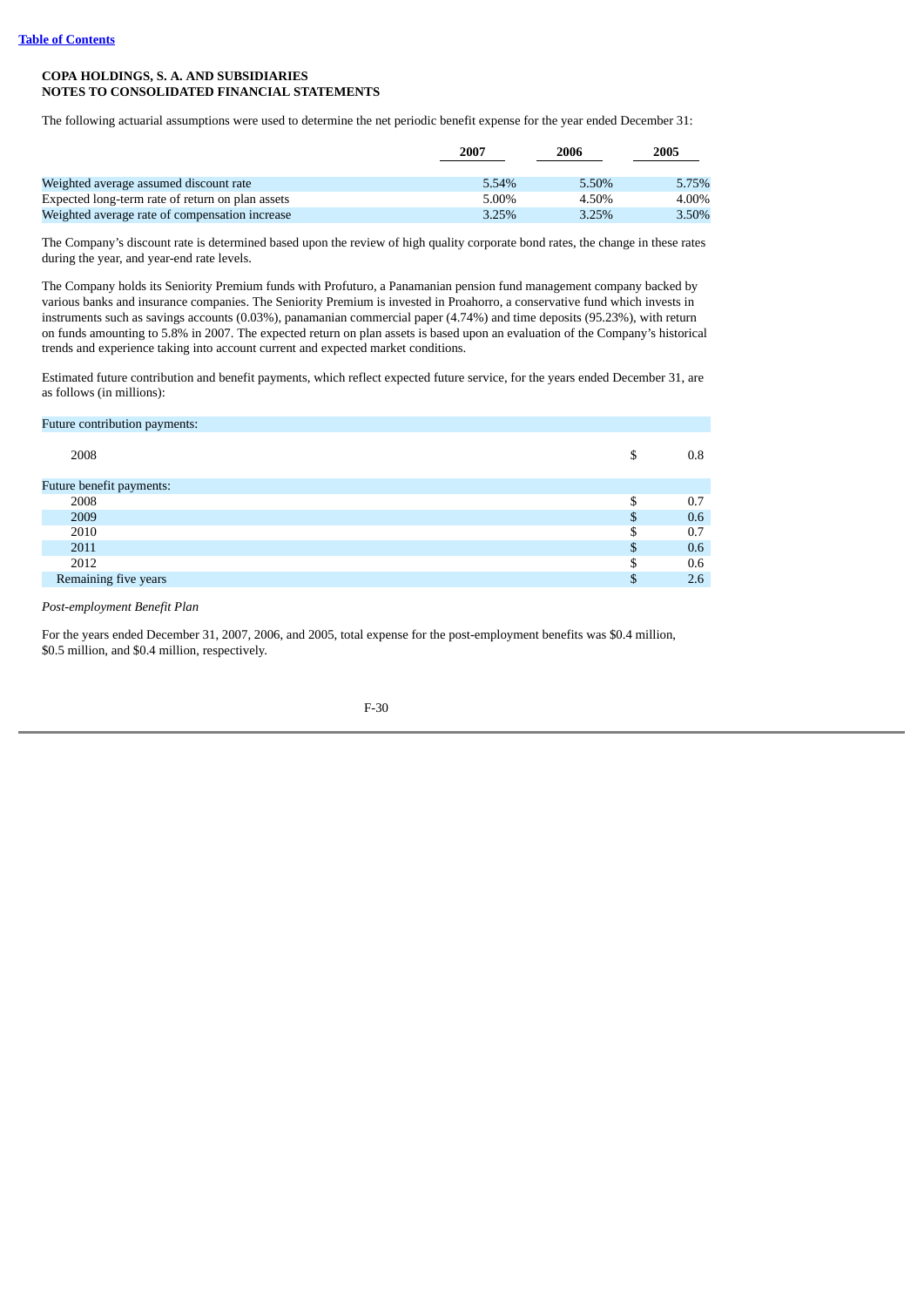**COPA HOLDINGS, S. A. AND SUBSIDIARIES**
**NOTES TO CONSOLIDATED FINANCIAL STATEMENTS**

The following actuarial assumptions were used to determine the net periodic benefit expense for the year ended December 31:

| | 2007 | 2006 | 2005 |
|---|---|---|---|
| Weighted average assumed discount rate | 5.54% | 5.50% | 5.75% |
| Expected long-term rate of return on plan assets | 5.00% | 4.50% | 4.00% |
| Weighted average rate of compensation increase | 3.25% | 3.25% | 3.50% |

The Company's discount rate is determined based upon the review of high quality corporate bond rates, the change in these rates during the year, and year-end rate levels.

The Company holds its Seniority Premium funds with Profuturo, a Panamanian pension fund management company backed by various banks and insurance companies. The Seniority Premium is invested in Proahorro, a conservative fund which invests in instruments such as savings accounts (0.03%), panamanian commercial paper (4.74%) and time deposits (95.23%), with return on funds amounting to 5.8% in 2007. The expected return on plan assets is based upon an evaluation of the Company's historical trends and experience taking into account current and expected market conditions.

Estimated future contribution and benefit payments, which reflect expected future service, for the years ended December 31, are as follows (in millions):

| | | |
|---|---|---|
| Future contribution payments: | | |
| 2008 | $ | 0.8 |
| Future benefit payments: | | |
| 2008 | $ | 0.7 |
| 2009 | $ | 0.6 |
| 2010 | $ | 0.7 |
| 2011 | $ | 0.6 |
| 2012 | $ | 0.6 |
| Remaining five years | $ | 2.6 |

*Post-employment Benefit Plan*

For the years ended December 31, 2007, 2006, and 2005, total expense for the post-employment benefits was $0.4 million, $0.5 million, and $0.4 million, respectively.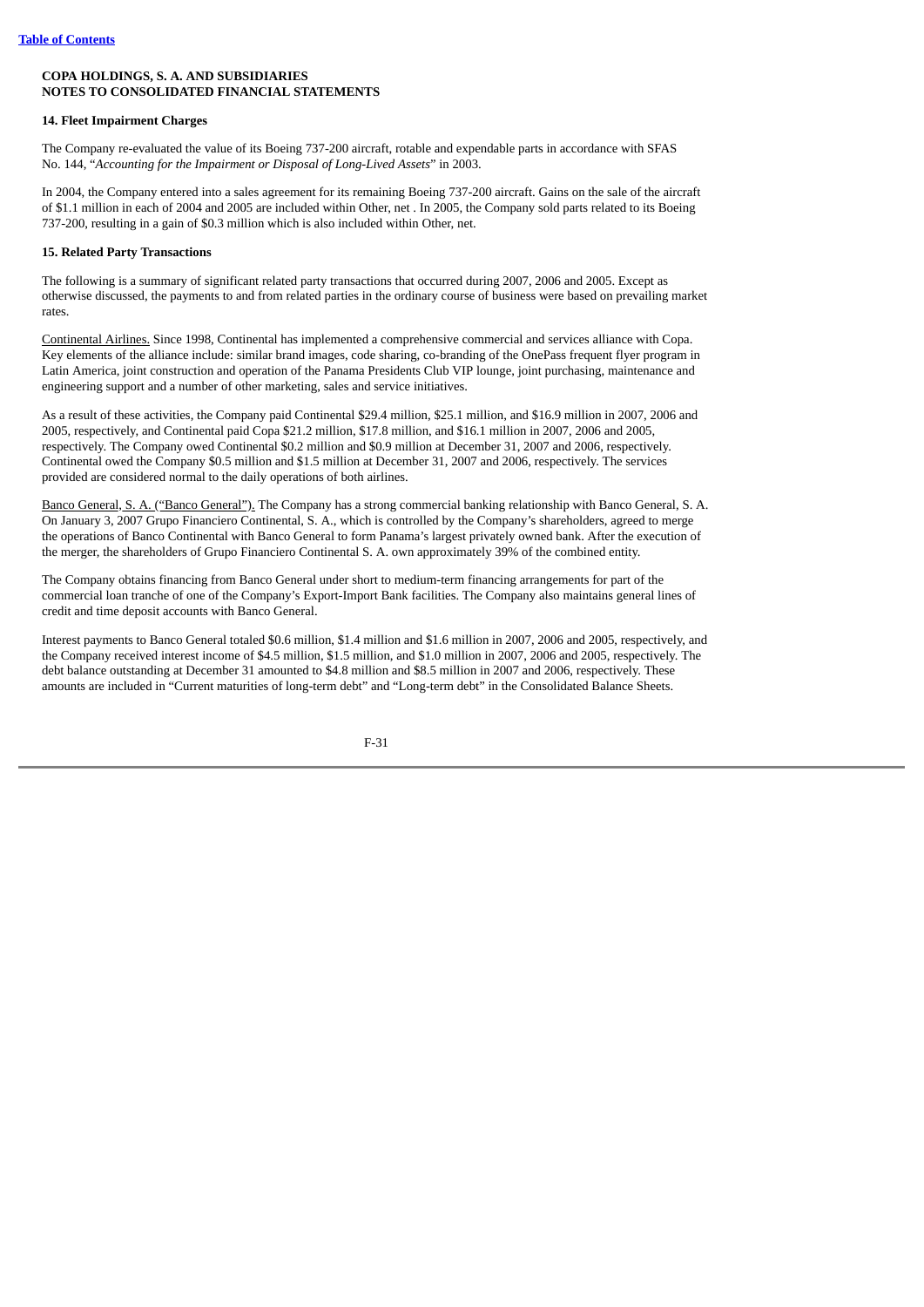**COPA HOLDINGS, S. A. AND SUBSIDIARIES**
**NOTES TO CONSOLIDATED FINANCIAL STATEMENTS**

**14. Fleet Impairment Charges**

The Company re-evaluated the value of its Boeing 737-200 aircraft, rotable and expendable parts in accordance with SFAS No. 144, "*Accounting for the Impairment or Disposal of Long-Lived Assets*" in 2003.

In 2004, the Company entered into a sales agreement for its remaining Boeing 737-200 aircraft. Gains on the sale of the aircraft of $1.1 million in each of 2004 and 2005 are included within Other, net . In 2005, the Company sold parts related to its Boeing 737-200, resulting in a gain of $0.3 million which is also included within Other, net.

**15. Related Party Transactions**

The following is a summary of significant related party transactions that occurred during 2007, 2006 and 2005. Except as otherwise discussed, the payments to and from related parties in the ordinary course of business were based on prevailing market rates.

Continental Airlines. Since 1998, Continental has implemented a comprehensive commercial and services alliance with Copa. Key elements of the alliance include: similar brand images, code sharing, co-branding of the OnePass frequent flyer program in Latin America, joint construction and operation of the Panama Presidents Club VIP lounge, joint purchasing, maintenance and engineering support and a number of other marketing, sales and service initiatives.

As a result of these activities, the Company paid Continental $29.4 million, $25.1 million, and $16.9 million in 2007, 2006 and 2005, respectively, and Continental paid Copa $21.2 million, $17.8 million, and $16.1 million in 2007, 2006 and 2005, respectively. The Company owed Continental $0.2 million and $0.9 million at December 31, 2007 and 2006, respectively. Continental owed the Company $0.5 million and $1.5 million at December 31, 2007 and 2006, respectively. The services provided are considered normal to the daily operations of both airlines.

Banco General, S. A. ("Banco General"). The Company has a strong commercial banking relationship with Banco General, S. A. On January 3, 2007 Grupo Financiero Continental, S. A., which is controlled by the Company's shareholders, agreed to merge the operations of Banco Continental with Banco General to form Panama's largest privately owned bank. After the execution of the merger, the shareholders of Grupo Financiero Continental S. A. own approximately 39% of the combined entity.

The Company obtains financing from Banco General under short to medium-term financing arrangements for part of the commercial loan tranche of one of the Company's Export-Import Bank facilities. The Company also maintains general lines of credit and time deposit accounts with Banco General.

Interest payments to Banco General totaled $0.6 million, $1.4 million and $1.6 million in 2007, 2006 and 2005, respectively, and the Company received interest income of $4.5 million, $1.5 million, and $1.0 million in 2007, 2006 and 2005, respectively. The debt balance outstanding at December 31 amounted to $4.8 million and $8.5 million in 2007 and 2006, respectively. These amounts are included in "Current maturities of long-term debt" and "Long-term debt" in the Consolidated Balance Sheets.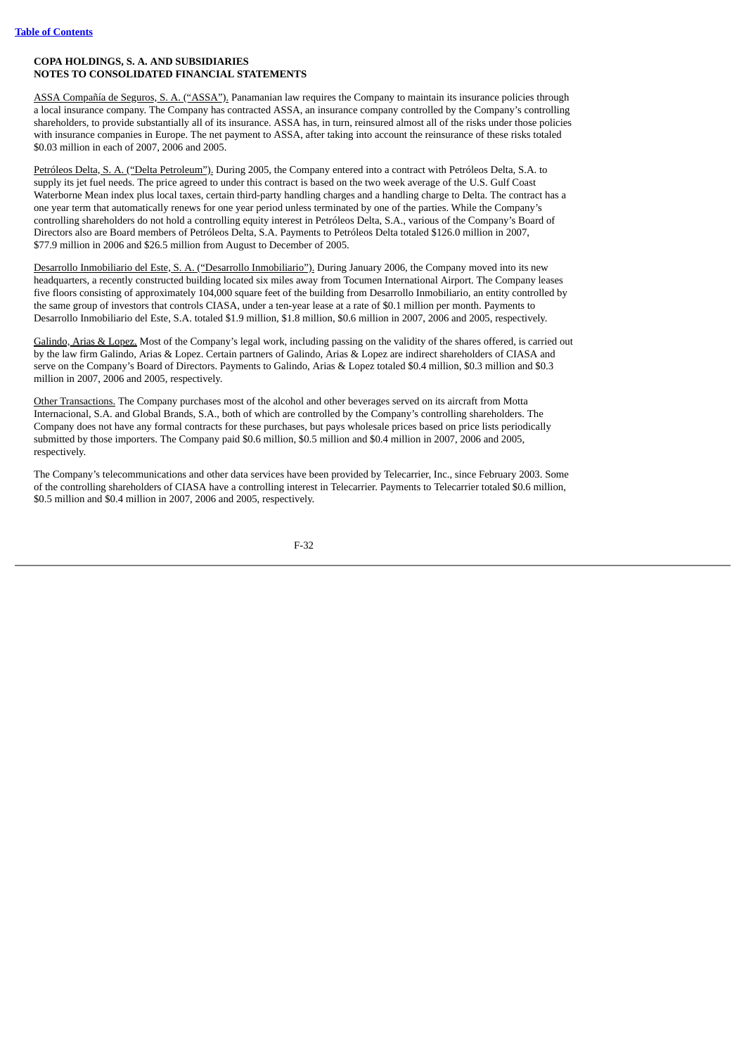**COPA HOLDINGS, S. A. AND SUBSIDIARIES**
**NOTES TO CONSOLIDATED FINANCIAL STATEMENTS**

ASSA Compañía de Seguros, S. A. ("ASSA"). Panamanian law requires the Company to maintain its insurance policies through a local insurance company. The Company has contracted ASSA, an insurance company controlled by the Company's controlling shareholders, to provide substantially all of its insurance. ASSA has, in turn, reinsured almost all of the risks under those policies with insurance companies in Europe. The net payment to ASSA, after taking into account the reinsurance of these risks totaled \$0.03 million in each of 2007, 2006 and 2005.

Petróleos Delta, S. A. ("Delta Petroleum"). During 2005, the Company entered into a contract with Petróleos Delta, S.A. to supply its jet fuel needs. The price agreed to under this contract is based on the two week average of the U.S. Gulf Coast Waterborne Mean index plus local taxes, certain third-party handling charges and a handling charge to Delta. The contract has a one year term that automatically renews for one year period unless terminated by one of the parties. While the Company's controlling shareholders do not hold a controlling equity interest in Petróleos Delta, S.A., various of the Company's Board of Directors also are Board members of Petróleos Delta, S.A. Payments to Petróleos Delta totaled \$126.0 million in 2007, \$77.9 million in 2006 and \$26.5 million from August to December of 2005.

Desarrollo Inmobiliario del Este, S. A. ("Desarrollo Inmobiliario"). During January 2006, the Company moved into its new headquarters, a recently constructed building located six miles away from Tocumen International Airport. The Company leases five floors consisting of approximately 104,000 square feet of the building from Desarrollo Inmobiliario, an entity controlled by the same group of investors that controls CIASA, under a ten-year lease at a rate of \$0.1 million per month. Payments to Desarrollo Inmobiliario del Este, S.A. totaled \$1.9 million, \$1.8 million, \$0.6 million in 2007, 2006 and 2005, respectively.

Galindo, Arias & Lopez. Most of the Company's legal work, including passing on the validity of the shares offered, is carried out by the law firm Galindo, Arias & Lopez. Certain partners of Galindo, Arias & Lopez are indirect shareholders of CIASA and serve on the Company's Board of Directors. Payments to Galindo, Arias & Lopez totaled \$0.4 million, \$0.3 million and \$0.3 million in 2007, 2006 and 2005, respectively.

Other Transactions. The Company purchases most of the alcohol and other beverages served on its aircraft from Motta Internacional, S.A. and Global Brands, S.A., both of which are controlled by the Company's controlling shareholders. The Company does not have any formal contracts for these purchases, but pays wholesale prices based on price lists periodically submitted by those importers. The Company paid \$0.6 million, \$0.5 million and \$0.4 million in 2007, 2006 and 2005, respectively.

The Company's telecommunications and other data services have been provided by Telecarrier, Inc., since February 2003. Some of the controlling shareholders of CIASA have a controlling interest in Telecarrier. Payments to Telecarrier totaled \$0.6 million, \$0.5 million and \$0.4 million in 2007, 2006 and 2005, respectively.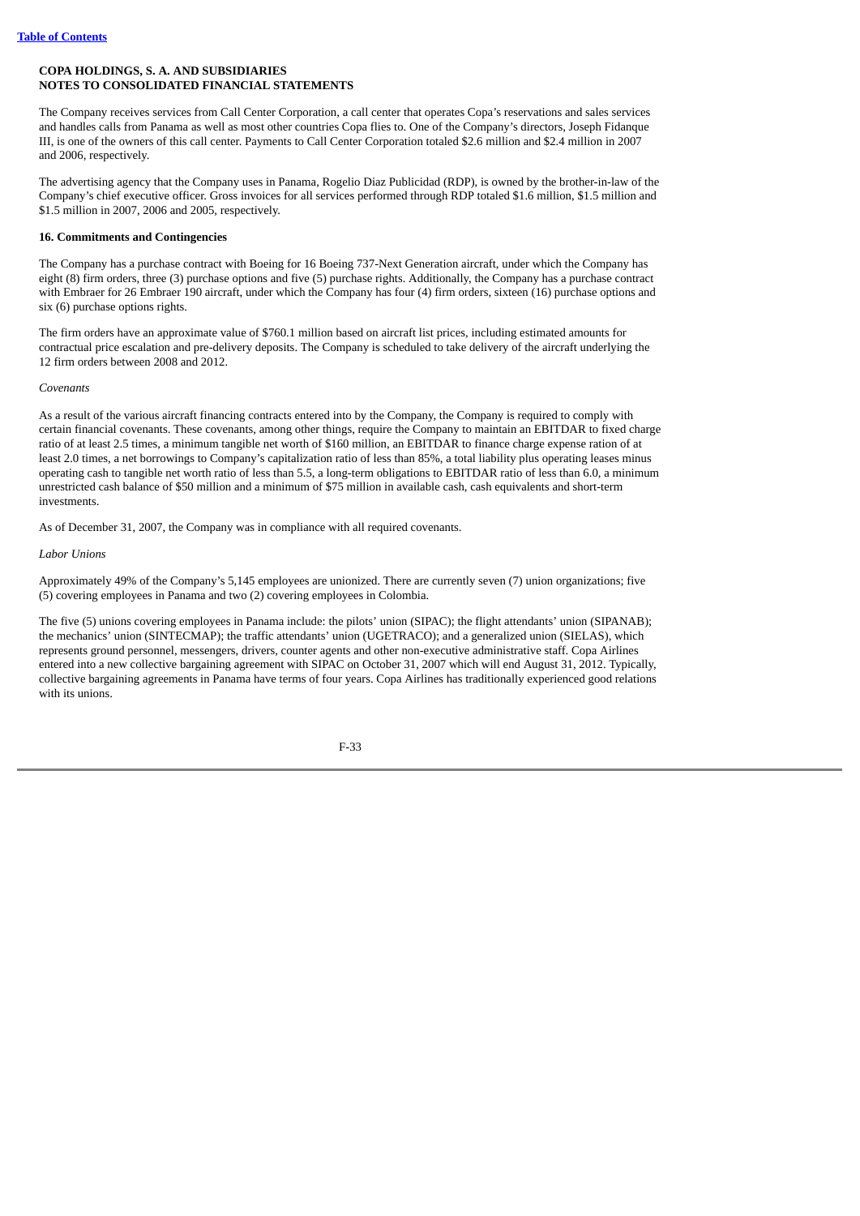**COPA HOLDINGS, S. A. AND SUBSIDIARIES**
**NOTES TO CONSOLIDATED FINANCIAL STATEMENTS**

The Company receives services from Call Center Corporation, a call center that operates Copa's reservations and sales services and handles calls from Panama as well as most other countries Copa flies to. One of the Company's directors, Joseph Fidanque III, is one of the owners of this call center. Payments to Call Center Corporation totaled \$2.6 million and \$2.4 million in 2007 and 2006, respectively.

The advertising agency that the Company uses in Panama, Rogelio Diaz Publicidad (RDP), is owned by the brother-in-law of the Company's chief executive officer. Gross invoices for all services performed through RDP totaled \$1.6 million, \$1.5 million and \$1.5 million in 2007, 2006 and 2005, respectively.

**16. Commitments and Contingencies**

The Company has a purchase contract with Boeing for 16 Boeing 737-Next Generation aircraft, under which the Company has eight (8) firm orders, three (3) purchase options and five (5) purchase rights. Additionally, the Company has a purchase contract with Embraer for 26 Embraer 190 aircraft, under which the Company has four (4) firm orders, sixteen (16) purchase options and six (6) purchase options rights.

The firm orders have an approximate value of \$760.1 million based on aircraft list prices, including estimated amounts for contractual price escalation and pre-delivery deposits. The Company is scheduled to take delivery of the aircraft underlying the 12 firm orders between 2008 and 2012.

*Covenants*

As a result of the various aircraft financing contracts entered into by the Company, the Company is required to comply with certain financial covenants. These covenants, among other things, require the Company to maintain an EBITDAR to fixed charge ratio of at least 2.5 times, a minimum tangible net worth of \$160 million, an EBITDAR to finance charge expense ration of at least 2.0 times, a net borrowings to Company's capitalization ratio of less than 85%, a total liability plus operating leases minus operating cash to tangible net worth ratio of less than 5.5, a long-term obligations to EBITDAR ratio of less than 6.0, a minimum unrestricted cash balance of \$50 million and a minimum of \$75 million in available cash, cash equivalents and short-term investments.

As of December 31, 2007, the Company was in compliance with all required covenants.

*Labor Unions*

Approximately 49% of the Company's 5,145 employees are unionized. There are currently seven (7) union organizations; five (5) covering employees in Panama and two (2) covering employees in Colombia.

The five (5) unions covering employees in Panama include: the pilots' union (SIPAC); the flight attendants' union (SIPANAB); the mechanics' union (SINTECMAP); the traffic attendants' union (UGETRACO); and a generalized union (SIELAS), which represents ground personnel, messengers, drivers, counter agents and other non-executive administrative staff. Copa Airlines entered into a new collective bargaining agreement with SIPAC on October 31, 2007 which will end August 31, 2012. Typically, collective bargaining agreements in Panama have terms of four years. Copa Airlines has traditionally experienced good relations with its unions.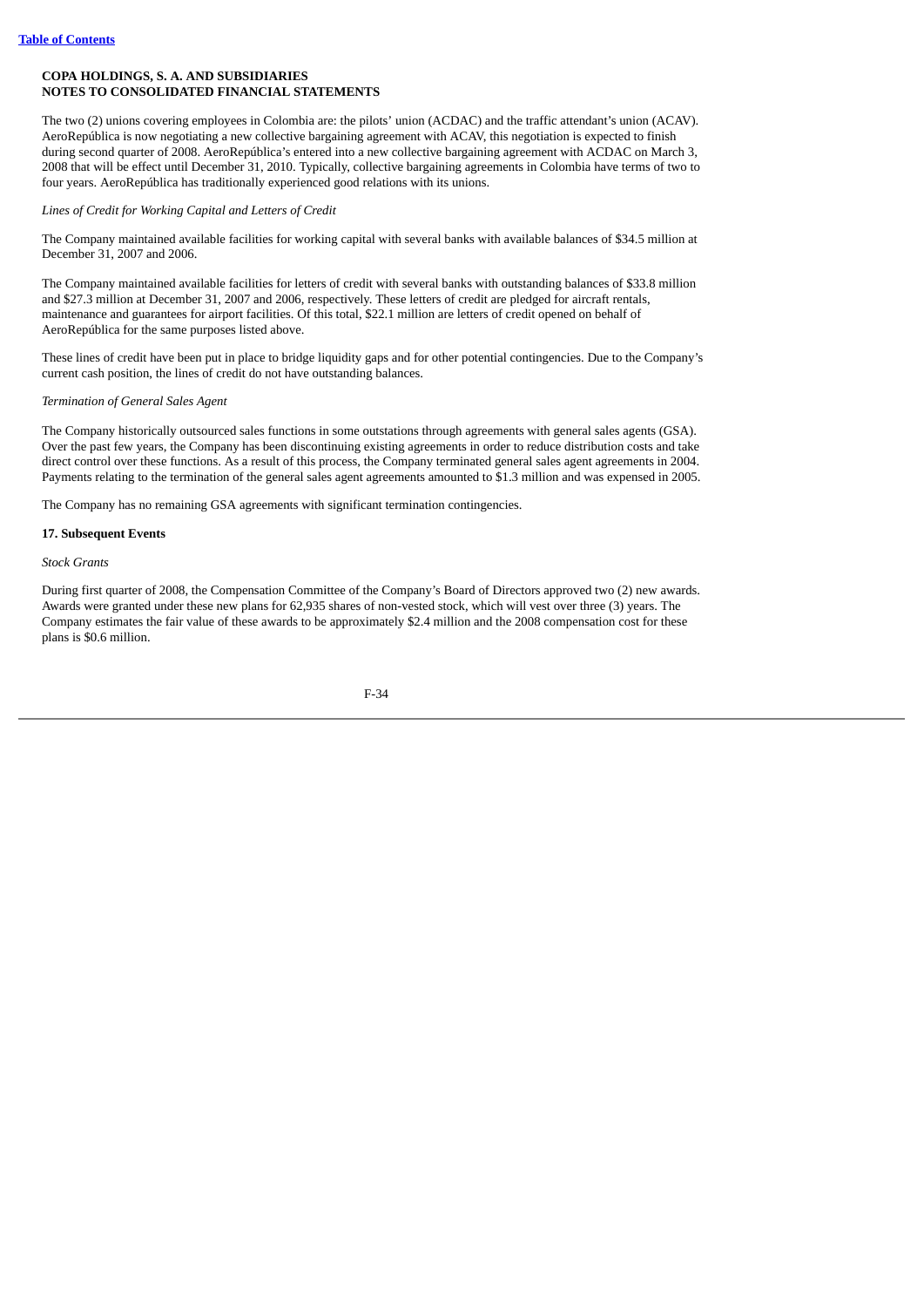**COPA HOLDINGS, S. A. AND SUBSIDIARIES**
**NOTES TO CONSOLIDATED FINANCIAL STATEMENTS**

The two (2) unions covering employees in Colombia are: the pilots' union (ACDAC) and the traffic attendant's union (ACAV). AeroRepública is now negotiating a new collective bargaining agreement with ACAV, this negotiation is expected to finish during second quarter of 2008. AeroRepública's entered into a new collective bargaining agreement with ACDAC on March 3, 2008 that will be effect until December 31, 2010. Typically, collective bargaining agreements in Colombia have terms of two to four years. AeroRepública has traditionally experienced good relations with its unions.

*Lines of Credit for Working Capital and Letters of Credit*

The Company maintained available facilities for working capital with several banks with available balances of $34.5 million at December 31, 2007 and 2006.

The Company maintained available facilities for letters of credit with several banks with outstanding balances of $33.8 million and $27.3 million at December 31, 2007 and 2006, respectively. These letters of credit are pledged for aircraft rentals, maintenance and guarantees for airport facilities. Of this total, $22.1 million are letters of credit opened on behalf of AeroRepública for the same purposes listed above.

These lines of credit have been put in place to bridge liquidity gaps and for other potential contingencies. Due to the Company's current cash position, the lines of credit do not have outstanding balances.

*Termination of General Sales Agent*

The Company historically outsourced sales functions in some outstations through agreements with general sales agents (GSA). Over the past few years, the Company has been discontinuing existing agreements in order to reduce distribution costs and take direct control over these functions. As a result of this process, the Company terminated general sales agent agreements in 2004. Payments relating to the termination of the general sales agent agreements amounted to $1.3 million and was expensed in 2005.

The Company has no remaining GSA agreements with significant termination contingencies.

**17. Subsequent Events**

*Stock Grants*

During first quarter of 2008, the Compensation Committee of the Company's Board of Directors approved two (2) new awards. Awards were granted under these new plans for 62,935 shares of non-vested stock, which will vest over three (3) years. The Company estimates the fair value of these awards to be approximately $2.4 million and the 2008 compensation cost for these plans is $0.6 million.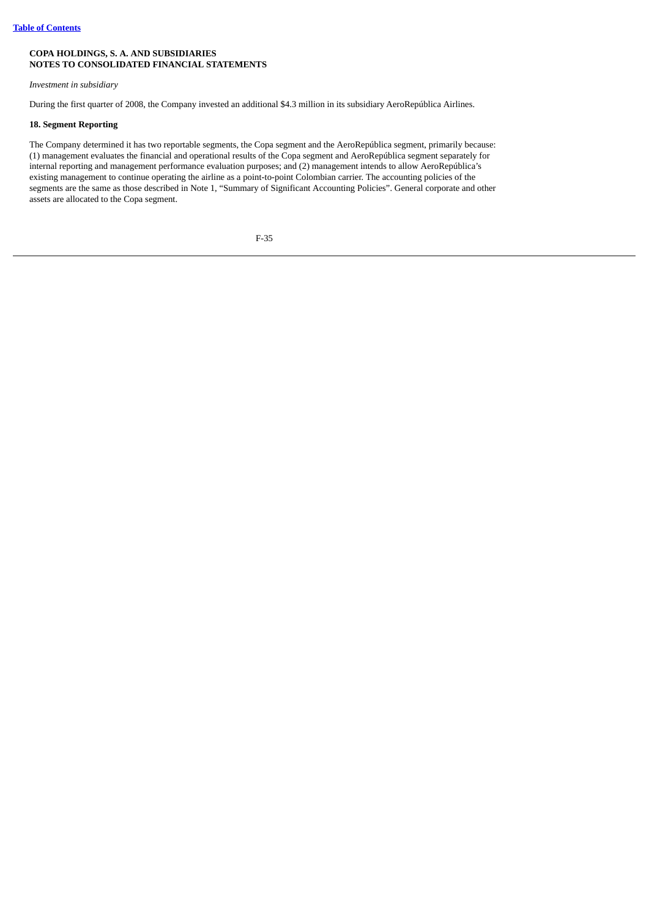**COPA HOLDINGS, S. A. AND SUBSIDIARIES**
**NOTES TO CONSOLIDATED FINANCIAL STATEMENTS**

*Investment in subsidiary*

During the first quarter of 2008, the Company invested an additional $4.3 million in its subsidiary AeroRepública Airlines.

**18. Segment Reporting**

The Company determined it has two reportable segments, the Copa segment and the AeroRepública segment, primarily because: (1) management evaluates the financial and operational results of the Copa segment and AeroRepública segment separately for internal reporting and management performance evaluation purposes; and (2) management intends to allow AeroRepública's existing management to continue operating the airline as a point-to-point Colombian carrier. The accounting policies of the segments are the same as those described in Note 1, "Summary of Significant Accounting Policies". General corporate and other assets are allocated to the Copa segment.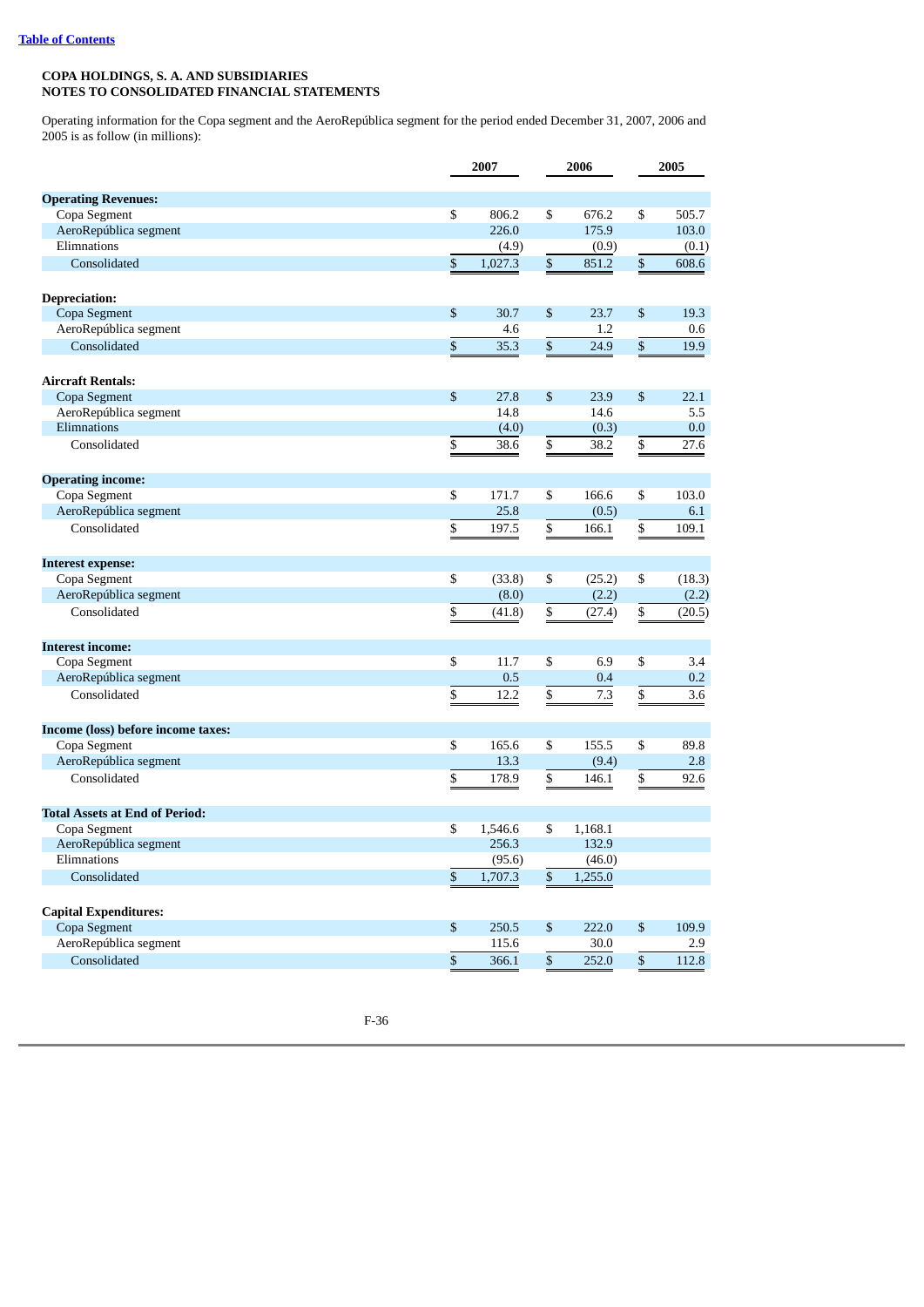**COPA HOLDINGS, S. A. AND SUBSIDIARIES**
**NOTES TO CONSOLIDATED FINANCIAL STATEMENTS**

Operating information for the Copa segment and the AeroRepública segment for the period ended December 31, 2007, 2006 and 2005 is as follow (in millions):

| | 2007 | 2006 | 2005 |
|---|---|---|---|
| **Operating Revenues:** | | | |
| Copa Segment | $ 806.2 | $ 676.2 | $ 505.7 |
| AeroRepública segment | 226.0 | 175.9 | 103.0 |
| Elimnations | (4.9) | (0.9) | (0.1) |
| Consolidated | $ 1,027.3 | $ 851.2 | $ 608.6 |
| **Depreciation:** | | | |
| Copa Segment | $ 30.7 | $ 23.7 | $ 19.3 |
| AeroRepública segment | 4.6 | 1.2 | 0.6 |
| Consolidated | $ 35.3 | $ 24.9 | $ 19.9 |
| **Aircraft Rentals:** | | | |
| Copa Segment | $ 27.8 | $ 23.9 | $ 22.1 |
| AeroRepública segment | 14.8 | 14.6 | 5.5 |
| Elimnations | (4.0) | (0.3) | 0.0 |
| Consolidated | $ 38.6 | $ 38.2 | $ 27.6 |
| **Operating income:** | | | |
| Copa Segment | $ 171.7 | $ 166.6 | $ 103.0 |
| AeroRepública segment | 25.8 | (0.5) | 6.1 |
| Consolidated | $ 197.5 | $ 166.1 | $ 109.1 |
| **Interest expense:** | | | |
| Copa Segment | $ (33.8) | $ (25.2) | $ (18.3) |
| AeroRepública segment | (8.0) | (2.2) | (2.2) |
| Consolidated | $ (41.8) | $ (27.4) | $ (20.5) |
| **Interest income:** | | | |
| Copa Segment | $ 11.7 | $ 6.9 | $ 3.4 |
| AeroRepública segment | 0.5 | 0.4 | 0.2 |
| Consolidated | $ 12.2 | $ 7.3 | $ 3.6 |
| **Income (loss) before income taxes:** | | | |
| Copa Segment | $ 165.6 | $ 155.5 | $ 89.8 |
| AeroRepública segment | 13.3 | (9.4) | 2.8 |
| Consolidated | $ 178.9 | $ 146.1 | $ 92.6 |
| **Total Assets at End of Period:** | | | |
| Copa Segment | $ 1,546.6 | $ 1,168.1 | |
| AeroRepública segment | 256.3 | 132.9 | |
| Elimnations | (95.6) | (46.0) | |
| Consolidated | $ 1,707.3 | $ 1,255.0 | |
| **Capital Expenditures:** | | | |
| Copa Segment | $ 250.5 | $ 222.0 | $ 109.9 |
| AeroRepública segment | 115.6 | 30.0 | 2.9 |
| Consolidated | $ 366.1 | $ 252.0 | $ 112.8 |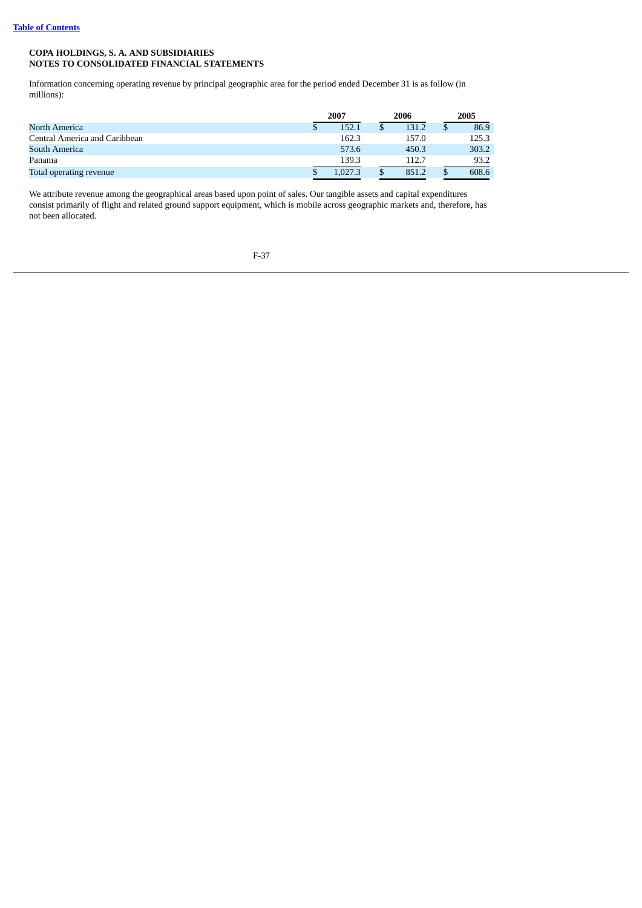**COPA HOLDINGS, S. A. AND SUBSIDIARIES**
**NOTES TO CONSOLIDATED FINANCIAL STATEMENTS**

Information concerning operating revenue by principal geographic area for the period ended December 31 is as follow (in millions):

| | 2007 | 2006 | 2005 |
|---|---|---|---|
| North America | $ 152.1 | $ 131.2 | $ 86.9 |
| Central America and Caribbean | 162.3 | 157.0 | 125.3 |
| South America | 573.6 | 450.3 | 303.2 |
| Panama | 139.3 | 112.7 | 93.2 |
| Total operating revenue | $ 1,027.3 | $ 851.2 | $ 608.6 |

We attribute revenue among the geographical areas based upon point of sales. Our tangible assets and capital expenditures consist primarily of flight and related ground support equipment, which is mobile across geographic markets and, therefore, has not been allocated.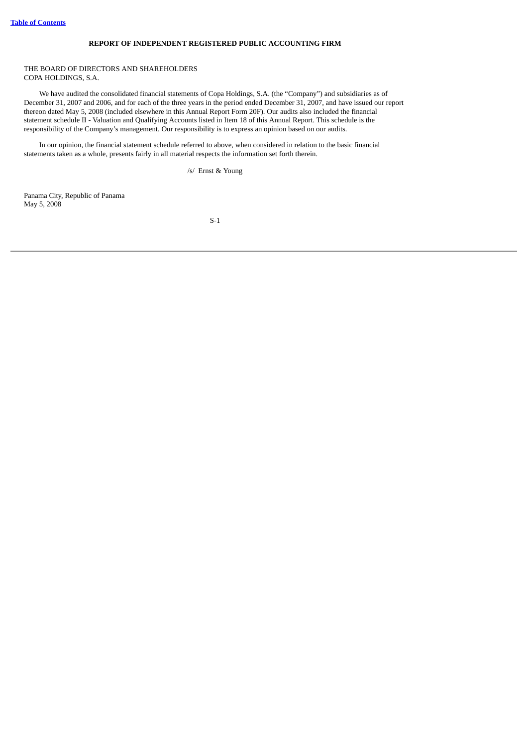**REPORT OF INDEPENDENT REGISTERED PUBLIC ACCOUNTING FIRM**

THE BOARD OF DIRECTORS AND SHAREHOLDERS
COPA HOLDINGS, S.A.

We have audited the consolidated financial statements of Copa Holdings, S.A. (the "Company") and subsidiaries as of December 31, 2007 and 2006, and for each of the three years in the period ended December 31, 2007, and have issued our report thereon dated May 5, 2008 (included elsewhere in this Annual Report Form 20F). Our audits also included the financial statement schedule II - Valuation and Qualifying Accounts listed in Item 18 of this Annual Report. This schedule is the responsibility of the Company's management. Our responsibility is to express an opinion based on our audits.

In our opinion, the financial statement schedule referred to above, when considered in relation to the basic financial statements taken as a whole, presents fairly in all material respects the information set forth therein.

/s/ Ernst & Young

Panama City, Republic of Panama
May 5, 2008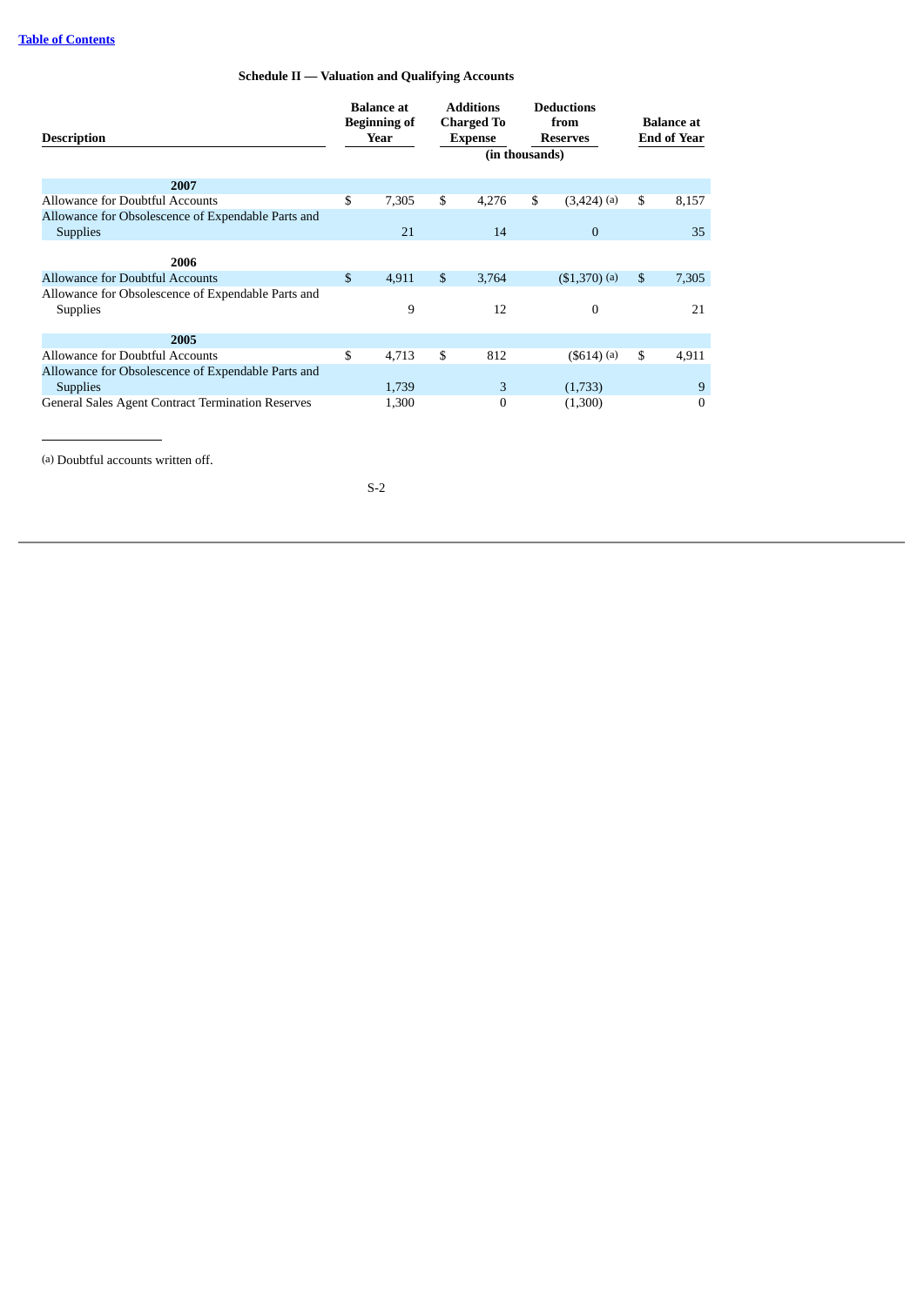## Schedule II — Valuation and Qualifying Accounts

| Description | Balance at Beginning of Year | Additions Charged To Expense | Deductions from Reserves | Balance at End of Year |
|---|---|---|---|---|
| | (in thousands) | | | |
| **2007** | | | | |
| Allowance for Doubtful Accounts | $ 7,305 | $ 4,276 | $ (3,424) (a) | $ 8,157 |
| Allowance for Obsolescence of Expendable Parts and Supplies | 21 | 14 | 0 | 35 |
| **2006** | | | | |
| Allowance for Doubtful Accounts | $ 4,911 | $ 3,764 | ($1,370) (a) | $ 7,305 |
| Allowance for Obsolescence of Expendable Parts and Supplies | 9 | 12 | 0 | 21 |
| **2005** | | | | |
| Allowance for Doubtful Accounts | $ 4,713 | $ 812 | ($614) (a) | $ 4,911 |
| Allowance for Obsolescence of Expendable Parts and Supplies | 1,739 | 3 | (1,733) | 9 |
| General Sales Agent Contract Termination Reserves | 1,300 | 0 | (1,300) | 0 |

(a) Doubtful accounts written off.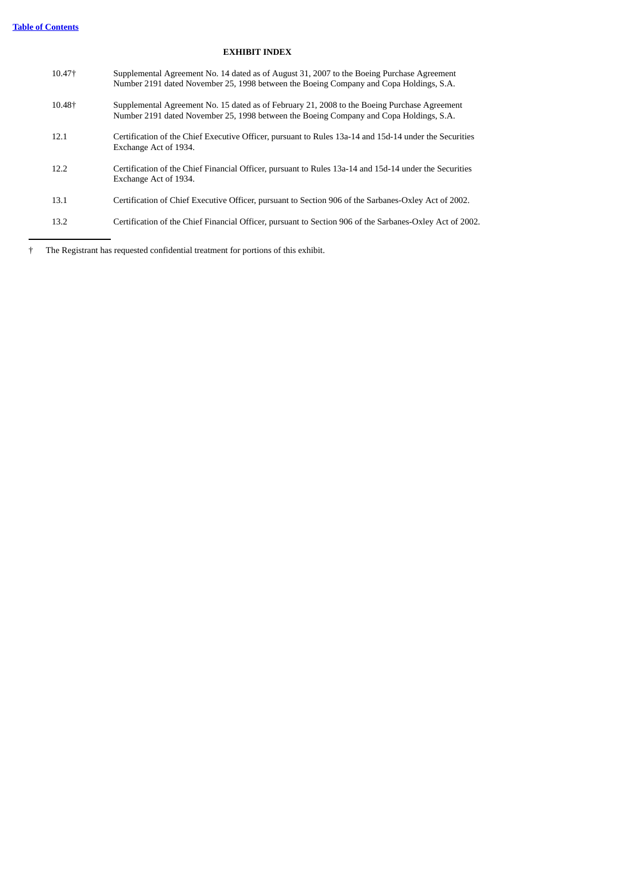**EXHIBIT INDEX**

| | |
|---|---|
| 10.47† | Supplemental Agreement No. 14 dated as of August 31, 2007 to the Boeing Purchase Agreement Number 2191 dated November 25, 1998 between the Boeing Company and Copa Holdings, S.A. |
| 10.48† | Supplemental Agreement No. 15 dated as of February 21, 2008 to the Boeing Purchase Agreement Number 2191 dated November 25, 1998 between the Boeing Company and Copa Holdings, S.A. |
| 12.1 | Certification of the Chief Executive Officer, pursuant to Rules 13a-14 and 15d-14 under the Securities Exchange Act of 1934. |
| 12.2 | Certification of the Chief Financial Officer, pursuant to Rules 13a-14 and 15d-14 under the Securities Exchange Act of 1934. |
| 13.1 | Certification of Chief Executive Officer, pursuant to Section 906 of the Sarbanes-Oxley Act of 2002. |
| 13.2 | Certification of the Chief Financial Officer, pursuant to Section 906 of the Sarbanes-Oxley Act of 2002. |

† The Registrant has requested confidential treatment for portions of this exhibit.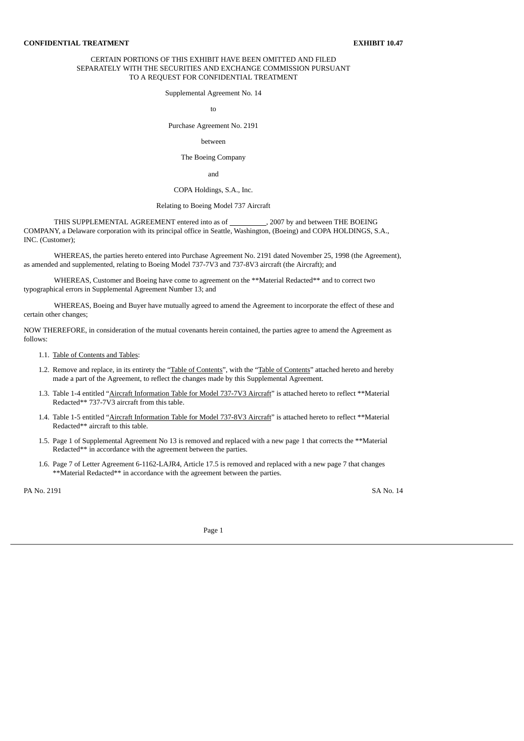**CONFIDENTIAL TREATMENT** **EXHIBIT 10.47**

CERTAIN PORTIONS OF THIS EXHIBIT HAVE BEEN OMITTED AND FILED SEPARATELY WITH THE SECURITIES AND EXCHANGE COMMISSION PURSUANT TO A REQUEST FOR CONFIDENTIAL TREATMENT

Supplemental Agreement No. 14

to

Purchase Agreement No. 2191

between

The Boeing Company

and

COPA Holdings, S.A., Inc.

Relating to Boeing Model 737 Aircraft

THIS SUPPLEMENTAL AGREEMENT entered into as of __________, 2007 by and between THE BOEING COMPANY, a Delaware corporation with its principal office in Seattle, Washington, (Boeing) and COPA HOLDINGS, S.A., INC. (Customer);

WHEREAS, the parties hereto entered into Purchase Agreement No. 2191 dated November 25, 1998 (the Agreement), as amended and supplemented, relating to Boeing Model 737-7V3 and 737-8V3 aircraft (the Aircraft); and

WHEREAS, Customer and Boeing have come to agreement on the **Material Redacted** and to correct two typographical errors in Supplemental Agreement Number 13; and

WHEREAS, Boeing and Buyer have mutually agreed to amend the Agreement to incorporate the effect of these and certain other changes;

NOW THEREFORE, in consideration of the mutual covenants herein contained, the parties agree to amend the Agreement as follows:

1.1. Table of Contents and Tables:

1.2. Remove and replace, in its entirety the "Table of Contents", with the "Table of Contents" attached hereto and hereby made a part of the Agreement, to reflect the changes made by this Supplemental Agreement.

1.3. Table 1-4 entitled "Aircraft Information Table for Model 737-7V3 Aircraft" is attached hereto to reflect **Material Redacted** 737-7V3 aircraft from this table.

1.4. Table 1-5 entitled "Aircraft Information Table for Model 737-8V3 Aircraft" is attached hereto to reflect **Material Redacted** aircraft to this table.

1.5. Page 1 of Supplemental Agreement No 13 is removed and replaced with a new page 1 that corrects the **Material Redacted** in accordance with the agreement between the parties.

1.6. Page 7 of Letter Agreement 6-1162-LAJR4, Article 17.5 is removed and replaced with a new page 7 that changes **Material Redacted** in accordance with the agreement between the parties.

PA No. 2191 SA No. 14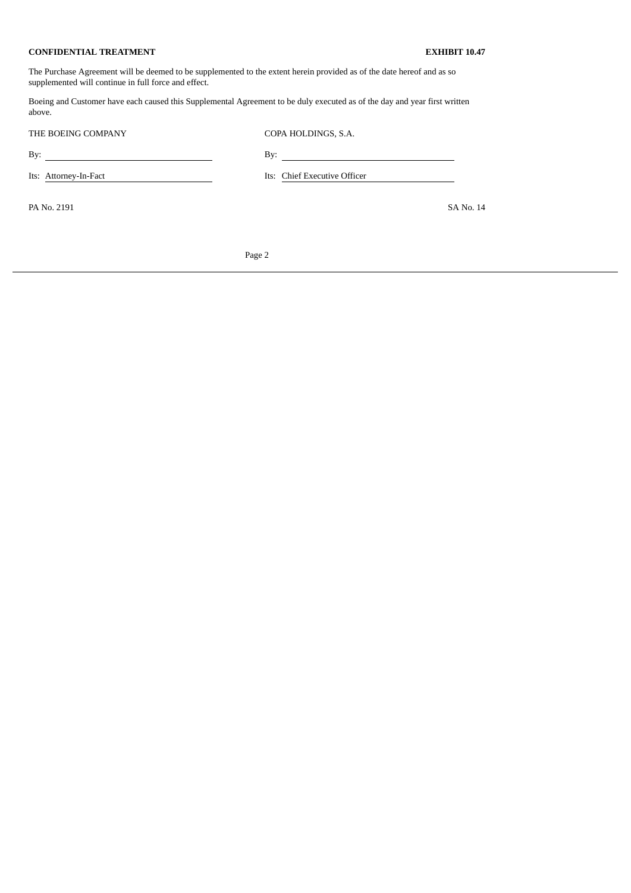**CONFIDENTIAL TREATMENT** **EXHIBIT 10.47**

The Purchase Agreement will be deemed to be supplemented to the extent herein provided as of the date hereof and as so supplemented will continue in full force and effect.

Boeing and Customer have each caused this Supplemental Agreement to be duly executed as of the day and year first written above.

| THE BOEING COMPANY | COPA HOLDINGS, S.A. |
|---|---|
| By: \_\_\_\_\_\_\_\_\_\_\_\_\_\_\_\_\_\_\_\_ | By: \_\_\_\_\_\_\_\_\_\_\_\_\_\_\_\_\_\_\_\_ |
| Its: Attorney-In-Fact | Its: Chief Executive Officer |

PA No. 2191 SA No. 14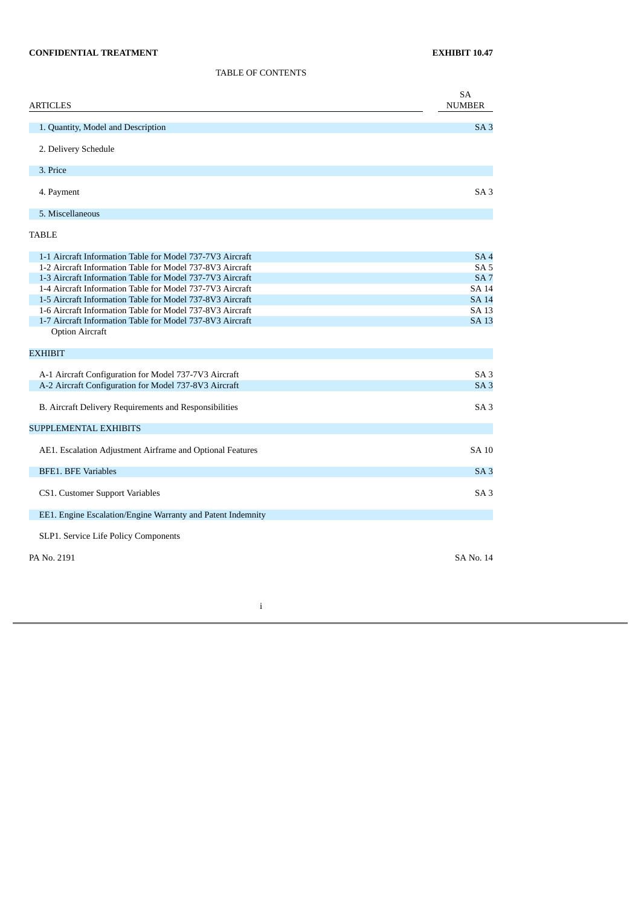**CONFIDENTIAL TREATMENT** **EXHIBIT 10.47**

TABLE OF CONTENTS

| ARTICLES | SA NUMBER |
|---|---|
| 1. Quantity, Model and Description | SA 3 |
| 2. Delivery Schedule | |
| 3. Price | |
| 4. Payment | SA 3 |
| 5. Miscellaneous | |
| **TABLE** | |
| 1-1 Aircraft Information Table for Model 737-7V3 Aircraft | SA 4 |
| 1-2 Aircraft Information Table for Model 737-8V3 Aircraft | SA 5 |
| 1-3 Aircraft Information Table for Model 737-7V3 Aircraft | SA 7 |
| 1-4 Aircraft Information Table for Model 737-7V3 Aircraft | SA 14 |
| 1-5 Aircraft Information Table for Model 737-8V3 Aircraft | SA 14 |
| 1-6 Aircraft Information Table for Model 737-8V3 Aircraft | SA 13 |
| 1-7 Aircraft Information Table for Model 737-8V3 Aircraft Option Aircraft | SA 13 |
| **EXHIBIT** | |
| A-1 Aircraft Configuration for Model 737-7V3 Aircraft | SA 3 |
| A-2 Aircraft Configuration for Model 737-8V3 Aircraft | SA 3 |
| B. Aircraft Delivery Requirements and Responsibilities | SA 3 |
| **SUPPLEMENTAL EXHIBITS** | |
| AE1. Escalation Adjustment Airframe and Optional Features | SA 10 |
| BFE1. BFE Variables | SA 3 |
| CS1. Customer Support Variables | SA 3 |
| EE1. Engine Escalation/Engine Warranty and Patent Indemnity | |
| SLP1. Service Life Policy Components | |

PA No. 2191 SA No. 14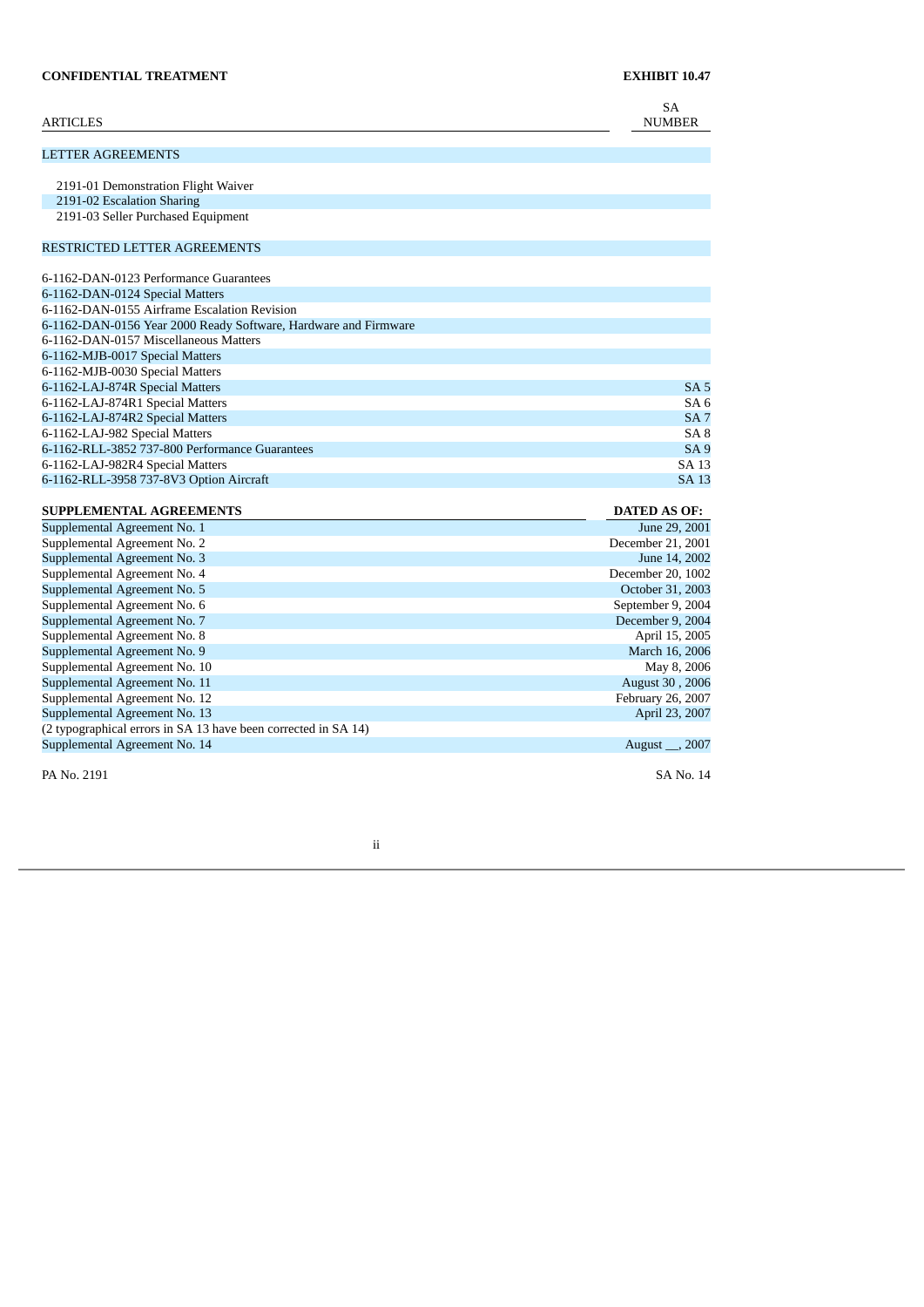**CONFIDENTIAL TREATMENT** **EXHIBIT 10.47**

| ARTICLES | SA NUMBER |
|---|---|
| LETTER AGREEMENTS | |
| 2191-01 Demonstration Flight Waiver | |
| 2191-02 Escalation Sharing | |
| 2191-03 Seller Purchased Equipment | |
| RESTRICTED LETTER AGREEMENTS | |
| 6-1162-DAN-0123 Performance Guarantees | |
| 6-1162-DAN-0124 Special Matters | |
| 6-1162-DAN-0155 Airframe Escalation Revision | |
| 6-1162-DAN-0156 Year 2000 Ready Software, Hardware and Firmware | |
| 6-1162-DAN-0157 Miscellaneous Matters | |
| 6-1162-MJB-0017 Special Matters | |
| 6-1162-MJB-0030 Special Matters | |
| 6-1162-LAJ-874R Special Matters | SA 5 |
| 6-1162-LAJ-874R1 Special Matters | SA 6 |
| 6-1162-LAJ-874R2 Special Matters | SA 7 |
| 6-1162-LAJ-982 Special Matters | SA 8 |
| 6-1162-RLL-3852 737-800 Performance Guarantees | SA 9 |
| 6-1162-LAJ-982R4 Special Matters | SA 13 |
| 6-1162-RLL-3958 737-8V3 Option Aircraft | SA 13 |

| SUPPLEMENTAL AGREEMENTS | DATED AS OF: |
|---|---|
| Supplemental Agreement No. 1 | June 29, 2001 |
| Supplemental Agreement No. 2 | December 21, 2001 |
| Supplemental Agreement No. 3 | June 14, 2002 |
| Supplemental Agreement No. 4 | December 20, 1002 |
| Supplemental Agreement No. 5 | October 31, 2003 |
| Supplemental Agreement No. 6 | September 9, 2004 |
| Supplemental Agreement No. 7 | December 9, 2004 |
| Supplemental Agreement No. 8 | April 15, 2005 |
| Supplemental Agreement No. 9 | March 16, 2006 |
| Supplemental Agreement No. 10 | May 8, 2006 |
| Supplemental Agreement No. 11 | August 30 , 2006 |
| Supplemental Agreement No. 12 | February 26, 2007 |
| Supplemental Agreement No. 13 | April 23, 2007 |
| (2 typographical errors in SA 13 have been corrected in SA 14) | |
| Supplemental Agreement No. 14 | August __, 2007 |

PA No. 2191 SA No. 14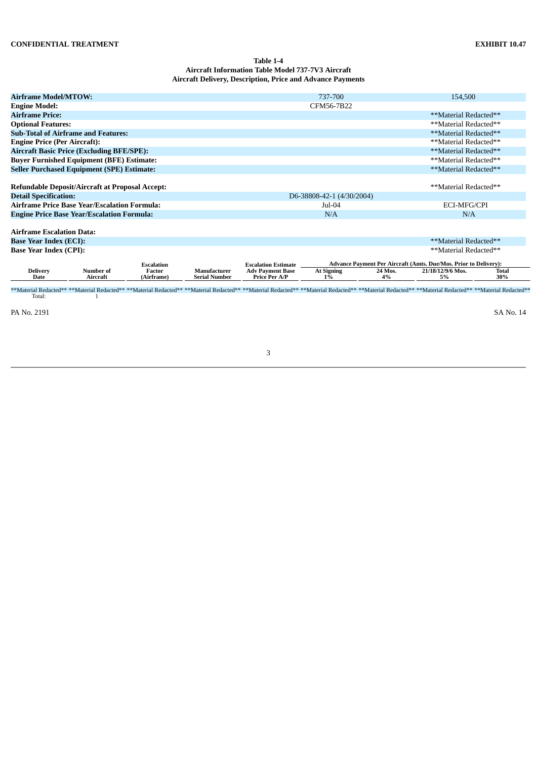CONFIDENTIAL TREATMENT

EXHIBIT 10.47

**Table 1-4**
**Aircraft Information Table Model 737-7V3 Aircraft**
**Aircraft Delivery, Description, Price and Advance Payments**

| | | |
|---|---|---|
| **Airframe Model/MTOW:** | 737-700 | 154,500 |
| **Engine Model:** | CFM56-7B22 | |
| **Airframe Price:** | | \*\*Material Redacted\*\* |
| **Optional Features:** | | \*\*Material Redacted\*\* |
| **Sub-Total of Airframe and Features:** | | \*\*Material Redacted\*\* |
| **Engine Price (Per Aircraft):** | | \*\*Material Redacted\*\* |
| **Aircraft Basic Price (Excluding BFE/SPE):** | | \*\*Material Redacted\*\* |
| **Buyer Furnished Equipment (BFE) Estimate:** | | \*\*Material Redacted\*\* |
| **Seller Purchased Equipment (SPE) Estimate:** | | \*\*Material Redacted\*\* |
| | | |
| **Refundable Deposit/Aircraft at Proposal Accept:** | | \*\*Material Redacted\*\* |
| **Detail Specification:** | D6-38808-42-1 (4/30/2004) | |
| **Airframe Price Base Year/Escalation Formula:** | Jul-04 | ECI-MFG/CPI |
| **Engine Price Base Year/Escalation Formula:** | N/A | N/A |
| | | |
| **Airframe Escalation Data:** | | |
| **Base Year Index (ECI):** | | \*\*Material Redacted\*\* |
| **Base Year Index (CPI):** | | \*\*Material Redacted\*\* |

| Delivery Date | Number of Aircraft | Escalation Factor (Airframe) | Manufacturer Serial Number | Escalation Estimate Adv Payment Base Price Per A/P | Advance Payment Per Aircraft (Amts. Due/Mos. Prior to Delivery): At Signing 1% | 24 Mos. 4% | 21/18/12/9/6 Mos. 5% | Total 30% |
|---|---|---|---|---|---|---|---|---|
| \*\*Material Redacted\*\* | \*\*Material Redacted\*\* | \*\*Material Redacted\*\* | \*\*Material Redacted\*\* | \*\*Material Redacted\*\* | \*\*Material Redacted\*\* | \*\*Material Redacted\*\* | \*\*Material Redacted\*\* | \*\*Material Redacted\*\* |
| Total: | 1 | | | | | | | |

PA No. 2191

SA No. 14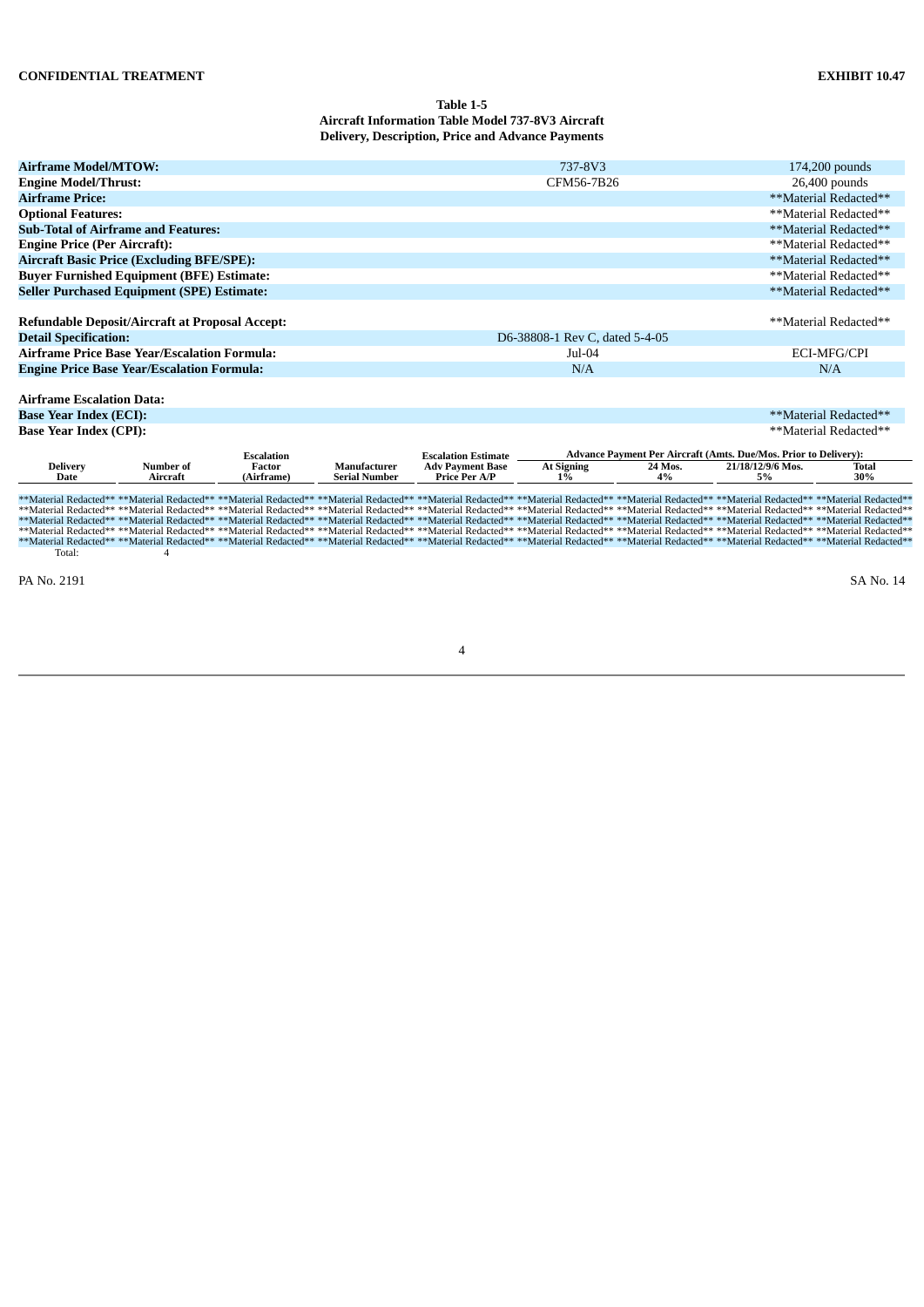CONFIDENTIAL TREATMENT

EXHIBIT 10.47

**Table 1-5**
**Aircraft Information Table Model 737-8V3 Aircraft**
**Delivery, Description, Price and Advance Payments**

| | | |
|---|---|---|
| **Airframe Model/MTOW:** | 737-8V3 | 174,200 pounds |
| **Engine Model/Thrust:** | CFM56-7B26 | 26,400 pounds |
| **Airframe Price:** | | **Material Redacted** |
| **Optional Features:** | | **Material Redacted** |
| **Sub-Total of Airframe and Features:** | | **Material Redacted** |
| **Engine Price (Per Aircraft):** | | **Material Redacted** |
| **Aircraft Basic Price (Excluding BFE/SPE):** | | **Material Redacted** |
| **Buyer Furnished Equipment (BFE) Estimate:** | | **Material Redacted** |
| **Seller Purchased Equipment (SPE) Estimate:** | | **Material Redacted** |
| | | |
| **Refundable Deposit/Aircraft at Proposal Accept:** | | **Material Redacted** |
| **Detail Specification:** | D6-38808-1 Rev C, dated 5-4-05 | |
| **Airframe Price Base Year/Escalation Formula:** | Jul-04 | ECI-MFG/CPI |
| **Engine Price Base Year/Escalation Formula:** | N/A | N/A |
| | | |
| **Airframe Escalation Data:** | | |
| **Base Year Index (ECI):** | | **Material Redacted** |
| **Base Year Index (CPI):** | | **Material Redacted** |

| Delivery Date | Number of Aircraft | Escalation Factor (Airframe) | Manufacturer Serial Number | Escalation Estimate Adv Payment Base Price Per A/P | Advance Payment Per Aircraft (Amts. Due/Mos. Prior to Delivery): At Signing 1% | 24 Mos. 4% | 21/18/12/9/6 Mos. 5% | Total 30% |
|---|---|---|---|---|---|---|---|---|
| **Material Redacted** | **Material Redacted** | **Material Redacted** | **Material Redacted** | **Material Redacted** | **Material Redacted** | **Material Redacted** | **Material Redacted** | **Material Redacted** |
| **Material Redacted** | **Material Redacted** | **Material Redacted** | **Material Redacted** | **Material Redacted** | **Material Redacted** | **Material Redacted** | **Material Redacted** | **Material Redacted** |
| **Material Redacted** | **Material Redacted** | **Material Redacted** | **Material Redacted** | **Material Redacted** | **Material Redacted** | **Material Redacted** | **Material Redacted** | **Material Redacted** |
| **Material Redacted** | **Material Redacted** | **Material Redacted** | **Material Redacted** | **Material Redacted** | **Material Redacted** | **Material Redacted** | **Material Redacted** | **Material Redacted** |
| **Material Redacted** | **Material Redacted** | **Material Redacted** | **Material Redacted** | **Material Redacted** | **Material Redacted** | **Material Redacted** | **Material Redacted** | **Material Redacted** |
| Total: | 4 | | | | | | | |

PA No. 2191

SA No. 14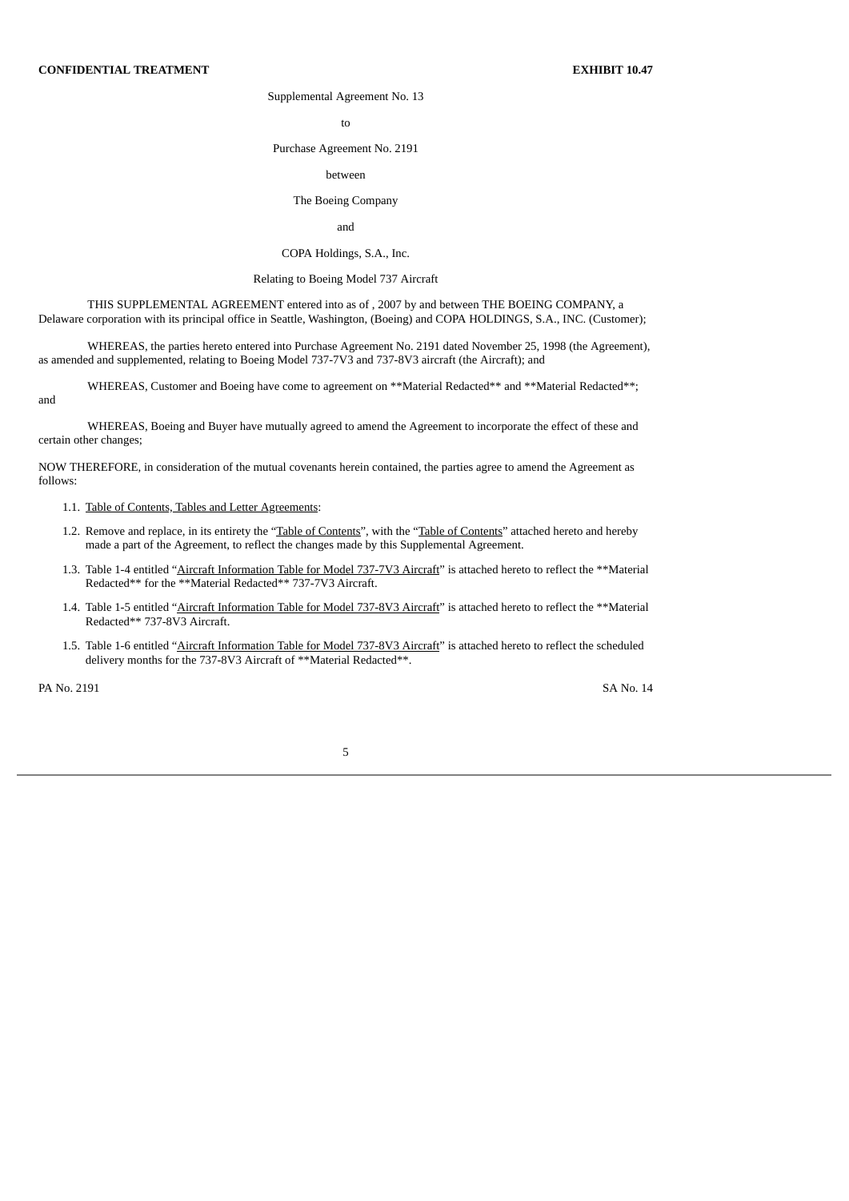**CONFIDENTIAL TREATMENT** **EXHIBIT 10.47**

Supplemental Agreement No. 13

to

Purchase Agreement No. 2191

between

The Boeing Company

and

COPA Holdings, S.A., Inc.

Relating to Boeing Model 737 Aircraft

THIS SUPPLEMENTAL AGREEMENT entered into as of , 2007 by and between THE BOEING COMPANY, a Delaware corporation with its principal office in Seattle, Washington, (Boeing) and COPA HOLDINGS, S.A., INC. (Customer);

WHEREAS, the parties hereto entered into Purchase Agreement No. 2191 dated November 25, 1998 (the Agreement), as amended and supplemented, relating to Boeing Model 737-7V3 and 737-8V3 aircraft (the Aircraft); and

WHEREAS, Customer and Boeing have come to agreement on **Material Redacted** and **Material Redacted**; and

WHEREAS, Boeing and Buyer have mutually agreed to amend the Agreement to incorporate the effect of these and certain other changes;

NOW THEREFORE, in consideration of the mutual covenants herein contained, the parties agree to amend the Agreement as follows:

1.1. Table of Contents, Tables and Letter Agreements:

1.2. Remove and replace, in its entirety the "Table of Contents", with the "Table of Contents" attached hereto and hereby made a part of the Agreement, to reflect the changes made by this Supplemental Agreement.

1.3. Table 1-4 entitled "Aircraft Information Table for Model 737-7V3 Aircraft" is attached hereto to reflect the **Material Redacted** for the **Material Redacted** 737-7V3 Aircraft.

1.4. Table 1-5 entitled "Aircraft Information Table for Model 737-8V3 Aircraft" is attached hereto to reflect the **Material Redacted** 737-8V3 Aircraft.

1.5. Table 1-6 entitled "Aircraft Information Table for Model 737-8V3 Aircraft" is attached hereto to reflect the scheduled delivery months for the 737-8V3 Aircraft of **Material Redacted**.

PA No. 2191 SA No. 14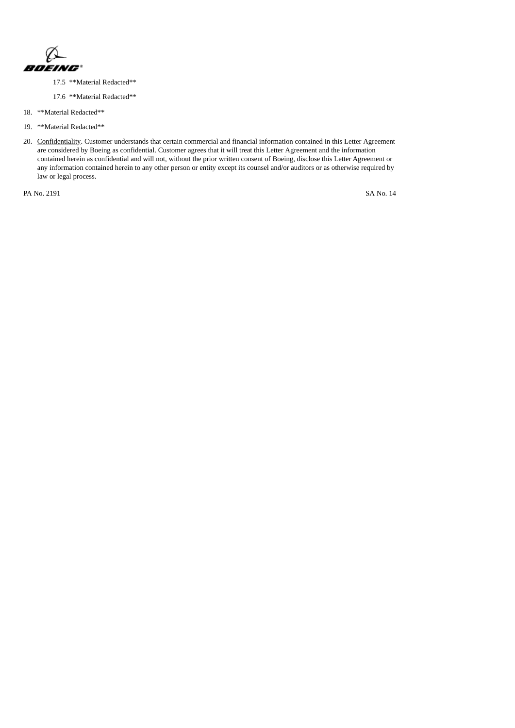17.5 **Material Redacted**

17.6 **Material Redacted**

18. **Material Redacted**

19. **Material Redacted**

20. Confidentiality. Customer understands that certain commercial and financial information contained in this Letter Agreement are considered by Boeing as confidential. Customer agrees that it will treat this Letter Agreement and the information contained herein as confidential and will not, without the prior written consent of Boeing, disclose this Letter Agreement or any information contained herein to any other person or entity except its counsel and/or auditors or as otherwise required by law or legal process.

PA No. 2191 SA No. 14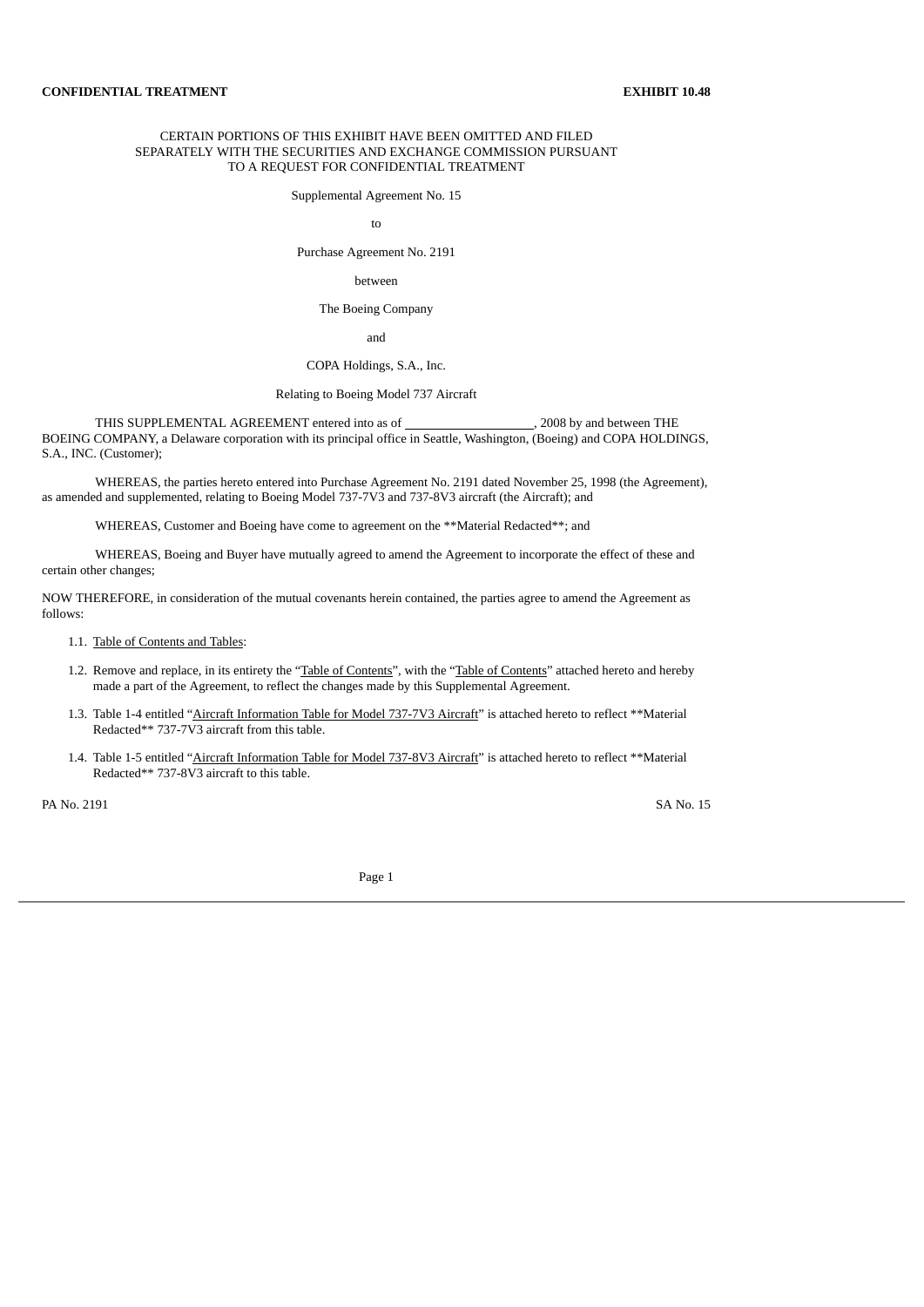**CONFIDENTIAL TREATMENT** **EXHIBIT 10.48**

CERTAIN PORTIONS OF THIS EXHIBIT HAVE BEEN OMITTED AND FILED SEPARATELY WITH THE SECURITIES AND EXCHANGE COMMISSION PURSUANT TO A REQUEST FOR CONFIDENTIAL TREATMENT

Supplemental Agreement No. 15

to

Purchase Agreement No. 2191

between

The Boeing Company

and

COPA Holdings, S.A., Inc.

Relating to Boeing Model 737 Aircraft

THIS SUPPLEMENTAL AGREEMENT entered into as of ____________________, 2008 by and between THE BOEING COMPANY, a Delaware corporation with its principal office in Seattle, Washington, (Boeing) and COPA HOLDINGS, S.A., INC. (Customer);

WHEREAS, the parties hereto entered into Purchase Agreement No. 2191 dated November 25, 1998 (the Agreement), as amended and supplemented, relating to Boeing Model 737-7V3 and 737-8V3 aircraft (the Aircraft); and

WHEREAS, Customer and Boeing have come to agreement on the **Material Redacted**; and

WHEREAS, Boeing and Buyer have mutually agreed to amend the Agreement to incorporate the effect of these and certain other changes;

NOW THEREFORE, in consideration of the mutual covenants herein contained, the parties agree to amend the Agreement as follows:

1.1. Table of Contents and Tables:

1.2. Remove and replace, in its entirety the "Table of Contents", with the "Table of Contents" attached hereto and hereby made a part of the Agreement, to reflect the changes made by this Supplemental Agreement.

1.3. Table 1-4 entitled "Aircraft Information Table for Model 737-7V3 Aircraft" is attached hereto to reflect **Material Redacted** 737-7V3 aircraft from this table.

1.4. Table 1-5 entitled "Aircraft Information Table for Model 737-8V3 Aircraft" is attached hereto to reflect **Material Redacted** 737-8V3 aircraft to this table.

PA No. 2191 SA No. 15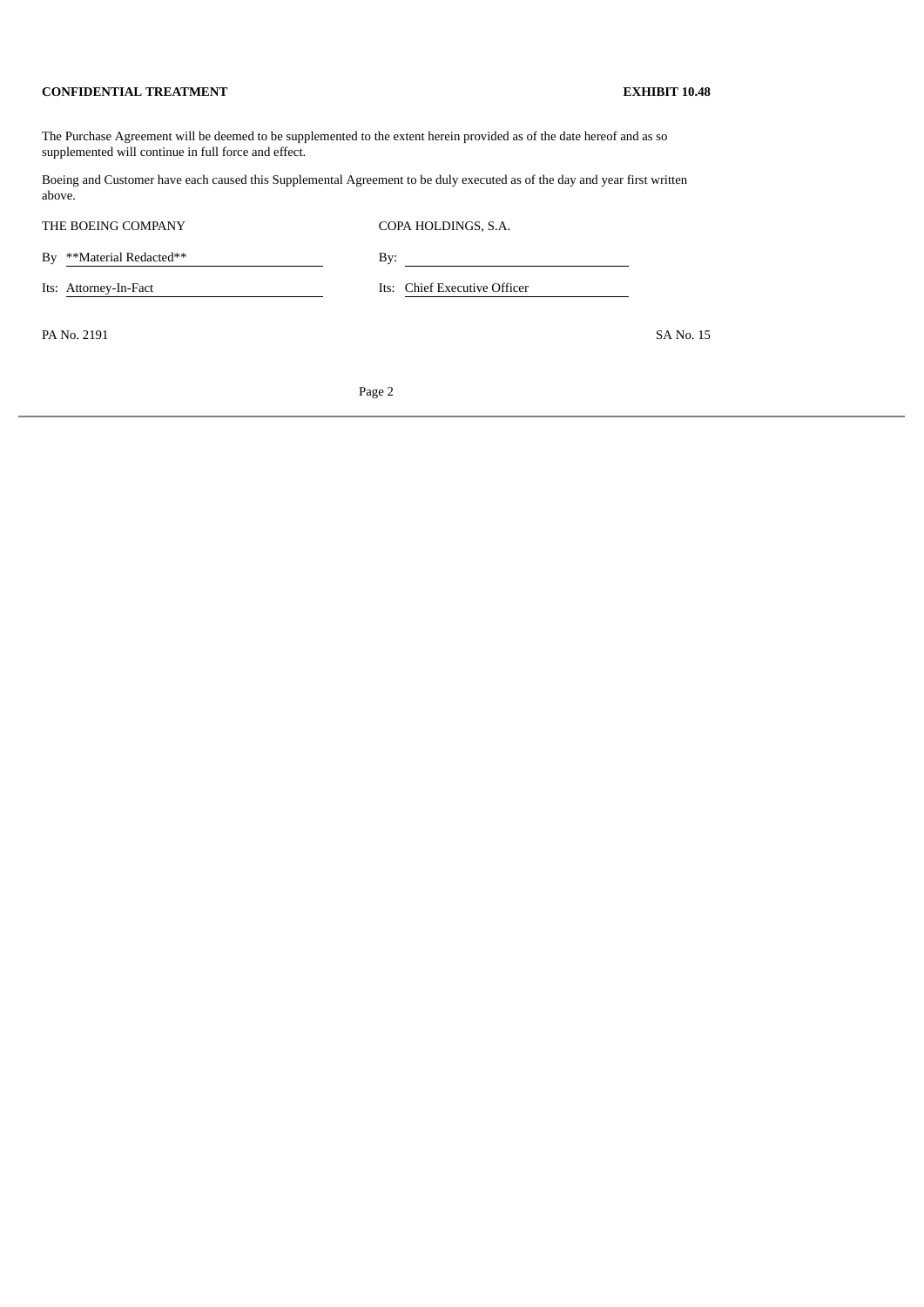**CONFIDENTIAL TREATMENT** **EXHIBIT 10.48**

The Purchase Agreement will be deemed to be supplemented to the extent herein provided as of the date hereof and as so supplemented will continue in full force and effect.

Boeing and Customer have each caused this Supplemental Agreement to be duly executed as of the day and year first written above.

| THE BOEING COMPANY | COPA HOLDINGS, S.A. |
|---|---|
| By **Material Redacted** | By: |
| Its: Attorney-In-Fact | Its: Chief Executive Officer |

PA No. 2191 SA No. 15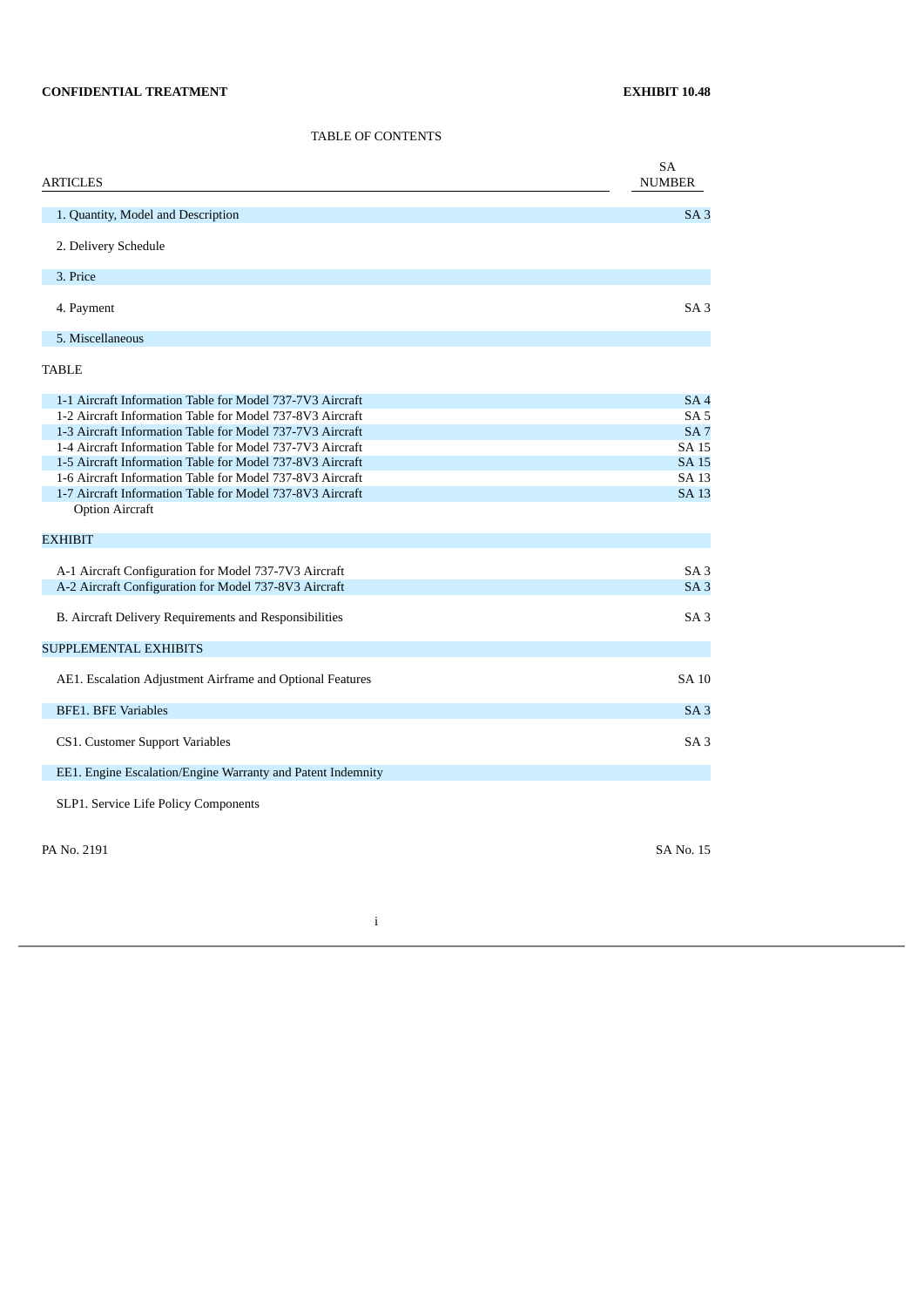**CONFIDENTIAL TREATMENT** **EXHIBIT 10.48**

TABLE OF CONTENTS

| ARTICLES | SA NUMBER |
|---|---|
| 1. Quantity, Model and Description | SA 3 |
| 2. Delivery Schedule | |
| 3. Price | |
| 4. Payment | SA 3 |
| 5. Miscellaneous | |
| **TABLE** | |
| 1-1 Aircraft Information Table for Model 737-7V3 Aircraft | SA 4 |
| 1-2 Aircraft Information Table for Model 737-8V3 Aircraft | SA 5 |
| 1-3 Aircraft Information Table for Model 737-7V3 Aircraft | SA 7 |
| 1-4 Aircraft Information Table for Model 737-7V3 Aircraft | SA 15 |
| 1-5 Aircraft Information Table for Model 737-8V3 Aircraft | SA 15 |
| 1-6 Aircraft Information Table for Model 737-8V3 Aircraft | SA 13 |
| 1-7 Aircraft Information Table for Model 737-8V3 Aircraft Option Aircraft | SA 13 |
| **EXHIBIT** | |
| A-1 Aircraft Configuration for Model 737-7V3 Aircraft | SA 3 |
| A-2 Aircraft Configuration for Model 737-8V3 Aircraft | SA 3 |
| B. Aircraft Delivery Requirements and Responsibilities | SA 3 |
| **SUPPLEMENTAL EXHIBITS** | |
| AE1. Escalation Adjustment Airframe and Optional Features | SA 10 |
| BFE1. BFE Variables | SA 3 |
| CS1. Customer Support Variables | SA 3 |
| EE1. Engine Escalation/Engine Warranty and Patent Indemnity | |
| SLP1. Service Life Policy Components | |

PA No. 2191 SA No. 15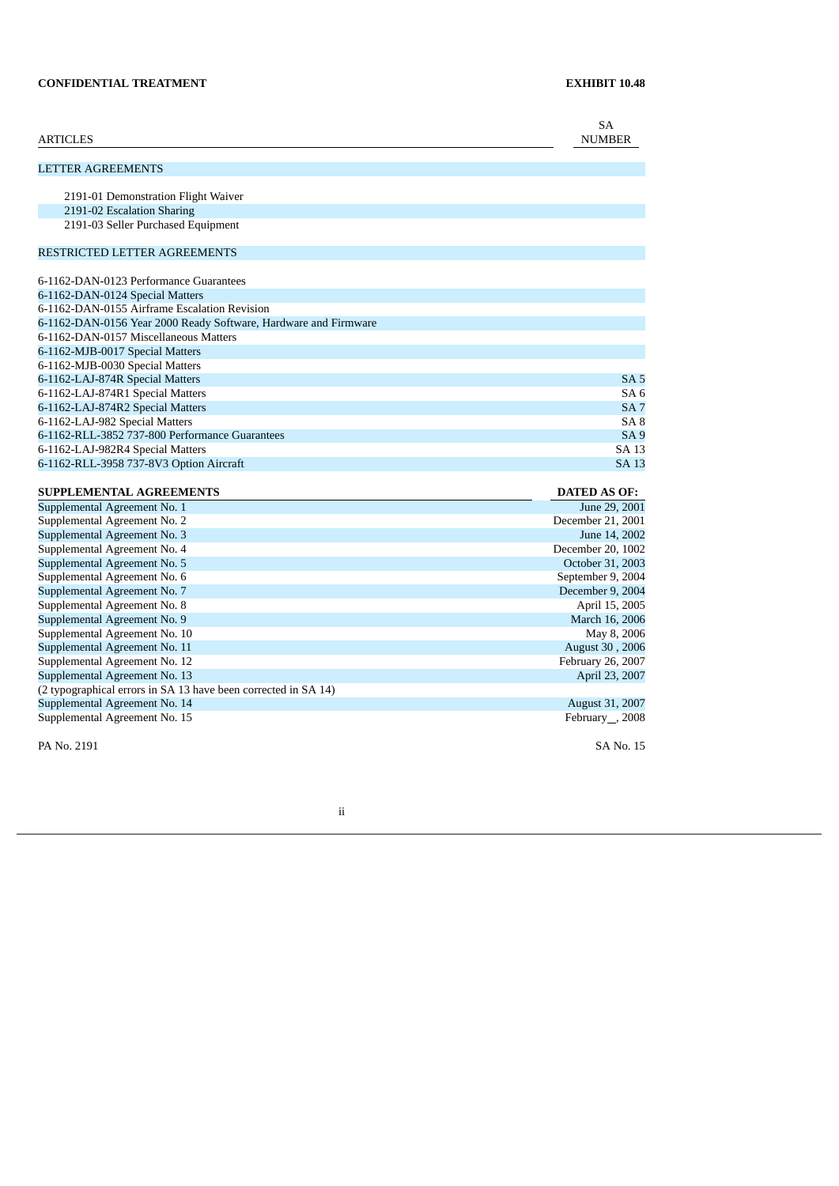**CONFIDENTIAL TREATMENT** **EXHIBIT 10.48**

| ARTICLES | SA NUMBER |
|---|---|
| LETTER AGREEMENTS | |
| 2191-01 Demonstration Flight Waiver | |
| 2191-02 Escalation Sharing | |
| 2191-03 Seller Purchased Equipment | |
| RESTRICTED LETTER AGREEMENTS | |
| 6-1162-DAN-0123 Performance Guarantees | |
| 6-1162-DAN-0124 Special Matters | |
| 6-1162-DAN-0155 Airframe Escalation Revision | |
| 6-1162-DAN-0156 Year 2000 Ready Software, Hardware and Firmware | |
| 6-1162-DAN-0157 Miscellaneous Matters | |
| 6-1162-MJB-0017 Special Matters | |
| 6-1162-MJB-0030 Special Matters | |
| 6-1162-LAJ-874R Special Matters | SA 5 |
| 6-1162-LAJ-874R1 Special Matters | SA 6 |
| 6-1162-LAJ-874R2 Special Matters | SA 7 |
| 6-1162-LAJ-982 Special Matters | SA 8 |
| 6-1162-RLL-3852 737-800 Performance Guarantees | SA 9 |
| 6-1162-LAJ-982R4 Special Matters | SA 13 |
| 6-1162-RLL-3958 737-8V3 Option Aircraft | SA 13 |

| **SUPPLEMENTAL AGREEMENTS** | **DATED AS OF:** |
|---|---|
| Supplemental Agreement No. 1 | June 29, 2001 |
| Supplemental Agreement No. 2 | December 21, 2001 |
| Supplemental Agreement No. 3 | June 14, 2002 |
| Supplemental Agreement No. 4 | December 20, 1002 |
| Supplemental Agreement No. 5 | October 31, 2003 |
| Supplemental Agreement No. 6 | September 9, 2004 |
| Supplemental Agreement No. 7 | December 9, 2004 |
| Supplemental Agreement No. 8 | April 15, 2005 |
| Supplemental Agreement No. 9 | March 16, 2006 |
| Supplemental Agreement No. 10 | May 8, 2006 |
| Supplemental Agreement No. 11 | August 30 , 2006 |
| Supplemental Agreement No. 12 | February 26, 2007 |
| Supplemental Agreement No. 13 | April 23, 2007 |
| (2 typographical errors in SA 13 have been corrected in SA 14) | |
| Supplemental Agreement No. 14 | August 31, 2007 |
| Supplemental Agreement No. 15 | February__, 2008 |

PA No. 2191 SA No. 15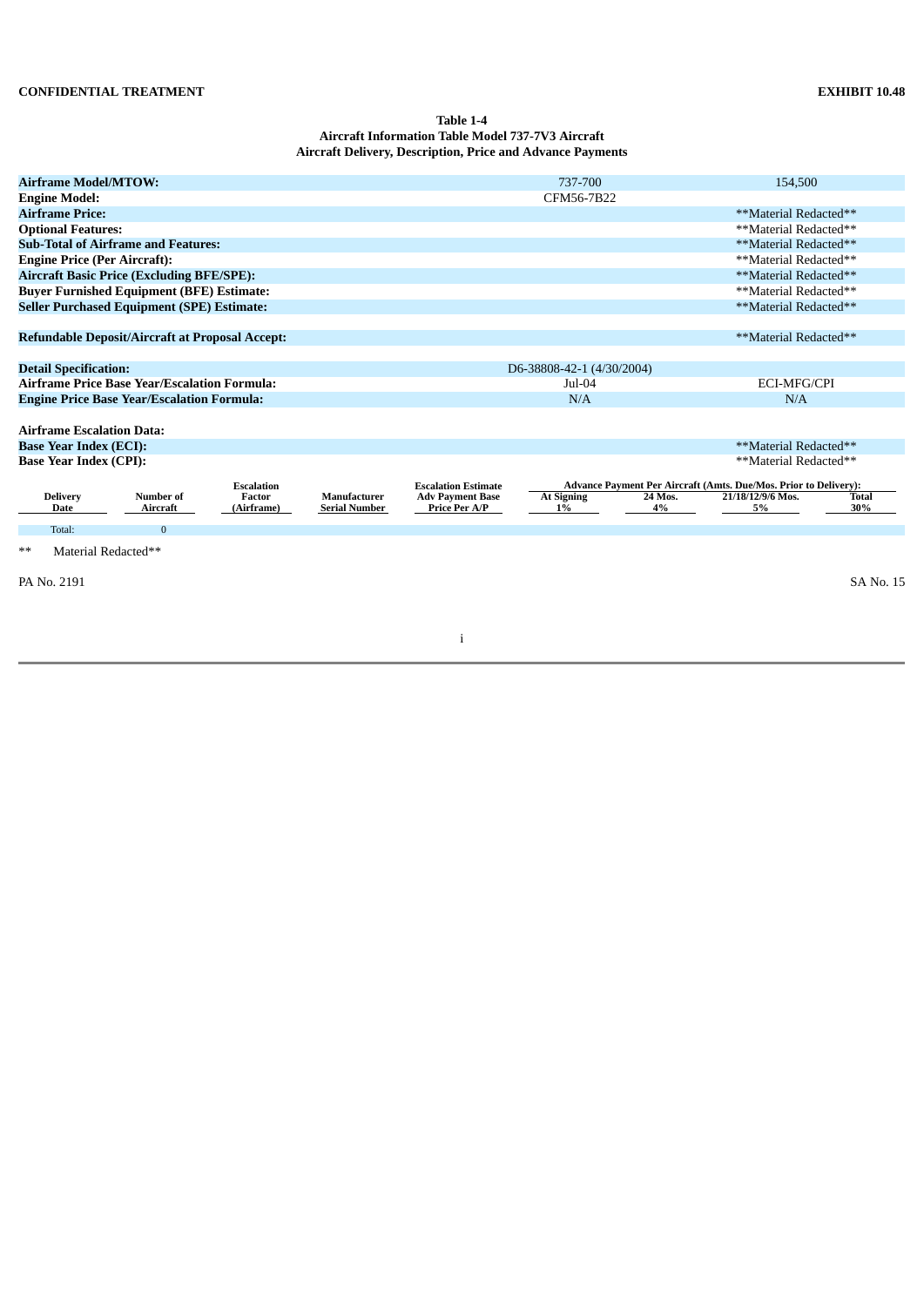CONFIDENTIAL TREATMENT

EXHIBIT 10.48

**Table 1-4**
**Aircraft Information Table Model 737-7V3 Aircraft**
**Aircraft Delivery, Description, Price and Advance Payments**

| | | |
|---|---|---|
| **Airframe Model/MTOW:** | 737-700 | 154,500 |
| **Engine Model:** | CFM56-7B22 | |
| **Airframe Price:** | | \*\*Material Redacted\*\* |
| **Optional Features:** | | \*\*Material Redacted\*\* |
| **Sub-Total of Airframe and Features:** | | \*\*Material Redacted\*\* |
| **Engine Price (Per Aircraft):** | | \*\*Material Redacted\*\* |
| **Aircraft Basic Price (Excluding BFE/SPE):** | | \*\*Material Redacted\*\* |
| **Buyer Furnished Equipment (BFE) Estimate:** | | \*\*Material Redacted\*\* |
| **Seller Purchased Equipment (SPE) Estimate:** | | \*\*Material Redacted\*\* |
| | | |
| **Refundable Deposit/Aircraft at Proposal Accept:** | | \*\*Material Redacted\*\* |
| | | |
| **Detail Specification:** | D6-38808-42-1 (4/30/2004) | |
| **Airframe Price Base Year/Escalation Formula:** | Jul-04 | ECI-MFG/CPI |
| **Engine Price Base Year/Escalation Formula:** | N/A | N/A |
| | | |
| **Airframe Escalation Data:** | | |
| **Base Year Index (ECI):** | | \*\*Material Redacted\*\* |
| **Base Year Index (CPI):** | | \*\*Material Redacted\*\* |

| Delivery Date | Number of Aircraft | Escalation Factor (Airframe) | Manufacturer Serial Number | Escalation Estimate Adv Payment Base Price Per A/P | Advance Payment Per Aircraft (Amts. Due/Mos. Prior to Delivery): At Signing 1% | 24 Mos. 4% | 21/18/12/9/6 Mos. 5% | Total 30% |
|---|---|---|---|---|---|---|---|---|
| Total: | 0 | | | | | | | |

\*\* Material Redacted\*\*

PA No. 2191

SA No. 15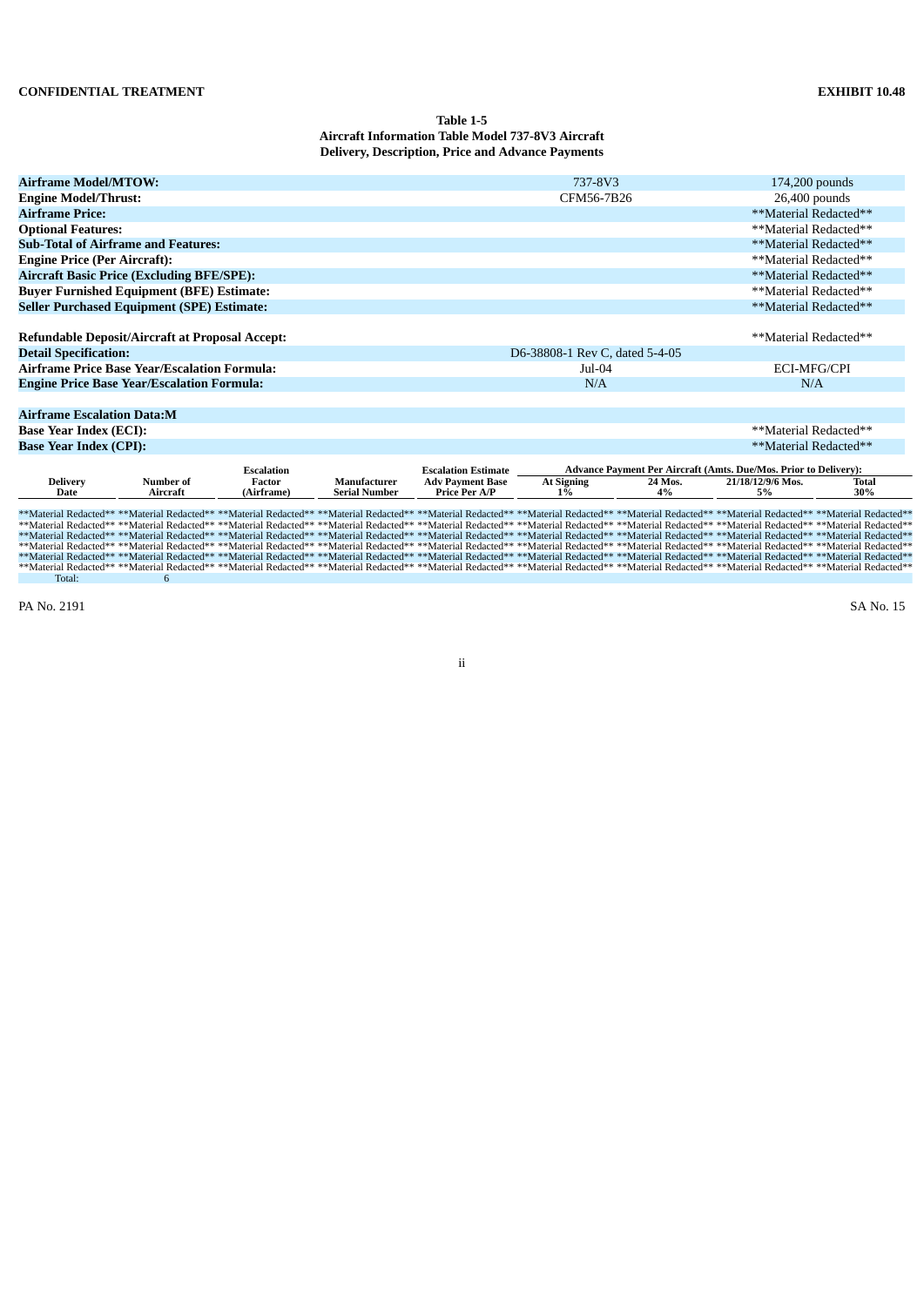CONFIDENTIAL TREATMENT

EXHIBIT 10.48

**Table 1-5**
**Aircraft Information Table Model 737-8V3 Aircraft**
**Delivery, Description, Price and Advance Payments**

| | | |
|---|---|---|
| **Airframe Model/MTOW:** | 737-8V3 | 174,200 pounds |
| **Engine Model/Thrust:** | CFM56-7B26 | 26,400 pounds |
| **Airframe Price:** | | **Material Redacted** |
| **Optional Features:** | | **Material Redacted** |
| **Sub-Total of Airframe and Features:** | | **Material Redacted** |
| **Engine Price (Per Aircraft):** | | **Material Redacted** |
| **Aircraft Basic Price (Excluding BFE/SPE):** | | **Material Redacted** |
| **Buyer Furnished Equipment (BFE) Estimate:** | | **Material Redacted** |
| **Seller Purchased Equipment (SPE) Estimate:** | | **Material Redacted** |
| | | |
| **Refundable Deposit/Aircraft at Proposal Accept:** | | **Material Redacted** |
| **Detail Specification:** | D6-38808-1 Rev C, dated 5-4-05 | |
| **Airframe Price Base Year/Escalation Formula:** | Jul-04 | ECI-MFG/CPI |
| **Engine Price Base Year/Escalation Formula:** | N/A | N/A |
| | | |
| **Airframe Escalation Data:M** | | |
| **Base Year Index (ECI):** | | **Material Redacted** |
| **Base Year Index (CPI):** | | **Material Redacted** |

| Delivery Date | Number of Aircraft | Escalation Factor (Airframe) | Manufacturer Serial Number | Escalation Estimate Adv Payment Base Price Per A/P | Advance Payment Per Aircraft (Amts. Due/Mos. Prior to Delivery): At Signing 1% | 24 Mos. 4% | 21/18/12/9/6 Mos. 5% | Total 30% |
|---|---|---|---|---|---|---|---|---|
| **Material Redacted** | **Material Redacted** | **Material Redacted** | **Material Redacted** | **Material Redacted** | **Material Redacted** | **Material Redacted** | **Material Redacted** | **Material Redacted** |
| **Material Redacted** | **Material Redacted** | **Material Redacted** | **Material Redacted** | **Material Redacted** | **Material Redacted** | **Material Redacted** | **Material Redacted** | **Material Redacted** |
| **Material Redacted** | **Material Redacted** | **Material Redacted** | **Material Redacted** | **Material Redacted** | **Material Redacted** | **Material Redacted** | **Material Redacted** | **Material Redacted** |
| **Material Redacted** | **Material Redacted** | **Material Redacted** | **Material Redacted** | **Material Redacted** | **Material Redacted** | **Material Redacted** | **Material Redacted** | **Material Redacted** |
| **Material Redacted** | **Material Redacted** | **Material Redacted** | **Material Redacted** | **Material Redacted** | **Material Redacted** | **Material Redacted** | **Material Redacted** | **Material Redacted** |
| **Material Redacted** | **Material Redacted** | **Material Redacted** | **Material Redacted** | **Material Redacted** | **Material Redacted** | **Material Redacted** | **Material Redacted** | **Material Redacted** |
| Total: | 6 | | | | | | | |

PA No. 2191

SA No. 15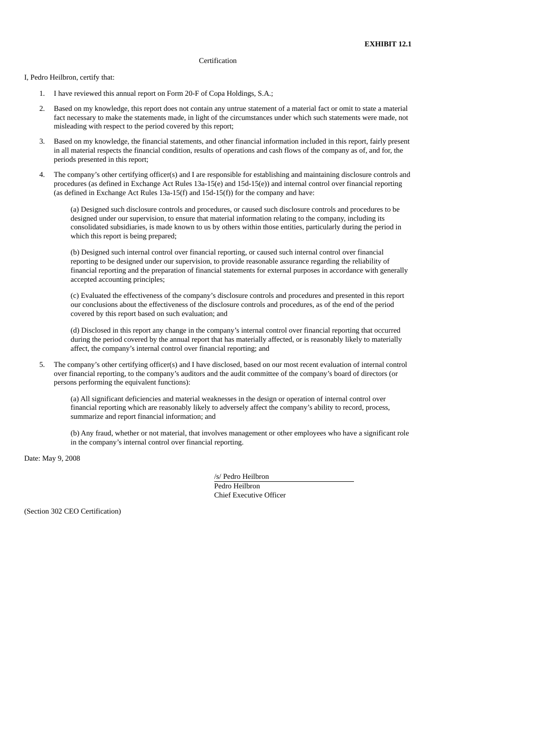**EXHIBIT 12.1**

Certification

I, Pedro Heilbron, certify that:

1. I have reviewed this annual report on Form 20-F of Copa Holdings, S.A.;
2. Based on my knowledge, this report does not contain any untrue statement of a material fact or omit to state a material fact necessary to make the statements made, in light of the circumstances under which such statements were made, not misleading with respect to the period covered by this report;
3. Based on my knowledge, the financial statements, and other financial information included in this report, fairly present in all material respects the financial condition, results of operations and cash flows of the company as of, and for, the periods presented in this report;
4. The company's other certifying officer(s) and I are responsible for establishing and maintaining disclosure controls and procedures (as defined in Exchange Act Rules 13a-15(e) and 15d-15(e)) and internal control over financial reporting (as defined in Exchange Act Rules 13a-15(f) and 15d-15(f)) for the company and have:

   (a) Designed such disclosure controls and procedures, or caused such disclosure controls and procedures to be designed under our supervision, to ensure that material information relating to the company, including its consolidated subsidiaries, is made known to us by others within those entities, particularly during the period in which this report is being prepared;

   (b) Designed such internal control over financial reporting, or caused such internal control over financial reporting to be designed under our supervision, to provide reasonable assurance regarding the reliability of financial reporting and the preparation of financial statements for external purposes in accordance with generally accepted accounting principles;

   (c) Evaluated the effectiveness of the company's disclosure controls and procedures and presented in this report our conclusions about the effectiveness of the disclosure controls and procedures, as of the end of the period covered by this report based on such evaluation; and

   (d) Disclosed in this report any change in the company's internal control over financial reporting that occurred during the period covered by the annual report that has materially affected, or is reasonably likely to materially affect, the company's internal control over financial reporting; and

5. The company's other certifying officer(s) and I have disclosed, based on our most recent evaluation of internal control over financial reporting, to the company's auditors and the audit committee of the company's board of directors (or persons performing the equivalent functions):

   (a) All significant deficiencies and material weaknesses in the design or operation of internal control over financial reporting which are reasonably likely to adversely affect the company's ability to record, process, summarize and report financial information; and

   (b) Any fraud, whether or not material, that involves management or other employees who have a significant role in the company's internal control over financial reporting.

Date: May 9, 2008

/s/ Pedro Heilbron
Pedro Heilbron
Chief Executive Officer

(Section 302 CEO Certification)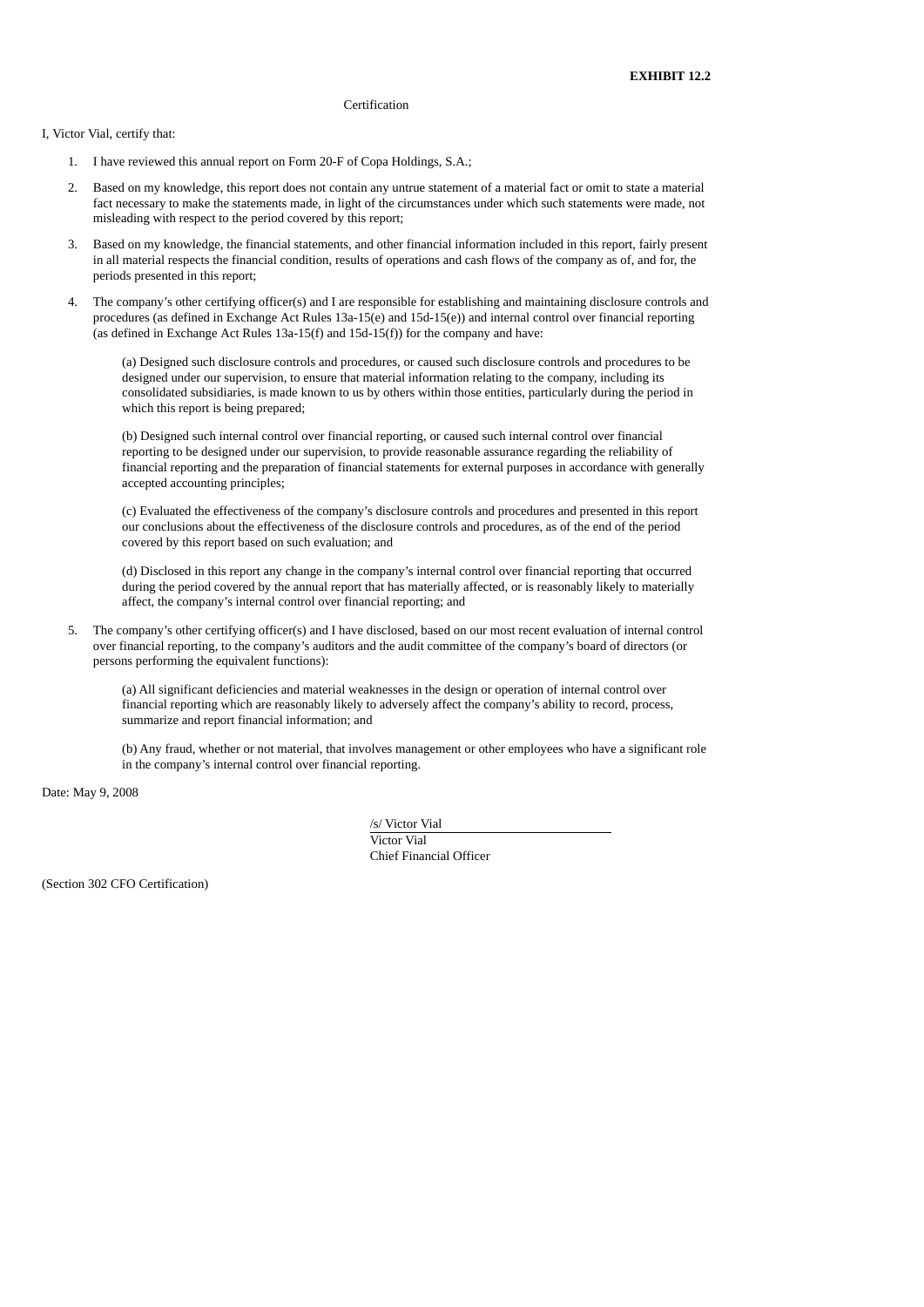**EXHIBIT 12.2**

Certification

I, Victor Vial, certify that:

1. I have reviewed this annual report on Form 20-F of Copa Holdings, S.A.;

2. Based on my knowledge, this report does not contain any untrue statement of a material fact or omit to state a material fact necessary to make the statements made, in light of the circumstances under which such statements were made, not misleading with respect to the period covered by this report;

3. Based on my knowledge, the financial statements, and other financial information included in this report, fairly present in all material respects the financial condition, results of operations and cash flows of the company as of, and for, the periods presented in this report;

4. The company's other certifying officer(s) and I are responsible for establishing and maintaining disclosure controls and procedures (as defined in Exchange Act Rules 13a-15(e) and 15d-15(e)) and internal control over financial reporting (as defined in Exchange Act Rules 13a-15(f) and 15d-15(f)) for the company and have:

   (a) Designed such disclosure controls and procedures, or caused such disclosure controls and procedures to be designed under our supervision, to ensure that material information relating to the company, including its consolidated subsidiaries, is made known to us by others within those entities, particularly during the period in which this report is being prepared;

   (b) Designed such internal control over financial reporting, or caused such internal control over financial reporting to be designed under our supervision, to provide reasonable assurance regarding the reliability of financial reporting and the preparation of financial statements for external purposes in accordance with generally accepted accounting principles;

   (c) Evaluated the effectiveness of the company's disclosure controls and procedures and presented in this report our conclusions about the effectiveness of the disclosure controls and procedures, as of the end of the period covered by this report based on such evaluation; and

   (d) Disclosed in this report any change in the company's internal control over financial reporting that occurred during the period covered by the annual report that has materially affected, or is reasonably likely to materially affect, the company's internal control over financial reporting; and

5. The company's other certifying officer(s) and I have disclosed, based on our most recent evaluation of internal control over financial reporting, to the company's auditors and the audit committee of the company's board of directors (or persons performing the equivalent functions):

   (a) All significant deficiencies and material weaknesses in the design or operation of internal control over financial reporting which are reasonably likely to adversely affect the company's ability to record, process, summarize and report financial information; and

   (b) Any fraud, whether or not material, that involves management or other employees who have a significant role in the company's internal control over financial reporting.

Date: May 9, 2008

/s/ Victor Vial
Victor Vial
Chief Financial Officer

(Section 302 CFO Certification)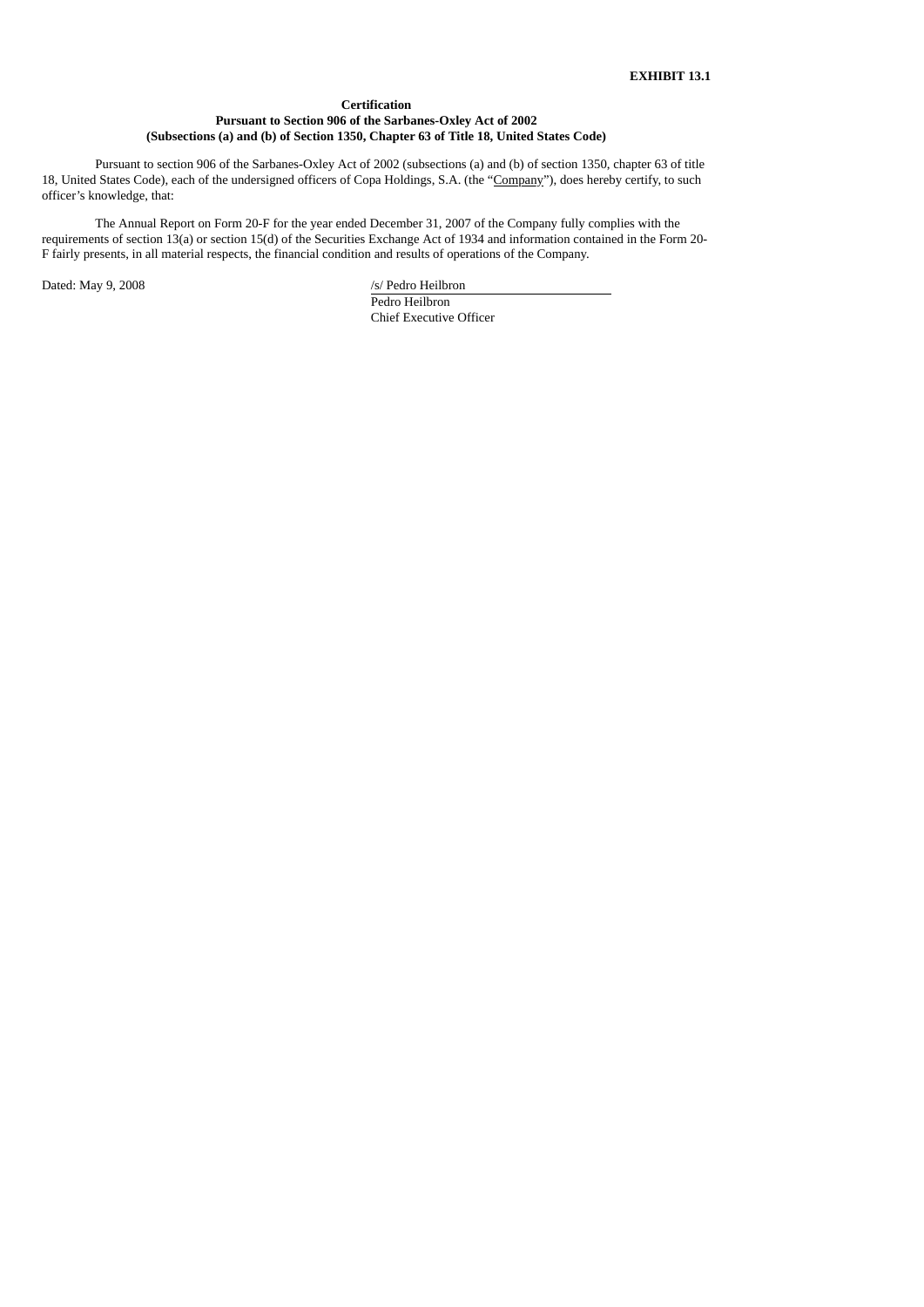**EXHIBIT 13.1**

**Certification**
**Pursuant to Section 906 of the Sarbanes-Oxley Act of 2002**
**(Subsections (a) and (b) of Section 1350, Chapter 63 of Title 18, United States Code)**

Pursuant to section 906 of the Sarbanes-Oxley Act of 2002 (subsections (a) and (b) of section 1350, chapter 63 of title 18, United States Code), each of the undersigned officers of Copa Holdings, S.A. (the "Company"), does hereby certify, to such officer's knowledge, that:

The Annual Report on Form 20-F for the year ended December 31, 2007 of the Company fully complies with the requirements of section 13(a) or section 15(d) of the Securities Exchange Act of 1934 and information contained in the Form 20-F fairly presents, in all material respects, the financial condition and results of operations of the Company.

Dated: May 9, 2008

/s/ Pedro Heilbron
Pedro Heilbron
Chief Executive Officer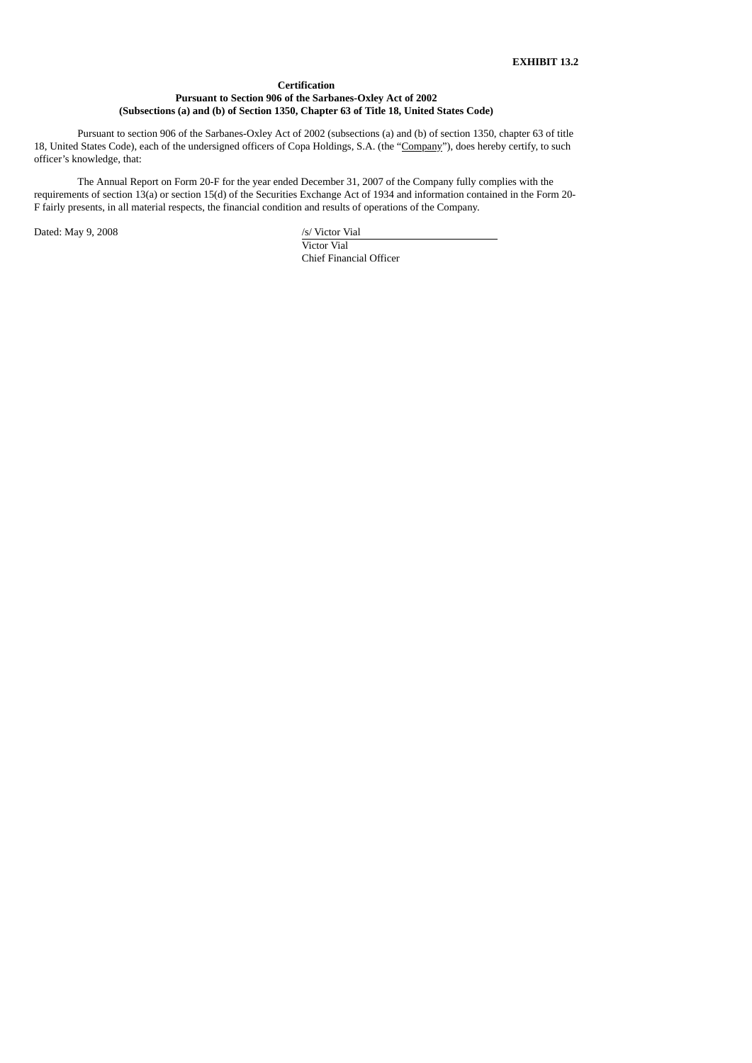**EXHIBIT 13.2**

**Certification**
**Pursuant to Section 906 of the Sarbanes-Oxley Act of 2002**
**(Subsections (a) and (b) of Section 1350, Chapter 63 of Title 18, United States Code)**

Pursuant to section 906 of the Sarbanes-Oxley Act of 2002 (subsections (a) and (b) of section 1350, chapter 63 of title 18, United States Code), each of the undersigned officers of Copa Holdings, S.A. (the "Company"), does hereby certify, to such officer's knowledge, that:

The Annual Report on Form 20-F for the year ended December 31, 2007 of the Company fully complies with the requirements of section 13(a) or section 15(d) of the Securities Exchange Act of 1934 and information contained in the Form 20-F fairly presents, in all material respects, the financial condition and results of operations of the Company.

Dated: May 9, 2008

/s/ Victor Vial
Victor Vial
Chief Financial Officer